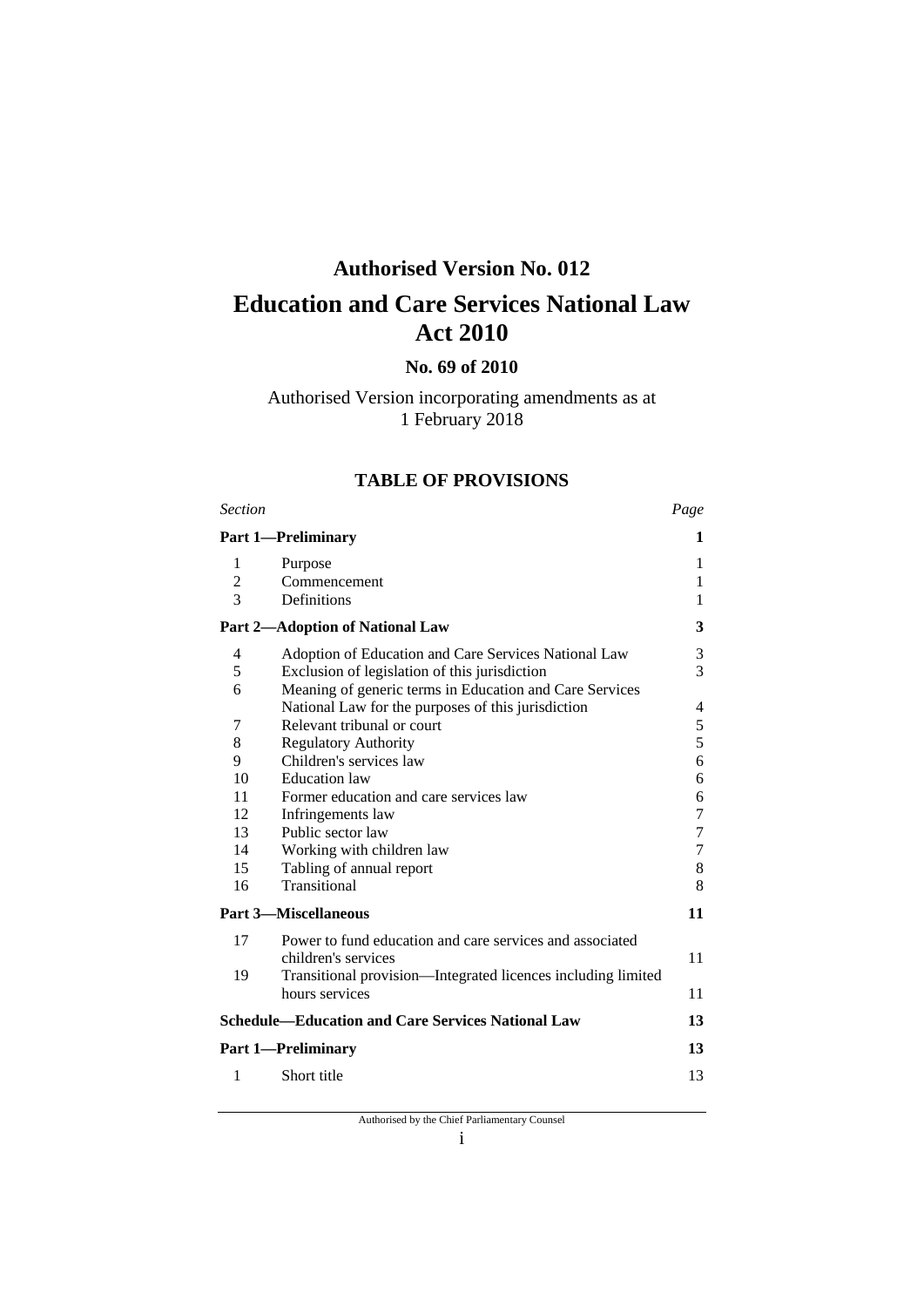# Authorised Version No. 012

# Education and Care Services National Law Act 2010

## No. 69 of 2010

Authorised Version incorporating amendments as at
1 February 2018

## TABLE OF PROVISIONS

| *Section* | | *Page* |
|---|---|---|
| **Part 1—Preliminary** | | **1** |
| 1 | Purpose | 1 |
| 2 | Commencement | 1 |
| 3 | Definitions | 1 |
| **Part 2—Adoption of National Law** | | **3** |
| 4 | Adoption of Education and Care Services National Law | 3 |
| 5 | Exclusion of legislation of this jurisdiction | 3 |
| 6 | Meaning of generic terms in Education and Care Services National Law for the purposes of this jurisdiction | 4 |
| 7 | Relevant tribunal or court | 5 |
| 8 | Regulatory Authority | 5 |
| 9 | Children's services law | 6 |
| 10 | Education law | 6 |
| 11 | Former education and care services law | 6 |
| 12 | Infringements law | 7 |
| 13 | Public sector law | 7 |
| 14 | Working with children law | 7 |
| 15 | Tabling of annual report | 8 |
| 16 | Transitional | 8 |
| **Part 3—Miscellaneous** | | **11** |
| 17 | Power to fund education and care services and associated children's services | 11 |
| 19 | Transitional provision—Integrated licences including limited hours services | 11 |
| **Schedule—Education and Care Services National Law** | | **13** |
| **Part 1—Preliminary** | | **13** |
| 1 | Short title | 13 |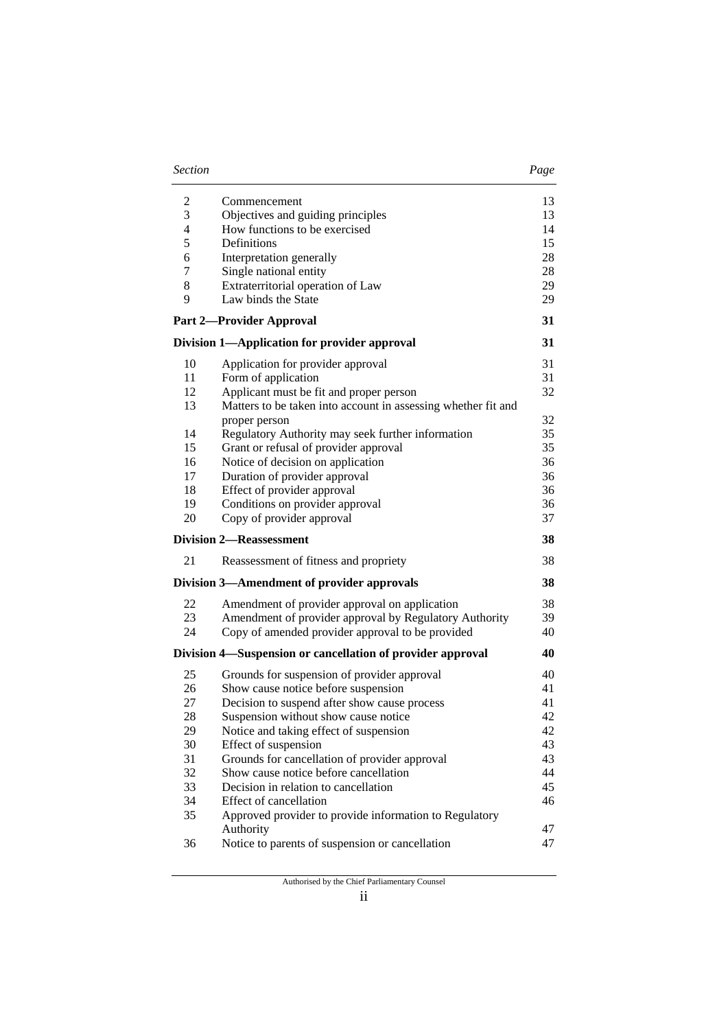| Section | | Page |
|---|---|---|
| 2 | Commencement | 13 |
| 3 | Objectives and guiding principles | 13 |
| 4 | How functions to be exercised | 14 |
| 5 | Definitions | 15 |
| 6 | Interpretation generally | 28 |
| 7 | Single national entity | 28 |
| 8 | Extraterritorial operation of Law | 29 |
| 9 | Law binds the State | 29 |
| **Part 2—Provider Approval** | | **31** |
| **Division 1—Application for provider approval** | | **31** |
| 10 | Application for provider approval | 31 |
| 11 | Form of application | 31 |
| 12 | Applicant must be fit and proper person | 32 |
| 13 | Matters to be taken into account in assessing whether fit and proper person | 32 |
| 14 | Regulatory Authority may seek further information | 35 |
| 15 | Grant or refusal of provider approval | 35 |
| 16 | Notice of decision on application | 36 |
| 17 | Duration of provider approval | 36 |
| 18 | Effect of provider approval | 36 |
| 19 | Conditions on provider approval | 36 |
| 20 | Copy of provider approval | 37 |
| **Division 2—Reassessment** | | **38** |
| 21 | Reassessment of fitness and propriety | 38 |
| **Division 3—Amendment of provider approvals** | | **38** |
| 22 | Amendment of provider approval on application | 38 |
| 23 | Amendment of provider approval by Regulatory Authority | 39 |
| 24 | Copy of amended provider approval to be provided | 40 |
| **Division 4—Suspension or cancellation of provider approval** | | **40** |
| 25 | Grounds for suspension of provider approval | 40 |
| 26 | Show cause notice before suspension | 41 |
| 27 | Decision to suspend after show cause process | 41 |
| 28 | Suspension without show cause notice | 42 |
| 29 | Notice and taking effect of suspension | 42 |
| 30 | Effect of suspension | 43 |
| 31 | Grounds for cancellation of provider approval | 43 |
| 32 | Show cause notice before cancellation | 44 |
| 33 | Decision in relation to cancellation | 45 |
| 34 | Effect of cancellation | 46 |
| 35 | Approved provider to provide information to Regulatory Authority | 47 |
| 36 | Notice to parents of suspension or cancellation | 47 |

Authorised by the Chief Parliamentary Counsel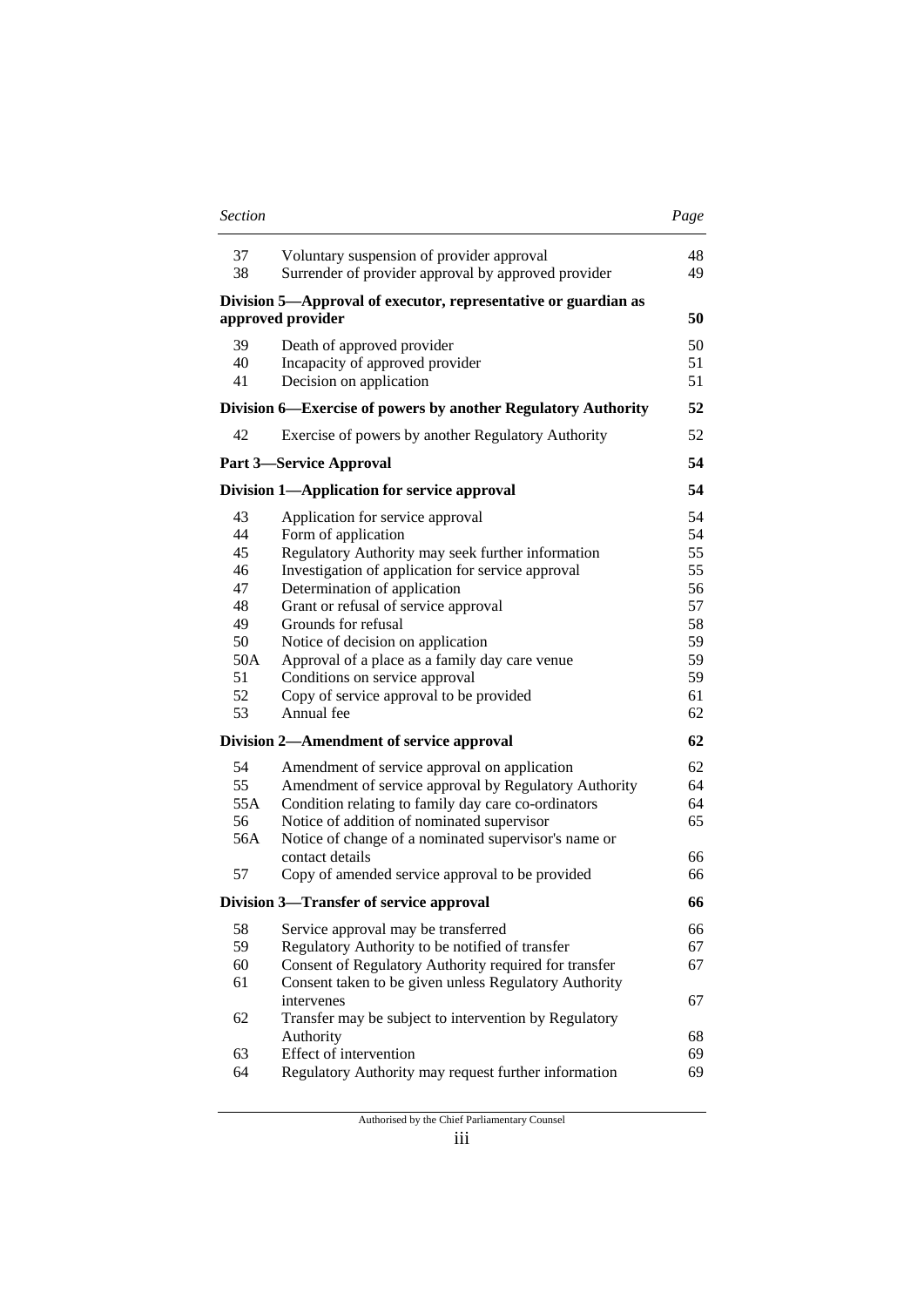| Section | | Page |
|---|---|---|
| 37 | Voluntary suspension of provider approval | 48 |
| 38 | Surrender of provider approval by approved provider | 49 |
| **Division 5—Approval of executor, representative or guardian as approved provider** | | **50** |
| 39 | Death of approved provider | 50 |
| 40 | Incapacity of approved provider | 51 |
| 41 | Decision on application | 51 |
| **Division 6—Exercise of powers by another Regulatory Authority** | | **52** |
| 42 | Exercise of powers by another Regulatory Authority | 52 |
| **Part 3—Service Approval** | | **54** |
| **Division 1—Application for service approval** | | **54** |
| 43 | Application for service approval | 54 |
| 44 | Form of application | 54 |
| 45 | Regulatory Authority may seek further information | 55 |
| 46 | Investigation of application for service approval | 55 |
| 47 | Determination of application | 56 |
| 48 | Grant or refusal of service approval | 57 |
| 49 | Grounds for refusal | 58 |
| 50 | Notice of decision on application | 59 |
| 50A | Approval of a place as a family day care venue | 59 |
| 51 | Conditions on service approval | 59 |
| 52 | Copy of service approval to be provided | 61 |
| 53 | Annual fee | 62 |
| **Division 2—Amendment of service approval** | | **62** |
| 54 | Amendment of service approval on application | 62 |
| 55 | Amendment of service approval by Regulatory Authority | 64 |
| 55A | Condition relating to family day care co-ordinators | 64 |
| 56 | Notice of addition of nominated supervisor | 65 |
| 56A | Notice of change of a nominated supervisor's name or contact details | 66 |
| 57 | Copy of amended service approval to be provided | 66 |
| **Division 3—Transfer of service approval** | | **66** |
| 58 | Service approval may be transferred | 66 |
| 59 | Regulatory Authority to be notified of transfer | 67 |
| 60 | Consent of Regulatory Authority required for transfer | 67 |
| 61 | Consent taken to be given unless Regulatory Authority intervenes | 67 |
| 62 | Transfer may be subject to intervention by Regulatory Authority | 68 |
| 63 | Effect of intervention | 69 |
| 64 | Regulatory Authority may request further information | 69 |

Authorised by the Chief Parliamentary Counsel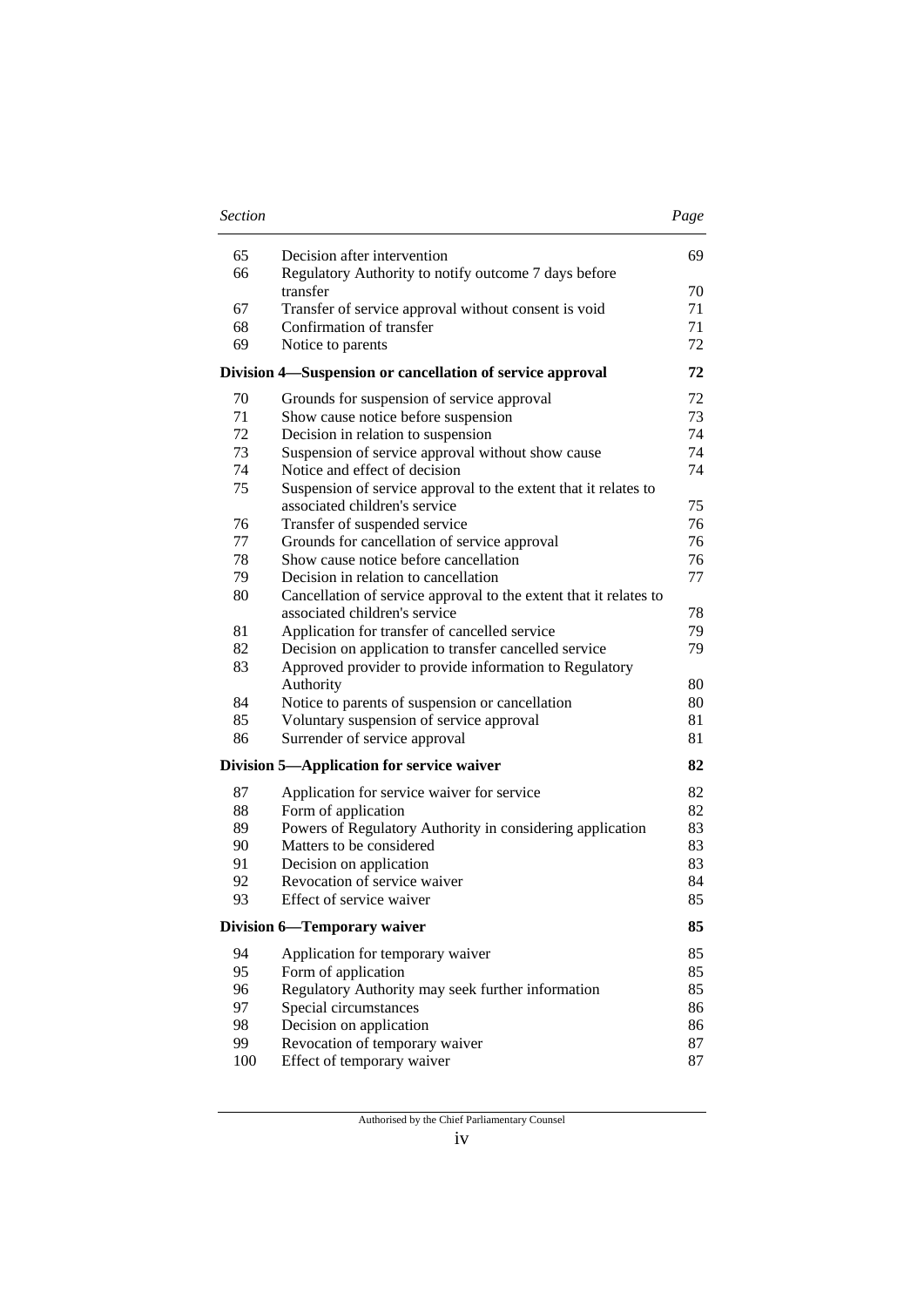| Section | | Page |
|---|---|---|
| 65 | Decision after intervention | 69 |
| 66 | Regulatory Authority to notify outcome 7 days before transfer | 70 |
| 67 | Transfer of service approval without consent is void | 71 |
| 68 | Confirmation of transfer | 71 |
| 69 | Notice to parents | 72 |
| **Division 4—Suspension or cancellation of service approval** | | **72** |
| 70 | Grounds for suspension of service approval | 72 |
| 71 | Show cause notice before suspension | 73 |
| 72 | Decision in relation to suspension | 74 |
| 73 | Suspension of service approval without show cause | 74 |
| 74 | Notice and effect of decision | 74 |
| 75 | Suspension of service approval to the extent that it relates to associated children's service | 75 |
| 76 | Transfer of suspended service | 76 |
| 77 | Grounds for cancellation of service approval | 76 |
| 78 | Show cause notice before cancellation | 76 |
| 79 | Decision in relation to cancellation | 77 |
| 80 | Cancellation of service approval to the extent that it relates to associated children's service | 78 |
| 81 | Application for transfer of cancelled service | 79 |
| 82 | Decision on application to transfer cancelled service | 79 |
| 83 | Approved provider to provide information to Regulatory Authority | 80 |
| 84 | Notice to parents of suspension or cancellation | 80 |
| 85 | Voluntary suspension of service approval | 81 |
| 86 | Surrender of service approval | 81 |
| **Division 5—Application for service waiver** | | **82** |
| 87 | Application for service waiver for service | 82 |
| 88 | Form of application | 82 |
| 89 | Powers of Regulatory Authority in considering application | 83 |
| 90 | Matters to be considered | 83 |
| 91 | Decision on application | 83 |
| 92 | Revocation of service waiver | 84 |
| 93 | Effect of service waiver | 85 |
| **Division 6—Temporary waiver** | | **85** |
| 94 | Application for temporary waiver | 85 |
| 95 | Form of application | 85 |
| 96 | Regulatory Authority may seek further information | 85 |
| 97 | Special circumstances | 86 |
| 98 | Decision on application | 86 |
| 99 | Revocation of temporary waiver | 87 |
| 100 | Effect of temporary waiver | 87 |

Authorised by the Chief Parliamentary Counsel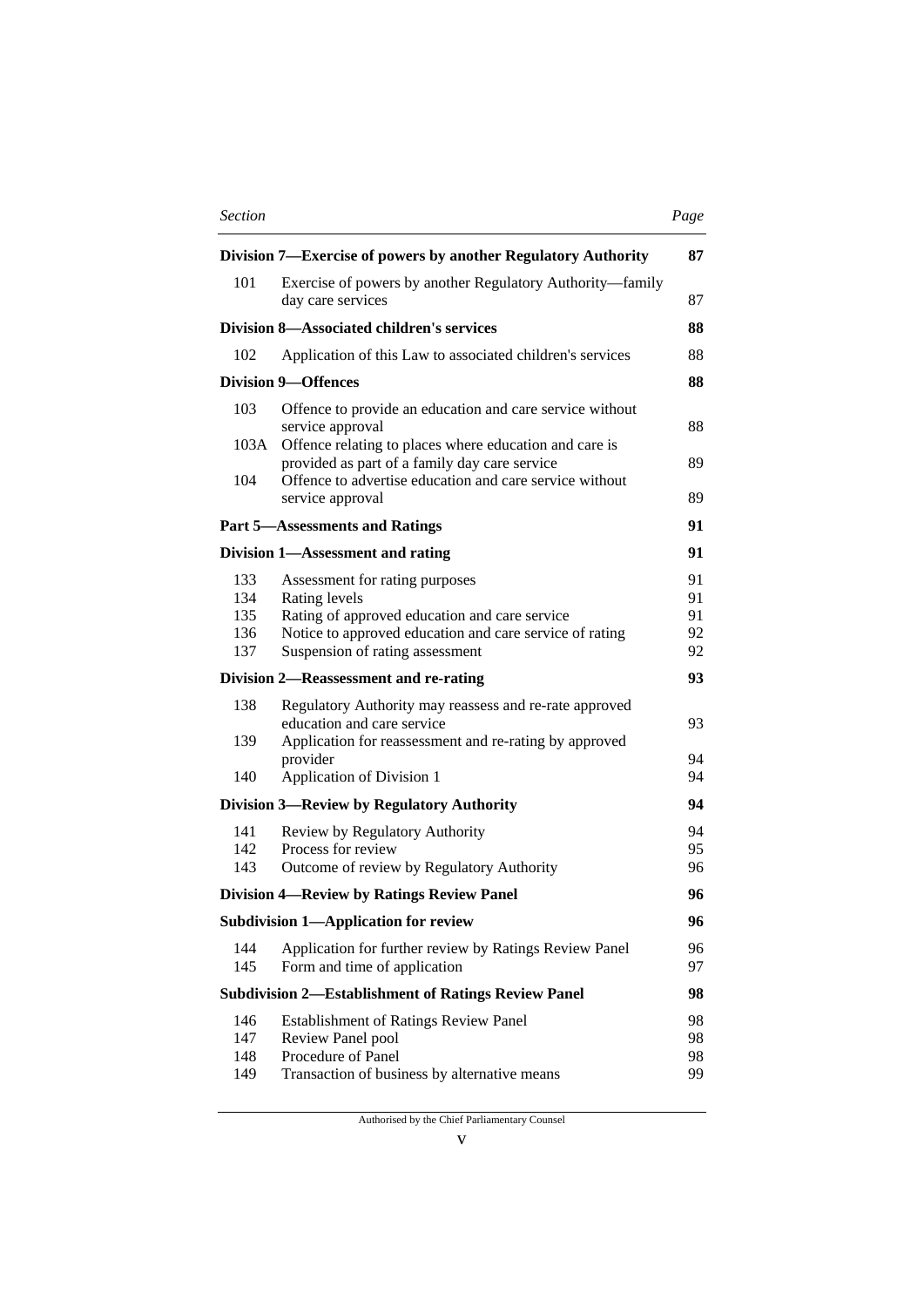| Section | | Page |
|---|---|---|
| **Division 7—Exercise of powers by another Regulatory Authority** | | **87** |
| 101 | Exercise of powers by another Regulatory Authority—family day care services | 87 |
| **Division 8—Associated children's services** | | **88** |
| 102 | Application of this Law to associated children's services | 88 |
| **Division 9—Offences** | | **88** |
| 103 | Offence to provide an education and care service without service approval | 88 |
| 103A | Offence relating to places where education and care is provided as part of a family day care service | 89 |
| 104 | Offence to advertise education and care service without service approval | 89 |
| **Part 5—Assessments and Ratings** | | **91** |
| **Division 1—Assessment and rating** | | **91** |
| 133 | Assessment for rating purposes | 91 |
| 134 | Rating levels | 91 |
| 135 | Rating of approved education and care service | 91 |
| 136 | Notice to approved education and care service of rating | 92 |
| 137 | Suspension of rating assessment | 92 |
| **Division 2—Reassessment and re-rating** | | **93** |
| 138 | Regulatory Authority may reassess and re-rate approved education and care service | 93 |
| 139 | Application for reassessment and re-rating by approved provider | 94 |
| 140 | Application of Division 1 | 94 |
| **Division 3—Review by Regulatory Authority** | | **94** |
| 141 | Review by Regulatory Authority | 94 |
| 142 | Process for review | 95 |
| 143 | Outcome of review by Regulatory Authority | 96 |
| **Division 4—Review by Ratings Review Panel** | | **96** |
| **Subdivision 1—Application for review** | | **96** |
| 144 | Application for further review by Ratings Review Panel | 96 |
| 145 | Form and time of application | 97 |
| **Subdivision 2—Establishment of Ratings Review Panel** | | **98** |
| 146 | Establishment of Ratings Review Panel | 98 |
| 147 | Review Panel pool | 98 |
| 148 | Procedure of Panel | 98 |
| 149 | Transaction of business by alternative means | 99 |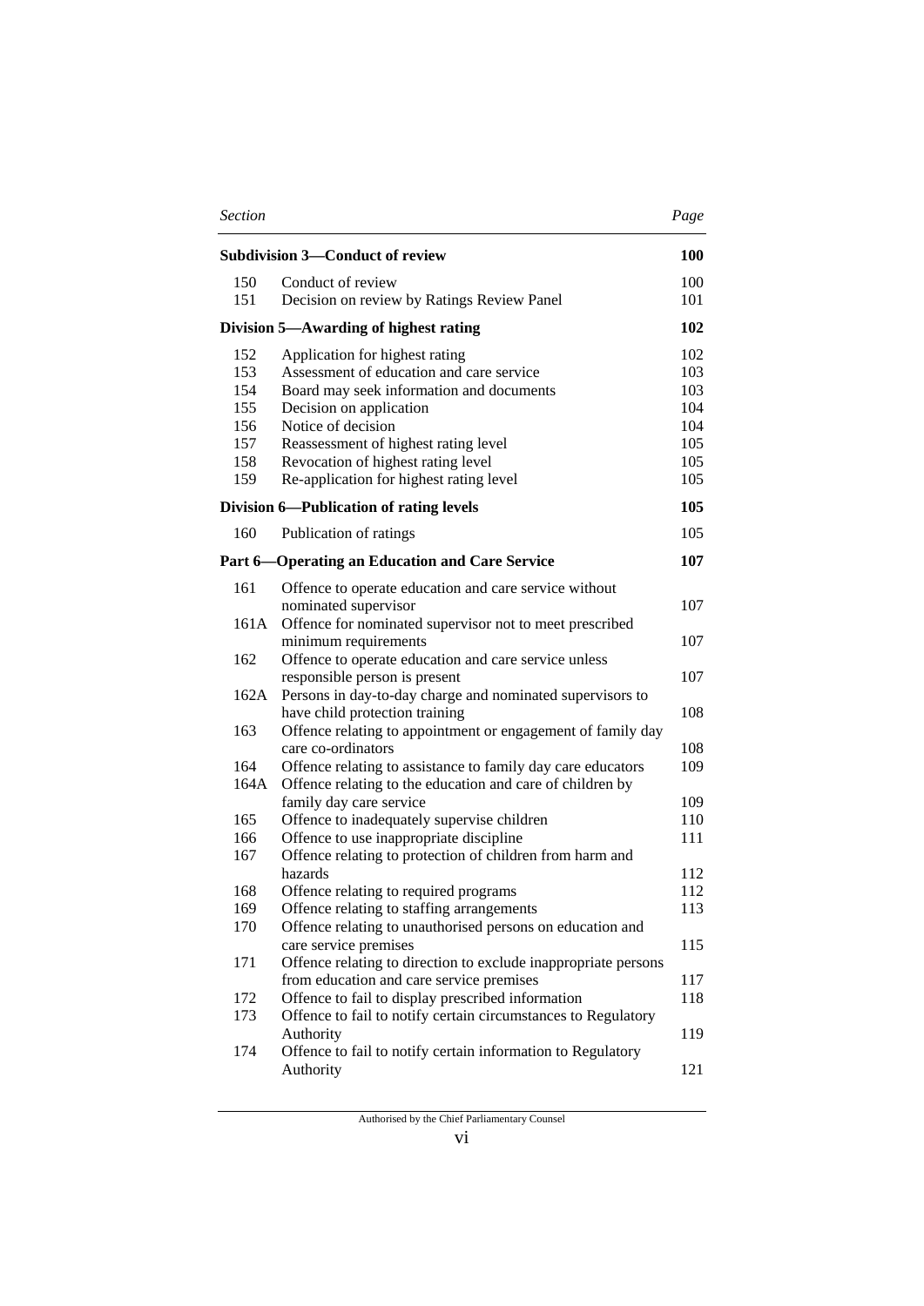| Section | | Page |
|---|---|---|
| **Subdivision 3—Conduct of review** | | **100** |
| 150 | Conduct of review | 100 |
| 151 | Decision on review by Ratings Review Panel | 101 |
| **Division 5—Awarding of highest rating** | | **102** |
| 152 | Application for highest rating | 102 |
| 153 | Assessment of education and care service | 103 |
| 154 | Board may seek information and documents | 103 |
| 155 | Decision on application | 104 |
| 156 | Notice of decision | 104 |
| 157 | Reassessment of highest rating level | 105 |
| 158 | Revocation of highest rating level | 105 |
| 159 | Re-application for highest rating level | 105 |
| **Division 6—Publication of rating levels** | | **105** |
| 160 | Publication of ratings | 105 |
| **Part 6—Operating an Education and Care Service** | | **107** |
| 161 | Offence to operate education and care service without nominated supervisor | 107 |
| 161A | Offence for nominated supervisor not to meet prescribed minimum requirements | 107 |
| 162 | Offence to operate education and care service unless responsible person is present | 107 |
| 162A | Persons in day-to-day charge and nominated supervisors to have child protection training | 108 |
| 163 | Offence relating to appointment or engagement of family day care co-ordinators | 108 |
| 164 | Offence relating to assistance to family day care educators | 109 |
| 164A | Offence relating to the education and care of children by family day care service | 109 |
| 165 | Offence to inadequately supervise children | 110 |
| 166 | Offence to use inappropriate discipline | 111 |
| 167 | Offence relating to protection of children from harm and hazards | 112 |
| 168 | Offence relating to required programs | 112 |
| 169 | Offence relating to staffing arrangements | 113 |
| 170 | Offence relating to unauthorised persons on education and care service premises | 115 |
| 171 | Offence relating to direction to exclude inappropriate persons from education and care service premises | 117 |
| 172 | Offence to fail to display prescribed information | 118 |
| 173 | Offence to fail to notify certain circumstances to Regulatory Authority | 119 |
| 174 | Offence to fail to notify certain information to Regulatory Authority | 121 |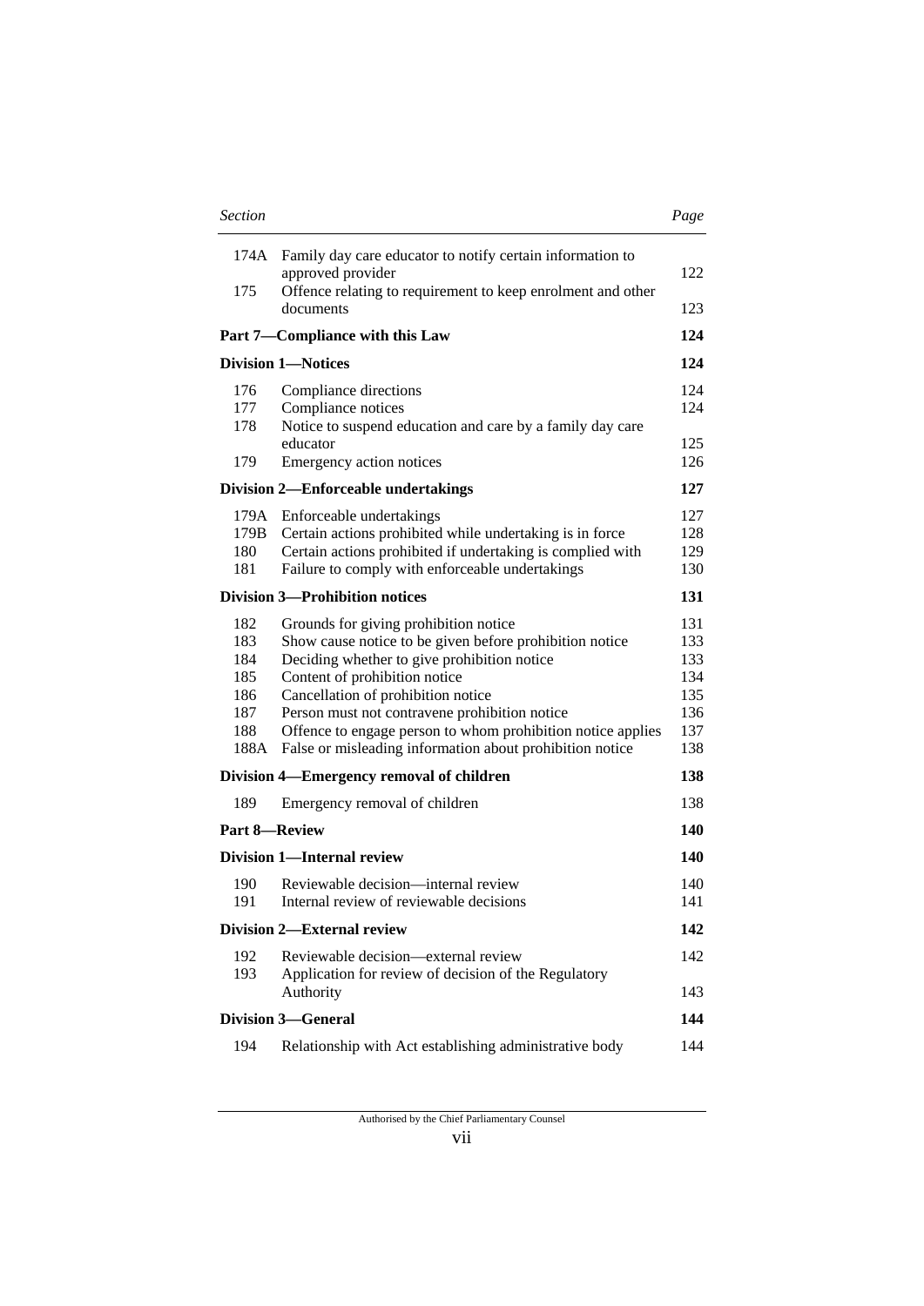| Section | | Page |
|---|---|---|
| 174A | Family day care educator to notify certain information to approved provider | 122 |
| 175 | Offence relating to requirement to keep enrolment and other documents | 123 |
| **Part 7—Compliance with this Law** | | **124** |
| **Division 1—Notices** | | **124** |
| 176 | Compliance directions | 124 |
| 177 | Compliance notices | 124 |
| 178 | Notice to suspend education and care by a family day care educator | 125 |
| 179 | Emergency action notices | 126 |
| **Division 2—Enforceable undertakings** | | **127** |
| 179A | Enforceable undertakings | 127 |
| 179B | Certain actions prohibited while undertaking is in force | 128 |
| 180 | Certain actions prohibited if undertaking is complied with | 129 |
| 181 | Failure to comply with enforceable undertakings | 130 |
| **Division 3—Prohibition notices** | | **131** |
| 182 | Grounds for giving prohibition notice | 131 |
| 183 | Show cause notice to be given before prohibition notice | 133 |
| 184 | Deciding whether to give prohibition notice | 133 |
| 185 | Content of prohibition notice | 134 |
| 186 | Cancellation of prohibition notice | 135 |
| 187 | Person must not contravene prohibition notice | 136 |
| 188 | Offence to engage person to whom prohibition notice applies | 137 |
| 188A | False or misleading information about prohibition notice | 138 |
| **Division 4—Emergency removal of children** | | **138** |
| 189 | Emergency removal of children | 138 |
| **Part 8—Review** | | **140** |
| **Division 1—Internal review** | | **140** |
| 190 | Reviewable decision—internal review | 140 |
| 191 | Internal review of reviewable decisions | 141 |
| **Division 2—External review** | | **142** |
| 192 | Reviewable decision—external review | 142 |
| 193 | Application for review of decision of the Regulatory Authority | 143 |
| **Division 3—General** | | **144** |
| 194 | Relationship with Act establishing administrative body | 144 |

Authorised by the Chief Parliamentary Counsel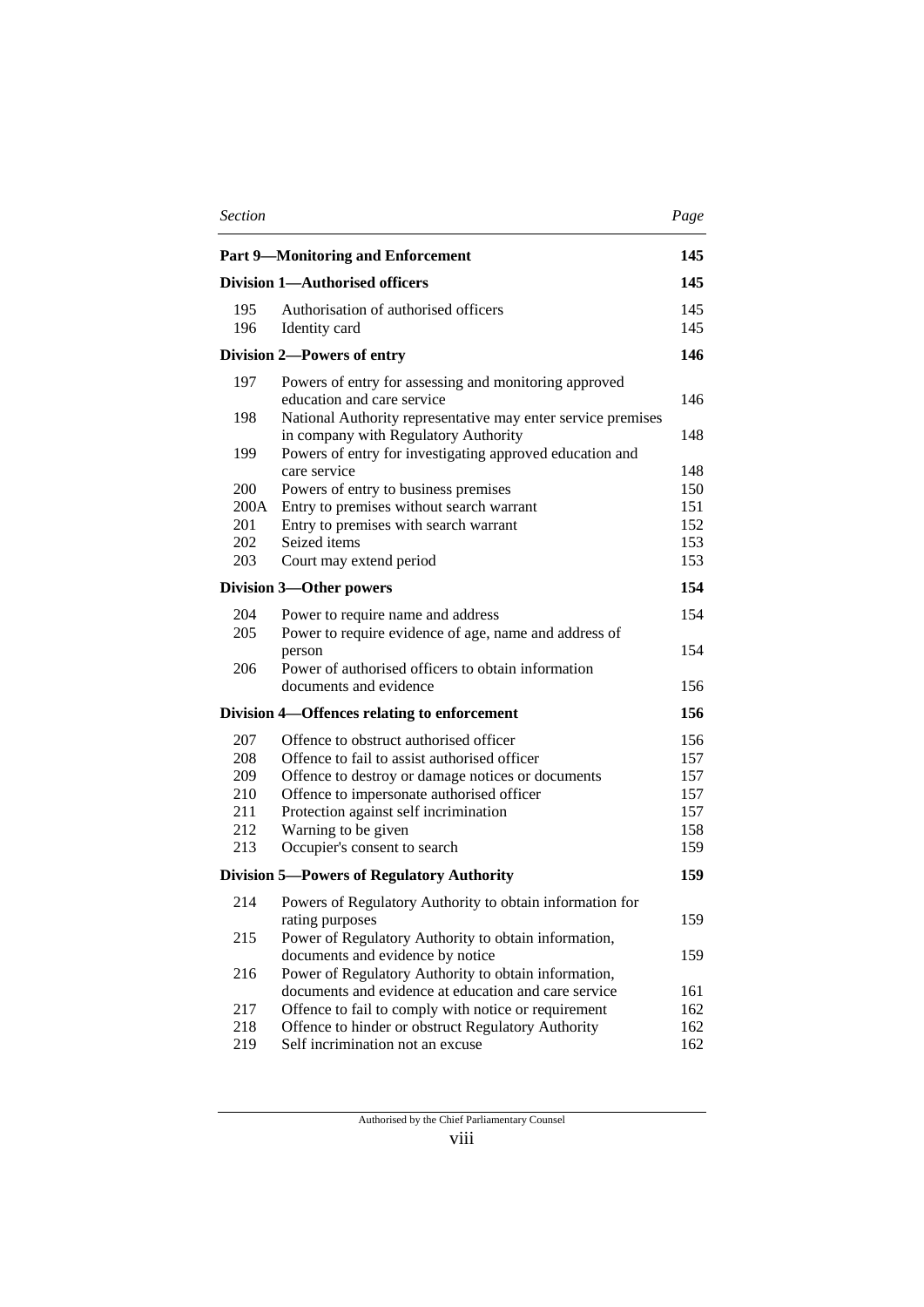| Section | | Page |
|---|---|---|
| **Part 9—Monitoring and Enforcement** | | **145** |
| **Division 1—Authorised officers** | | **145** |
| 195 | Authorisation of authorised officers | 145 |
| 196 | Identity card | 145 |
| **Division 2—Powers of entry** | | **146** |
| 197 | Powers of entry for assessing and monitoring approved education and care service | 146 |
| 198 | National Authority representative may enter service premises in company with Regulatory Authority | 148 |
| 199 | Powers of entry for investigating approved education and care service | 148 |
| 200 | Powers of entry to business premises | 150 |
| 200A | Entry to premises without search warrant | 151 |
| 201 | Entry to premises with search warrant | 152 |
| 202 | Seized items | 153 |
| 203 | Court may extend period | 153 |
| **Division 3—Other powers** | | **154** |
| 204 | Power to require name and address | 154 |
| 205 | Power to require evidence of age, name and address of person | 154 |
| 206 | Power of authorised officers to obtain information documents and evidence | 156 |
| **Division 4—Offences relating to enforcement** | | **156** |
| 207 | Offence to obstruct authorised officer | 156 |
| 208 | Offence to fail to assist authorised officer | 157 |
| 209 | Offence to destroy or damage notices or documents | 157 |
| 210 | Offence to impersonate authorised officer | 157 |
| 211 | Protection against self incrimination | 157 |
| 212 | Warning to be given | 158 |
| 213 | Occupier's consent to search | 159 |
| **Division 5—Powers of Regulatory Authority** | | **159** |
| 214 | Powers of Regulatory Authority to obtain information for rating purposes | 159 |
| 215 | Power of Regulatory Authority to obtain information, documents and evidence by notice | 159 |
| 216 | Power of Regulatory Authority to obtain information, documents and evidence at education and care service | 161 |
| 217 | Offence to fail to comply with notice or requirement | 162 |
| 218 | Offence to hinder or obstruct Regulatory Authority | 162 |
| 219 | Self incrimination not an excuse | 162 |

Authorised by the Chief Parliamentary Counsel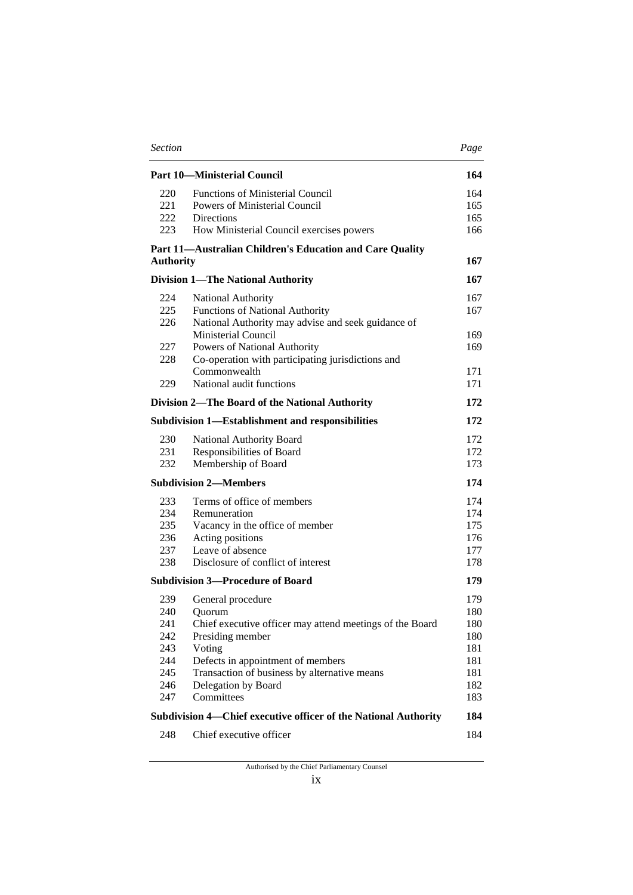| Section | | Page |
|---|---|---|
| **Part 10—Ministerial Council** | | **164** |
| 220 | Functions of Ministerial Council | 164 |
| 221 | Powers of Ministerial Council | 165 |
| 222 | Directions | 165 |
| 223 | How Ministerial Council exercises powers | 166 |
| **Part 11—Australian Children's Education and Care Quality Authority** | | **167** |
| **Division 1—The National Authority** | | **167** |
| 224 | National Authority | 167 |
| 225 | Functions of National Authority | 167 |
| 226 | National Authority may advise and seek guidance of Ministerial Council | 169 |
| 227 | Powers of National Authority | 169 |
| 228 | Co-operation with participating jurisdictions and Commonwealth | 171 |
| 229 | National audit functions | 171 |
| **Division 2—The Board of the National Authority** | | **172** |
| **Subdivision 1—Establishment and responsibilities** | | **172** |
| 230 | National Authority Board | 172 |
| 231 | Responsibilities of Board | 172 |
| 232 | Membership of Board | 173 |
| **Subdivision 2—Members** | | **174** |
| 233 | Terms of office of members | 174 |
| 234 | Remuneration | 174 |
| 235 | Vacancy in the office of member | 175 |
| 236 | Acting positions | 176 |
| 237 | Leave of absence | 177 |
| 238 | Disclosure of conflict of interest | 178 |
| **Subdivision 3—Procedure of Board** | | **179** |
| 239 | General procedure | 179 |
| 240 | Quorum | 180 |
| 241 | Chief executive officer may attend meetings of the Board | 180 |
| 242 | Presiding member | 180 |
| 243 | Voting | 181 |
| 244 | Defects in appointment of members | 181 |
| 245 | Transaction of business by alternative means | 181 |
| 246 | Delegation by Board | 182 |
| 247 | Committees | 183 |
| **Subdivision 4—Chief executive officer of the National Authority** | | **184** |
| 248 | Chief executive officer | 184 |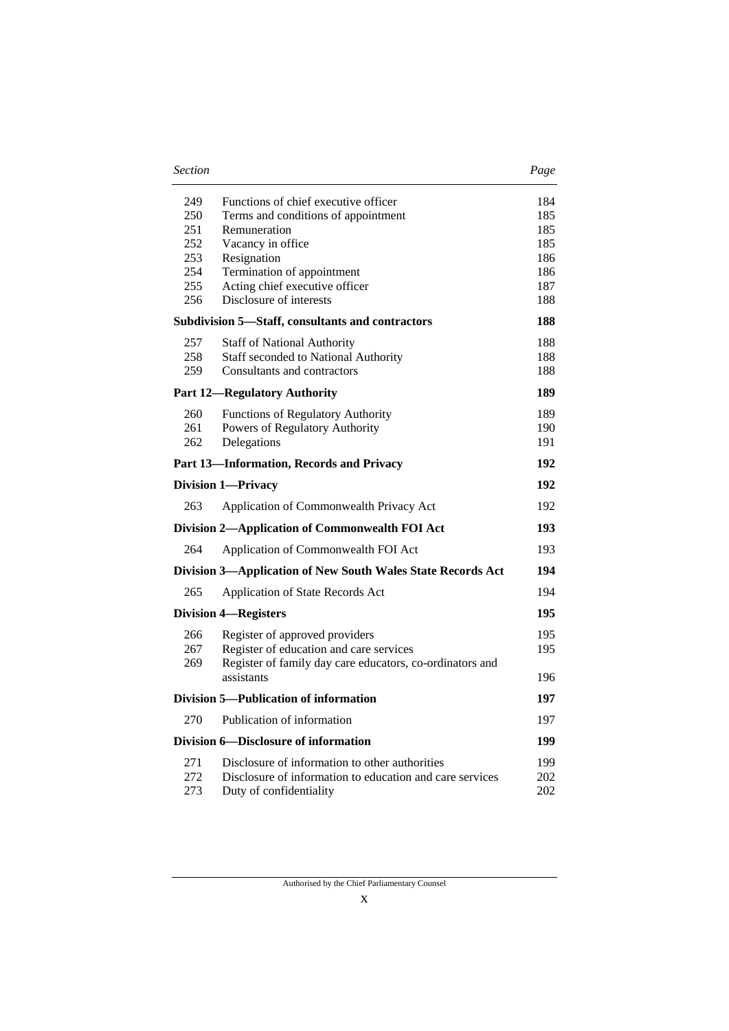| Section | | Page |
|---|---|---|
| 249 | Functions of chief executive officer | 184 |
| 250 | Terms and conditions of appointment | 185 |
| 251 | Remuneration | 185 |
| 252 | Vacancy in office | 185 |
| 253 | Resignation | 186 |
| 254 | Termination of appointment | 186 |
| 255 | Acting chief executive officer | 187 |
| 256 | Disclosure of interests | 188 |
| **Subdivision 5—Staff, consultants and contractors** | | **188** |
| 257 | Staff of National Authority | 188 |
| 258 | Staff seconded to National Authority | 188 |
| 259 | Consultants and contractors | 188 |
| **Part 12—Regulatory Authority** | | **189** |
| 260 | Functions of Regulatory Authority | 189 |
| 261 | Powers of Regulatory Authority | 190 |
| 262 | Delegations | 191 |
| **Part 13—Information, Records and Privacy** | | **192** |
| **Division 1—Privacy** | | **192** |
| 263 | Application of Commonwealth Privacy Act | 192 |
| **Division 2—Application of Commonwealth FOI Act** | | **193** |
| 264 | Application of Commonwealth FOI Act | 193 |
| **Division 3—Application of New South Wales State Records Act** | | **194** |
| 265 | Application of State Records Act | 194 |
| **Division 4—Registers** | | **195** |
| 266 | Register of approved providers | 195 |
| 267 | Register of education and care services | 195 |
| 269 | Register of family day care educators, co-ordinators and assistants | 196 |
| **Division 5—Publication of information** | | **197** |
| 270 | Publication of information | 197 |
| **Division 6—Disclosure of information** | | **199** |
| 271 | Disclosure of information to other authorities | 199 |
| 272 | Disclosure of information to education and care services | 202 |
| 273 | Duty of confidentiality | 202 |

Authorised by the Chief Parliamentary Counsel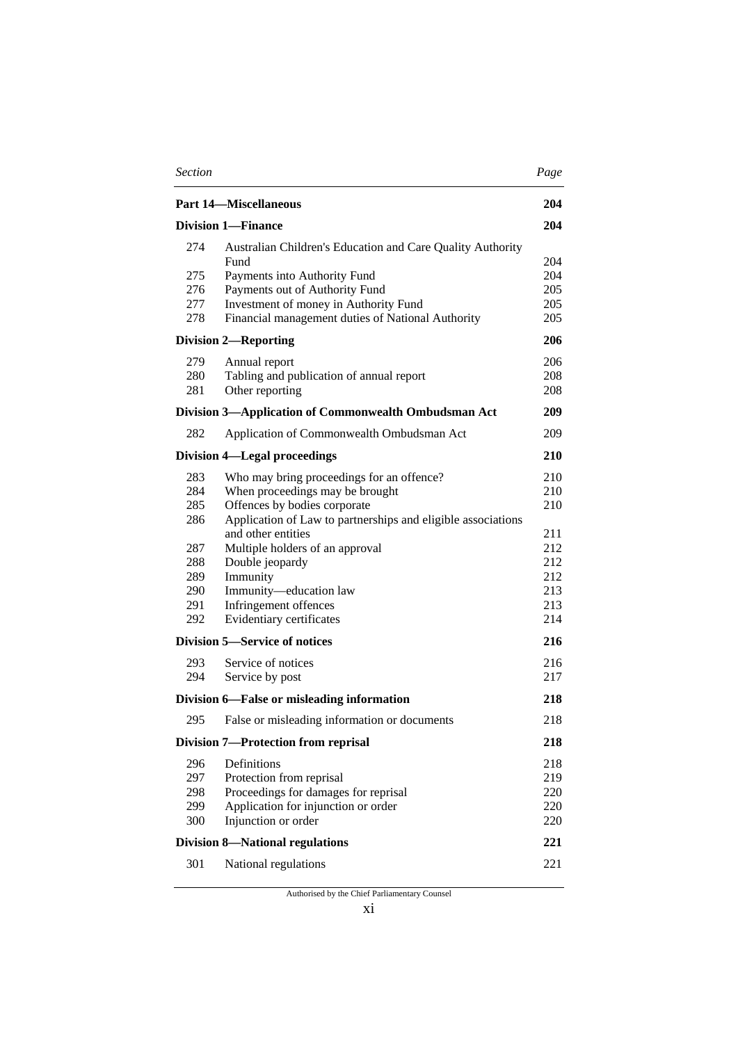| Section | | Page |
|---|---|---|
| **Part 14—Miscellaneous** | | **204** |
| **Division 1—Finance** | | **204** |
| 274 | Australian Children's Education and Care Quality Authority Fund | 204 |
| 275 | Payments into Authority Fund | 204 |
| 276 | Payments out of Authority Fund | 205 |
| 277 | Investment of money in Authority Fund | 205 |
| 278 | Financial management duties of National Authority | 205 |
| **Division 2—Reporting** | | **206** |
| 279 | Annual report | 206 |
| 280 | Tabling and publication of annual report | 208 |
| 281 | Other reporting | 208 |
| **Division 3—Application of Commonwealth Ombudsman Act** | | **209** |
| 282 | Application of Commonwealth Ombudsman Act | 209 |
| **Division 4—Legal proceedings** | | **210** |
| 283 | Who may bring proceedings for an offence? | 210 |
| 284 | When proceedings may be brought | 210 |
| 285 | Offences by bodies corporate | 210 |
| 286 | Application of Law to partnerships and eligible associations and other entities | 211 |
| 287 | Multiple holders of an approval | 212 |
| 288 | Double jeopardy | 212 |
| 289 | Immunity | 212 |
| 290 | Immunity—education law | 213 |
| 291 | Infringement offences | 213 |
| 292 | Evidentiary certificates | 214 |
| **Division 5—Service of notices** | | **216** |
| 293 | Service of notices | 216 |
| 294 | Service by post | 217 |
| **Division 6—False or misleading information** | | **218** |
| 295 | False or misleading information or documents | 218 |
| **Division 7—Protection from reprisal** | | **218** |
| 296 | Definitions | 218 |
| 297 | Protection from reprisal | 219 |
| 298 | Proceedings for damages for reprisal | 220 |
| 299 | Application for injunction or order | 220 |
| 300 | Injunction or order | 220 |
| **Division 8—National regulations** | | **221** |
| 301 | National regulations | 221 |

Authorised by the Chief Parliamentary Counsel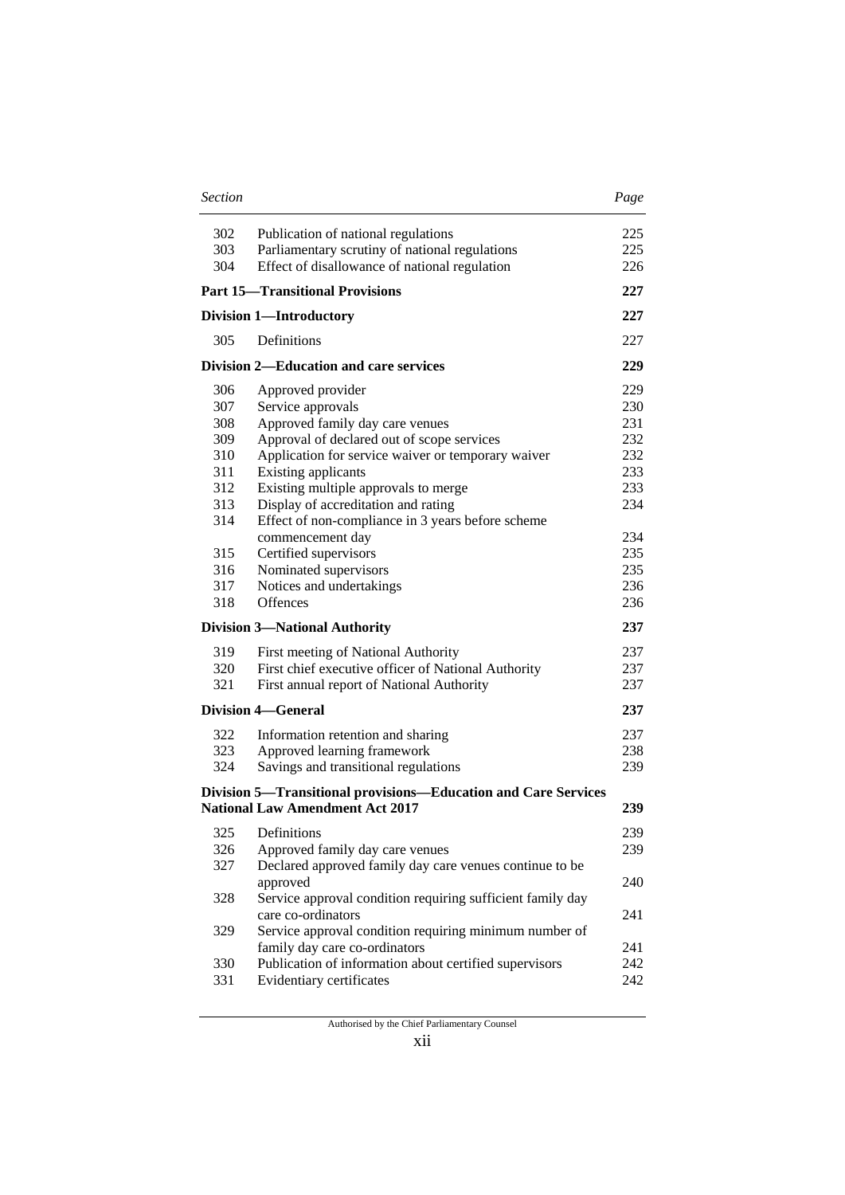| Section | | Page |
|---|---|---|
| 302 | Publication of national regulations | 225 |
| 303 | Parliamentary scrutiny of national regulations | 225 |
| 304 | Effect of disallowance of national regulation | 226 |
| **Part 15—Transitional Provisions** | | **227** |
| **Division 1—Introductory** | | **227** |
| 305 | Definitions | 227 |
| **Division 2—Education and care services** | | **229** |
| 306 | Approved provider | 229 |
| 307 | Service approvals | 230 |
| 308 | Approved family day care venues | 231 |
| 309 | Approval of declared out of scope services | 232 |
| 310 | Application for service waiver or temporary waiver | 232 |
| 311 | Existing applicants | 233 |
| 312 | Existing multiple approvals to merge | 233 |
| 313 | Display of accreditation and rating | 234 |
| 314 | Effect of non-compliance in 3 years before scheme commencement day | 234 |
| 315 | Certified supervisors | 235 |
| 316 | Nominated supervisors | 235 |
| 317 | Notices and undertakings | 236 |
| 318 | Offences | 236 |
| **Division 3—National Authority** | | **237** |
| 319 | First meeting of National Authority | 237 |
| 320 | First chief executive officer of National Authority | 237 |
| 321 | First annual report of National Authority | 237 |
| **Division 4—General** | | **237** |
| 322 | Information retention and sharing | 237 |
| 323 | Approved learning framework | 238 |
| 324 | Savings and transitional regulations | 239 |
| **Division 5—Transitional provisions—Education and Care Services National Law Amendment Act 2017** | | **239** |
| 325 | Definitions | 239 |
| 326 | Approved family day care venues | 239 |
| 327 | Declared approved family day care venues continue to be approved | 240 |
| 328 | Service approval condition requiring sufficient family day care co-ordinators | 241 |
| 329 | Service approval condition requiring minimum number of family day care co-ordinators | 241 |
| 330 | Publication of information about certified supervisors | 242 |
| 331 | Evidentiary certificates | 242 |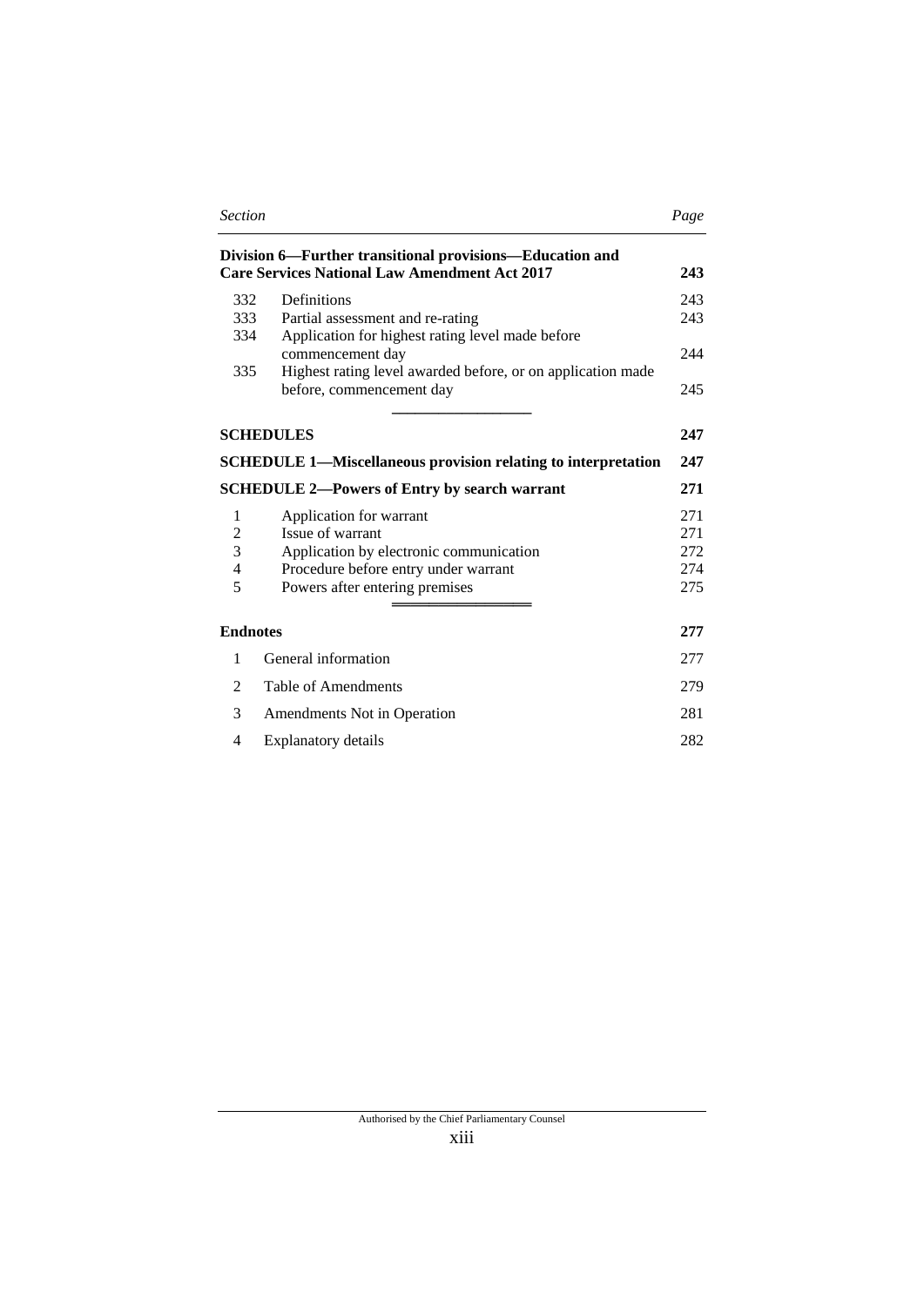| Section | | Page |
|---|---|---|
| **Division 6—Further transitional provisions—Education and Care Services National Law Amendment Act 2017** | | **243** |
| 332 | Definitions | 243 |
| 333 | Partial assessment and re-rating | 243 |
| 334 | Application for highest rating level made before commencement day | 244 |
| 335 | Highest rating level awarded before, or on application made before, commencement day | 245 |

---

| | | |
|---|---|---|
| **SCHEDULES** | | **247** |
| **SCHEDULE 1—Miscellaneous provision relating to interpretation** | | **247** |
| **SCHEDULE 2—Powers of Entry by search warrant** | | **271** |
| 1 | Application for warrant | 271 |
| 2 | Issue of warrant | 271 |
| 3 | Application by electronic communication | 272 |
| 4 | Procedure before entry under warrant | 274 |
| 5 | Powers after entering premises | 275 |

---

| | | |
|---|---|---|
| **Endnotes** | | **277** |
| 1 | General information | 277 |
| 2 | Table of Amendments | 279 |
| 3 | Amendments Not in Operation | 281 |
| 4 | Explanatory details | 282 |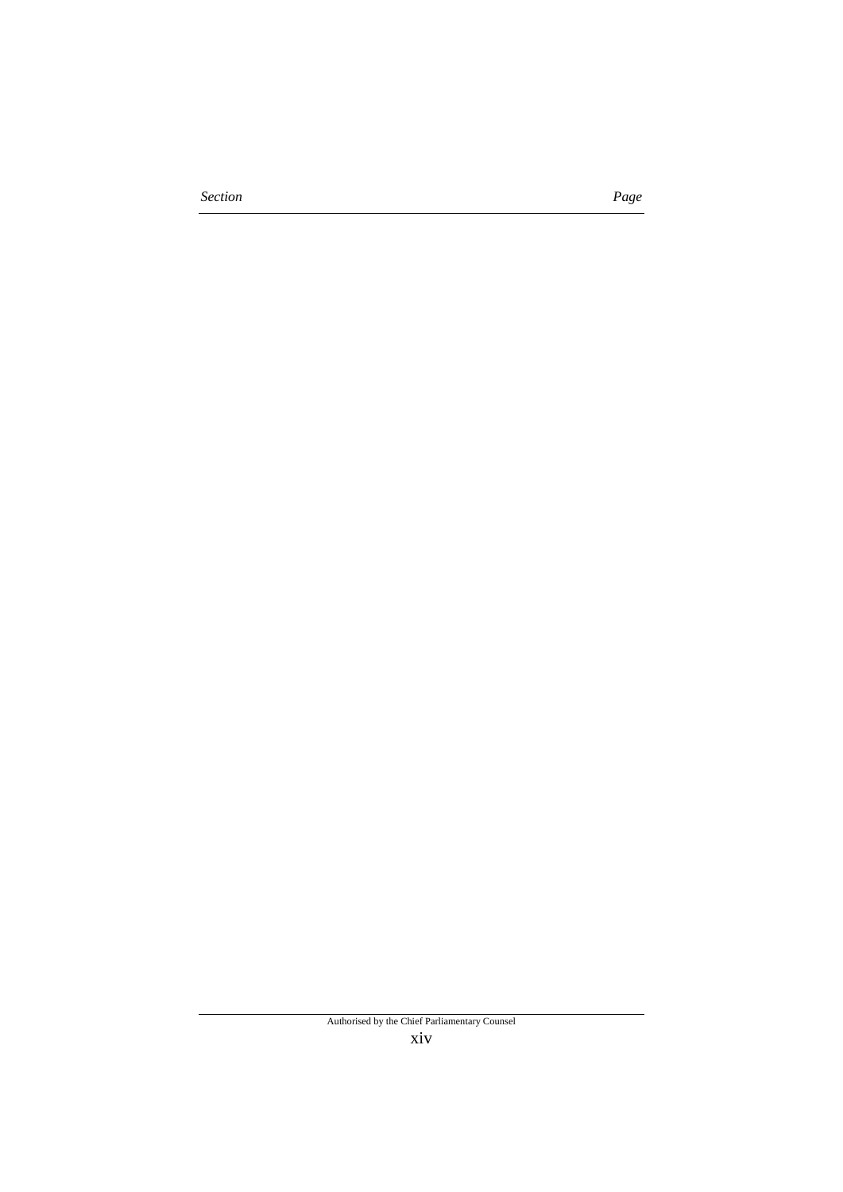*Section* *Page*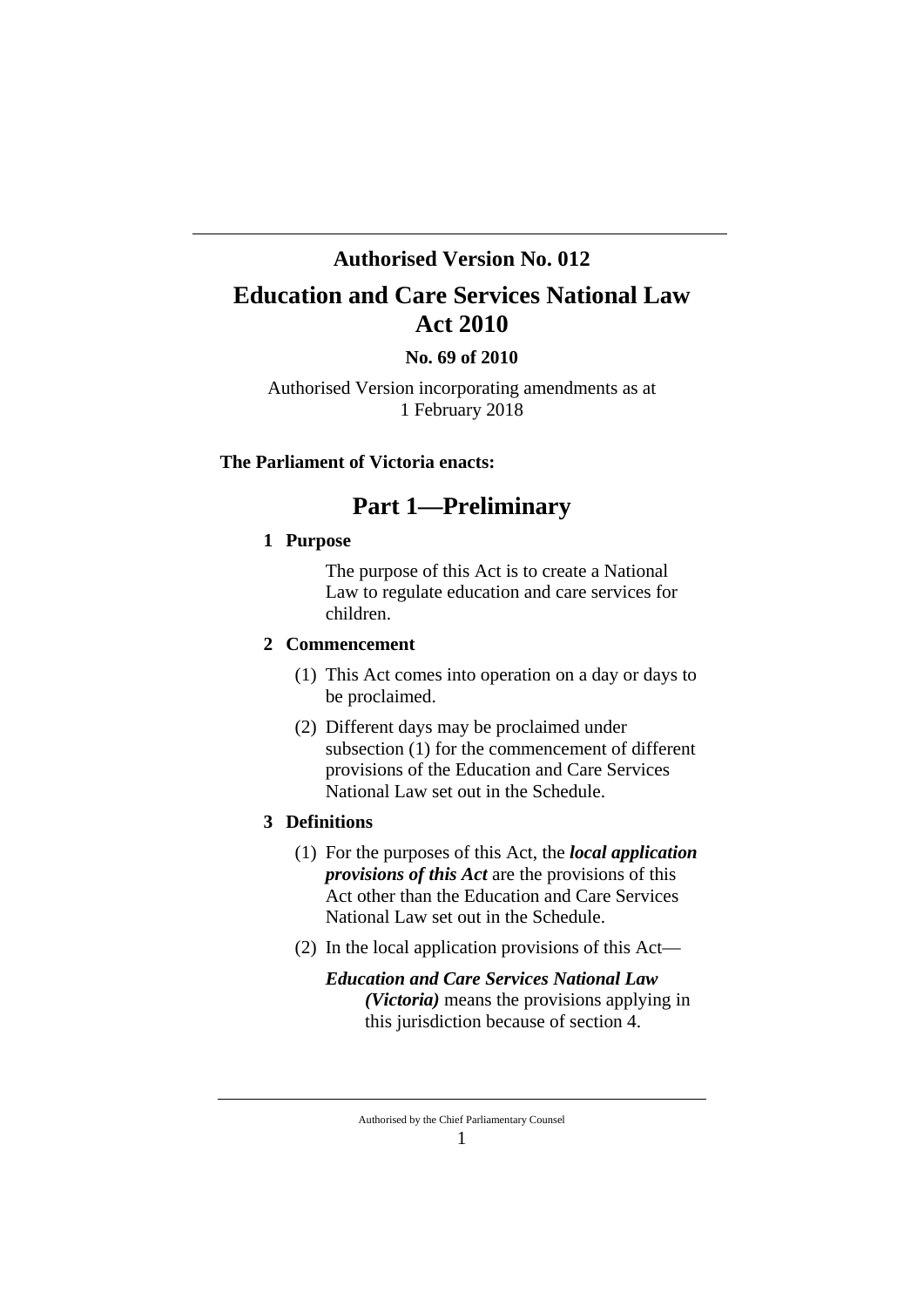**Authorised Version No. 012**

# Education and Care Services National Law Act 2010

**No. 69 of 2010**

Authorised Version incorporating amendments as at 1 February 2018

**The Parliament of Victoria enacts:**

## Part 1—Preliminary

### 1 Purpose

The purpose of this Act is to create a National Law to regulate education and care services for children.

### 2 Commencement

(1) This Act comes into operation on a day or days to be proclaimed.

(2) Different days may be proclaimed under subsection (1) for the commencement of different provisions of the Education and Care Services National Law set out in the Schedule.

### 3 Definitions

(1) For the purposes of this Act, the ***local application provisions of this Act*** are the provisions of this Act other than the Education and Care Services National Law set out in the Schedule.

(2) In the local application provisions of this Act—

***Education and Care Services National Law (Victoria)*** means the provisions applying in this jurisdiction because of section 4.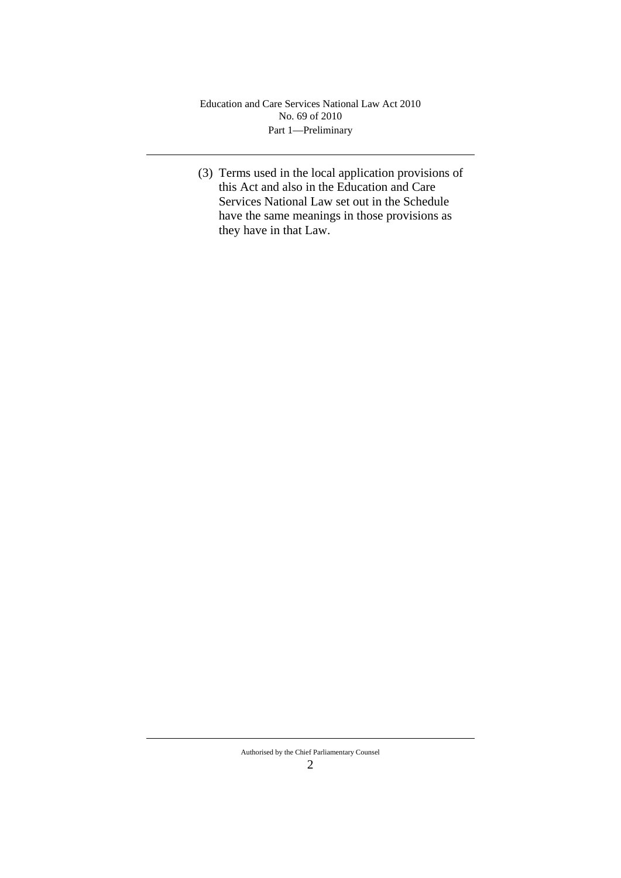(3) Terms used in the local application provisions of this Act and also in the Education and Care Services National Law set out in the Schedule have the same meanings in those provisions as they have in that Law.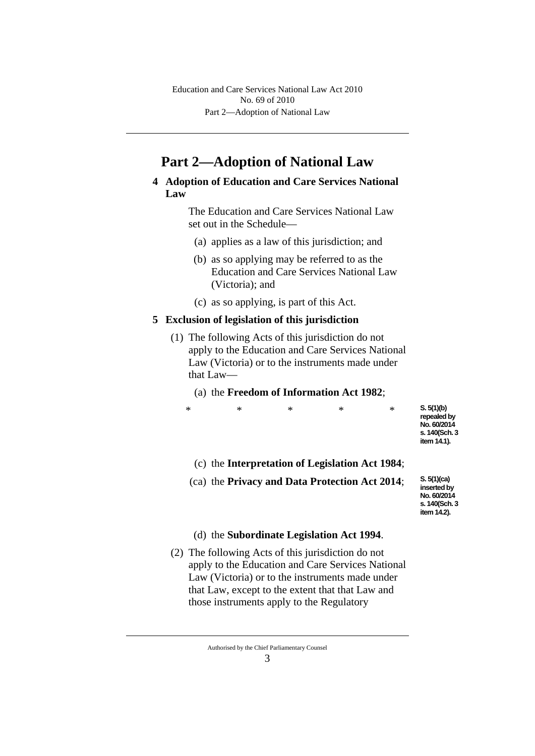# Part 2—Adoption of National Law

## 4 Adoption of Education and Care Services National Law

The Education and Care Services National Law set out in the Schedule—

(a) applies as a law of this jurisdiction; and

(b) as so applying may be referred to as the Education and Care Services National Law (Victoria); and

(c) as so applying, is part of this Act.

## 5 Exclusion of legislation of this jurisdiction

(1) The following Acts of this jurisdiction do not apply to the Education and Care Services National Law (Victoria) or to the instruments made under that Law—

(a) the **Freedom of Information Act 1982**;

\* \* \* \* \*

S. 5(1)(b) repealed by No. 60/2014 s. 140(Sch. 3 item 14.1).

(c) the **Interpretation of Legislation Act 1984**;

(ca) the **Privacy and Data Protection Act 2014**;

S. 5(1)(ca) inserted by No. 60/2014 s. 140(Sch. 3 item 14.2).

(d) the **Subordinate Legislation Act 1994**.

(2) The following Acts of this jurisdiction do not apply to the Education and Care Services National Law (Victoria) or to the instruments made under that Law, except to the extent that that Law and those instruments apply to the Regulatory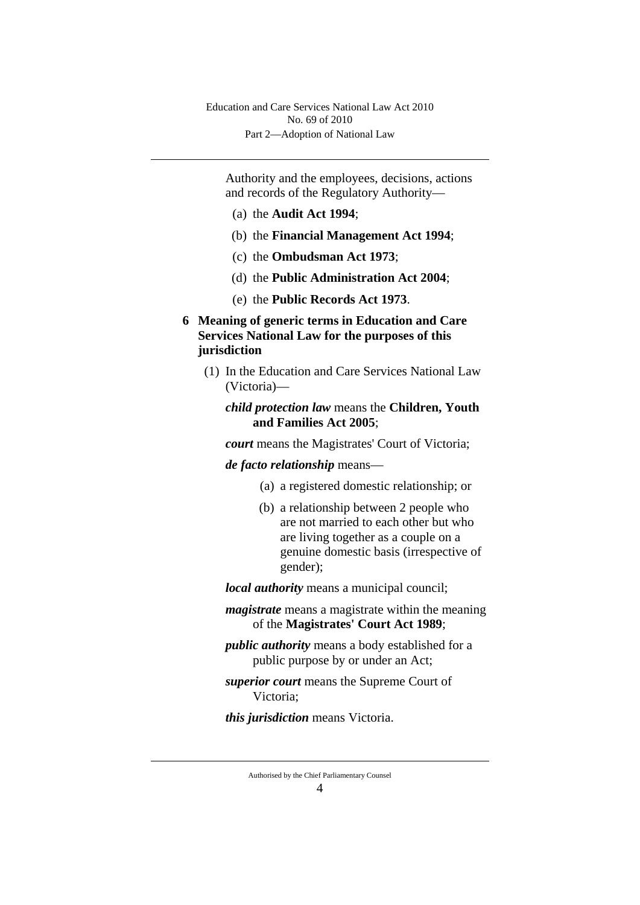Authority and the employees, decisions, actions and records of the Regulatory Authority—

(a) the **Audit Act 1994**;

(b) the **Financial Management Act 1994**;

(c) the **Ombudsman Act 1973**;

(d) the **Public Administration Act 2004**;

(e) the **Public Records Act 1973**.

### 6 Meaning of generic terms in Education and Care Services National Law for the purposes of this jurisdiction

(1) In the Education and Care Services National Law (Victoria)—

***child protection law*** means the **Children, Youth and Families Act 2005**;

***court*** means the Magistrates' Court of Victoria;

***de facto relationship*** means—

(a) a registered domestic relationship; or

(b) a relationship between 2 people who are not married to each other but who are living together as a couple on a genuine domestic basis (irrespective of gender);

***local authority*** means a municipal council;

***magistrate*** means a magistrate within the meaning of the **Magistrates' Court Act 1989**;

***public authority*** means a body established for a public purpose by or under an Act;

***superior court*** means the Supreme Court of Victoria;

***this jurisdiction*** means Victoria.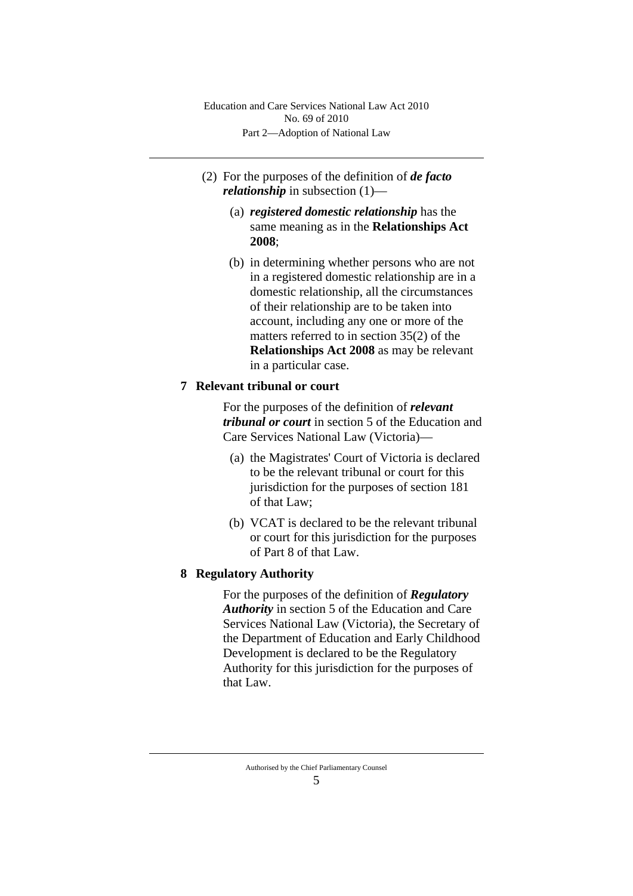(2) For the purposes of the definition of ***de facto relationship*** in subsection (1)—

(a) ***registered domestic relationship*** has the same meaning as in the **Relationships Act 2008**;

(b) in determining whether persons who are not in a registered domestic relationship are in a domestic relationship, all the circumstances of their relationship are to be taken into account, including any one or more of the matters referred to in section 35(2) of the **Relationships Act 2008** as may be relevant in a particular case.

## 7 Relevant tribunal or court

For the purposes of the definition of ***relevant tribunal or court*** in section 5 of the Education and Care Services National Law (Victoria)—

(a) the Magistrates' Court of Victoria is declared to be the relevant tribunal or court for this jurisdiction for the purposes of section 181 of that Law;

(b) VCAT is declared to be the relevant tribunal or court for this jurisdiction for the purposes of Part 8 of that Law.

## 8 Regulatory Authority

For the purposes of the definition of ***Regulatory Authority*** in section 5 of the Education and Care Services National Law (Victoria), the Secretary of the Department of Education and Early Childhood Development is declared to be the Regulatory Authority for this jurisdiction for the purposes of that Law.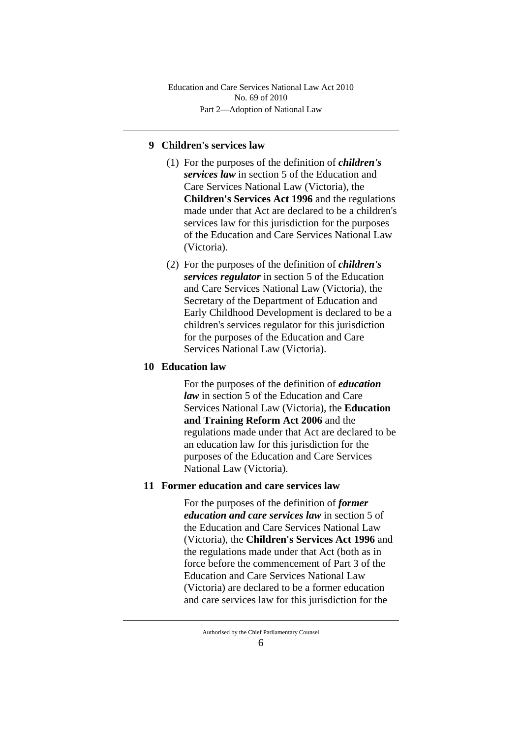## 9 Children's services law

(1) For the purposes of the definition of ***children's services law*** in section 5 of the Education and Care Services National Law (Victoria), the **Children's Services Act 1996** and the regulations made under that Act are declared to be a children's services law for this jurisdiction for the purposes of the Education and Care Services National Law (Victoria).

(2) For the purposes of the definition of ***children's services regulator*** in section 5 of the Education and Care Services National Law (Victoria), the Secretary of the Department of Education and Early Childhood Development is declared to be a children's services regulator for this jurisdiction for the purposes of the Education and Care Services National Law (Victoria).

## 10 Education law

For the purposes of the definition of ***education law*** in section 5 of the Education and Care Services National Law (Victoria), the **Education and Training Reform Act 2006** and the regulations made under that Act are declared to be an education law for this jurisdiction for the purposes of the Education and Care Services National Law (Victoria).

## 11 Former education and care services law

For the purposes of the definition of ***former education and care services law*** in section 5 of the Education and Care Services National Law (Victoria), the **Children's Services Act 1996** and the regulations made under that Act (both as in force before the commencement of Part 3 of the Education and Care Services National Law (Victoria) are declared to be a former education and care services law for this jurisdiction for the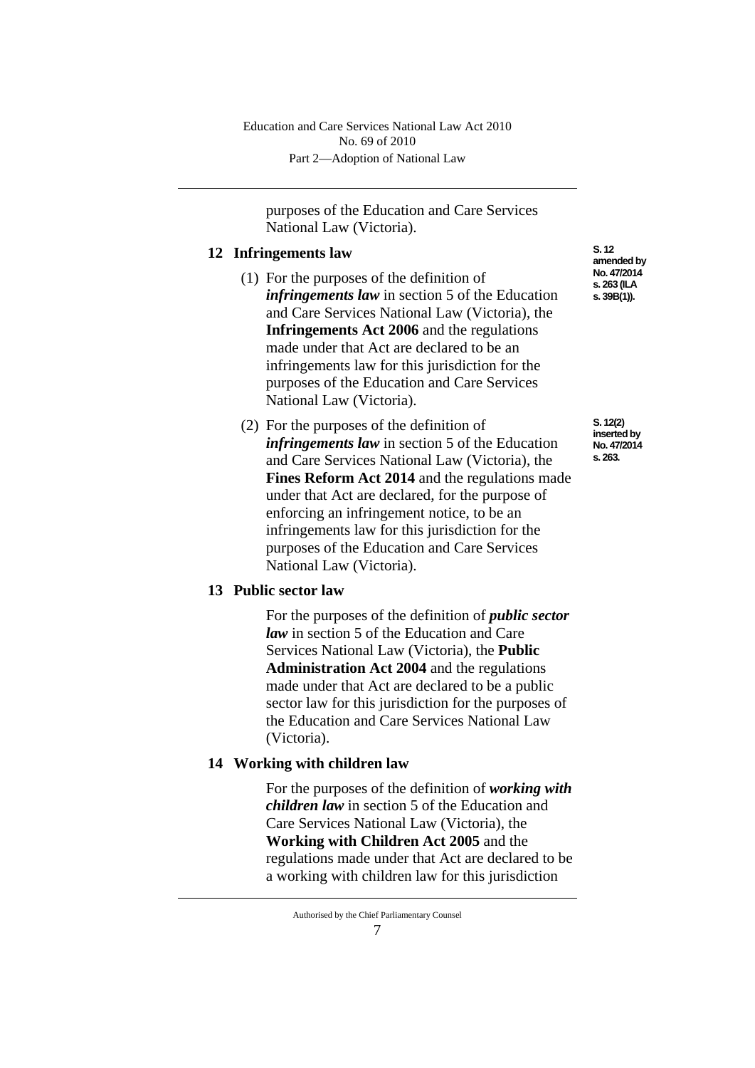purposes of the Education and Care Services National Law (Victoria).

## 12 Infringements law

S. 12 amended by No. 47/2014 s. 263 (ILA s. 39B(1)).

(1) For the purposes of the definition of ***infringements law*** in section 5 of the Education and Care Services National Law (Victoria), the **Infringements Act 2006** and the regulations made under that Act are declared to be an infringements law for this jurisdiction for the purposes of the Education and Care Services National Law (Victoria).

S. 12(2) inserted by No. 47/2014 s. 263.

(2) For the purposes of the definition of ***infringements law*** in section 5 of the Education and Care Services National Law (Victoria), the **Fines Reform Act 2014** and the regulations made under that Act are declared, for the purpose of enforcing an infringement notice, to be an infringements law for this jurisdiction for the purposes of the Education and Care Services National Law (Victoria).

## 13 Public sector law

For the purposes of the definition of ***public sector law*** in section 5 of the Education and Care Services National Law (Victoria), the **Public Administration Act 2004** and the regulations made under that Act are declared to be a public sector law for this jurisdiction for the purposes of the Education and Care Services National Law (Victoria).

## 14 Working with children law

For the purposes of the definition of ***working with children law*** in section 5 of the Education and Care Services National Law (Victoria), the **Working with Children Act 2005** and the regulations made under that Act are declared to be a working with children law for this jurisdiction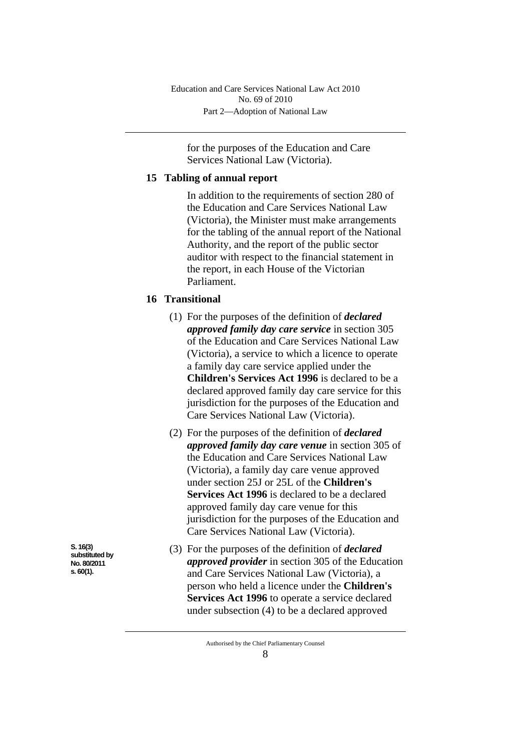for the purposes of the Education and Care Services National Law (Victoria).

## 15 Tabling of annual report

In addition to the requirements of section 280 of the Education and Care Services National Law (Victoria), the Minister must make arrangements for the tabling of the annual report of the National Authority, and the report of the public sector auditor with respect to the financial statement in the report, in each House of the Victorian Parliament.

## 16 Transitional

(1) For the purposes of the definition of ***declared approved family day care service*** in section 305 of the Education and Care Services National Law (Victoria), a service to which a licence to operate a family day care service applied under the **Children's Services Act 1996** is declared to be a declared approved family day care service for this jurisdiction for the purposes of the Education and Care Services National Law (Victoria).

(2) For the purposes of the definition of ***declared approved family day care venue*** in section 305 of the Education and Care Services National Law (Victoria), a family day care venue approved under section 25J or 25L of the **Children's Services Act 1996** is declared to be a declared approved family day care venue for this jurisdiction for the purposes of the Education and Care Services National Law (Victoria).

S. 16(3) substituted by No. 80/2011 s. 60(1).

(3) For the purposes of the definition of ***declared approved provider*** in section 305 of the Education and Care Services National Law (Victoria), a person who held a licence under the **Children's Services Act 1996** to operate a service declared under subsection (4) to be a declared approved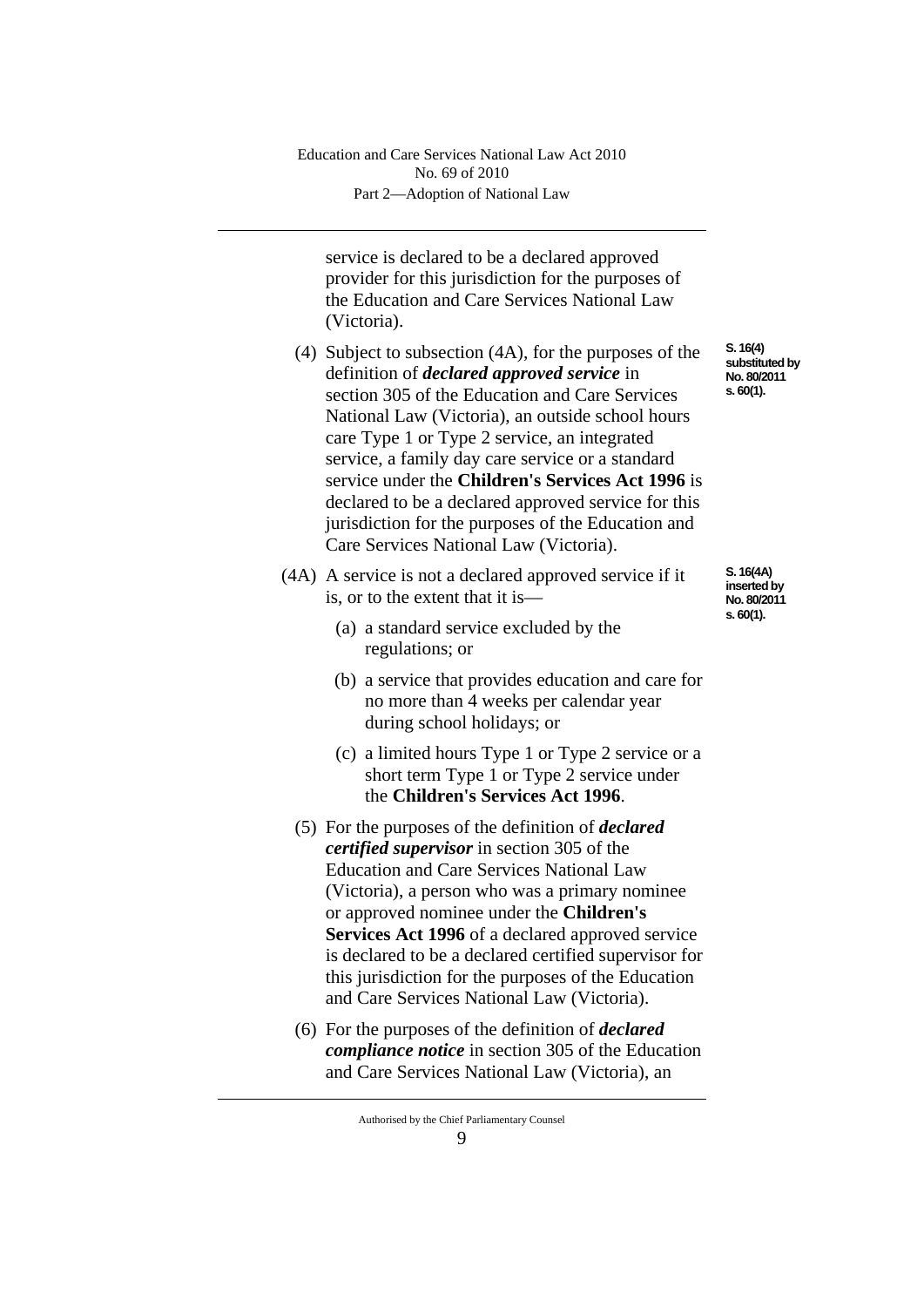service is declared to be a declared approved provider for this jurisdiction for the purposes of the Education and Care Services National Law (Victoria).

S. 16(4) substituted by No. 80/2011 s. 60(1).

(4) Subject to subsection (4A), for the purposes of the definition of ***declared approved service*** in section 305 of the Education and Care Services National Law (Victoria), an outside school hours care Type 1 or Type 2 service, an integrated service, a family day care service or a standard service under the **Children's Services Act 1996** is declared to be a declared approved service for this jurisdiction for the purposes of the Education and Care Services National Law (Victoria).

S. 16(4A) inserted by No. 80/2011 s. 60(1).

(4A) A service is not a declared approved service if it is, or to the extent that it is—

(a) a standard service excluded by the regulations; or

(b) a service that provides education and care for no more than 4 weeks per calendar year during school holidays; or

(c) a limited hours Type 1 or Type 2 service or a short term Type 1 or Type 2 service under the **Children's Services Act 1996**.

(5) For the purposes of the definition of ***declared certified supervisor*** in section 305 of the Education and Care Services National Law (Victoria), a person who was a primary nominee or approved nominee under the **Children's Services Act 1996** of a declared approved service is declared to be a declared certified supervisor for this jurisdiction for the purposes of the Education and Care Services National Law (Victoria).

(6) For the purposes of the definition of ***declared compliance notice*** in section 305 of the Education and Care Services National Law (Victoria), an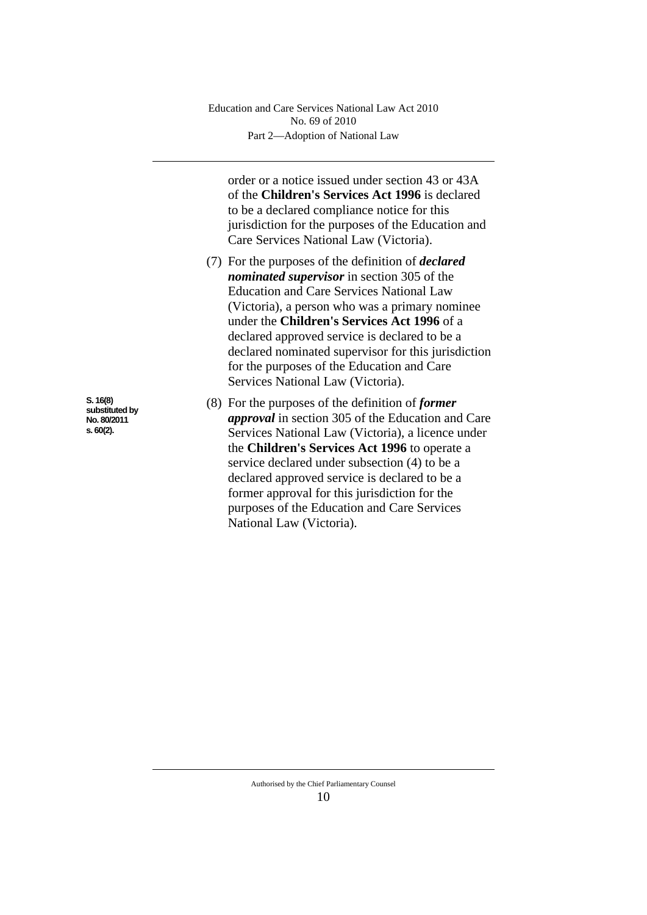order or a notice issued under section 43 or 43A of the **Children's Services Act 1996** is declared to be a declared compliance notice for this jurisdiction for the purposes of the Education and Care Services National Law (Victoria).

(7) For the purposes of the definition of ***declared nominated supervisor*** in section 305 of the Education and Care Services National Law (Victoria), a person who was a primary nominee under the **Children's Services Act 1996** of a declared approved service is declared to be a declared nominated supervisor for this jurisdiction for the purposes of the Education and Care Services National Law (Victoria).

S. 16(8) substituted by No. 80/2011 s. 60(2).

(8) For the purposes of the definition of ***former approval*** in section 305 of the Education and Care Services National Law (Victoria), a licence under the **Children's Services Act 1996** to operate a service declared under subsection (4) to be a declared approved service is declared to be a former approval for this jurisdiction for the purposes of the Education and Care Services National Law (Victoria).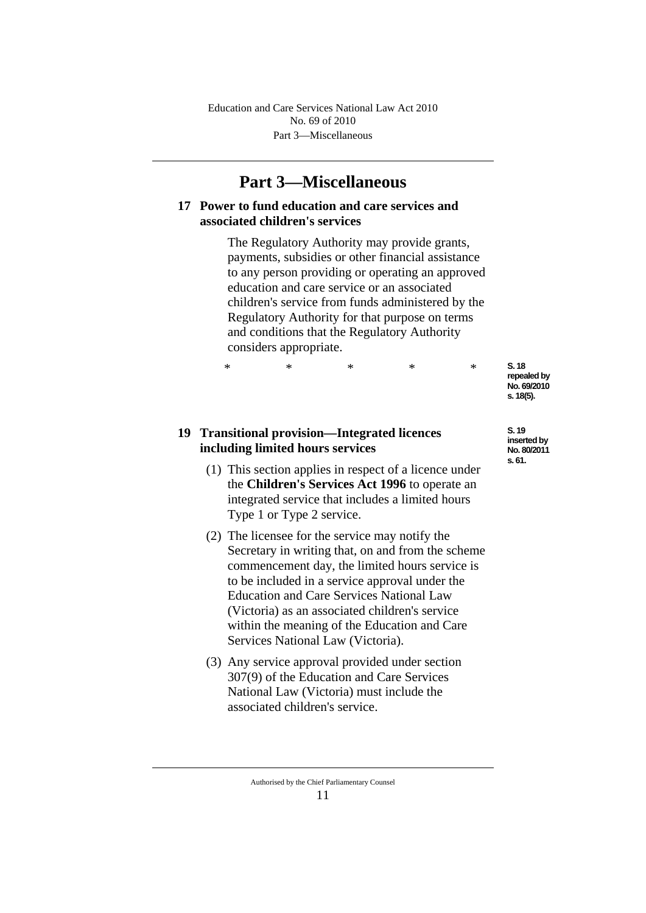# Part 3—Miscellaneous

### 17 Power to fund education and care services and associated children's services

The Regulatory Authority may provide grants, payments, subsidies or other financial assistance to any person providing or operating an approved education and care service or an associated children's service from funds administered by the Regulatory Authority for that purpose on terms and conditions that the Regulatory Authority considers appropriate.

\*　　　\*　　　\*　　　\*　　　\*

S. 18 repealed by No. 69/2010 s. 18(5).

S. 19 inserted by No. 80/2011 s. 61.

### 19 Transitional provision—Integrated licences including limited hours services

(1) This section applies in respect of a licence under the **Children's Services Act 1996** to operate an integrated service that includes a limited hours Type 1 or Type 2 service.

(2) The licensee for the service may notify the Secretary in writing that, on and from the scheme commencement day, the limited hours service is to be included in a service approval under the Education and Care Services National Law (Victoria) as an associated children's service within the meaning of the Education and Care Services National Law (Victoria).

(3) Any service approval provided under section 307(9) of the Education and Care Services National Law (Victoria) must include the associated children's service.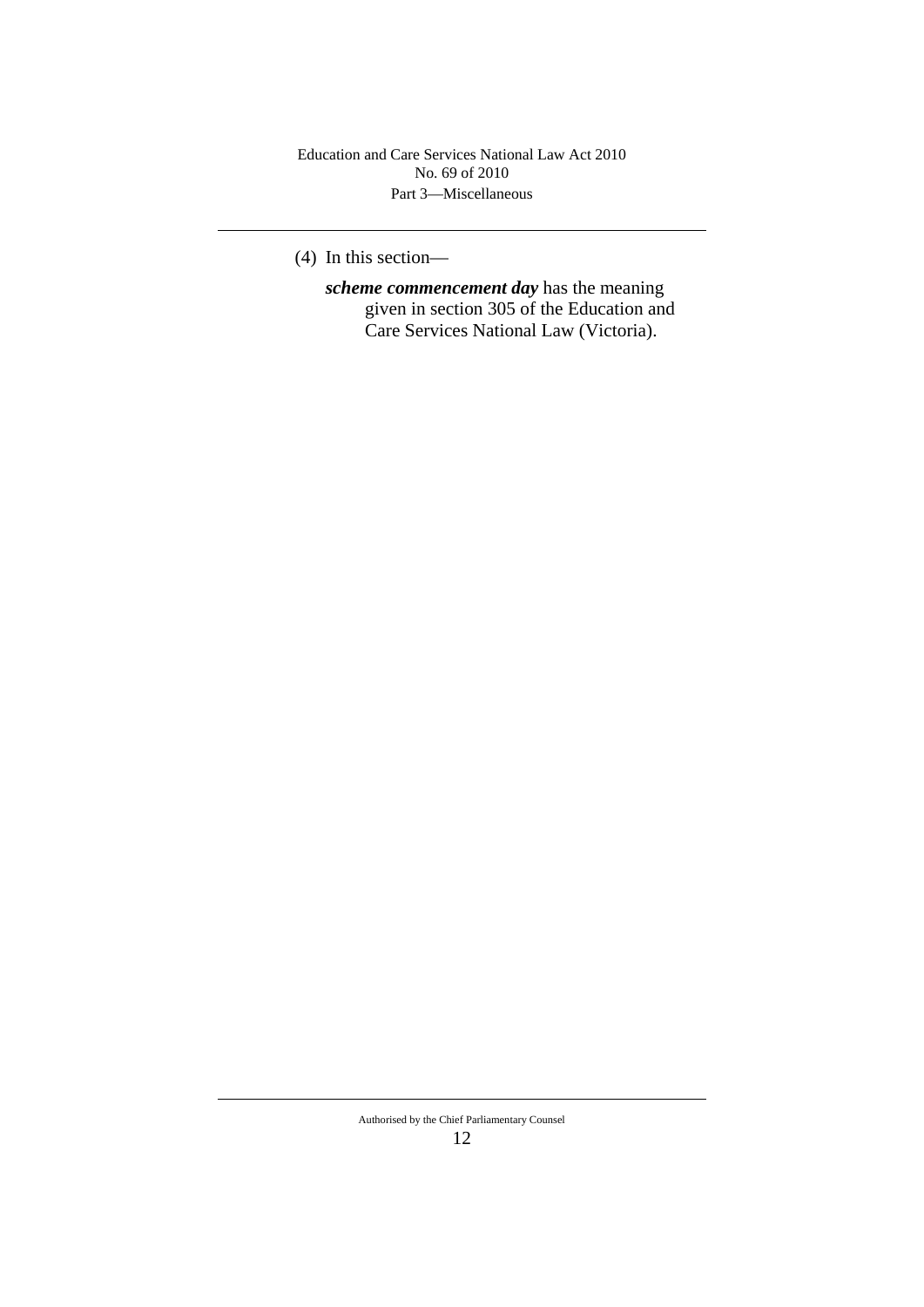(4) In this section—

***scheme commencement day*** has the meaning given in section 305 of the Education and Care Services National Law (Victoria).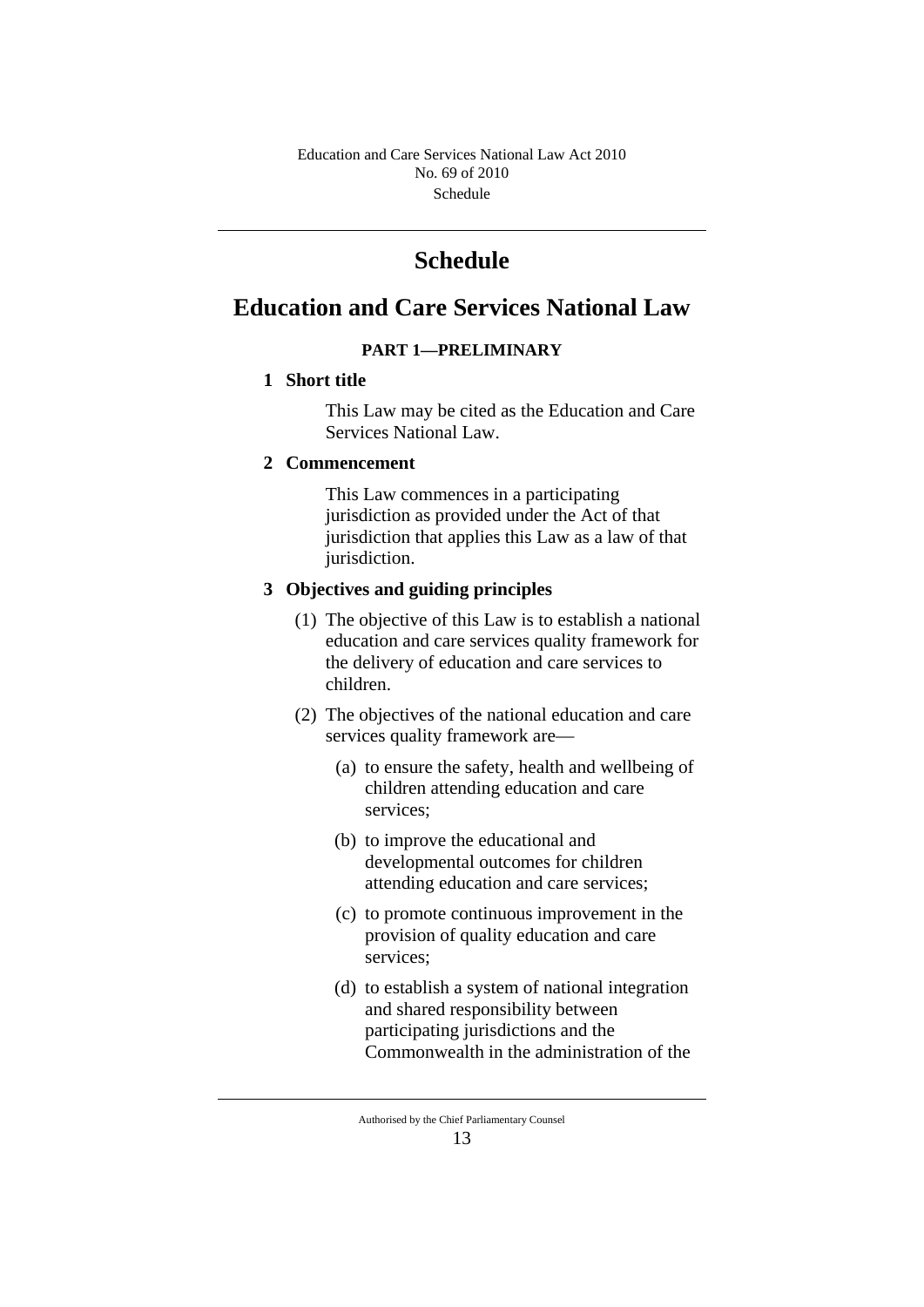# Schedule

# Education and Care Services National Law

### PART 1—PRELIMINARY

**1 Short title**

This Law may be cited as the Education and Care Services National Law.

**2 Commencement**

This Law commences in a participating jurisdiction as provided under the Act of that jurisdiction that applies this Law as a law of that jurisdiction.

**3 Objectives and guiding principles**

(1) The objective of this Law is to establish a national education and care services quality framework for the delivery of education and care services to children.

(2) The objectives of the national education and care services quality framework are—

(a) to ensure the safety, health and wellbeing of children attending education and care services;

(b) to improve the educational and developmental outcomes for children attending education and care services;

(c) to promote continuous improvement in the provision of quality education and care services;

(d) to establish a system of national integration and shared responsibility between participating jurisdictions and the Commonwealth in the administration of the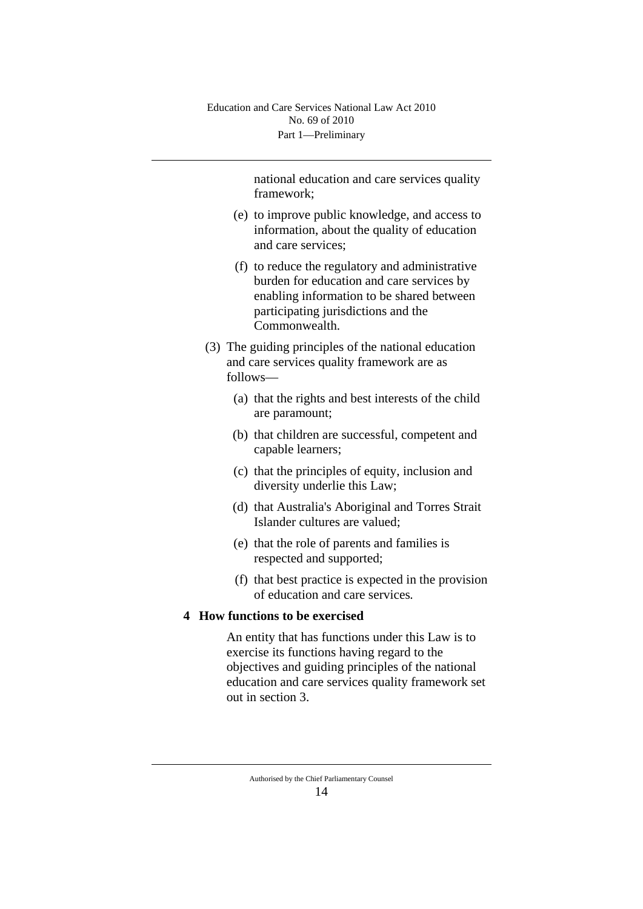national education and care services quality framework;

(e) to improve public knowledge, and access to information, about the quality of education and care services;

(f) to reduce the regulatory and administrative burden for education and care services by enabling information to be shared between participating jurisdictions and the Commonwealth.

(3) The guiding principles of the national education and care services quality framework are as follows—

(a) that the rights and best interests of the child are paramount;

(b) that children are successful, competent and capable learners;

(c) that the principles of equity, inclusion and diversity underlie this Law;

(d) that Australia's Aboriginal and Torres Strait Islander cultures are valued;

(e) that the role of parents and families is respected and supported;

(f) that best practice is expected in the provision of education and care services.

### 4 How functions to be exercised

An entity that has functions under this Law is to exercise its functions having regard to the objectives and guiding principles of the national education and care services quality framework set out in section 3.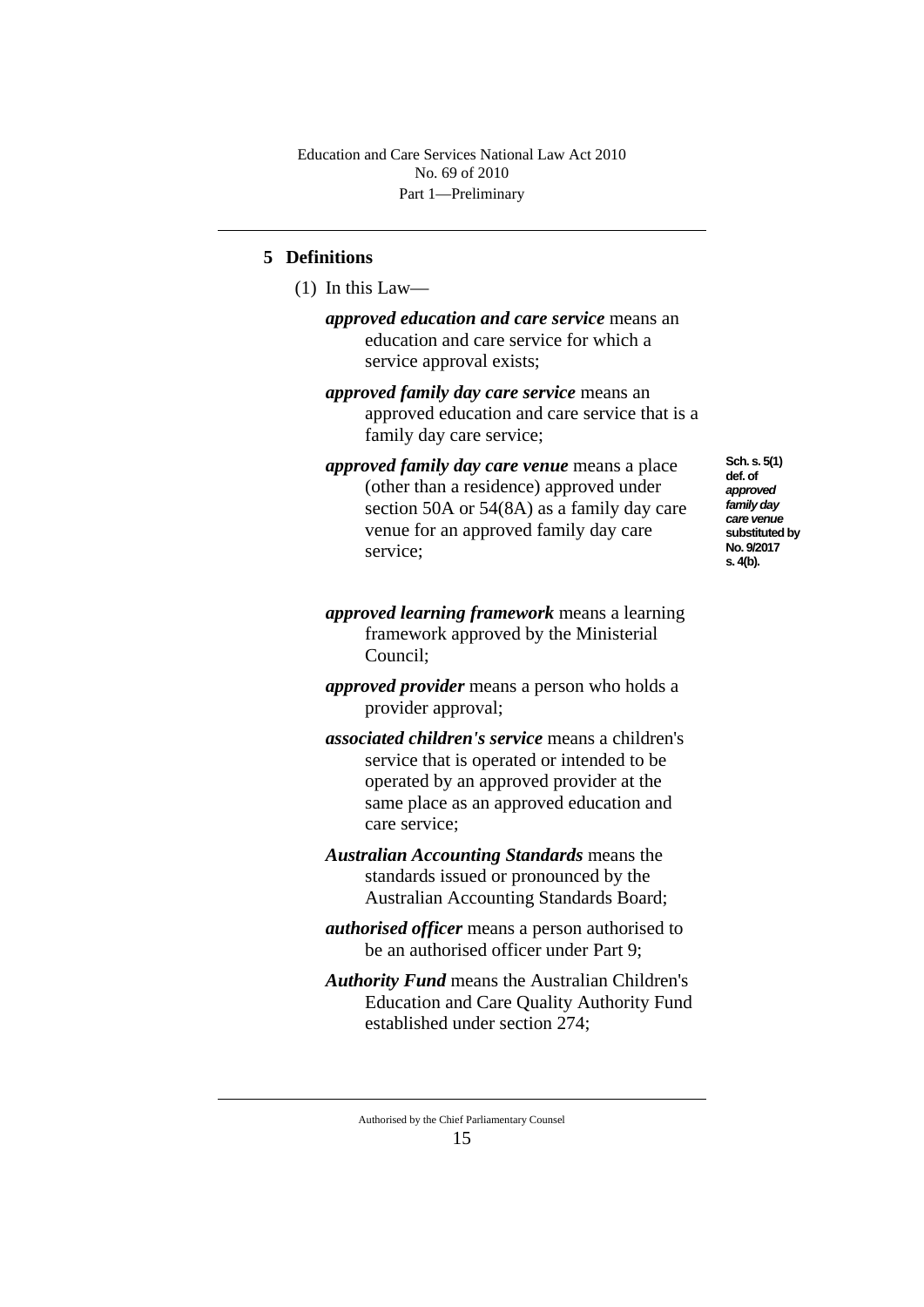## 5 Definitions

(1) In this Law—

***approved education and care service*** means an education and care service for which a service approval exists;

***approved family day care service*** means an approved education and care service that is a family day care service;

***approved family day care venue*** means a place (other than a residence) approved under section 50A or 54(8A) as a family day care venue for an approved family day care service;

Sch. s. 5(1) def. of *approved family day care venue* substituted by No. 9/2017 s. 4(b).

***approved learning framework*** means a learning framework approved by the Ministerial Council;

***approved provider*** means a person who holds a provider approval;

***associated children's service*** means a children's service that is operated or intended to be operated by an approved provider at the same place as an approved education and care service;

***Australian Accounting Standards*** means the standards issued or pronounced by the Australian Accounting Standards Board;

***authorised officer*** means a person authorised to be an authorised officer under Part 9;

***Authority Fund*** means the Australian Children's Education and Care Quality Authority Fund established under section 274;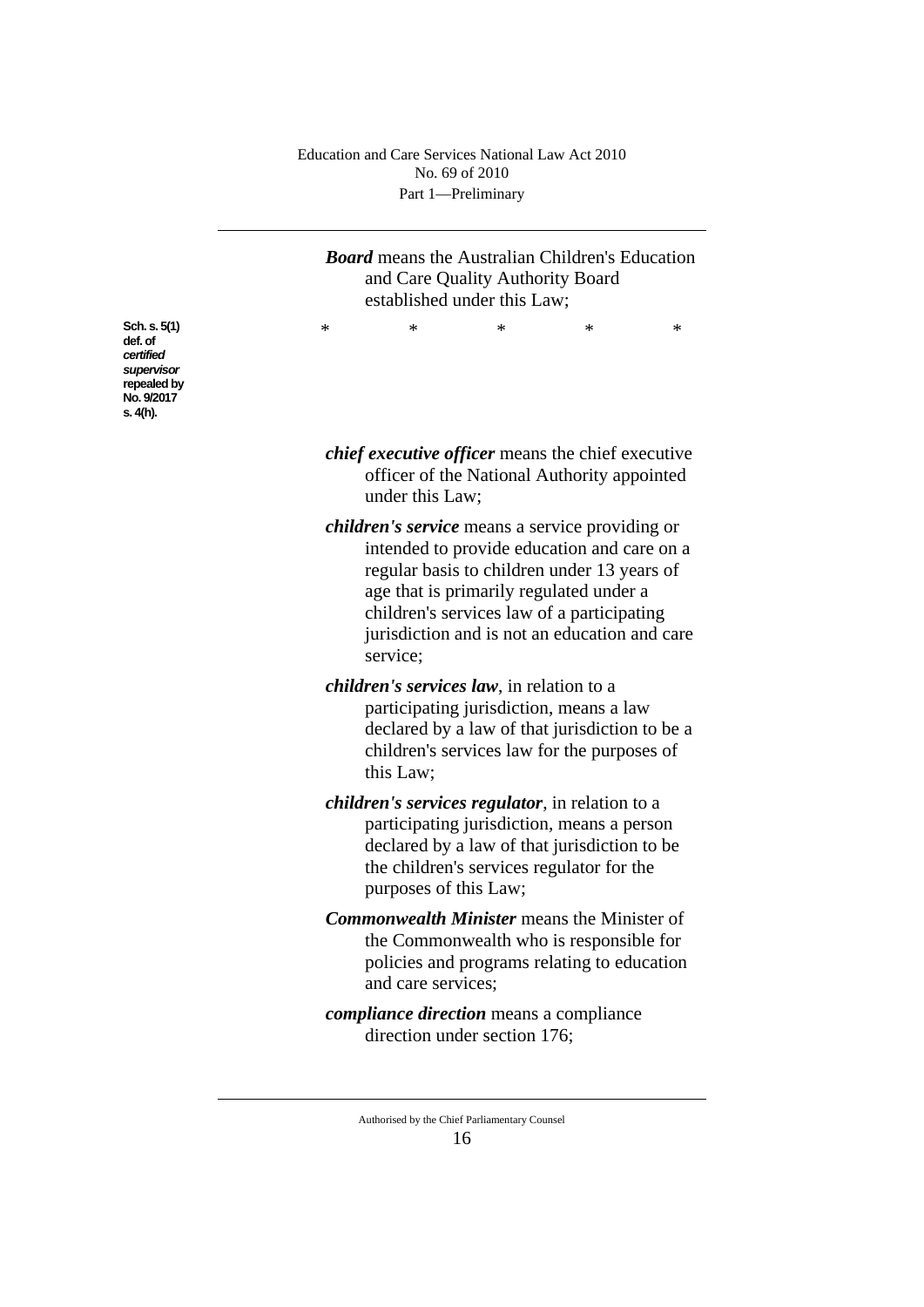***Board*** means the Australian Children's Education and Care Quality Authority Board established under this Law;

Sch. s. 5(1) def. of *certified supervisor* repealed by No. 9/2017 s. 4(h).

\*      \*      \*      \*      \*

***chief executive officer*** means the chief executive officer of the National Authority appointed under this Law;

***children's service*** means a service providing or intended to provide education and care on a regular basis to children under 13 years of age that is primarily regulated under a children's services law of a participating jurisdiction and is not an education and care service;

***children's services law***, in relation to a participating jurisdiction, means a law declared by a law of that jurisdiction to be a children's services law for the purposes of this Law;

***children's services regulator***, in relation to a participating jurisdiction, means a person declared by a law of that jurisdiction to be the children's services regulator for the purposes of this Law;

***Commonwealth Minister*** means the Minister of the Commonwealth who is responsible for policies and programs relating to education and care services;

***compliance direction*** means a compliance direction under section 176;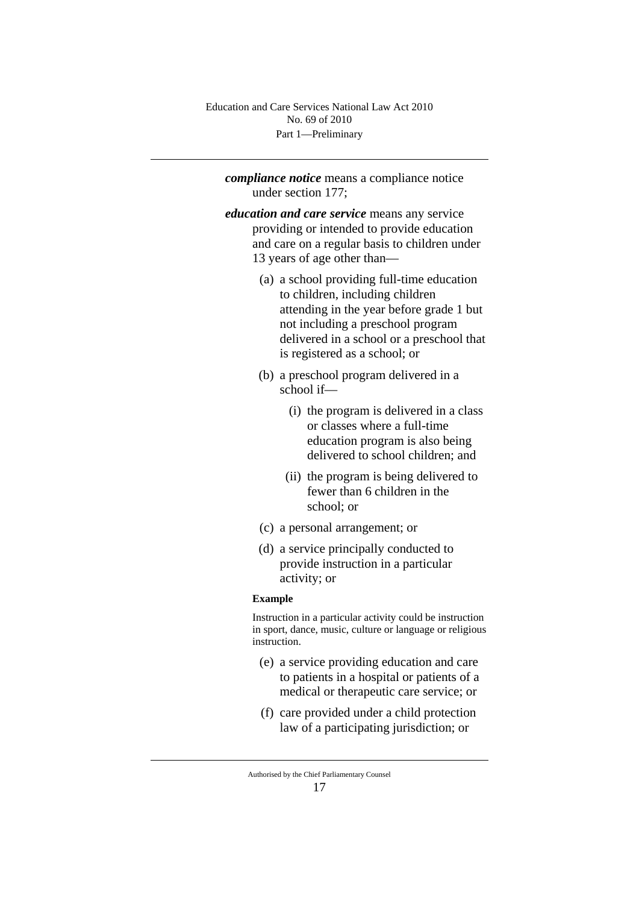***compliance notice*** means a compliance notice under section 177;

***education and care service*** means any service providing or intended to provide education and care on a regular basis to children under 13 years of age other than—

(a) a school providing full-time education to children, including children attending in the year before grade 1 but not including a preschool program delivered in a school or a preschool that is registered as a school; or

(b) a preschool program delivered in a school if—

(i) the program is delivered in a class or classes where a full-time education program is also being delivered to school children; and

(ii) the program is being delivered to fewer than 6 children in the school; or

(c) a personal arrangement; or

(d) a service principally conducted to provide instruction in a particular activity; or

**Example**

Instruction in a particular activity could be instruction in sport, dance, music, culture or language or religious instruction.

(e) a service providing education and care to patients in a hospital or patients of a medical or therapeutic care service; or

(f) care provided under a child protection law of a participating jurisdiction; or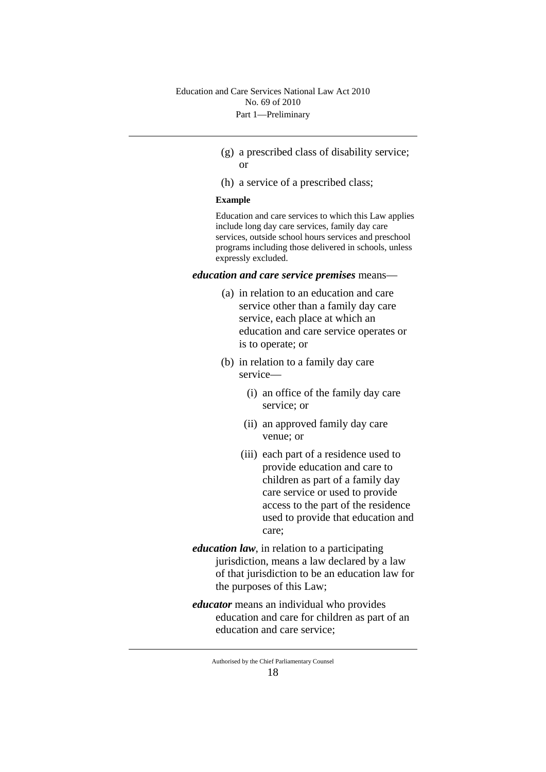(g) a prescribed class of disability service; or

(h) a service of a prescribed class;

**Example**

Education and care services to which this Law applies include long day care services, family day care services, outside school hours services and preschool programs including those delivered in schools, unless expressly excluded.

***education and care service premises*** means—

(a) in relation to an education and care service other than a family day care service, each place at which an education and care service operates or is to operate; or

(b) in relation to a family day care service—

(i) an office of the family day care service; or

(ii) an approved family day care venue; or

(iii) each part of a residence used to provide education and care to children as part of a family day care service or used to provide access to the part of the residence used to provide that education and care;

***education law***, in relation to a participating jurisdiction, means a law declared by a law of that jurisdiction to be an education law for the purposes of this Law;

***educator*** means an individual who provides education and care for children as part of an education and care service;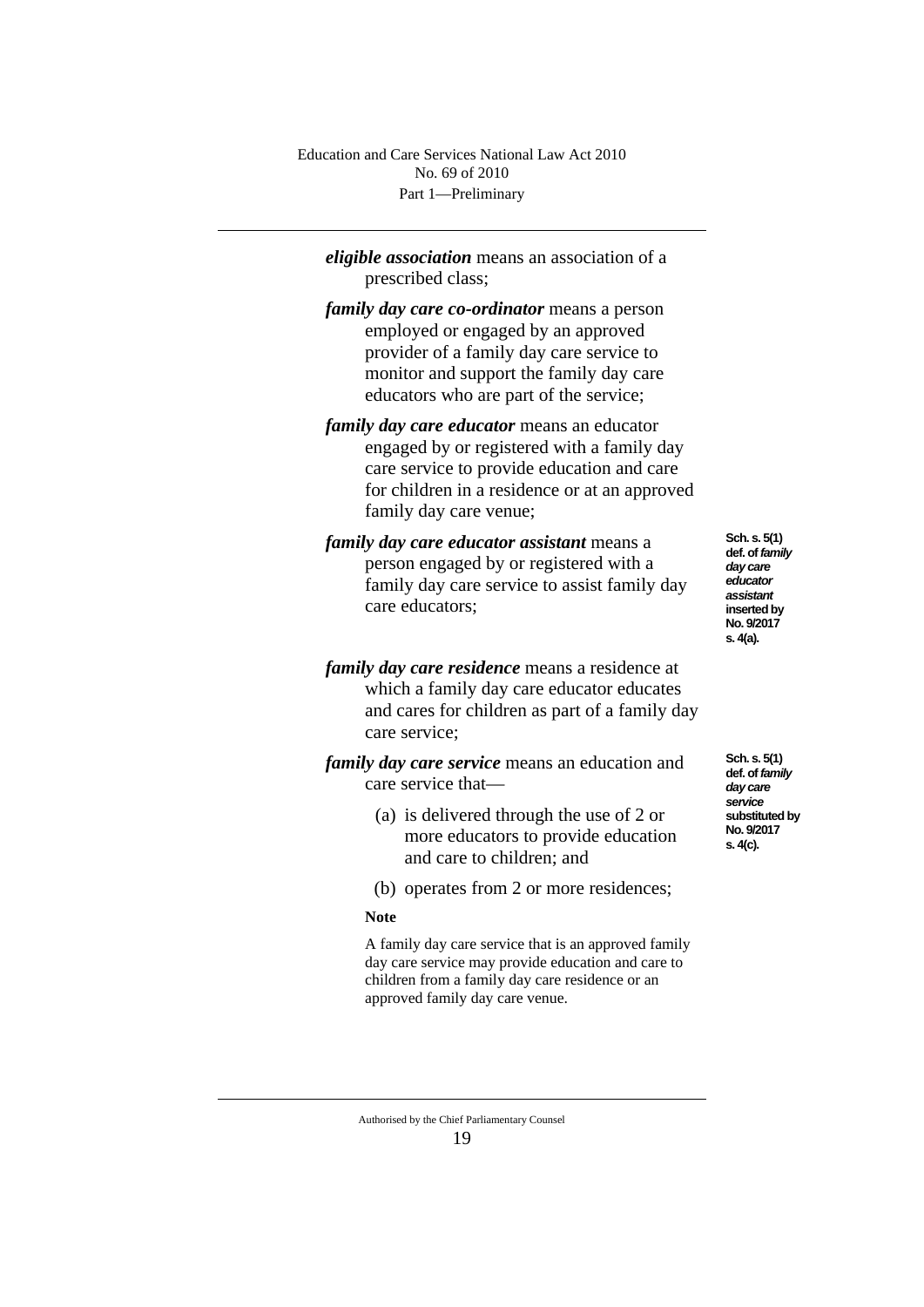***eligible association*** means an association of a prescribed class;

***family day care co-ordinator*** means a person employed or engaged by an approved provider of a family day care service to monitor and support the family day care educators who are part of the service;

***family day care educator*** means an educator engaged by or registered with a family day care service to provide education and care for children in a residence or at an approved family day care venue;

***family day care educator assistant*** means a person engaged by or registered with a family day care service to assist family day care educators;

Sch. s. 5(1) def. of *family day care educator assistant* inserted by No. 9/2017 s. 4(a).

***family day care residence*** means a residence at which a family day care educator educates and cares for children as part of a family day care service;

***family day care service*** means an education and care service that—

(a) is delivered through the use of 2 or more educators to provide education and care to children; and

(b) operates from 2 or more residences;

Sch. s. 5(1) def. of *family day care service* substituted by No. 9/2017 s. 4(c).

**Note**

A family day care service that is an approved family day care service may provide education and care to children from a family day care residence or an approved family day care venue.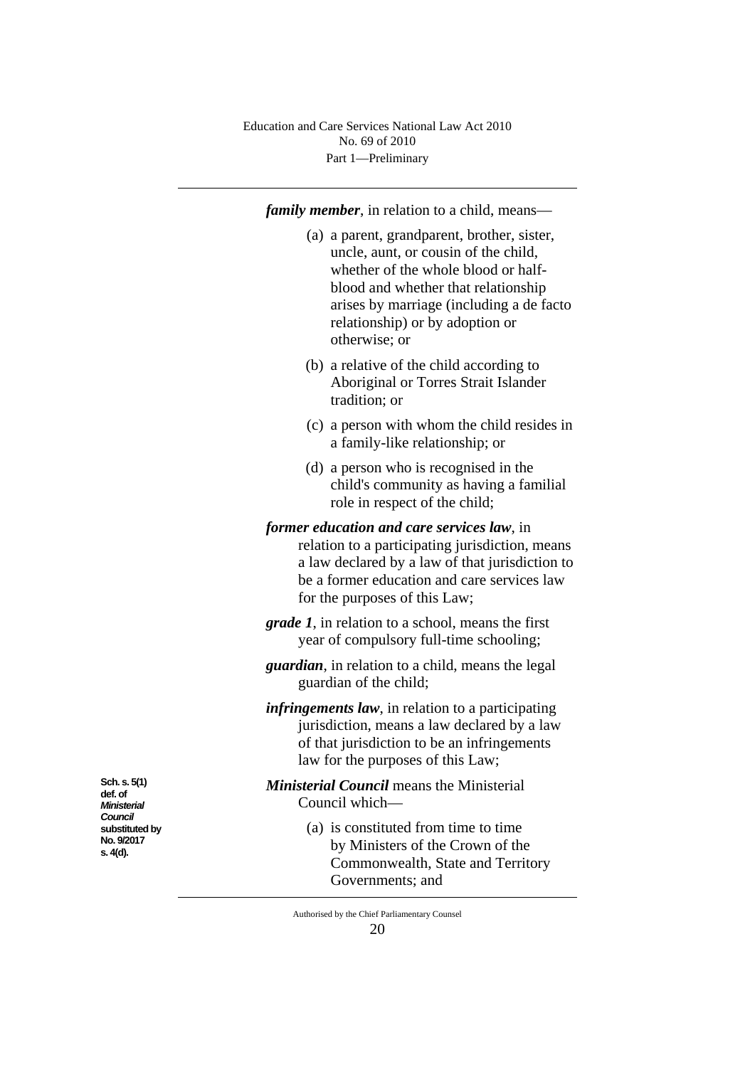***family member***, in relation to a child, means—

(a) a parent, grandparent, brother, sister, uncle, aunt, or cousin of the child, whether of the whole blood or half-blood and whether that relationship arises by marriage (including a de facto relationship) or by adoption or otherwise; or

(b) a relative of the child according to Aboriginal or Torres Strait Islander tradition; or

(c) a person with whom the child resides in a family-like relationship; or

(d) a person who is recognised in the child's community as having a familial role in respect of the child;

***former education and care services law***, in relation to a participating jurisdiction, means a law declared by a law of that jurisdiction to be a former education and care services law for the purposes of this Law;

***grade 1***, in relation to a school, means the first year of compulsory full-time schooling;

***guardian***, in relation to a child, means the legal guardian of the child;

***infringements law***, in relation to a participating jurisdiction, means a law declared by a law of that jurisdiction to be an infringements law for the purposes of this Law;

Sch. s. 5(1) def. of *Ministerial Council* substituted by No. 9/2017 s. 4(d).

***Ministerial Council*** means the Ministerial Council which—

(a) is constituted from time to time by Ministers of the Crown of the Commonwealth, State and Territory Governments; and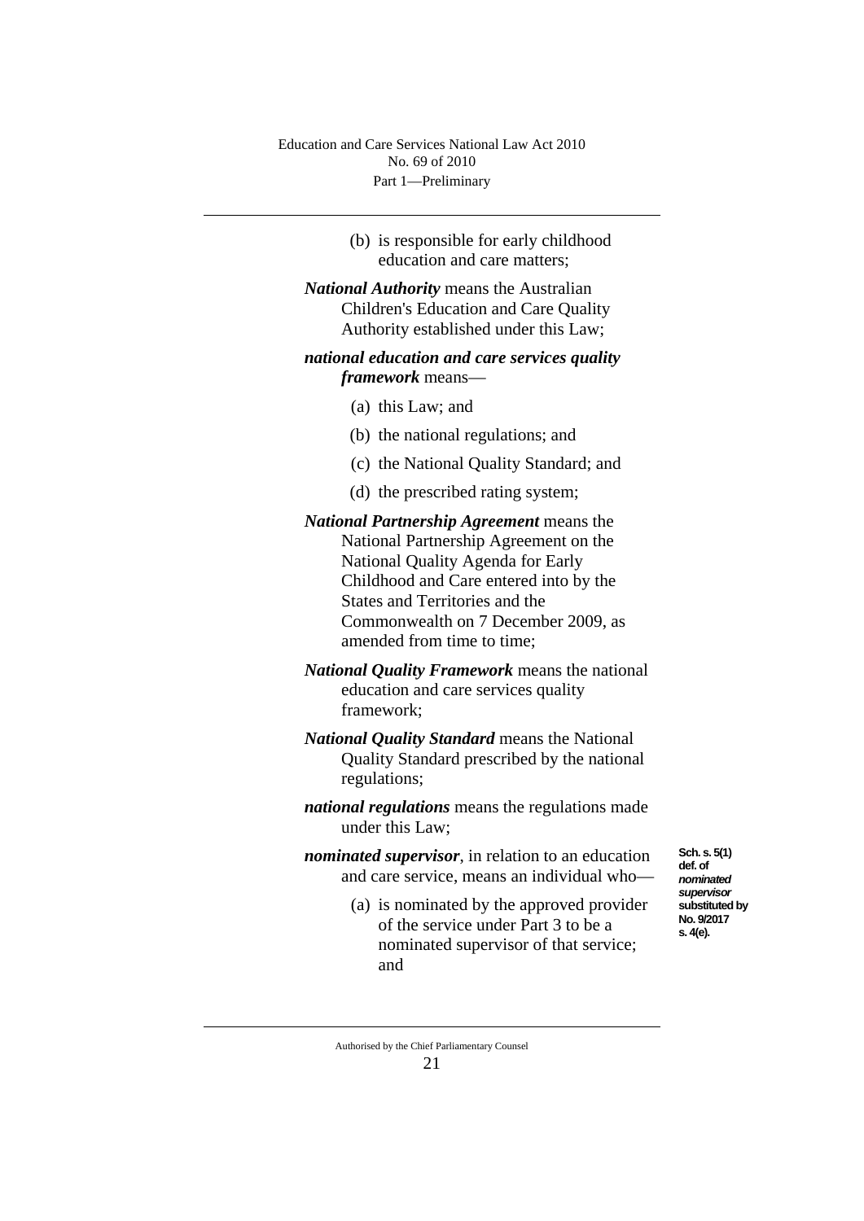(b) is responsible for early childhood education and care matters;

***National Authority*** means the Australian Children's Education and Care Quality Authority established under this Law;

***national education and care services quality framework*** means—

(a) this Law; and

(b) the national regulations; and

(c) the National Quality Standard; and

(d) the prescribed rating system;

***National Partnership Agreement*** means the National Partnership Agreement on the National Quality Agenda for Early Childhood and Care entered into by the States and Territories and the Commonwealth on 7 December 2009, as amended from time to time;

***National Quality Framework*** means the national education and care services quality framework;

***National Quality Standard*** means the National Quality Standard prescribed by the national regulations;

***national regulations*** means the regulations made under this Law;

***nominated supervisor***, in relation to an education and care service, means an individual who—

Sch. s. 5(1) def. of *nominated supervisor* substituted by No. 9/2017 s. 4(e).

(a) is nominated by the approved provider of the service under Part 3 to be a nominated supervisor of that service; and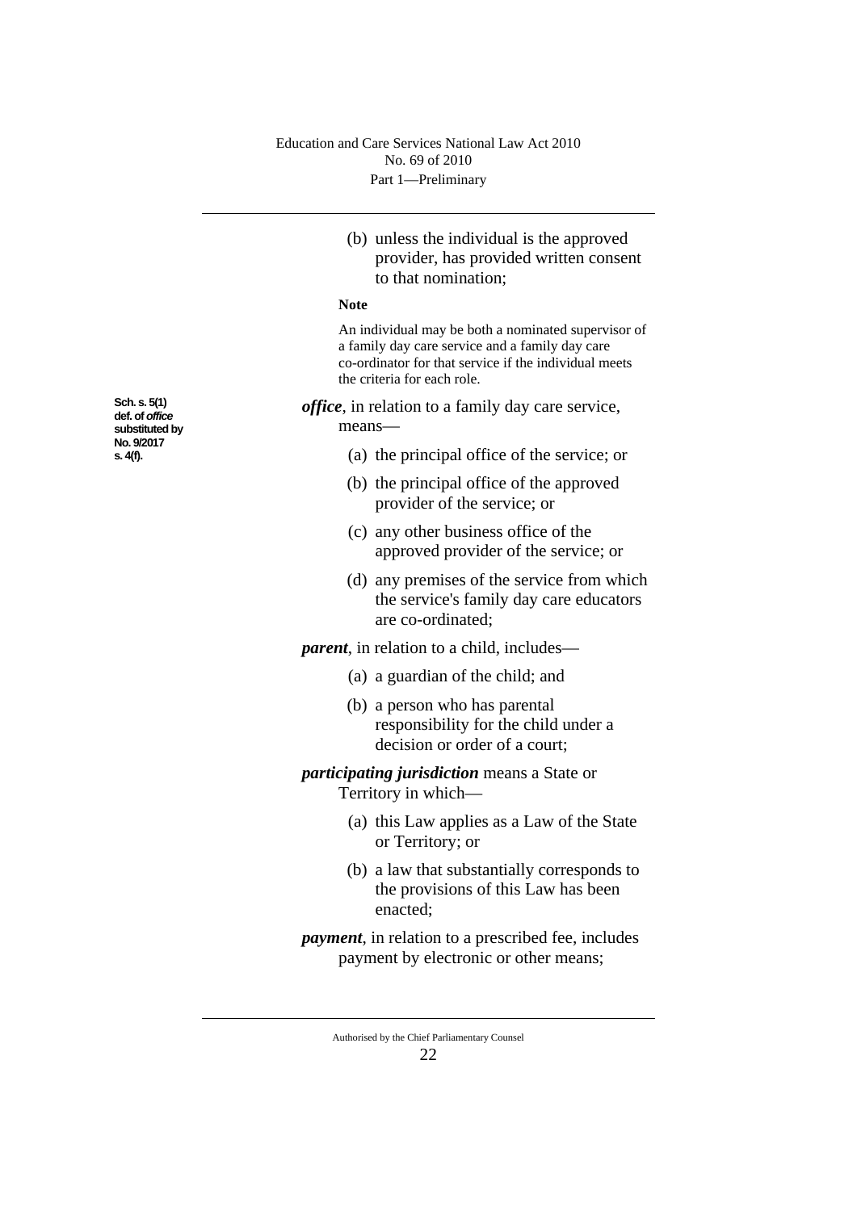(b) unless the individual is the approved provider, has provided written consent to that nomination;

**Note**

An individual may be both a nominated supervisor of a family day care service and a family day care co-ordinator for that service if the individual meets the criteria for each role.

Sch. s. 5(1) def. of *office* substituted by No. 9/2017 s. 4(f).

***office***, in relation to a family day care service, means—

(a) the principal office of the service; or

(b) the principal office of the approved provider of the service; or

(c) any other business office of the approved provider of the service; or

(d) any premises of the service from which the service's family day care educators are co-ordinated;

***parent***, in relation to a child, includes—

(a) a guardian of the child; and

(b) a person who has parental responsibility for the child under a decision or order of a court;

***participating jurisdiction*** means a State or Territory in which—

(a) this Law applies as a Law of the State or Territory; or

(b) a law that substantially corresponds to the provisions of this Law has been enacted;

***payment***, in relation to a prescribed fee, includes payment by electronic or other means;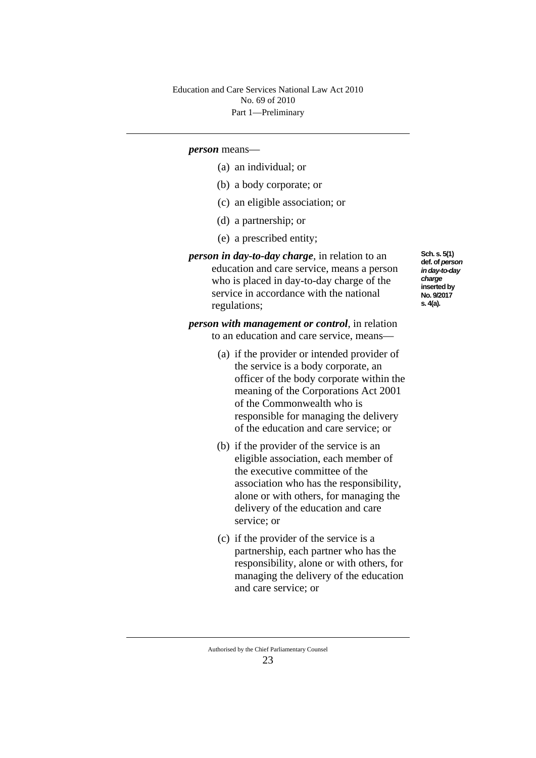***person*** means—

(a) an individual; or

(b) a body corporate; or

(c) an eligible association; or

(d) a partnership; or

(e) a prescribed entity;

***person in day-to-day charge***, in relation to an education and care service, means a person who is placed in day-to-day charge of the service in accordance with the national regulations;

Sch. s. 5(1) def. of *person in day-to-day charge* inserted by No. 9/2017 s. 4(a).

***person with management or control***, in relation to an education and care service, means—

(a) if the provider or intended provider of the service is a body corporate, an officer of the body corporate within the meaning of the Corporations Act 2001 of the Commonwealth who is responsible for managing the delivery of the education and care service; or

(b) if the provider of the service is an eligible association, each member of the executive committee of the association who has the responsibility, alone or with others, for managing the delivery of the education and care service; or

(c) if the provider of the service is a partnership, each partner who has the responsibility, alone or with others, for managing the delivery of the education and care service; or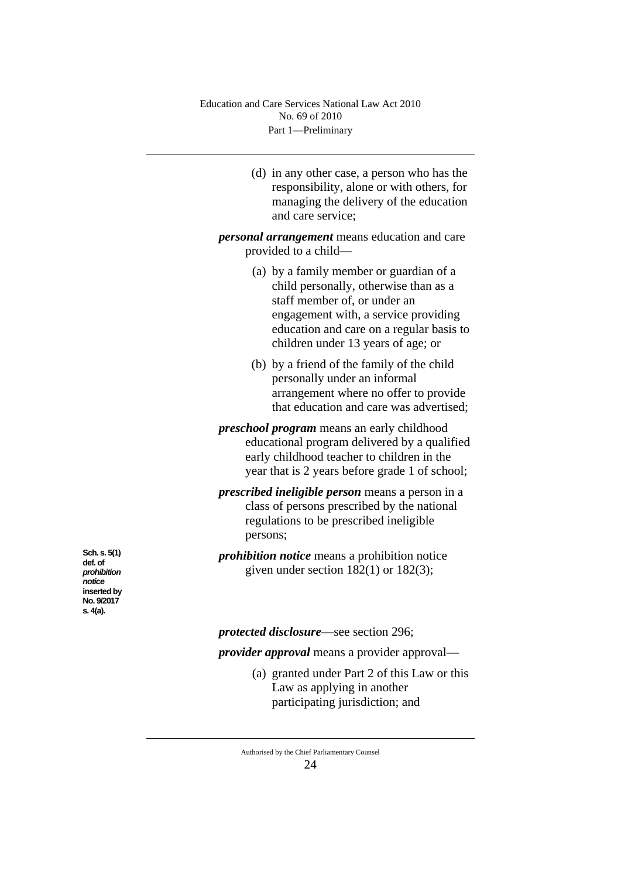(d) in any other case, a person who has the responsibility, alone or with others, for managing the delivery of the education and care service;

***personal arrangement*** means education and care provided to a child—

(a) by a family member or guardian of a child personally, otherwise than as a staff member of, or under an engagement with, a service providing education and care on a regular basis to children under 13 years of age; or

(b) by a friend of the family of the child personally under an informal arrangement where no offer to provide that education and care was advertised;

***preschool program*** means an early childhood educational program delivered by a qualified early childhood teacher to children in the year that is 2 years before grade 1 of school;

***prescribed ineligible person*** means a person in a class of persons prescribed by the national regulations to be prescribed ineligible persons;

**Sch. s. 5(1) def. of *prohibition notice* inserted by No. 9/2017 s. 4(a).**

***prohibition notice*** means a prohibition notice given under section 182(1) or 182(3);

***protected disclosure***—see section 296;

***provider approval*** means a provider approval—

(a) granted under Part 2 of this Law or this Law as applying in another participating jurisdiction; and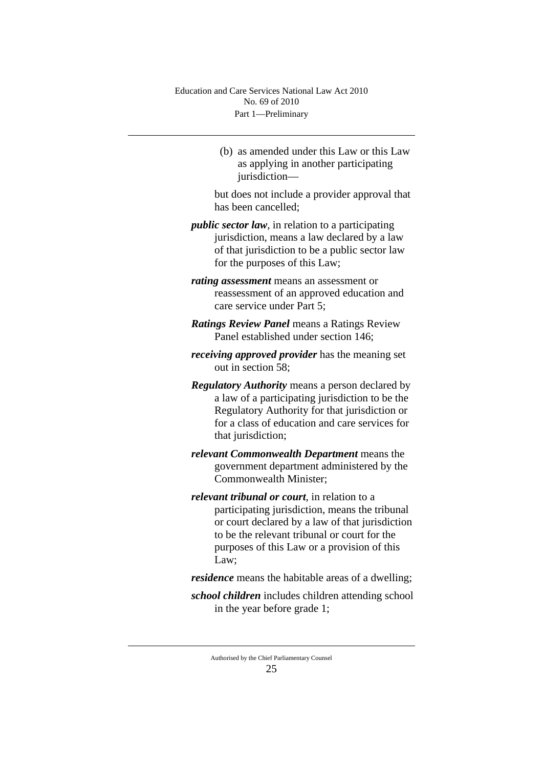(b) as amended under this Law or this Law as applying in another participating jurisdiction—

but does not include a provider approval that has been cancelled;

***public sector law***, in relation to a participating jurisdiction, means a law declared by a law of that jurisdiction to be a public sector law for the purposes of this Law;

***rating assessment*** means an assessment or reassessment of an approved education and care service under Part 5;

***Ratings Review Panel*** means a Ratings Review Panel established under section 146;

***receiving approved provider*** has the meaning set out in section 58;

***Regulatory Authority*** means a person declared by a law of a participating jurisdiction to be the Regulatory Authority for that jurisdiction or for a class of education and care services for that jurisdiction;

***relevant Commonwealth Department*** means the government department administered by the Commonwealth Minister;

***relevant tribunal or court***, in relation to a participating jurisdiction, means the tribunal or court declared by a law of that jurisdiction to be the relevant tribunal or court for the purposes of this Law or a provision of this Law;

***residence*** means the habitable areas of a dwelling;

***school children*** includes children attending school in the year before grade 1;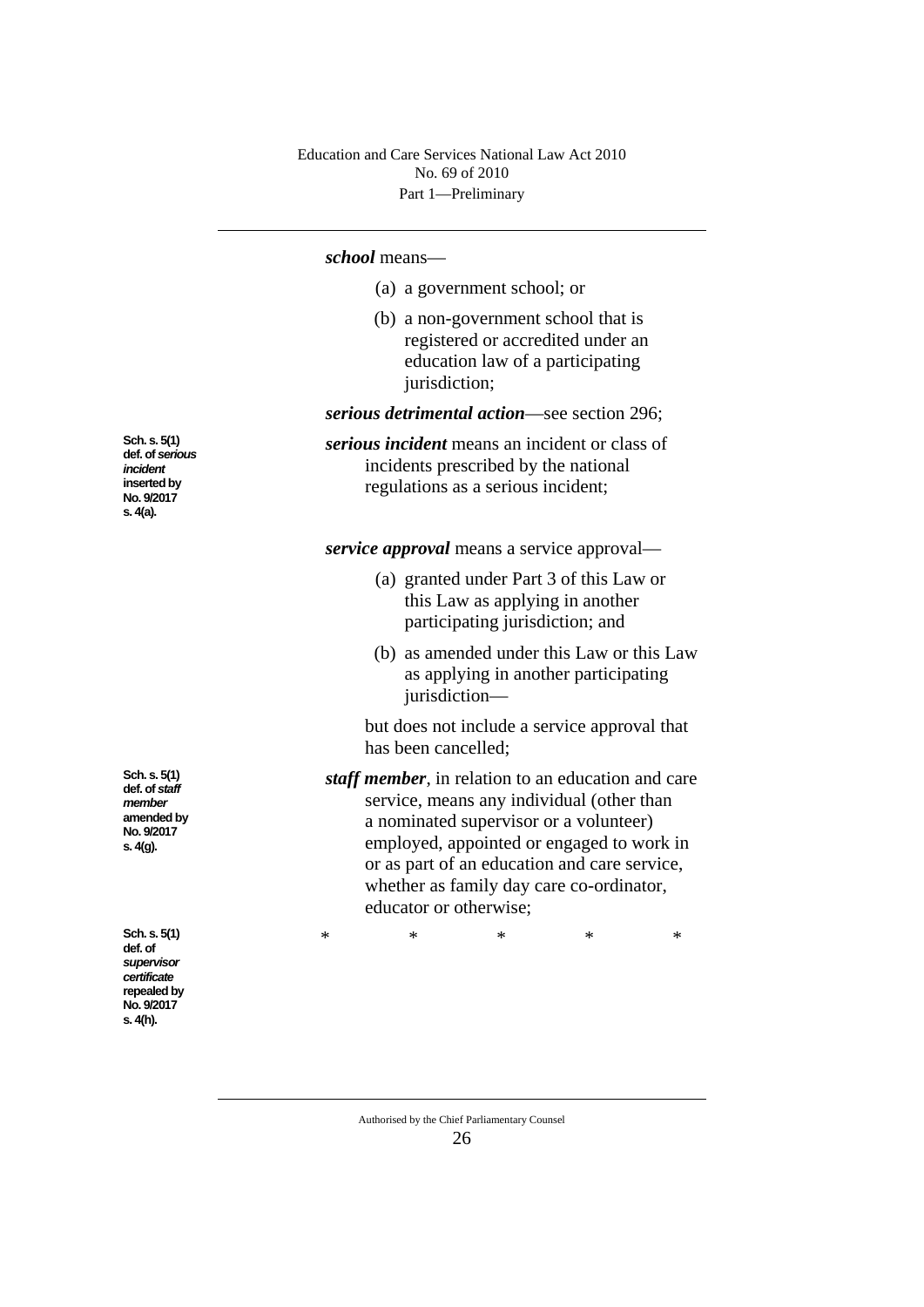***school*** means—

(a) a government school; or

(b) a non-government school that is registered or accredited under an education law of a participating jurisdiction;

***serious detrimental action***—see section 296;

Sch. s. 5(1) def. of *serious incident* inserted by No. 9/2017 s. 4(a).

***serious incident*** means an incident or class of incidents prescribed by the national regulations as a serious incident;

***service approval*** means a service approval—

(a) granted under Part 3 of this Law or this Law as applying in another participating jurisdiction; and

(b) as amended under this Law or this Law as applying in another participating jurisdiction—

but does not include a service approval that has been cancelled;

Sch. s. 5(1) def. of *staff member* amended by No. 9/2017 s. 4(g).

***staff member***, in relation to an education and care service, means any individual (other than a nominated supervisor or a volunteer) employed, appointed or engaged to work in or as part of an education and care service, whether as family day care co-ordinator, educator or otherwise;

Sch. s. 5(1) def. of *supervisor certificate* repealed by No. 9/2017 s. 4(h).

\*          \*          \*          \*          \*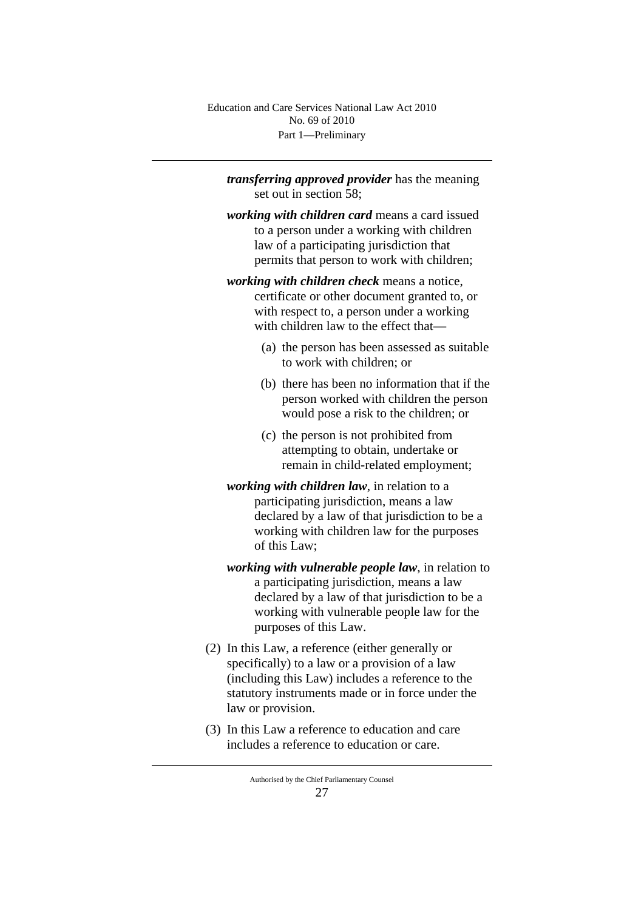***transferring approved provider*** has the meaning set out in section 58;

***working with children card*** means a card issued to a person under a working with children law of a participating jurisdiction that permits that person to work with children;

***working with children check*** means a notice, certificate or other document granted to, or with respect to, a person under a working with children law to the effect that—

(a) the person has been assessed as suitable to work with children; or

(b) there has been no information that if the person worked with children the person would pose a risk to the children; or

(c) the person is not prohibited from attempting to obtain, undertake or remain in child-related employment;

***working with children law***, in relation to a participating jurisdiction, means a law declared by a law of that jurisdiction to be a working with children law for the purposes of this Law;

***working with vulnerable people law***, in relation to a participating jurisdiction, means a law declared by a law of that jurisdiction to be a working with vulnerable people law for the purposes of this Law.

(2) In this Law, a reference (either generally or specifically) to a law or a provision of a law (including this Law) includes a reference to the statutory instruments made or in force under the law or provision.

(3) In this Law a reference to education and care includes a reference to education or care.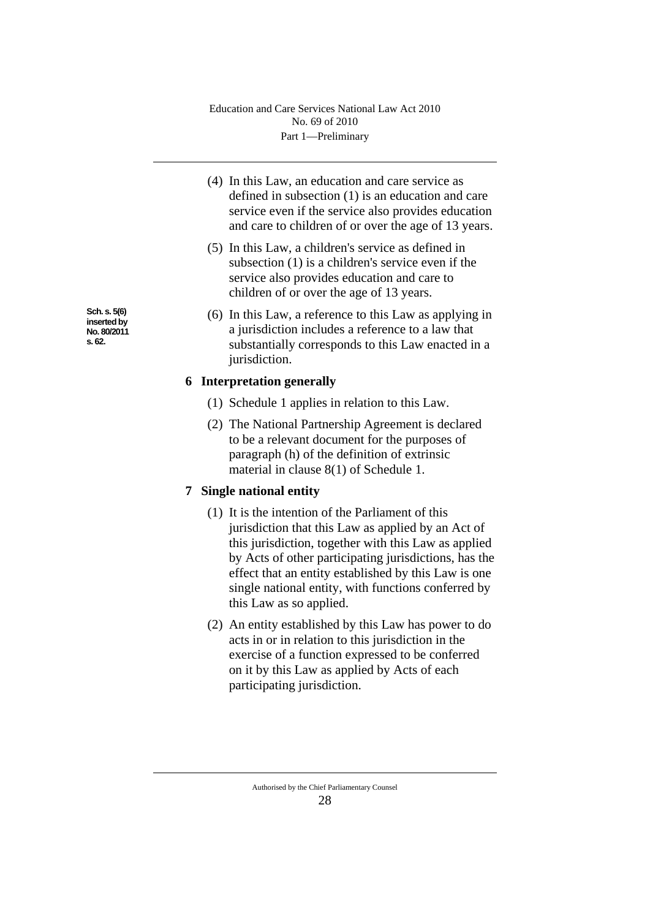(4) In this Law, an education and care service as defined in subsection (1) is an education and care service even if the service also provides education and care to children of or over the age of 13 years.

(5) In this Law, a children's service as defined in subsection (1) is a children's service even if the service also provides education and care to children of or over the age of 13 years.

Sch. s. 5(6) inserted by No. 80/2011 s. 62.

(6) In this Law, a reference to this Law as applying in a jurisdiction includes a reference to a law that substantially corresponds to this Law enacted in a jurisdiction.

### 6 Interpretation generally

(1) Schedule 1 applies in relation to this Law.

(2) The National Partnership Agreement is declared to be a relevant document for the purposes of paragraph (h) of the definition of extrinsic material in clause 8(1) of Schedule 1.

### 7 Single national entity

(1) It is the intention of the Parliament of this jurisdiction that this Law as applied by an Act of this jurisdiction, together with this Law as applied by Acts of other participating jurisdictions, has the effect that an entity established by this Law is one single national entity, with functions conferred by this Law as so applied.

(2) An entity established by this Law has power to do acts in or in relation to this jurisdiction in the exercise of a function expressed to be conferred on it by this Law as applied by Acts of each participating jurisdiction.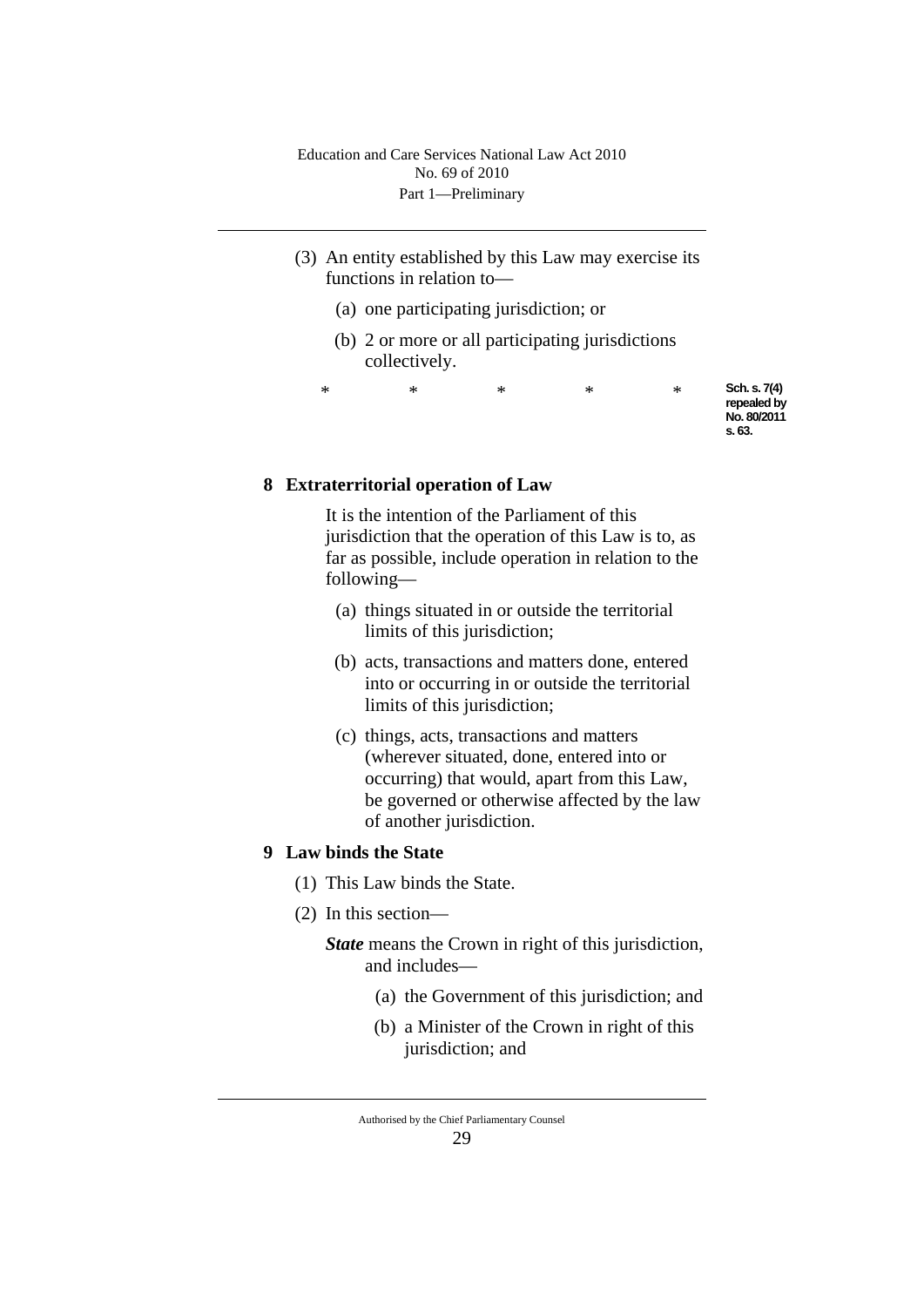(3) An entity established by this Law may exercise its functions in relation to—

(a) one participating jurisdiction; or

(b) 2 or more or all participating jurisdictions collectively.

\*    \*    \*    \*    \*

Sch. s. 7(4) repealed by No. 80/2011 s. 63.

## 8 Extraterritorial operation of Law

It is the intention of the Parliament of this jurisdiction that the operation of this Law is to, as far as possible, include operation in relation to the following—

(a) things situated in or outside the territorial limits of this jurisdiction;

(b) acts, transactions and matters done, entered into or occurring in or outside the territorial limits of this jurisdiction;

(c) things, acts, transactions and matters (wherever situated, done, entered into or occurring) that would, apart from this Law, be governed or otherwise affected by the law of another jurisdiction.

## 9 Law binds the State

(1) This Law binds the State.

(2) In this section—

***State*** means the Crown in right of this jurisdiction, and includes—

(a) the Government of this jurisdiction; and

(b) a Minister of the Crown in right of this jurisdiction; and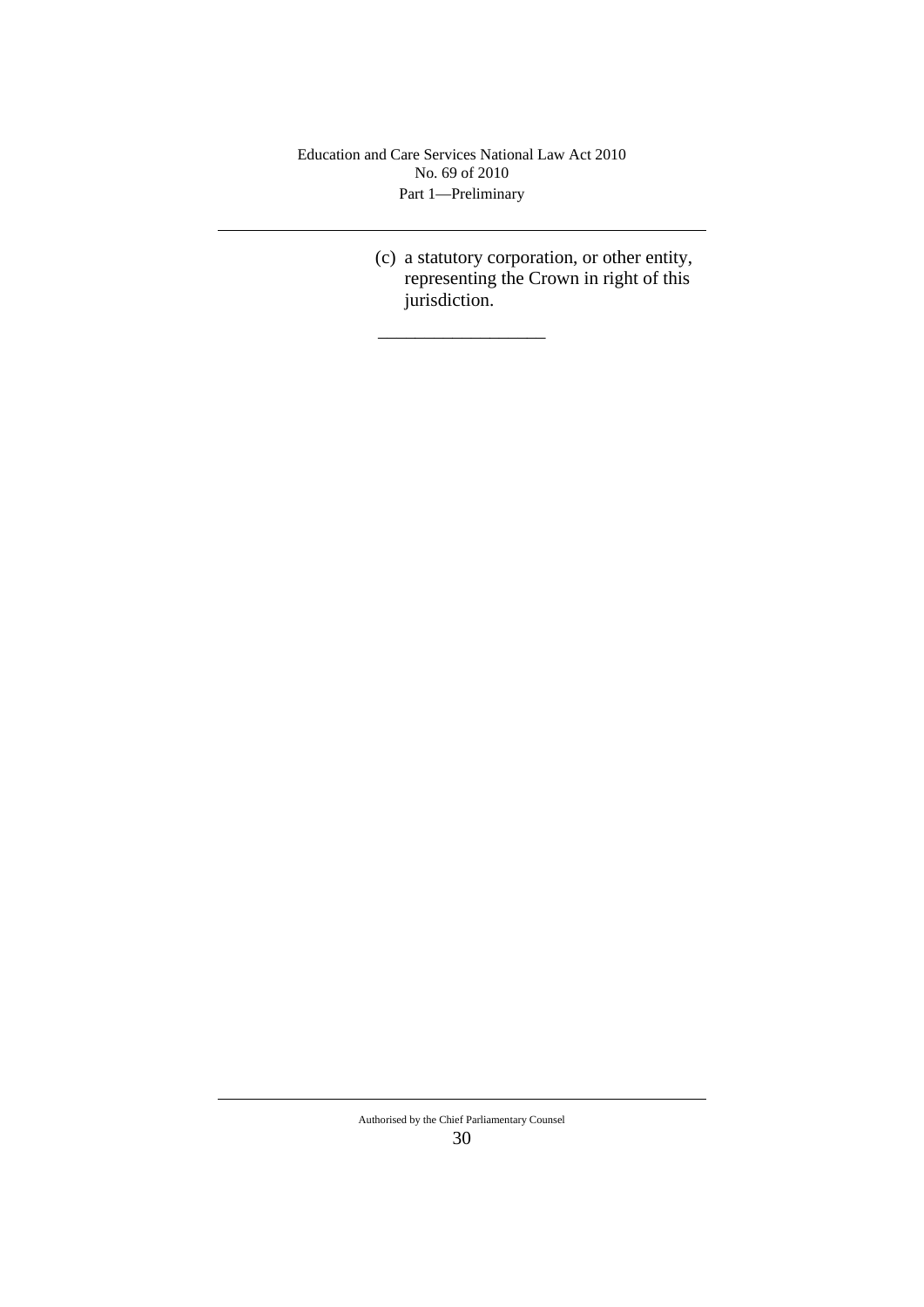(c) a statutory corporation, or other entity, representing the Crown in right of this jurisdiction.

__________________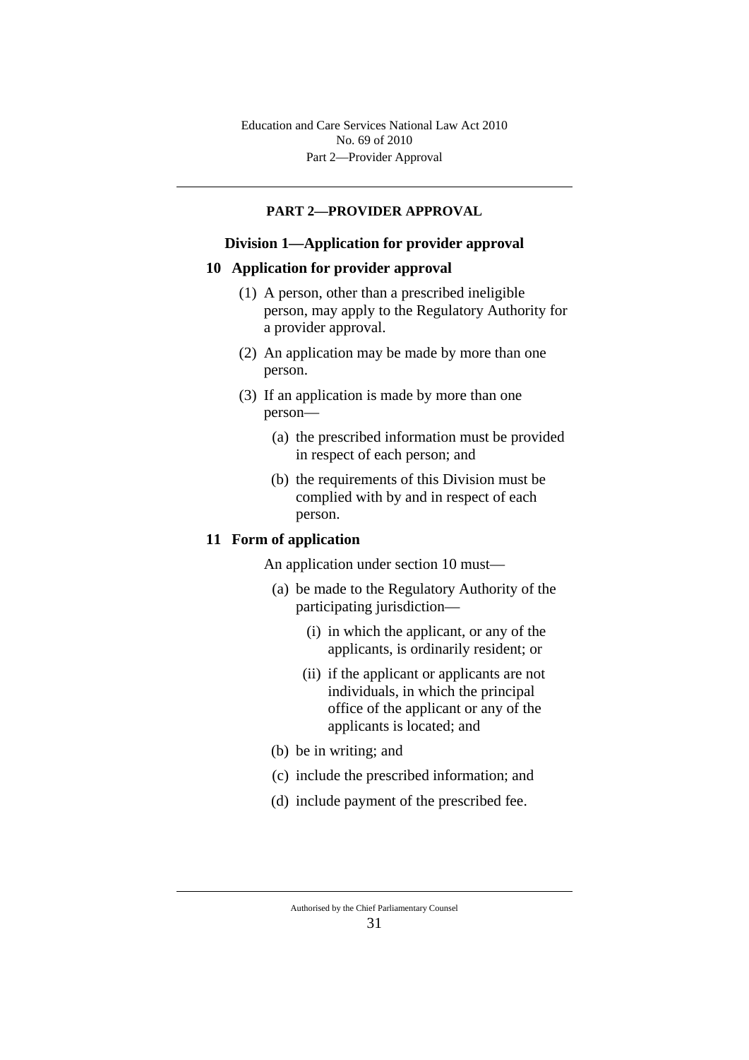## PART 2—PROVIDER APPROVAL

### Division 1—Application for provider approval

#### 10 Application for provider approval

(1) A person, other than a prescribed ineligible person, may apply to the Regulatory Authority for a provider approval.

(2) An application may be made by more than one person.

(3) If an application is made by more than one person—

(a) the prescribed information must be provided in respect of each person; and

(b) the requirements of this Division must be complied with by and in respect of each person.

#### 11 Form of application

An application under section 10 must—

(a) be made to the Regulatory Authority of the participating jurisdiction—

(i) in which the applicant, or any of the applicants, is ordinarily resident; or

(ii) if the applicant or applicants are not individuals, in which the principal office of the applicant or any of the applicants is located; and

(b) be in writing; and

(c) include the prescribed information; and

(d) include payment of the prescribed fee.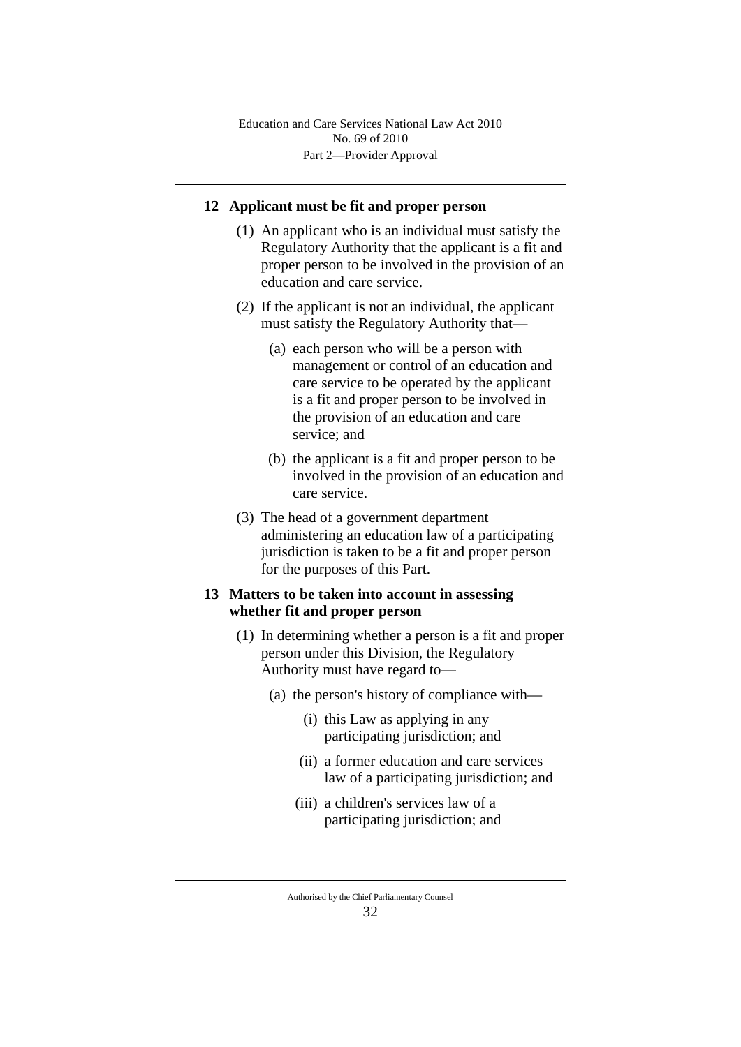## 12 Applicant must be fit and proper person

(1) An applicant who is an individual must satisfy the Regulatory Authority that the applicant is a fit and proper person to be involved in the provision of an education and care service.

(2) If the applicant is not an individual, the applicant must satisfy the Regulatory Authority that—

(a) each person who will be a person with management or control of an education and care service to be operated by the applicant is a fit and proper person to be involved in the provision of an education and care service; and

(b) the applicant is a fit and proper person to be involved in the provision of an education and care service.

(3) The head of a government department administering an education law of a participating jurisdiction is taken to be a fit and proper person for the purposes of this Part.

## 13 Matters to be taken into account in assessing whether fit and proper person

(1) In determining whether a person is a fit and proper person under this Division, the Regulatory Authority must have regard to—

(a) the person's history of compliance with—

(i) this Law as applying in any participating jurisdiction; and

(ii) a former education and care services law of a participating jurisdiction; and

(iii) a children's services law of a participating jurisdiction; and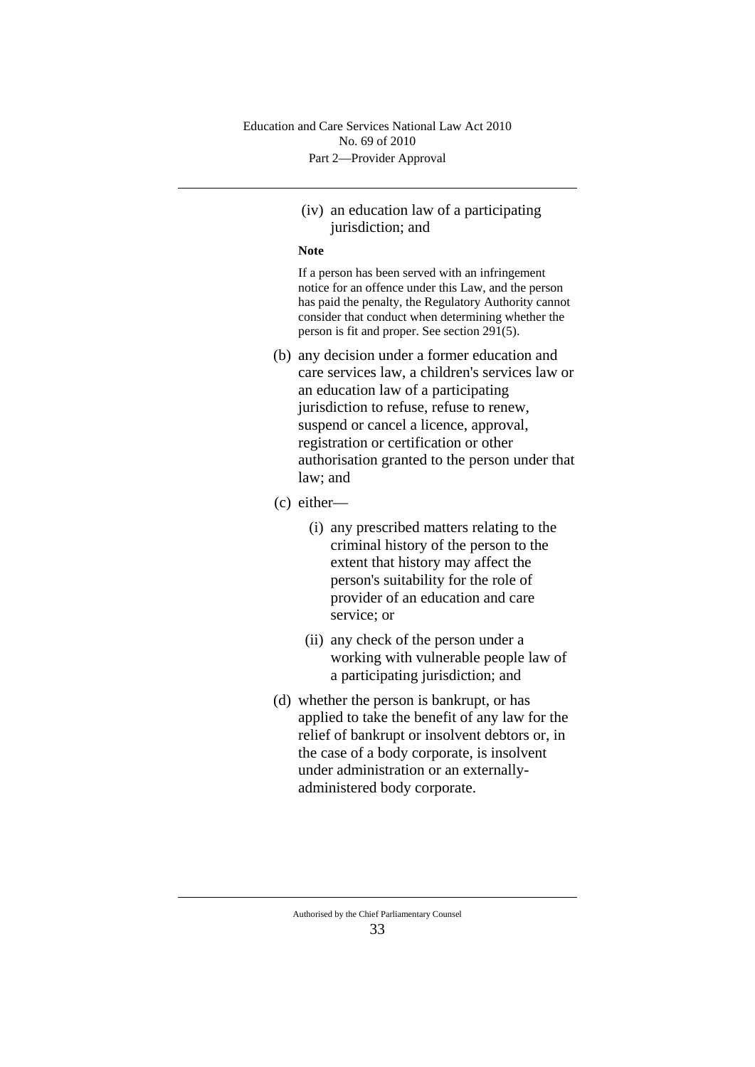(iv) an education law of a participating jurisdiction; and

**Note**

If a person has been served with an infringement notice for an offence under this Law, and the person has paid the penalty, the Regulatory Authority cannot consider that conduct when determining whether the person is fit and proper. See section 291(5).

(b) any decision under a former education and care services law, a children's services law or an education law of a participating jurisdiction to refuse, refuse to renew, suspend or cancel a licence, approval, registration or certification or other authorisation granted to the person under that law; and

(c) either—

(i) any prescribed matters relating to the criminal history of the person to the extent that history may affect the person's suitability for the role of provider of an education and care service; or

(ii) any check of the person under a working with vulnerable people law of a participating jurisdiction; and

(d) whether the person is bankrupt, or has applied to take the benefit of any law for the relief of bankrupt or insolvent debtors or, in the case of a body corporate, is insolvent under administration or an externally-administered body corporate.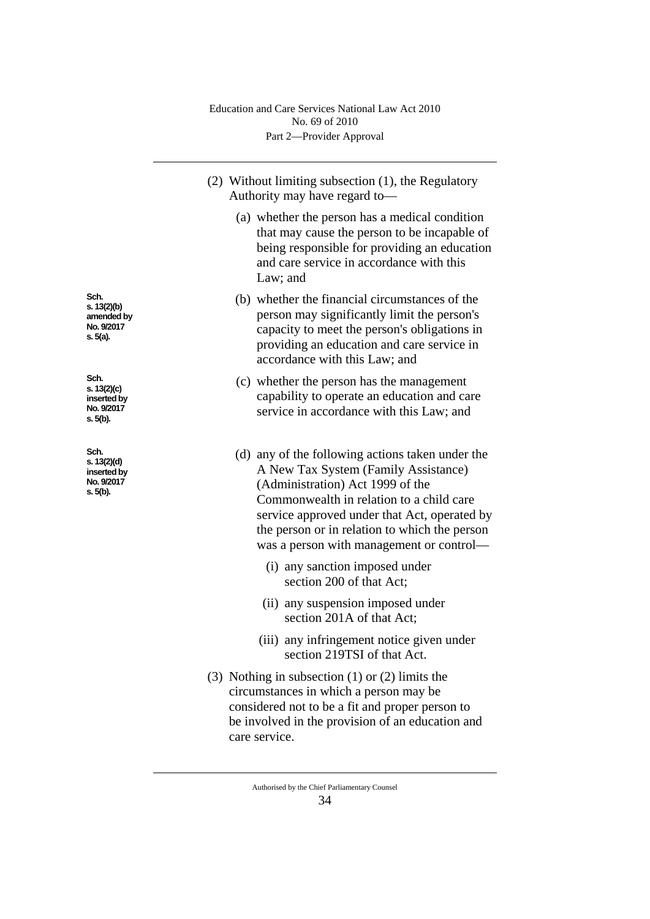(2) Without limiting subsection (1), the Regulatory Authority may have regard to—

(a) whether the person has a medical condition that may cause the person to be incapable of being responsible for providing an education and care service in accordance with this Law; and

Sch. s. 13(2)(b) amended by No. 9/2017 s. 5(a).

(b) whether the financial circumstances of the person may significantly limit the person's capacity to meet the person's obligations in providing an education and care service in accordance with this Law; and

Sch. s. 13(2)(c) inserted by No. 9/2017 s. 5(b).

(c) whether the person has the management capability to operate an education and care service in accordance with this Law; and

Sch. s. 13(2)(d) inserted by No. 9/2017 s. 5(b).

(d) any of the following actions taken under the A New Tax System (Family Assistance) (Administration) Act 1999 of the Commonwealth in relation to a child care service approved under that Act, operated by the person or in relation to which the person was a person with management or control—

(i) any sanction imposed under section 200 of that Act;

(ii) any suspension imposed under section 201A of that Act;

(iii) any infringement notice given under section 219TSI of that Act.

(3) Nothing in subsection (1) or (2) limits the circumstances in which a person may be considered not to be a fit and proper person to be involved in the provision of an education and care service.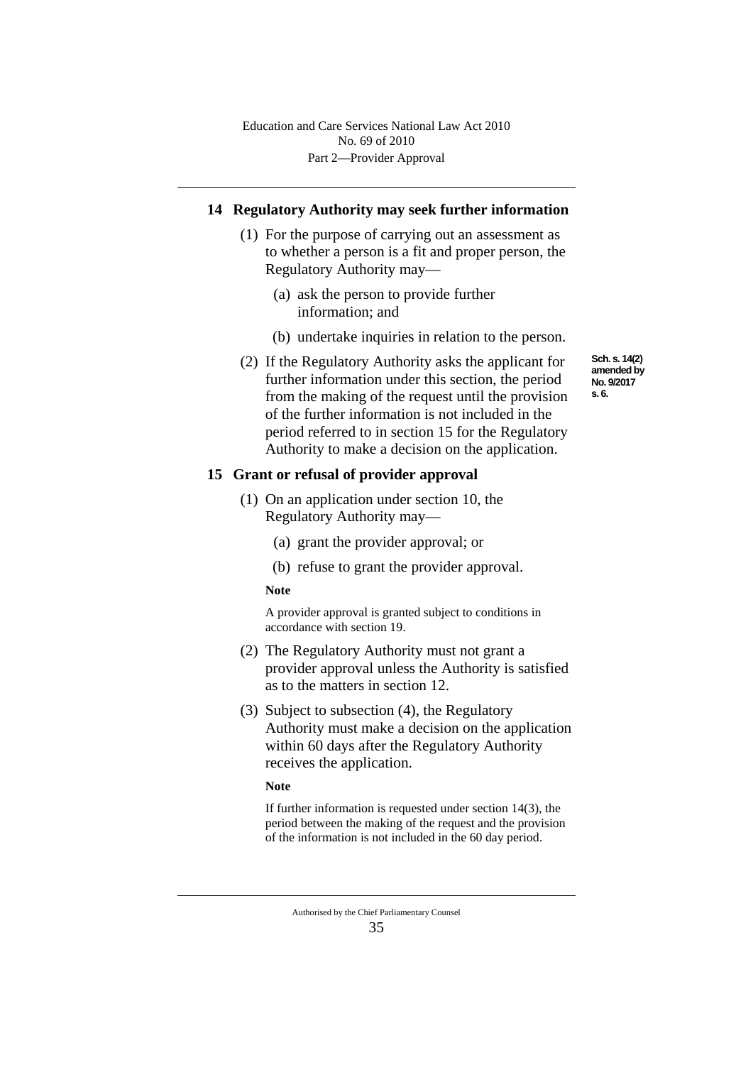## 14 Regulatory Authority may seek further information

(1) For the purpose of carrying out an assessment as to whether a person is a fit and proper person, the Regulatory Authority may—

(a) ask the person to provide further information; and

(b) undertake inquiries in relation to the person.

(2) If the Regulatory Authority asks the applicant for further information under this section, the period from the making of the request until the provision of the further information is not included in the period referred to in section 15 for the Regulatory Authority to make a decision on the application.

Sch. s. 14(2) amended by No. 9/2017 s. 6.

## 15 Grant or refusal of provider approval

(1) On an application under section 10, the Regulatory Authority may—

(a) grant the provider approval; or

(b) refuse to grant the provider approval.

**Note**

A provider approval is granted subject to conditions in accordance with section 19.

(2) The Regulatory Authority must not grant a provider approval unless the Authority is satisfied as to the matters in section 12.

(3) Subject to subsection (4), the Regulatory Authority must make a decision on the application within 60 days after the Regulatory Authority receives the application.

**Note**

If further information is requested under section 14(3), the period between the making of the request and the provision of the information is not included in the 60 day period.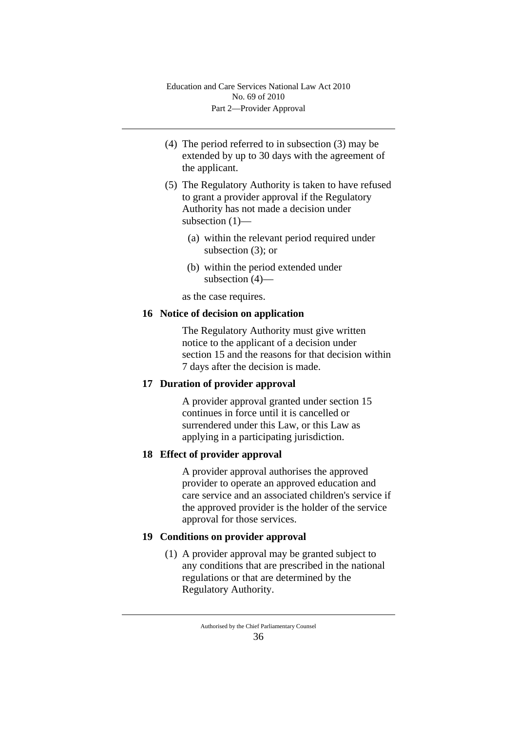(4) The period referred to in subsection (3) may be extended by up to 30 days with the agreement of the applicant.

(5) The Regulatory Authority is taken to have refused to grant a provider approval if the Regulatory Authority has not made a decision under subsection (1)—

(a) within the relevant period required under subsection (3); or

(b) within the period extended under subsection (4)—

as the case requires.

### 16 Notice of decision on application

The Regulatory Authority must give written notice to the applicant of a decision under section 15 and the reasons for that decision within 7 days after the decision is made.

### 17 Duration of provider approval

A provider approval granted under section 15 continues in force until it is cancelled or surrendered under this Law, or this Law as applying in a participating jurisdiction.

### 18 Effect of provider approval

A provider approval authorises the approved provider to operate an approved education and care service and an associated children's service if the approved provider is the holder of the service approval for those services.

### 19 Conditions on provider approval

(1) A provider approval may be granted subject to any conditions that are prescribed in the national regulations or that are determined by the Regulatory Authority.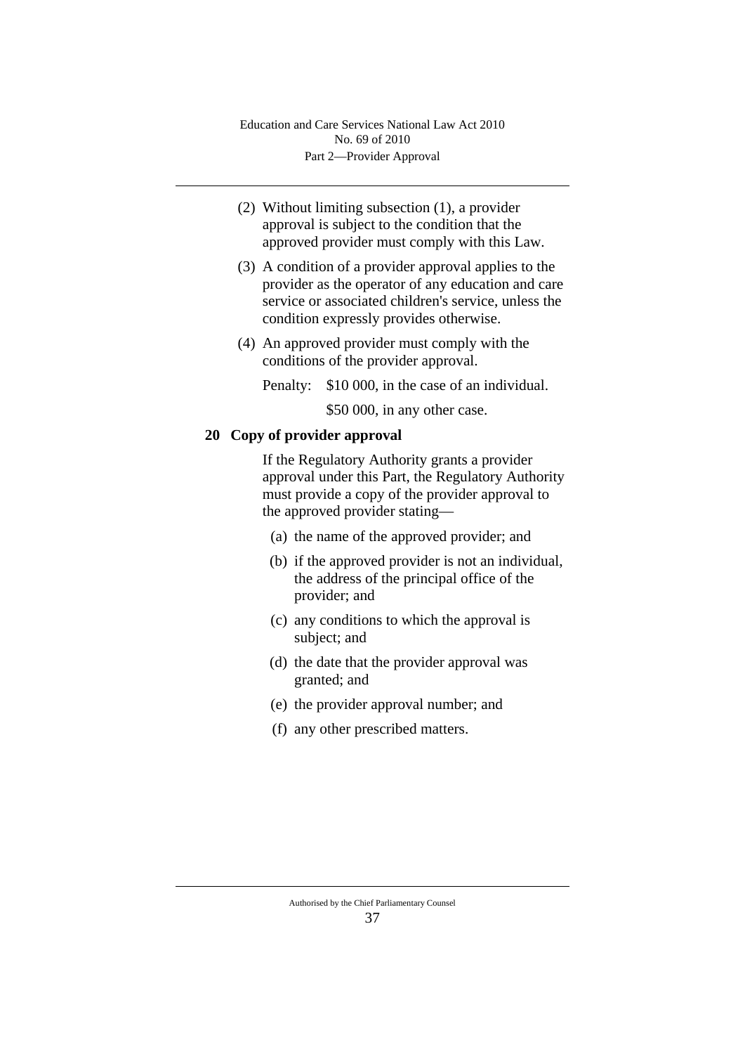(2) Without limiting subsection (1), a provider approval is subject to the condition that the approved provider must comply with this Law.

(3) A condition of a provider approval applies to the provider as the operator of any education and care service or associated children's service, unless the condition expressly provides otherwise.

(4) An approved provider must comply with the conditions of the provider approval.

Penalty: $10 000, in the case of an individual.

$50 000, in any other case.

**20 Copy of provider approval**

If the Regulatory Authority grants a provider approval under this Part, the Regulatory Authority must provide a copy of the provider approval to the approved provider stating—

(a) the name of the approved provider; and

(b) if the approved provider is not an individual, the address of the principal office of the provider; and

(c) any conditions to which the approval is subject; and

(d) the date that the provider approval was granted; and

(e) the provider approval number; and

(f) any other prescribed matters.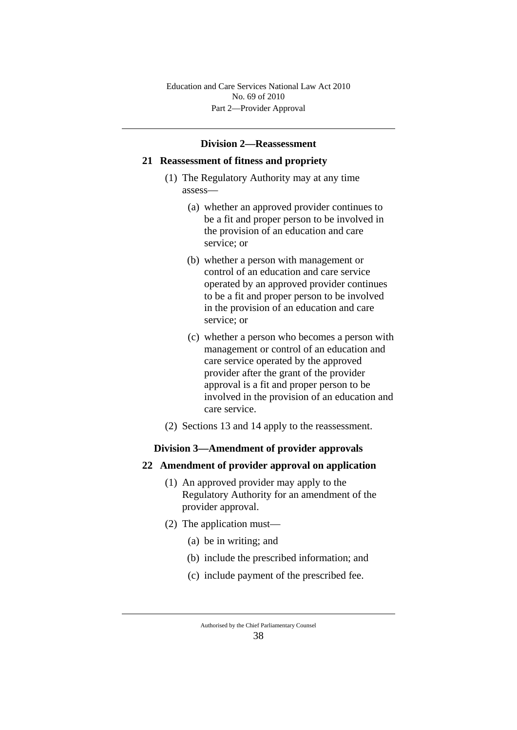## Division 2—Reassessment

### 21 Reassessment of fitness and propriety

(1) The Regulatory Authority may at any time assess—

(a) whether an approved provider continues to be a fit and proper person to be involved in the provision of an education and care service; or

(b) whether a person with management or control of an education and care service operated by an approved provider continues to be a fit and proper person to be involved in the provision of an education and care service; or

(c) whether a person who becomes a person with management or control of an education and care service operated by the approved provider after the grant of the provider approval is a fit and proper person to be involved in the provision of an education and care service.

(2) Sections 13 and 14 apply to the reassessment.

## Division 3—Amendment of provider approvals

### 22 Amendment of provider approval on application

(1) An approved provider may apply to the Regulatory Authority for an amendment of the provider approval.

(2) The application must—

(a) be in writing; and

(b) include the prescribed information; and

(c) include payment of the prescribed fee.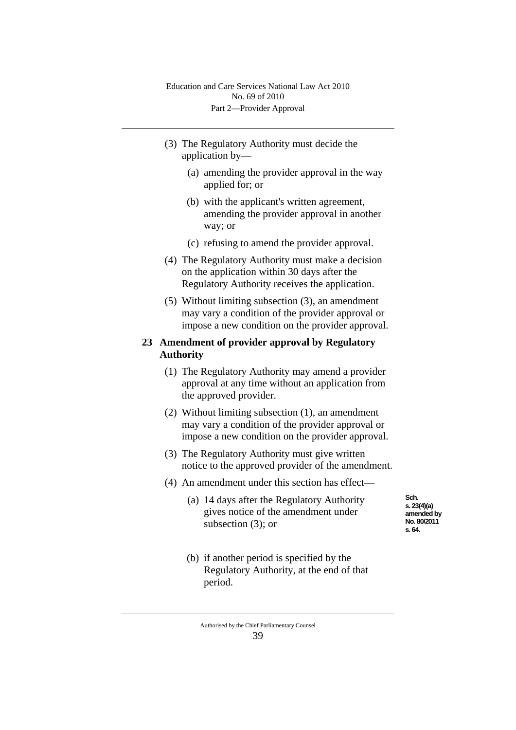(3) The Regulatory Authority must decide the application by—

(a) amending the provider approval in the way applied for; or

(b) with the applicant's written agreement, amending the provider approval in another way; or

(c) refusing to amend the provider approval.

(4) The Regulatory Authority must make a decision on the application within 30 days after the Regulatory Authority receives the application.

(5) Without limiting subsection (3), an amendment may vary a condition of the provider approval or impose a new condition on the provider approval.

## 23 Amendment of provider approval by Regulatory Authority

(1) The Regulatory Authority may amend a provider approval at any time without an application from the approved provider.

(2) Without limiting subsection (1), an amendment may vary a condition of the provider approval or impose a new condition on the provider approval.

(3) The Regulatory Authority must give written notice to the approved provider of the amendment.

(4) An amendment under this section has effect—

(a) 14 days after the Regulatory Authority gives notice of the amendment under subsection (3); or

Sch. s. 23(4)(a) amended by No. 80/2011 s. 64.

(b) if another period is specified by the Regulatory Authority, at the end of that period.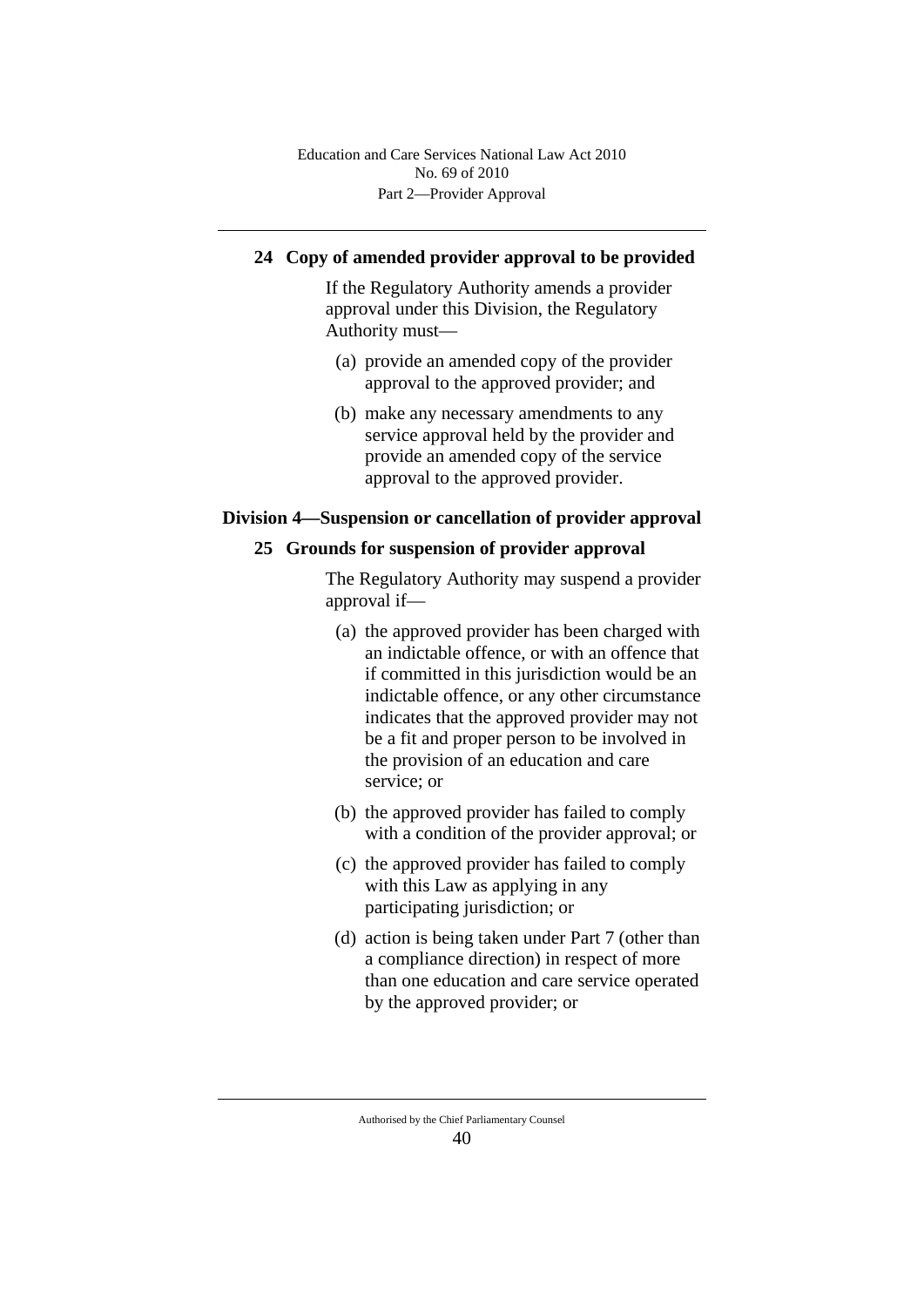### 24 Copy of amended provider approval to be provided

If the Regulatory Authority amends a provider approval under this Division, the Regulatory Authority must—

(a) provide an amended copy of the provider approval to the approved provider; and

(b) make any necessary amendments to any service approval held by the provider and provide an amended copy of the service approval to the approved provider.

## Division 4—Suspension or cancellation of provider approval

### 25 Grounds for suspension of provider approval

The Regulatory Authority may suspend a provider approval if—

(a) the approved provider has been charged with an indictable offence, or with an offence that if committed in this jurisdiction would be an indictable offence, or any other circumstance indicates that the approved provider may not be a fit and proper person to be involved in the provision of an education and care service; or

(b) the approved provider has failed to comply with a condition of the provider approval; or

(c) the approved provider has failed to comply with this Law as applying in any participating jurisdiction; or

(d) action is being taken under Part 7 (other than a compliance direction) in respect of more than one education and care service operated by the approved provider; or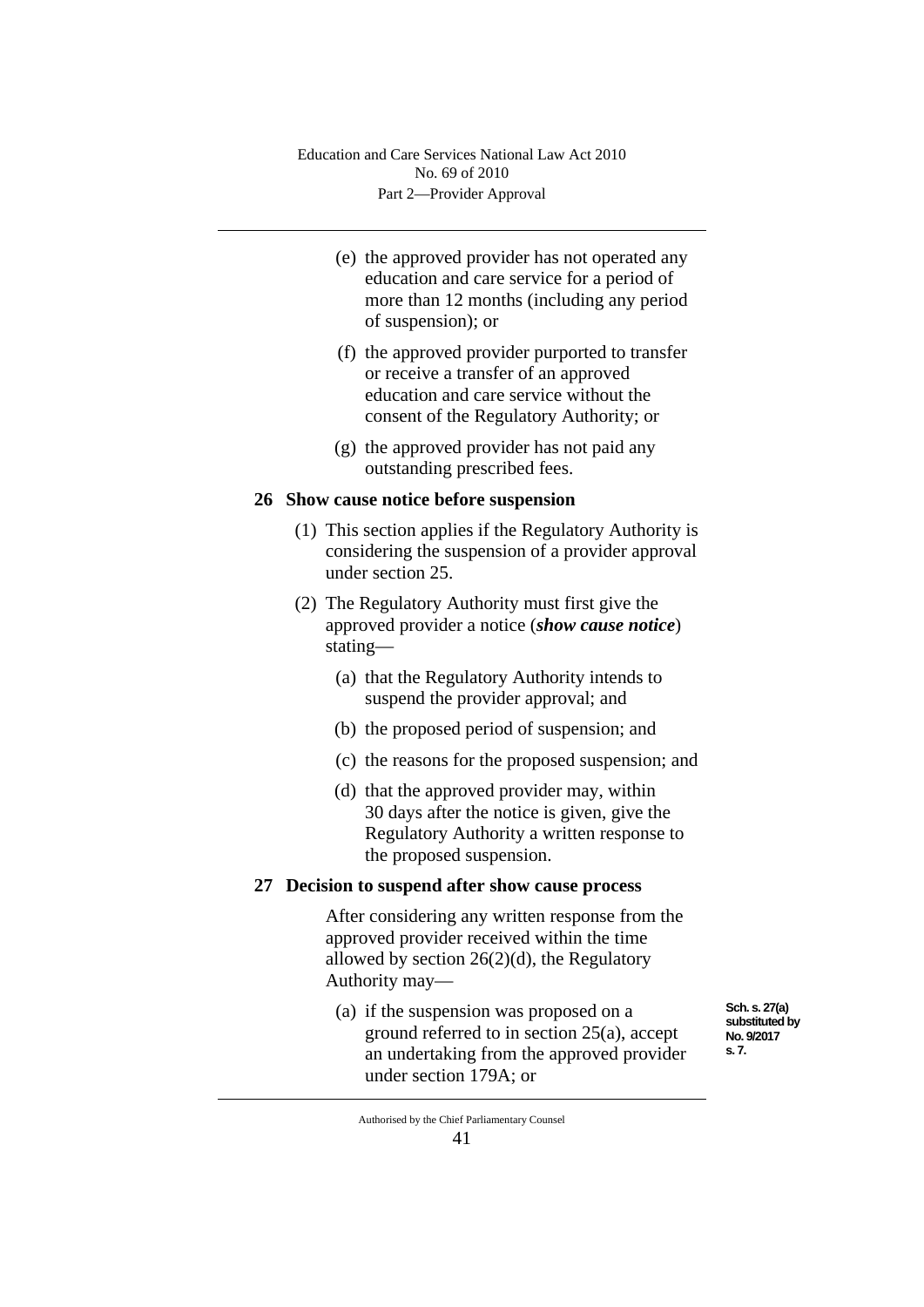(e) the approved provider has not operated any education and care service for a period of more than 12 months (including any period of suspension); or

(f) the approved provider purported to transfer or receive a transfer of an approved education and care service without the consent of the Regulatory Authority; or

(g) the approved provider has not paid any outstanding prescribed fees.

### 26 Show cause notice before suspension

(1) This section applies if the Regulatory Authority is considering the suspension of a provider approval under section 25.

(2) The Regulatory Authority must first give the approved provider a notice (***show cause notice***) stating—

(a) that the Regulatory Authority intends to suspend the provider approval; and

(b) the proposed period of suspension; and

(c) the reasons for the proposed suspension; and

(d) that the approved provider may, within 30 days after the notice is given, give the Regulatory Authority a written response to the proposed suspension.

### 27 Decision to suspend after show cause process

After considering any written response from the approved provider received within the time allowed by section 26(2)(d), the Regulatory Authority may—

(a) if the suspension was proposed on a ground referred to in section 25(a), accept an undertaking from the approved provider under section 179A; or

Sch. s. 27(a) substituted by No. 9/2017 s. 7.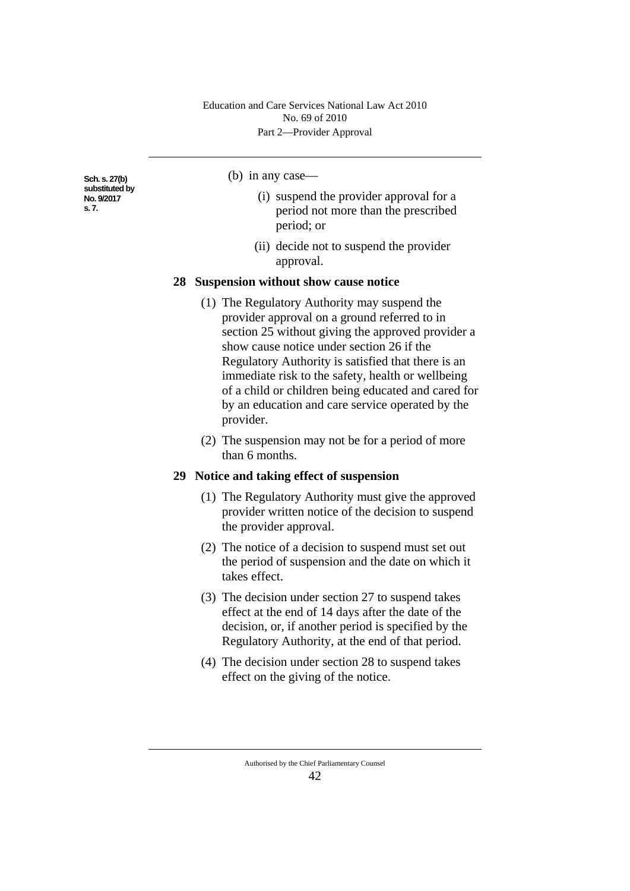Sch. s. 27(b) substituted by No. 9/2017 s. 7.

(b) in any case—

(i) suspend the provider approval for a period not more than the prescribed period; or

(ii) decide not to suspend the provider approval.

## 28 Suspension without show cause notice

(1) The Regulatory Authority may suspend the provider approval on a ground referred to in section 25 without giving the approved provider a show cause notice under section 26 if the Regulatory Authority is satisfied that there is an immediate risk to the safety, health or wellbeing of a child or children being educated and cared for by an education and care service operated by the provider.

(2) The suspension may not be for a period of more than 6 months.

## 29 Notice and taking effect of suspension

(1) The Regulatory Authority must give the approved provider written notice of the decision to suspend the provider approval.

(2) The notice of a decision to suspend must set out the period of suspension and the date on which it takes effect.

(3) The decision under section 27 to suspend takes effect at the end of 14 days after the date of the decision, or, if another period is specified by the Regulatory Authority, at the end of that period.

(4) The decision under section 28 to suspend takes effect on the giving of the notice.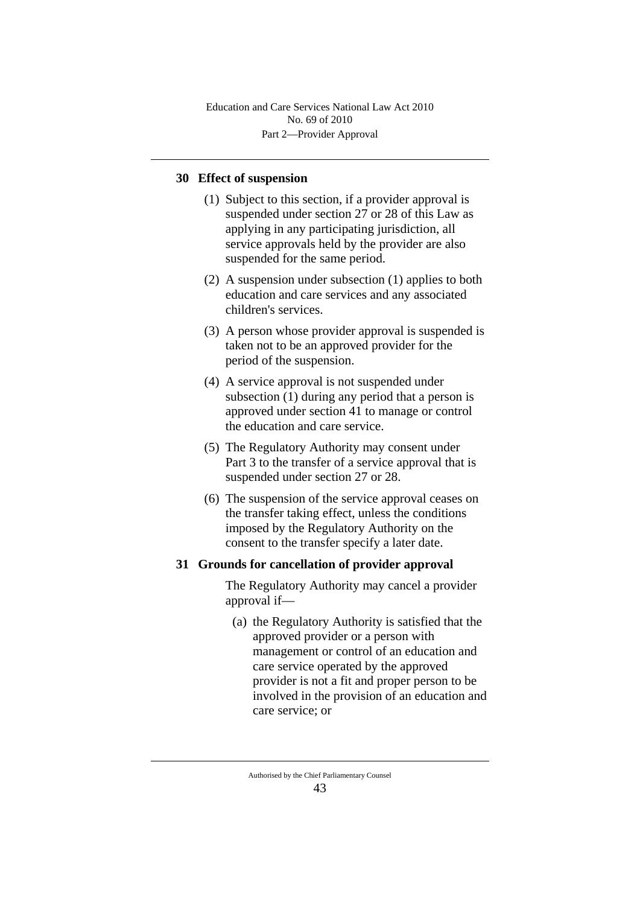## 30 Effect of suspension

(1) Subject to this section, if a provider approval is suspended under section 27 or 28 of this Law as applying in any participating jurisdiction, all service approvals held by the provider are also suspended for the same period.

(2) A suspension under subsection (1) applies to both education and care services and any associated children's services.

(3) A person whose provider approval is suspended is taken not to be an approved provider for the period of the suspension.

(4) A service approval is not suspended under subsection (1) during any period that a person is approved under section 41 to manage or control the education and care service.

(5) The Regulatory Authority may consent under Part 3 to the transfer of a service approval that is suspended under section 27 or 28.

(6) The suspension of the service approval ceases on the transfer taking effect, unless the conditions imposed by the Regulatory Authority on the consent to the transfer specify a later date.

## 31 Grounds for cancellation of provider approval

The Regulatory Authority may cancel a provider approval if—

(a) the Regulatory Authority is satisfied that the approved provider or a person with management or control of an education and care service operated by the approved provider is not a fit and proper person to be involved in the provision of an education and care service; or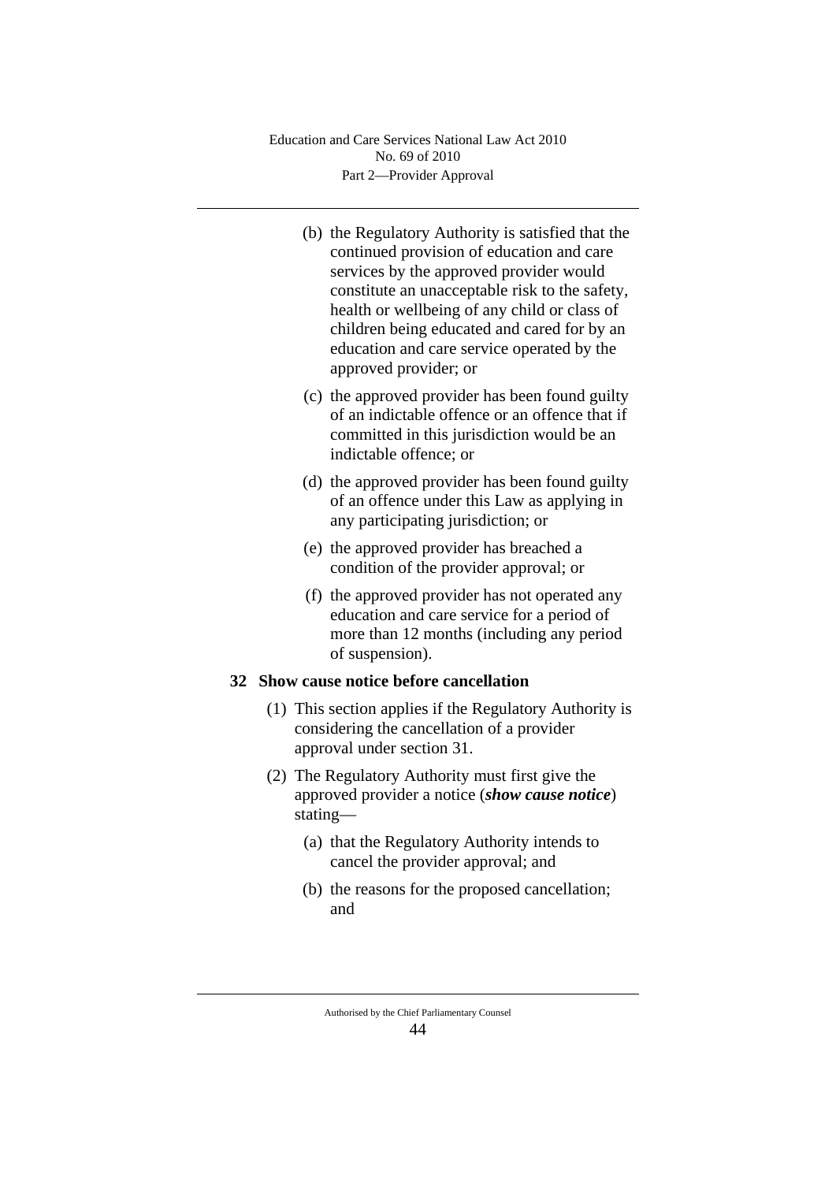(b) the Regulatory Authority is satisfied that the continued provision of education and care services by the approved provider would constitute an unacceptable risk to the safety, health or wellbeing of any child or class of children being educated and cared for by an education and care service operated by the approved provider; or

(c) the approved provider has been found guilty of an indictable offence or an offence that if committed in this jurisdiction would be an indictable offence; or

(d) the approved provider has been found guilty of an offence under this Law as applying in any participating jurisdiction; or

(e) the approved provider has breached a condition of the provider approval; or

(f) the approved provider has not operated any education and care service for a period of more than 12 months (including any period of suspension).

### 32 Show cause notice before cancellation

(1) This section applies if the Regulatory Authority is considering the cancellation of a provider approval under section 31.

(2) The Regulatory Authority must first give the approved provider a notice (***show cause notice***) stating—

(a) that the Regulatory Authority intends to cancel the provider approval; and

(b) the reasons for the proposed cancellation; and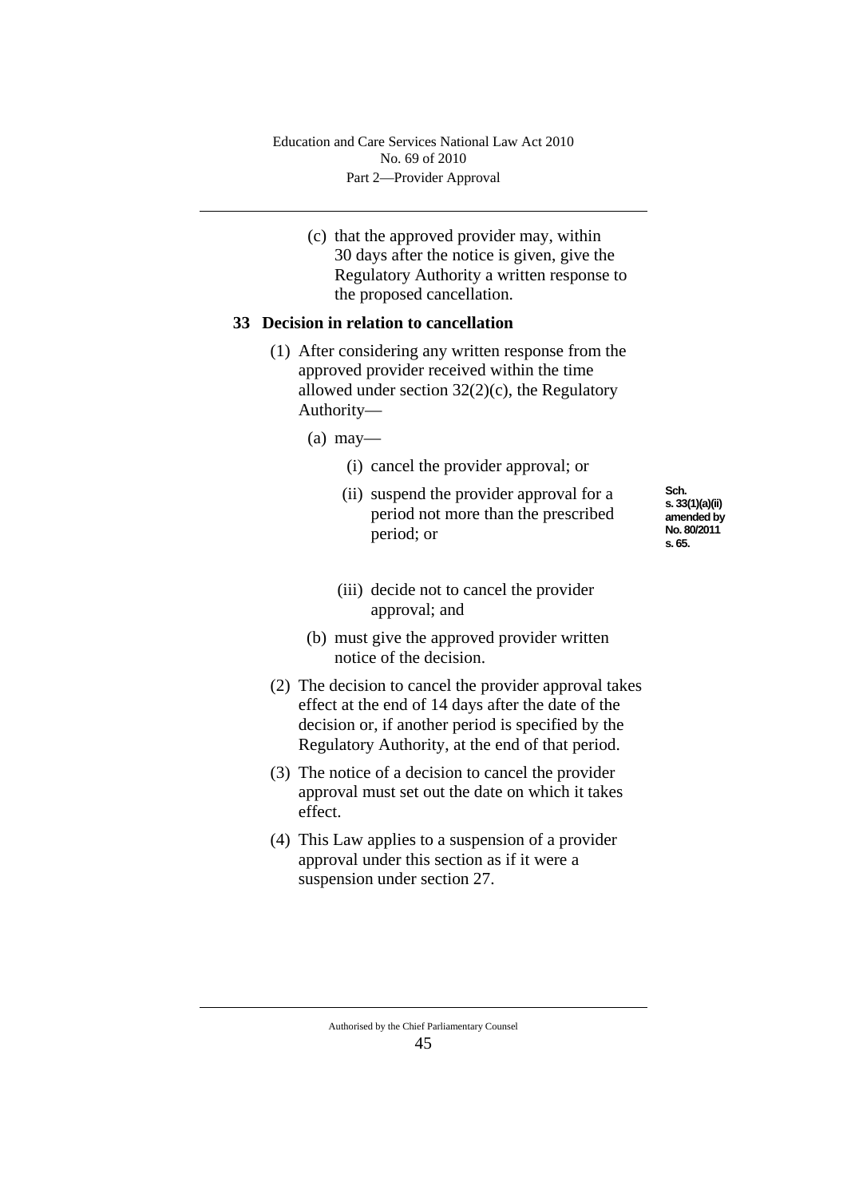(c) that the approved provider may, within 30 days after the notice is given, give the Regulatory Authority a written response to the proposed cancellation.

**33 Decision in relation to cancellation**

(1) After considering any written response from the approved provider received within the time allowed under section 32(2)(c), the Regulatory Authority—

(a) may—

(i) cancel the provider approval; or

(ii) suspend the provider approval for a period not more than the prescribed period; or

Sch. s. 33(1)(a)(ii) amended by No. 80/2011 s. 65.

(iii) decide not to cancel the provider approval; and

(b) must give the approved provider written notice of the decision.

(2) The decision to cancel the provider approval takes effect at the end of 14 days after the date of the decision or, if another period is specified by the Regulatory Authority, at the end of that period.

(3) The notice of a decision to cancel the provider approval must set out the date on which it takes effect.

(4) This Law applies to a suspension of a provider approval under this section as if it were a suspension under section 27.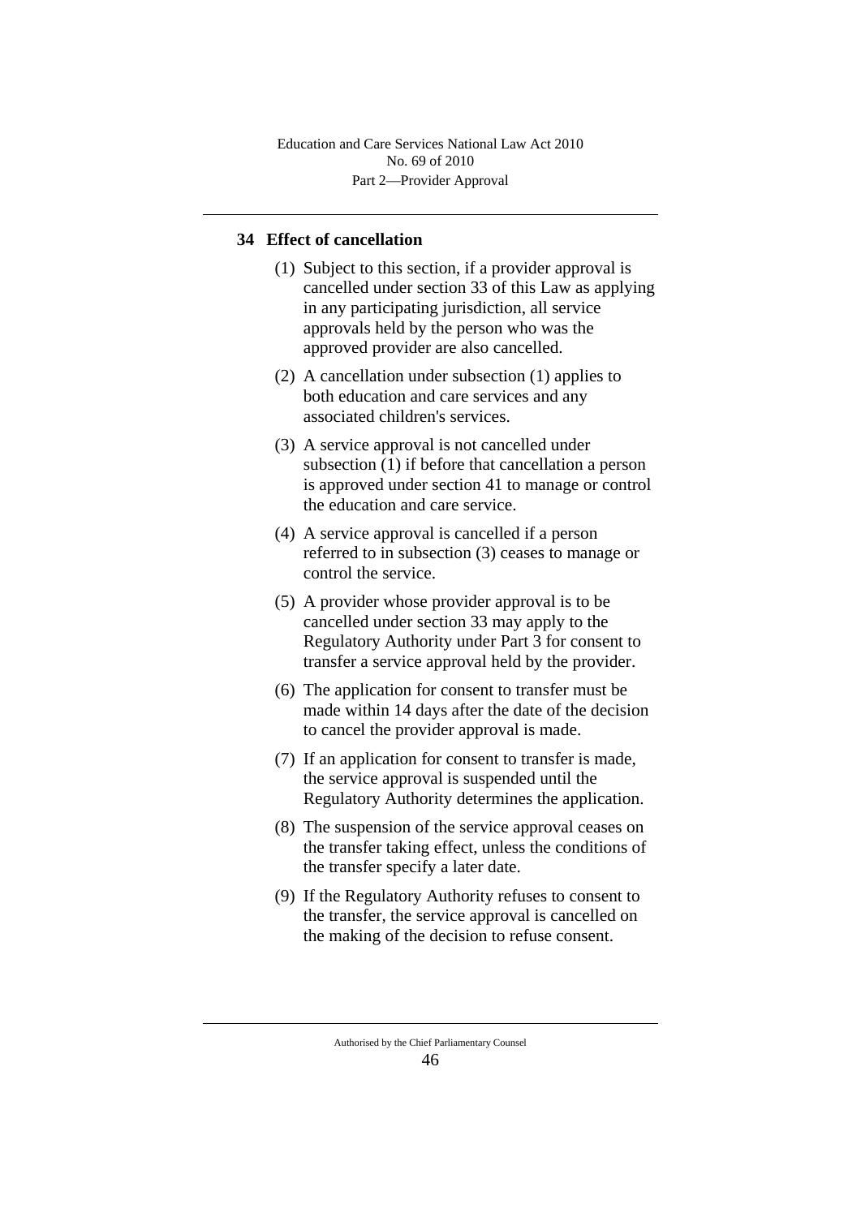## 34 Effect of cancellation

(1) Subject to this section, if a provider approval is cancelled under section 33 of this Law as applying in any participating jurisdiction, all service approvals held by the person who was the approved provider are also cancelled.

(2) A cancellation under subsection (1) applies to both education and care services and any associated children's services.

(3) A service approval is not cancelled under subsection (1) if before that cancellation a person is approved under section 41 to manage or control the education and care service.

(4) A service approval is cancelled if a person referred to in subsection (3) ceases to manage or control the service.

(5) A provider whose provider approval is to be cancelled under section 33 may apply to the Regulatory Authority under Part 3 for consent to transfer a service approval held by the provider.

(6) The application for consent to transfer must be made within 14 days after the date of the decision to cancel the provider approval is made.

(7) If an application for consent to transfer is made, the service approval is suspended until the Regulatory Authority determines the application.

(8) The suspension of the service approval ceases on the transfer taking effect, unless the conditions of the transfer specify a later date.

(9) If the Regulatory Authority refuses to consent to the transfer, the service approval is cancelled on the making of the decision to refuse consent.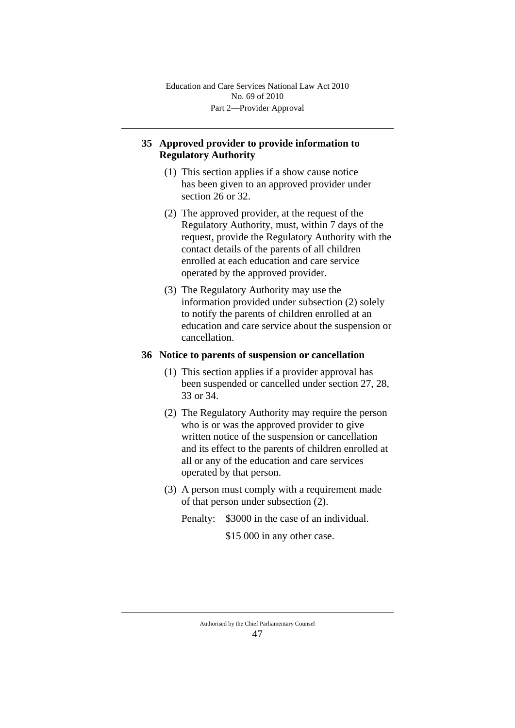## 35 Approved provider to provide information to Regulatory Authority

(1) This section applies if a show cause notice has been given to an approved provider under section 26 or 32.

(2) The approved provider, at the request of the Regulatory Authority, must, within 7 days of the request, provide the Regulatory Authority with the contact details of the parents of all children enrolled at each education and care service operated by the approved provider.

(3) The Regulatory Authority may use the information provided under subsection (2) solely to notify the parents of children enrolled at an education and care service about the suspension or cancellation.

## 36 Notice to parents of suspension or cancellation

(1) This section applies if a provider approval has been suspended or cancelled under section 27, 28, 33 or 34.

(2) The Regulatory Authority may require the person who is or was the approved provider to give written notice of the suspension or cancellation and its effect to the parents of children enrolled at all or any of the education and care services operated by that person.

(3) A person must comply with a requirement made of that person under subsection (2).

Penalty: $3000 in the case of an individual.

$15 000 in any other case.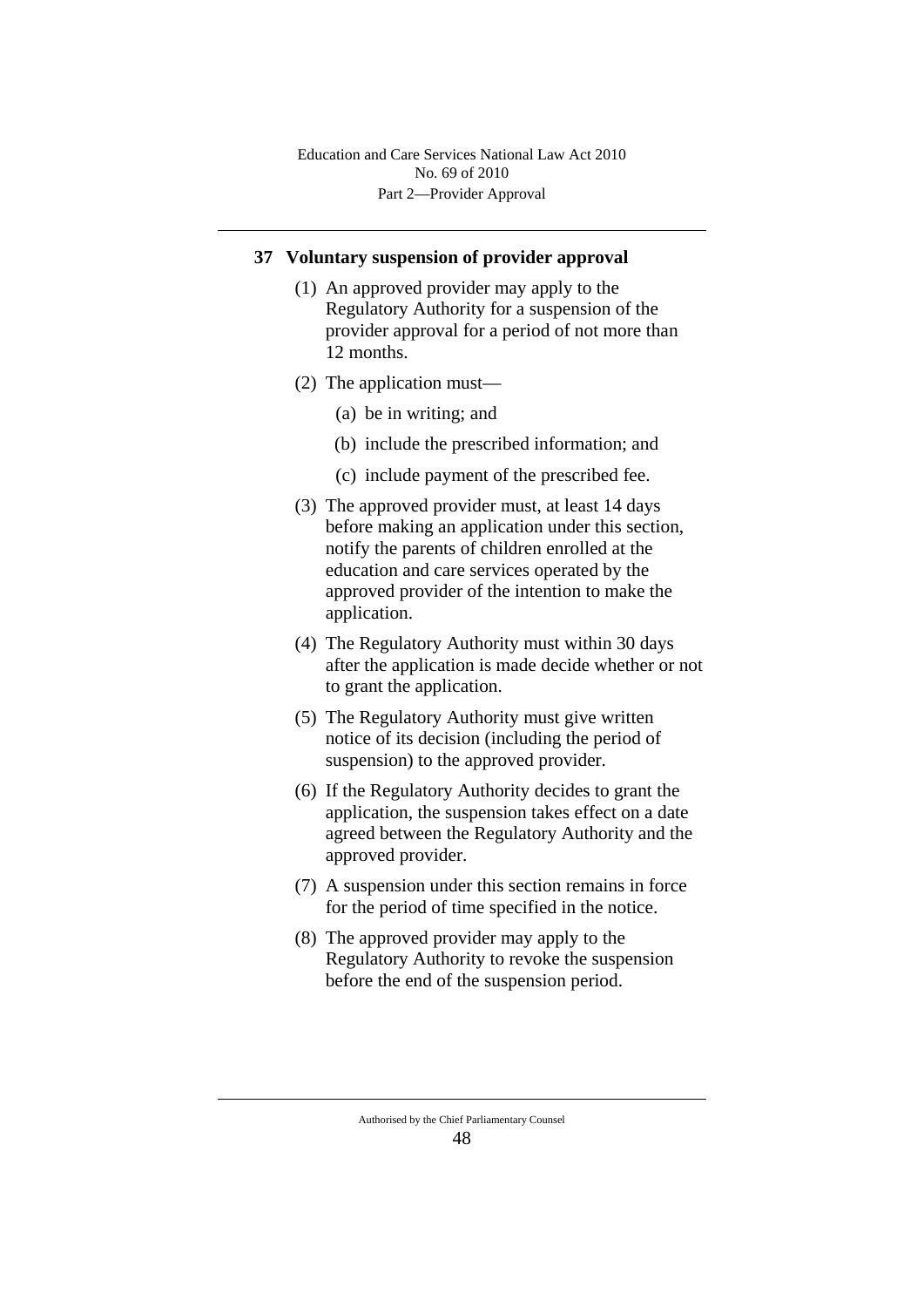## 37 Voluntary suspension of provider approval

(1) An approved provider may apply to the Regulatory Authority for a suspension of the provider approval for a period of not more than 12 months.

(2) The application must—

(a) be in writing; and

(b) include the prescribed information; and

(c) include payment of the prescribed fee.

(3) The approved provider must, at least 14 days before making an application under this section, notify the parents of children enrolled at the education and care services operated by the approved provider of the intention to make the application.

(4) The Regulatory Authority must within 30 days after the application is made decide whether or not to grant the application.

(5) The Regulatory Authority must give written notice of its decision (including the period of suspension) to the approved provider.

(6) If the Regulatory Authority decides to grant the application, the suspension takes effect on a date agreed between the Regulatory Authority and the approved provider.

(7) A suspension under this section remains in force for the period of time specified in the notice.

(8) The approved provider may apply to the Regulatory Authority to revoke the suspension before the end of the suspension period.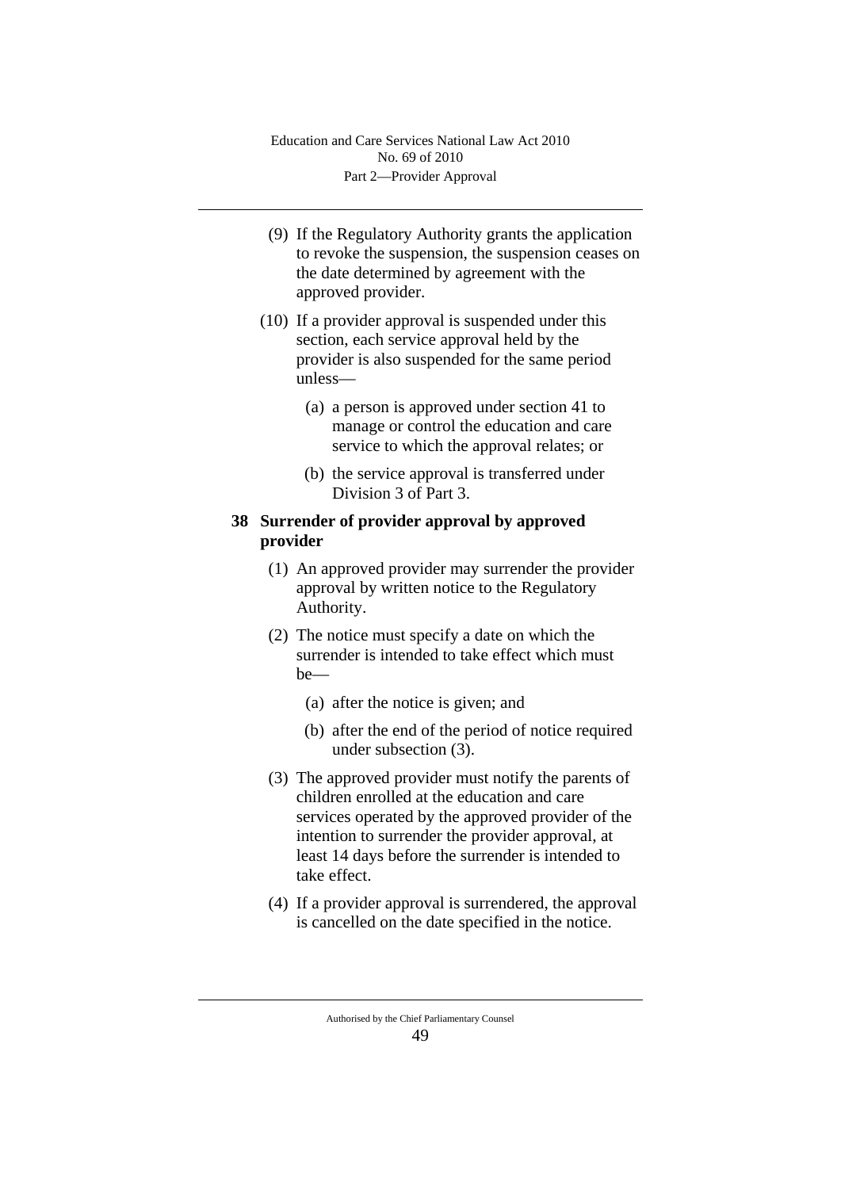(9) If the Regulatory Authority grants the application to revoke the suspension, the suspension ceases on the date determined by agreement with the approved provider.

(10) If a provider approval is suspended under this section, each service approval held by the provider is also suspended for the same period unless—

(a) a person is approved under section 41 to manage or control the education and care service to which the approval relates; or

(b) the service approval is transferred under Division 3 of Part 3.

### 38 Surrender of provider approval by approved provider

(1) An approved provider may surrender the provider approval by written notice to the Regulatory Authority.

(2) The notice must specify a date on which the surrender is intended to take effect which must be—

(a) after the notice is given; and

(b) after the end of the period of notice required under subsection (3).

(3) The approved provider must notify the parents of children enrolled at the education and care services operated by the approved provider of the intention to surrender the provider approval, at least 14 days before the surrender is intended to take effect.

(4) If a provider approval is surrendered, the approval is cancelled on the date specified in the notice.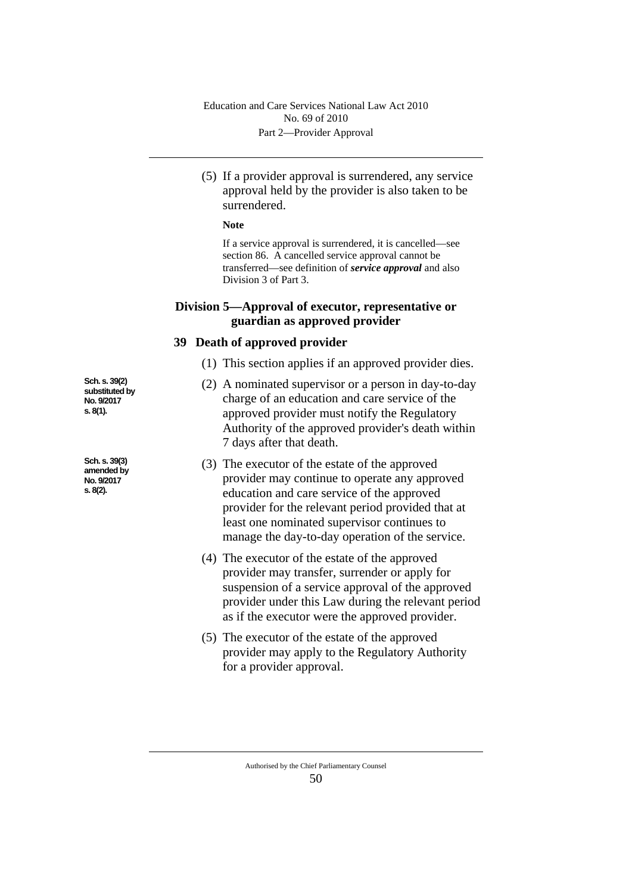(5) If a provider approval is surrendered, any service approval held by the provider is also taken to be surrendered.

**Note**

If a service approval is surrendered, it is cancelled—see section 86. A cancelled service approval cannot be transferred—see definition of ***service approval*** and also Division 3 of Part 3.

## Division 5—Approval of executor, representative or guardian as approved provider

### 39 Death of approved provider

(1) This section applies if an approved provider dies.

Sch. s. 39(2) substituted by No. 9/2017 s. 8(1).

(2) A nominated supervisor or a person in day-to-day charge of an education and care service of the approved provider must notify the Regulatory Authority of the approved provider's death within 7 days after that death.

Sch. s. 39(3) amended by No. 9/2017 s. 8(2).

(3) The executor of the estate of the approved provider may continue to operate any approved education and care service of the approved provider for the relevant period provided that at least one nominated supervisor continues to manage the day-to-day operation of the service.

(4) The executor of the estate of the approved provider may transfer, surrender or apply for suspension of a service approval of the approved provider under this Law during the relevant period as if the executor were the approved provider.

(5) The executor of the estate of the approved provider may apply to the Regulatory Authority for a provider approval.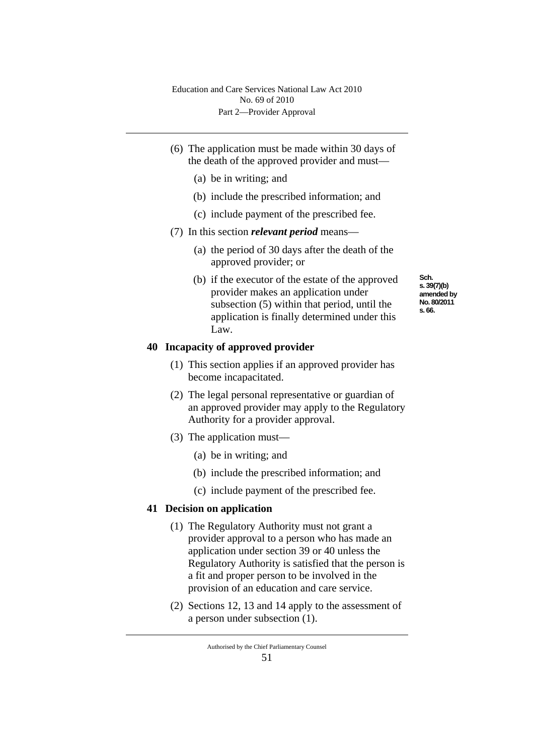(6) The application must be made within 30 days of the death of the approved provider and must—

(a) be in writing; and

(b) include the prescribed information; and

(c) include payment of the prescribed fee.

(7) In this section ***relevant period*** means—

(a) the period of 30 days after the death of the approved provider; or

(b) if the executor of the estate of the approved provider makes an application under subsection (5) within that period, until the application is finally determined under this Law.

Sch. s. 39(7)(b) amended by No. 80/2011 s. 66.

## 40 Incapacity of approved provider

(1) This section applies if an approved provider has become incapacitated.

(2) The legal personal representative or guardian of an approved provider may apply to the Regulatory Authority for a provider approval.

(3) The application must—

(a) be in writing; and

(b) include the prescribed information; and

(c) include payment of the prescribed fee.

## 41 Decision on application

(1) The Regulatory Authority must not grant a provider approval to a person who has made an application under section 39 or 40 unless the Regulatory Authority is satisfied that the person is a fit and proper person to be involved in the provision of an education and care service.

(2) Sections 12, 13 and 14 apply to the assessment of a person under subsection (1).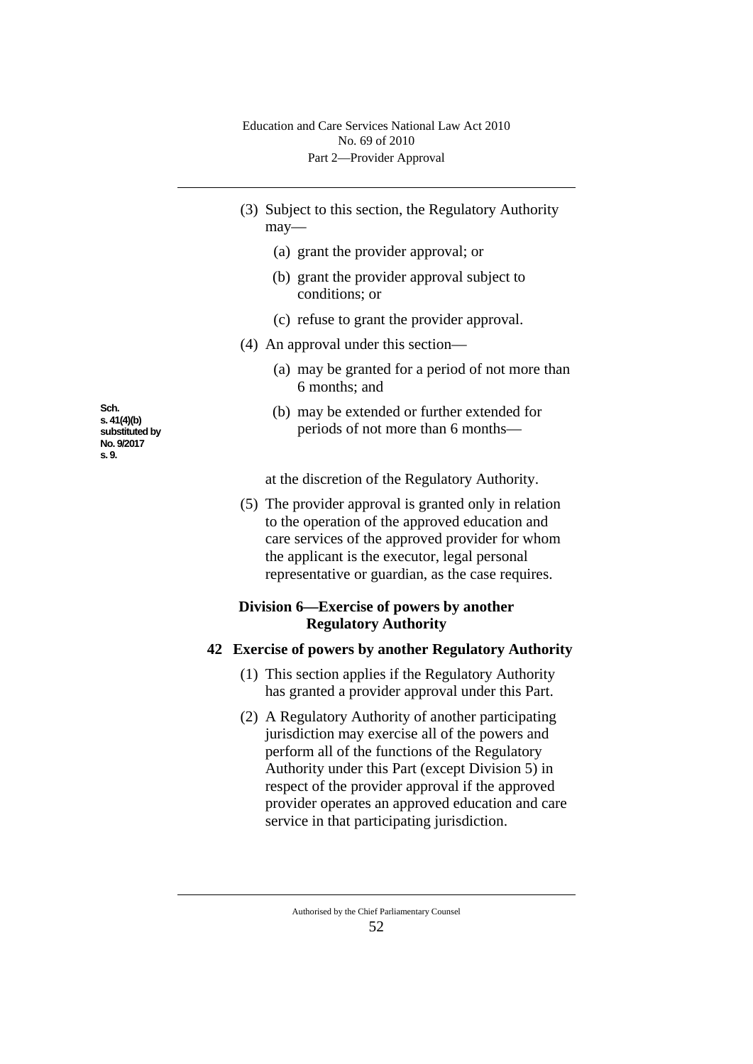(3) Subject to this section, the Regulatory Authority may—

(a) grant the provider approval; or

(b) grant the provider approval subject to conditions; or

(c) refuse to grant the provider approval.

(4) An approval under this section—

(a) may be granted for a period of not more than 6 months; and

Sch. s. 41(4)(b) substituted by No. 9/2017 s. 9.

(b) may be extended or further extended for periods of not more than 6 months—

at the discretion of the Regulatory Authority.

(5) The provider approval is granted only in relation to the operation of the approved education and care services of the approved provider for whom the applicant is the executor, legal personal representative or guardian, as the case requires.

## Division 6—Exercise of powers by another Regulatory Authority

### 42 Exercise of powers by another Regulatory Authority

(1) This section applies if the Regulatory Authority has granted a provider approval under this Part.

(2) A Regulatory Authority of another participating jurisdiction may exercise all of the powers and perform all of the functions of the Regulatory Authority under this Part (except Division 5) in respect of the provider approval if the approved provider operates an approved education and care service in that participating jurisdiction.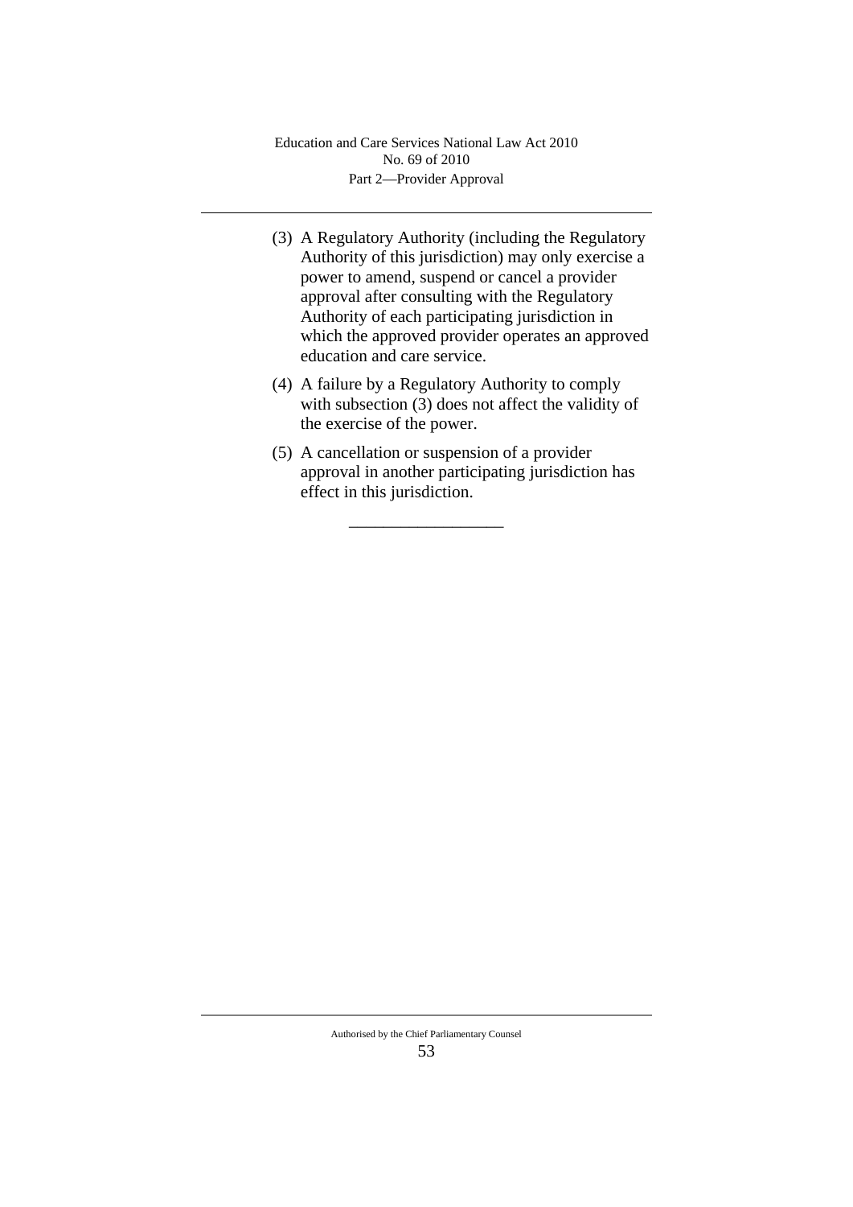(3) A Regulatory Authority (including the Regulatory Authority of this jurisdiction) may only exercise a power to amend, suspend or cancel a provider approval after consulting with the Regulatory Authority of each participating jurisdiction in which the approved provider operates an approved education and care service.

(4) A failure by a Regulatory Authority to comply with subsection (3) does not affect the validity of the exercise of the power.

(5) A cancellation or suspension of a provider approval in another participating jurisdiction has effect in this jurisdiction.

\_\_\_\_\_\_\_\_\_\_\_\_\_\_\_\_\_\_\_\_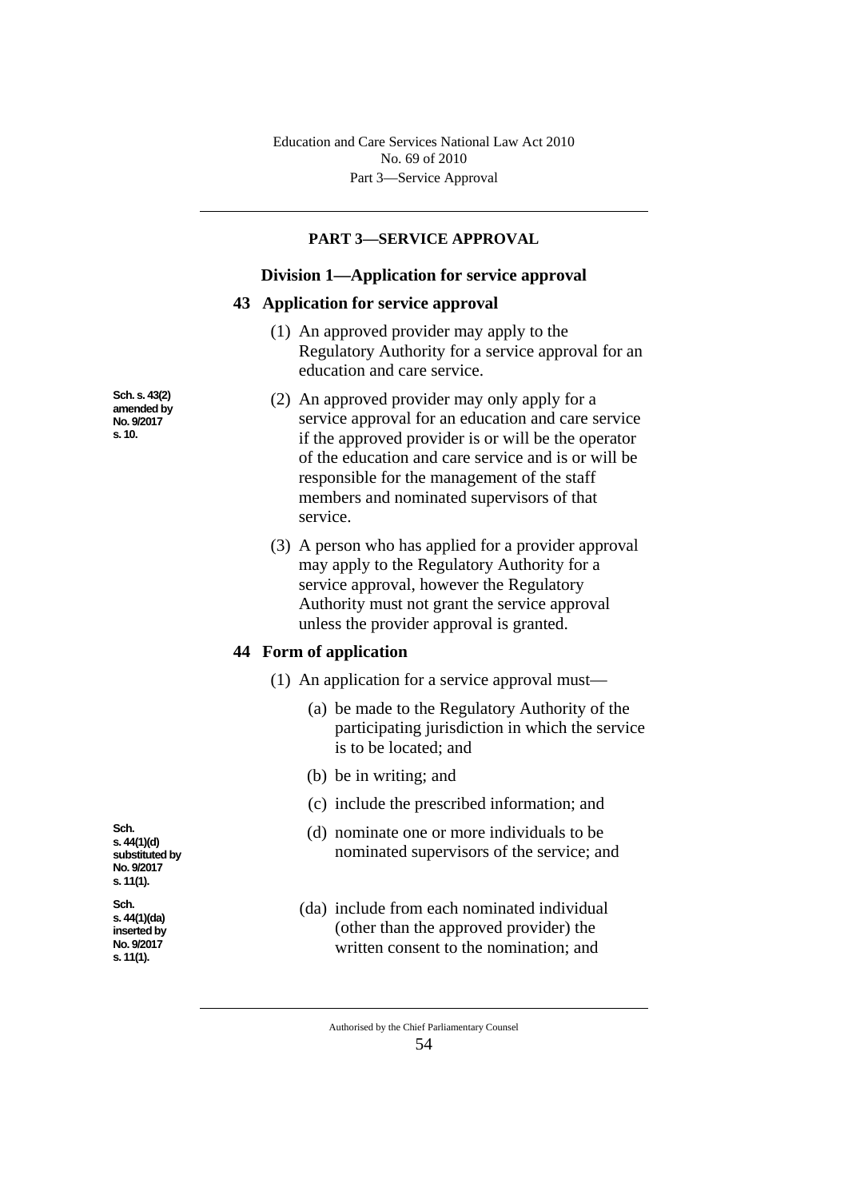## PART 3—SERVICE APPROVAL

### Division 1—Application for service approval

#### 43 Application for service approval

(1) An approved provider may apply to the Regulatory Authority for a service approval for an education and care service.

Sch. s. 43(2) amended by No. 9/2017 s. 10.

(2) An approved provider may only apply for a service approval for an education and care service if the approved provider is or will be the operator of the education and care service and is or will be responsible for the management of the staff members and nominated supervisors of that service.

(3) A person who has applied for a provider approval may apply to the Regulatory Authority for a service approval, however the Regulatory Authority must not grant the service approval unless the provider approval is granted.

#### 44 Form of application

(1) An application for a service approval must—

(a) be made to the Regulatory Authority of the participating jurisdiction in which the service is to be located; and

(b) be in writing; and

(c) include the prescribed information; and

Sch. s. 44(1)(d) substituted by No. 9/2017 s. 11(1).

(d) nominate one or more individuals to be nominated supervisors of the service; and

Sch. s. 44(1)(da) inserted by No. 9/2017 s. 11(1).

(da) include from each nominated individual (other than the approved provider) the written consent to the nomination; and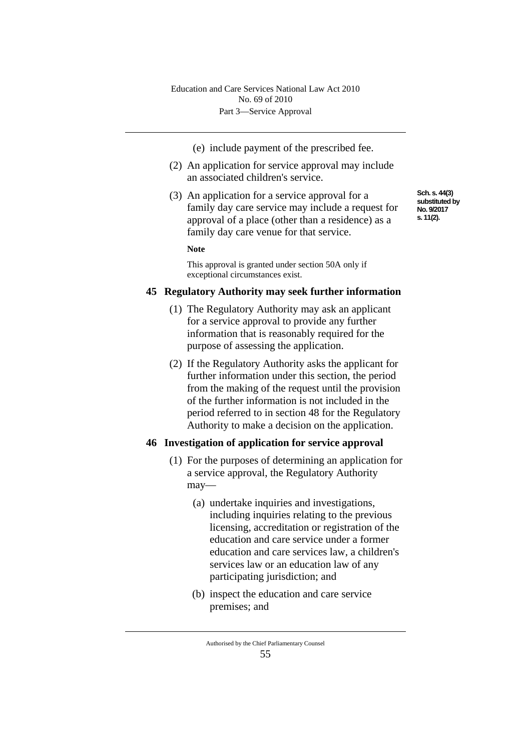(e) include payment of the prescribed fee.

(2) An application for service approval may include an associated children's service.

(3) An application for a service approval for a family day care service may include a request for approval of a place (other than a residence) as a family day care venue for that service.

Sch. s. 44(3) substituted by No. 9/2017 s. 11(2).

**Note**

This approval is granted under section 50A only if exceptional circumstances exist.

## 45 Regulatory Authority may seek further information

(1) The Regulatory Authority may ask an applicant for a service approval to provide any further information that is reasonably required for the purpose of assessing the application.

(2) If the Regulatory Authority asks the applicant for further information under this section, the period from the making of the request until the provision of the further information is not included in the period referred to in section 48 for the Regulatory Authority to make a decision on the application.

## 46 Investigation of application for service approval

(1) For the purposes of determining an application for a service approval, the Regulatory Authority may—

(a) undertake inquiries and investigations, including inquiries relating to the previous licensing, accreditation or registration of the education and care service under a former education and care services law, a children's services law or an education law of any participating jurisdiction; and

(b) inspect the education and care service premises; and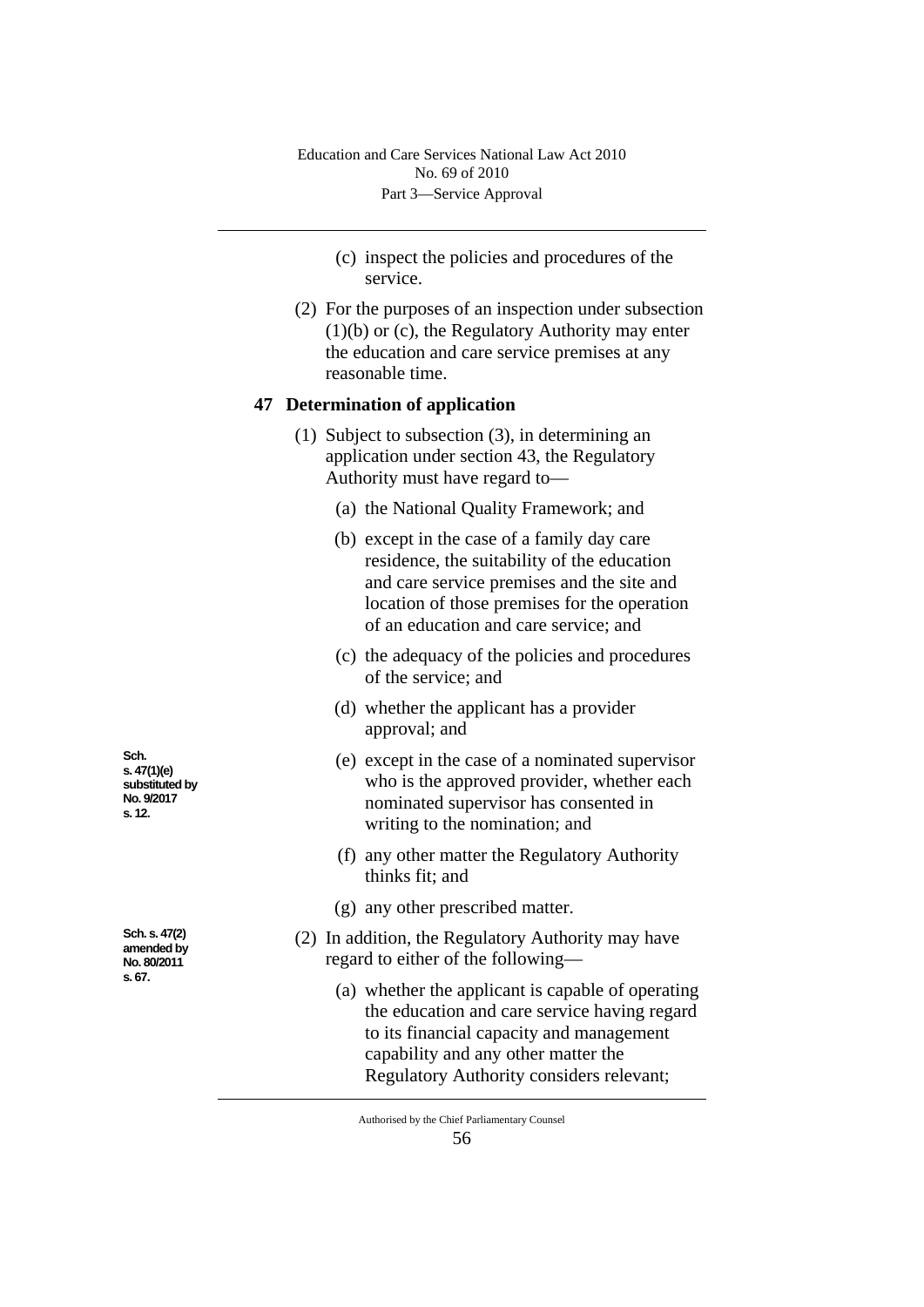(c) inspect the policies and procedures of the service.

(2) For the purposes of an inspection under subsection (1)(b) or (c), the Regulatory Authority may enter the education and care service premises at any reasonable time.

### 47 Determination of application

(1) Subject to subsection (3), in determining an application under section 43, the Regulatory Authority must have regard to—

(a) the National Quality Framework; and

(b) except in the case of a family day care residence, the suitability of the education and care service premises and the site and location of those premises for the operation of an education and care service; and

(c) the adequacy of the policies and procedures of the service; and

(d) whether the applicant has a provider approval; and

Sch. s. 47(1)(e) substituted by No. 9/2017 s. 12.

(e) except in the case of a nominated supervisor who is the approved provider, whether each nominated supervisor has consented in writing to the nomination; and

(f) any other matter the Regulatory Authority thinks fit; and

(g) any other prescribed matter.

Sch. s. 47(2) amended by No. 80/2011 s. 67.

(2) In addition, the Regulatory Authority may have regard to either of the following—

(a) whether the applicant is capable of operating the education and care service having regard to its financial capacity and management capability and any other matter the Regulatory Authority considers relevant;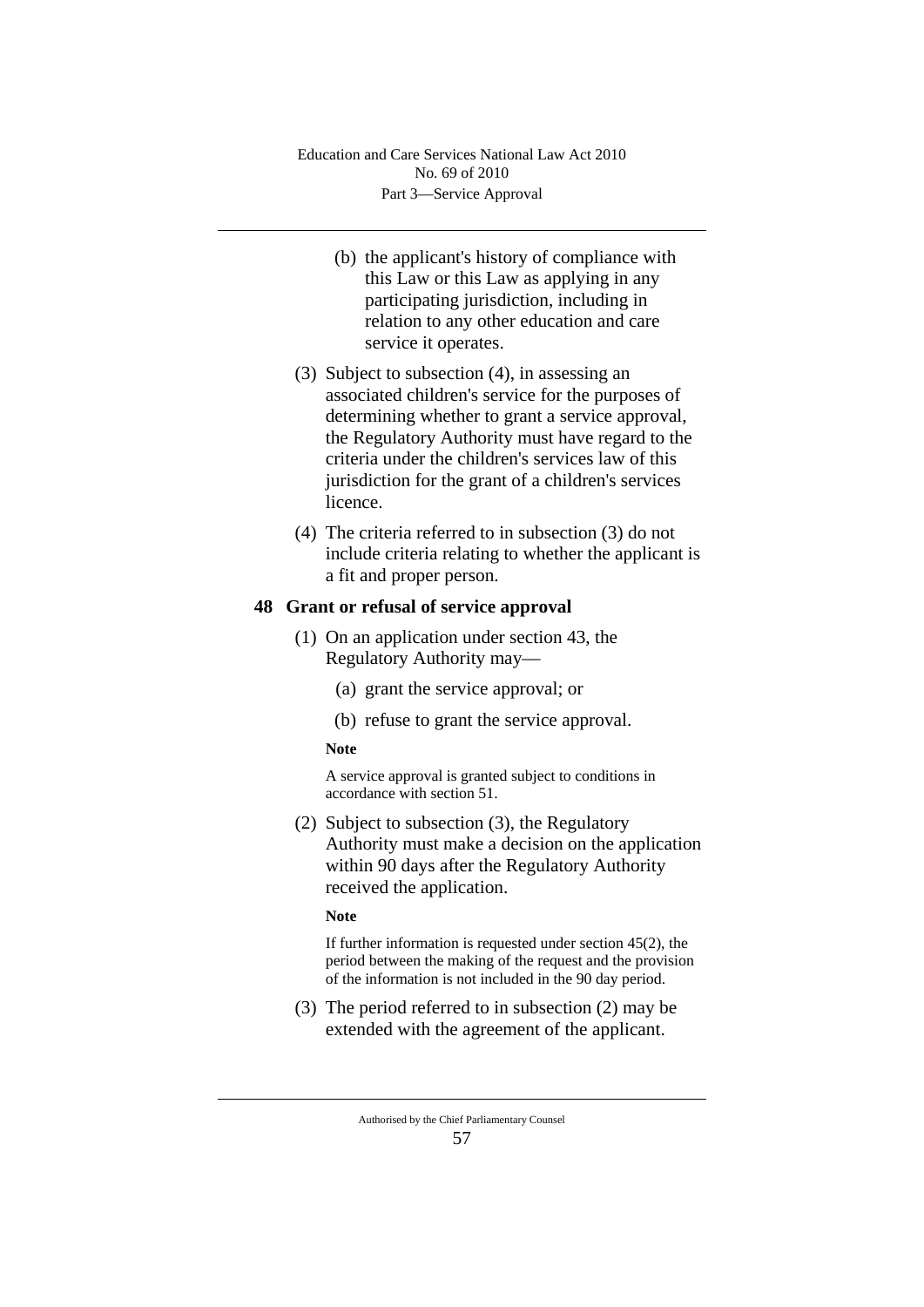(b) the applicant's history of compliance with this Law or this Law as applying in any participating jurisdiction, including in relation to any other education and care service it operates.

(3) Subject to subsection (4), in assessing an associated children's service for the purposes of determining whether to grant a service approval, the Regulatory Authority must have regard to the criteria under the children's services law of this jurisdiction for the grant of a children's services licence.

(4) The criteria referred to in subsection (3) do not include criteria relating to whether the applicant is a fit and proper person.

### 48 Grant or refusal of service approval

(1) On an application under section 43, the Regulatory Authority may—

(a) grant the service approval; or

(b) refuse to grant the service approval.

**Note**

A service approval is granted subject to conditions in accordance with section 51.

(2) Subject to subsection (3), the Regulatory Authority must make a decision on the application within 90 days after the Regulatory Authority received the application.

**Note**

If further information is requested under section 45(2), the period between the making of the request and the provision of the information is not included in the 90 day period.

(3) The period referred to in subsection (2) may be extended with the agreement of the applicant.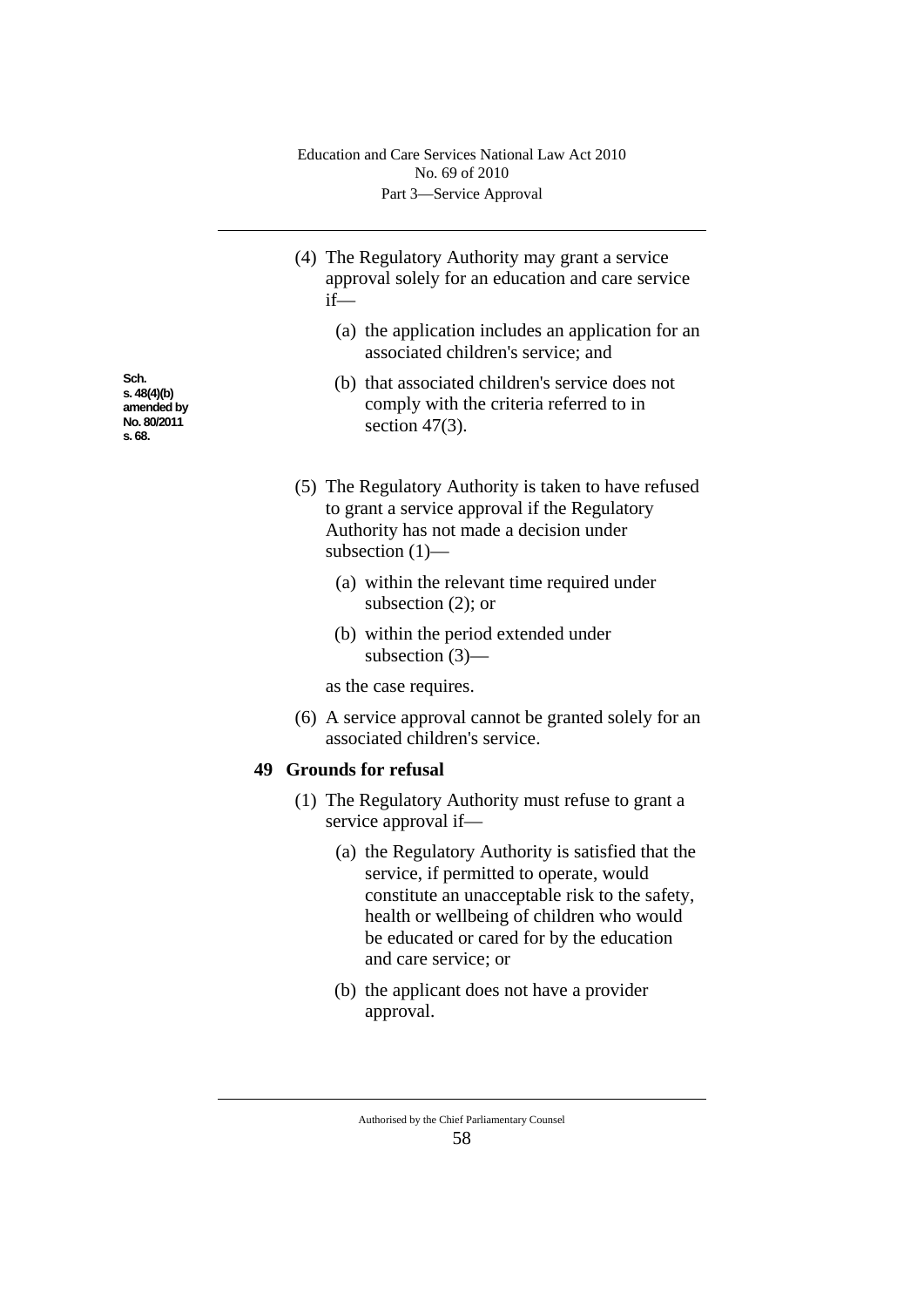(4) The Regulatory Authority may grant a service approval solely for an education and care service if—

(a) the application includes an application for an associated children's service; and

(b) that associated children's service does not comply with the criteria referred to in section 47(3).

Sch. s. 48(4)(b) amended by No. 80/2011 s. 68.

(5) The Regulatory Authority is taken to have refused to grant a service approval if the Regulatory Authority has not made a decision under subsection (1)—

(a) within the relevant time required under subsection (2); or

(b) within the period extended under subsection (3)—

as the case requires.

(6) A service approval cannot be granted solely for an associated children's service.

## 49 Grounds for refusal

(1) The Regulatory Authority must refuse to grant a service approval if—

(a) the Regulatory Authority is satisfied that the service, if permitted to operate, would constitute an unacceptable risk to the safety, health or wellbeing of children who would be educated or cared for by the education and care service; or

(b) the applicant does not have a provider approval.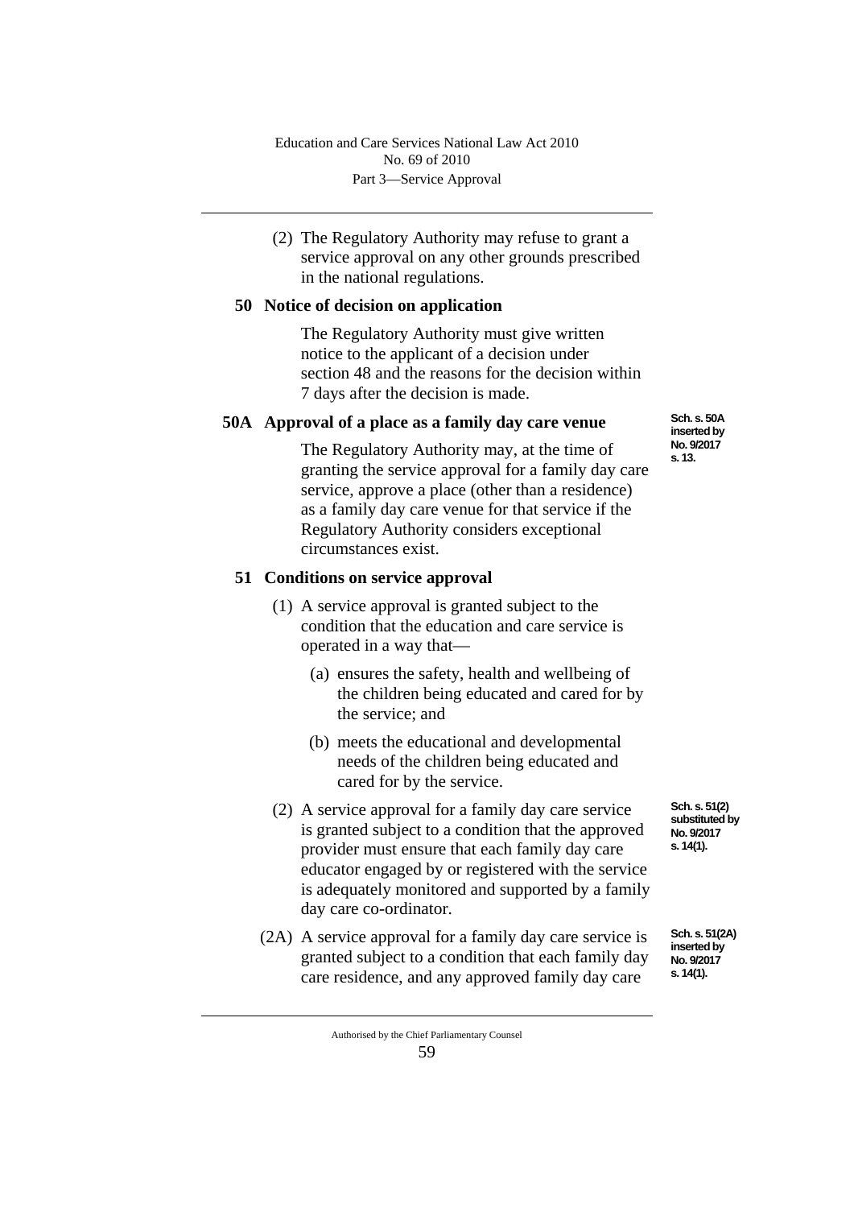(2) The Regulatory Authority may refuse to grant a service approval on any other grounds prescribed in the national regulations.

### 50 Notice of decision on application

The Regulatory Authority must give written notice to the applicant of a decision under section 48 and the reasons for the decision within 7 days after the decision is made.

### 50A Approval of a place as a family day care venue

Sch. s. 50A inserted by No. 9/2017 s. 13.

The Regulatory Authority may, at the time of granting the service approval for a family day care service, approve a place (other than a residence) as a family day care venue for that service if the Regulatory Authority considers exceptional circumstances exist.

### 51 Conditions on service approval

(1) A service approval is granted subject to the condition that the education and care service is operated in a way that—

(a) ensures the safety, health and wellbeing of the children being educated and cared for by the service; and

(b) meets the educational and developmental needs of the children being educated and cared for by the service.

Sch. s. 51(2) substituted by No. 9/2017 s. 14(1).

(2) A service approval for a family day care service is granted subject to a condition that the approved provider must ensure that each family day care educator engaged by or registered with the service is adequately monitored and supported by a family day care co-ordinator.

Sch. s. 51(2A) inserted by No. 9/2017 s. 14(1).

(2A) A service approval for a family day care service is granted subject to a condition that each family day care residence, and any approved family day care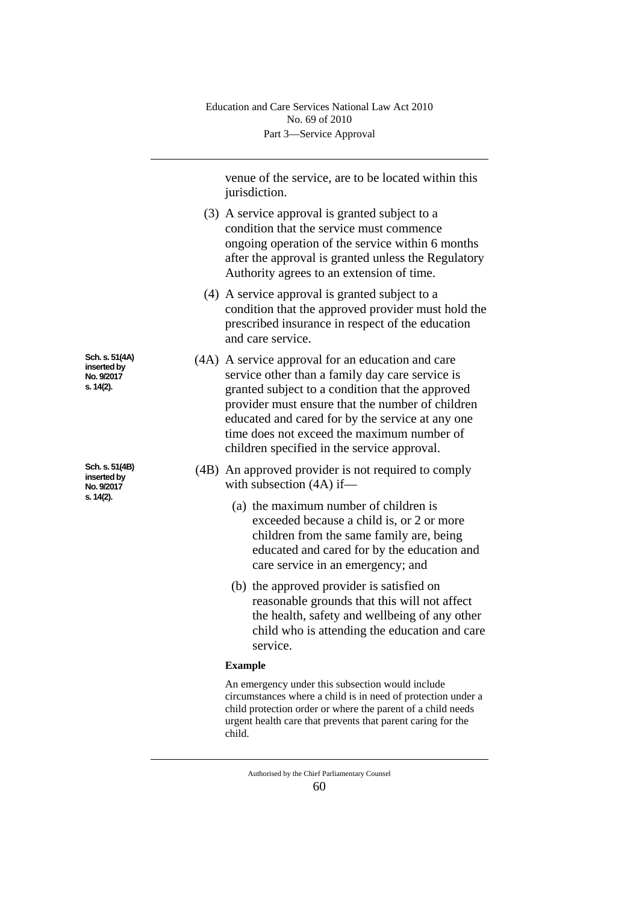venue of the service, are to be located within this jurisdiction.

(3) A service approval is granted subject to a condition that the service must commence ongoing operation of the service within 6 months after the approval is granted unless the Regulatory Authority agrees to an extension of time.

(4) A service approval is granted subject to a condition that the approved provider must hold the prescribed insurance in respect of the education and care service.

Sch. s. 51(4A) inserted by No. 9/2017 s. 14(2).

(4A) A service approval for an education and care service other than a family day care service is granted subject to a condition that the approved provider must ensure that the number of children educated and cared for by the service at any one time does not exceed the maximum number of children specified in the service approval.

Sch. s. 51(4B) inserted by No. 9/2017 s. 14(2).

(4B) An approved provider is not required to comply with subsection (4A) if—

(a) the maximum number of children is exceeded because a child is, or 2 or more children from the same family are, being educated and cared for by the education and care service in an emergency; and

(b) the approved provider is satisfied on reasonable grounds that this will not affect the health, safety and wellbeing of any other child who is attending the education and care service.

**Example**

An emergency under this subsection would include circumstances where a child is in need of protection under a child protection order or where the parent of a child needs urgent health care that prevents that parent caring for the child.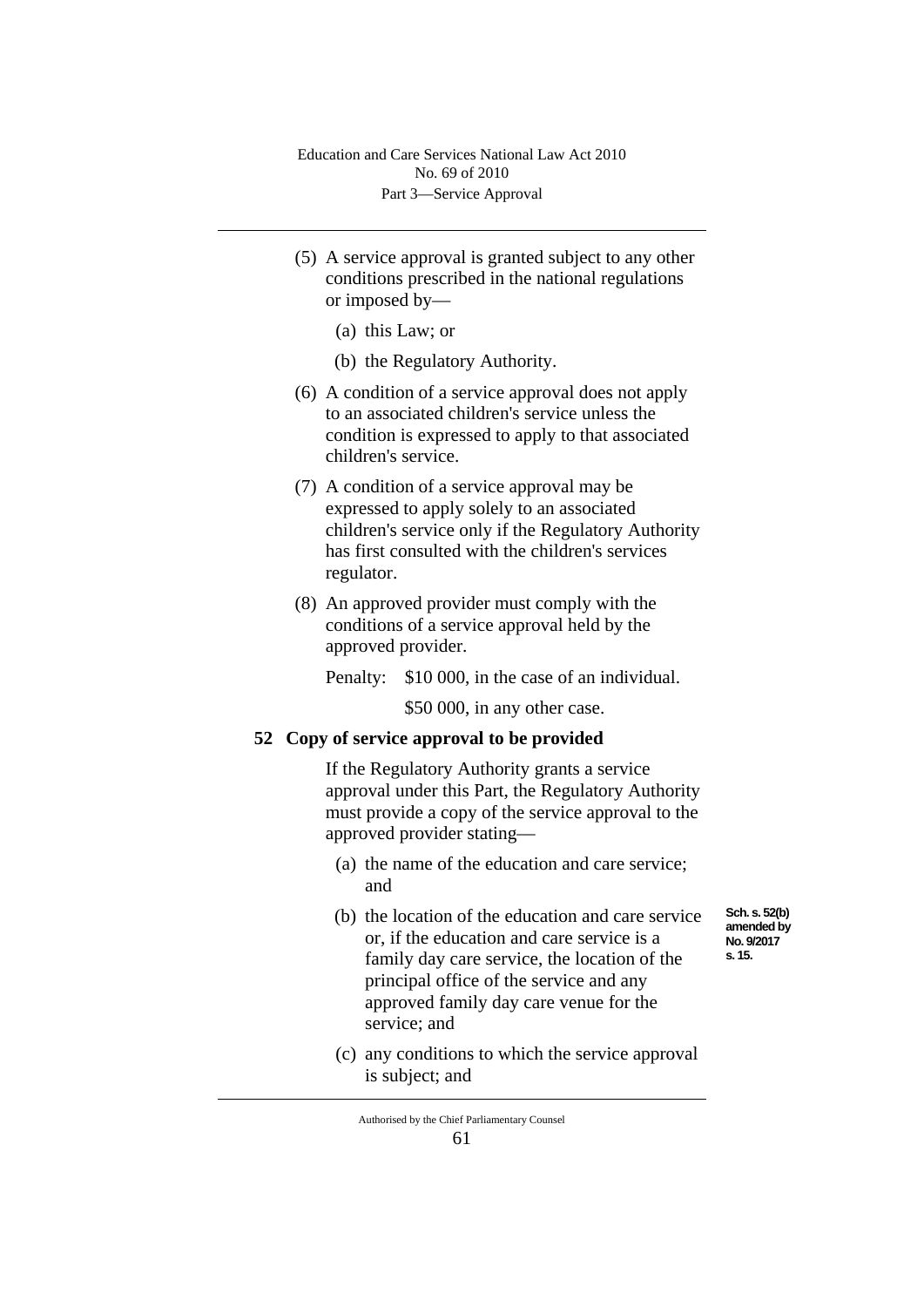(5) A service approval is granted subject to any other conditions prescribed in the national regulations or imposed by—

  (a) this Law; or

  (b) the Regulatory Authority.

(6) A condition of a service approval does not apply to an associated children's service unless the condition is expressed to apply to that associated children's service.

(7) A condition of a service approval may be expressed to apply solely to an associated children's service only if the Regulatory Authority has first consulted with the children's services regulator.

(8) An approved provider must comply with the conditions of a service approval held by the approved provider.

Penalty: $10 000, in the case of an individual.

$50 000, in any other case.

**52 Copy of service approval to be provided**

If the Regulatory Authority grants a service approval under this Part, the Regulatory Authority must provide a copy of the service approval to the approved provider stating—

  (a) the name of the education and care service; and

  (b) the location of the education and care service or, if the education and care service is a family day care service, the location of the principal office of the service and any approved family day care venue for the service; and

Sch. s. 52(b) amended by No. 9/2017 s. 15.

  (c) any conditions to which the service approval is subject; and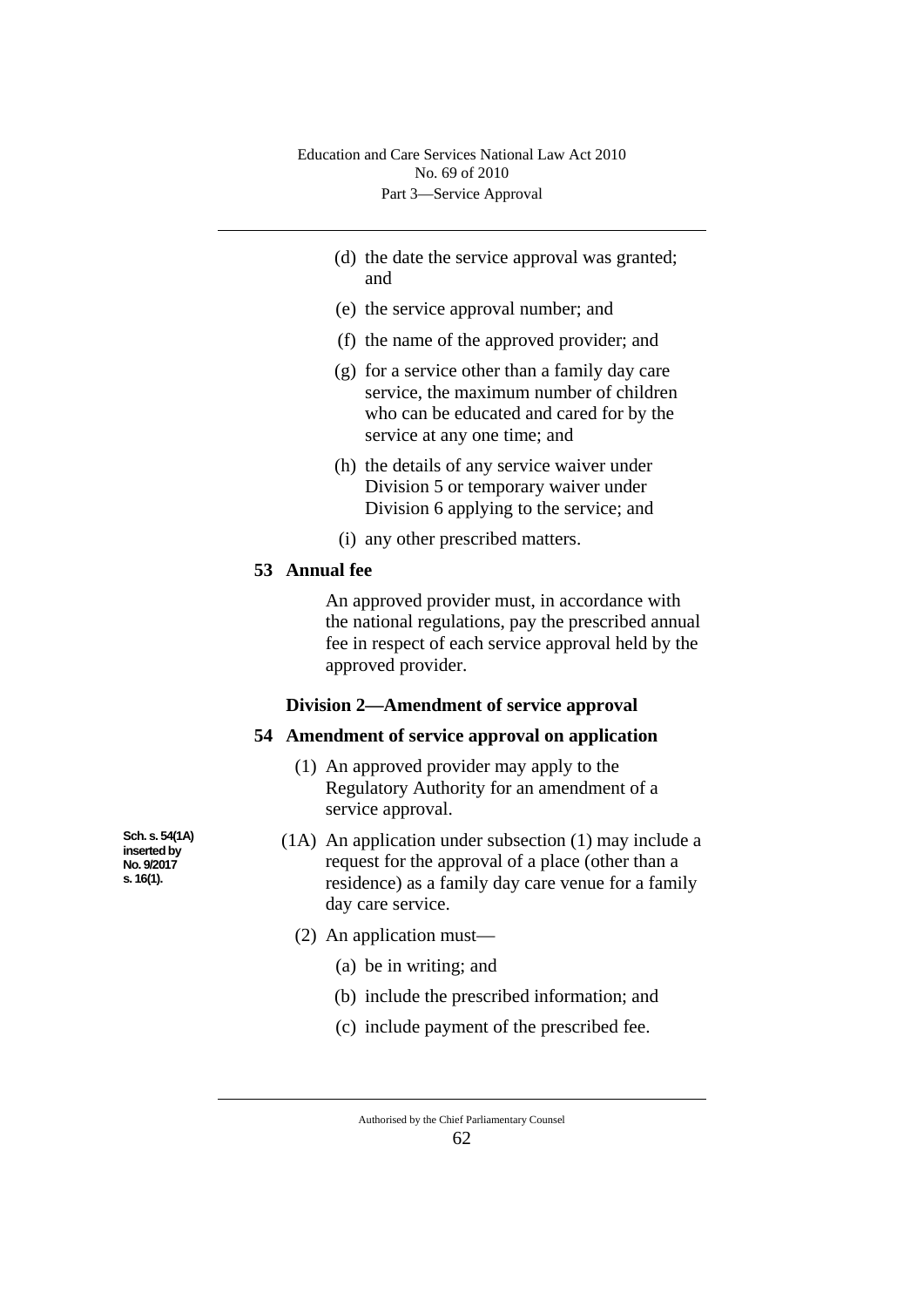(d) the date the service approval was granted; and

(e) the service approval number; and

(f) the name of the approved provider; and

(g) for a service other than a family day care service, the maximum number of children who can be educated and cared for by the service at any one time; and

(h) the details of any service waiver under Division 5 or temporary waiver under Division 6 applying to the service; and

(i) any other prescribed matters.

**53 Annual fee**

An approved provider must, in accordance with the national regulations, pay the prescribed annual fee in respect of each service approval held by the approved provider.

### Division 2—Amendment of service approval

**54 Amendment of service approval on application**

(1) An approved provider may apply to the Regulatory Authority for an amendment of a service approval.

Sch. s. 54(1A) inserted by No. 9/2017 s. 16(1).

(1A) An application under subsection (1) may include a request for the approval of a place (other than a residence) as a family day care venue for a family day care service.

(2) An application must—

(a) be in writing; and

(b) include the prescribed information; and

(c) include payment of the prescribed fee.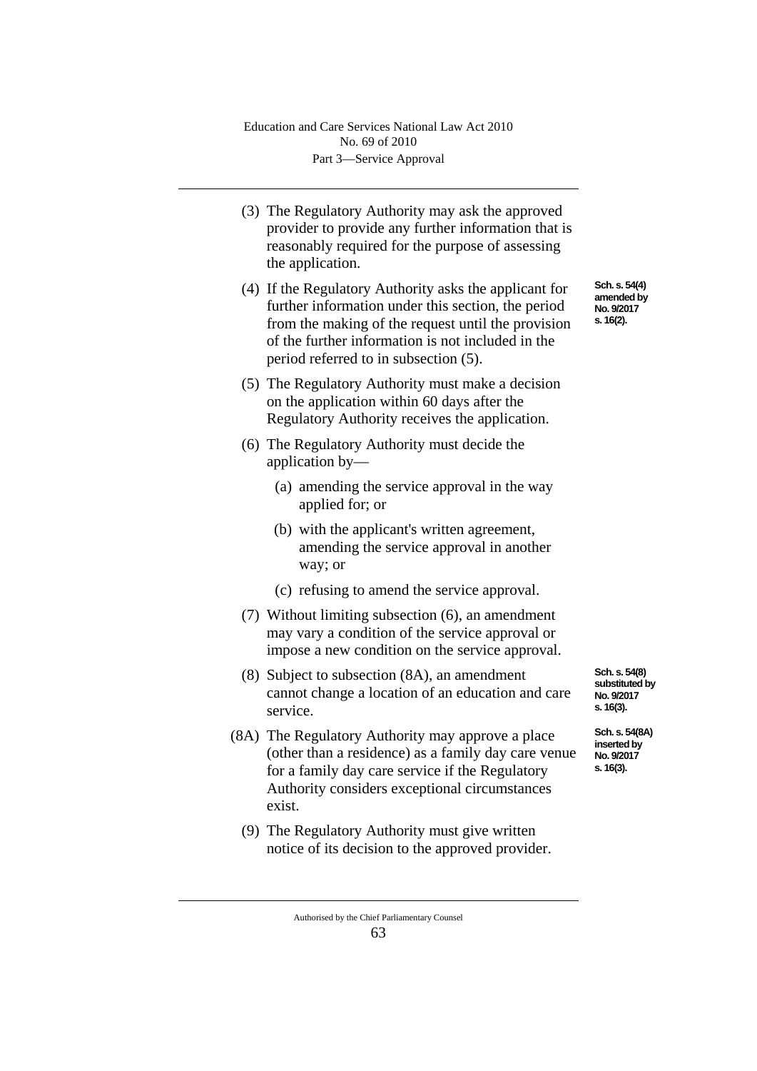(3) The Regulatory Authority may ask the approved provider to provide any further information that is reasonably required for the purpose of assessing the application.

(4) If the Regulatory Authority asks the applicant for further information under this section, the period from the making of the request until the provision of the further information is not included in the period referred to in subsection (5).

**Sch. s. 54(4) amended by No. 9/2017 s. 16(2).**

(5) The Regulatory Authority must make a decision on the application within 60 days after the Regulatory Authority receives the application.

(6) The Regulatory Authority must decide the application by—

(a) amending the service approval in the way applied for; or

(b) with the applicant's written agreement, amending the service approval in another way; or

(c) refusing to amend the service approval.

(7) Without limiting subsection (6), an amendment may vary a condition of the service approval or impose a new condition on the service approval.

(8) Subject to subsection (8A), an amendment cannot change a location of an education and care service.

**Sch. s. 54(8) substituted by No. 9/2017 s. 16(3).**

(8A) The Regulatory Authority may approve a place (other than a residence) as a family day care venue for a family day care service if the Regulatory Authority considers exceptional circumstances exist.

**Sch. s. 54(8A) inserted by No. 9/2017 s. 16(3).**

(9) The Regulatory Authority must give written notice of its decision to the approved provider.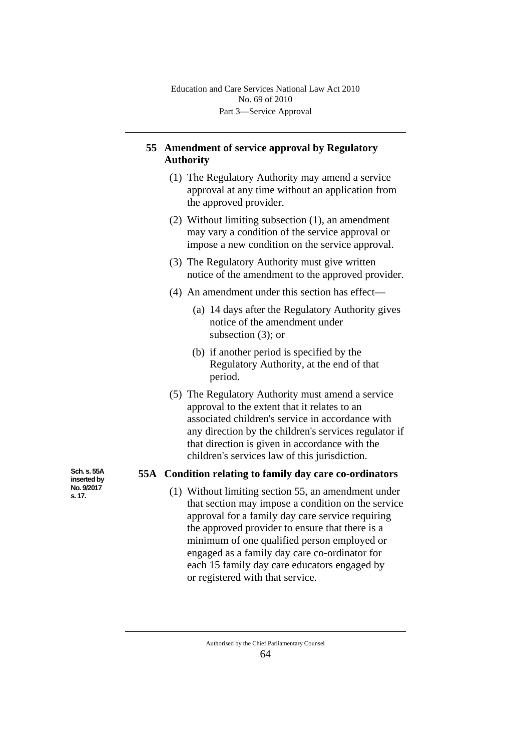## 55 Amendment of service approval by Regulatory Authority

(1) The Regulatory Authority may amend a service approval at any time without an application from the approved provider.

(2) Without limiting subsection (1), an amendment may vary a condition of the service approval or impose a new condition on the service approval.

(3) The Regulatory Authority must give written notice of the amendment to the approved provider.

(4) An amendment under this section has effect—

(a) 14 days after the Regulatory Authority gives notice of the amendment under subsection (3); or

(b) if another period is specified by the Regulatory Authority, at the end of that period.

(5) The Regulatory Authority must amend a service approval to the extent that it relates to an associated children's service in accordance with any direction by the children's services regulator if that direction is given in accordance with the children's services law of this jurisdiction.

Sch. s. 55A inserted by No. 9/2017 s. 17.

## 55A Condition relating to family day care co-ordinators

(1) Without limiting section 55, an amendment under that section may impose a condition on the service approval for a family day care service requiring the approved provider to ensure that there is a minimum of one qualified person employed or engaged as a family day care co-ordinator for each 15 family day care educators engaged by or registered with that service.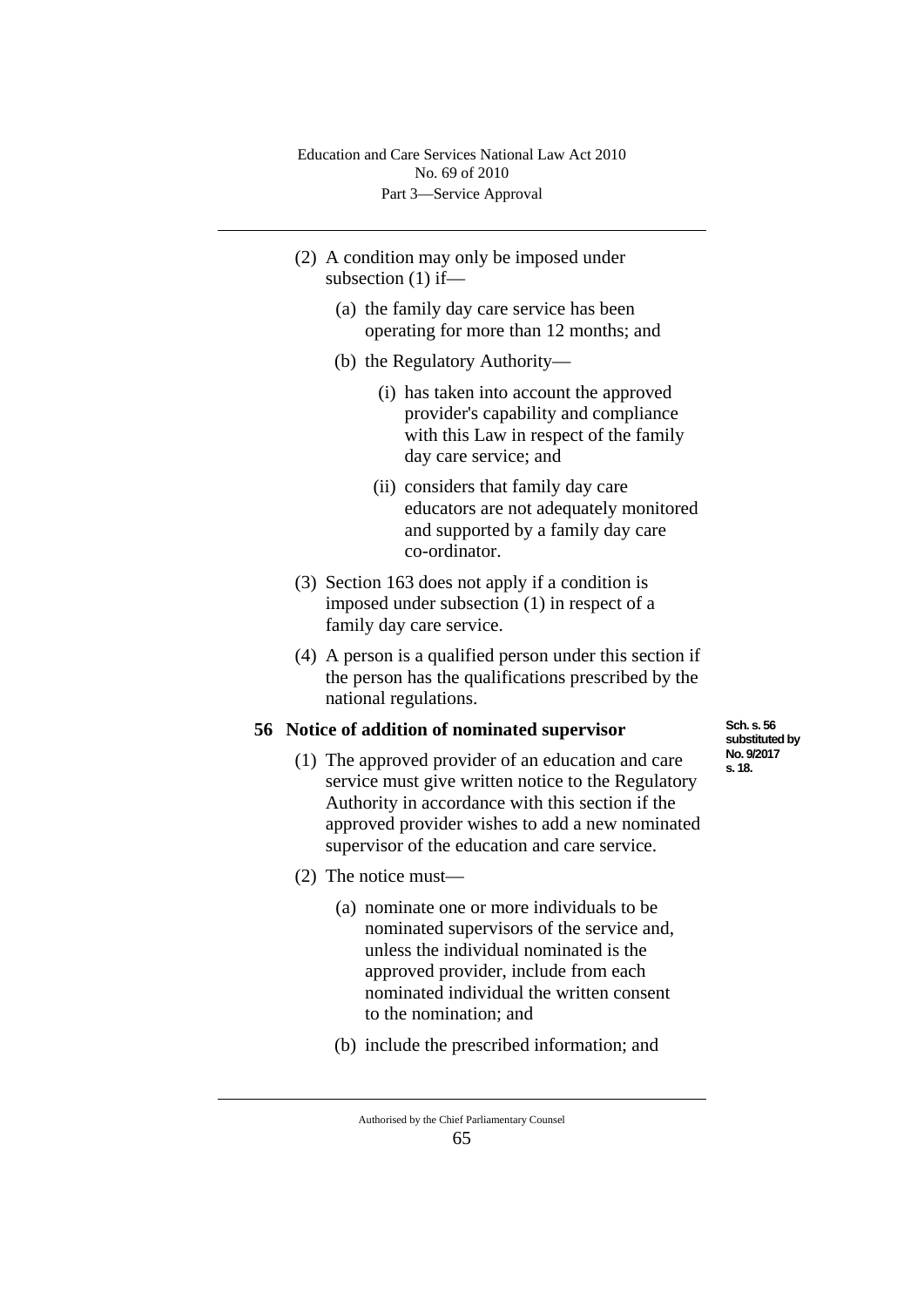(2) A condition may only be imposed under subsection (1) if—

   (a) the family day care service has been operating for more than 12 months; and

   (b) the Regulatory Authority—

      (i) has taken into account the approved provider's capability and compliance with this Law in respect of the family day care service; and

      (ii) considers that family day care educators are not adequately monitored and supported by a family day care co-ordinator.

(3) Section 163 does not apply if a condition is imposed under subsection (1) in respect of a family day care service.

(4) A person is a qualified person under this section if the person has the qualifications prescribed by the national regulations.

### 56 Notice of addition of nominated supervisor

Sch. s. 56 substituted by No. 9/2017 s. 18.

(1) The approved provider of an education and care service must give written notice to the Regulatory Authority in accordance with this section if the approved provider wishes to add a new nominated supervisor of the education and care service.

(2) The notice must—

   (a) nominate one or more individuals to be nominated supervisors of the service and, unless the individual nominated is the approved provider, include from each nominated individual the written consent to the nomination; and

   (b) include the prescribed information; and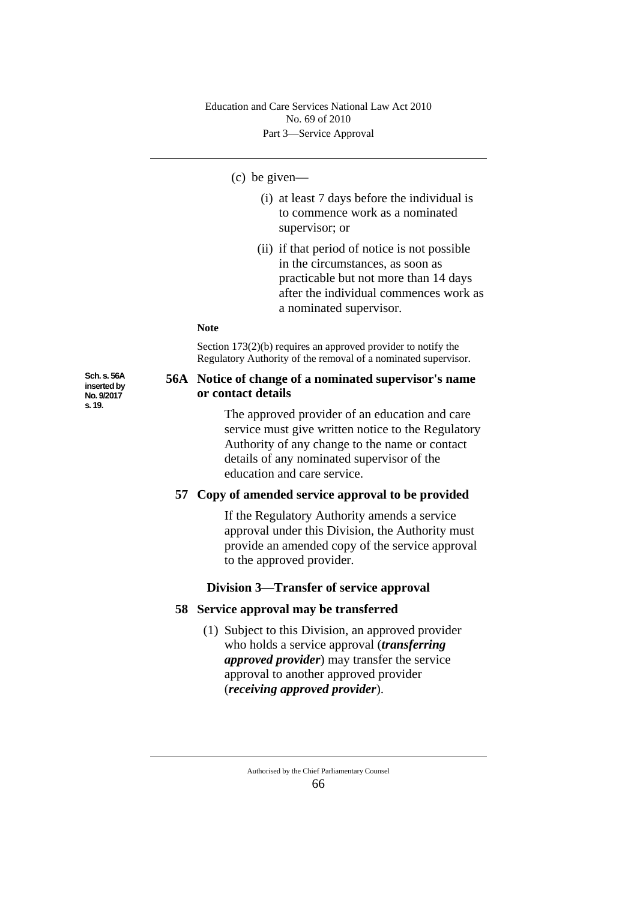(c) be given—

(i) at least 7 days before the individual is to commence work as a nominated supervisor; or

(ii) if that period of notice is not possible in the circumstances, as soon as practicable but not more than 14 days after the individual commences work as a nominated supervisor.

**Note**

Section 173(2)(b) requires an approved provider to notify the Regulatory Authority of the removal of a nominated supervisor.

Sch. s. 56A inserted by No. 9/2017 s. 19.

### 56A Notice of change of a nominated supervisor's name or contact details

The approved provider of an education and care service must give written notice to the Regulatory Authority of any change to the name or contact details of any nominated supervisor of the education and care service.

### 57 Copy of amended service approval to be provided

If the Regulatory Authority amends a service approval under this Division, the Authority must provide an amended copy of the service approval to the approved provider.

## Division 3—Transfer of service approval

### 58 Service approval may be transferred

(1) Subject to this Division, an approved provider who holds a service approval (***transferring approved provider***) may transfer the service approval to another approved provider (***receiving approved provider***).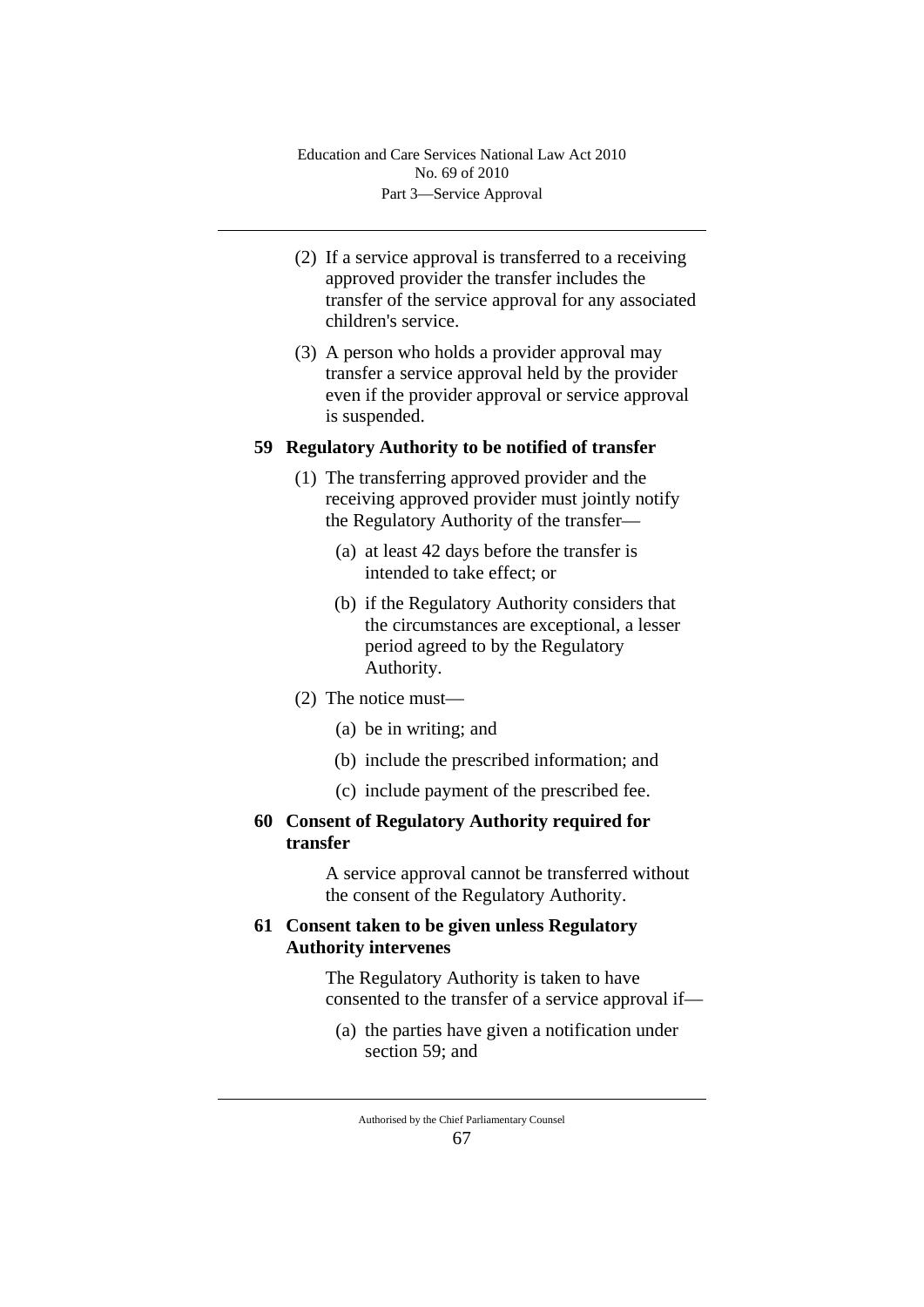(2) If a service approval is transferred to a receiving approved provider the transfer includes the transfer of the service approval for any associated children's service.

(3) A person who holds a provider approval may transfer a service approval held by the provider even if the provider approval or service approval is suspended.

### 59 Regulatory Authority to be notified of transfer

(1) The transferring approved provider and the receiving approved provider must jointly notify the Regulatory Authority of the transfer—

(a) at least 42 days before the transfer is intended to take effect; or

(b) if the Regulatory Authority considers that the circumstances are exceptional, a lesser period agreed to by the Regulatory Authority.

(2) The notice must—

(a) be in writing; and

(b) include the prescribed information; and

(c) include payment of the prescribed fee.

### 60 Consent of Regulatory Authority required for transfer

A service approval cannot be transferred without the consent of the Regulatory Authority.

### 61 Consent taken to be given unless Regulatory Authority intervenes

The Regulatory Authority is taken to have consented to the transfer of a service approval if—

(a) the parties have given a notification under section 59; and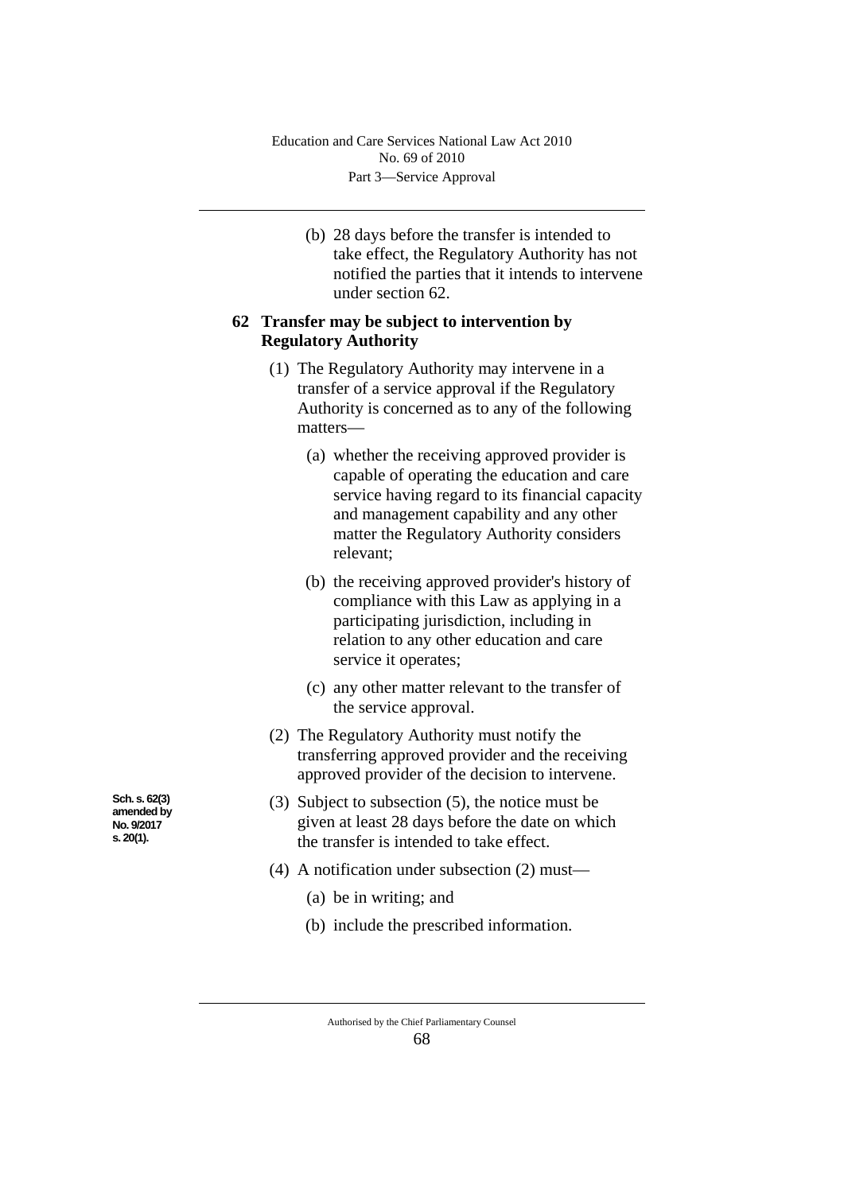(b) 28 days before the transfer is intended to take effect, the Regulatory Authority has not notified the parties that it intends to intervene under section 62.

### 62 Transfer may be subject to intervention by Regulatory Authority

(1) The Regulatory Authority may intervene in a transfer of a service approval if the Regulatory Authority is concerned as to any of the following matters—

(a) whether the receiving approved provider is capable of operating the education and care service having regard to its financial capacity and management capability and any other matter the Regulatory Authority considers relevant;

(b) the receiving approved provider's history of compliance with this Law as applying in a participating jurisdiction, including in relation to any other education and care service it operates;

(c) any other matter relevant to the transfer of the service approval.

(2) The Regulatory Authority must notify the transferring approved provider and the receiving approved provider of the decision to intervene.

Sch. s. 62(3) amended by No. 9/2017 s. 20(1).

(3) Subject to subsection (5), the notice must be given at least 28 days before the date on which the transfer is intended to take effect.

(4) A notification under subsection (2) must—

(a) be in writing; and

(b) include the prescribed information.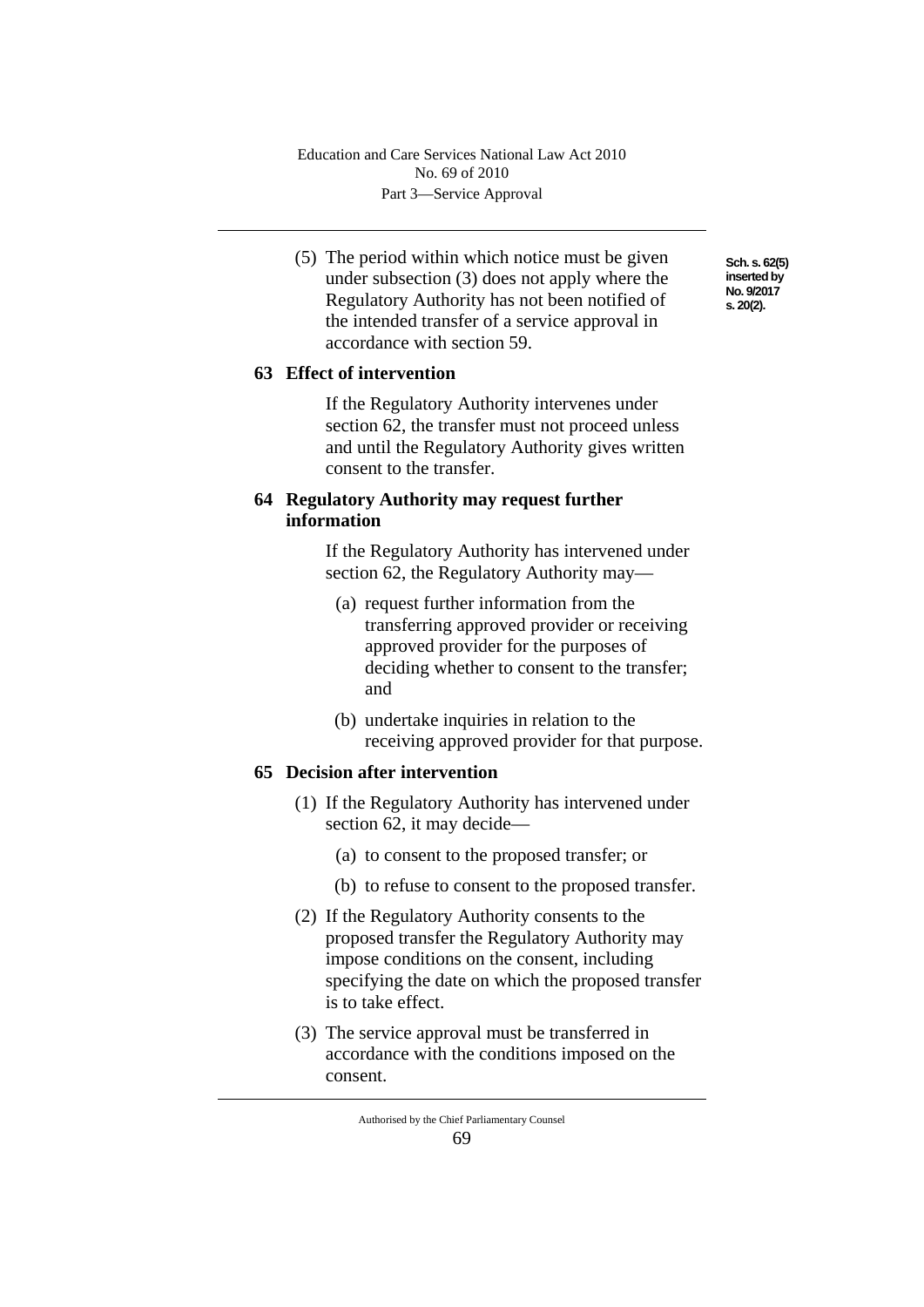(5) The period within which notice must be given under subsection (3) does not apply where the Regulatory Authority has not been notified of the intended transfer of a service approval in accordance with section 59.

Sch. s. 62(5) inserted by No. 9/2017 s. 20(2).

## 63 Effect of intervention

If the Regulatory Authority intervenes under section 62, the transfer must not proceed unless and until the Regulatory Authority gives written consent to the transfer.

## 64 Regulatory Authority may request further information

If the Regulatory Authority has intervened under section 62, the Regulatory Authority may—

(a) request further information from the transferring approved provider or receiving approved provider for the purposes of deciding whether to consent to the transfer; and

(b) undertake inquiries in relation to the receiving approved provider for that purpose.

## 65 Decision after intervention

(1) If the Regulatory Authority has intervened under section 62, it may decide—

(a) to consent to the proposed transfer; or

(b) to refuse to consent to the proposed transfer.

(2) If the Regulatory Authority consents to the proposed transfer the Regulatory Authority may impose conditions on the consent, including specifying the date on which the proposed transfer is to take effect.

(3) The service approval must be transferred in accordance with the conditions imposed on the consent.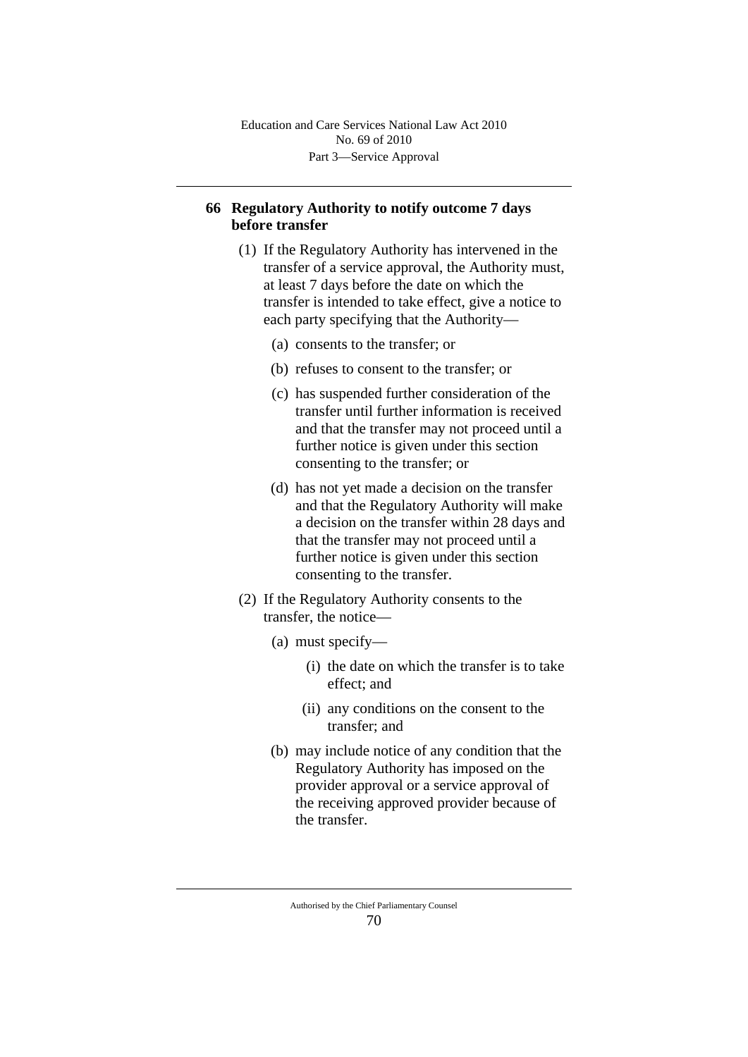## 66 Regulatory Authority to notify outcome 7 days before transfer

(1) If the Regulatory Authority has intervened in the transfer of a service approval, the Authority must, at least 7 days before the date on which the transfer is intended to take effect, give a notice to each party specifying that the Authority—

(a) consents to the transfer; or

(b) refuses to consent to the transfer; or

(c) has suspended further consideration of the transfer until further information is received and that the transfer may not proceed until a further notice is given under this section consenting to the transfer; or

(d) has not yet made a decision on the transfer and that the Regulatory Authority will make a decision on the transfer within 28 days and that the transfer may not proceed until a further notice is given under this section consenting to the transfer.

(2) If the Regulatory Authority consents to the transfer, the notice—

(a) must specify—

(i) the date on which the transfer is to take effect; and

(ii) any conditions on the consent to the transfer; and

(b) may include notice of any condition that the Regulatory Authority has imposed on the provider approval or a service approval of the receiving approved provider because of the transfer.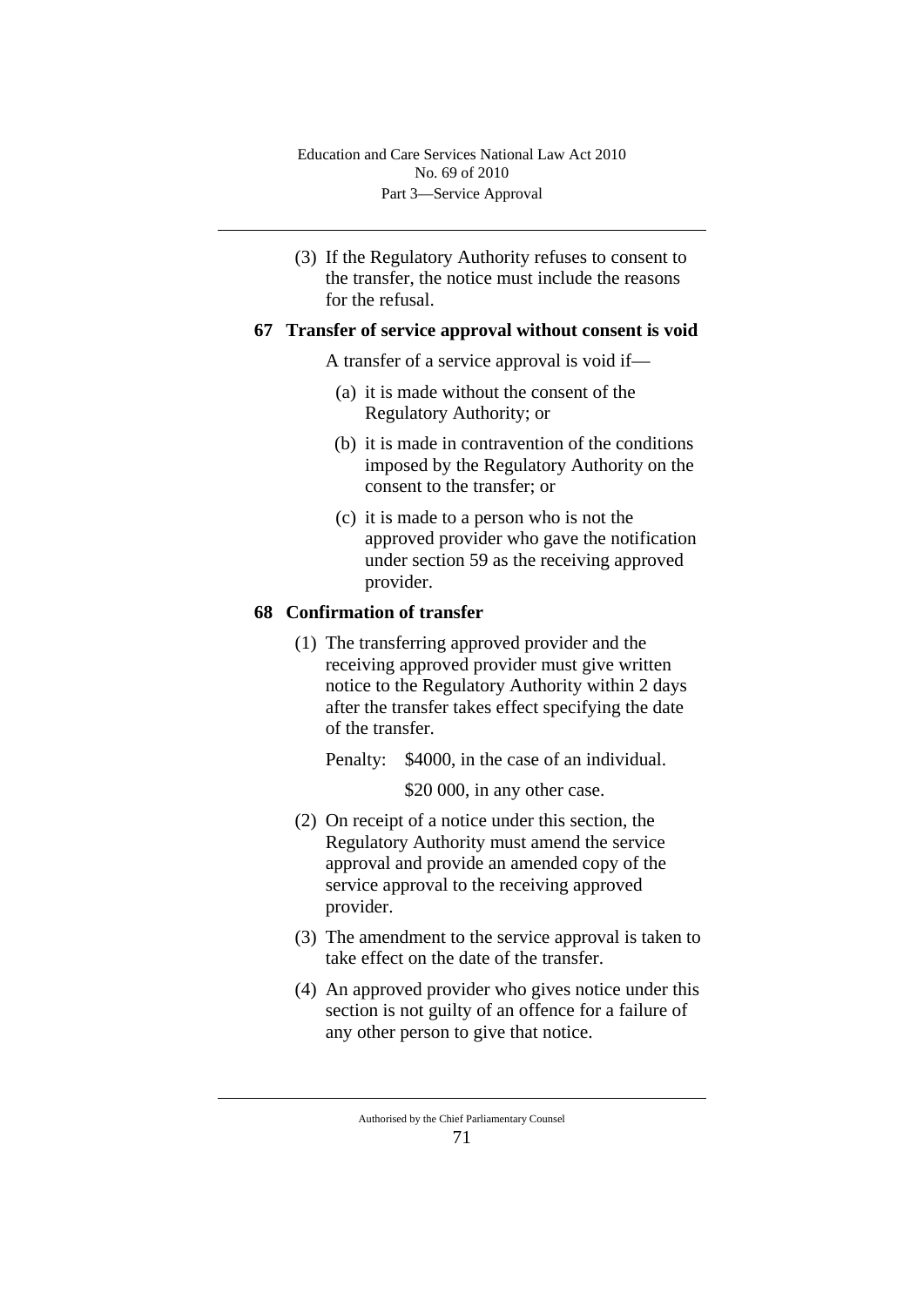(3) If the Regulatory Authority refuses to consent to the transfer, the notice must include the reasons for the refusal.

## 67 Transfer of service approval without consent is void

A transfer of a service approval is void if—

(a) it is made without the consent of the Regulatory Authority; or

(b) it is made in contravention of the conditions imposed by the Regulatory Authority on the consent to the transfer; or

(c) it is made to a person who is not the approved provider who gave the notification under section 59 as the receiving approved provider.

## 68 Confirmation of transfer

(1) The transferring approved provider and the receiving approved provider must give written notice to the Regulatory Authority within 2 days after the transfer takes effect specifying the date of the transfer.

Penalty: $4000, in the case of an individual.

$20 000, in any other case.

(2) On receipt of a notice under this section, the Regulatory Authority must amend the service approval and provide an amended copy of the service approval to the receiving approved provider.

(3) The amendment to the service approval is taken to take effect on the date of the transfer.

(4) An approved provider who gives notice under this section is not guilty of an offence for a failure of any other person to give that notice.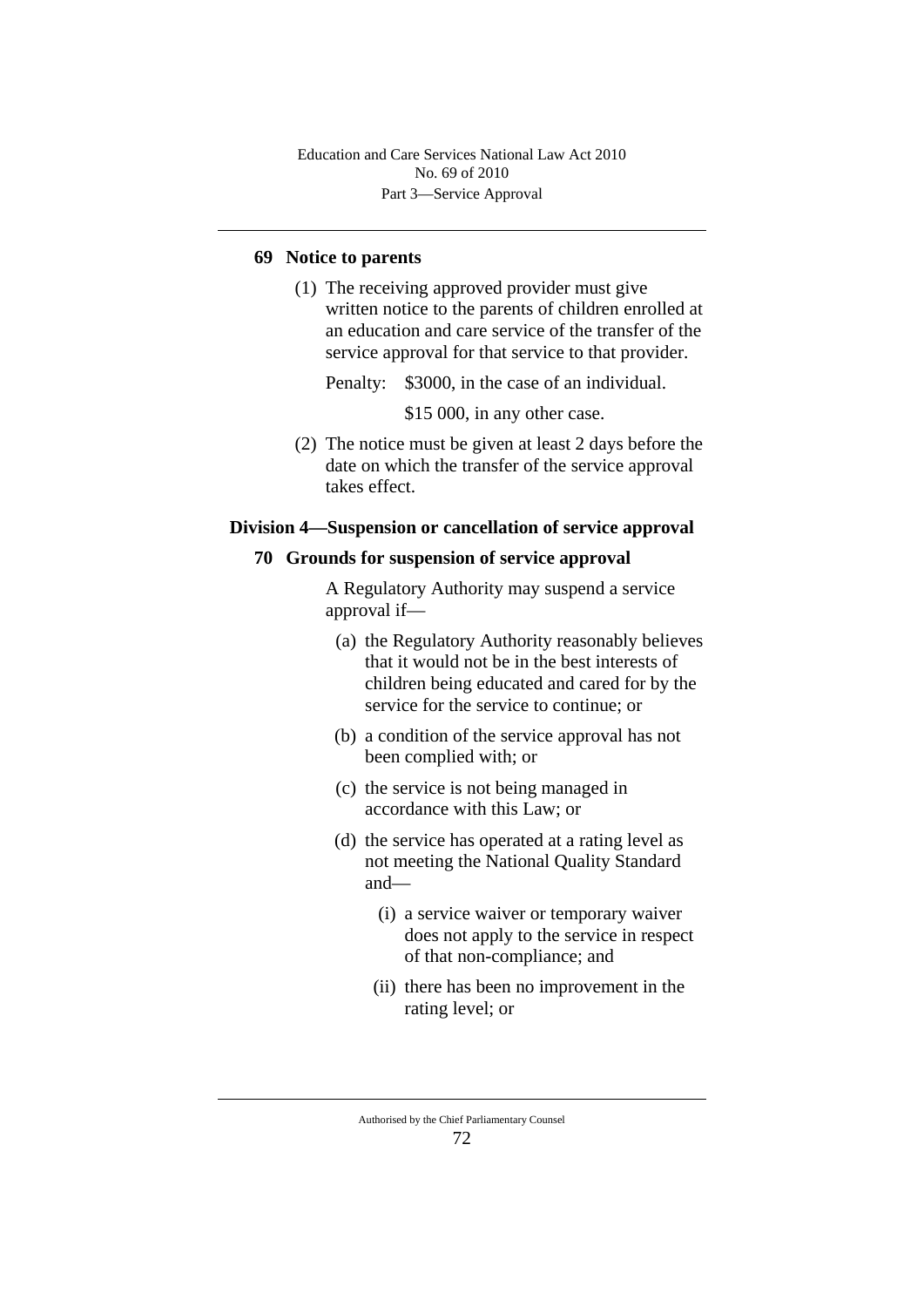### 69 Notice to parents

(1) The receiving approved provider must give written notice to the parents of children enrolled at an education and care service of the transfer of the service approval for that service to that provider.

Penalty: $3000, in the case of an individual.

$15 000, in any other case.

(2) The notice must be given at least 2 days before the date on which the transfer of the service approval takes effect.

## Division 4—Suspension or cancellation of service approval

### 70 Grounds for suspension of service approval

A Regulatory Authority may suspend a service approval if—

(a) the Regulatory Authority reasonably believes that it would not be in the best interests of children being educated and cared for by the service for the service to continue; or

(b) a condition of the service approval has not been complied with; or

(c) the service is not being managed in accordance with this Law; or

(d) the service has operated at a rating level as not meeting the National Quality Standard and—

(i) a service waiver or temporary waiver does not apply to the service in respect of that non-compliance; and

(ii) there has been no improvement in the rating level; or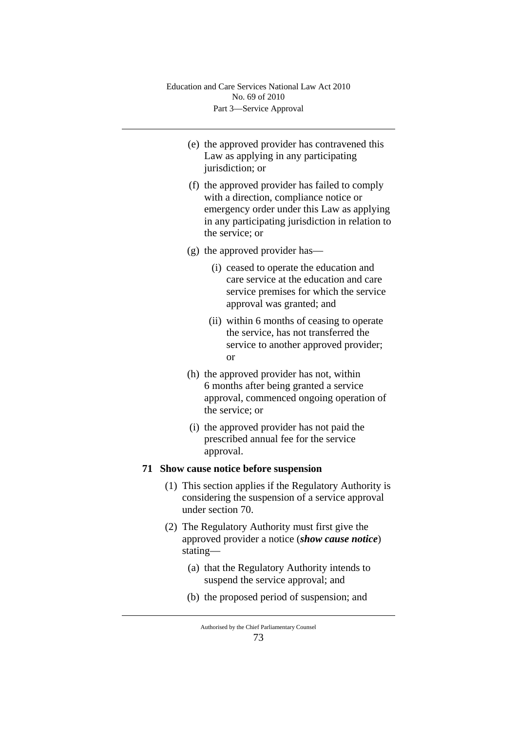(e) the approved provider has contravened this Law as applying in any participating jurisdiction; or

(f) the approved provider has failed to comply with a direction, compliance notice or emergency order under this Law as applying in any participating jurisdiction in relation to the service; or

(g) the approved provider has—

  (i) ceased to operate the education and care service at the education and care service premises for which the service approval was granted; and

  (ii) within 6 months of ceasing to operate the service, has not transferred the service to another approved provider; or

(h) the approved provider has not, within 6 months after being granted a service approval, commenced ongoing operation of the service; or

(i) the approved provider has not paid the prescribed annual fee for the service approval.

**71 Show cause notice before suspension**

(1) This section applies if the Regulatory Authority is considering the suspension of a service approval under section 70.

(2) The Regulatory Authority must first give the approved provider a notice (***show cause notice***) stating—

  (a) that the Regulatory Authority intends to suspend the service approval; and

  (b) the proposed period of suspension; and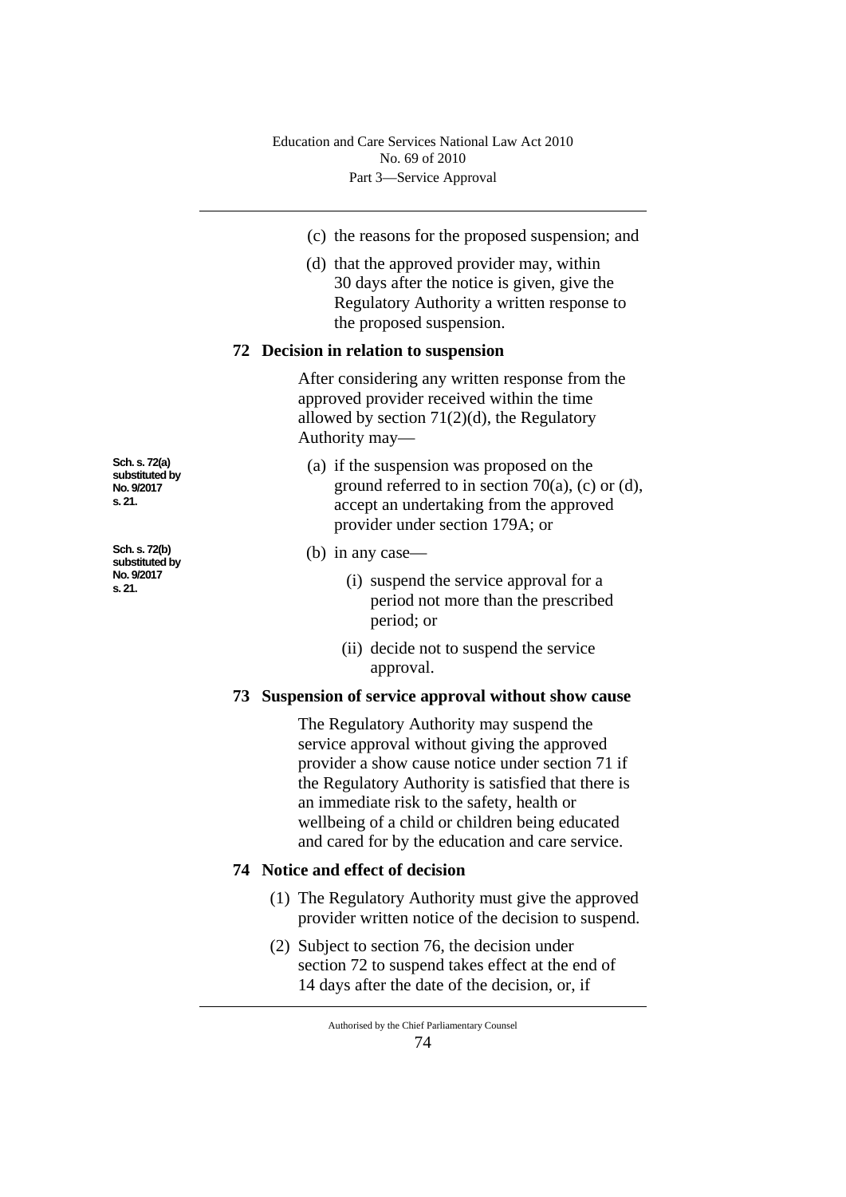(c) the reasons for the proposed suspension; and

(d) that the approved provider may, within 30 days after the notice is given, give the Regulatory Authority a written response to the proposed suspension.

### 72 Decision in relation to suspension

After considering any written response from the approved provider received within the time allowed by section 71(2)(d), the Regulatory Authority may—

Sch. s. 72(a) substituted by No. 9/2017 s. 21.

(a) if the suspension was proposed on the ground referred to in section 70(a), (c) or (d), accept an undertaking from the approved provider under section 179A; or

Sch. s. 72(b) substituted by No. 9/2017 s. 21.

(b) in any case—

(i) suspend the service approval for a period not more than the prescribed period; or

(ii) decide not to suspend the service approval.

### 73 Suspension of service approval without show cause

The Regulatory Authority may suspend the service approval without giving the approved provider a show cause notice under section 71 if the Regulatory Authority is satisfied that there is an immediate risk to the safety, health or wellbeing of a child or children being educated and cared for by the education and care service.

### 74 Notice and effect of decision

(1) The Regulatory Authority must give the approved provider written notice of the decision to suspend.

(2) Subject to section 76, the decision under section 72 to suspend takes effect at the end of 14 days after the date of the decision, or, if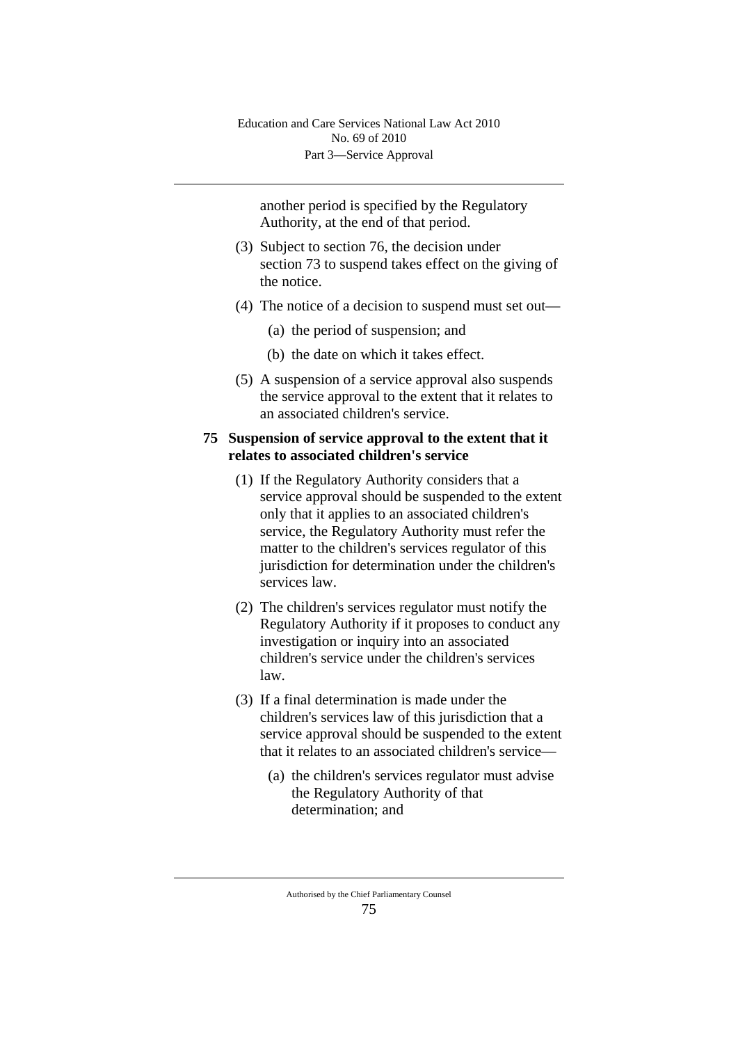another period is specified by the Regulatory Authority, at the end of that period.

(3) Subject to section 76, the decision under section 73 to suspend takes effect on the giving of the notice.

(4) The notice of a decision to suspend must set out—

(a) the period of suspension; and

(b) the date on which it takes effect.

(5) A suspension of a service approval also suspends the service approval to the extent that it relates to an associated children's service.

### 75 Suspension of service approval to the extent that it relates to associated children's service

(1) If the Regulatory Authority considers that a service approval should be suspended to the extent only that it applies to an associated children's service, the Regulatory Authority must refer the matter to the children's services regulator of this jurisdiction for determination under the children's services law.

(2) The children's services regulator must notify the Regulatory Authority if it proposes to conduct any investigation or inquiry into an associated children's service under the children's services law.

(3) If a final determination is made under the children's services law of this jurisdiction that a service approval should be suspended to the extent that it relates to an associated children's service—

(a) the children's services regulator must advise the Regulatory Authority of that determination; and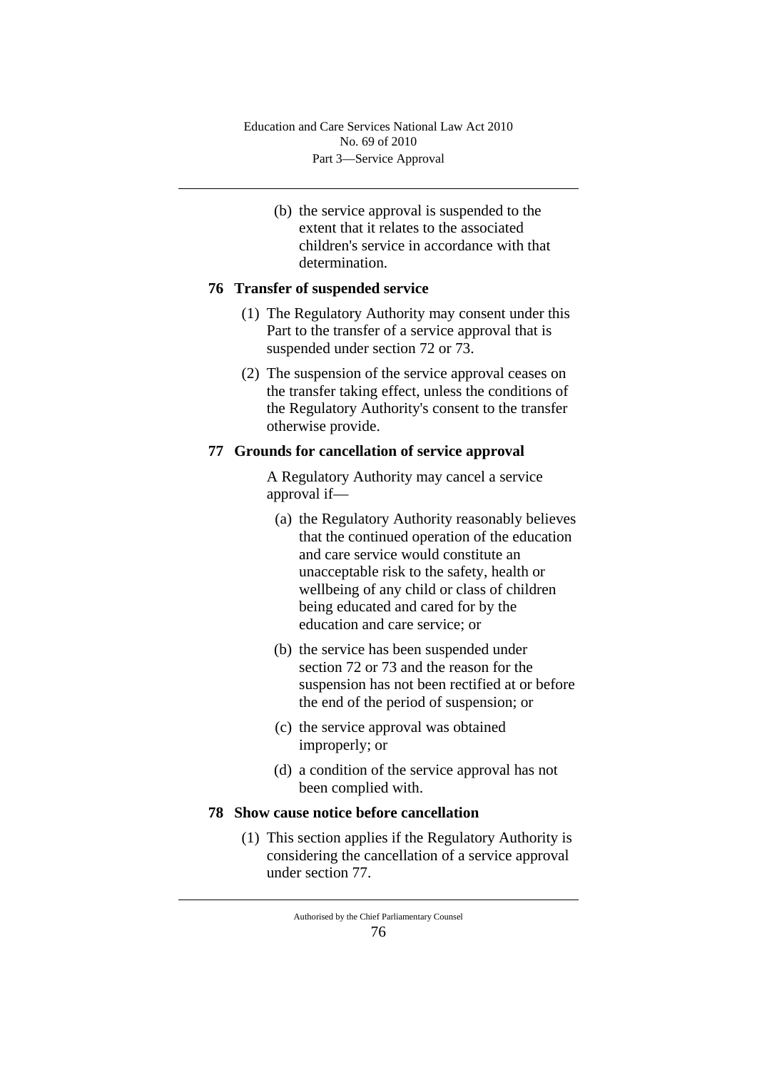(b) the service approval is suspended to the extent that it relates to the associated children's service in accordance with that determination.

## 76 Transfer of suspended service

(1) The Regulatory Authority may consent under this Part to the transfer of a service approval that is suspended under section 72 or 73.

(2) The suspension of the service approval ceases on the transfer taking effect, unless the conditions of the Regulatory Authority's consent to the transfer otherwise provide.

## 77 Grounds for cancellation of service approval

A Regulatory Authority may cancel a service approval if—

(a) the Regulatory Authority reasonably believes that the continued operation of the education and care service would constitute an unacceptable risk to the safety, health or wellbeing of any child or class of children being educated and cared for by the education and care service; or

(b) the service has been suspended under section 72 or 73 and the reason for the suspension has not been rectified at or before the end of the period of suspension; or

(c) the service approval was obtained improperly; or

(d) a condition of the service approval has not been complied with.

## 78 Show cause notice before cancellation

(1) This section applies if the Regulatory Authority is considering the cancellation of a service approval under section 77.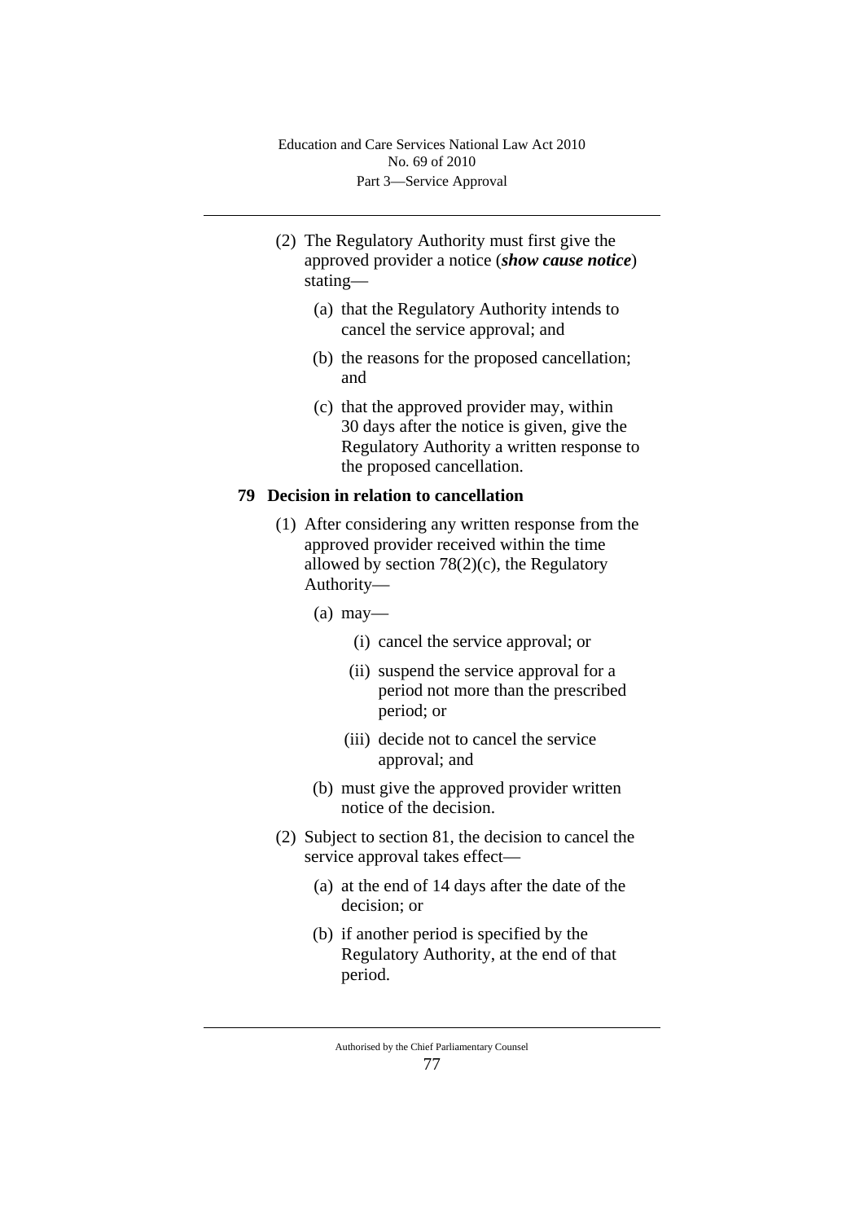(2) The Regulatory Authority must first give the approved provider a notice (***show cause notice***) stating—

(a) that the Regulatory Authority intends to cancel the service approval; and

(b) the reasons for the proposed cancellation; and

(c) that the approved provider may, within 30 days after the notice is given, give the Regulatory Authority a written response to the proposed cancellation.

### 79 Decision in relation to cancellation

(1) After considering any written response from the approved provider received within the time allowed by section 78(2)(c), the Regulatory Authority—

(a) may—

(i) cancel the service approval; or

(ii) suspend the service approval for a period not more than the prescribed period; or

(iii) decide not to cancel the service approval; and

(b) must give the approved provider written notice of the decision.

(2) Subject to section 81, the decision to cancel the service approval takes effect—

(a) at the end of 14 days after the date of the decision; or

(b) if another period is specified by the Regulatory Authority, at the end of that period.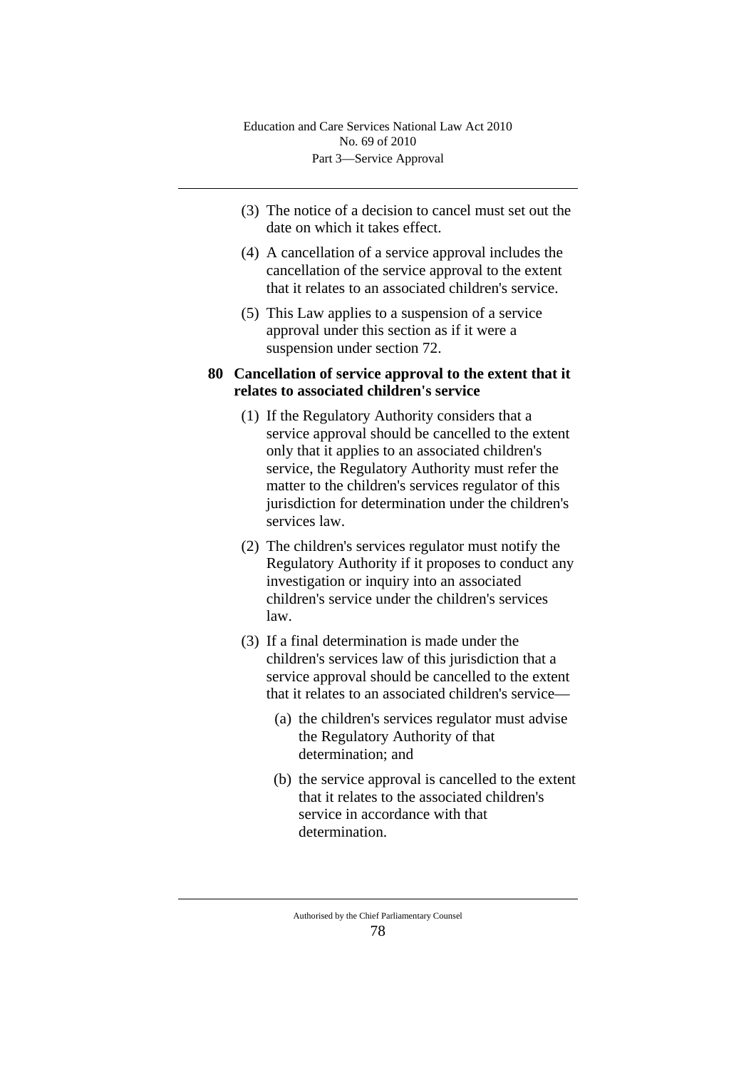(3) The notice of a decision to cancel must set out the date on which it takes effect.

(4) A cancellation of a service approval includes the cancellation of the service approval to the extent that it relates to an associated children's service.

(5) This Law applies to a suspension of a service approval under this section as if it were a suspension under section 72.

### 80 Cancellation of service approval to the extent that it relates to associated children's service

(1) If the Regulatory Authority considers that a service approval should be cancelled to the extent only that it applies to an associated children's service, the Regulatory Authority must refer the matter to the children's services regulator of this jurisdiction for determination under the children's services law.

(2) The children's services regulator must notify the Regulatory Authority if it proposes to conduct any investigation or inquiry into an associated children's service under the children's services law.

(3) If a final determination is made under the children's services law of this jurisdiction that a service approval should be cancelled to the extent that it relates to an associated children's service—

(a) the children's services regulator must advise the Regulatory Authority of that determination; and

(b) the service approval is cancelled to the extent that it relates to the associated children's service in accordance with that determination.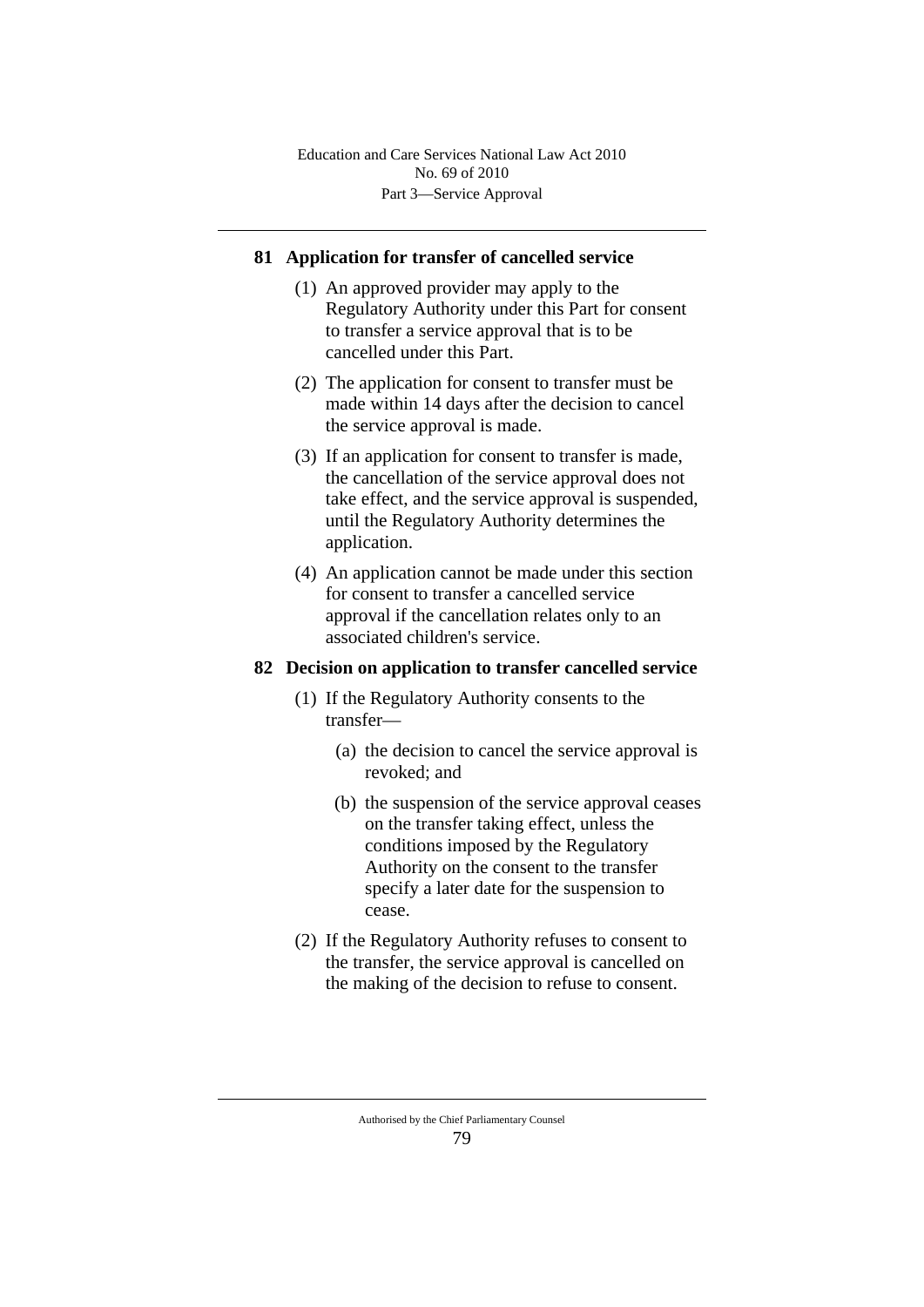## 81 Application for transfer of cancelled service

(1) An approved provider may apply to the Regulatory Authority under this Part for consent to transfer a service approval that is to be cancelled under this Part.

(2) The application for consent to transfer must be made within 14 days after the decision to cancel the service approval is made.

(3) If an application for consent to transfer is made, the cancellation of the service approval does not take effect, and the service approval is suspended, until the Regulatory Authority determines the application.

(4) An application cannot be made under this section for consent to transfer a cancelled service approval if the cancellation relates only to an associated children's service.

## 82 Decision on application to transfer cancelled service

(1) If the Regulatory Authority consents to the transfer—

(a) the decision to cancel the service approval is revoked; and

(b) the suspension of the service approval ceases on the transfer taking effect, unless the conditions imposed by the Regulatory Authority on the consent to the transfer specify a later date for the suspension to cease.

(2) If the Regulatory Authority refuses to consent to the transfer, the service approval is cancelled on the making of the decision to refuse to consent.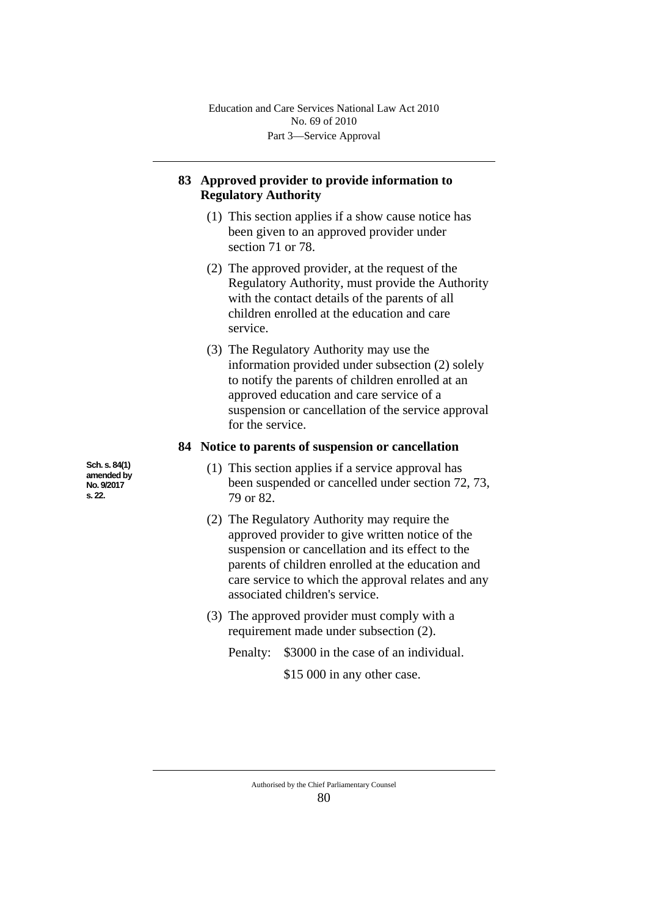## 83 Approved provider to provide information to Regulatory Authority

(1) This section applies if a show cause notice has been given to an approved provider under section 71 or 78.

(2) The approved provider, at the request of the Regulatory Authority, must provide the Authority with the contact details of the parents of all children enrolled at the education and care service.

(3) The Regulatory Authority may use the information provided under subsection (2) solely to notify the parents of children enrolled at an approved education and care service of a suspension or cancellation of the service approval for the service.

## 84 Notice to parents of suspension or cancellation

Sch. s. 84(1) amended by No. 9/2017 s. 22.

(1) This section applies if a service approval has been suspended or cancelled under section 72, 73, 79 or 82.

(2) The Regulatory Authority may require the approved provider to give written notice of the suspension or cancellation and its effect to the parents of children enrolled at the education and care service to which the approval relates and any associated children's service.

(3) The approved provider must comply with a requirement made under subsection (2).

Penalty: $3000 in the case of an individual.

$15 000 in any other case.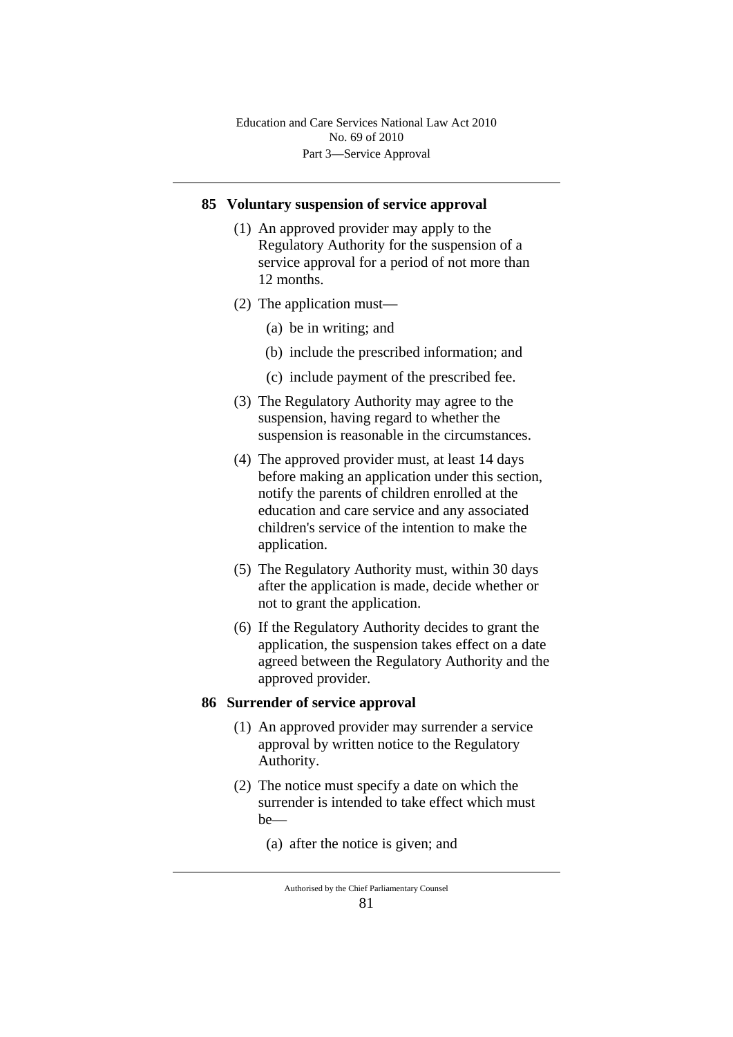## 85 Voluntary suspension of service approval

(1) An approved provider may apply to the Regulatory Authority for the suspension of a service approval for a period of not more than 12 months.

(2) The application must—

(a) be in writing; and

(b) include the prescribed information; and

(c) include payment of the prescribed fee.

(3) The Regulatory Authority may agree to the suspension, having regard to whether the suspension is reasonable in the circumstances.

(4) The approved provider must, at least 14 days before making an application under this section, notify the parents of children enrolled at the education and care service and any associated children's service of the intention to make the application.

(5) The Regulatory Authority must, within 30 days after the application is made, decide whether or not to grant the application.

(6) If the Regulatory Authority decides to grant the application, the suspension takes effect on a date agreed between the Regulatory Authority and the approved provider.

## 86 Surrender of service approval

(1) An approved provider may surrender a service approval by written notice to the Regulatory Authority.

(2) The notice must specify a date on which the surrender is intended to take effect which must be—

(a) after the notice is given; and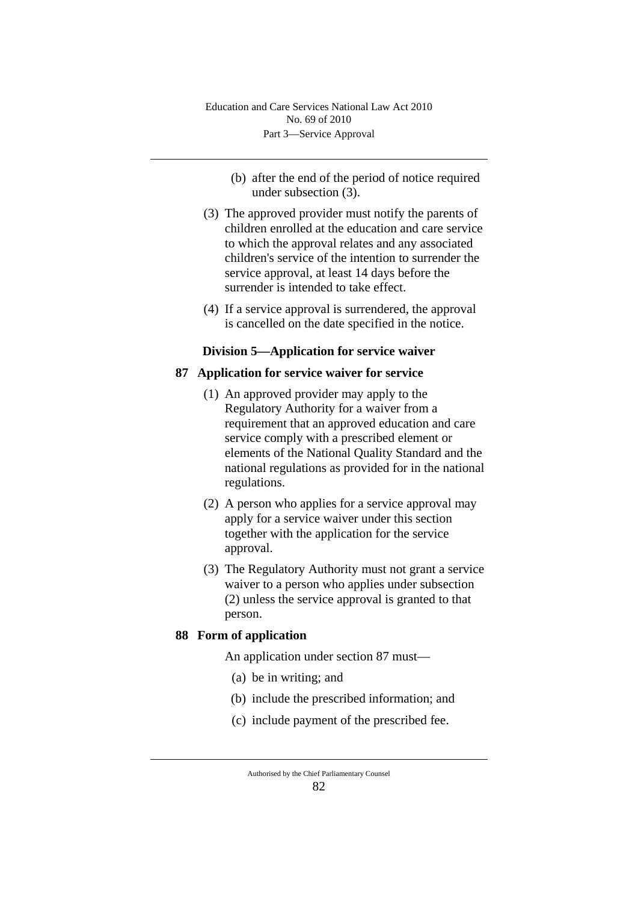(b) after the end of the period of notice required under subsection (3).

(3) The approved provider must notify the parents of children enrolled at the education and care service to which the approval relates and any associated children's service of the intention to surrender the service approval, at least 14 days before the surrender is intended to take effect.

(4) If a service approval is surrendered, the approval is cancelled on the date specified in the notice.

### Division 5—Application for service waiver

#### 87 Application for service waiver for service

(1) An approved provider may apply to the Regulatory Authority for a waiver from a requirement that an approved education and care service comply with a prescribed element or elements of the National Quality Standard and the national regulations as provided for in the national regulations.

(2) A person who applies for a service approval may apply for a service waiver under this section together with the application for the service approval.

(3) The Regulatory Authority must not grant a service waiver to a person who applies under subsection (2) unless the service approval is granted to that person.

#### 88 Form of application

An application under section 87 must—

(a) be in writing; and

(b) include the prescribed information; and

(c) include payment of the prescribed fee.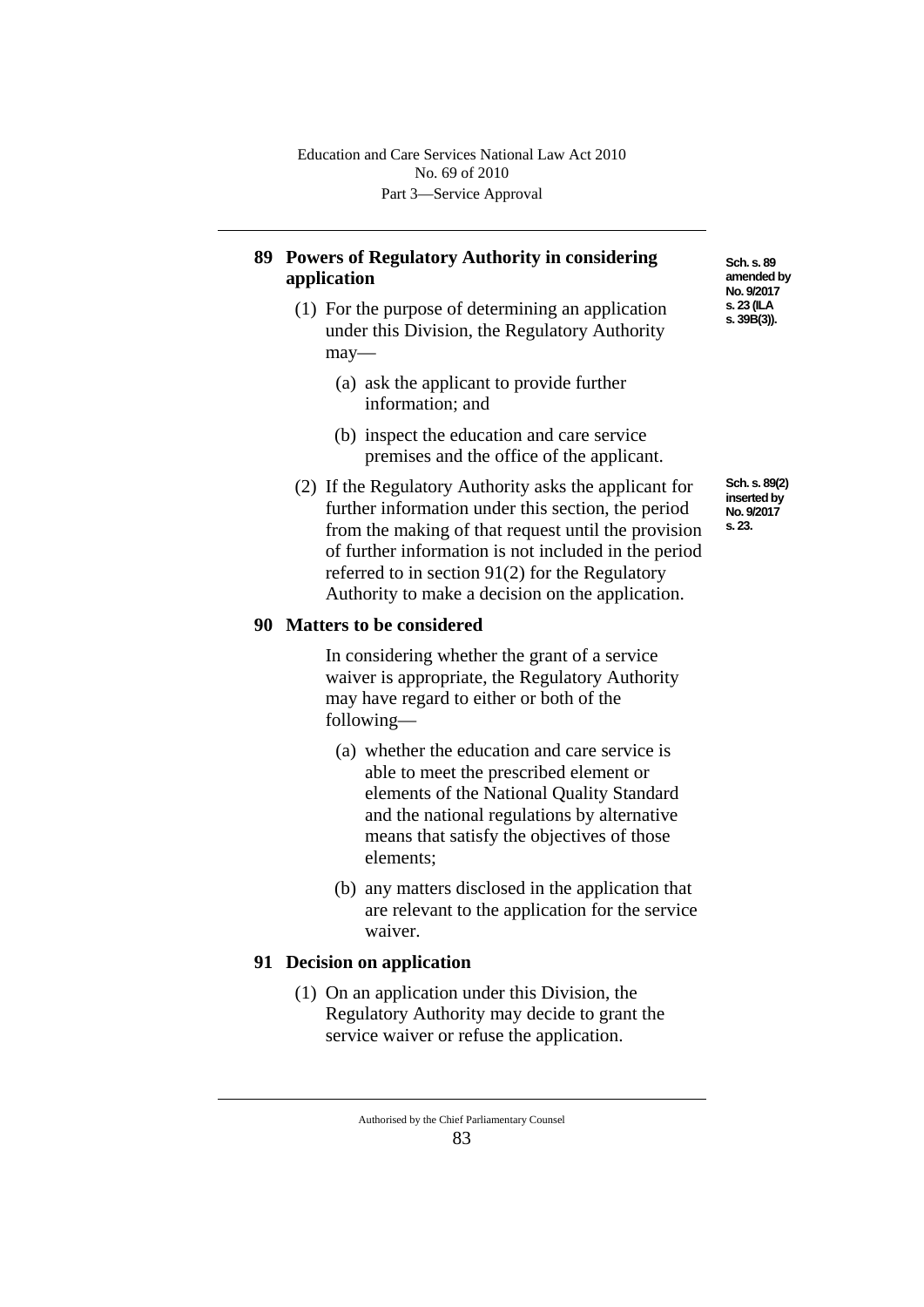## 89 Powers of Regulatory Authority in considering application

Sch. s. 89 amended by No. 9/2017 s. 23 (ILA s. 39B(3)).

(1) For the purpose of determining an application under this Division, the Regulatory Authority may—

(a) ask the applicant to provide further information; and

(b) inspect the education and care service premises and the office of the applicant.

Sch. s. 89(2) inserted by No. 9/2017 s. 23.

(2) If the Regulatory Authority asks the applicant for further information under this section, the period from the making of that request until the provision of further information is not included in the period referred to in section 91(2) for the Regulatory Authority to make a decision on the application.

## 90 Matters to be considered

In considering whether the grant of a service waiver is appropriate, the Regulatory Authority may have regard to either or both of the following—

(a) whether the education and care service is able to meet the prescribed element or elements of the National Quality Standard and the national regulations by alternative means that satisfy the objectives of those elements;

(b) any matters disclosed in the application that are relevant to the application for the service waiver.

## 91 Decision on application

(1) On an application under this Division, the Regulatory Authority may decide to grant the service waiver or refuse the application.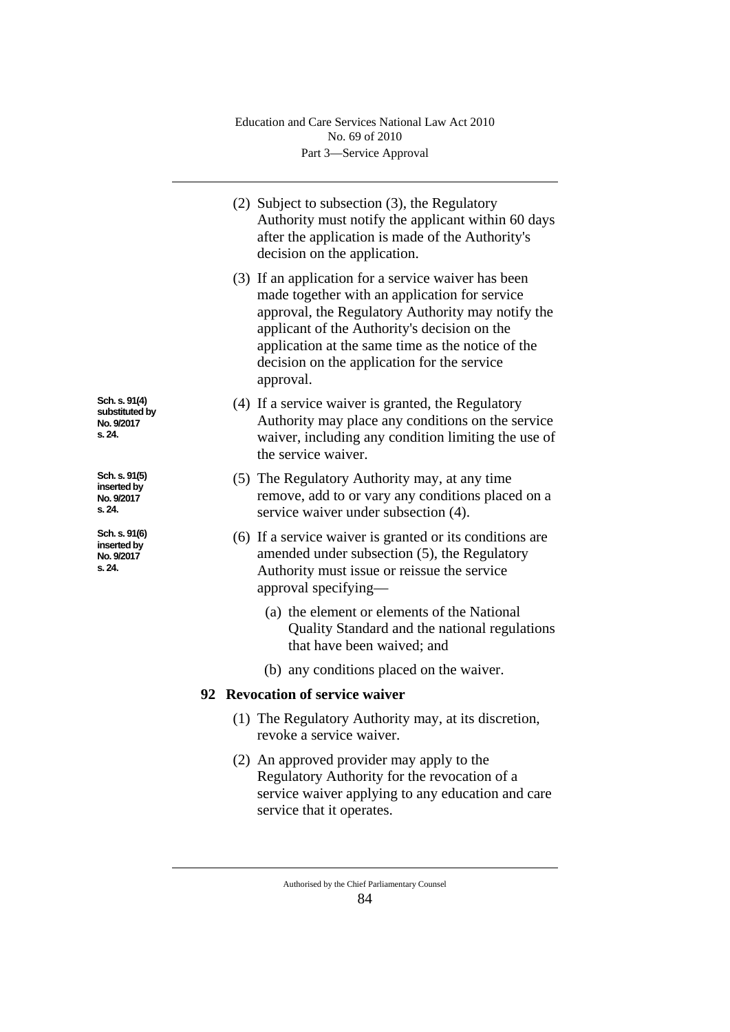(2) Subject to subsection (3), the Regulatory Authority must notify the applicant within 60 days after the application is made of the Authority's decision on the application.

(3) If an application for a service waiver has been made together with an application for service approval, the Regulatory Authority may notify the applicant of the Authority's decision on the application at the same time as the notice of the decision on the application for the service approval.

**Sch. s. 91(4) substituted by No. 9/2017 s. 24.**

(4) If a service waiver is granted, the Regulatory Authority may place any conditions on the service waiver, including any condition limiting the use of the service waiver.

**Sch. s. 91(5) inserted by No. 9/2017 s. 24.**

(5) The Regulatory Authority may, at any time remove, add to or vary any conditions placed on a service waiver under subsection (4).

**Sch. s. 91(6) inserted by No. 9/2017 s. 24.**

(6) If a service waiver is granted or its conditions are amended under subsection (5), the Regulatory Authority must issue or reissue the service approval specifying—

(a) the element or elements of the National Quality Standard and the national regulations that have been waived; and

(b) any conditions placed on the waiver.

## 92 Revocation of service waiver

(1) The Regulatory Authority may, at its discretion, revoke a service waiver.

(2) An approved provider may apply to the Regulatory Authority for the revocation of a service waiver applying to any education and care service that it operates.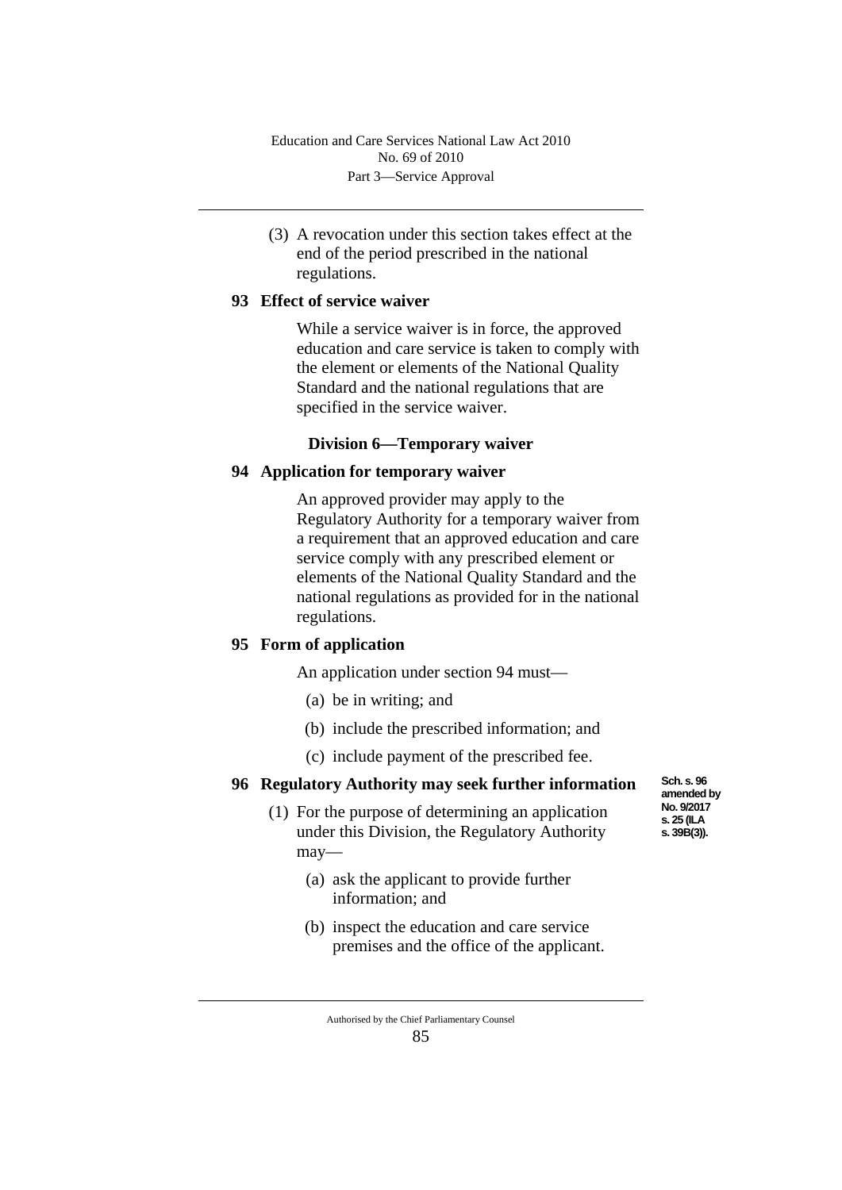(3) A revocation under this section takes effect at the end of the period prescribed in the national regulations.

**93 Effect of service waiver**

While a service waiver is in force, the approved education and care service is taken to comply with the element or elements of the National Quality Standard and the national regulations that are specified in the service waiver.

## Division 6—Temporary waiver

**94 Application for temporary waiver**

An approved provider may apply to the Regulatory Authority for a temporary waiver from a requirement that an approved education and care service comply with any prescribed element or elements of the National Quality Standard and the national regulations as provided for in the national regulations.

**95 Form of application**

An application under section 94 must—

(a) be in writing; and

(b) include the prescribed information; and

(c) include payment of the prescribed fee.

**96 Regulatory Authority may seek further information**

Sch. s. 96 amended by No. 9/2017 s. 25 (ILA s. 39B(3)).

(1) For the purpose of determining an application under this Division, the Regulatory Authority may—

(a) ask the applicant to provide further information; and

(b) inspect the education and care service premises and the office of the applicant.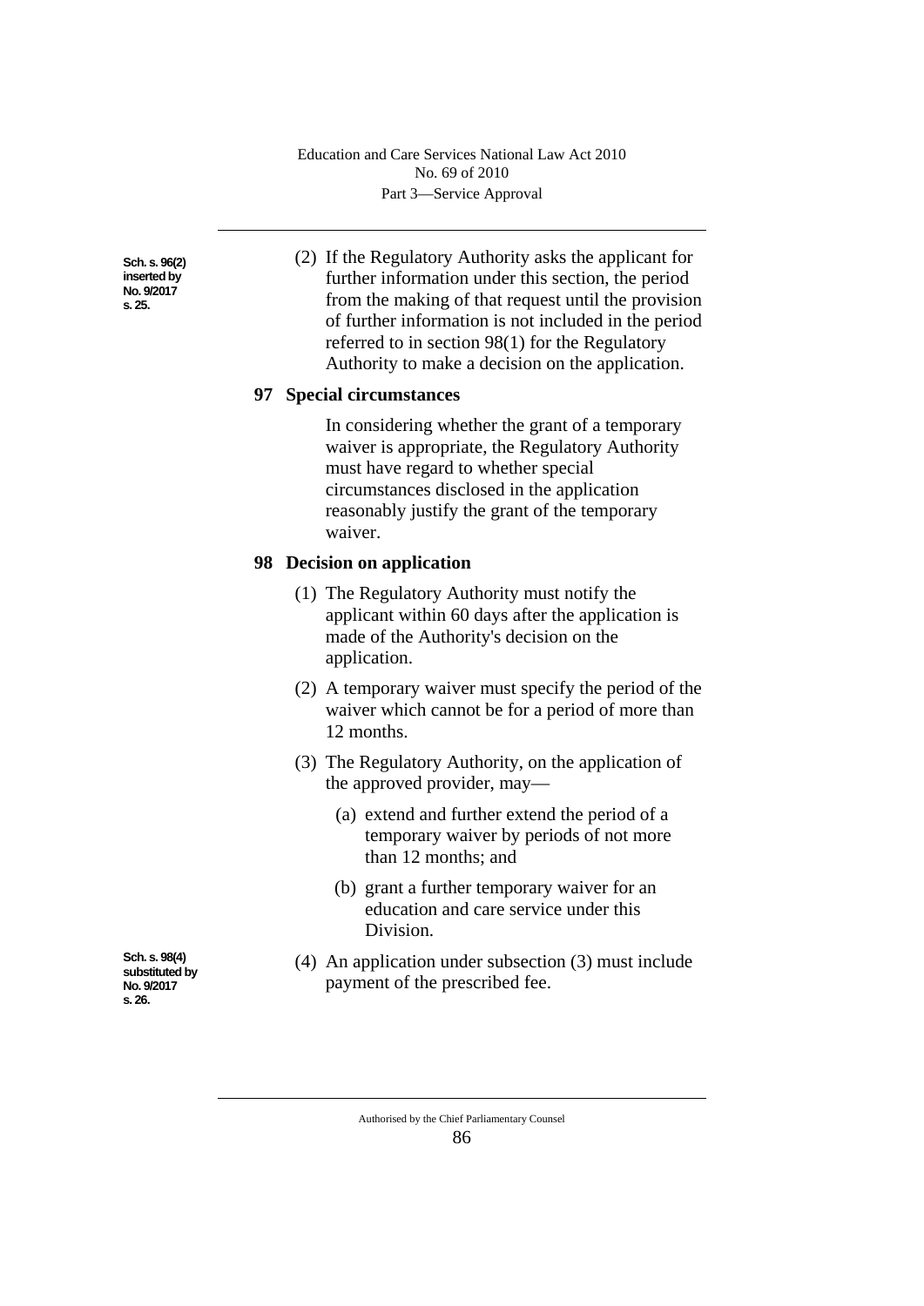Sch. s. 96(2) inserted by No. 9/2017 s. 25.

(2) If the Regulatory Authority asks the applicant for further information under this section, the period from the making of that request until the provision of further information is not included in the period referred to in section 98(1) for the Regulatory Authority to make a decision on the application.

### 97 Special circumstances

In considering whether the grant of a temporary waiver is appropriate, the Regulatory Authority must have regard to whether special circumstances disclosed in the application reasonably justify the grant of the temporary waiver.

### 98 Decision on application

(1) The Regulatory Authority must notify the applicant within 60 days after the application is made of the Authority's decision on the application.

(2) A temporary waiver must specify the period of the waiver which cannot be for a period of more than 12 months.

(3) The Regulatory Authority, on the application of the approved provider, may—

(a) extend and further extend the period of a temporary waiver by periods of not more than 12 months; and

(b) grant a further temporary waiver for an education and care service under this Division.

Sch. s. 98(4) substituted by No. 9/2017 s. 26.

(4) An application under subsection (3) must include payment of the prescribed fee.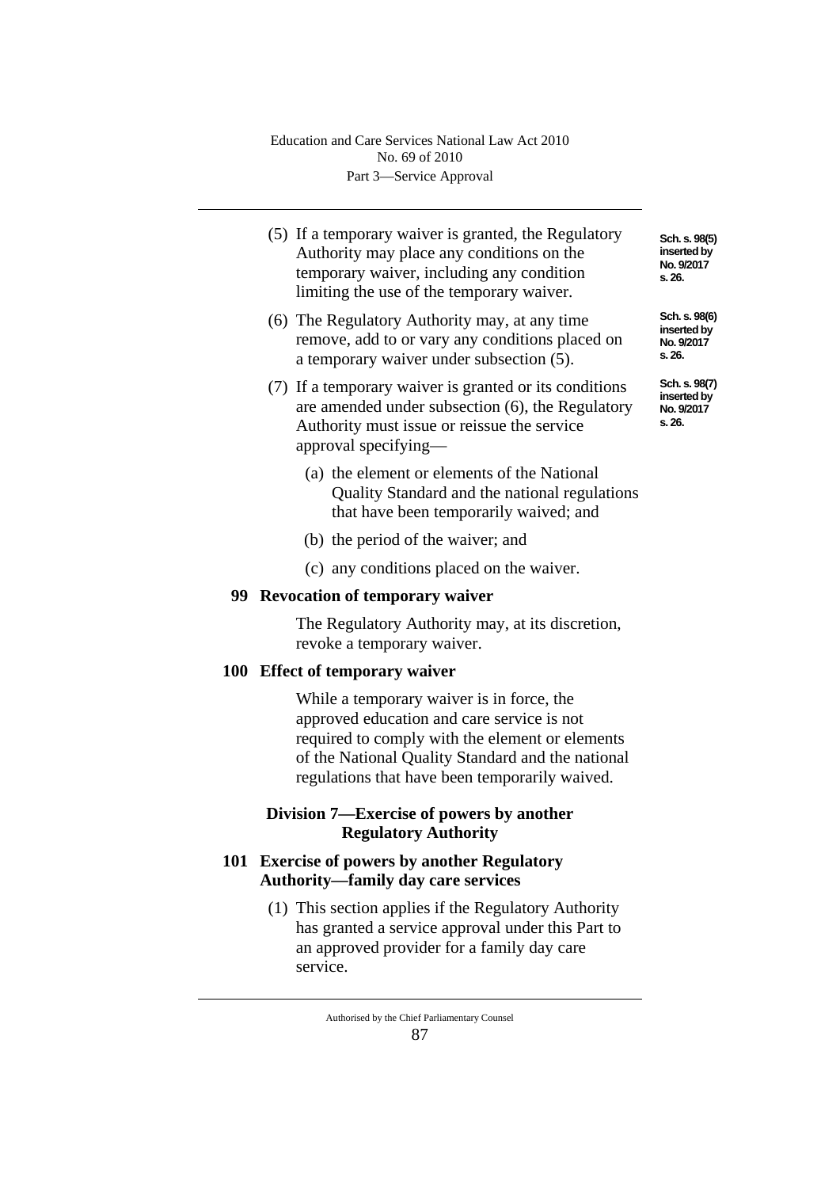(5) If a temporary waiver is granted, the Regulatory Authority may place any conditions on the temporary waiver, including any condition limiting the use of the temporary waiver.

Sch. s. 98(5) inserted by No. 9/2017 s. 26.

(6) The Regulatory Authority may, at any time remove, add to or vary any conditions placed on a temporary waiver under subsection (5).

Sch. s. 98(6) inserted by No. 9/2017 s. 26.

(7) If a temporary waiver is granted or its conditions are amended under subsection (6), the Regulatory Authority must issue or reissue the service approval specifying—

Sch. s. 98(7) inserted by No. 9/2017 s. 26.

(a) the element or elements of the National Quality Standard and the national regulations that have been temporarily waived; and

(b) the period of the waiver; and

(c) any conditions placed on the waiver.

**99 Revocation of temporary waiver**

The Regulatory Authority may, at its discretion, revoke a temporary waiver.

**100 Effect of temporary waiver**

While a temporary waiver is in force, the approved education and care service is not required to comply with the element or elements of the National Quality Standard and the national regulations that have been temporarily waived.

## Division 7—Exercise of powers by another Regulatory Authority

**101 Exercise of powers by another Regulatory Authority—family day care services**

(1) This section applies if the Regulatory Authority has granted a service approval under this Part to an approved provider for a family day care service.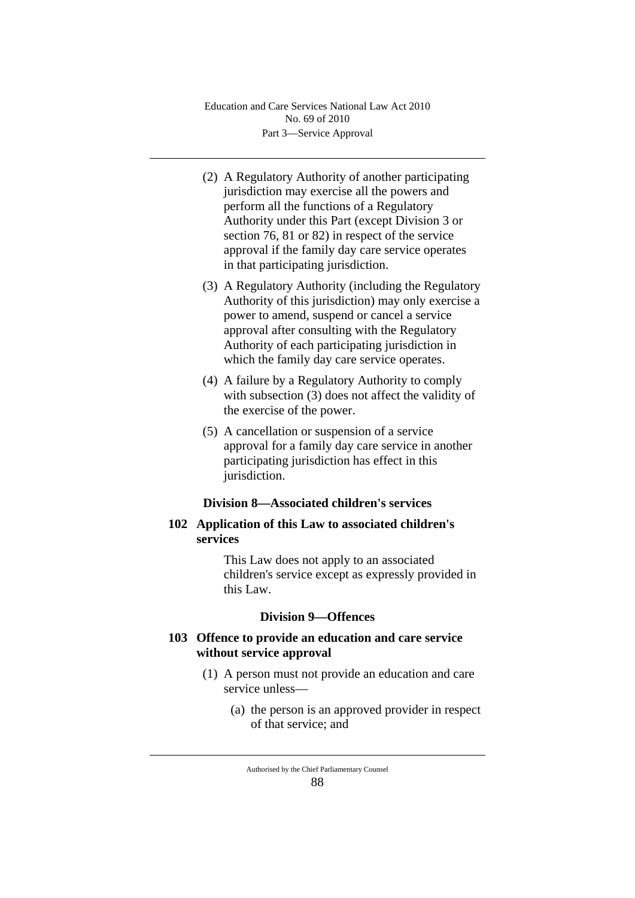(2) A Regulatory Authority of another participating jurisdiction may exercise all the powers and perform all the functions of a Regulatory Authority under this Part (except Division 3 or section 76, 81 or 82) in respect of the service approval if the family day care service operates in that participating jurisdiction.

(3) A Regulatory Authority (including the Regulatory Authority of this jurisdiction) may only exercise a power to amend, suspend or cancel a service approval after consulting with the Regulatory Authority of each participating jurisdiction in which the family day care service operates.

(4) A failure by a Regulatory Authority to comply with subsection (3) does not affect the validity of the exercise of the power.

(5) A cancellation or suspension of a service approval for a family day care service in another participating jurisdiction has effect in this jurisdiction.

### Division 8—Associated children's services

#### 102 Application of this Law to associated children's services

This Law does not apply to an associated children's service except as expressly provided in this Law.

### Division 9—Offences

#### 103 Offence to provide an education and care service without service approval

(1) A person must not provide an education and care service unless—

(a) the person is an approved provider in respect of that service; and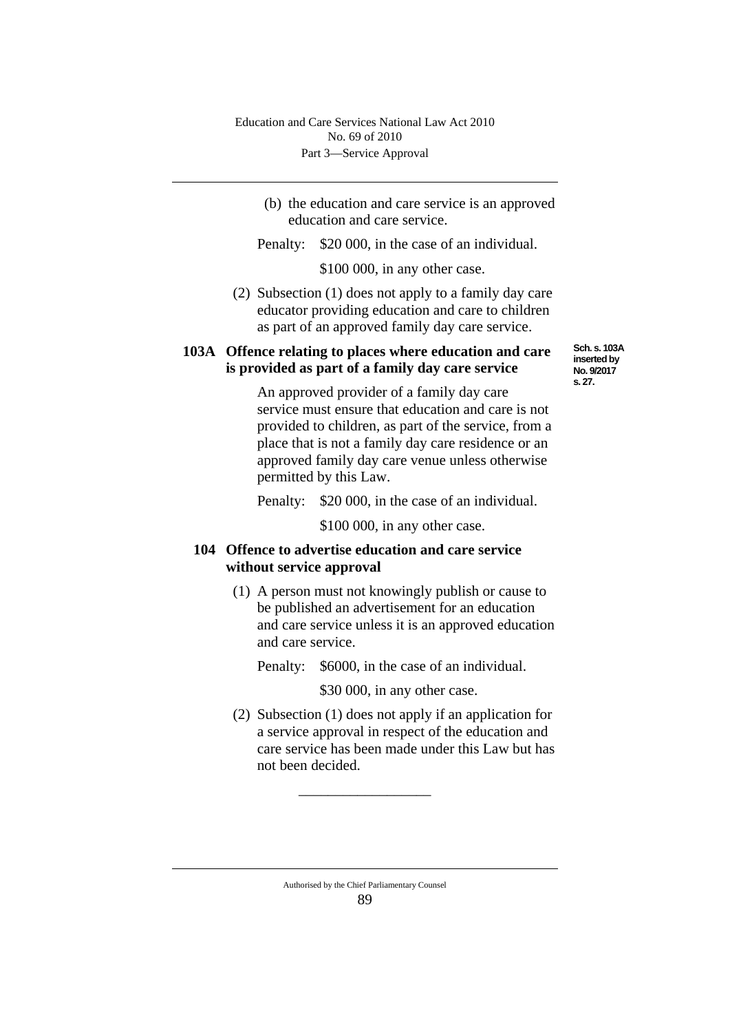(b) the education and care service is an approved education and care service.

Penalty: $20 000, in the case of an individual.

$100 000, in any other case.

(2) Subsection (1) does not apply to a family day care educator providing education and care to children as part of an approved family day care service.

### 103A Offence relating to places where education and care is provided as part of a family day care service

Sch. s. 103A inserted by No. 9/2017 s. 27.

An approved provider of a family day care service must ensure that education and care is not provided to children, as part of the service, from a place that is not a family day care residence or an approved family day care venue unless otherwise permitted by this Law.

Penalty: $20 000, in the case of an individual.

$100 000, in any other case.

### 104 Offence to advertise education and care service without service approval

(1) A person must not knowingly publish or cause to be published an advertisement for an education and care service unless it is an approved education and care service.

Penalty: $6000, in the case of an individual.

$30 000, in any other case.

(2) Subsection (1) does not apply if an application for a service approval in respect of the education and care service has been made under this Law but has not been decided.

\_\_\_\_\_\_\_\_\_\_\_\_\_\_\_\_\_\_\_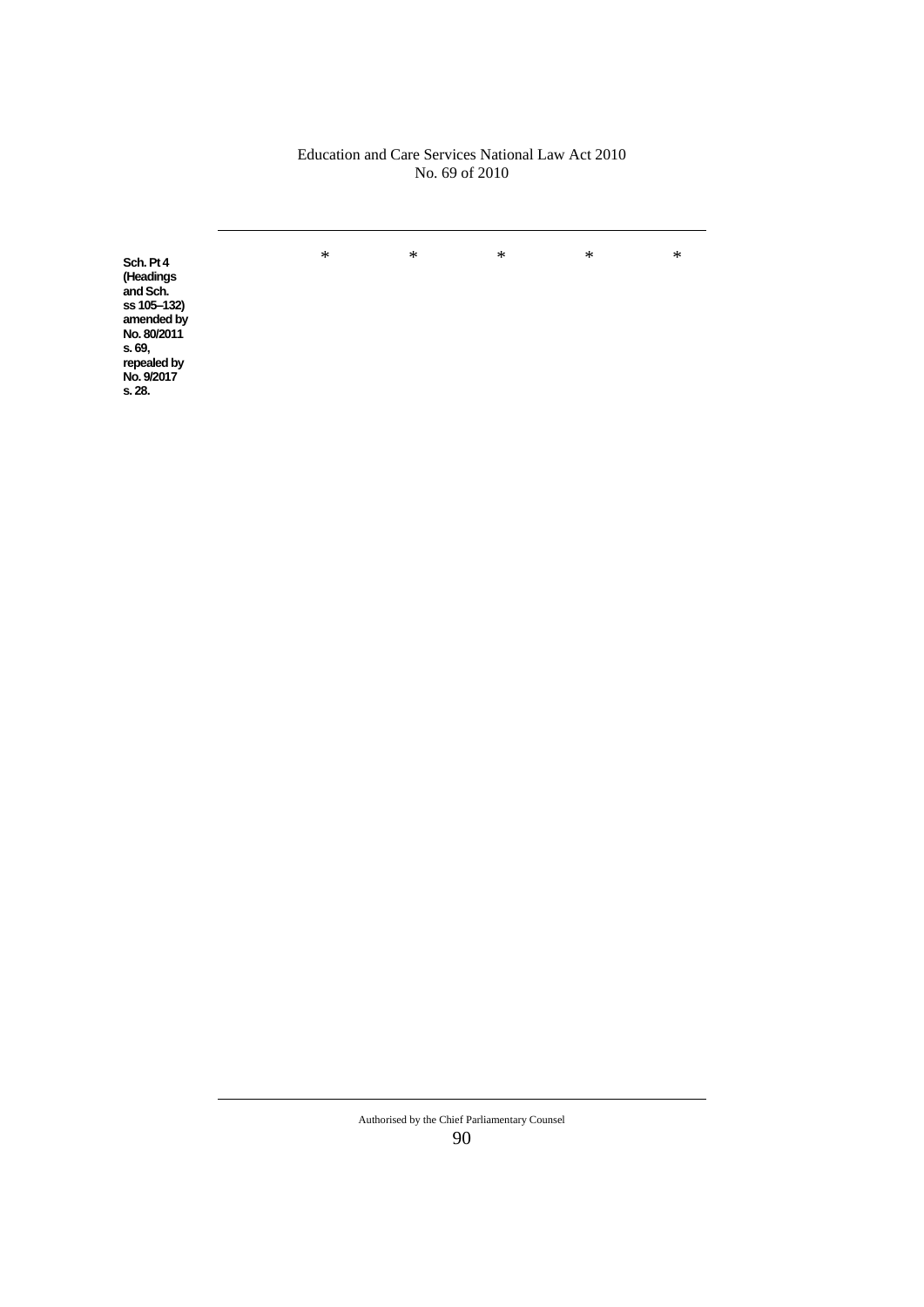Sch. Pt 4 (Headings and Sch. ss 105–132) amended by No. 80/2011 s. 69, repealed by No. 9/2017 s. 28.

*           *           *           *           *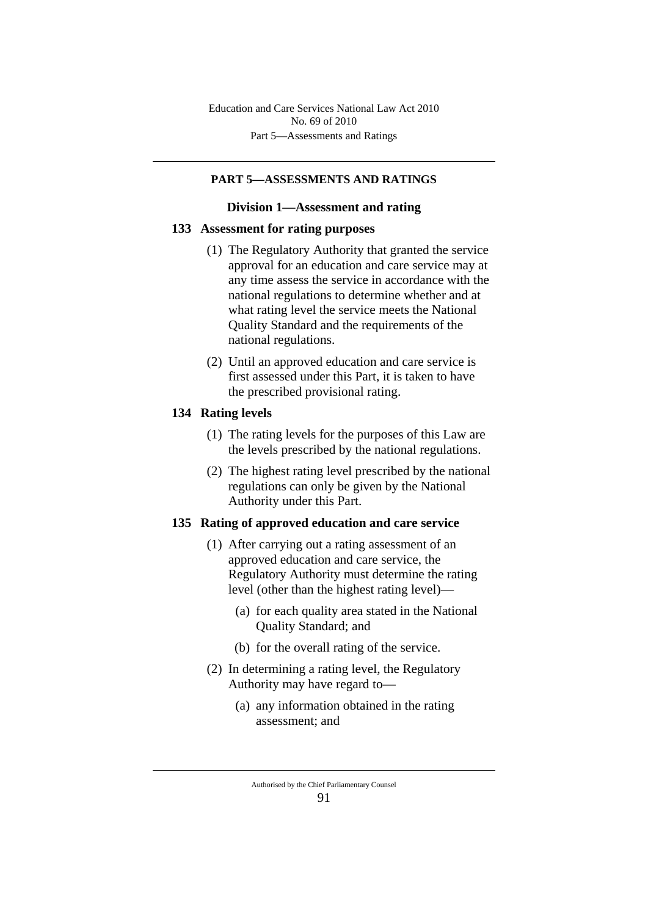## PART 5—ASSESSMENTS AND RATINGS

### Division 1—Assessment and rating

**133 Assessment for rating purposes**

(1) The Regulatory Authority that granted the service approval for an education and care service may at any time assess the service in accordance with the national regulations to determine whether and at what rating level the service meets the National Quality Standard and the requirements of the national regulations.

(2) Until an approved education and care service is first assessed under this Part, it is taken to have the prescribed provisional rating.

**134 Rating levels**

(1) The rating levels for the purposes of this Law are the levels prescribed by the national regulations.

(2) The highest rating level prescribed by the national regulations can only be given by the National Authority under this Part.

**135 Rating of approved education and care service**

(1) After carrying out a rating assessment of an approved education and care service, the Regulatory Authority must determine the rating level (other than the highest rating level)—

(a) for each quality area stated in the National Quality Standard; and

(b) for the overall rating of the service.

(2) In determining a rating level, the Regulatory Authority may have regard to—

(a) any information obtained in the rating assessment; and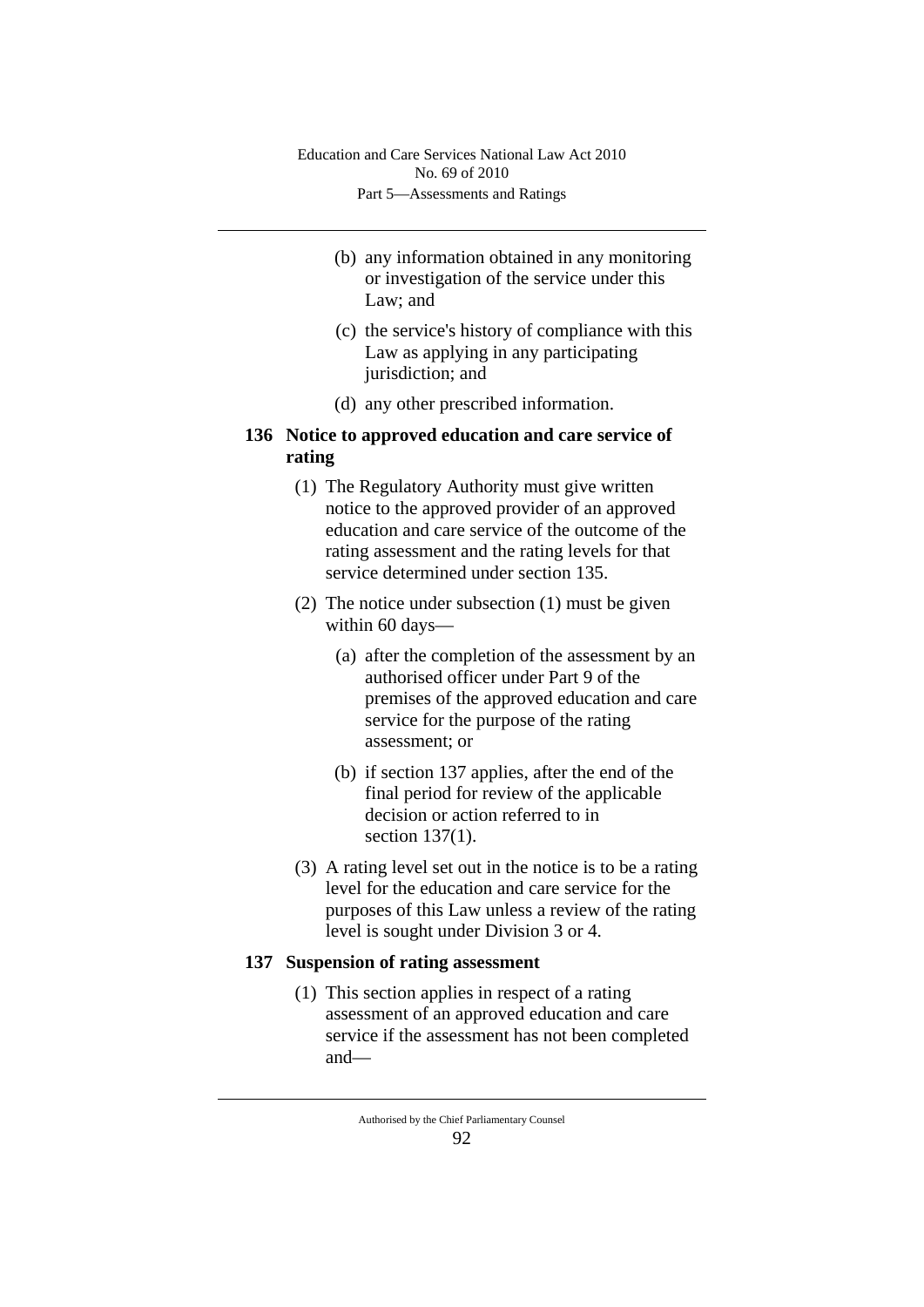(b) any information obtained in any monitoring or investigation of the service under this Law; and

(c) the service's history of compliance with this Law as applying in any participating jurisdiction; and

(d) any other prescribed information.

### 136 Notice to approved education and care service of rating

(1) The Regulatory Authority must give written notice to the approved provider of an approved education and care service of the outcome of the rating assessment and the rating levels for that service determined under section 135.

(2) The notice under subsection (1) must be given within 60 days—

(a) after the completion of the assessment by an authorised officer under Part 9 of the premises of the approved education and care service for the purpose of the rating assessment; or

(b) if section 137 applies, after the end of the final period for review of the applicable decision or action referred to in section 137(1).

(3) A rating level set out in the notice is to be a rating level for the education and care service for the purposes of this Law unless a review of the rating level is sought under Division 3 or 4.

### 137 Suspension of rating assessment

(1) This section applies in respect of a rating assessment of an approved education and care service if the assessment has not been completed and—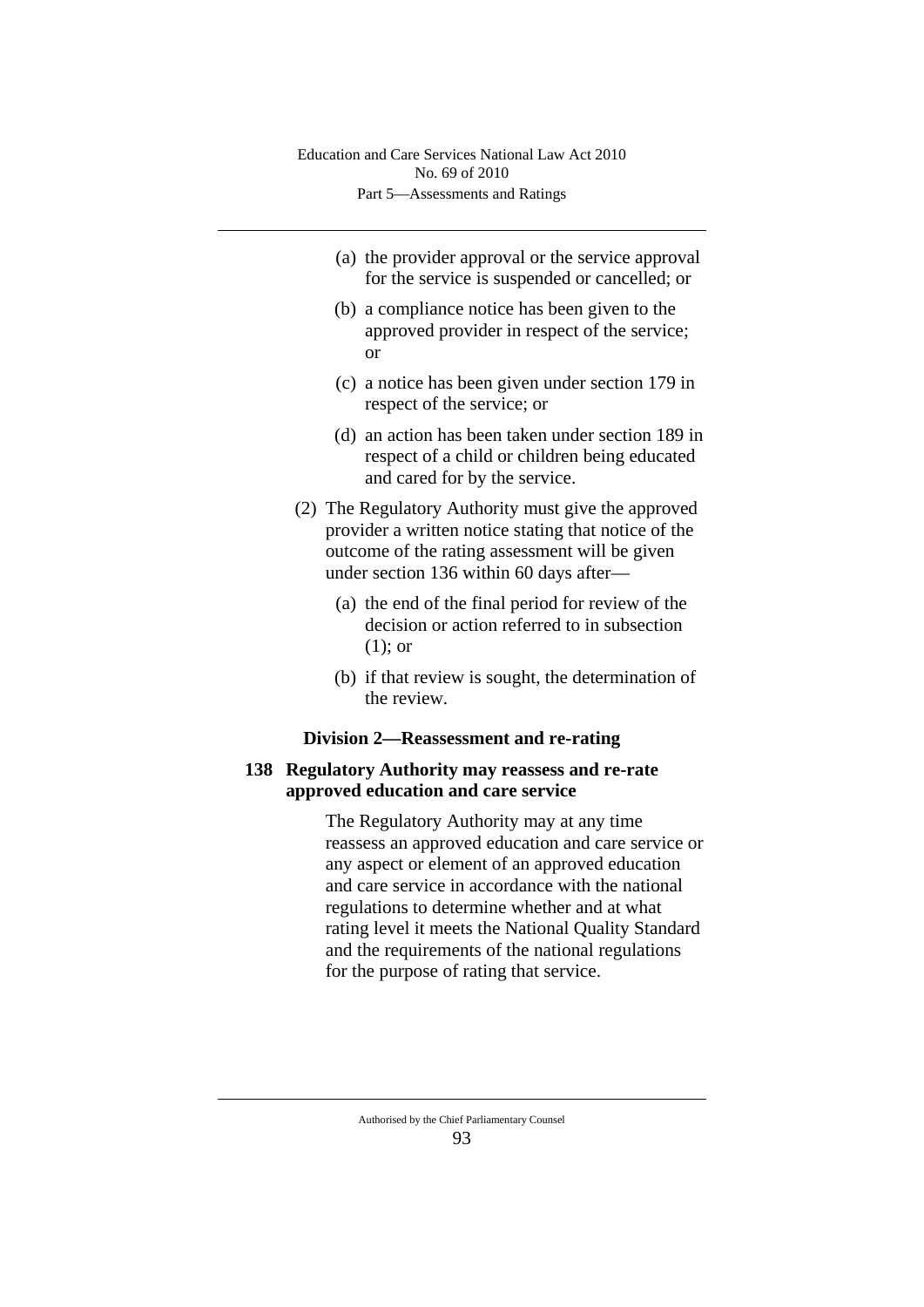(a) the provider approval or the service approval for the service is suspended or cancelled; or

(b) a compliance notice has been given to the approved provider in respect of the service; or

(c) a notice has been given under section 179 in respect of the service; or

(d) an action has been taken under section 189 in respect of a child or children being educated and cared for by the service.

(2) The Regulatory Authority must give the approved provider a written notice stating that notice of the outcome of the rating assessment will be given under section 136 within 60 days after—

(a) the end of the final period for review of the decision or action referred to in subsection (1); or

(b) if that review is sought, the determination of the review.

### Division 2—Reassessment and re-rating

#### 138 Regulatory Authority may reassess and re-rate approved education and care service

The Regulatory Authority may at any time reassess an approved education and care service or any aspect or element of an approved education and care service in accordance with the national regulations to determine whether and at what rating level it meets the National Quality Standard and the requirements of the national regulations for the purpose of rating that service.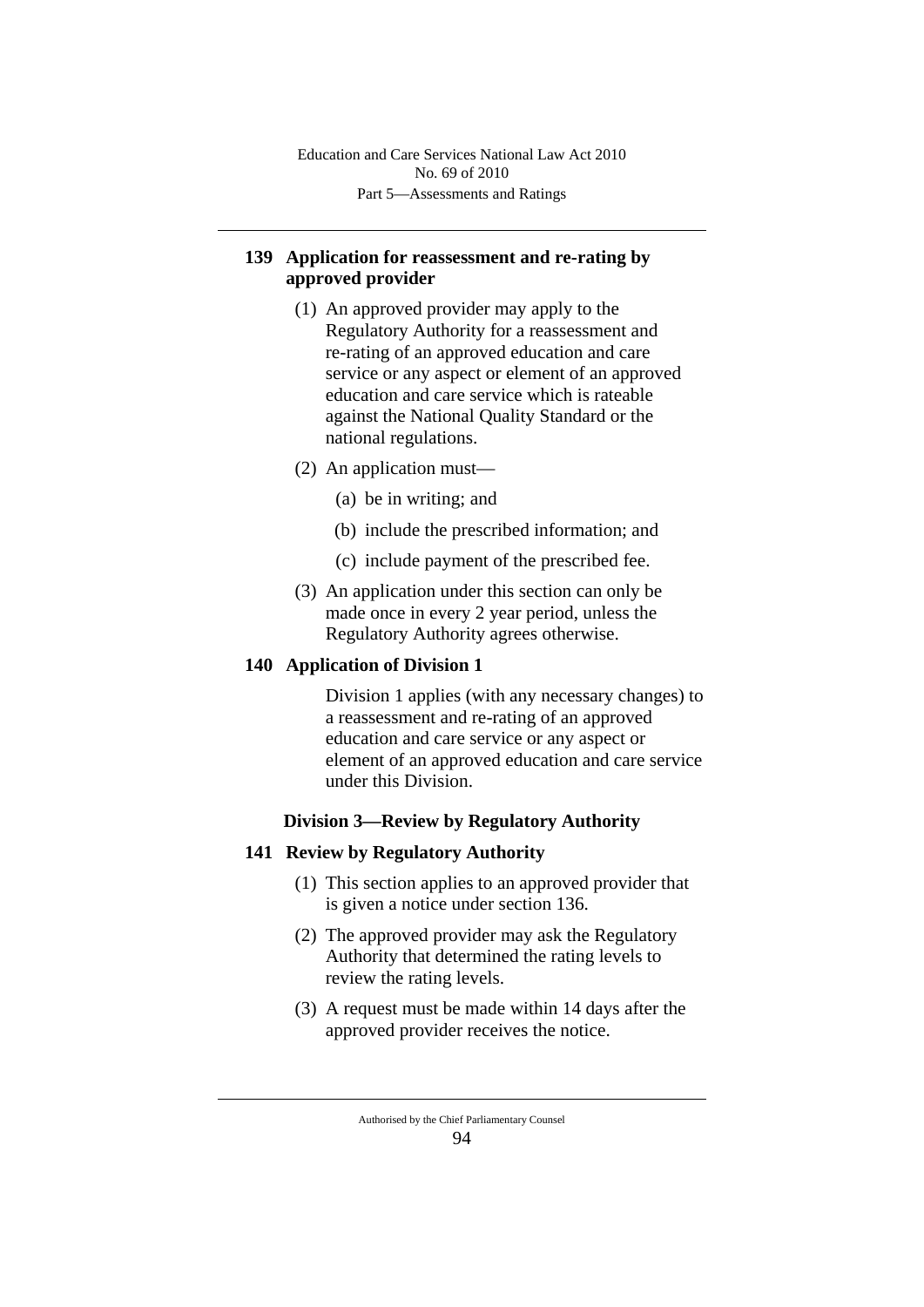## 139 Application for reassessment and re-rating by approved provider

(1) An approved provider may apply to the Regulatory Authority for a reassessment and re-rating of an approved education and care service or any aspect or element of an approved education and care service which is rateable against the National Quality Standard or the national regulations.

(2) An application must—

(a) be in writing; and

(b) include the prescribed information; and

(c) include payment of the prescribed fee.

(3) An application under this section can only be made once in every 2 year period, unless the Regulatory Authority agrees otherwise.

## 140 Application of Division 1

Division 1 applies (with any necessary changes) to a reassessment and re-rating of an approved education and care service or any aspect or element of an approved education and care service under this Division.

### Division 3—Review by Regulatory Authority

## 141 Review by Regulatory Authority

(1) This section applies to an approved provider that is given a notice under section 136.

(2) The approved provider may ask the Regulatory Authority that determined the rating levels to review the rating levels.

(3) A request must be made within 14 days after the approved provider receives the notice.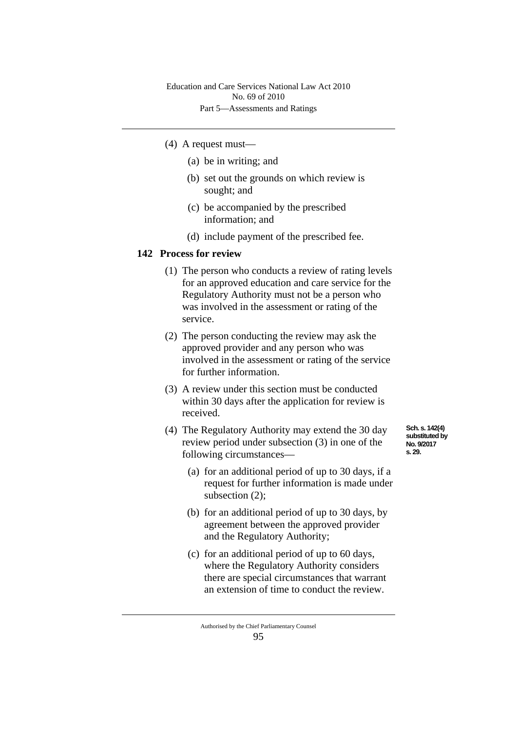(4) A request must—

(a) be in writing; and

(b) set out the grounds on which review is sought; and

(c) be accompanied by the prescribed information; and

(d) include payment of the prescribed fee.

### 142 Process for review

(1) The person who conducts a review of rating levels for an approved education and care service for the Regulatory Authority must not be a person who was involved in the assessment or rating of the service.

(2) The person conducting the review may ask the approved provider and any person who was involved in the assessment or rating of the service for further information.

(3) A review under this section must be conducted within 30 days after the application for review is received.

(4) The Regulatory Authority may extend the 30 day review period under subsection (3) in one of the following circumstances—

Sch. s. 142(4) substituted by No. 9/2017 s. 29.

(a) for an additional period of up to 30 days, if a request for further information is made under subsection (2);

(b) for an additional period of up to 30 days, by agreement between the approved provider and the Regulatory Authority;

(c) for an additional period of up to 60 days, where the Regulatory Authority considers there are special circumstances that warrant an extension of time to conduct the review.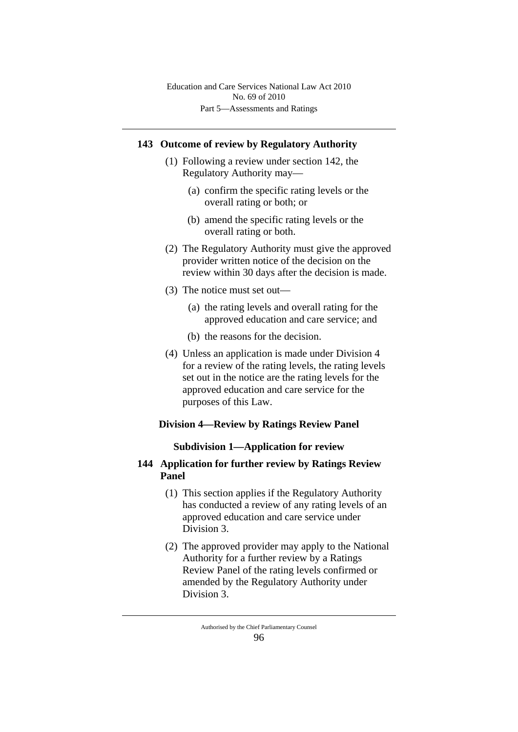## 143 Outcome of review by Regulatory Authority

(1) Following a review under section 142, the Regulatory Authority may—

(a) confirm the specific rating levels or the overall rating or both; or

(b) amend the specific rating levels or the overall rating or both.

(2) The Regulatory Authority must give the approved provider written notice of the decision on the review within 30 days after the decision is made.

(3) The notice must set out—

(a) the rating levels and overall rating for the approved education and care service; and

(b) the reasons for the decision.

(4) Unless an application is made under Division 4 for a review of the rating levels, the rating levels set out in the notice are the rating levels for the approved education and care service for the purposes of this Law.

### Division 4—Review by Ratings Review Panel

#### Subdivision 1—Application for review

## 144 Application for further review by Ratings Review Panel

(1) This section applies if the Regulatory Authority has conducted a review of any rating levels of an approved education and care service under Division 3.

(2) The approved provider may apply to the National Authority for a further review by a Ratings Review Panel of the rating levels confirmed or amended by the Regulatory Authority under Division 3.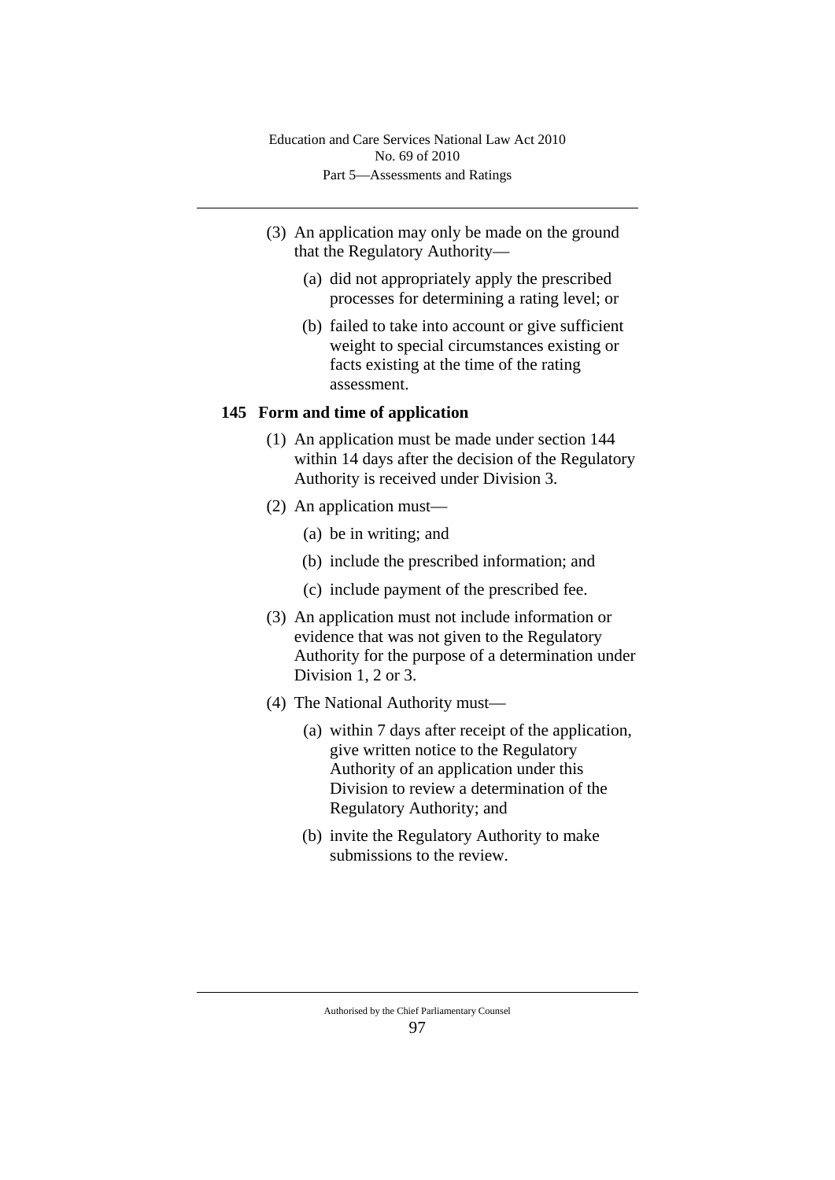(3) An application may only be made on the ground that the Regulatory Authority—

(a) did not appropriately apply the prescribed processes for determining a rating level; or

(b) failed to take into account or give sufficient weight to special circumstances existing or facts existing at the time of the rating assessment.

### 145 Form and time of application

(1) An application must be made under section 144 within 14 days after the decision of the Regulatory Authority is received under Division 3.

(2) An application must—

(a) be in writing; and

(b) include the prescribed information; and

(c) include payment of the prescribed fee.

(3) An application must not include information or evidence that was not given to the Regulatory Authority for the purpose of a determination under Division 1, 2 or 3.

(4) The National Authority must—

(a) within 7 days after receipt of the application, give written notice to the Regulatory Authority of an application under this Division to review a determination of the Regulatory Authority; and

(b) invite the Regulatory Authority to make submissions to the review.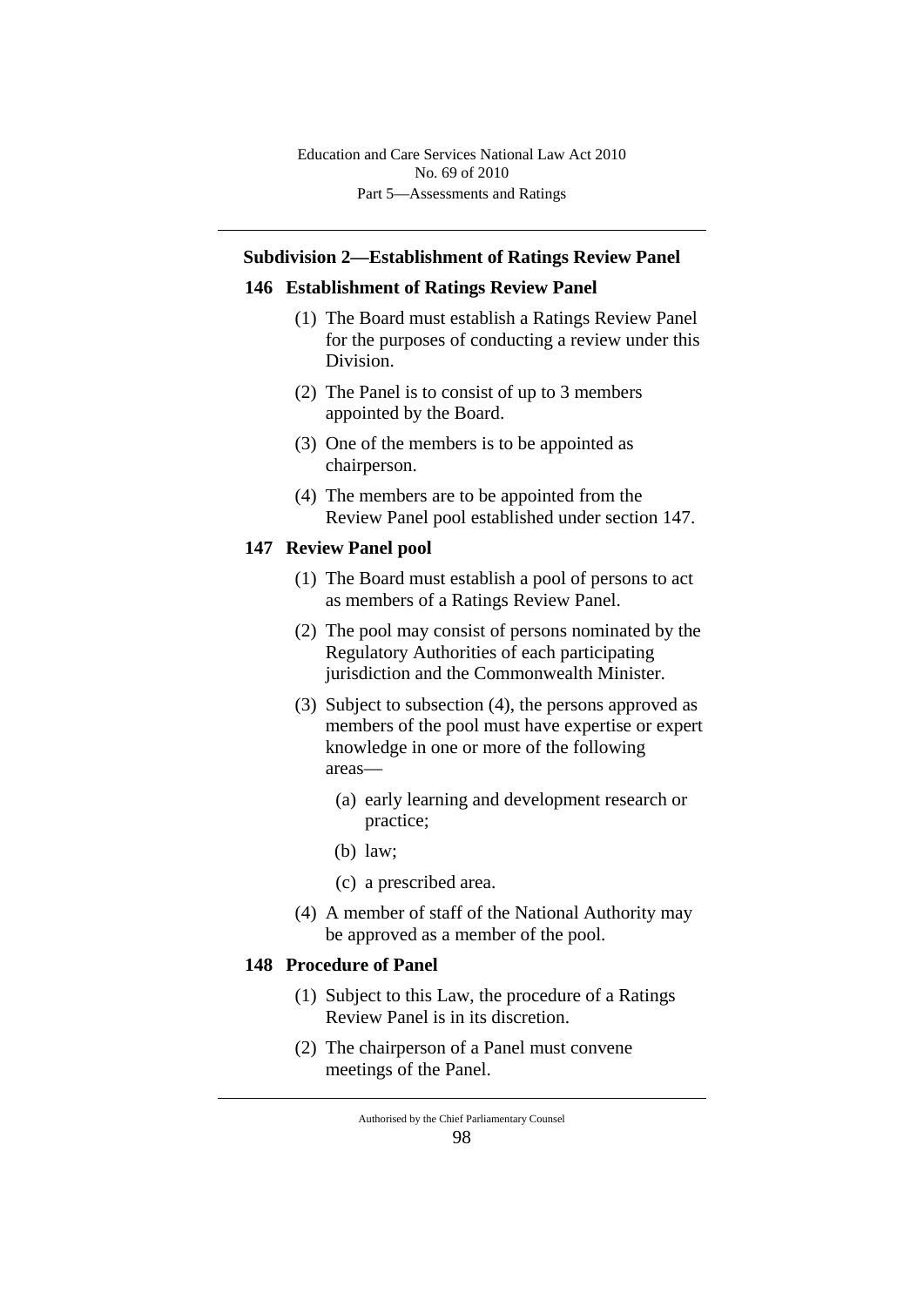### Subdivision 2—Establishment of Ratings Review Panel

#### 146 Establishment of Ratings Review Panel

(1) The Board must establish a Ratings Review Panel for the purposes of conducting a review under this Division.

(2) The Panel is to consist of up to 3 members appointed by the Board.

(3) One of the members is to be appointed as chairperson.

(4) The members are to be appointed from the Review Panel pool established under section 147.

#### 147 Review Panel pool

(1) The Board must establish a pool of persons to act as members of a Ratings Review Panel.

(2) The pool may consist of persons nominated by the Regulatory Authorities of each participating jurisdiction and the Commonwealth Minister.

(3) Subject to subsection (4), the persons approved as members of the pool must have expertise or expert knowledge in one or more of the following areas—

- (a) early learning and development research or practice;
- (b) law;
- (c) a prescribed area.

(4) A member of staff of the National Authority may be approved as a member of the pool.

#### 148 Procedure of Panel

(1) Subject to this Law, the procedure of a Ratings Review Panel is in its discretion.

(2) The chairperson of a Panel must convene meetings of the Panel.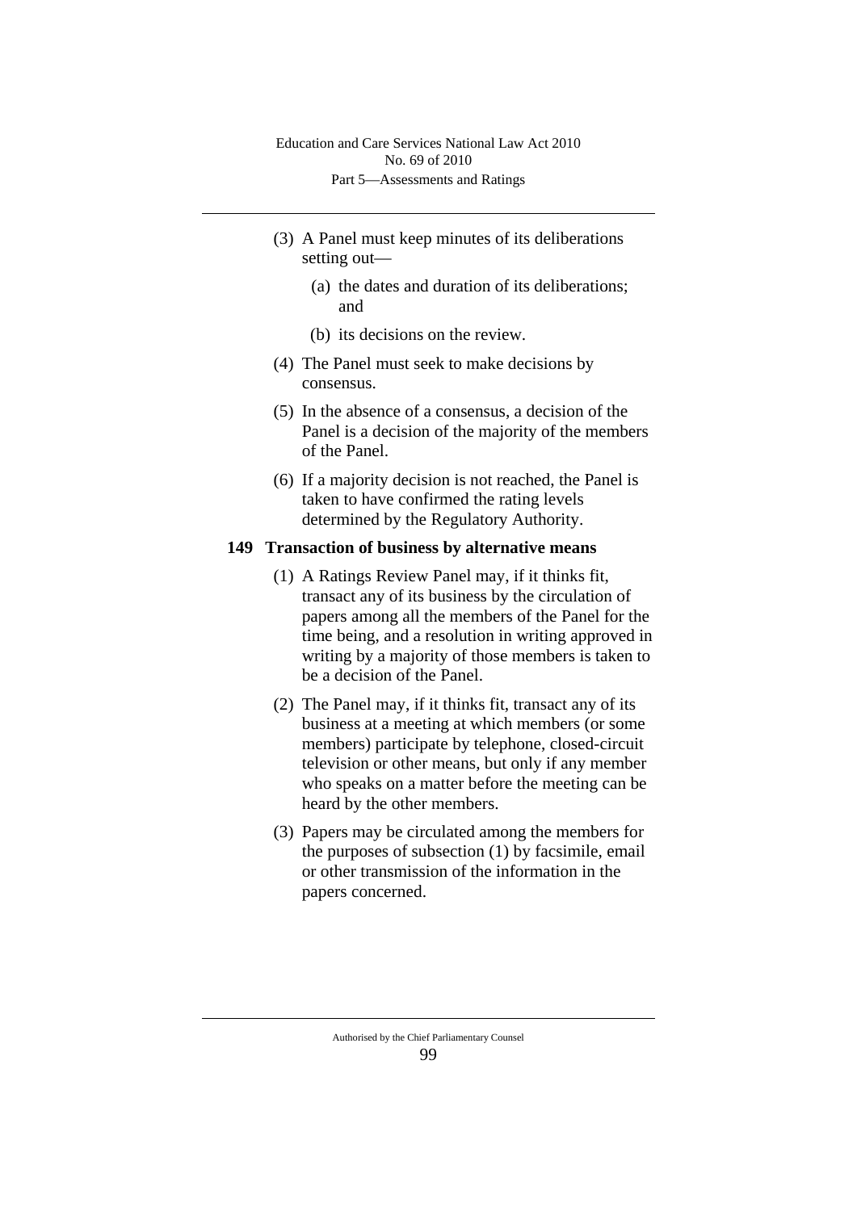(3) A Panel must keep minutes of its deliberations setting out—

(a) the dates and duration of its deliberations; and

(b) its decisions on the review.

(4) The Panel must seek to make decisions by consensus.

(5) In the absence of a consensus, a decision of the Panel is a decision of the majority of the members of the Panel.

(6) If a majority decision is not reached, the Panel is taken to have confirmed the rating levels determined by the Regulatory Authority.

### 149 Transaction of business by alternative means

(1) A Ratings Review Panel may, if it thinks fit, transact any of its business by the circulation of papers among all the members of the Panel for the time being, and a resolution in writing approved in writing by a majority of those members is taken to be a decision of the Panel.

(2) The Panel may, if it thinks fit, transact any of its business at a meeting at which members (or some members) participate by telephone, closed-circuit television or other means, but only if any member who speaks on a matter before the meeting can be heard by the other members.

(3) Papers may be circulated among the members for the purposes of subsection (1) by facsimile, email or other transmission of the information in the papers concerned.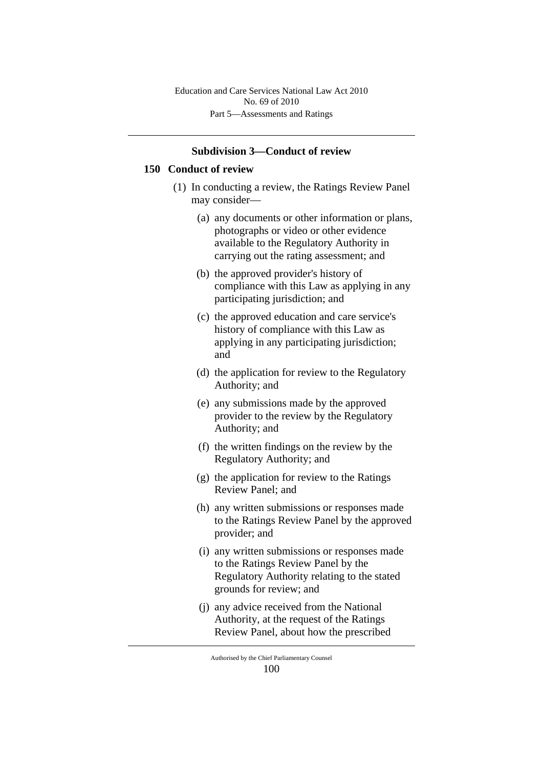### Subdivision 3—Conduct of review

#### 150 Conduct of review

(1) In conducting a review, the Ratings Review Panel may consider—

(a) any documents or other information or plans, photographs or video or other evidence available to the Regulatory Authority in carrying out the rating assessment; and

(b) the approved provider's history of compliance with this Law as applying in any participating jurisdiction; and

(c) the approved education and care service's history of compliance with this Law as applying in any participating jurisdiction; and

(d) the application for review to the Regulatory Authority; and

(e) any submissions made by the approved provider to the review by the Regulatory Authority; and

(f) the written findings on the review by the Regulatory Authority; and

(g) the application for review to the Ratings Review Panel; and

(h) any written submissions or responses made to the Ratings Review Panel by the approved provider; and

(i) any written submissions or responses made to the Ratings Review Panel by the Regulatory Authority relating to the stated grounds for review; and

(j) any advice received from the National Authority, at the request of the Ratings Review Panel, about how the prescribed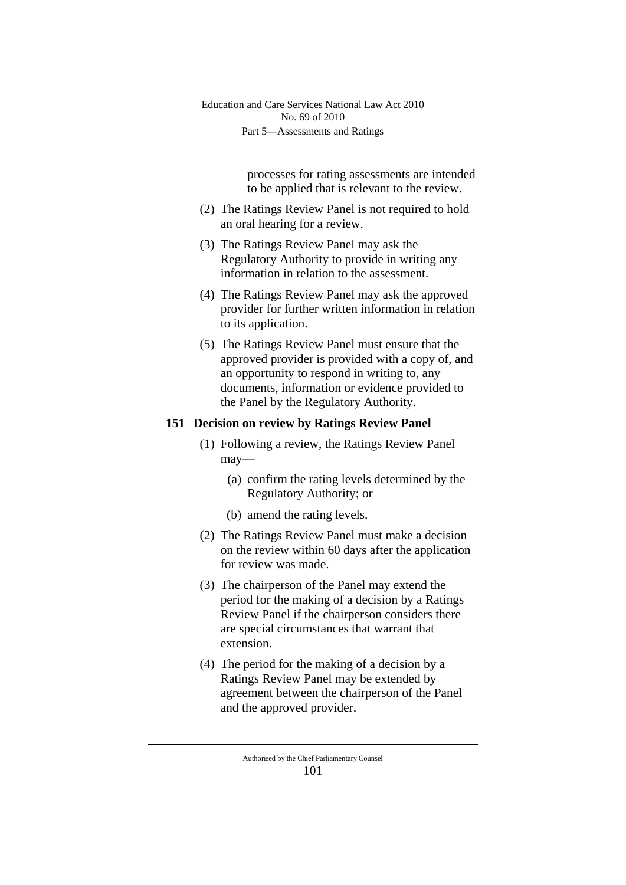processes for rating assessments are intended to be applied that is relevant to the review.

(2) The Ratings Review Panel is not required to hold an oral hearing for a review.

(3) The Ratings Review Panel may ask the Regulatory Authority to provide in writing any information in relation to the assessment.

(4) The Ratings Review Panel may ask the approved provider for further written information in relation to its application.

(5) The Ratings Review Panel must ensure that the approved provider is provided with a copy of, and an opportunity to respond in writing to, any documents, information or evidence provided to the Panel by the Regulatory Authority.

### 151 Decision on review by Ratings Review Panel

(1) Following a review, the Ratings Review Panel may—

(a) confirm the rating levels determined by the Regulatory Authority; or

(b) amend the rating levels.

(2) The Ratings Review Panel must make a decision on the review within 60 days after the application for review was made.

(3) The chairperson of the Panel may extend the period for the making of a decision by a Ratings Review Panel if the chairperson considers there are special circumstances that warrant that extension.

(4) The period for the making of a decision by a Ratings Review Panel may be extended by agreement between the chairperson of the Panel and the approved provider.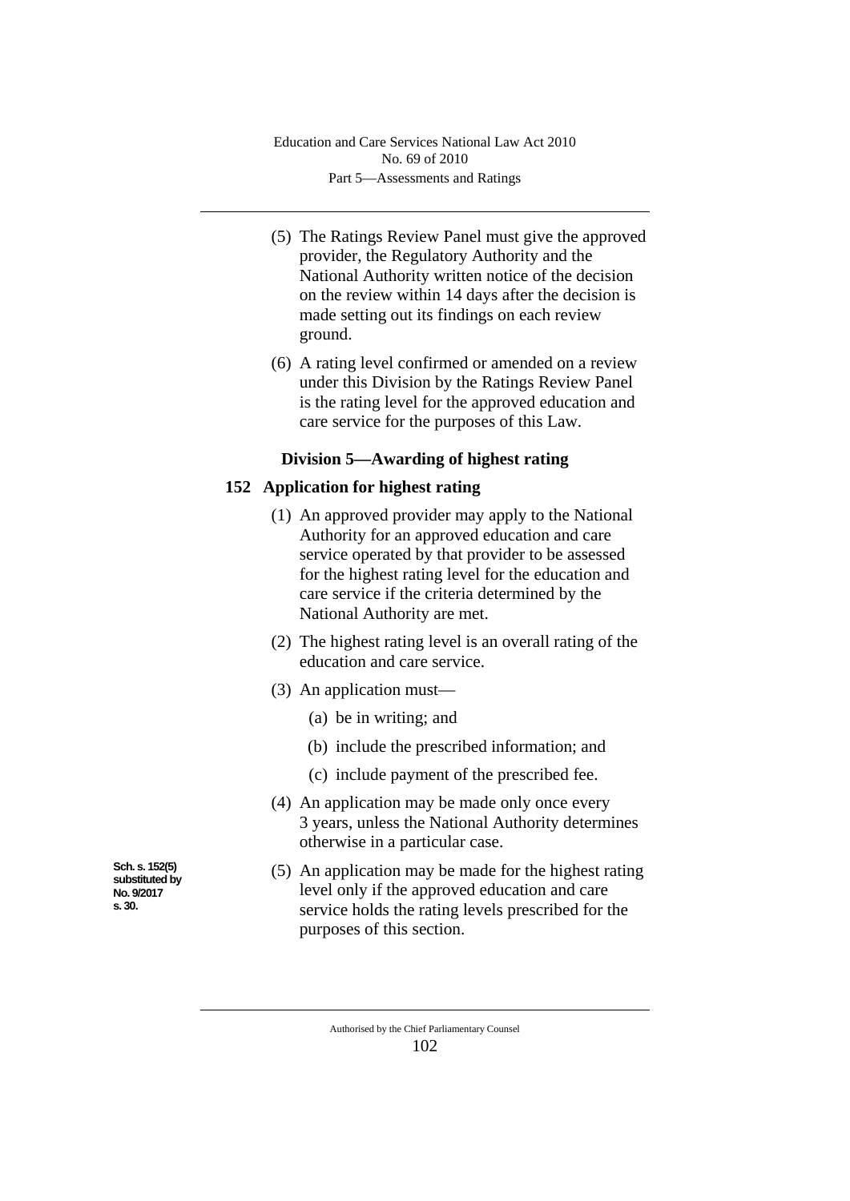(5) The Ratings Review Panel must give the approved provider, the Regulatory Authority and the National Authority written notice of the decision on the review within 14 days after the decision is made setting out its findings on each review ground.

(6) A rating level confirmed or amended on a review under this Division by the Ratings Review Panel is the rating level for the approved education and care service for the purposes of this Law.

### Division 5—Awarding of highest rating

#### 152 Application for highest rating

(1) An approved provider may apply to the National Authority for an approved education and care service operated by that provider to be assessed for the highest rating level for the education and care service if the criteria determined by the National Authority are met.

(2) The highest rating level is an overall rating of the education and care service.

(3) An application must—

- (a) be in writing; and
- (b) include the prescribed information; and
- (c) include payment of the prescribed fee.

(4) An application may be made only once every 3 years, unless the National Authority determines otherwise in a particular case.

Sch. s. 152(5) substituted by No. 9/2017 s. 30.

(5) An application may be made for the highest rating level only if the approved education and care service holds the rating levels prescribed for the purposes of this section.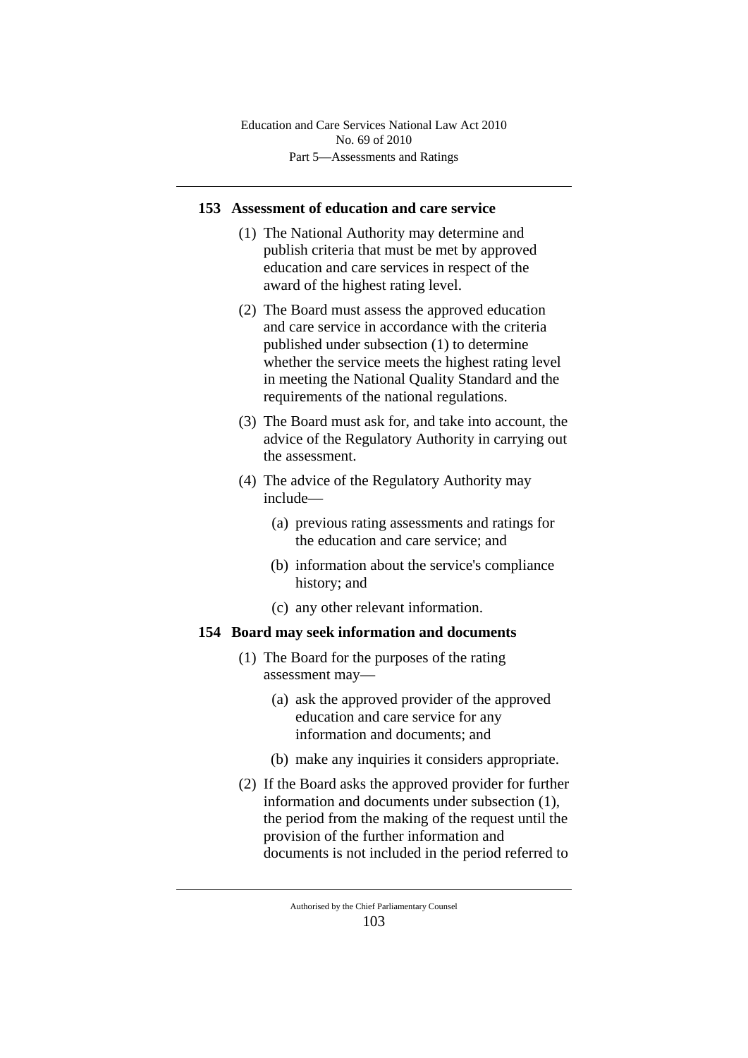## 153 Assessment of education and care service

(1) The National Authority may determine and publish criteria that must be met by approved education and care services in respect of the award of the highest rating level.

(2) The Board must assess the approved education and care service in accordance with the criteria published under subsection (1) to determine whether the service meets the highest rating level in meeting the National Quality Standard and the requirements of the national regulations.

(3) The Board must ask for, and take into account, the advice of the Regulatory Authority in carrying out the assessment.

(4) The advice of the Regulatory Authority may include—

(a) previous rating assessments and ratings for the education and care service; and

(b) information about the service's compliance history; and

(c) any other relevant information.

## 154 Board may seek information and documents

(1) The Board for the purposes of the rating assessment may—

(a) ask the approved provider of the approved education and care service for any information and documents; and

(b) make any inquiries it considers appropriate.

(2) If the Board asks the approved provider for further information and documents under subsection (1), the period from the making of the request until the provision of the further information and documents is not included in the period referred to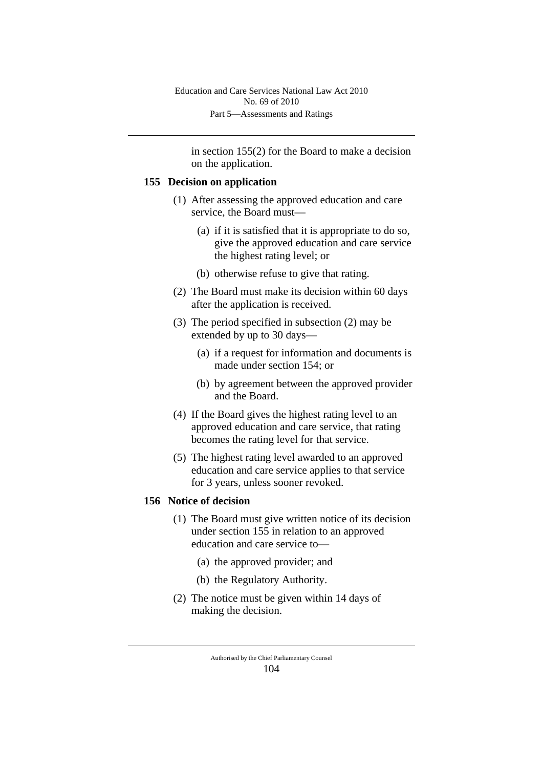in section 155(2) for the Board to make a decision on the application.

### 155 Decision on application

(1) After assessing the approved education and care service, the Board must—

(a) if it is satisfied that it is appropriate to do so, give the approved education and care service the highest rating level; or

(b) otherwise refuse to give that rating.

(2) The Board must make its decision within 60 days after the application is received.

(3) The period specified in subsection (2) may be extended by up to 30 days—

(a) if a request for information and documents is made under section 154; or

(b) by agreement between the approved provider and the Board.

(4) If the Board gives the highest rating level to an approved education and care service, that rating becomes the rating level for that service.

(5) The highest rating level awarded to an approved education and care service applies to that service for 3 years, unless sooner revoked.

### 156 Notice of decision

(1) The Board must give written notice of its decision under section 155 in relation to an approved education and care service to—

(a) the approved provider; and

(b) the Regulatory Authority.

(2) The notice must be given within 14 days of making the decision.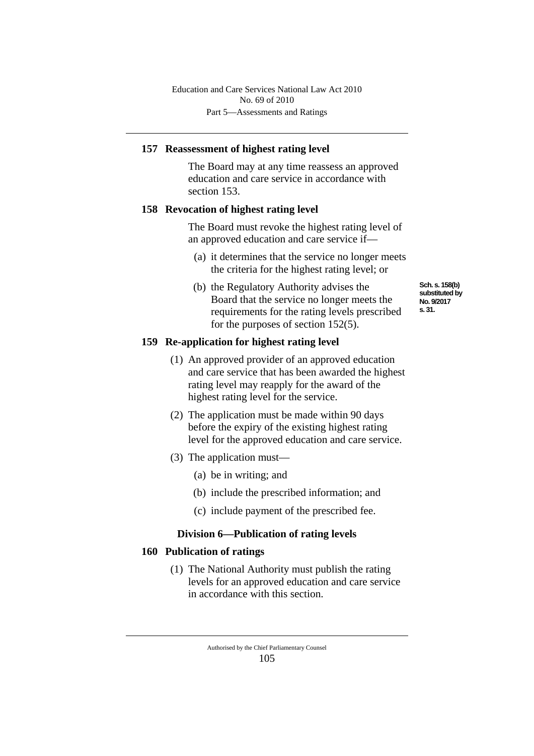## 157 Reassessment of highest rating level

The Board may at any time reassess an approved education and care service in accordance with section 153.

## 158 Revocation of highest rating level

The Board must revoke the highest rating level of an approved education and care service if—

(a) it determines that the service no longer meets the criteria for the highest rating level; or

(b) the Regulatory Authority advises the Board that the service no longer meets the requirements for the rating levels prescribed for the purposes of section 152(5).

Sch. s. 158(b) substituted by No. 9/2017 s. 31.

## 159 Re-application for highest rating level

(1) An approved provider of an approved education and care service that has been awarded the highest rating level may reapply for the award of the highest rating level for the service.

(2) The application must be made within 90 days before the expiry of the existing highest rating level for the approved education and care service.

(3) The application must—

(a) be in writing; and

(b) include the prescribed information; and

(c) include payment of the prescribed fee.

### Division 6—Publication of rating levels

## 160 Publication of ratings

(1) The National Authority must publish the rating levels for an approved education and care service in accordance with this section.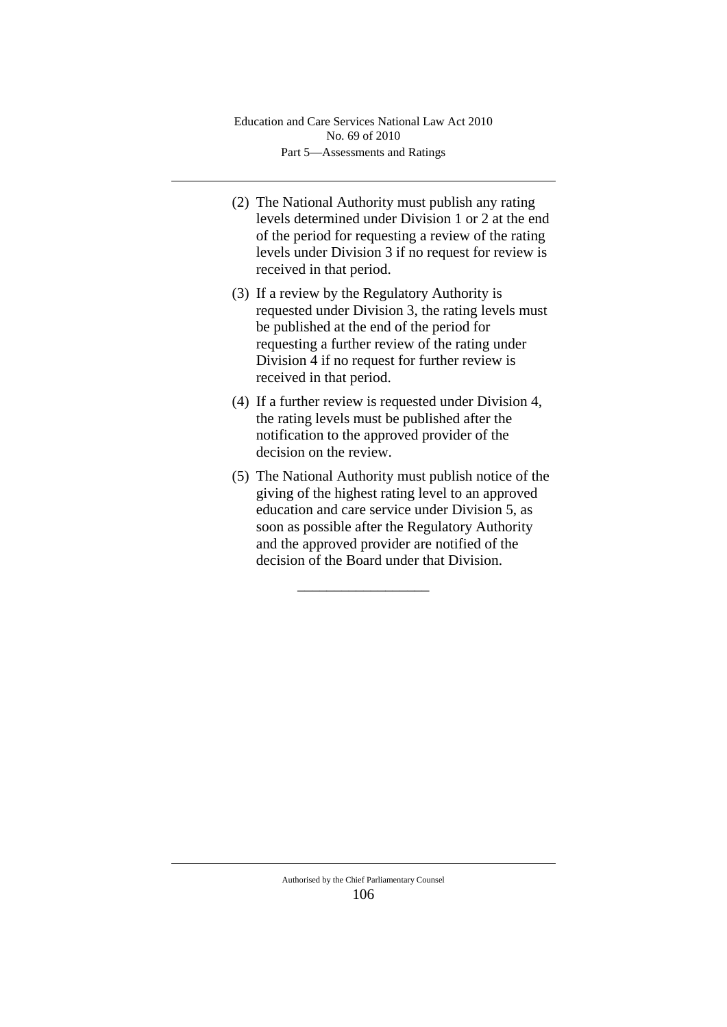(2) The National Authority must publish any rating levels determined under Division 1 or 2 at the end of the period for requesting a review of the rating levels under Division 3 if no request for review is received in that period.

(3) If a review by the Regulatory Authority is requested under Division 3, the rating levels must be published at the end of the period for requesting a further review of the rating under Division 4 if no request for further review is received in that period.

(4) If a further review is requested under Division 4, the rating levels must be published after the notification to the approved provider of the decision on the review.

(5) The National Authority must publish notice of the giving of the highest rating level to an approved education and care service under Division 5, as soon as possible after the Regulatory Authority and the approved provider are notified of the decision of the Board under that Division.

__________________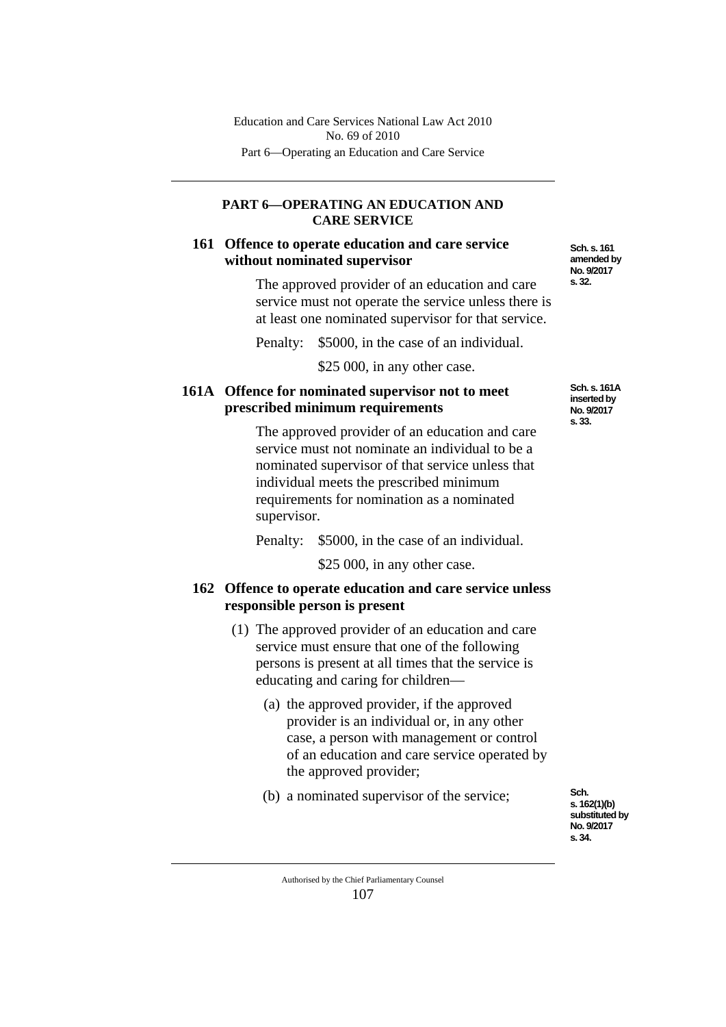## PART 6—OPERATING AN EDUCATION AND CARE SERVICE

### 161 Offence to operate education and care service without nominated supervisor

Sch. s. 161 amended by No. 9/2017 s. 32.

The approved provider of an education and care service must not operate the service unless there is at least one nominated supervisor for that service.

Penalty: $5000, in the case of an individual.

$25 000, in any other case.

### 161A Offence for nominated supervisor not to meet prescribed minimum requirements

Sch. s. 161A inserted by No. 9/2017 s. 33.

The approved provider of an education and care service must not nominate an individual to be a nominated supervisor of that service unless that individual meets the prescribed minimum requirements for nomination as a nominated supervisor.

Penalty: $5000, in the case of an individual.

$25 000, in any other case.

### 162 Offence to operate education and care service unless responsible person is present

(1) The approved provider of an education and care service must ensure that one of the following persons is present at all times that the service is educating and caring for children—

(a) the approved provider, if the approved provider is an individual or, in any other case, a person with management or control of an education and care service operated by the approved provider;

(b) a nominated supervisor of the service;

Sch. s. 162(1)(b) substituted by No. 9/2017 s. 34.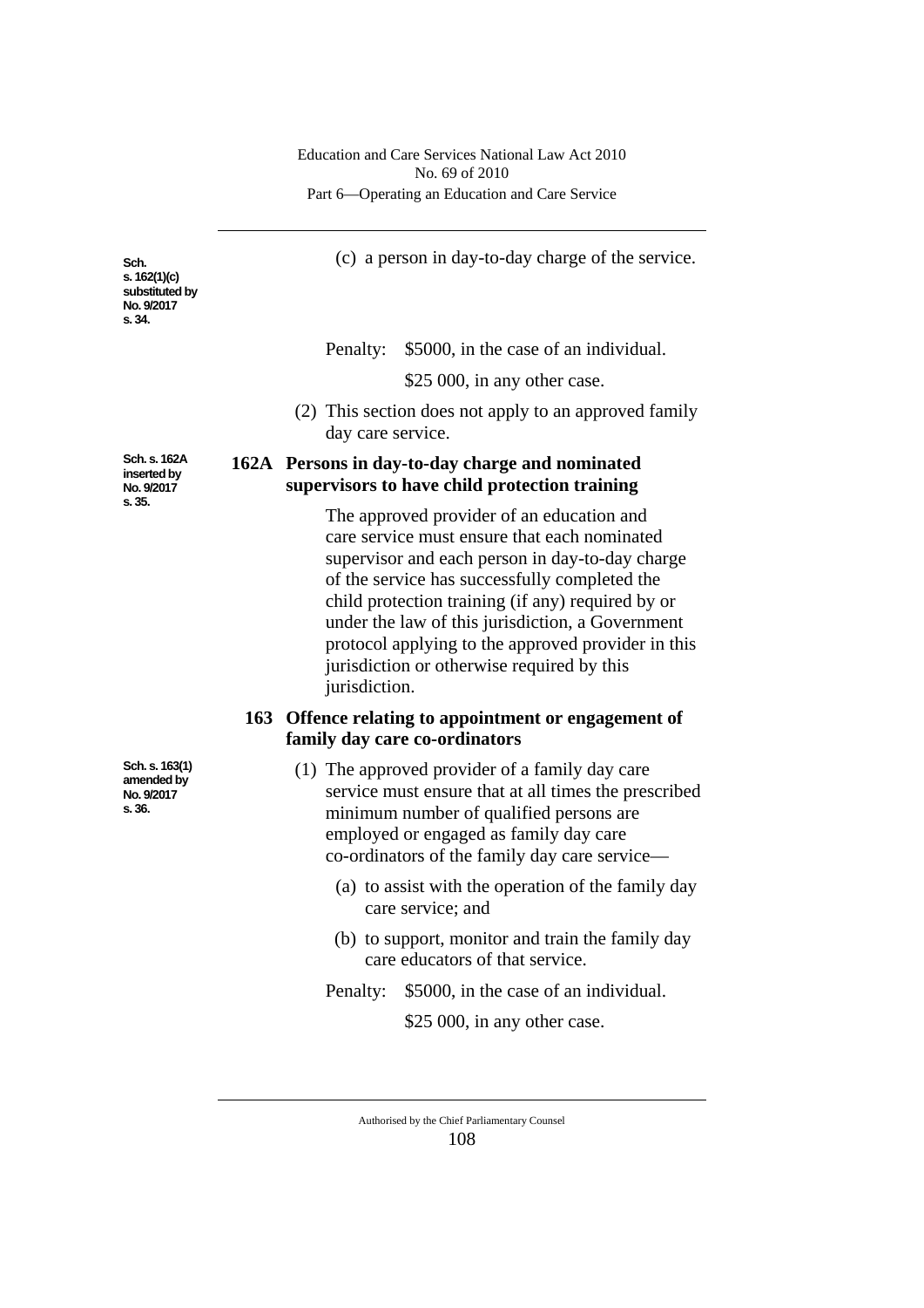Sch. s. 162(1)(c) substituted by No. 9/2017 s. 34.

(c) a person in day-to-day charge of the service.

Penalty: $5000, in the case of an individual.

$25 000, in any other case.

(2) This section does not apply to an approved family day care service.

Sch. s. 162A inserted by No. 9/2017 s. 35.

### 162A Persons in day-to-day charge and nominated supervisors to have child protection training

The approved provider of an education and care service must ensure that each nominated supervisor and each person in day-to-day charge of the service has successfully completed the child protection training (if any) required by or under the law of this jurisdiction, a Government protocol applying to the approved provider in this jurisdiction or otherwise required by this jurisdiction.

### 163 Offence relating to appointment or engagement of family day care co-ordinators

Sch. s. 163(1) amended by No. 9/2017 s. 36.

(1) The approved provider of a family day care service must ensure that at all times the prescribed minimum number of qualified persons are employed or engaged as family day care co-ordinators of the family day care service—

(a) to assist with the operation of the family day care service; and

(b) to support, monitor and train the family day care educators of that service.

Penalty: $5000, in the case of an individual.

$25 000, in any other case.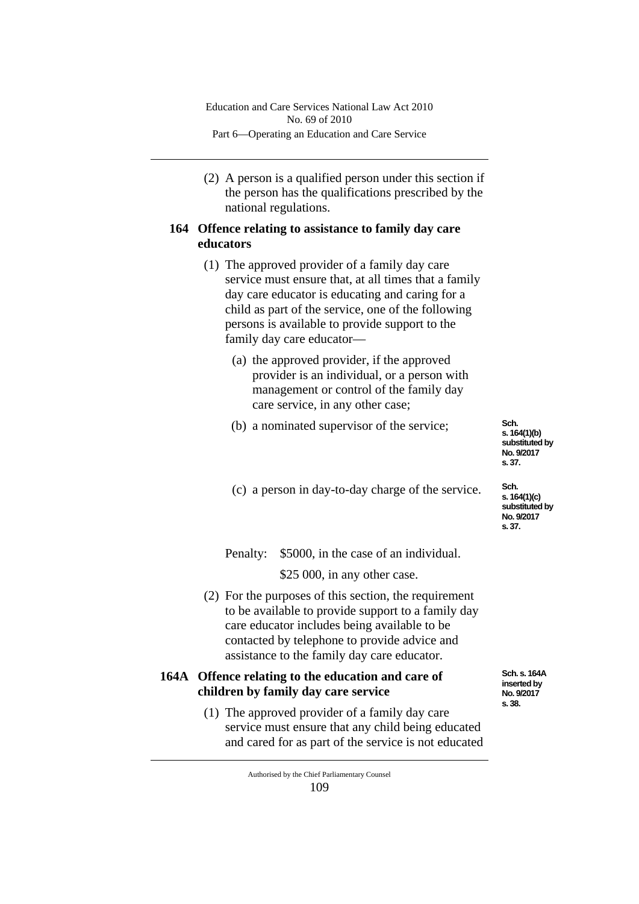(2) A person is a qualified person under this section if the person has the qualifications prescribed by the national regulations.

### 164 Offence relating to assistance to family day care educators

(1) The approved provider of a family day care service must ensure that, at all times that a family day care educator is educating and caring for a child as part of the service, one of the following persons is available to provide support to the family day care educator—

(a) the approved provider, if the approved provider is an individual, or a person with management or control of the family day care service, in any other case;

(b) a nominated supervisor of the service;

Sch. s. 164(1)(b) substituted by No. 9/2017 s. 37.

(c) a person in day-to-day charge of the service.

Sch. s. 164(1)(c) substituted by No. 9/2017 s. 37.

Penalty: $5000, in the case of an individual.

$25 000, in any other case.

(2) For the purposes of this section, the requirement to be available to provide support to a family day care educator includes being available to be contacted by telephone to provide advice and assistance to the family day care educator.

### 164A Offence relating to the education and care of children by family day care service

Sch. s. 164A inserted by No. 9/2017 s. 38.

(1) The approved provider of a family day care service must ensure that any child being educated and cared for as part of the service is not educated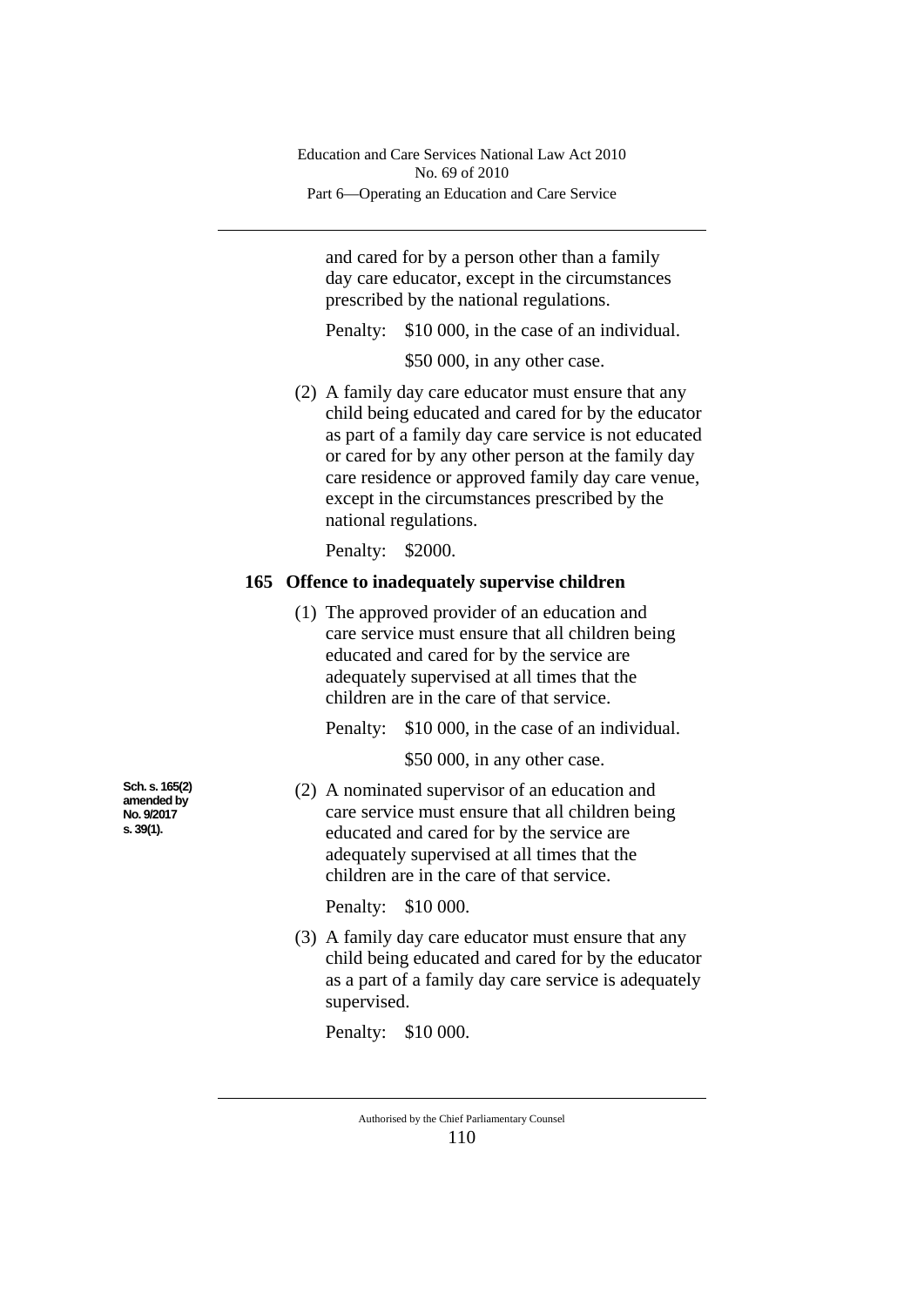and cared for by a person other than a family day care educator, except in the circumstances prescribed by the national regulations.

Penalty: $10 000, in the case of an individual.

$50 000, in any other case.

(2) A family day care educator must ensure that any child being educated and cared for by the educator as part of a family day care service is not educated or cared for by any other person at the family day care residence or approved family day care venue, except in the circumstances prescribed by the national regulations.

Penalty: $2000.

### 165 Offence to inadequately supervise children

(1) The approved provider of an education and care service must ensure that all children being educated and cared for by the service are adequately supervised at all times that the children are in the care of that service.

Penalty: $10 000, in the case of an individual.

$50 000, in any other case.

Sch. s. 165(2) amended by No. 9/2017 s. 39(1).

(2) A nominated supervisor of an education and care service must ensure that all children being educated and cared for by the service are adequately supervised at all times that the children are in the care of that service.

Penalty: $10 000.

(3) A family day care educator must ensure that any child being educated and cared for by the educator as a part of a family day care service is adequately supervised.

Penalty: $10 000.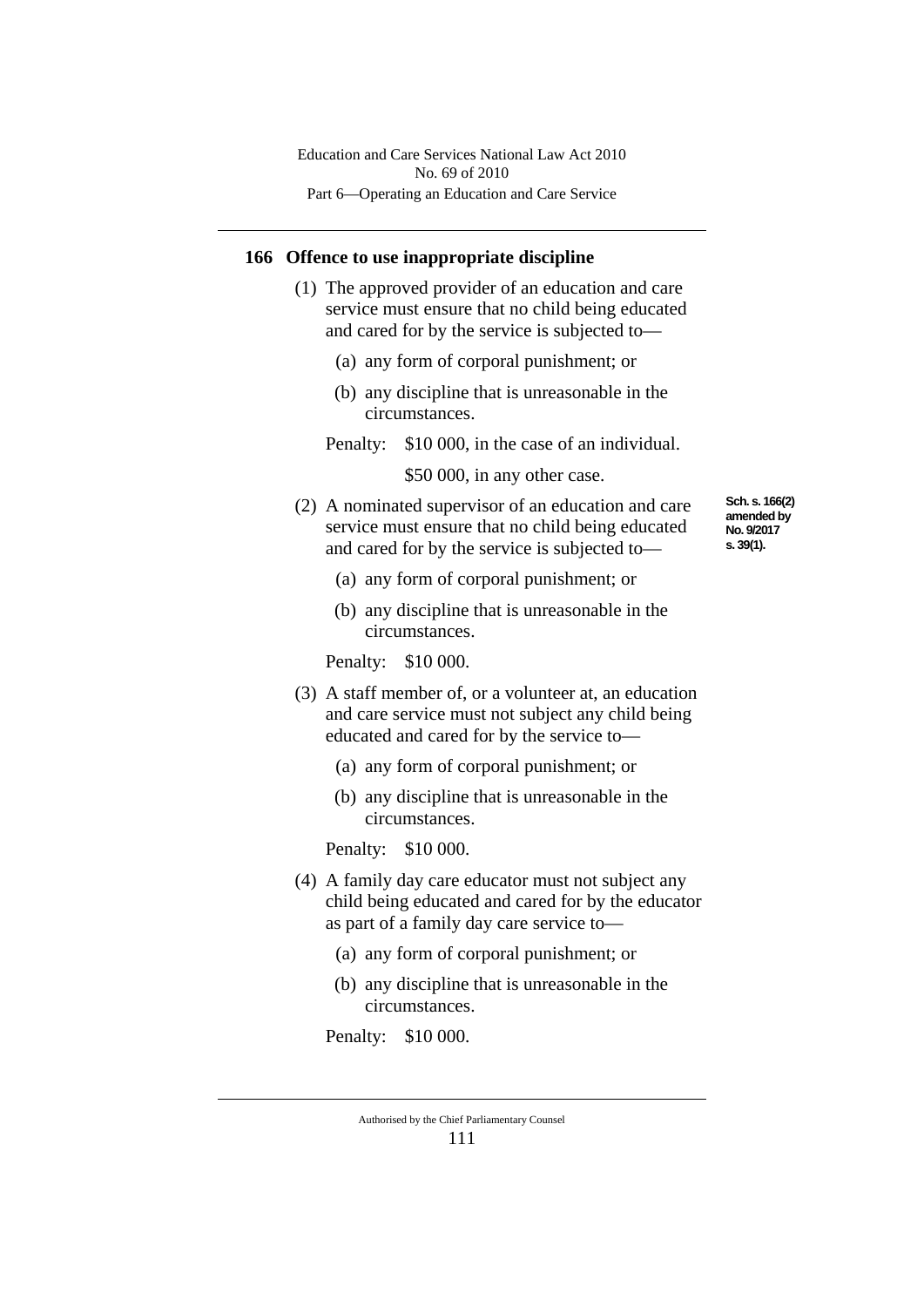## 166 Offence to use inappropriate discipline

(1) The approved provider of an education and care service must ensure that no child being educated and cared for by the service is subjected to—

(a) any form of corporal punishment; or

(b) any discipline that is unreasonable in the circumstances.

Penalty: $10 000, in the case of an individual.

$50 000, in any other case.

Sch. s. 166(2) amended by No. 9/2017 s. 39(1).

(2) A nominated supervisor of an education and care service must ensure that no child being educated and cared for by the service is subjected to—

(a) any form of corporal punishment; or

(b) any discipline that is unreasonable in the circumstances.

Penalty: $10 000.

(3) A staff member of, or a volunteer at, an education and care service must not subject any child being educated and cared for by the service to—

(a) any form of corporal punishment; or

(b) any discipline that is unreasonable in the circumstances.

Penalty: $10 000.

(4) A family day care educator must not subject any child being educated and cared for by the educator as part of a family day care service to—

(a) any form of corporal punishment; or

(b) any discipline that is unreasonable in the circumstances.

Penalty: $10 000.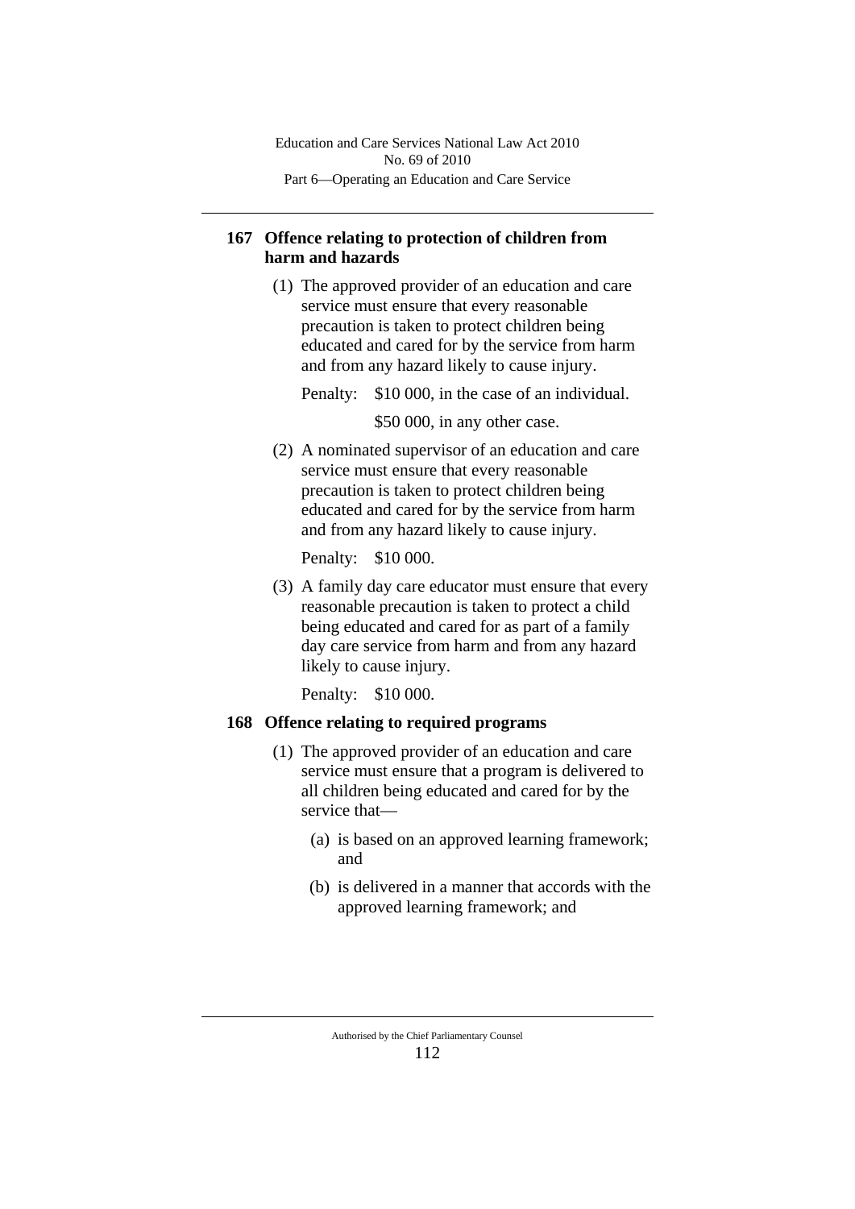## 167 Offence relating to protection of children from harm and hazards

(1) The approved provider of an education and care service must ensure that every reasonable precaution is taken to protect children being educated and cared for by the service from harm and from any hazard likely to cause injury.

Penalty: $10 000, in the case of an individual.

$50 000, in any other case.

(2) A nominated supervisor of an education and care service must ensure that every reasonable precaution is taken to protect children being educated and cared for by the service from harm and from any hazard likely to cause injury.

Penalty: $10 000.

(3) A family day care educator must ensure that every reasonable precaution is taken to protect a child being educated and cared for as part of a family day care service from harm and from any hazard likely to cause injury.

Penalty: $10 000.

## 168 Offence relating to required programs

(1) The approved provider of an education and care service must ensure that a program is delivered to all children being educated and cared for by the service that—

(a) is based on an approved learning framework; and

(b) is delivered in a manner that accords with the approved learning framework; and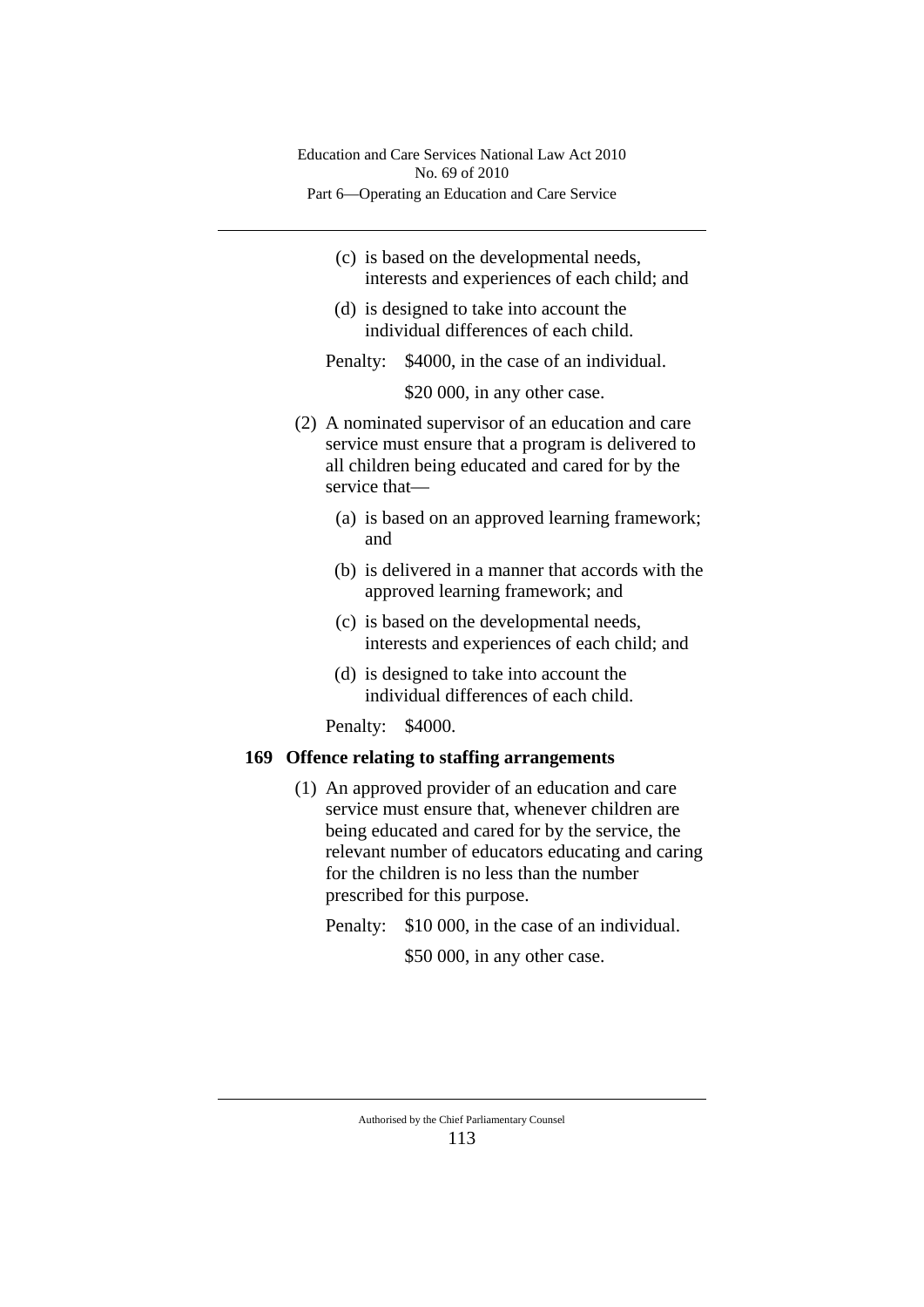(c) is based on the developmental needs, interests and experiences of each child; and

(d) is designed to take into account the individual differences of each child.

Penalty: $4000, in the case of an individual.

$20 000, in any other case.

(2) A nominated supervisor of an education and care service must ensure that a program is delivered to all children being educated and cared for by the service that—

(a) is based on an approved learning framework; and

(b) is delivered in a manner that accords with the approved learning framework; and

(c) is based on the developmental needs, interests and experiences of each child; and

(d) is designed to take into account the individual differences of each child.

Penalty: $4000.

### 169 Offence relating to staffing arrangements

(1) An approved provider of an education and care service must ensure that, whenever children are being educated and cared for by the service, the relevant number of educators educating and caring for the children is no less than the number prescribed for this purpose.

Penalty: $10 000, in the case of an individual.

$50 000, in any other case.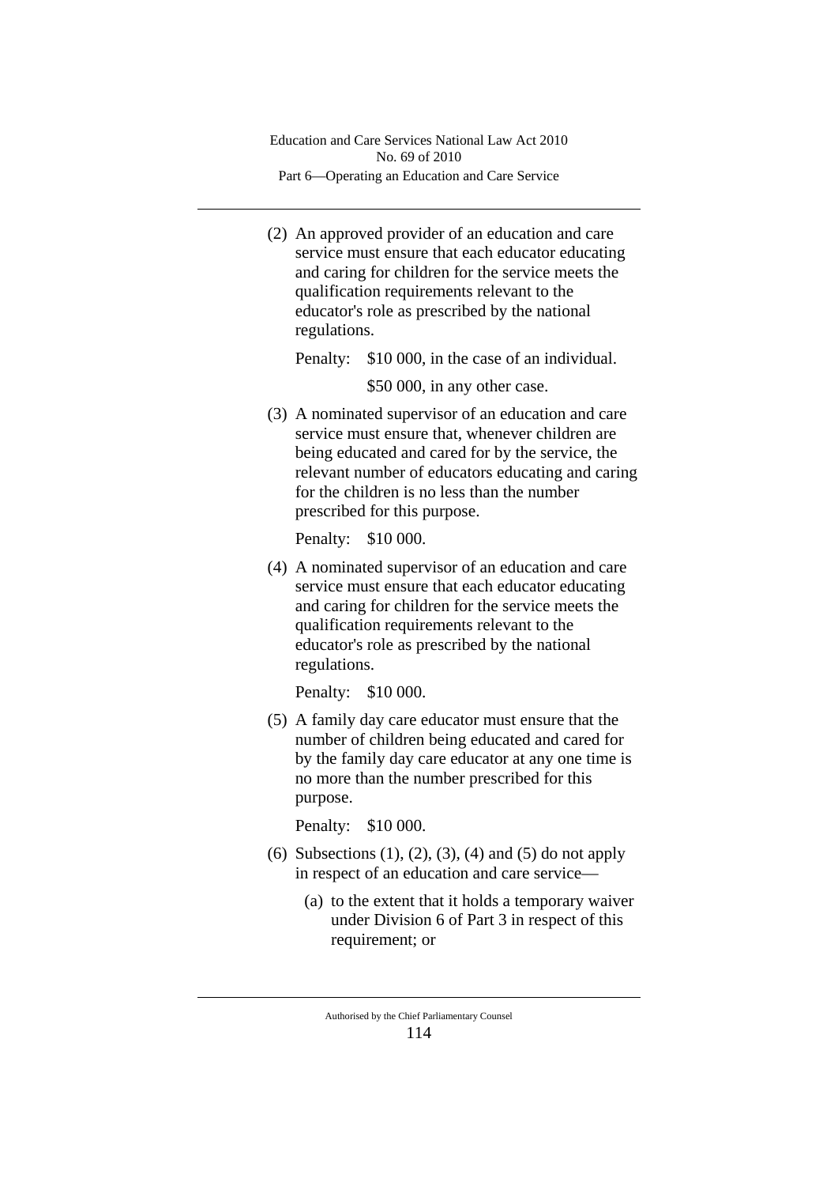(2) An approved provider of an education and care service must ensure that each educator educating and caring for children for the service meets the qualification requirements relevant to the educator's role as prescribed by the national regulations.

Penalty: $10 000, in the case of an individual.

$50 000, in any other case.

(3) A nominated supervisor of an education and care service must ensure that, whenever children are being educated and cared for by the service, the relevant number of educators educating and caring for the children is no less than the number prescribed for this purpose.

Penalty: $10 000.

(4) A nominated supervisor of an education and care service must ensure that each educator educating and caring for children for the service meets the qualification requirements relevant to the educator's role as prescribed by the national regulations.

Penalty: $10 000.

(5) A family day care educator must ensure that the number of children being educated and cared for by the family day care educator at any one time is no more than the number prescribed for this purpose.

Penalty: $10 000.

(6) Subsections (1), (2), (3), (4) and (5) do not apply in respect of an education and care service—

(a) to the extent that it holds a temporary waiver under Division 6 of Part 3 in respect of this requirement; or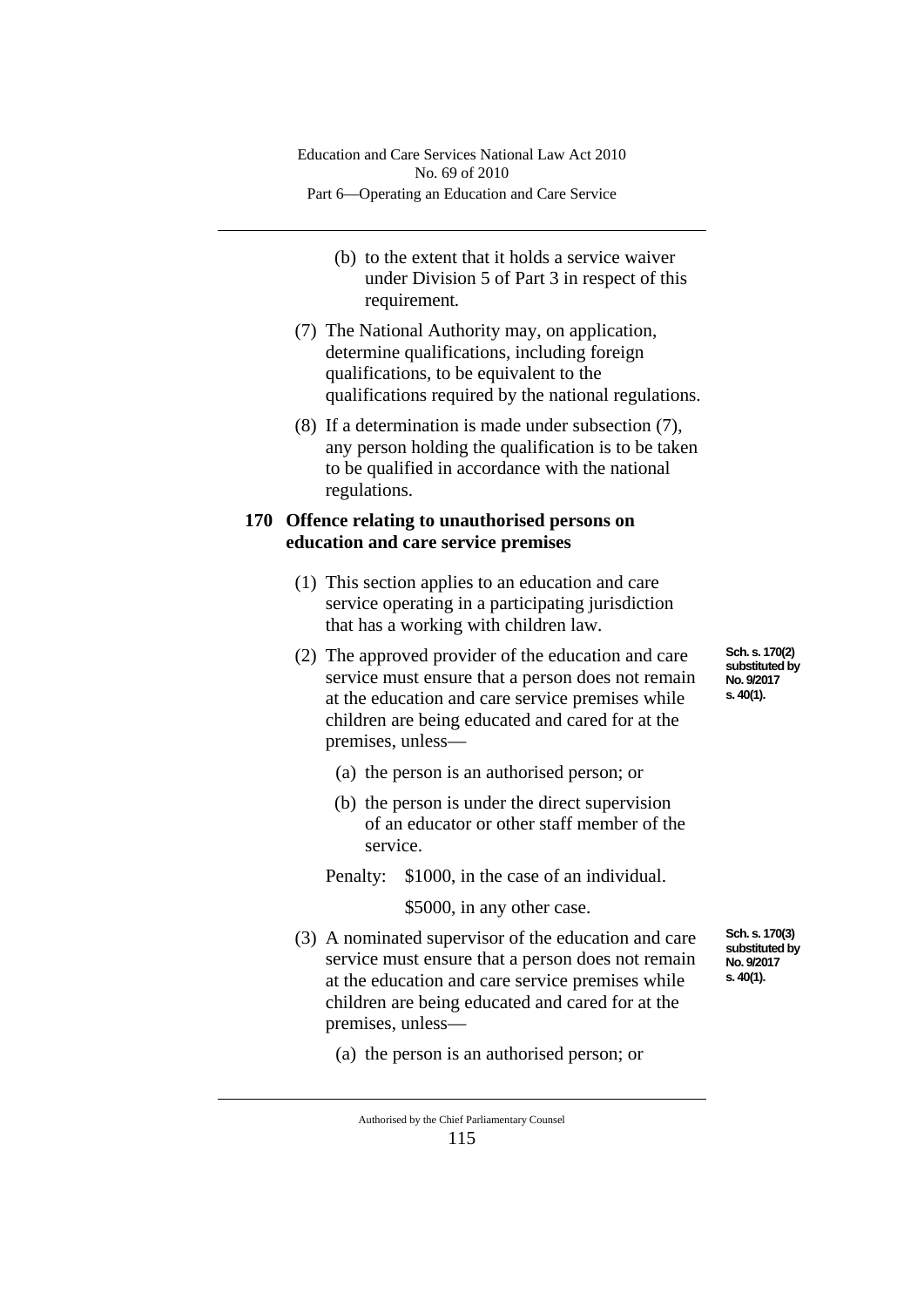(b) to the extent that it holds a service waiver under Division 5 of Part 3 in respect of this requirement.

(7) The National Authority may, on application, determine qualifications, including foreign qualifications, to be equivalent to the qualifications required by the national regulations.

(8) If a determination is made under subsection (7), any person holding the qualification is to be taken to be qualified in accordance with the national regulations.

### 170 Offence relating to unauthorised persons on education and care service premises

(1) This section applies to an education and care service operating in a participating jurisdiction that has a working with children law.

Sch. s. 170(2) substituted by No. 9/2017 s. 40(1).

(2) The approved provider of the education and care service must ensure that a person does not remain at the education and care service premises while children are being educated and cared for at the premises, unless—

(a) the person is an authorised person; or

(b) the person is under the direct supervision of an educator or other staff member of the service.

Penalty: $1000, in the case of an individual.

$5000, in any other case.

Sch. s. 170(3) substituted by No. 9/2017 s. 40(1).

(3) A nominated supervisor of the education and care service must ensure that a person does not remain at the education and care service premises while children are being educated and cared for at the premises, unless—

(a) the person is an authorised person; or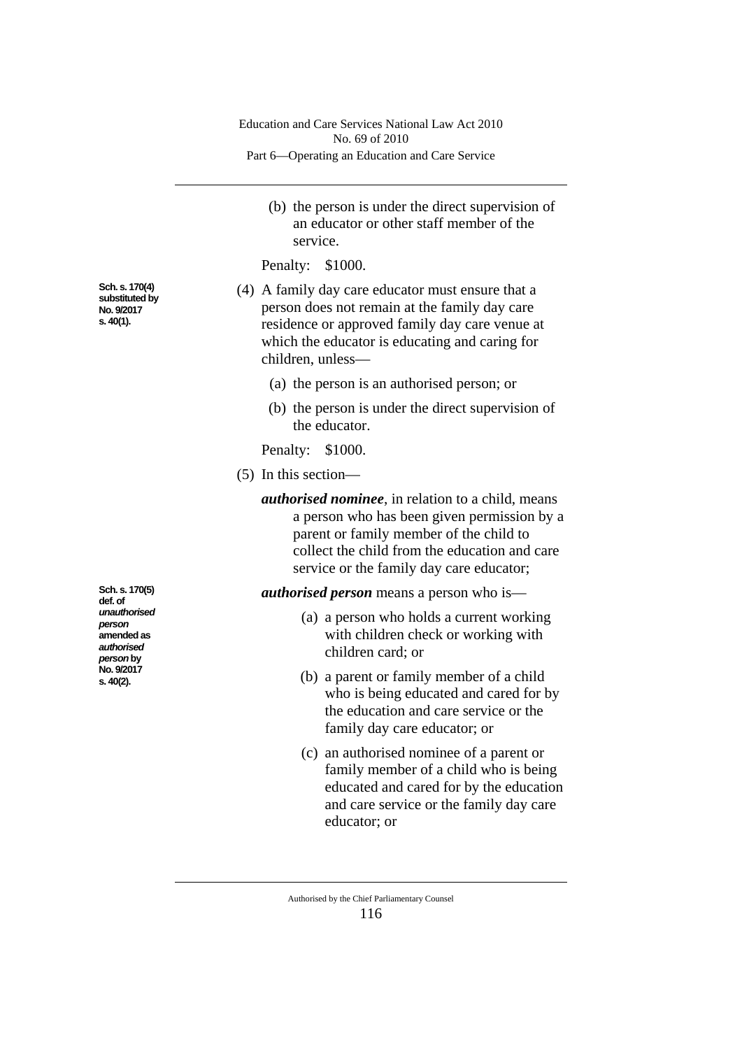(b) the person is under the direct supervision of an educator or other staff member of the service.

Penalty: $1000.

**Sch. s. 170(4) substituted by No. 9/2017 s. 40(1).**

(4) A family day care educator must ensure that a person does not remain at the family day care residence or approved family day care venue at which the educator is educating and caring for children, unless—

(a) the person is an authorised person; or

(b) the person is under the direct supervision of the educator.

Penalty: $1000.

(5) In this section—

***authorised nominee***, in relation to a child, means a person who has been given permission by a parent or family member of the child to collect the child from the education and care service or the family day care educator;

**Sch. s. 170(5) def. of *unauthorised person* amended as *authorised person* by No. 9/2017 s. 40(2).**

***authorised person*** means a person who is—

(a) a person who holds a current working with children check or working with children card; or

(b) a parent or family member of a child who is being educated and cared for by the education and care service or the family day care educator; or

(c) an authorised nominee of a parent or family member of a child who is being educated and cared for by the education and care service or the family day care educator; or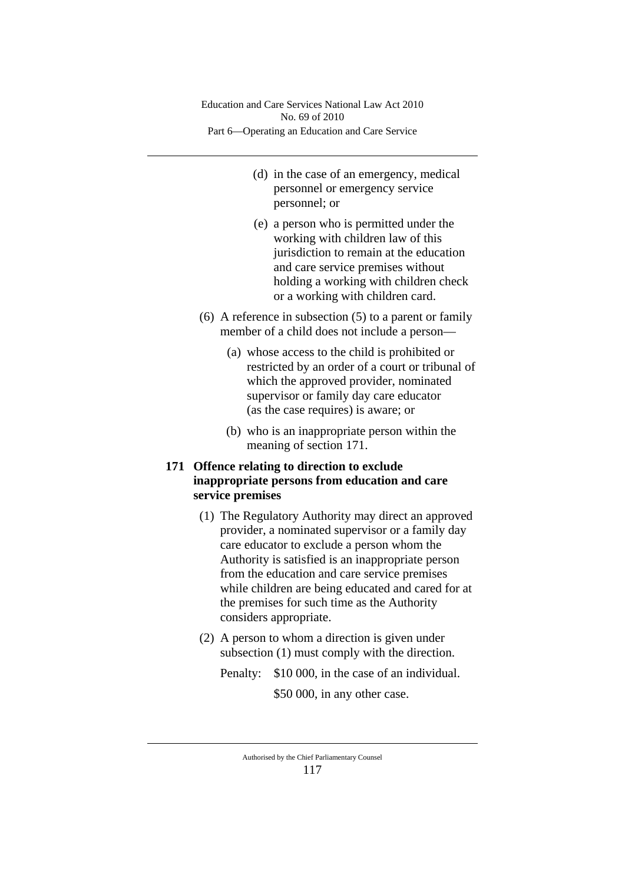(d) in the case of an emergency, medical personnel or emergency service personnel; or

(e) a person who is permitted under the working with children law of this jurisdiction to remain at the education and care service premises without holding a working with children check or a working with children card.

(6) A reference in subsection (5) to a parent or family member of a child does not include a person—

(a) whose access to the child is prohibited or restricted by an order of a court or tribunal of which the approved provider, nominated supervisor or family day care educator (as the case requires) is aware; or

(b) who is an inappropriate person within the meaning of section 171.

### 171 Offence relating to direction to exclude inappropriate persons from education and care service premises

(1) The Regulatory Authority may direct an approved provider, a nominated supervisor or a family day care educator to exclude a person whom the Authority is satisfied is an inappropriate person from the education and care service premises while children are being educated and cared for at the premises for such time as the Authority considers appropriate.

(2) A person to whom a direction is given under subsection (1) must comply with the direction.

Penalty: $10 000, in the case of an individual.

$50 000, in any other case.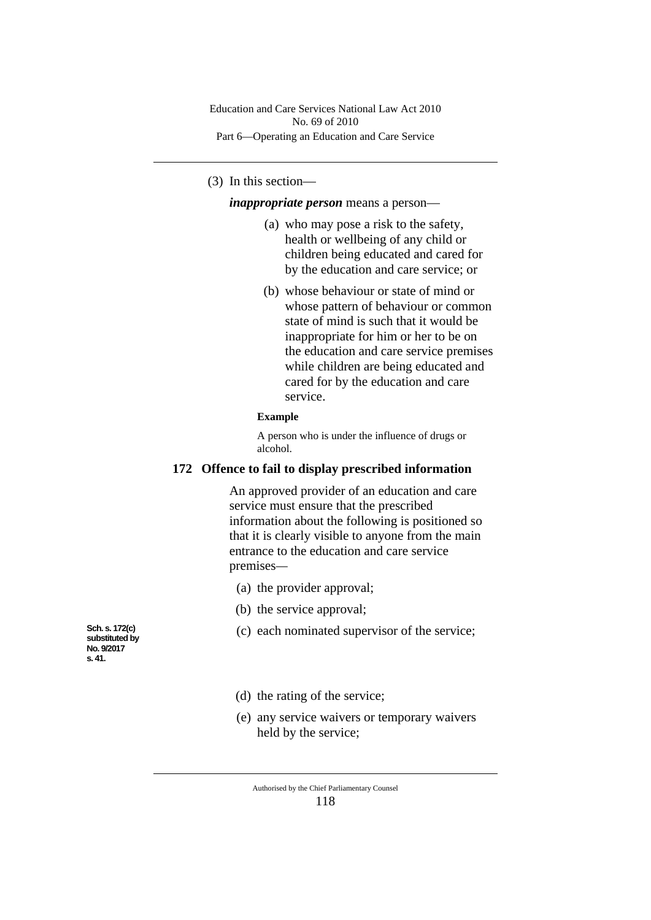(3) In this section—

***inappropriate person*** means a person—

(a) who may pose a risk to the safety, health or wellbeing of any child or children being educated and cared for by the education and care service; or

(b) whose behaviour or state of mind or whose pattern of behaviour or common state of mind is such that it would be inappropriate for him or her to be on the education and care service premises while children are being educated and cared for by the education and care service.

**Example**

A person who is under the influence of drugs or alcohol.

### 172 Offence to fail to display prescribed information

An approved provider of an education and care service must ensure that the prescribed information about the following is positioned so that it is clearly visible to anyone from the main entrance to the education and care service premises—

(a) the provider approval;

(b) the service approval;

Sch. s. 172(c) substituted by No. 9/2017 s. 41.

(c) each nominated supervisor of the service;

(d) the rating of the service;

(e) any service waivers or temporary waivers held by the service;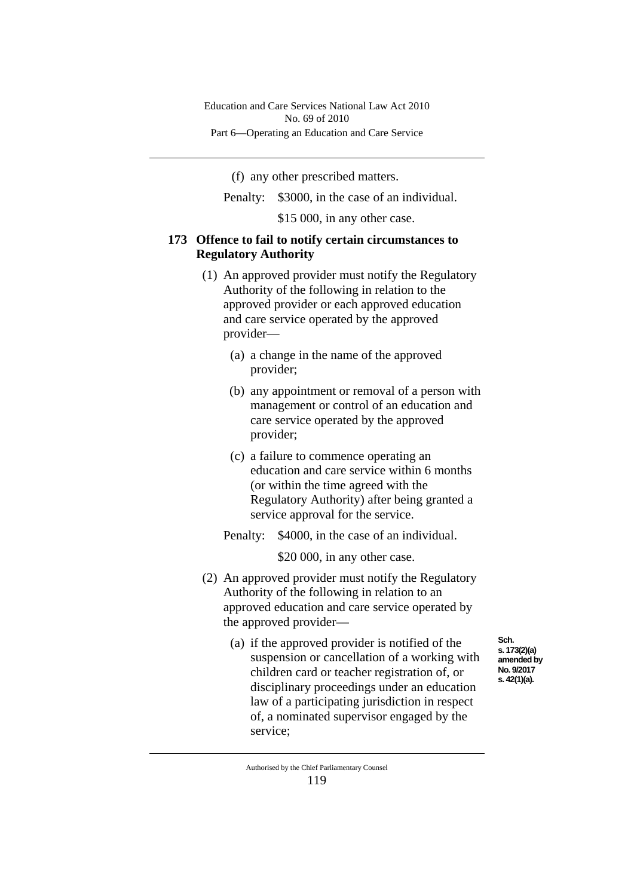(f) any other prescribed matters.

Penalty: $3000, in the case of an individual.

$15 000, in any other case.

### 173 Offence to fail to notify certain circumstances to Regulatory Authority

(1) An approved provider must notify the Regulatory Authority of the following in relation to the approved provider or each approved education and care service operated by the approved provider—

(a) a change in the name of the approved provider;

(b) any appointment or removal of a person with management or control of an education and care service operated by the approved provider;

(c) a failure to commence operating an education and care service within 6 months (or within the time agreed with the Regulatory Authority) after being granted a service approval for the service.

Penalty: $4000, in the case of an individual.

$20 000, in any other case.

(2) An approved provider must notify the Regulatory Authority of the following in relation to an approved education and care service operated by the approved provider—

Sch. s. 173(2)(a) amended by No. 9/2017 s. 42(1)(a).

(a) if the approved provider is notified of the suspension or cancellation of a working with children card or teacher registration of, or disciplinary proceedings under an education law of a participating jurisdiction in respect of, a nominated supervisor engaged by the service;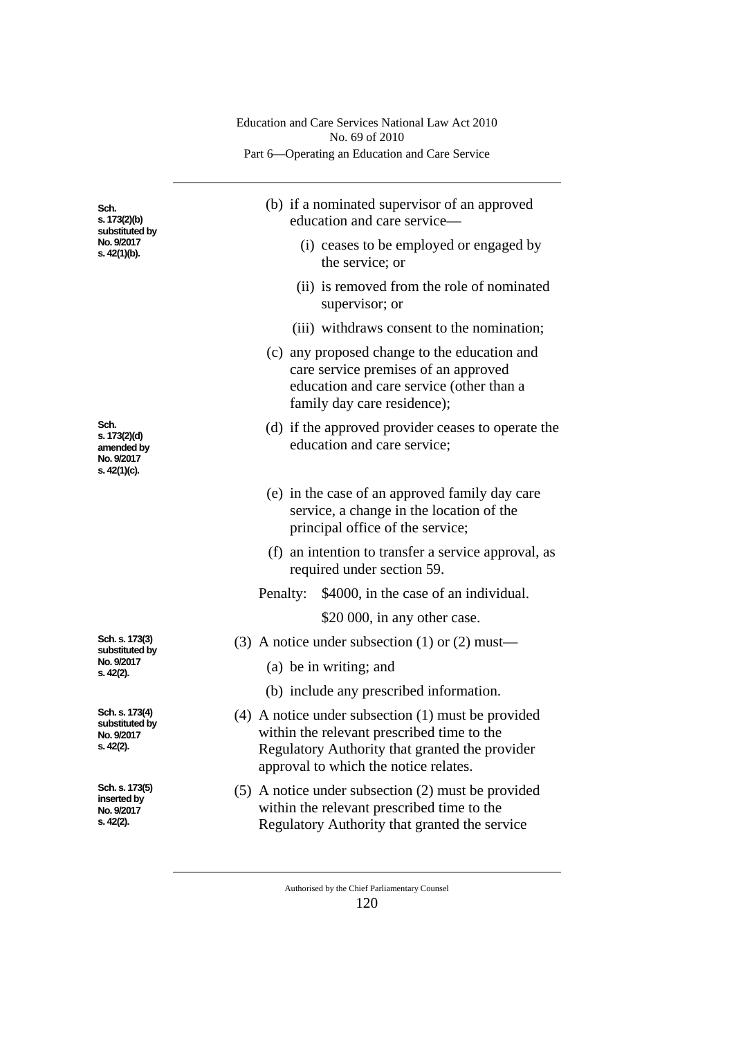Sch. s. 173(2)(b) substituted by No. 9/2017 s. 42(1)(b).

(b) if a nominated supervisor of an approved education and care service—

(i) ceases to be employed or engaged by the service; or

(ii) is removed from the role of nominated supervisor; or

(iii) withdraws consent to the nomination;

(c) any proposed change to the education and care service premises of an approved education and care service (other than a family day care residence);

Sch. s. 173(2)(d) amended by No. 9/2017 s. 42(1)(c).

(d) if the approved provider ceases to operate the education and care service;

(e) in the case of an approved family day care service, a change in the location of the principal office of the service;

(f) an intention to transfer a service approval, as required under section 59.

Penalty: $4000, in the case of an individual.

$20 000, in any other case.

Sch. s. 173(3) substituted by No. 9/2017 s. 42(2).

(3) A notice under subsection (1) or (2) must—

(a) be in writing; and

(b) include any prescribed information.

Sch. s. 173(4) substituted by No. 9/2017 s. 42(2).

(4) A notice under subsection (1) must be provided within the relevant prescribed time to the Regulatory Authority that granted the provider approval to which the notice relates.

Sch. s. 173(5) inserted by No. 9/2017 s. 42(2).

(5) A notice under subsection (2) must be provided within the relevant prescribed time to the Regulatory Authority that granted the service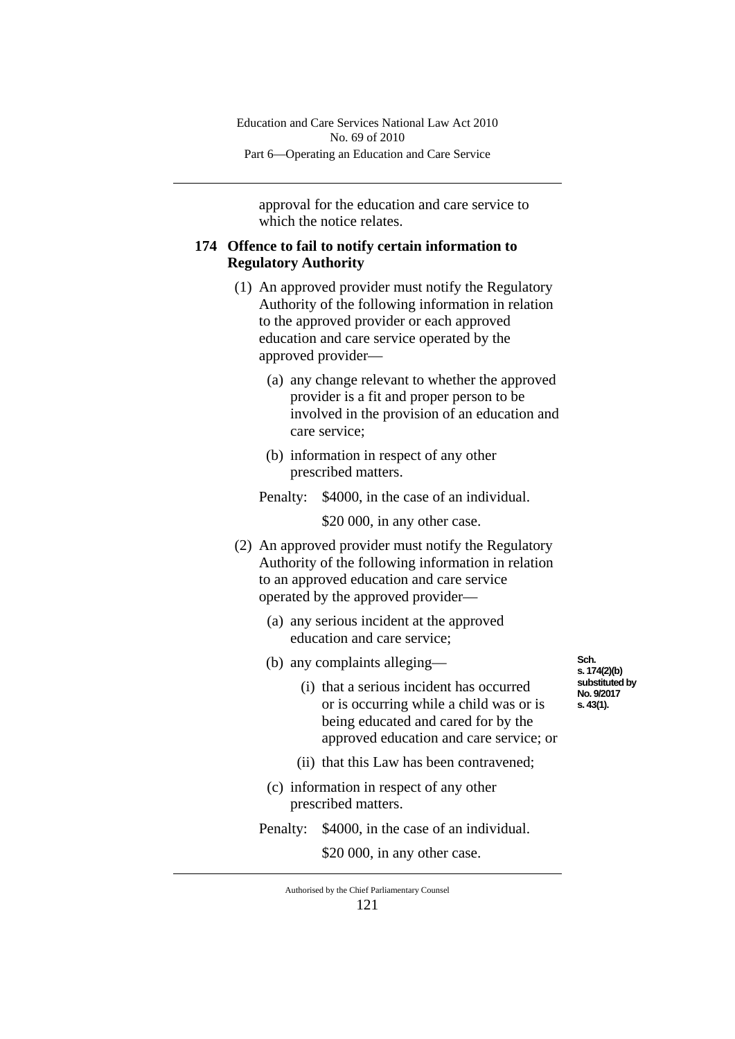approval for the education and care service to which the notice relates.

## 174 Offence to fail to notify certain information to Regulatory Authority

(1) An approved provider must notify the Regulatory Authority of the following information in relation to the approved provider or each approved education and care service operated by the approved provider—

(a) any change relevant to whether the approved provider is a fit and proper person to be involved in the provision of an education and care service;

(b) information in respect of any other prescribed matters.

Penalty: $4000, in the case of an individual.

$20 000, in any other case.

(2) An approved provider must notify the Regulatory Authority of the following information in relation to an approved education and care service operated by the approved provider—

(a) any serious incident at the approved education and care service;

(b) any complaints alleging—

Sch. s. 174(2)(b) substituted by No. 9/2017 s. 43(1).

(i) that a serious incident has occurred or is occurring while a child was or is being educated and cared for by the approved education and care service; or

(ii) that this Law has been contravened;

(c) information in respect of any other prescribed matters.

Penalty: $4000, in the case of an individual.

$20 000, in any other case.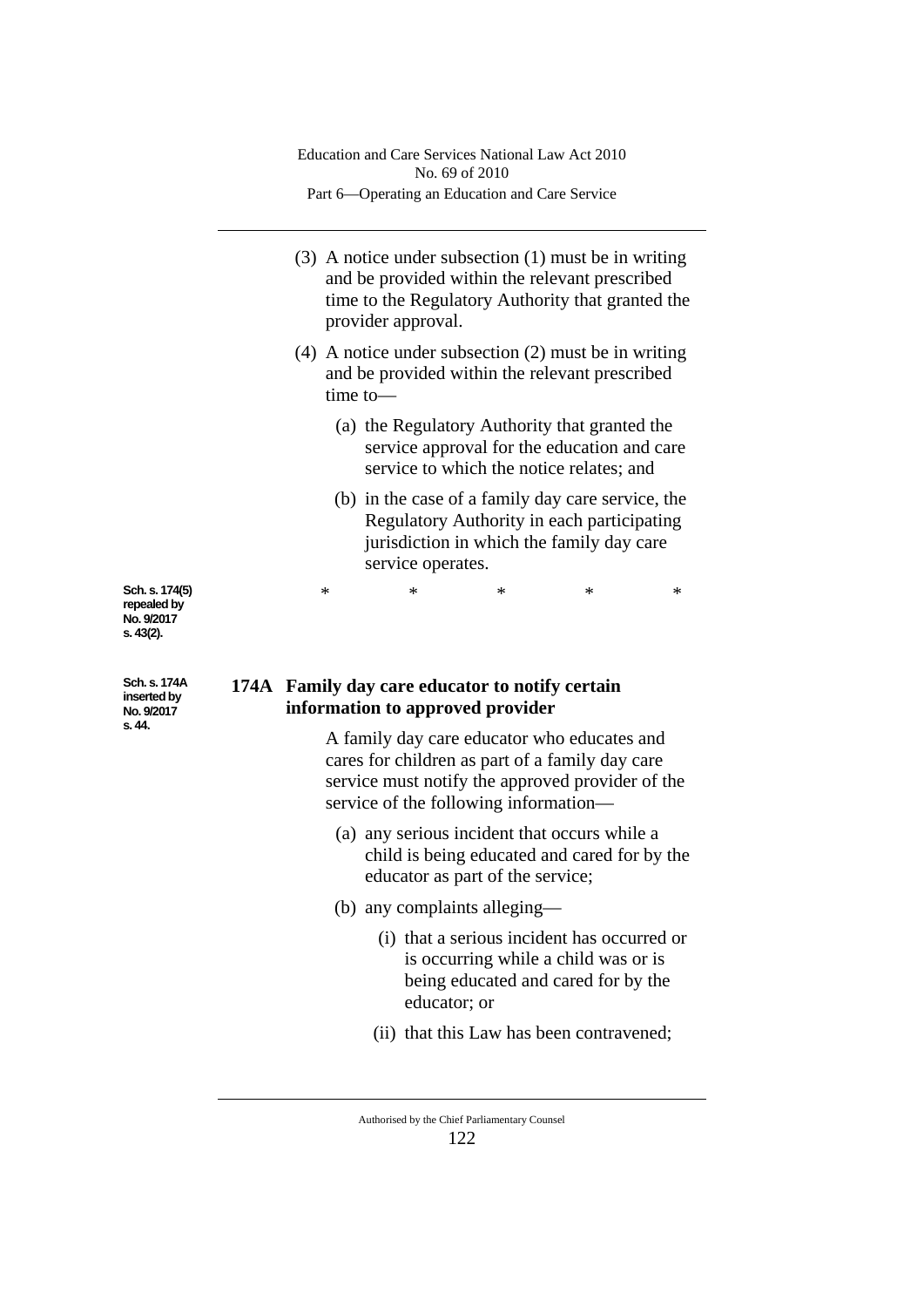(3) A notice under subsection (1) must be in writing and be provided within the relevant prescribed time to the Regulatory Authority that granted the provider approval.

(4) A notice under subsection (2) must be in writing and be provided within the relevant prescribed time to—

(a) the Regulatory Authority that granted the service approval for the education and care service to which the notice relates; and

(b) in the case of a family day care service, the Regulatory Authority in each participating jurisdiction in which the family day care service operates.

Sch. s. 174(5) repealed by No. 9/2017 s. 43(2).

\*     \*     \*     \*     \*

Sch. s. 174A inserted by No. 9/2017 s. 44.

**174A Family day care educator to notify certain information to approved provider**

A family day care educator who educates and cares for children as part of a family day care service must notify the approved provider of the service of the following information—

(a) any serious incident that occurs while a child is being educated and cared for by the educator as part of the service;

(b) any complaints alleging—

(i) that a serious incident has occurred or is occurring while a child was or is being educated and cared for by the educator; or

(ii) that this Law has been contravened;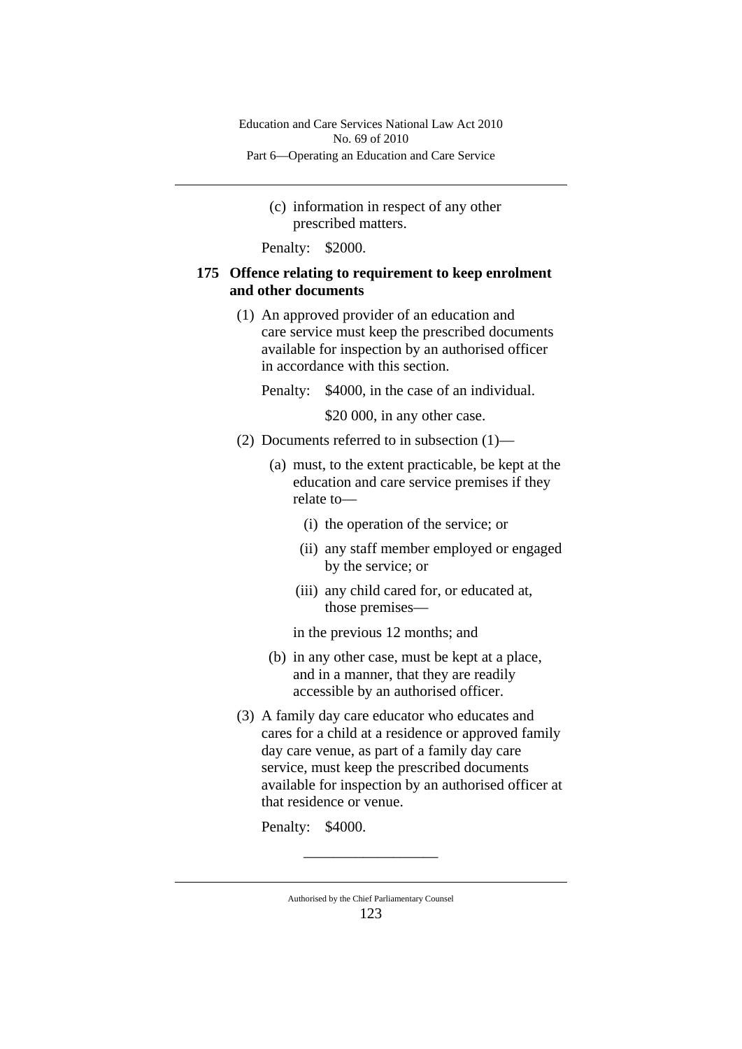(c) information in respect of any other prescribed matters.

Penalty: $2000.

### 175 Offence relating to requirement to keep enrolment and other documents

(1) An approved provider of an education and care service must keep the prescribed documents available for inspection by an authorised officer in accordance with this section.

Penalty: $4000, in the case of an individual.

$20 000, in any other case.

(2) Documents referred to in subsection (1)—

(a) must, to the extent practicable, be kept at the education and care service premises if they relate to—

(i) the operation of the service; or

(ii) any staff member employed or engaged by the service; or

(iii) any child cared for, or educated at, those premises—

in the previous 12 months; and

(b) in any other case, must be kept at a place, and in a manner, that they are readily accessible by an authorised officer.

(3) A family day care educator who educates and cares for a child at a residence or approved family day care venue, as part of a family day care service, must keep the prescribed documents available for inspection by an authorised officer at that residence or venue.

Penalty: $4000.

---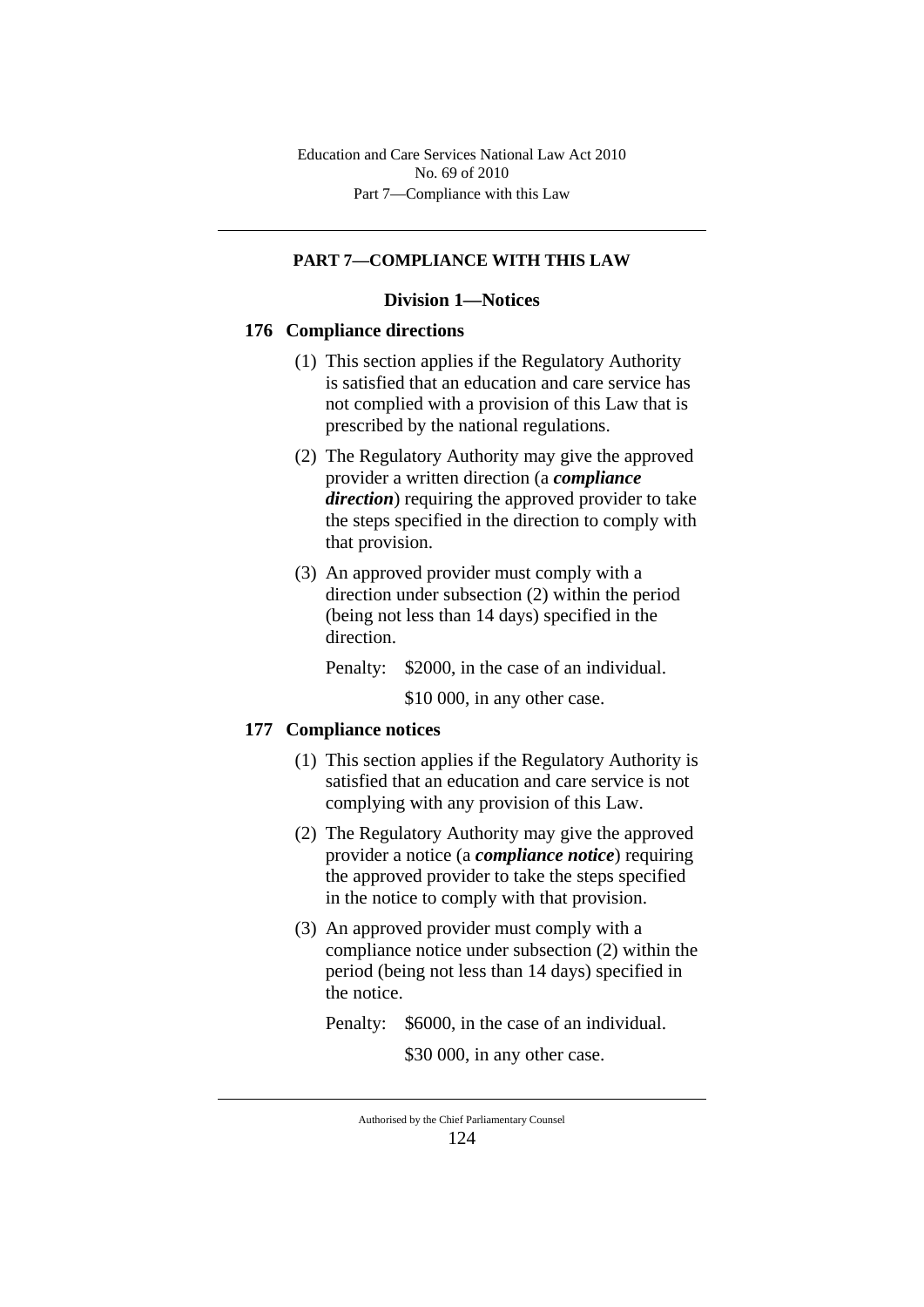## PART 7—COMPLIANCE WITH THIS LAW

### Division 1—Notices

#### 176 Compliance directions

(1) This section applies if the Regulatory Authority is satisfied that an education and care service has not complied with a provision of this Law that is prescribed by the national regulations.

(2) The Regulatory Authority may give the approved provider a written direction (a ***compliance direction***) requiring the approved provider to take the steps specified in the direction to comply with that provision.

(3) An approved provider must comply with a direction under subsection (2) within the period (being not less than 14 days) specified in the direction.

Penalty: $2000, in the case of an individual.

$10 000, in any other case.

#### 177 Compliance notices

(1) This section applies if the Regulatory Authority is satisfied that an education and care service is not complying with any provision of this Law.

(2) The Regulatory Authority may give the approved provider a notice (a ***compliance notice***) requiring the approved provider to take the steps specified in the notice to comply with that provision.

(3) An approved provider must comply with a compliance notice under subsection (2) within the period (being not less than 14 days) specified in the notice.

Penalty: $6000, in the case of an individual.

$30 000, in any other case.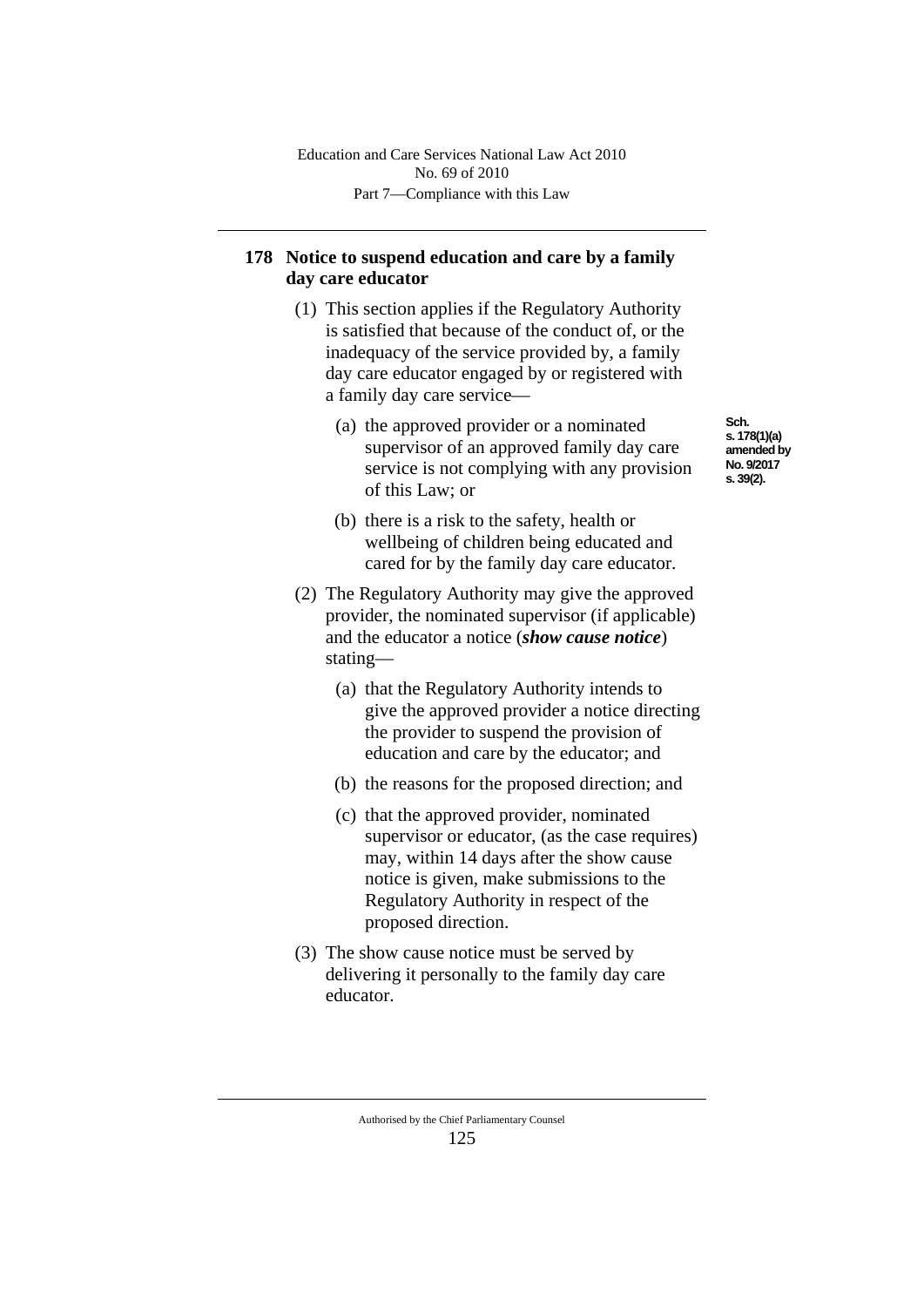## 178 Notice to suspend education and care by a family day care educator

(1) This section applies if the Regulatory Authority is satisfied that because of the conduct of, or the inadequacy of the service provided by, a family day care educator engaged by or registered with a family day care service—

(a) the approved provider or a nominated supervisor of an approved family day care service is not complying with any provision of this Law; or

Sch. s. 178(1)(a) amended by No. 9/2017 s. 39(2).

(b) there is a risk to the safety, health or wellbeing of children being educated and cared for by the family day care educator.

(2) The Regulatory Authority may give the approved provider, the nominated supervisor (if applicable) and the educator a notice (***show cause notice***) stating—

(a) that the Regulatory Authority intends to give the approved provider a notice directing the provider to suspend the provision of education and care by the educator; and

(b) the reasons for the proposed direction; and

(c) that the approved provider, nominated supervisor or educator, (as the case requires) may, within 14 days after the show cause notice is given, make submissions to the Regulatory Authority in respect of the proposed direction.

(3) The show cause notice must be served by delivering it personally to the family day care educator.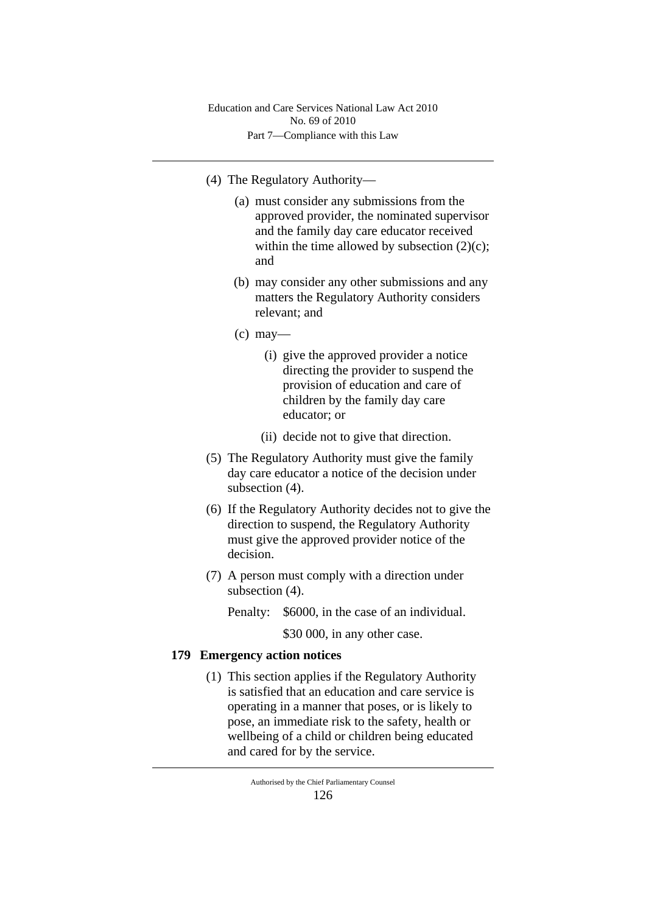(4) The Regulatory Authority—

(a) must consider any submissions from the approved provider, the nominated supervisor and the family day care educator received within the time allowed by subsection (2)(c); and

(b) may consider any other submissions and any matters the Regulatory Authority considers relevant; and

(c) may—

(i) give the approved provider a notice directing the provider to suspend the provision of education and care of children by the family day care educator; or

(ii) decide not to give that direction.

(5) The Regulatory Authority must give the family day care educator a notice of the decision under subsection (4).

(6) If the Regulatory Authority decides not to give the direction to suspend, the Regulatory Authority must give the approved provider notice of the decision.

(7) A person must comply with a direction under subsection (4).

Penalty: $6000, in the case of an individual.

$30 000, in any other case.

### 179 Emergency action notices

(1) This section applies if the Regulatory Authority is satisfied that an education and care service is operating in a manner that poses, or is likely to pose, an immediate risk to the safety, health or wellbeing of a child or children being educated and cared for by the service.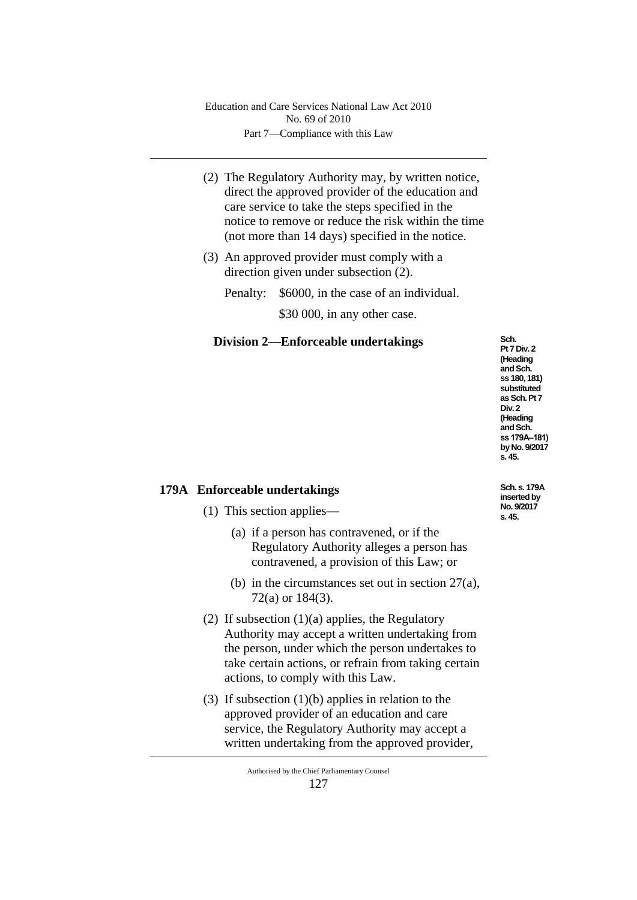(2) The Regulatory Authority may, by written notice, direct the approved provider of the education and care service to take the steps specified in the notice to remove or reduce the risk within the time (not more than 14 days) specified in the notice.

(3) An approved provider must comply with a direction given under subsection (2).

Penalty: $6000, in the case of an individual.

$30 000, in any other case.

### Division 2—Enforceable undertakings

Sch. Pt 7 Div. 2 (Heading and Sch. ss 180, 181) substituted as Sch. Pt 7 Div. 2 (Heading and Sch. ss 179A–181) by No. 9/2017 s. 45.

#### 179A Enforceable undertakings

Sch. s. 179A inserted by No. 9/2017 s. 45.

(1) This section applies—

(a) if a person has contravened, or if the Regulatory Authority alleges a person has contravened, a provision of this Law; or

(b) in the circumstances set out in section 27(a), 72(a) or 184(3).

(2) If subsection (1)(a) applies, the Regulatory Authority may accept a written undertaking from the person, under which the person undertakes to take certain actions, or refrain from taking certain actions, to comply with this Law.

(3) If subsection (1)(b) applies in relation to the approved provider of an education and care service, the Regulatory Authority may accept a written undertaking from the approved provider,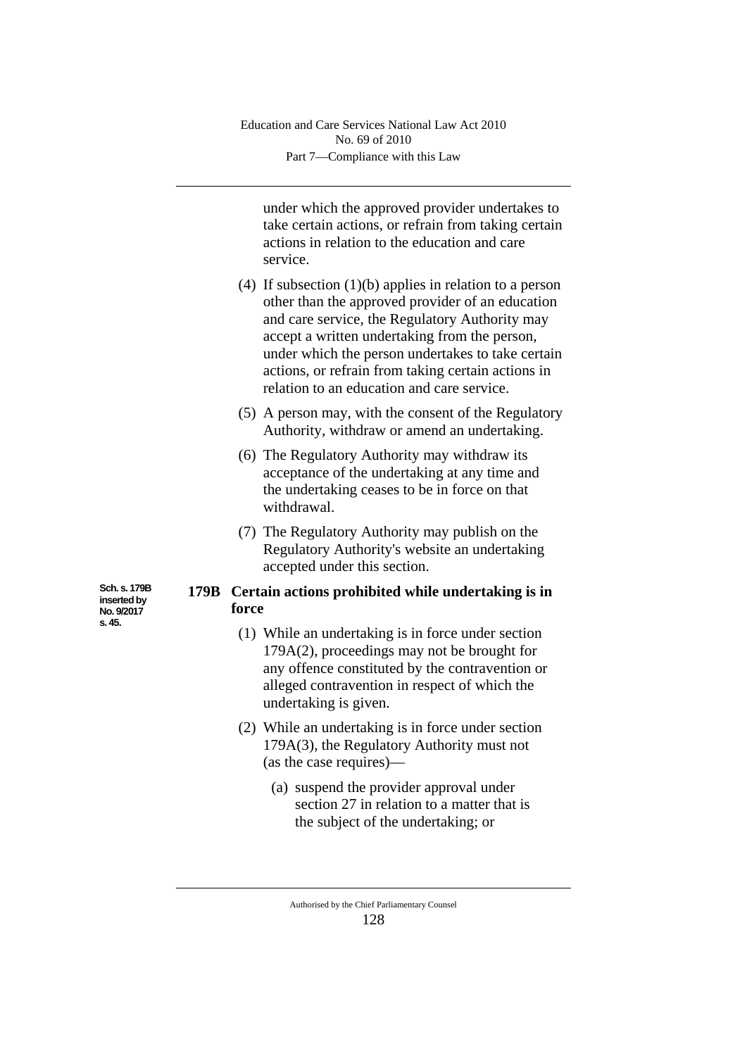under which the approved provider undertakes to take certain actions, or refrain from taking certain actions in relation to the education and care service.

(4) If subsection (1)(b) applies in relation to a person other than the approved provider of an education and care service, the Regulatory Authority may accept a written undertaking from the person, under which the person undertakes to take certain actions, or refrain from taking certain actions in relation to an education and care service.

(5) A person may, with the consent of the Regulatory Authority, withdraw or amend an undertaking.

(6) The Regulatory Authority may withdraw its acceptance of the undertaking at any time and the undertaking ceases to be in force on that withdrawal.

(7) The Regulatory Authority may publish on the Regulatory Authority's website an undertaking accepted under this section.

Sch. s. 179B inserted by No. 9/2017 s. 45.

### 179B Certain actions prohibited while undertaking is in force

(1) While an undertaking is in force under section 179A(2), proceedings may not be brought for any offence constituted by the contravention or alleged contravention in respect of which the undertaking is given.

(2) While an undertaking is in force under section 179A(3), the Regulatory Authority must not (as the case requires)—

(a) suspend the provider approval under section 27 in relation to a matter that is the subject of the undertaking; or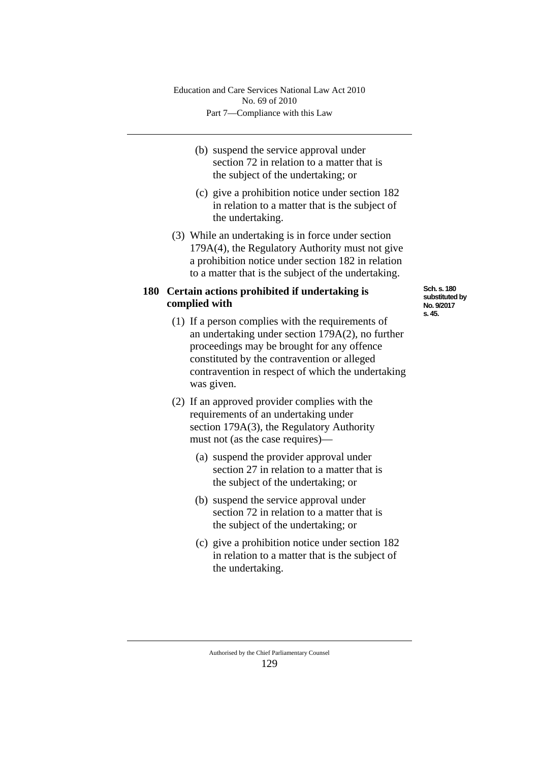(b) suspend the service approval under section 72 in relation to a matter that is the subject of the undertaking; or

(c) give a prohibition notice under section 182 in relation to a matter that is the subject of the undertaking.

(3) While an undertaking is in force under section 179A(4), the Regulatory Authority must not give a prohibition notice under section 182 in relation to a matter that is the subject of the undertaking.

### 180 Certain actions prohibited if undertaking is complied with

Sch. s. 180 substituted by No. 9/2017 s. 45.

(1) If a person complies with the requirements of an undertaking under section 179A(2), no further proceedings may be brought for any offence constituted by the contravention or alleged contravention in respect of which the undertaking was given.

(2) If an approved provider complies with the requirements of an undertaking under section 179A(3), the Regulatory Authority must not (as the case requires)—

(a) suspend the provider approval under section 27 in relation to a matter that is the subject of the undertaking; or

(b) suspend the service approval under section 72 in relation to a matter that is the subject of the undertaking; or

(c) give a prohibition notice under section 182 in relation to a matter that is the subject of the undertaking.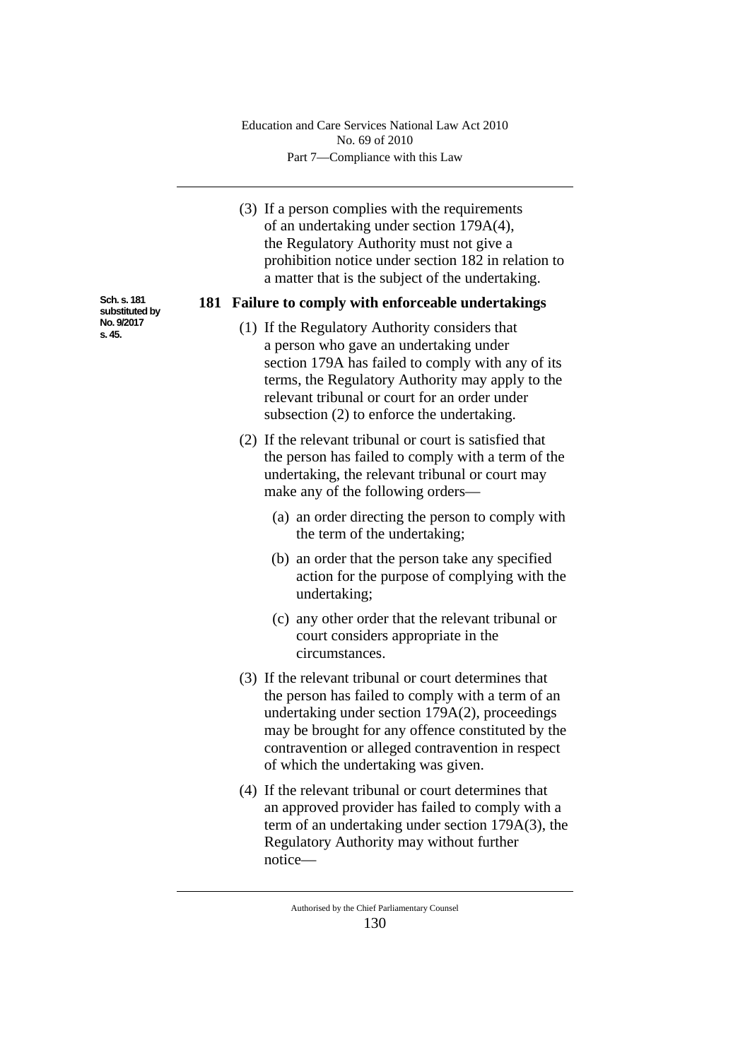(3) If a person complies with the requirements of an undertaking under section 179A(4), the Regulatory Authority must not give a prohibition notice under section 182 in relation to a matter that is the subject of the undertaking.

Sch. s. 181 substituted by No. 9/2017 s. 45.

### 181 Failure to comply with enforceable undertakings

(1) If the Regulatory Authority considers that a person who gave an undertaking under section 179A has failed to comply with any of its terms, the Regulatory Authority may apply to the relevant tribunal or court for an order under subsection (2) to enforce the undertaking.

(2) If the relevant tribunal or court is satisfied that the person has failed to comply with a term of the undertaking, the relevant tribunal or court may make any of the following orders—

(a) an order directing the person to comply with the term of the undertaking;

(b) an order that the person take any specified action for the purpose of complying with the undertaking;

(c) any other order that the relevant tribunal or court considers appropriate in the circumstances.

(3) If the relevant tribunal or court determines that the person has failed to comply with a term of an undertaking under section 179A(2), proceedings may be brought for any offence constituted by the contravention or alleged contravention in respect of which the undertaking was given.

(4) If the relevant tribunal or court determines that an approved provider has failed to comply with a term of an undertaking under section 179A(3), the Regulatory Authority may without further notice—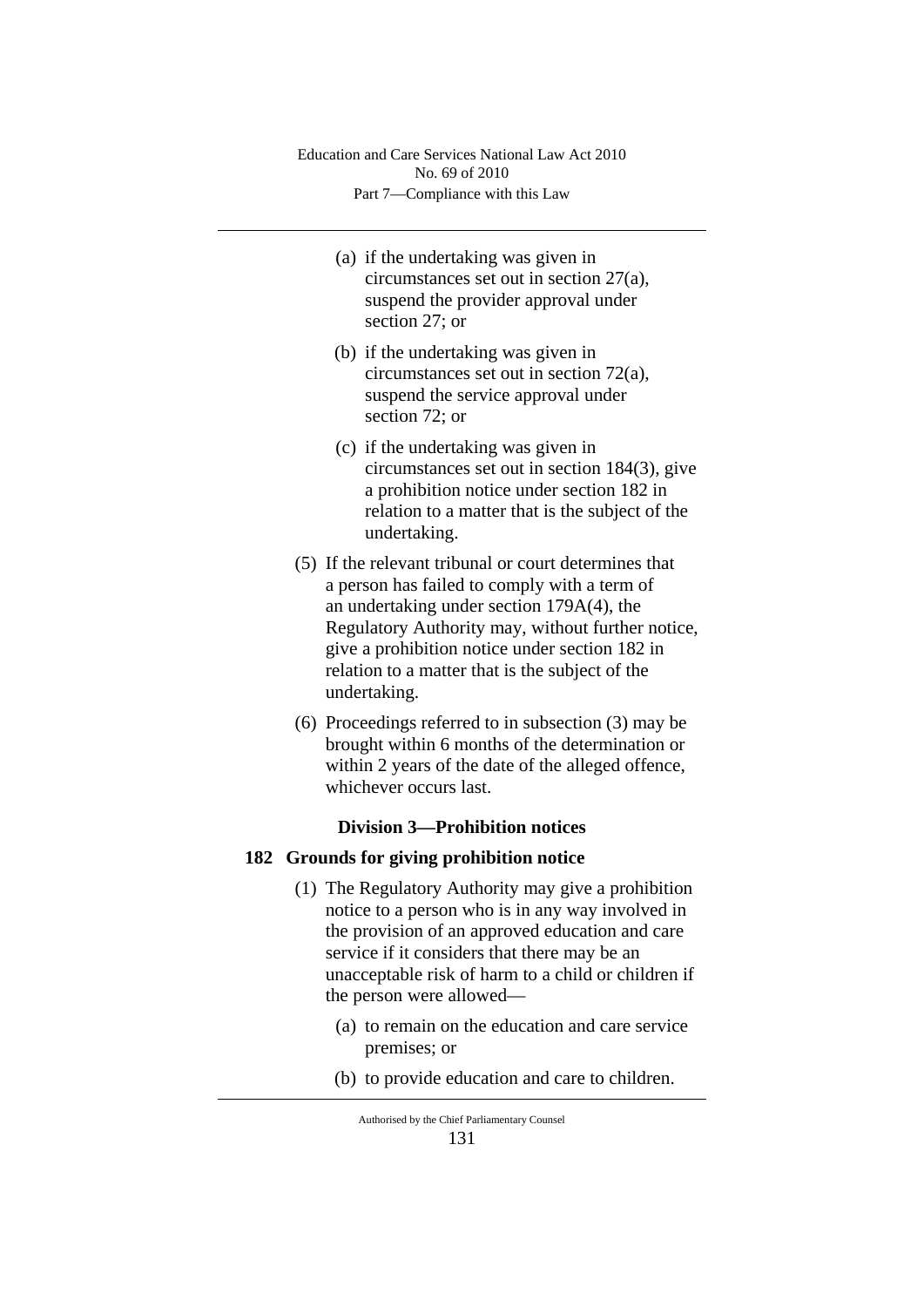(a) if the undertaking was given in circumstances set out in section 27(a), suspend the provider approval under section 27; or

(b) if the undertaking was given in circumstances set out in section 72(a), suspend the service approval under section 72; or

(c) if the undertaking was given in circumstances set out in section 184(3), give a prohibition notice under section 182 in relation to a matter that is the subject of the undertaking.

(5) If the relevant tribunal or court determines that a person has failed to comply with a term of an undertaking under section 179A(4), the Regulatory Authority may, without further notice, give a prohibition notice under section 182 in relation to a matter that is the subject of the undertaking.

(6) Proceedings referred to in subsection (3) may be brought within 6 months of the determination or within 2 years of the date of the alleged offence, whichever occurs last.

## Division 3—Prohibition notices

### 182 Grounds for giving prohibition notice

(1) The Regulatory Authority may give a prohibition notice to a person who is in any way involved in the provision of an approved education and care service if it considers that there may be an unacceptable risk of harm to a child or children if the person were allowed—

(a) to remain on the education and care service premises; or

(b) to provide education and care to children.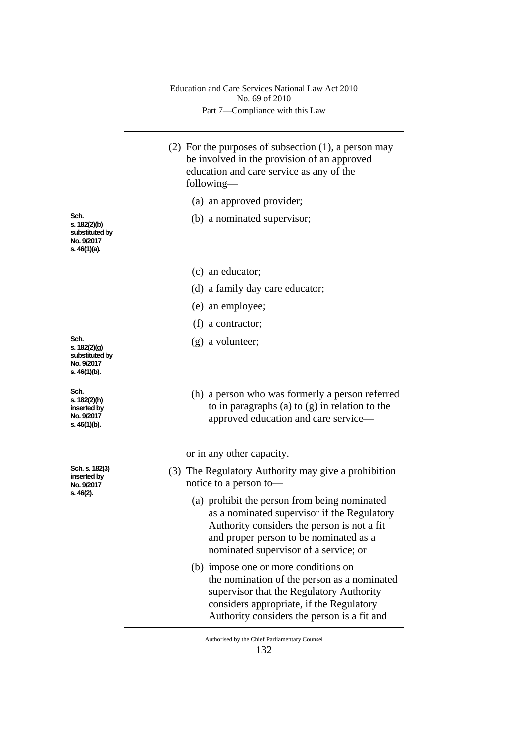(2) For the purposes of subsection (1), a person may be involved in the provision of an approved education and care service as any of the following—

(a) an approved provider;

Sch. s. 182(2)(b) substituted by No. 9/2017 s. 46(1)(a).

(b) a nominated supervisor;

(c) an educator;

(d) a family day care educator;

(e) an employee;

(f) a contractor;

Sch. s. 182(2)(g) substituted by No. 9/2017 s. 46(1)(b).

(g) a volunteer;

Sch. s. 182(2)(h) inserted by No. 9/2017 s. 46(1)(b).

(h) a person who was formerly a person referred to in paragraphs (a) to (g) in relation to the approved education and care service—

or in any other capacity.

Sch. s. 182(3) inserted by No. 9/2017 s. 46(2).

(3) The Regulatory Authority may give a prohibition notice to a person to—

(a) prohibit the person from being nominated as a nominated supervisor if the Regulatory Authority considers the person is not a fit and proper person to be nominated as a nominated supervisor of a service; or

(b) impose one or more conditions on the nomination of the person as a nominated supervisor that the Regulatory Authority considers appropriate, if the Regulatory Authority considers the person is a fit and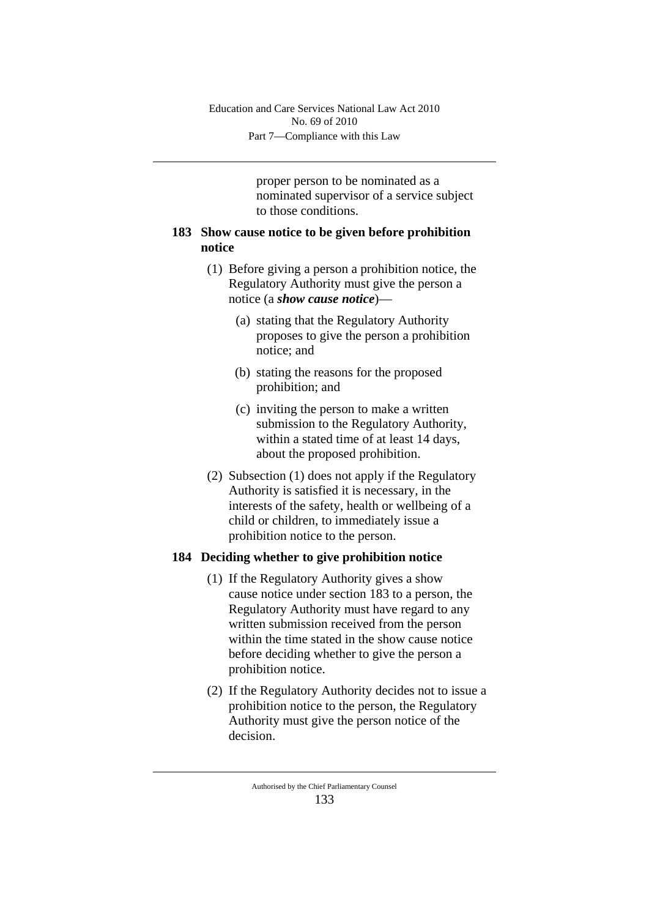proper person to be nominated as a nominated supervisor of a service subject to those conditions.

### 183 Show cause notice to be given before prohibition notice

(1) Before giving a person a prohibition notice, the Regulatory Authority must give the person a notice (a ***show cause notice***)—

(a) stating that the Regulatory Authority proposes to give the person a prohibition notice; and

(b) stating the reasons for the proposed prohibition; and

(c) inviting the person to make a written submission to the Regulatory Authority, within a stated time of at least 14 days, about the proposed prohibition.

(2) Subsection (1) does not apply if the Regulatory Authority is satisfied it is necessary, in the interests of the safety, health or wellbeing of a child or children, to immediately issue a prohibition notice to the person.

### 184 Deciding whether to give prohibition notice

(1) If the Regulatory Authority gives a show cause notice under section 183 to a person, the Regulatory Authority must have regard to any written submission received from the person within the time stated in the show cause notice before deciding whether to give the person a prohibition notice.

(2) If the Regulatory Authority decides not to issue a prohibition notice to the person, the Regulatory Authority must give the person notice of the decision.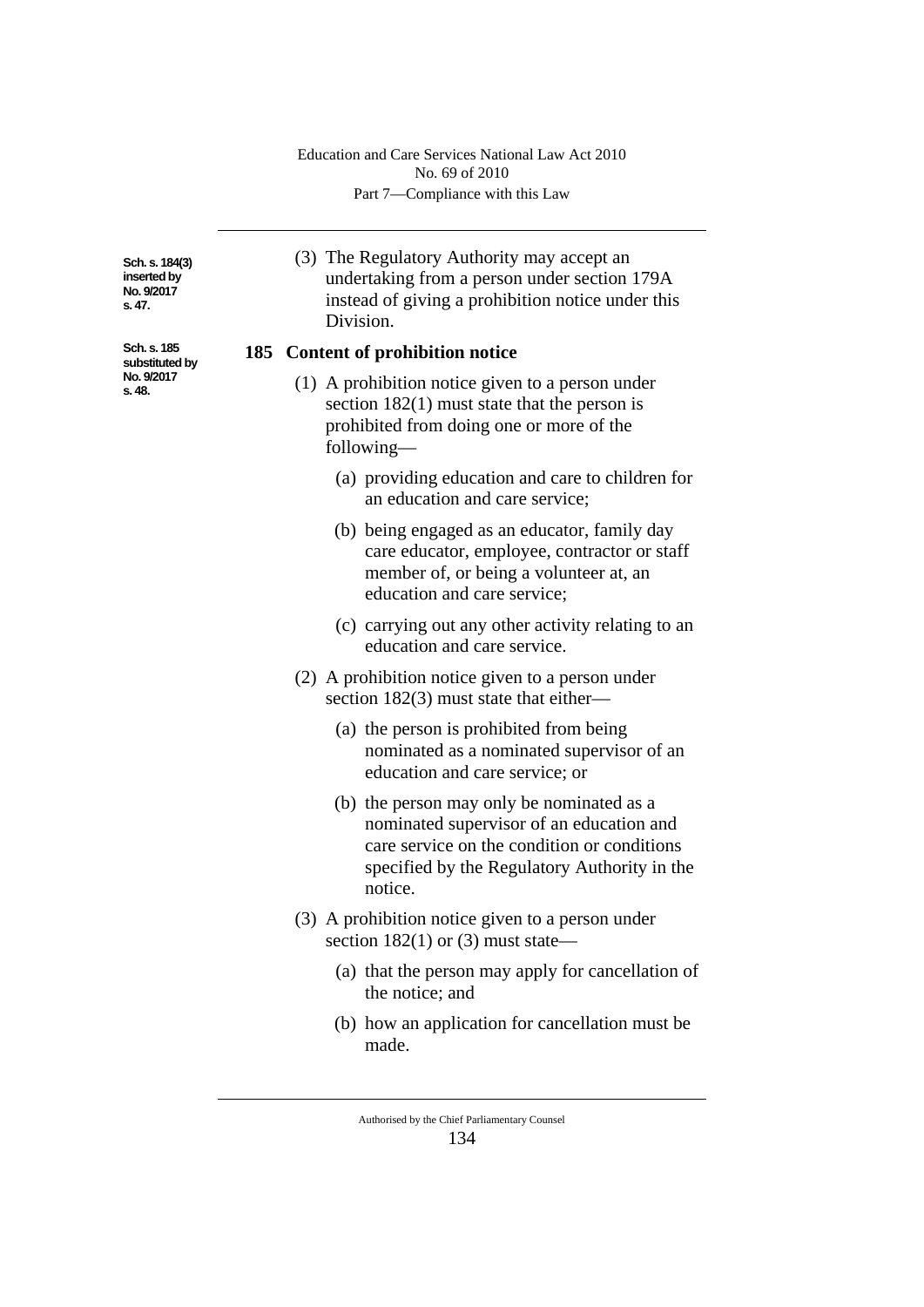Sch. s. 184(3) inserted by No. 9/2017 s. 47.

(3) The Regulatory Authority may accept an undertaking from a person under section 179A instead of giving a prohibition notice under this Division.

Sch. s. 185 substituted by No. 9/2017 s. 48.

### 185 Content of prohibition notice

(1) A prohibition notice given to a person under section 182(1) must state that the person is prohibited from doing one or more of the following—

(a) providing education and care to children for an education and care service;

(b) being engaged as an educator, family day care educator, employee, contractor or staff member of, or being a volunteer at, an education and care service;

(c) carrying out any other activity relating to an education and care service.

(2) A prohibition notice given to a person under section 182(3) must state that either—

(a) the person is prohibited from being nominated as a nominated supervisor of an education and care service; or

(b) the person may only be nominated as a nominated supervisor of an education and care service on the condition or conditions specified by the Regulatory Authority in the notice.

(3) A prohibition notice given to a person under section 182(1) or (3) must state—

(a) that the person may apply for cancellation of the notice; and

(b) how an application for cancellation must be made.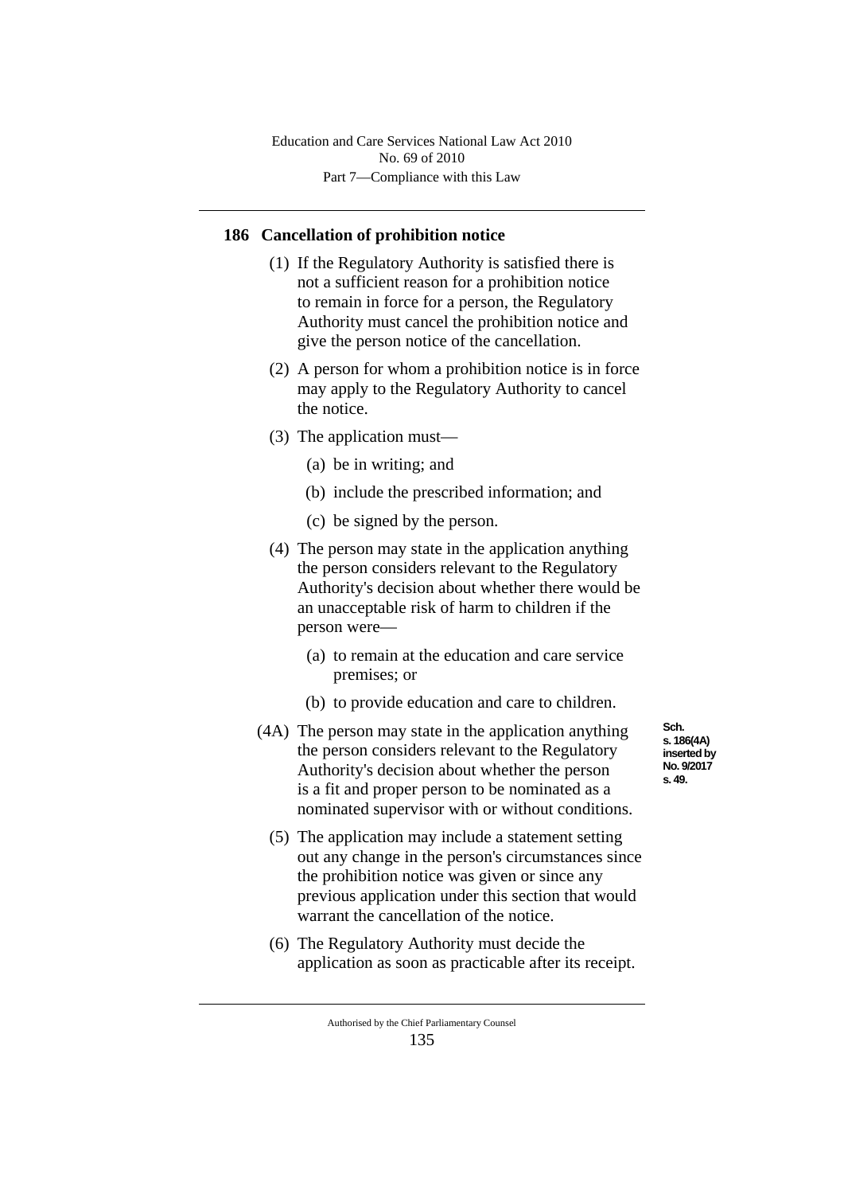## 186 Cancellation of prohibition notice

(1) If the Regulatory Authority is satisfied there is not a sufficient reason for a prohibition notice to remain in force for a person, the Regulatory Authority must cancel the prohibition notice and give the person notice of the cancellation.

(2) A person for whom a prohibition notice is in force may apply to the Regulatory Authority to cancel the notice.

(3) The application must—

(a) be in writing; and

(b) include the prescribed information; and

(c) be signed by the person.

(4) The person may state in the application anything the person considers relevant to the Regulatory Authority's decision about whether there would be an unacceptable risk of harm to children if the person were—

(a) to remain at the education and care service premises; or

(b) to provide education and care to children.

(4A) The person may state in the application anything the person considers relevant to the Regulatory Authority's decision about whether the person is a fit and proper person to be nominated as a nominated supervisor with or without conditions.

Sch. s. 186(4A) inserted by No. 9/2017 s. 49.

(5) The application may include a statement setting out any change in the person's circumstances since the prohibition notice was given or since any previous application under this section that would warrant the cancellation of the notice.

(6) The Regulatory Authority must decide the application as soon as practicable after its receipt.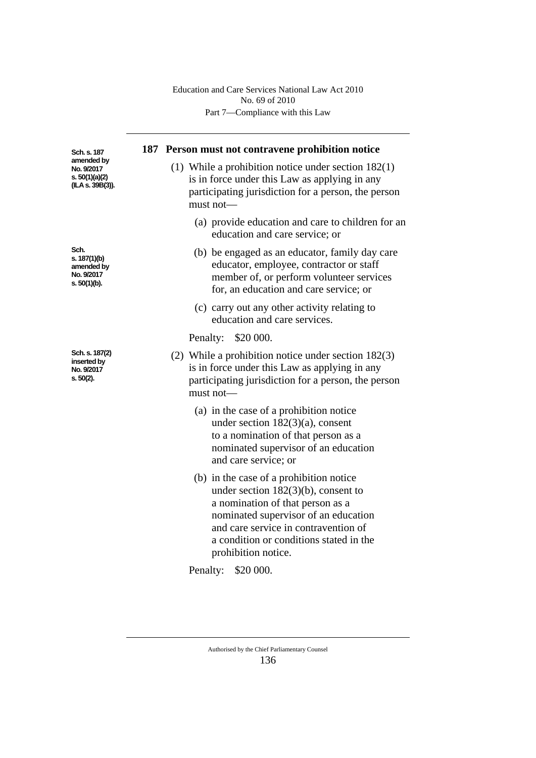Sch. s. 187 amended by No. 9/2017 s. 50(1)(a)(2) (ILA s. 39B(3)).

## 187 Person must not contravene prohibition notice

(1) While a prohibition notice under section 182(1) is in force under this Law as applying in any participating jurisdiction for a person, the person must not—

(a) provide education and care to children for an education and care service; or

Sch. s. 187(1)(b) amended by No. 9/2017 s. 50(1)(b).

(b) be engaged as an educator, family day care educator, employee, contractor or staff member of, or perform volunteer services for, an education and care service; or

(c) carry out any other activity relating to education and care services.

Penalty: $20 000.

Sch. s. 187(2) inserted by No. 9/2017 s. 50(2).

(2) While a prohibition notice under section 182(3) is in force under this Law as applying in any participating jurisdiction for a person, the person must not—

(a) in the case of a prohibition notice under section 182(3)(a), consent to a nomination of that person as a nominated supervisor of an education and care service; or

(b) in the case of a prohibition notice under section 182(3)(b), consent to a nomination of that person as a nominated supervisor of an education and care service in contravention of a condition or conditions stated in the prohibition notice.

Penalty: $20 000.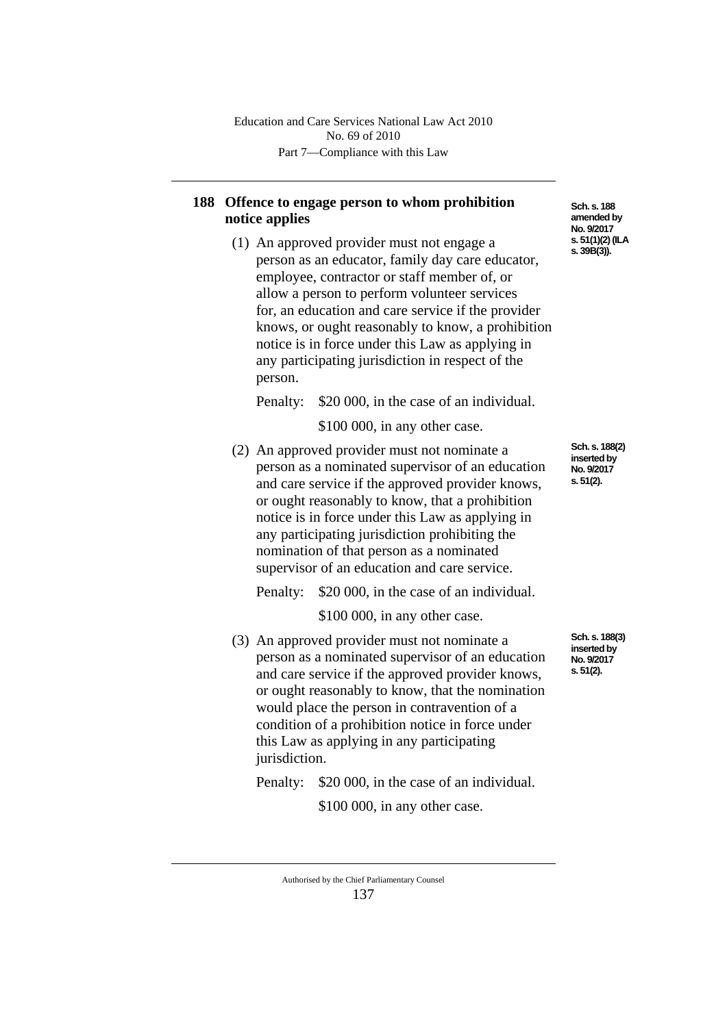## 188 Offence to engage person to whom prohibition notice applies

Sch. s. 188 amended by No. 9/2017 s. 51(1)(2) (ILA s. 39B(3)).

(1) An approved provider must not engage a person as an educator, family day care educator, employee, contractor or staff member of, or allow a person to perform volunteer services for, an education and care service if the provider knows, or ought reasonably to know, a prohibition notice is in force under this Law as applying in any participating jurisdiction in respect of the person.

Penalty: $20 000, in the case of an individual.

$100 000, in any other case.

Sch. s. 188(2) inserted by No. 9/2017 s. 51(2).

(2) An approved provider must not nominate a person as a nominated supervisor of an education and care service if the approved provider knows, or ought reasonably to know, that a prohibition notice is in force under this Law as applying in any participating jurisdiction prohibiting the nomination of that person as a nominated supervisor of an education and care service.

Penalty: $20 000, in the case of an individual.

$100 000, in any other case.

Sch. s. 188(3) inserted by No. 9/2017 s. 51(2).

(3) An approved provider must not nominate a person as a nominated supervisor of an education and care service if the approved provider knows, or ought reasonably to know, that the nomination would place the person in contravention of a condition of a prohibition notice in force under this Law as applying in any participating jurisdiction.

Penalty: $20 000, in the case of an individual.

$100 000, in any other case.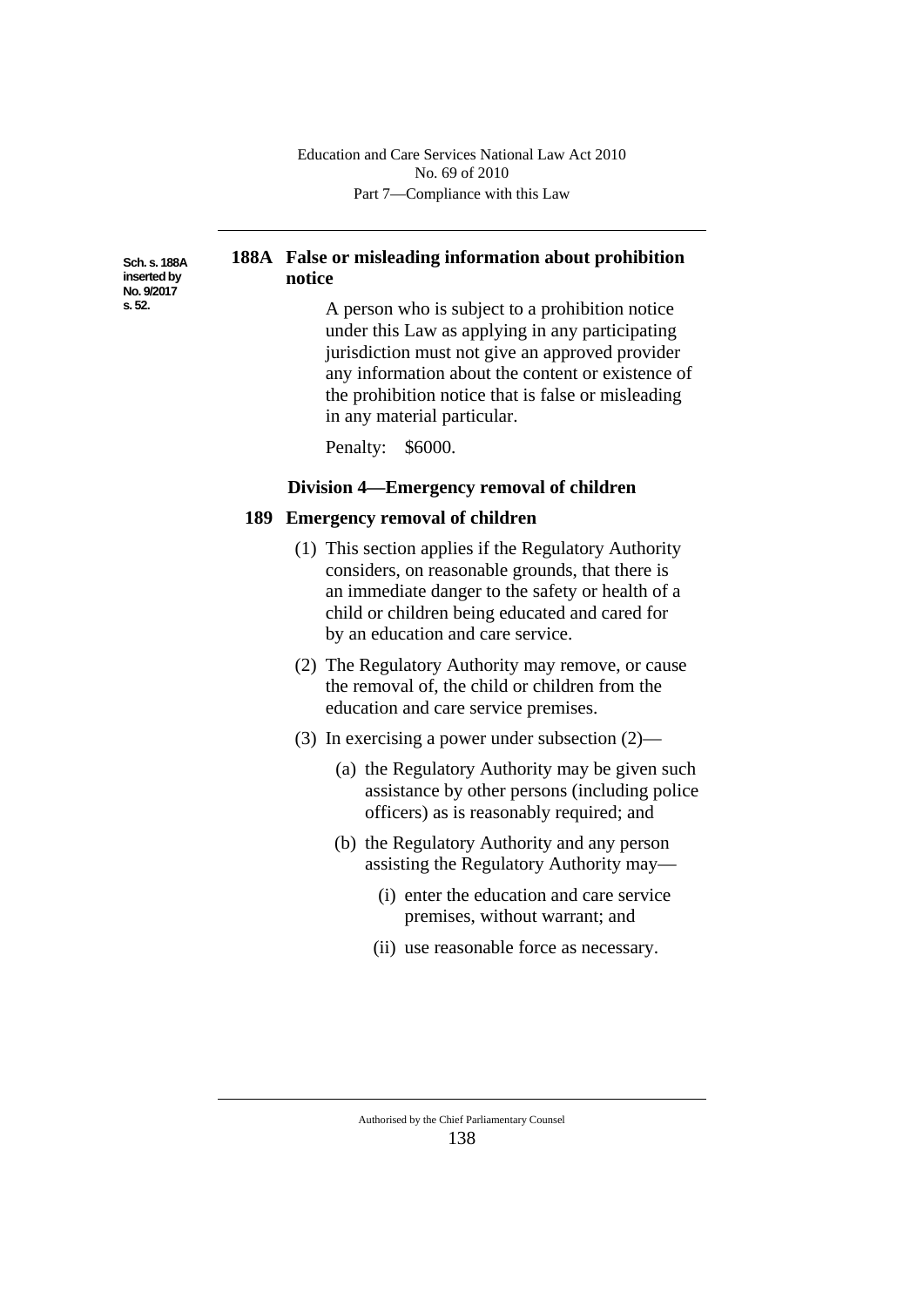Sch. s. 188A inserted by No. 9/2017 s. 52.

### 188A False or misleading information about prohibition notice

A person who is subject to a prohibition notice under this Law as applying in any participating jurisdiction must not give an approved provider any information about the content or existence of the prohibition notice that is false or misleading in any material particular.

Penalty: $6000.

## Division 4—Emergency removal of children

### 189 Emergency removal of children

(1) This section applies if the Regulatory Authority considers, on reasonable grounds, that there is an immediate danger to the safety or health of a child or children being educated and cared for by an education and care service.

(2) The Regulatory Authority may remove, or cause the removal of, the child or children from the education and care service premises.

(3) In exercising a power under subsection (2)—

   (a) the Regulatory Authority may be given such assistance by other persons (including police officers) as is reasonably required; and

   (b) the Regulatory Authority and any person assisting the Regulatory Authority may—

      (i) enter the education and care service premises, without warrant; and

      (ii) use reasonable force as necessary.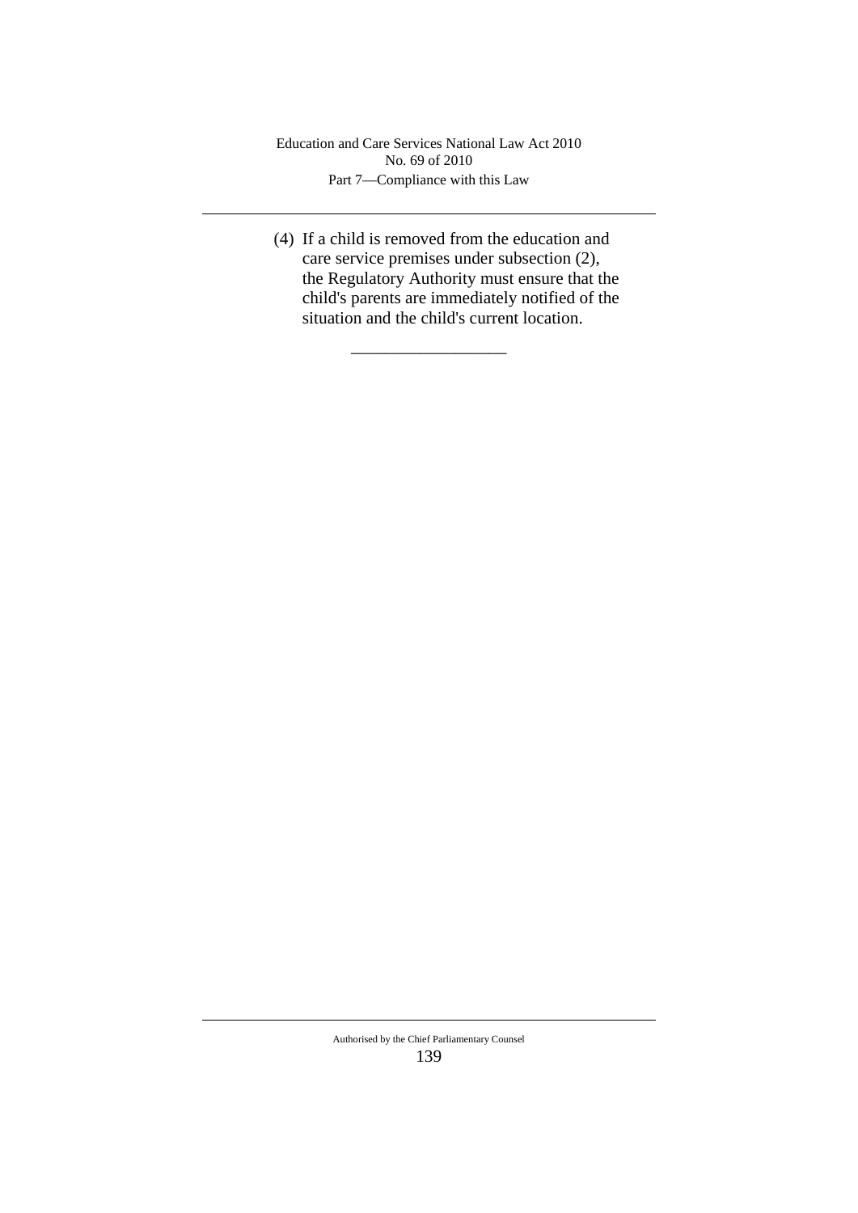(4) If a child is removed from the education and care service premises under subsection (2), the Regulatory Authority must ensure that the child's parents are immediately notified of the situation and the child's current location.

__________________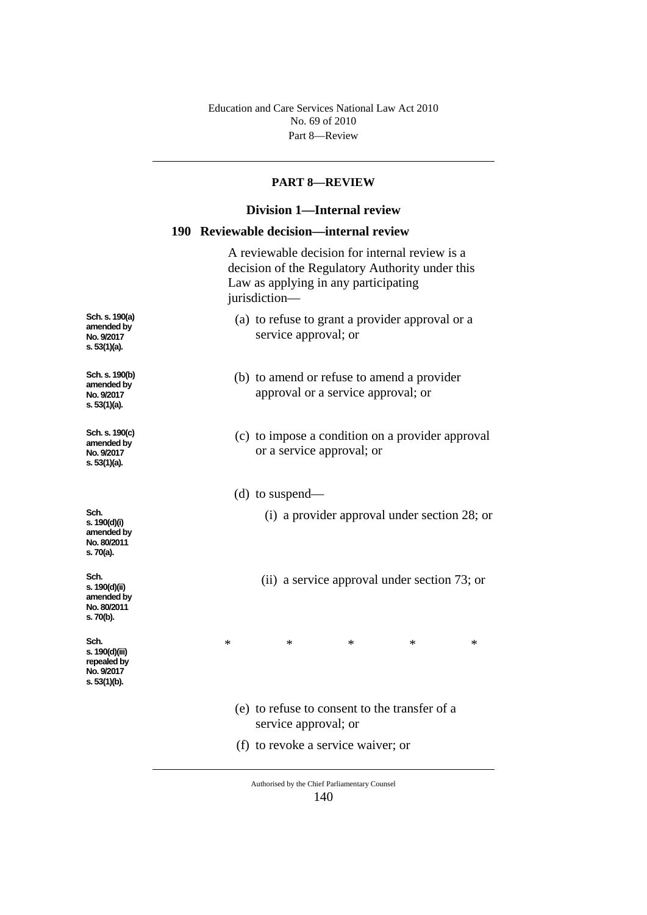## PART 8—REVIEW

### Division 1—Internal review

### 190 Reviewable decision—internal review

A reviewable decision for internal review is a decision of the Regulatory Authority under this Law as applying in any participating jurisdiction—

Sch. s. 190(a) amended by No. 9/2017 s. 53(1)(a).

(a) to refuse to grant a provider approval or a service approval; or

Sch. s. 190(b) amended by No. 9/2017 s. 53(1)(a).

(b) to amend or refuse to amend a provider approval or a service approval; or

Sch. s. 190(c) amended by No. 9/2017 s. 53(1)(a).

(c) to impose a condition on a provider approval or a service approval; or

(d) to suspend—

Sch. s. 190(d)(i) amended by No. 80/2011 s. 70(a).

(i) a provider approval under section 28; or

Sch. s. 190(d)(ii) amended by No. 80/2011 s. 70(b).

(ii) a service approval under section 73; or

Sch. s. 190(d)(iii) repealed by No. 9/2017 s. 53(1)(b).

\*   \*   \*   \*   \*

(e) to refuse to consent to the transfer of a service approval; or

(f) to revoke a service waiver; or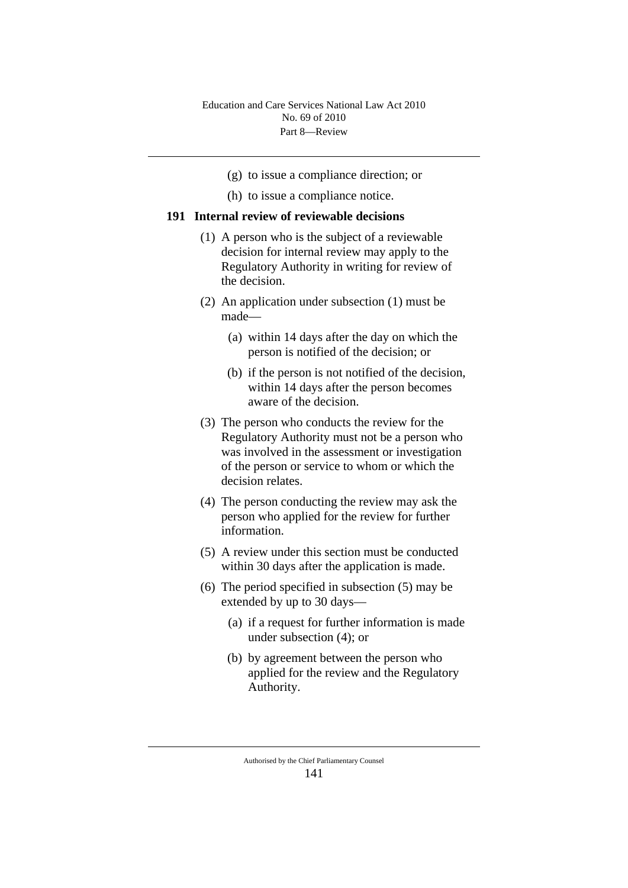(g) to issue a compliance direction; or

(h) to issue a compliance notice.

### 191 Internal review of reviewable decisions

(1) A person who is the subject of a reviewable decision for internal review may apply to the Regulatory Authority in writing for review of the decision.

(2) An application under subsection (1) must be made—

(a) within 14 days after the day on which the person is notified of the decision; or

(b) if the person is not notified of the decision, within 14 days after the person becomes aware of the decision.

(3) The person who conducts the review for the Regulatory Authority must not be a person who was involved in the assessment or investigation of the person or service to whom or which the decision relates.

(4) The person conducting the review may ask the person who applied for the review for further information.

(5) A review under this section must be conducted within 30 days after the application is made.

(6) The period specified in subsection (5) may be extended by up to 30 days—

(a) if a request for further information is made under subsection (4); or

(b) by agreement between the person who applied for the review and the Regulatory Authority.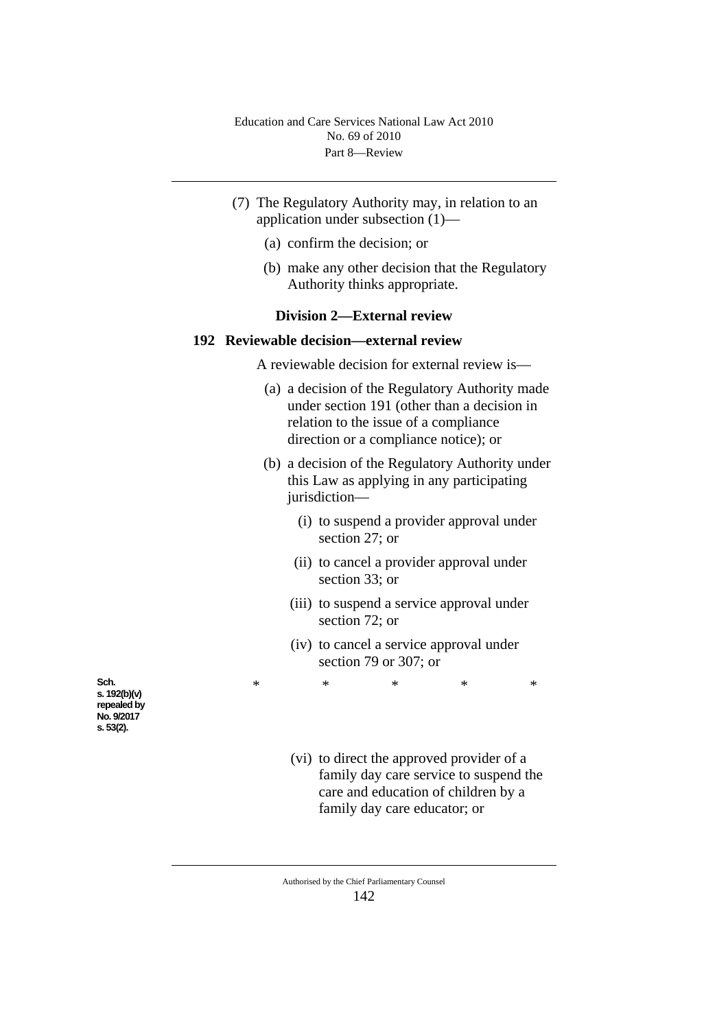(7) The Regulatory Authority may, in relation to an application under subsection (1)—

(a) confirm the decision; or

(b) make any other decision that the Regulatory Authority thinks appropriate.

### Division 2—External review

#### 192 Reviewable decision—external review

A reviewable decision for external review is—

(a) a decision of the Regulatory Authority made under section 191 (other than a decision in relation to the issue of a compliance direction or a compliance notice); or

(b) a decision of the Regulatory Authority under this Law as applying in any participating jurisdiction—

(i) to suspend a provider approval under section 27; or

(ii) to cancel a provider approval under section 33; or

(iii) to suspend a service approval under section 72; or

(iv) to cancel a service approval under section 79 or 307; or

**Sch. s. 192(b)(v) repealed by No. 9/2017 s. 53(2).**

\*    \*    \*    \*    \*

(vi) to direct the approved provider of a family day care service to suspend the care and education of children by a family day care educator; or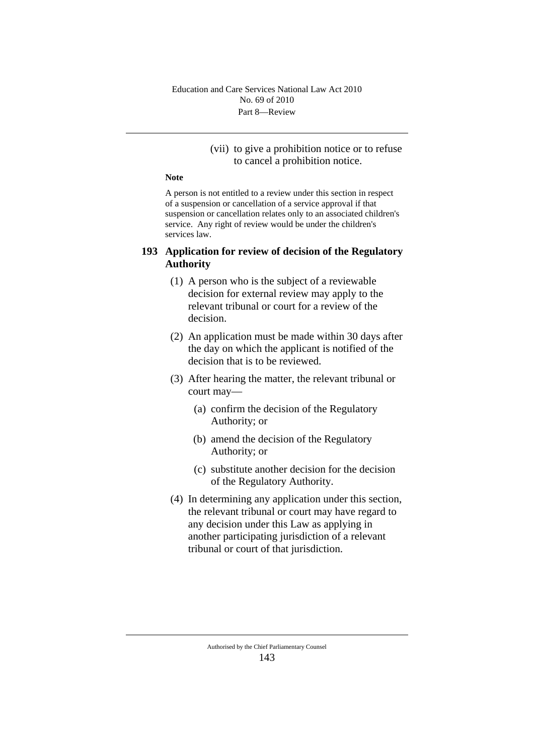(vii) to give a prohibition notice or to refuse to cancel a prohibition notice.

**Note**

A person is not entitled to a review under this section in respect of a suspension or cancellation of a service approval if that suspension or cancellation relates only to an associated children's service. Any right of review would be under the children's services law.

### 193 Application for review of decision of the Regulatory Authority

(1) A person who is the subject of a reviewable decision for external review may apply to the relevant tribunal or court for a review of the decision.

(2) An application must be made within 30 days after the day on which the applicant is notified of the decision that is to be reviewed.

(3) After hearing the matter, the relevant tribunal or court may—

(a) confirm the decision of the Regulatory Authority; or

(b) amend the decision of the Regulatory Authority; or

(c) substitute another decision for the decision of the Regulatory Authority.

(4) In determining any application under this section, the relevant tribunal or court may have regard to any decision under this Law as applying in another participating jurisdiction of a relevant tribunal or court of that jurisdiction.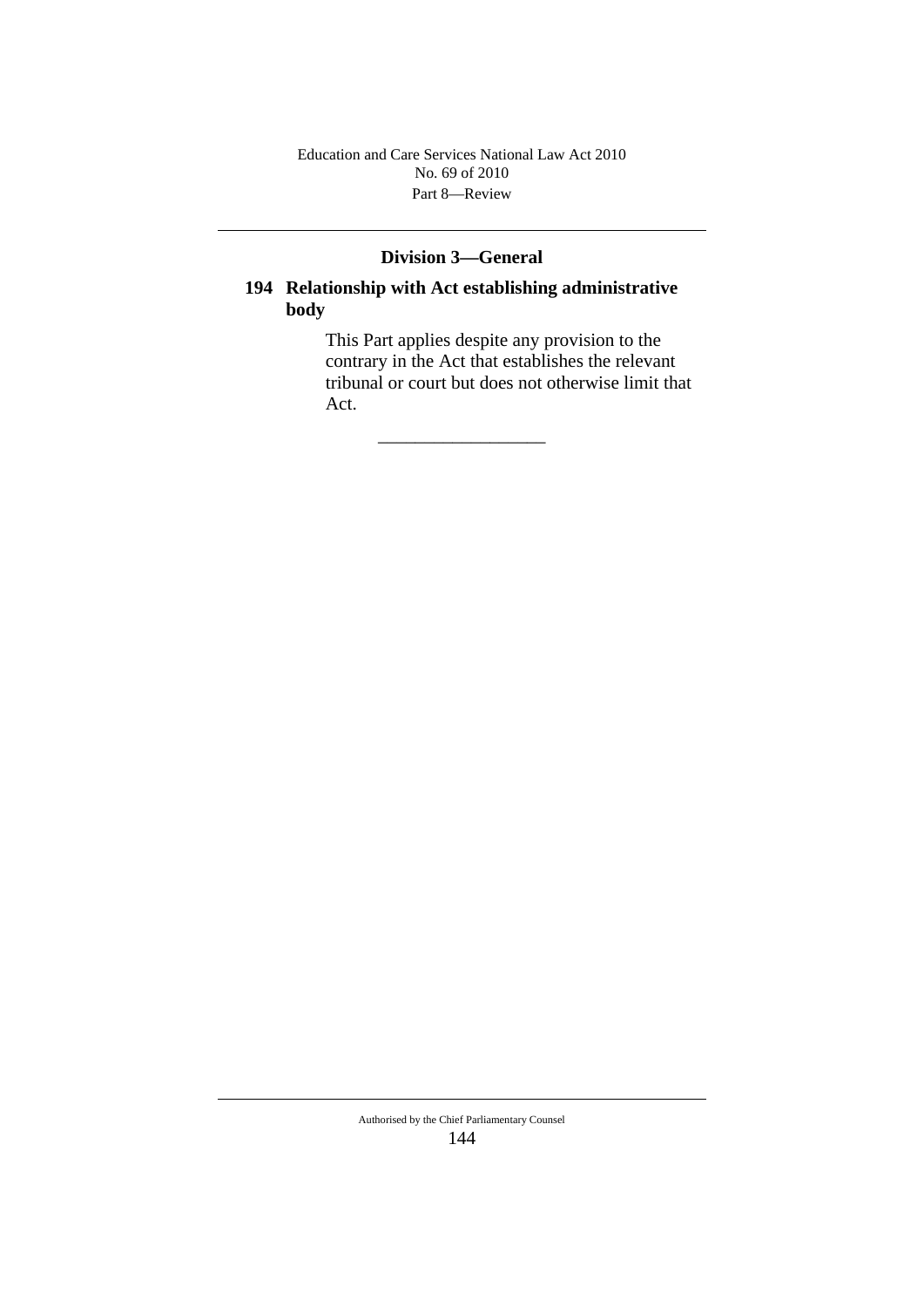## Division 3—General

### 194 Relationship with Act establishing administrative body

This Part applies despite any provision to the contrary in the Act that establishes the relevant tribunal or court but does not otherwise limit that Act.

---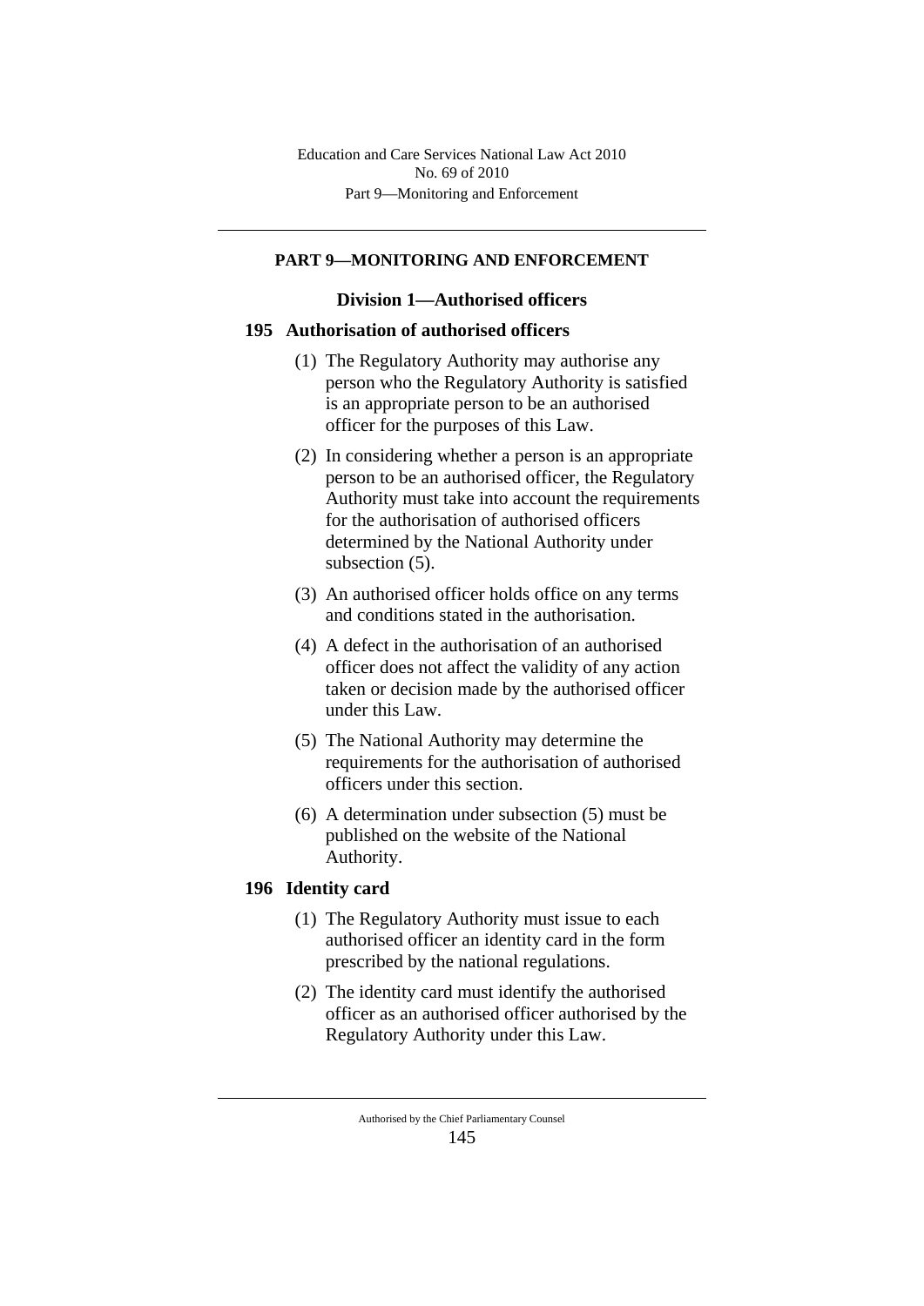## PART 9—MONITORING AND ENFORCEMENT

### Division 1—Authorised officers

#### 195 Authorisation of authorised officers

(1) The Regulatory Authority may authorise any person who the Regulatory Authority is satisfied is an appropriate person to be an authorised officer for the purposes of this Law.

(2) In considering whether a person is an appropriate person to be an authorised officer, the Regulatory Authority must take into account the requirements for the authorisation of authorised officers determined by the National Authority under subsection (5).

(3) An authorised officer holds office on any terms and conditions stated in the authorisation.

(4) A defect in the authorisation of an authorised officer does not affect the validity of any action taken or decision made by the authorised officer under this Law.

(5) The National Authority may determine the requirements for the authorisation of authorised officers under this section.

(6) A determination under subsection (5) must be published on the website of the National Authority.

#### 196 Identity card

(1) The Regulatory Authority must issue to each authorised officer an identity card in the form prescribed by the national regulations.

(2) The identity card must identify the authorised officer as an authorised officer authorised by the Regulatory Authority under this Law.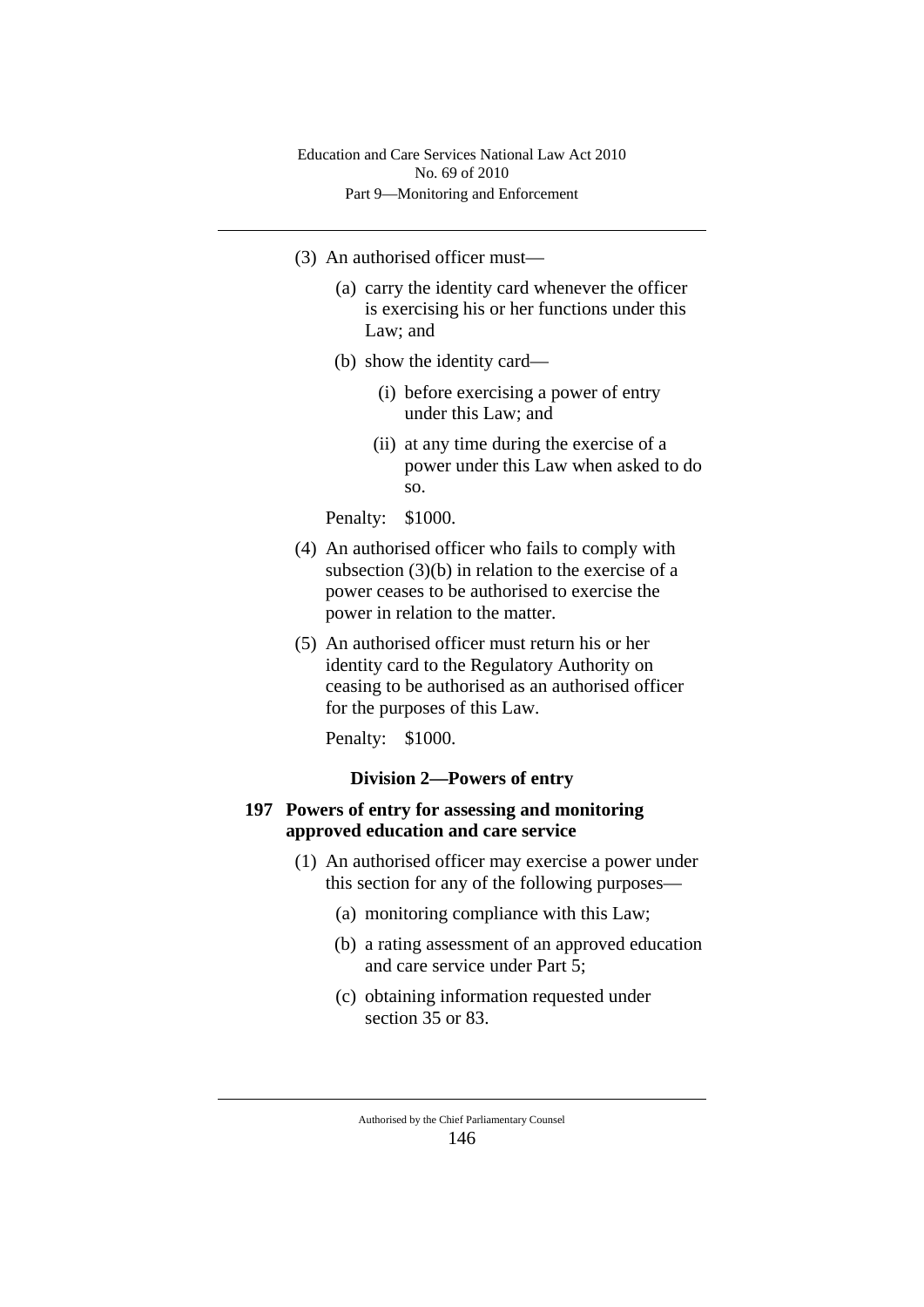(3) An authorised officer must—

   (a) carry the identity card whenever the officer is exercising his or her functions under this Law; and

   (b) show the identity card—

      (i) before exercising a power of entry under this Law; and

      (ii) at any time during the exercise of a power under this Law when asked to do so.

Penalty: $1000.

(4) An authorised officer who fails to comply with subsection (3)(b) in relation to the exercise of a power ceases to be authorised to exercise the power in relation to the matter.

(5) An authorised officer must return his or her identity card to the Regulatory Authority on ceasing to be authorised as an authorised officer for the purposes of this Law.

Penalty: $1000.

### Division 2—Powers of entry

#### 197 Powers of entry for assessing and monitoring approved education and care service

(1) An authorised officer may exercise a power under this section for any of the following purposes—

   (a) monitoring compliance with this Law;

   (b) a rating assessment of an approved education and care service under Part 5;

   (c) obtaining information requested under section 35 or 83.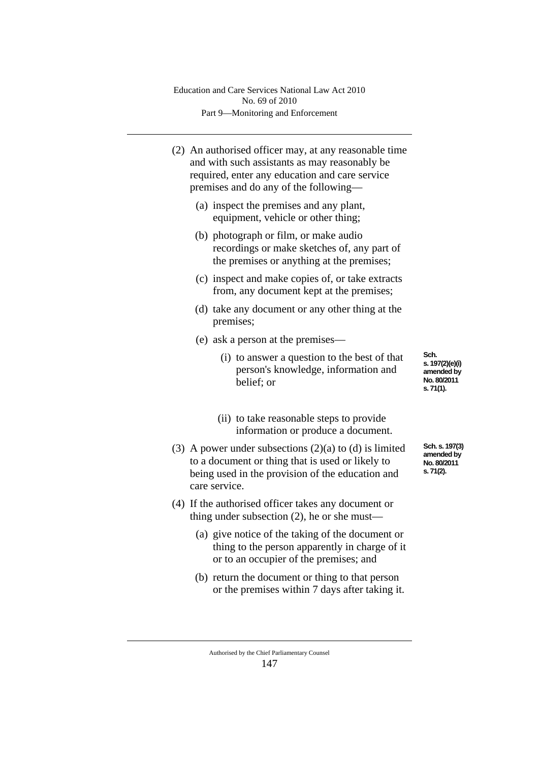(2) An authorised officer may, at any reasonable time and with such assistants as may reasonably be required, enter any education and care service premises and do any of the following—

(a) inspect the premises and any plant, equipment, vehicle or other thing;

(b) photograph or film, or make audio recordings or make sketches of, any part of the premises or anything at the premises;

(c) inspect and make copies of, or take extracts from, any document kept at the premises;

(d) take any document or any other thing at the premises;

(e) ask a person at the premises—

(i) to answer a question to the best of that person's knowledge, information and belief; or

Sch. s. 197(2)(e)(i) amended by No. 80/2011 s. 71(1).

(ii) to take reasonable steps to provide information or produce a document.

(3) A power under subsections (2)(a) to (d) is limited to a document or thing that is used or likely to being used in the provision of the education and care service.

Sch. s. 197(3) amended by No. 80/2011 s. 71(2).

(4) If the authorised officer takes any document or thing under subsection (2), he or she must—

(a) give notice of the taking of the document or thing to the person apparently in charge of it or to an occupier of the premises; and

(b) return the document or thing to that person or the premises within 7 days after taking it.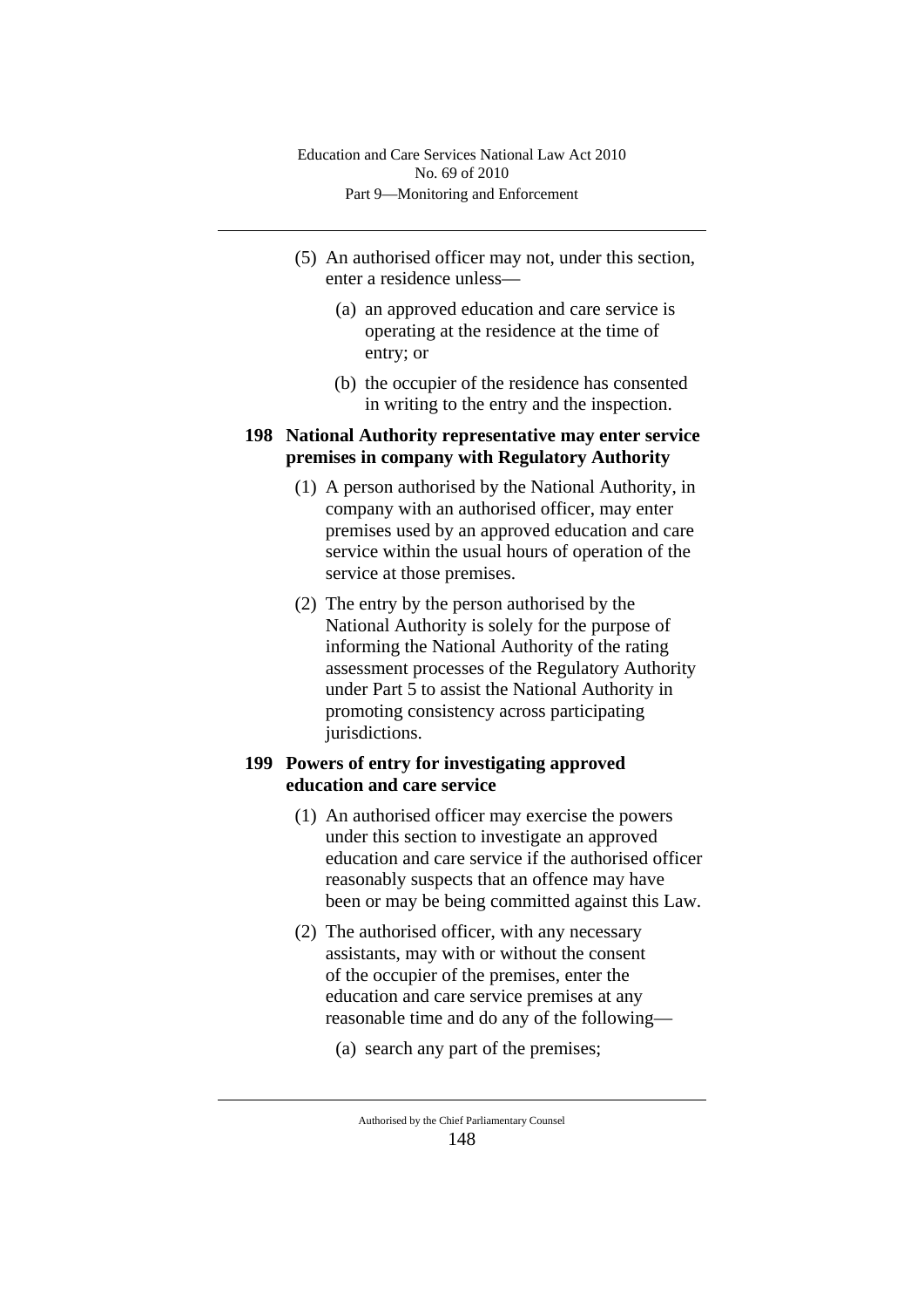(5) An authorised officer may not, under this section, enter a residence unless—

(a) an approved education and care service is operating at the residence at the time of entry; or

(b) the occupier of the residence has consented in writing to the entry and the inspection.

### 198 National Authority representative may enter service premises in company with Regulatory Authority

(1) A person authorised by the National Authority, in company with an authorised officer, may enter premises used by an approved education and care service within the usual hours of operation of the service at those premises.

(2) The entry by the person authorised by the National Authority is solely for the purpose of informing the National Authority of the rating assessment processes of the Regulatory Authority under Part 5 to assist the National Authority in promoting consistency across participating jurisdictions.

### 199 Powers of entry for investigating approved education and care service

(1) An authorised officer may exercise the powers under this section to investigate an approved education and care service if the authorised officer reasonably suspects that an offence may have been or may be being committed against this Law.

(2) The authorised officer, with any necessary assistants, may with or without the consent of the occupier of the premises, enter the education and care service premises at any reasonable time and do any of the following—

(a) search any part of the premises;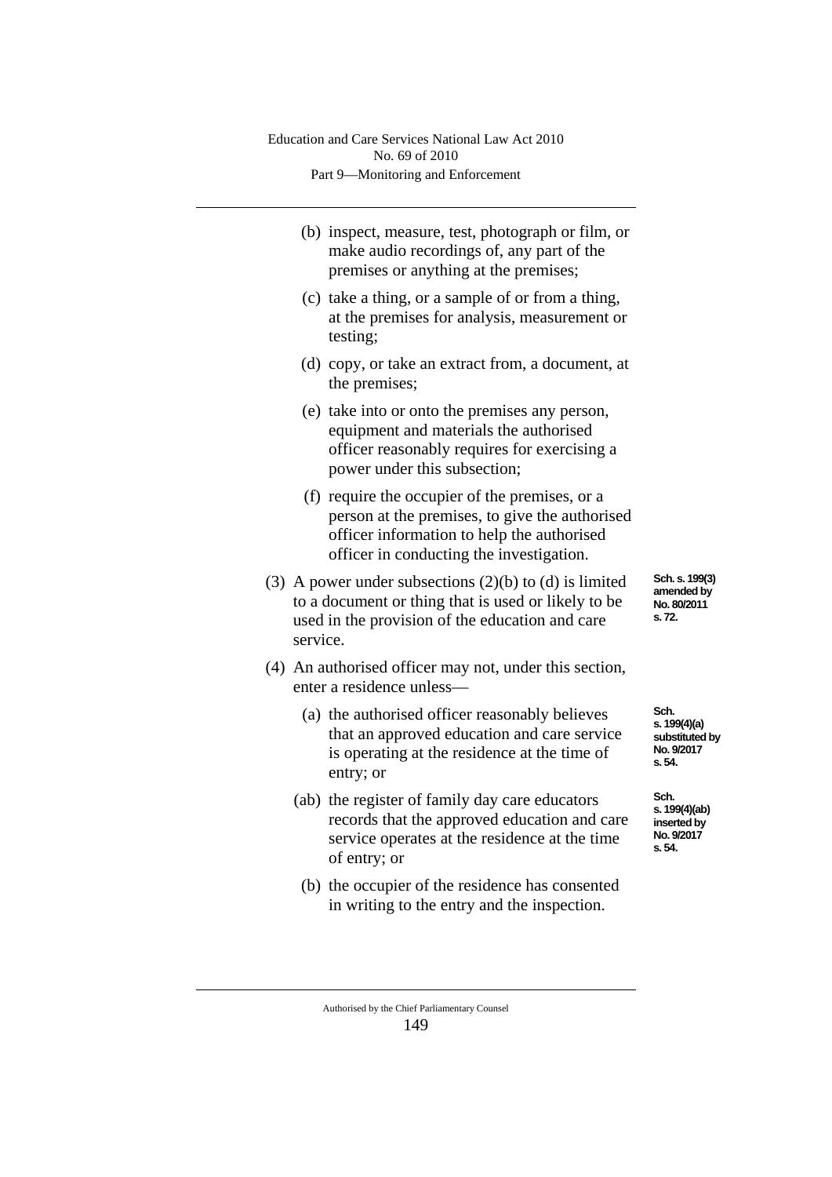(b) inspect, measure, test, photograph or film, or make audio recordings of, any part of the premises or anything at the premises;

(c) take a thing, or a sample of or from a thing, at the premises for analysis, measurement or testing;

(d) copy, or take an extract from, a document, at the premises;

(e) take into or onto the premises any person, equipment and materials the authorised officer reasonably requires for exercising a power under this subsection;

(f) require the occupier of the premises, or a person at the premises, to give the authorised officer information to help the authorised officer in conducting the investigation.

(3) A power under subsections (2)(b) to (d) is limited to a document or thing that is used or likely to be used in the provision of the education and care service.

Sch. s. 199(3) amended by No. 80/2011 s. 72.

(4) An authorised officer may not, under this section, enter a residence unless—

(a) the authorised officer reasonably believes that an approved education and care service is operating at the residence at the time of entry; or

Sch. s. 199(4)(a) substituted by No. 9/2017 s. 54.

(ab) the register of family day care educators records that the approved education and care service operates at the residence at the time of entry; or

Sch. s. 199(4)(ab) inserted by No. 9/2017 s. 54.

(b) the occupier of the residence has consented in writing to the entry and the inspection.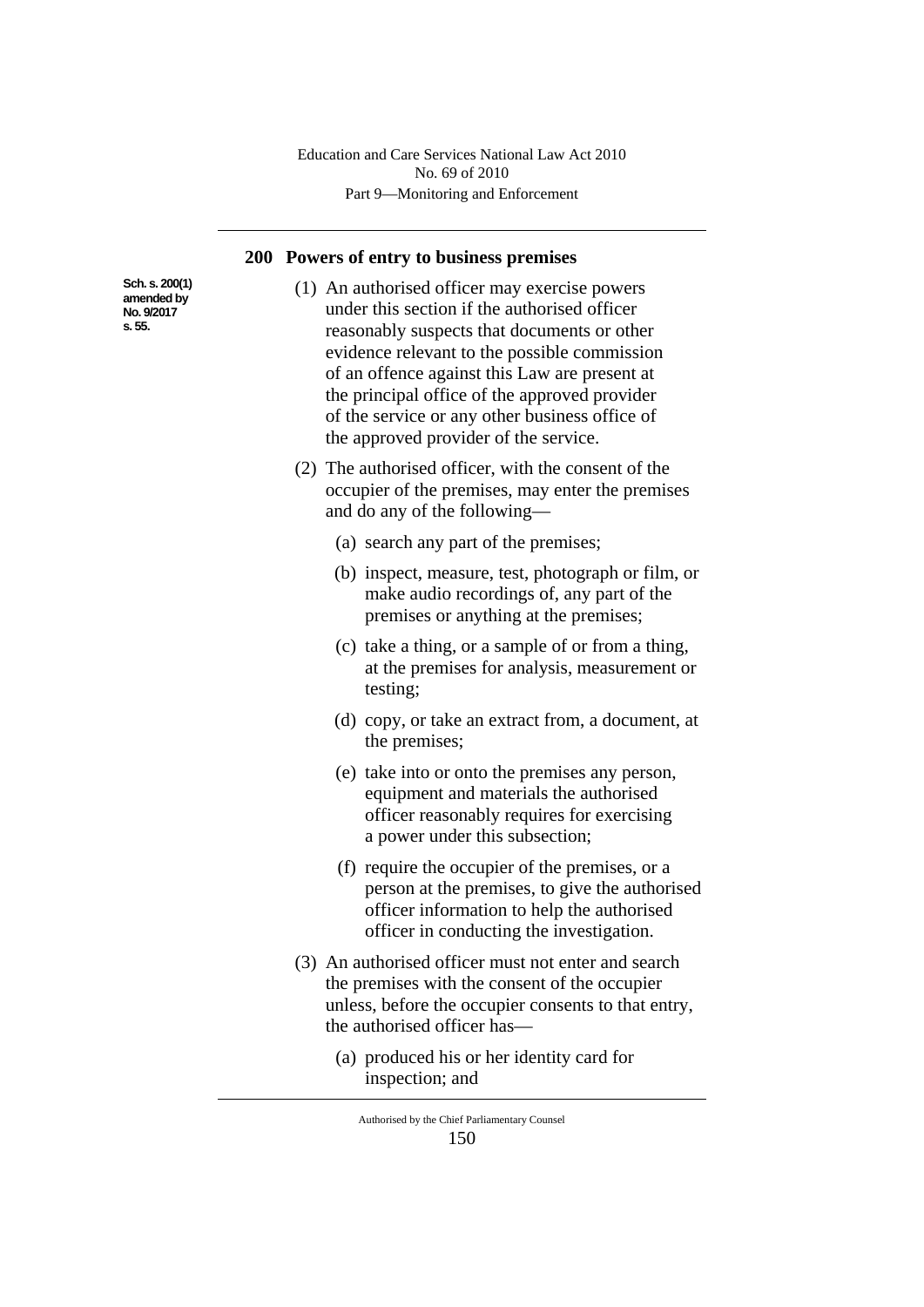## 200 Powers of entry to business premises

Sch. s. 200(1) amended by No. 9/2017 s. 55.

(1) An authorised officer may exercise powers under this section if the authorised officer reasonably suspects that documents or other evidence relevant to the possible commission of an offence against this Law are present at the principal office of the approved provider of the service or any other business office of the approved provider of the service.

(2) The authorised officer, with the consent of the occupier of the premises, may enter the premises and do any of the following—

(a) search any part of the premises;

(b) inspect, measure, test, photograph or film, or make audio recordings of, any part of the premises or anything at the premises;

(c) take a thing, or a sample of or from a thing, at the premises for analysis, measurement or testing;

(d) copy, or take an extract from, a document, at the premises;

(e) take into or onto the premises any person, equipment and materials the authorised officer reasonably requires for exercising a power under this subsection;

(f) require the occupier of the premises, or a person at the premises, to give the authorised officer information to help the authorised officer in conducting the investigation.

(3) An authorised officer must not enter and search the premises with the consent of the occupier unless, before the occupier consents to that entry, the authorised officer has—

(a) produced his or her identity card for inspection; and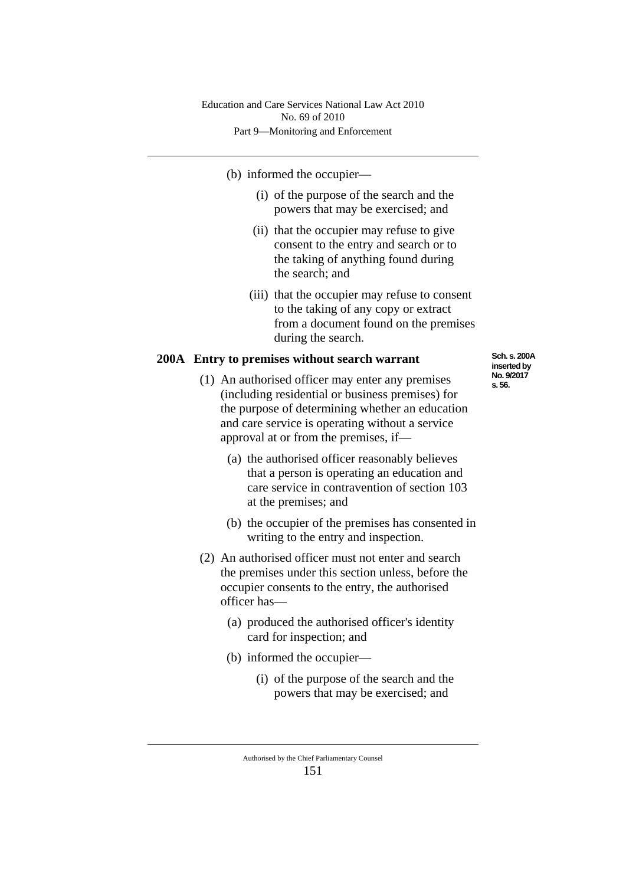(b) informed the occupier—

(i) of the purpose of the search and the powers that may be exercised; and

(ii) that the occupier may refuse to give consent to the entry and search or to the taking of anything found during the search; and

(iii) that the occupier may refuse to consent to the taking of any copy or extract from a document found on the premises during the search.

### 200A Entry to premises without search warrant

*Sch. s. 200A inserted by No. 9/2017 s. 56.*

(1) An authorised officer may enter any premises (including residential or business premises) for the purpose of determining whether an education and care service is operating without a service approval at or from the premises, if—

(a) the authorised officer reasonably believes that a person is operating an education and care service in contravention of section 103 at the premises; and

(b) the occupier of the premises has consented in writing to the entry and inspection.

(2) An authorised officer must not enter and search the premises under this section unless, before the occupier consents to the entry, the authorised officer has—

(a) produced the authorised officer's identity card for inspection; and

(b) informed the occupier—

(i) of the purpose of the search and the powers that may be exercised; and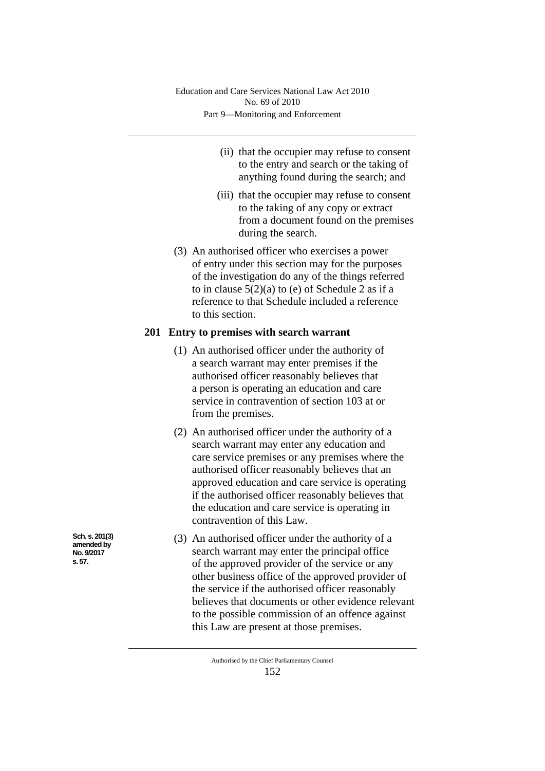(ii) that the occupier may refuse to consent to the entry and search or the taking of anything found during the search; and

(iii) that the occupier may refuse to consent to the taking of any copy or extract from a document found on the premises during the search.

(3) An authorised officer who exercises a power of entry under this section may for the purposes of the investigation do any of the things referred to in clause 5(2)(a) to (e) of Schedule 2 as if a reference to that Schedule included a reference to this section.

### 201 Entry to premises with search warrant

(1) An authorised officer under the authority of a search warrant may enter premises if the authorised officer reasonably believes that a person is operating an education and care service in contravention of section 103 at or from the premises.

(2) An authorised officer under the authority of a search warrant may enter any education and care service premises or any premises where the authorised officer reasonably believes that an approved education and care service is operating if the authorised officer reasonably believes that the education and care service is operating in contravention of this Law.

Sch. s. 201(3) amended by No. 9/2017 s. 57.

(3) An authorised officer under the authority of a search warrant may enter the principal office of the approved provider of the service or any other business office of the approved provider of the service if the authorised officer reasonably believes that documents or other evidence relevant to the possible commission of an offence against this Law are present at those premises.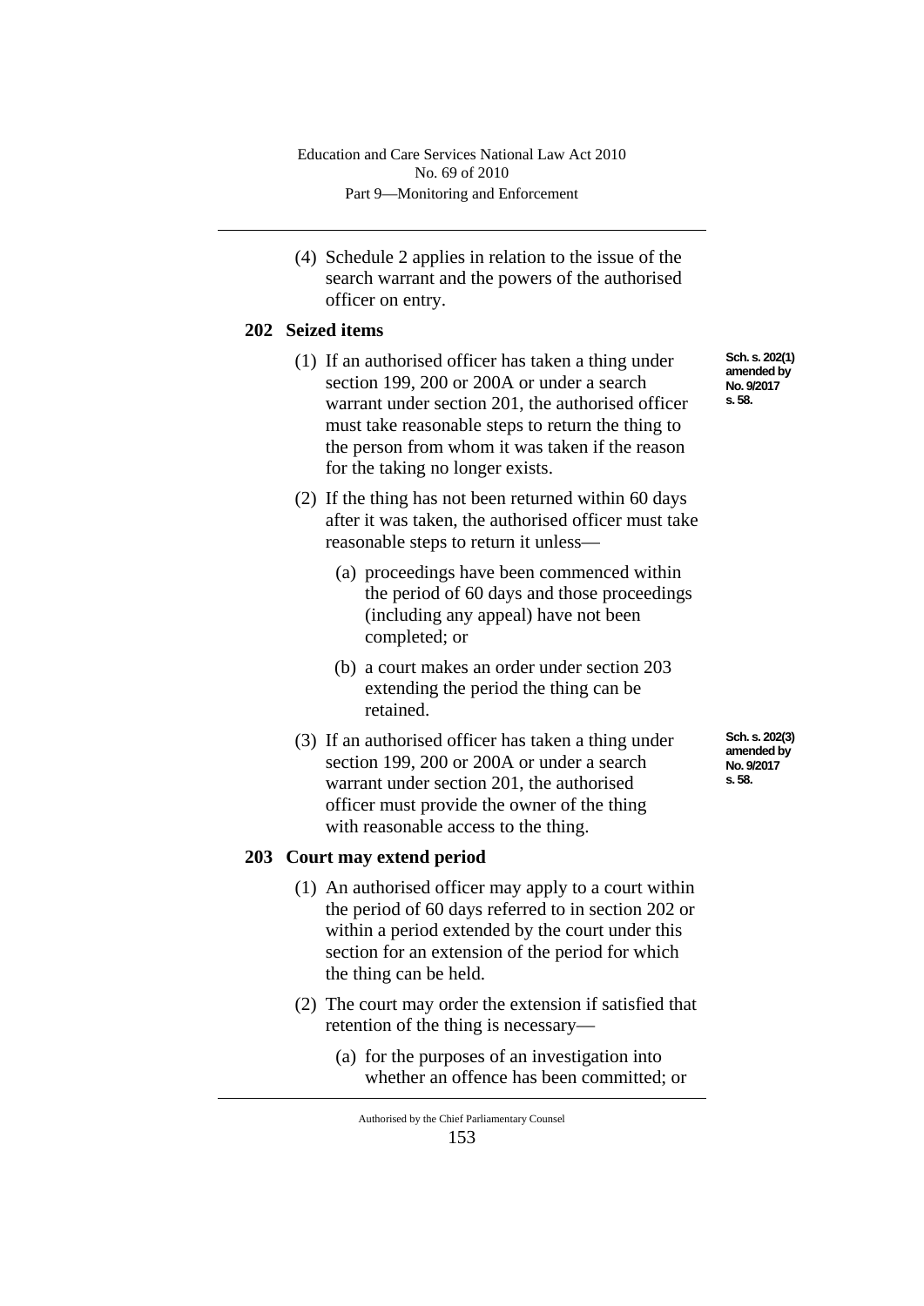(4) Schedule 2 applies in relation to the issue of the search warrant and the powers of the authorised officer on entry.

## 202 Seized items

Sch. s. 202(1) amended by No. 9/2017 s. 58.

(1) If an authorised officer has taken a thing under section 199, 200 or 200A or under a search warrant under section 201, the authorised officer must take reasonable steps to return the thing to the person from whom it was taken if the reason for the taking no longer exists.

(2) If the thing has not been returned within 60 days after it was taken, the authorised officer must take reasonable steps to return it unless—

(a) proceedings have been commenced within the period of 60 days and those proceedings (including any appeal) have not been completed; or

(b) a court makes an order under section 203 extending the period the thing can be retained.

Sch. s. 202(3) amended by No. 9/2017 s. 58.

(3) If an authorised officer has taken a thing under section 199, 200 or 200A or under a search warrant under section 201, the authorised officer must provide the owner of the thing with reasonable access to the thing.

## 203 Court may extend period

(1) An authorised officer may apply to a court within the period of 60 days referred to in section 202 or within a period extended by the court under this section for an extension of the period for which the thing can be held.

(2) The court may order the extension if satisfied that retention of the thing is necessary—

(a) for the purposes of an investigation into whether an offence has been committed; or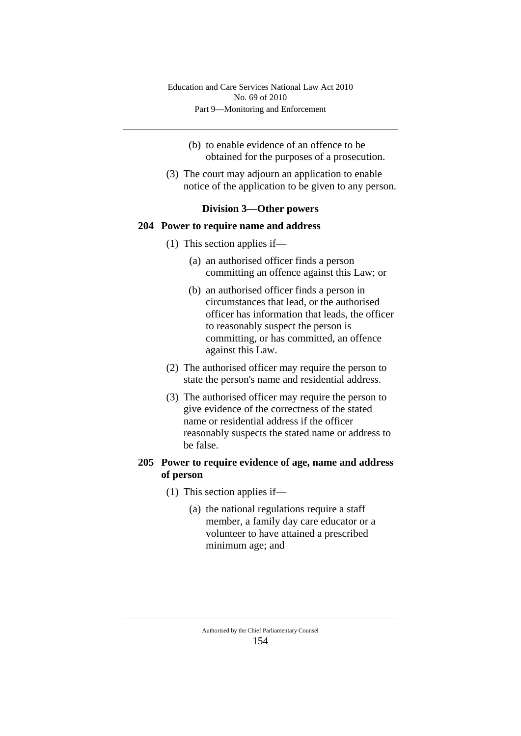(b) to enable evidence of an offence to be obtained for the purposes of a prosecution.

(3) The court may adjourn an application to enable notice of the application to be given to any person.

### Division 3—Other powers

#### 204 Power to require name and address

(1) This section applies if—

(a) an authorised officer finds a person committing an offence against this Law; or

(b) an authorised officer finds a person in circumstances that lead, or the authorised officer has information that leads, the officer to reasonably suspect the person is committing, or has committed, an offence against this Law.

(2) The authorised officer may require the person to state the person's name and residential address.

(3) The authorised officer may require the person to give evidence of the correctness of the stated name or residential address if the officer reasonably suspects the stated name or address to be false.

#### 205 Power to require evidence of age, name and address of person

(1) This section applies if—

(a) the national regulations require a staff member, a family day care educator or a volunteer to have attained a prescribed minimum age; and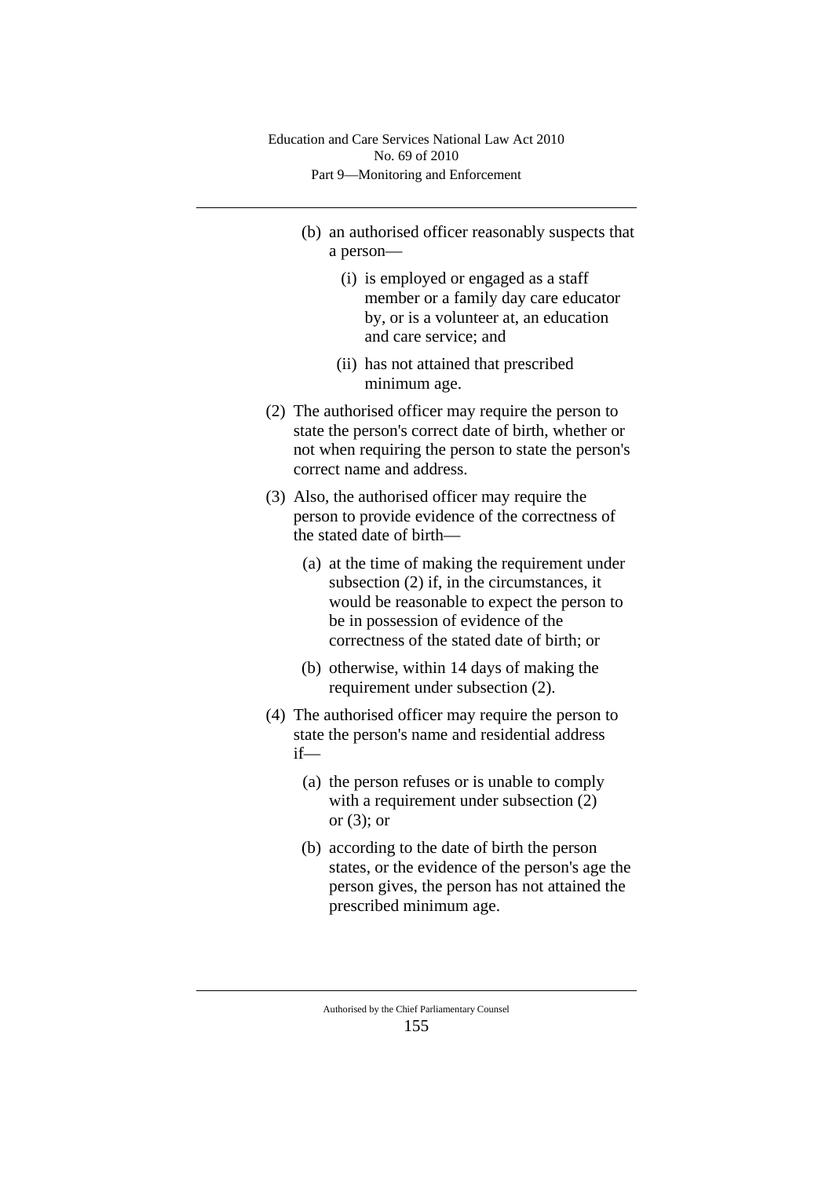(b) an authorised officer reasonably suspects that a person—

(i) is employed or engaged as a staff member or a family day care educator by, or is a volunteer at, an education and care service; and

(ii) has not attained that prescribed minimum age.

(2) The authorised officer may require the person to state the person's correct date of birth, whether or not when requiring the person to state the person's correct name and address.

(3) Also, the authorised officer may require the person to provide evidence of the correctness of the stated date of birth—

(a) at the time of making the requirement under subsection (2) if, in the circumstances, it would be reasonable to expect the person to be in possession of evidence of the correctness of the stated date of birth; or

(b) otherwise, within 14 days of making the requirement under subsection (2).

(4) The authorised officer may require the person to state the person's name and residential address if—

(a) the person refuses or is unable to comply with a requirement under subsection (2) or (3); or

(b) according to the date of birth the person states, or the evidence of the person's age the person gives, the person has not attained the prescribed minimum age.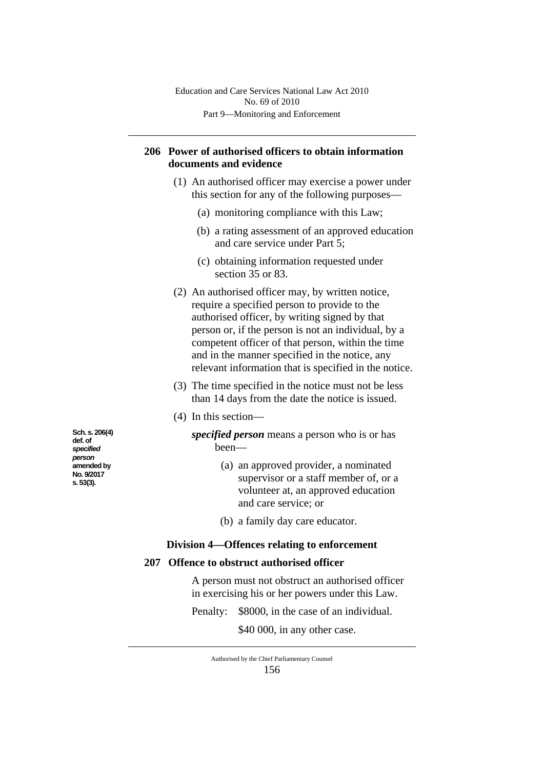## 206 Power of authorised officers to obtain information documents and evidence

(1) An authorised officer may exercise a power under this section for any of the following purposes—

(a) monitoring compliance with this Law;

(b) a rating assessment of an approved education and care service under Part 5;

(c) obtaining information requested under section 35 or 83.

(2) An authorised officer may, by written notice, require a specified person to provide to the authorised officer, by writing signed by that person or, if the person is not an individual, by a competent officer of that person, within the time and in the manner specified in the notice, any relevant information that is specified in the notice.

(3) The time specified in the notice must not be less than 14 days from the date the notice is issued.

(4) In this section—

**Sch. s. 206(4) def. of *specified person* amended by No. 9/2017 s. 53(3).**

***specified person*** means a person who is or has been—

(a) an approved provider, a nominated supervisor or a staff member of, or a volunteer at, an approved education and care service; or

(b) a family day care educator.

### Division 4—Offences relating to enforcement

## 207 Offence to obstruct authorised officer

A person must not obstruct an authorised officer in exercising his or her powers under this Law.

Penalty: $8000, in the case of an individual.

$40 000, in any other case.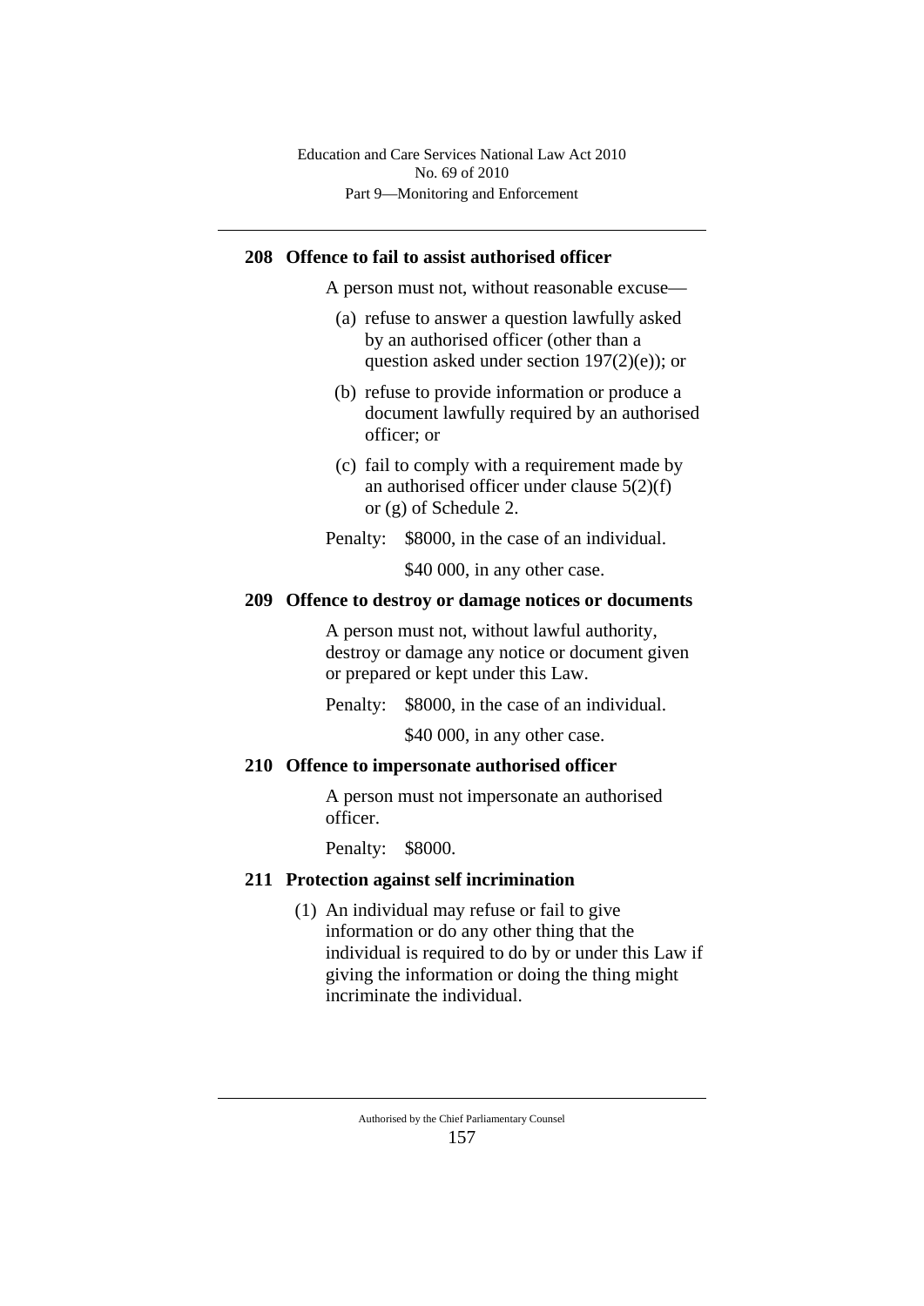### 208 Offence to fail to assist authorised officer

A person must not, without reasonable excuse—

(a) refuse to answer a question lawfully asked by an authorised officer (other than a question asked under section 197(2)(e)); or

(b) refuse to provide information or produce a document lawfully required by an authorised officer; or

(c) fail to comply with a requirement made by an authorised officer under clause 5(2)(f) or (g) of Schedule 2.

Penalty: $8000, in the case of an individual.

$40 000, in any other case.

### 209 Offence to destroy or damage notices or documents

A person must not, without lawful authority, destroy or damage any notice or document given or prepared or kept under this Law.

Penalty: $8000, in the case of an individual.

$40 000, in any other case.

### 210 Offence to impersonate authorised officer

A person must not impersonate an authorised officer.

Penalty: $8000.

### 211 Protection against self incrimination

(1) An individual may refuse or fail to give information or do any other thing that the individual is required to do by or under this Law if giving the information or doing the thing might incriminate the individual.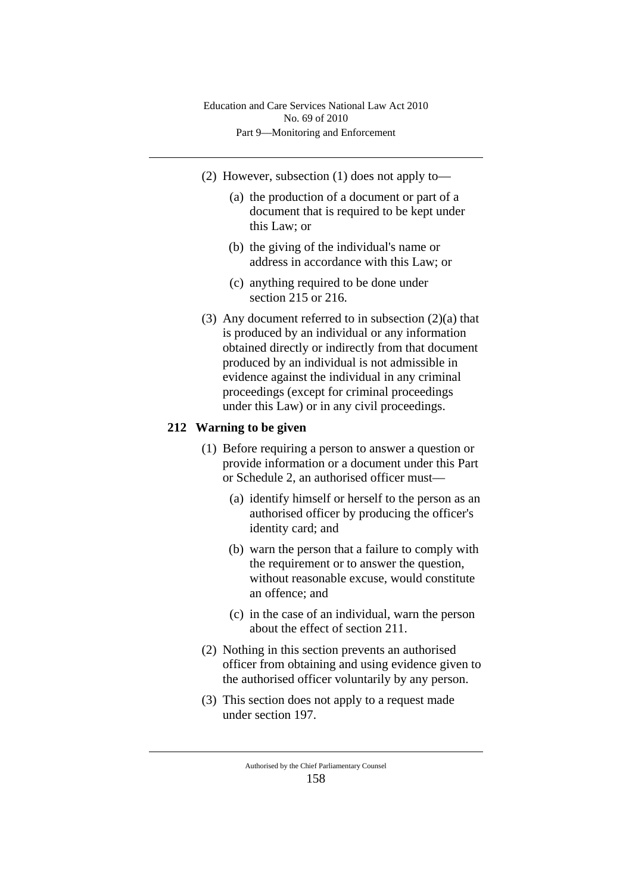(2) However, subsection (1) does not apply to—

(a) the production of a document or part of a document that is required to be kept under this Law; or

(b) the giving of the individual's name or address in accordance with this Law; or

(c) anything required to be done under section 215 or 216.

(3) Any document referred to in subsection (2)(a) that is produced by an individual or any information obtained directly or indirectly from that document produced by an individual is not admissible in evidence against the individual in any criminal proceedings (except for criminal proceedings under this Law) or in any civil proceedings.

## 212 Warning to be given

(1) Before requiring a person to answer a question or provide information or a document under this Part or Schedule 2, an authorised officer must—

(a) identify himself or herself to the person as an authorised officer by producing the officer's identity card; and

(b) warn the person that a failure to comply with the requirement or to answer the question, without reasonable excuse, would constitute an offence; and

(c) in the case of an individual, warn the person about the effect of section 211.

(2) Nothing in this section prevents an authorised officer from obtaining and using evidence given to the authorised officer voluntarily by any person.

(3) This section does not apply to a request made under section 197.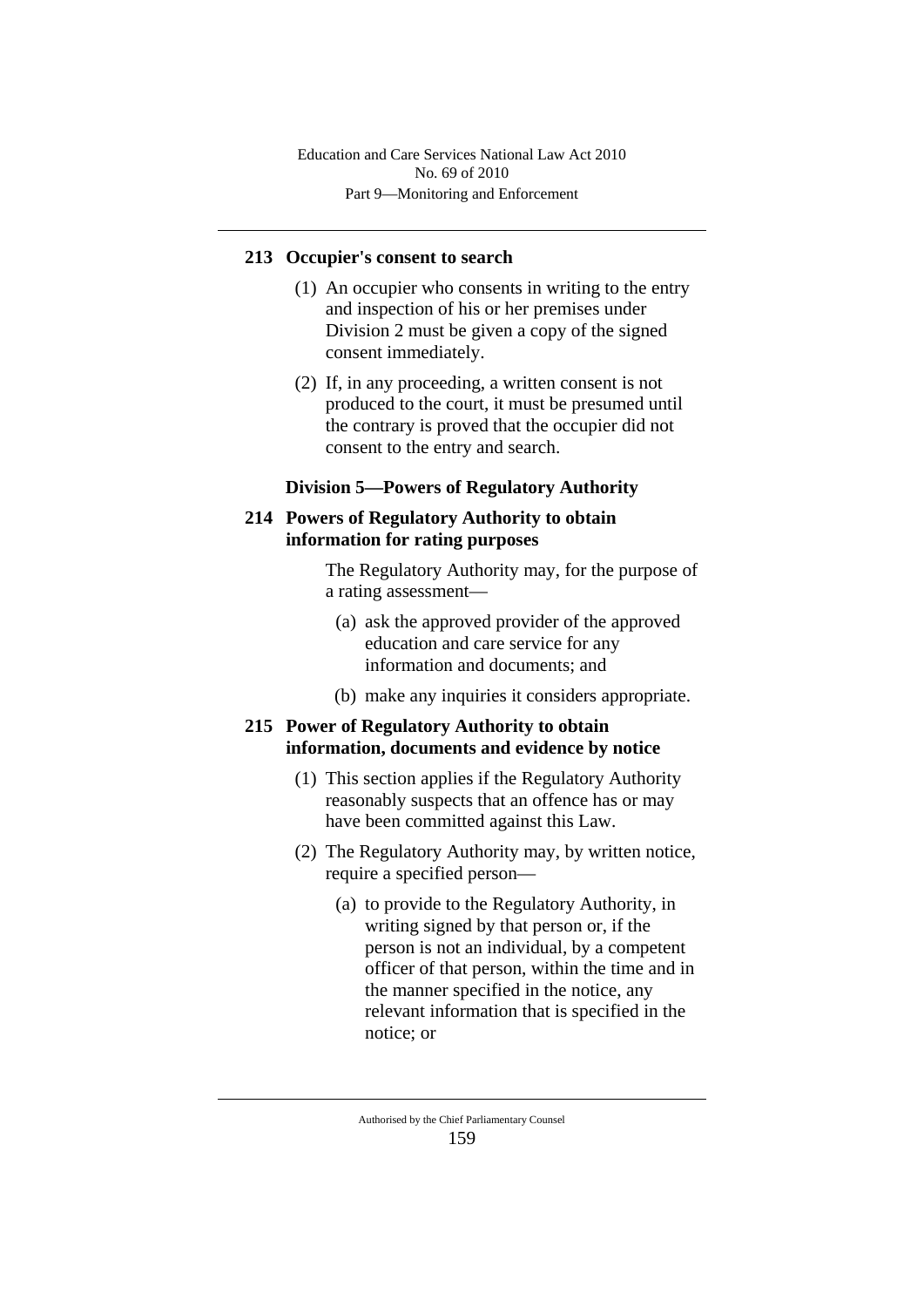### 213 Occupier's consent to search

(1) An occupier who consents in writing to the entry and inspection of his or her premises under Division 2 must be given a copy of the signed consent immediately.

(2) If, in any proceeding, a written consent is not produced to the court, it must be presumed until the contrary is proved that the occupier did not consent to the entry and search.

## Division 5—Powers of Regulatory Authority

### 214 Powers of Regulatory Authority to obtain information for rating purposes

The Regulatory Authority may, for the purpose of a rating assessment—

(a) ask the approved provider of the approved education and care service for any information and documents; and

(b) make any inquiries it considers appropriate.

### 215 Power of Regulatory Authority to obtain information, documents and evidence by notice

(1) This section applies if the Regulatory Authority reasonably suspects that an offence has or may have been committed against this Law.

(2) The Regulatory Authority may, by written notice, require a specified person—

(a) to provide to the Regulatory Authority, in writing signed by that person or, if the person is not an individual, by a competent officer of that person, within the time and in the manner specified in the notice, any relevant information that is specified in the notice; or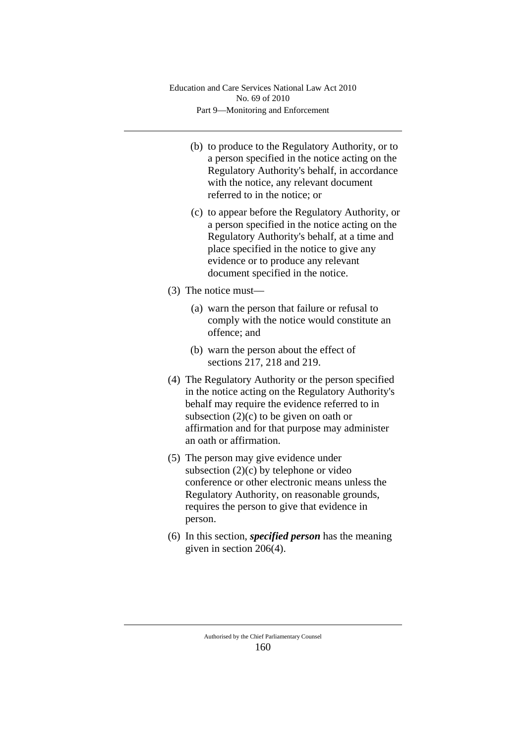(b) to produce to the Regulatory Authority, or to a person specified in the notice acting on the Regulatory Authority's behalf, in accordance with the notice, any relevant document referred to in the notice; or

(c) to appear before the Regulatory Authority, or a person specified in the notice acting on the Regulatory Authority's behalf, at a time and place specified in the notice to give any evidence or to produce any relevant document specified in the notice.

(3) The notice must—

(a) warn the person that failure or refusal to comply with the notice would constitute an offence; and

(b) warn the person about the effect of sections 217, 218 and 219.

(4) The Regulatory Authority or the person specified in the notice acting on the Regulatory Authority's behalf may require the evidence referred to in subsection (2)(c) to be given on oath or affirmation and for that purpose may administer an oath or affirmation.

(5) The person may give evidence under subsection (2)(c) by telephone or video conference or other electronic means unless the Regulatory Authority, on reasonable grounds, requires the person to give that evidence in person.

(6) In this section, ***specified person*** has the meaning given in section 206(4).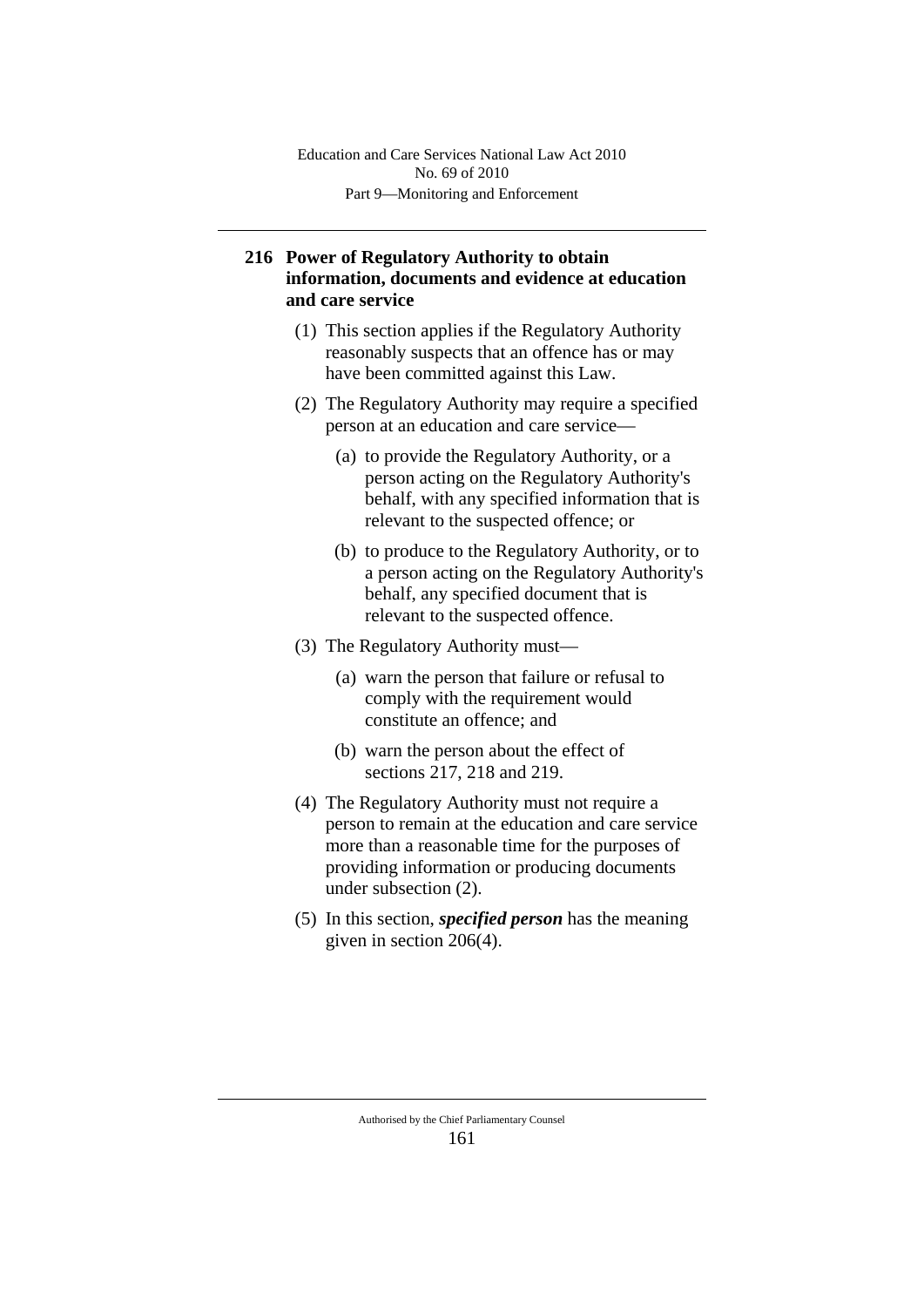## 216 Power of Regulatory Authority to obtain information, documents and evidence at education and care service

(1) This section applies if the Regulatory Authority reasonably suspects that an offence has or may have been committed against this Law.

(2) The Regulatory Authority may require a specified person at an education and care service—

(a) to provide the Regulatory Authority, or a person acting on the Regulatory Authority's behalf, with any specified information that is relevant to the suspected offence; or

(b) to produce to the Regulatory Authority, or to a person acting on the Regulatory Authority's behalf, any specified document that is relevant to the suspected offence.

(3) The Regulatory Authority must—

(a) warn the person that failure or refusal to comply with the requirement would constitute an offence; and

(b) warn the person about the effect of sections 217, 218 and 219.

(4) The Regulatory Authority must not require a person to remain at the education and care service more than a reasonable time for the purposes of providing information or producing documents under subsection (2).

(5) In this section, ***specified person*** has the meaning given in section 206(4).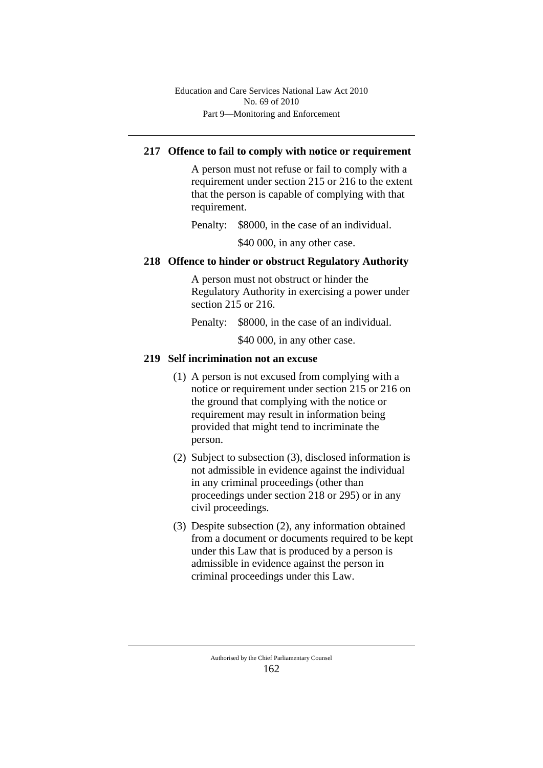## 217 Offence to fail to comply with notice or requirement

A person must not refuse or fail to comply with a requirement under section 215 or 216 to the extent that the person is capable of complying with that requirement.

Penalty: $8000, in the case of an individual.

$40 000, in any other case.

## 218 Offence to hinder or obstruct Regulatory Authority

A person must not obstruct or hinder the Regulatory Authority in exercising a power under section 215 or 216.

Penalty: $8000, in the case of an individual.

$40 000, in any other case.

## 219 Self incrimination not an excuse

(1) A person is not excused from complying with a notice or requirement under section 215 or 216 on the ground that complying with the notice or requirement may result in information being provided that might tend to incriminate the person.

(2) Subject to subsection (3), disclosed information is not admissible in evidence against the individual in any criminal proceedings (other than proceedings under section 218 or 295) or in any civil proceedings.

(3) Despite subsection (2), any information obtained from a document or documents required to be kept under this Law that is produced by a person is admissible in evidence against the person in criminal proceedings under this Law.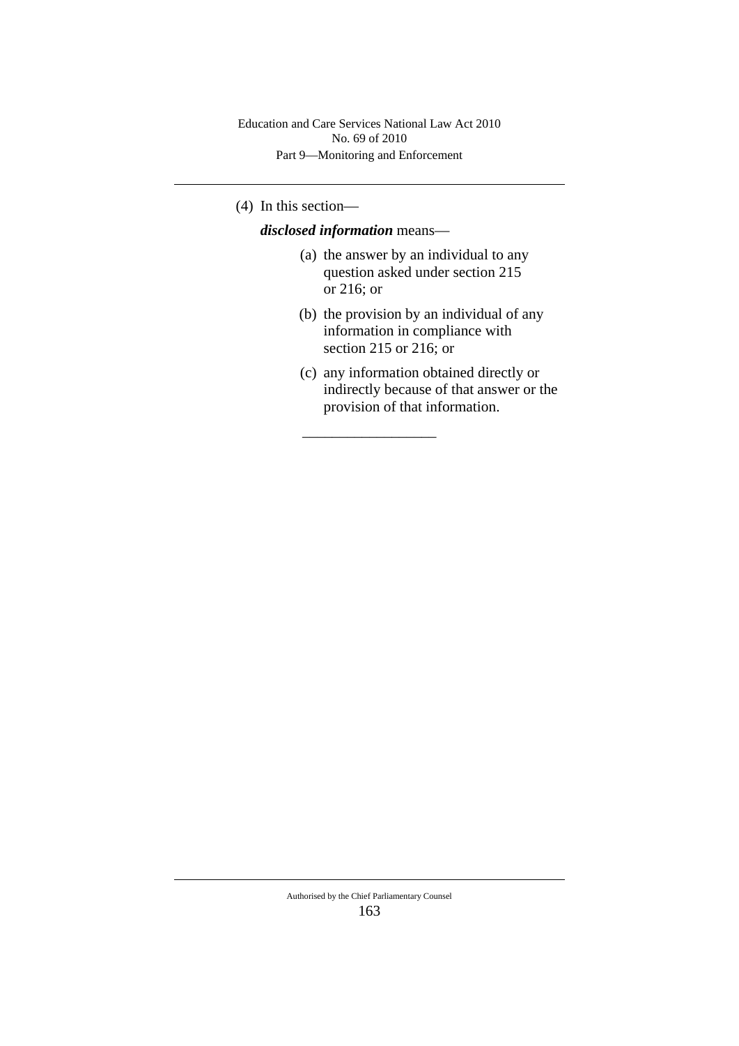(4) In this section—

***disclosed information*** means—

(a) the answer by an individual to any question asked under section 215 or 216; or

(b) the provision by an individual of any information in compliance with section 215 or 216; or

(c) any information obtained directly or indirectly because of that answer or the provision of that information.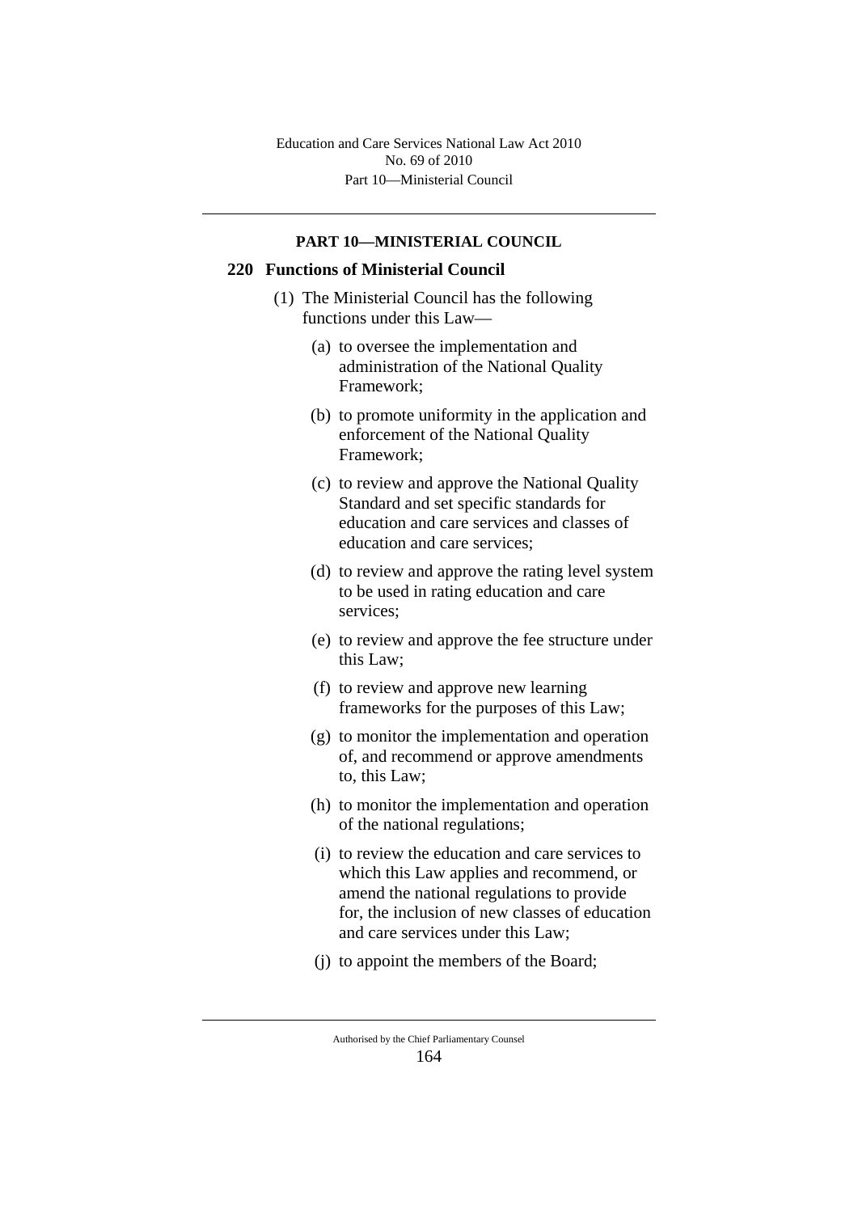## PART 10—MINISTERIAL COUNCIL

### 220 Functions of Ministerial Council

(1) The Ministerial Council has the following functions under this Law—

(a) to oversee the implementation and administration of the National Quality Framework;

(b) to promote uniformity in the application and enforcement of the National Quality Framework;

(c) to review and approve the National Quality Standard and set specific standards for education and care services and classes of education and care services;

(d) to review and approve the rating level system to be used in rating education and care services;

(e) to review and approve the fee structure under this Law;

(f) to review and approve new learning frameworks for the purposes of this Law;

(g) to monitor the implementation and operation of, and recommend or approve amendments to, this Law;

(h) to monitor the implementation and operation of the national regulations;

(i) to review the education and care services to which this Law applies and recommend, or amend the national regulations to provide for, the inclusion of new classes of education and care services under this Law;

(j) to appoint the members of the Board;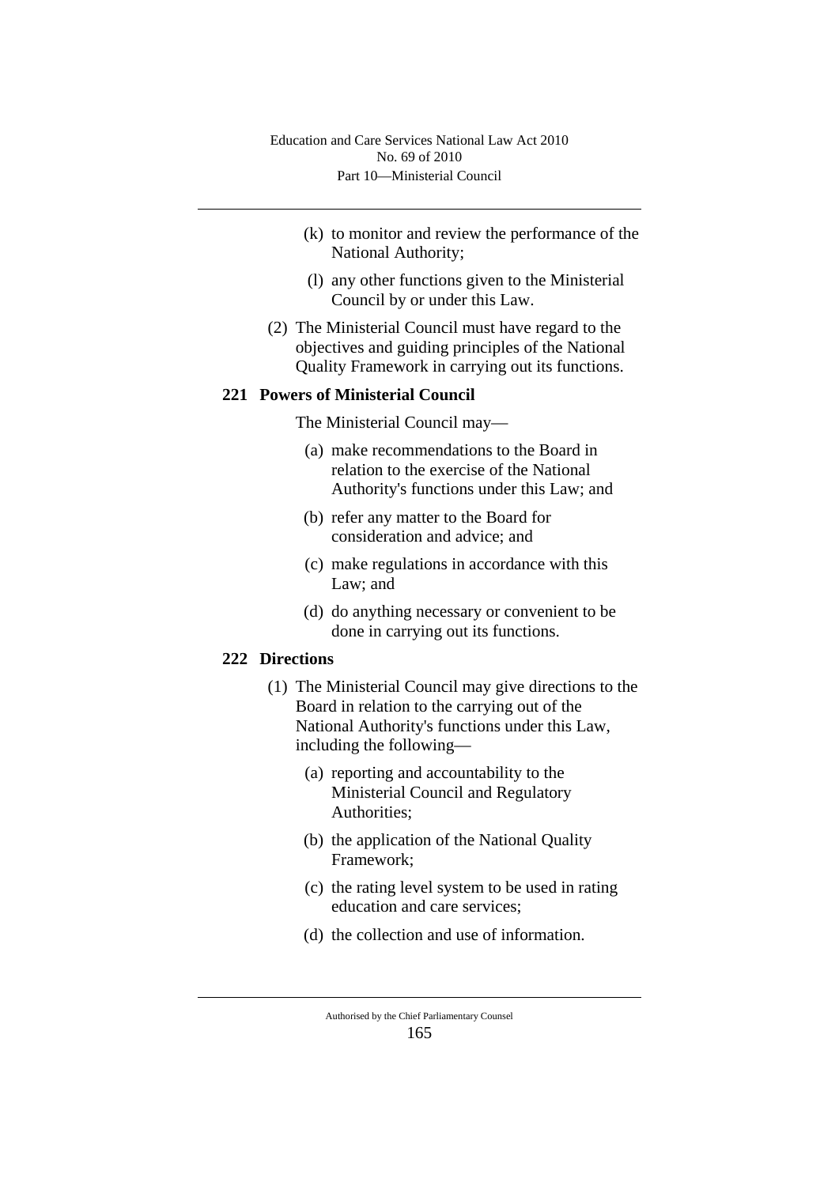(k) to monitor and review the performance of the National Authority;

(l) any other functions given to the Ministerial Council by or under this Law.

(2) The Ministerial Council must have regard to the objectives and guiding principles of the National Quality Framework in carrying out its functions.

### 221 Powers of Ministerial Council

The Ministerial Council may—

(a) make recommendations to the Board in relation to the exercise of the National Authority's functions under this Law; and

(b) refer any matter to the Board for consideration and advice; and

(c) make regulations in accordance with this Law; and

(d) do anything necessary or convenient to be done in carrying out its functions.

### 222 Directions

(1) The Ministerial Council may give directions to the Board in relation to the carrying out of the National Authority's functions under this Law, including the following—

(a) reporting and accountability to the Ministerial Council and Regulatory Authorities;

(b) the application of the National Quality Framework;

(c) the rating level system to be used in rating education and care services;

(d) the collection and use of information.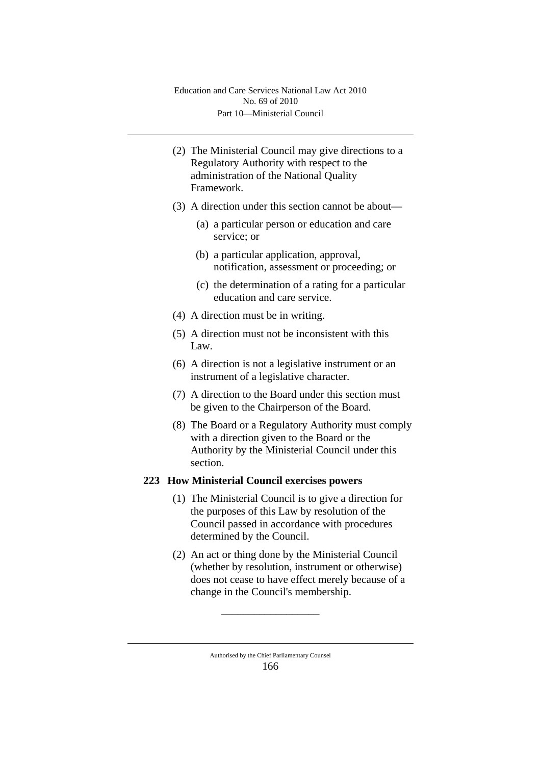(2) The Ministerial Council may give directions to a Regulatory Authority with respect to the administration of the National Quality Framework.

(3) A direction under this section cannot be about—

(a) a particular person or education and care service; or

(b) a particular application, approval, notification, assessment or proceeding; or

(c) the determination of a rating for a particular education and care service.

(4) A direction must be in writing.

(5) A direction must not be inconsistent with this Law.

(6) A direction is not a legislative instrument or an instrument of a legislative character.

(7) A direction to the Board under this section must be given to the Chairperson of the Board.

(8) The Board or a Regulatory Authority must comply with a direction given to the Board or the Authority by the Ministerial Council under this section.

### 223 How Ministerial Council exercises powers

(1) The Ministerial Council is to give a direction for the purposes of this Law by resolution of the Council passed in accordance with procedures determined by the Council.

(2) An act or thing done by the Ministerial Council (whether by resolution, instrument or otherwise) does not cease to have effect merely because of a change in the Council's membership.

---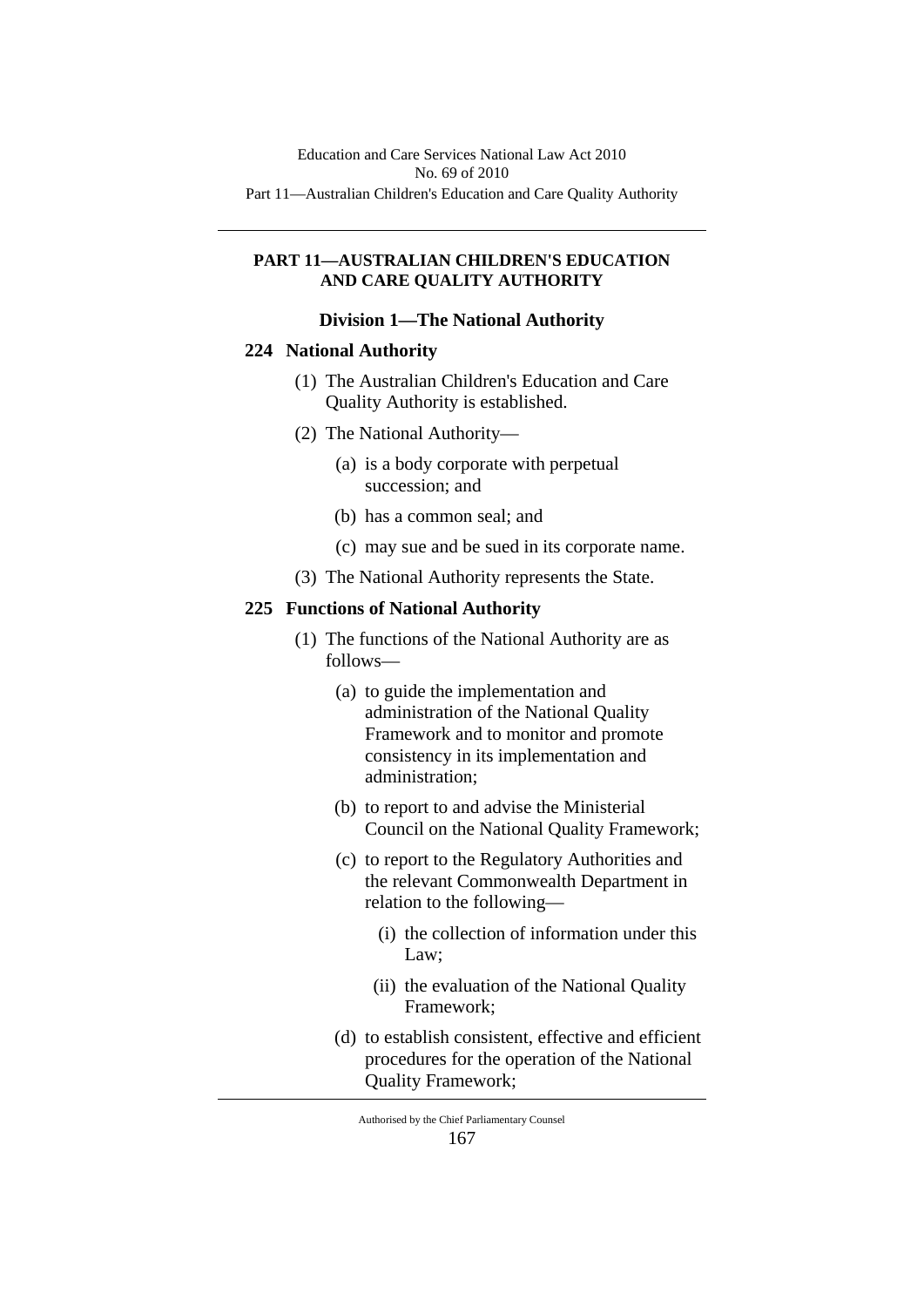## PART 11—AUSTRALIAN CHILDREN'S EDUCATION AND CARE QUALITY AUTHORITY

### Division 1—The National Authority

#### 224 National Authority

(1) The Australian Children's Education and Care Quality Authority is established.

(2) The National Authority—

(a) is a body corporate with perpetual succession; and

(b) has a common seal; and

(c) may sue and be sued in its corporate name.

(3) The National Authority represents the State.

#### 225 Functions of National Authority

(1) The functions of the National Authority are as follows—

(a) to guide the implementation and administration of the National Quality Framework and to monitor and promote consistency in its implementation and administration;

(b) to report to and advise the Ministerial Council on the National Quality Framework;

(c) to report to the Regulatory Authorities and the relevant Commonwealth Department in relation to the following—

(i) the collection of information under this Law;

(ii) the evaluation of the National Quality Framework;

(d) to establish consistent, effective and efficient procedures for the operation of the National Quality Framework;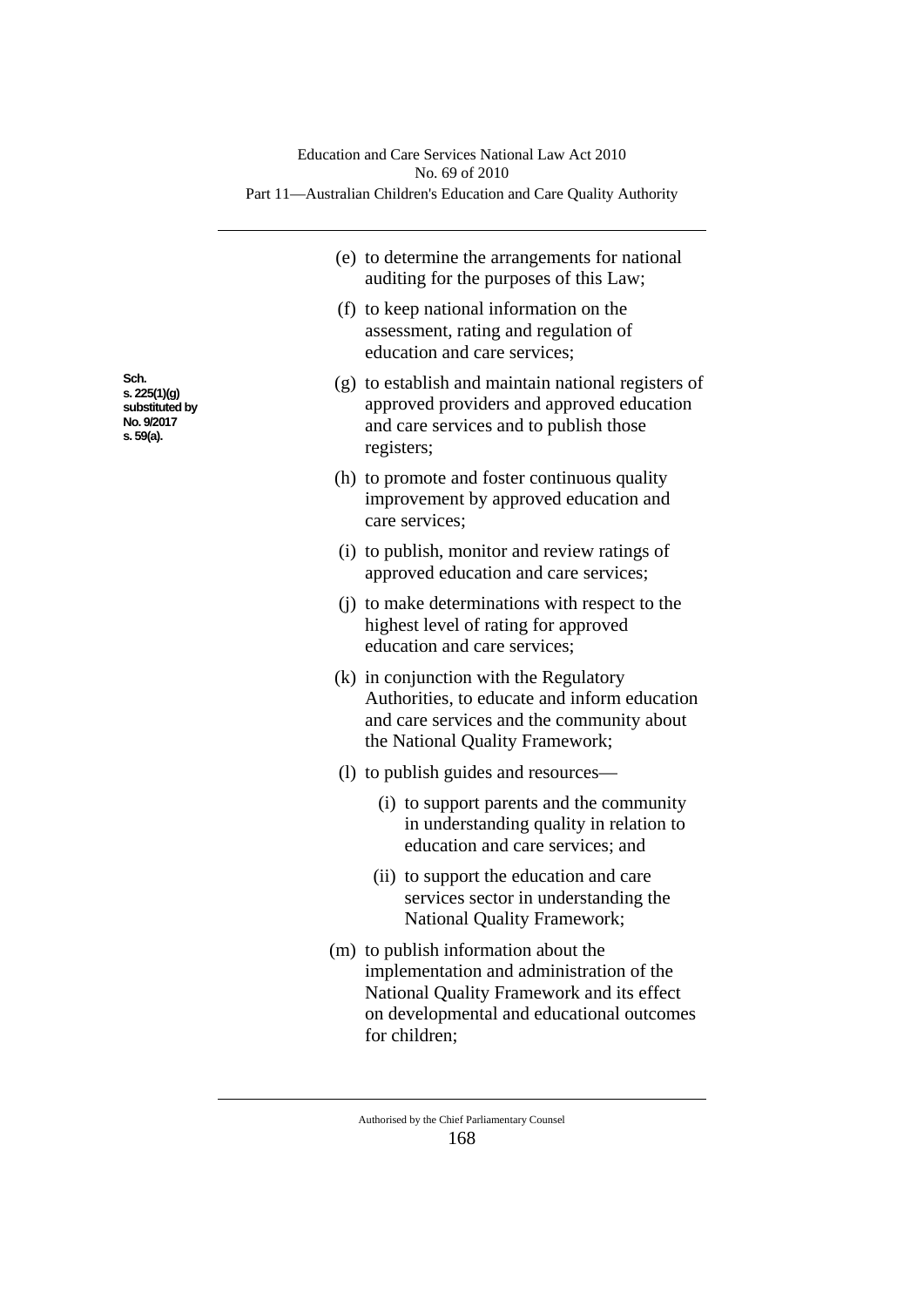(e) to determine the arrangements for national auditing for the purposes of this Law;

(f) to keep national information on the assessment, rating and regulation of education and care services;

Sch. s. 225(1)(g) substituted by No. 9/2017 s. 59(a).

(g) to establish and maintain national registers of approved providers and approved education and care services and to publish those registers;

(h) to promote and foster continuous quality improvement by approved education and care services;

(i) to publish, monitor and review ratings of approved education and care services;

(j) to make determinations with respect to the highest level of rating for approved education and care services;

(k) in conjunction with the Regulatory Authorities, to educate and inform education and care services and the community about the National Quality Framework;

(l) to publish guides and resources—

- (i) to support parents and the community in understanding quality in relation to education and care services; and
- (ii) to support the education and care services sector in understanding the National Quality Framework;

(m) to publish information about the implementation and administration of the National Quality Framework and its effect on developmental and educational outcomes for children;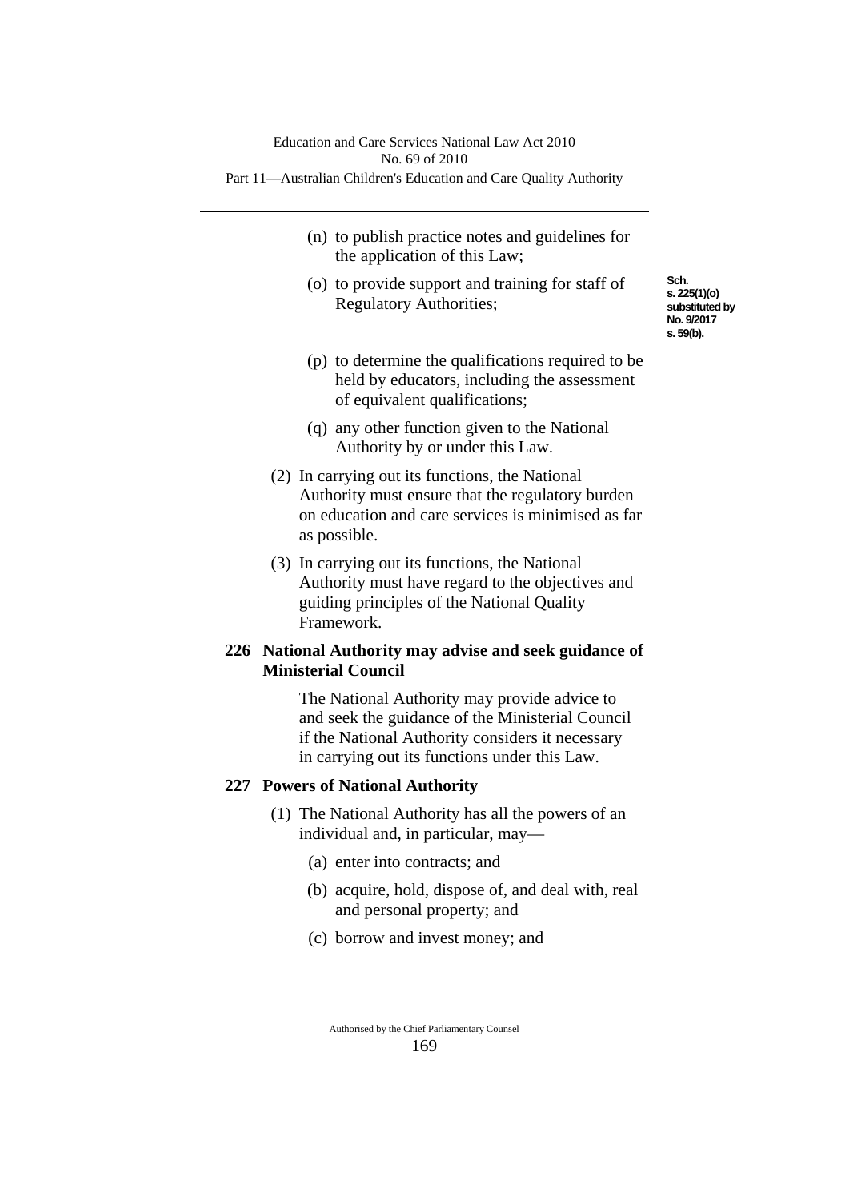(n) to publish practice notes and guidelines for the application of this Law;

(o) to provide support and training for staff of Regulatory Authorities;

Sch. s. 225(1)(o) substituted by No. 9/2017 s. 59(b).

(p) to determine the qualifications required to be held by educators, including the assessment of equivalent qualifications;

(q) any other function given to the National Authority by or under this Law.

(2) In carrying out its functions, the National Authority must ensure that the regulatory burden on education and care services is minimised as far as possible.

(3) In carrying out its functions, the National Authority must have regard to the objectives and guiding principles of the National Quality Framework.

**226 National Authority may advise and seek guidance of Ministerial Council**

The National Authority may provide advice to and seek the guidance of the Ministerial Council if the National Authority considers it necessary in carrying out its functions under this Law.

**227 Powers of National Authority**

(1) The National Authority has all the powers of an individual and, in particular, may—

(a) enter into contracts; and

(b) acquire, hold, dispose of, and deal with, real and personal property; and

(c) borrow and invest money; and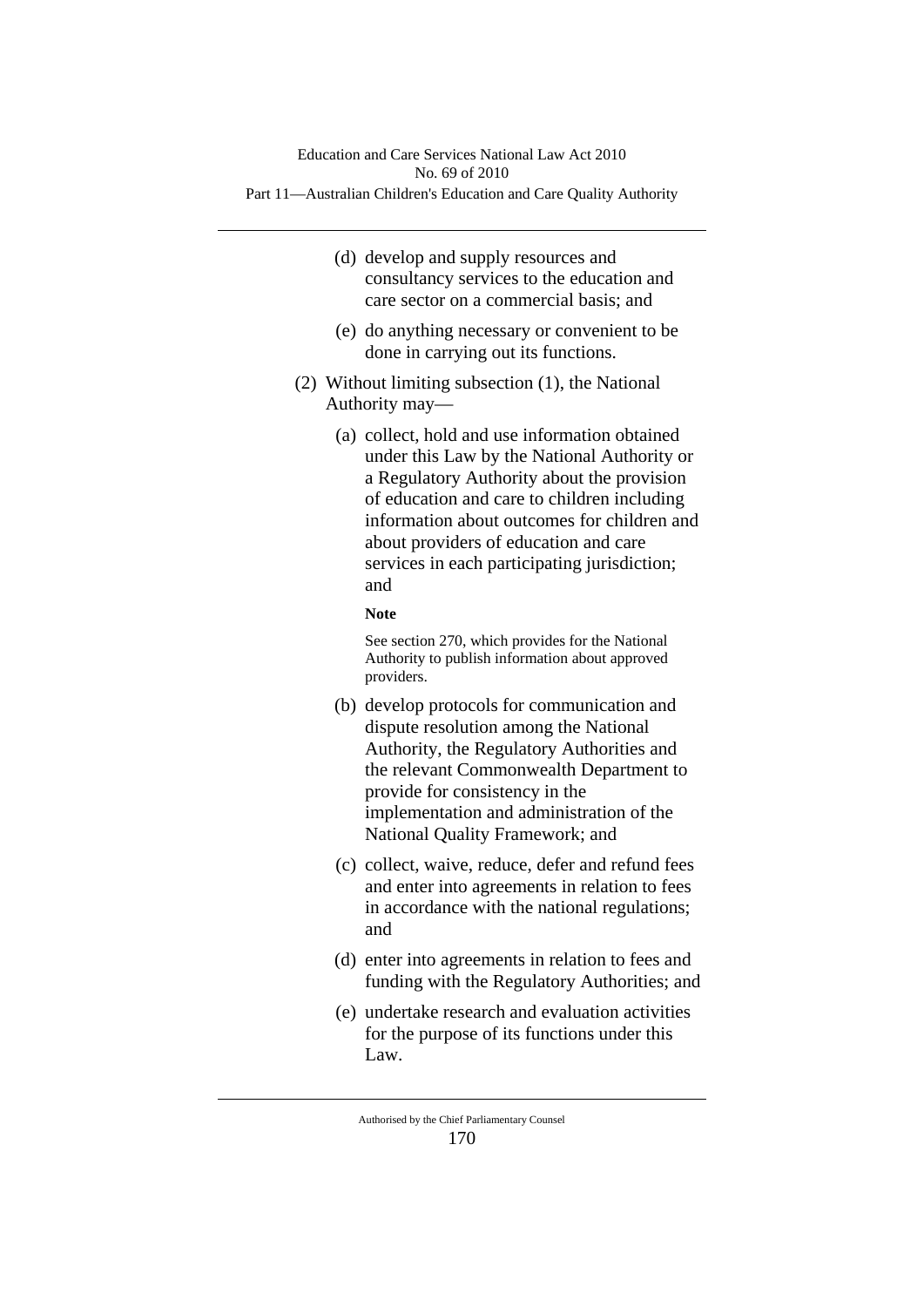(d) develop and supply resources and consultancy services to the education and care sector on a commercial basis; and

(e) do anything necessary or convenient to be done in carrying out its functions.

(2) Without limiting subsection (1), the National Authority may—

(a) collect, hold and use information obtained under this Law by the National Authority or a Regulatory Authority about the provision of education and care to children including information about outcomes for children and about providers of education and care services in each participating jurisdiction; and

**Note**

See section 270, which provides for the National Authority to publish information about approved providers.

(b) develop protocols for communication and dispute resolution among the National Authority, the Regulatory Authorities and the relevant Commonwealth Department to provide for consistency in the implementation and administration of the National Quality Framework; and

(c) collect, waive, reduce, defer and refund fees and enter into agreements in relation to fees in accordance with the national regulations; and

(d) enter into agreements in relation to fees and funding with the Regulatory Authorities; and

(e) undertake research and evaluation activities for the purpose of its functions under this Law.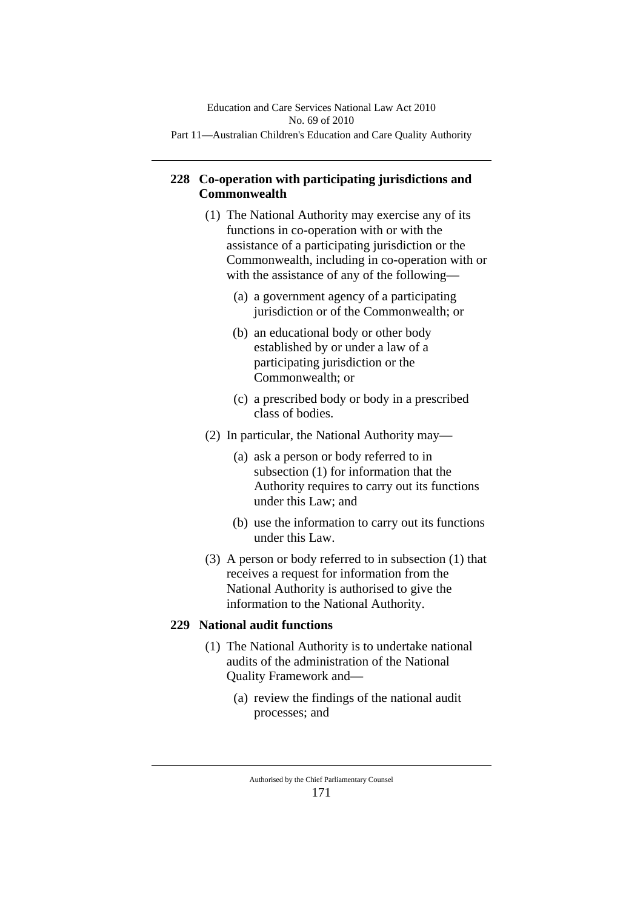## 228 Co-operation with participating jurisdictions and Commonwealth

(1) The National Authority may exercise any of its functions in co-operation with or with the assistance of a participating jurisdiction or the Commonwealth, including in co-operation with or with the assistance of any of the following—

(a) a government agency of a participating jurisdiction or of the Commonwealth; or

(b) an educational body or other body established by or under a law of a participating jurisdiction or the Commonwealth; or

(c) a prescribed body or body in a prescribed class of bodies.

(2) In particular, the National Authority may—

(a) ask a person or body referred to in subsection (1) for information that the Authority requires to carry out its functions under this Law; and

(b) use the information to carry out its functions under this Law.

(3) A person or body referred to in subsection (1) that receives a request for information from the National Authority is authorised to give the information to the National Authority.

## 229 National audit functions

(1) The National Authority is to undertake national audits of the administration of the National Quality Framework and—

(a) review the findings of the national audit processes; and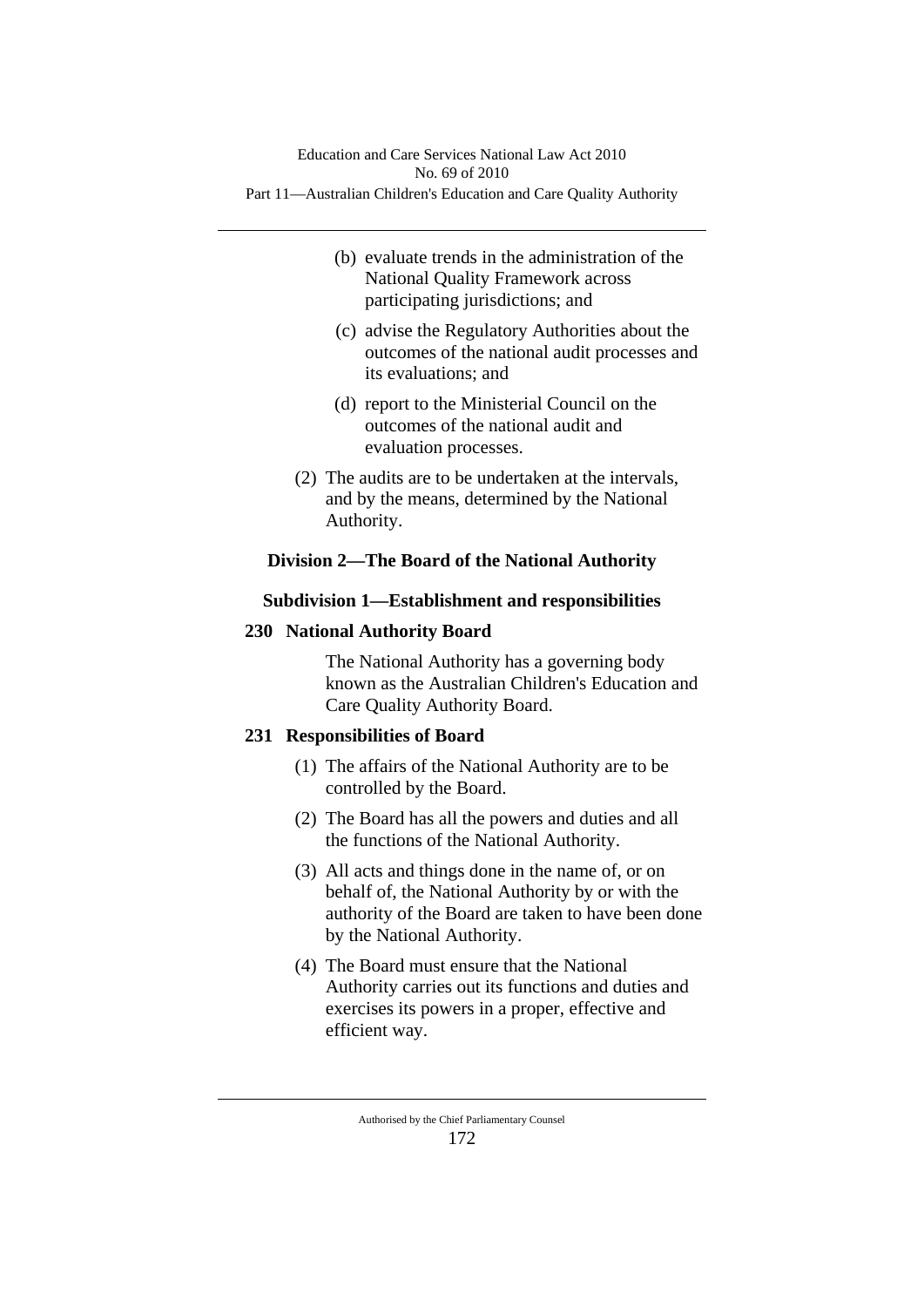(b) evaluate trends in the administration of the National Quality Framework across participating jurisdictions; and

(c) advise the Regulatory Authorities about the outcomes of the national audit processes and its evaluations; and

(d) report to the Ministerial Council on the outcomes of the national audit and evaluation processes.

(2) The audits are to be undertaken at the intervals, and by the means, determined by the National Authority.

## Division 2—The Board of the National Authority

### Subdivision 1—Establishment and responsibilities

#### 230 National Authority Board

The National Authority has a governing body known as the Australian Children's Education and Care Quality Authority Board.

#### 231 Responsibilities of Board

(1) The affairs of the National Authority are to be controlled by the Board.

(2) The Board has all the powers and duties and all the functions of the National Authority.

(3) All acts and things done in the name of, or on behalf of, the National Authority by or with the authority of the Board are taken to have been done by the National Authority.

(4) The Board must ensure that the National Authority carries out its functions and duties and exercises its powers in a proper, effective and efficient way.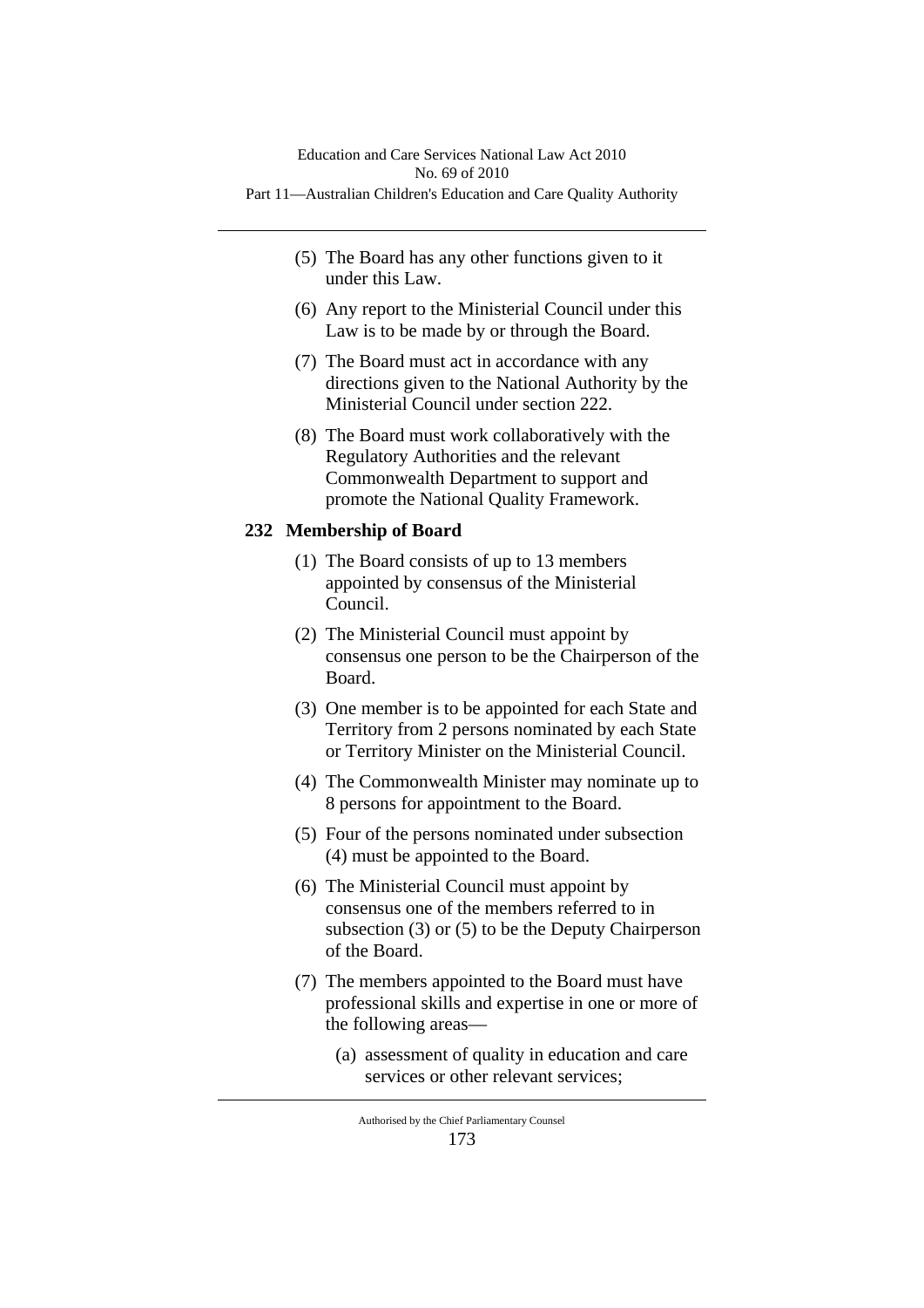(5) The Board has any other functions given to it under this Law.

(6) Any report to the Ministerial Council under this Law is to be made by or through the Board.

(7) The Board must act in accordance with any directions given to the National Authority by the Ministerial Council under section 222.

(8) The Board must work collaboratively with the Regulatory Authorities and the relevant Commonwealth Department to support and promote the National Quality Framework.

### 232 Membership of Board

(1) The Board consists of up to 13 members appointed by consensus of the Ministerial Council.

(2) The Ministerial Council must appoint by consensus one person to be the Chairperson of the Board.

(3) One member is to be appointed for each State and Territory from 2 persons nominated by each State or Territory Minister on the Ministerial Council.

(4) The Commonwealth Minister may nominate up to 8 persons for appointment to the Board.

(5) Four of the persons nominated under subsection (4) must be appointed to the Board.

(6) The Ministerial Council must appoint by consensus one of the members referred to in subsection (3) or (5) to be the Deputy Chairperson of the Board.

(7) The members appointed to the Board must have professional skills and expertise in one or more of the following areas—

(a) assessment of quality in education and care services or other relevant services;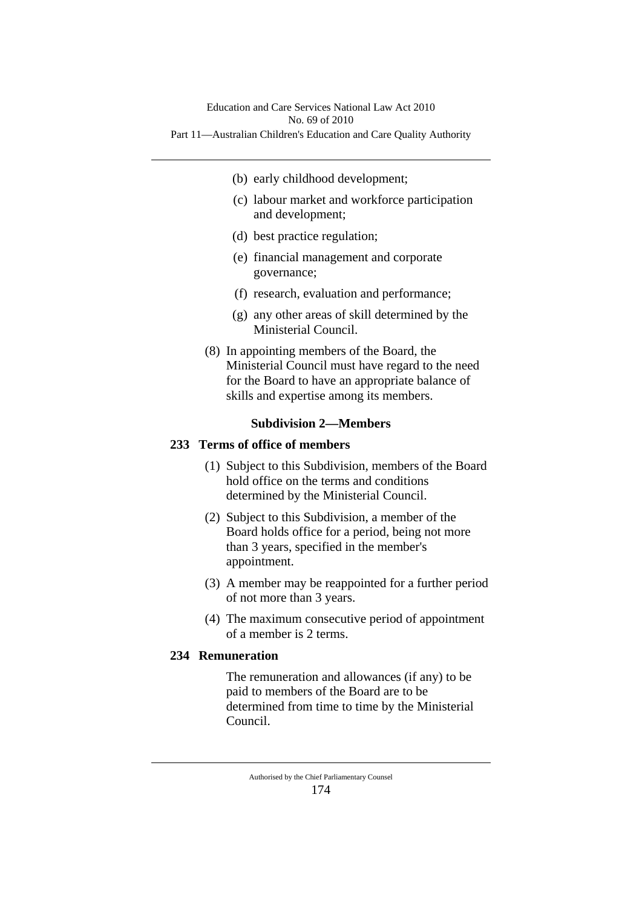(b) early childhood development;

(c) labour market and workforce participation and development;

(d) best practice regulation;

(e) financial management and corporate governance;

(f) research, evaluation and performance;

(g) any other areas of skill determined by the Ministerial Council.

(8) In appointing members of the Board, the Ministerial Council must have regard to the need for the Board to have an appropriate balance of skills and expertise among its members.

### Subdivision 2—Members

#### 233 Terms of office of members

(1) Subject to this Subdivision, members of the Board hold office on the terms and conditions determined by the Ministerial Council.

(2) Subject to this Subdivision, a member of the Board holds office for a period, being not more than 3 years, specified in the member's appointment.

(3) A member may be reappointed for a further period of not more than 3 years.

(4) The maximum consecutive period of appointment of a member is 2 terms.

#### 234 Remuneration

The remuneration and allowances (if any) to be paid to members of the Board are to be determined from time to time by the Ministerial Council.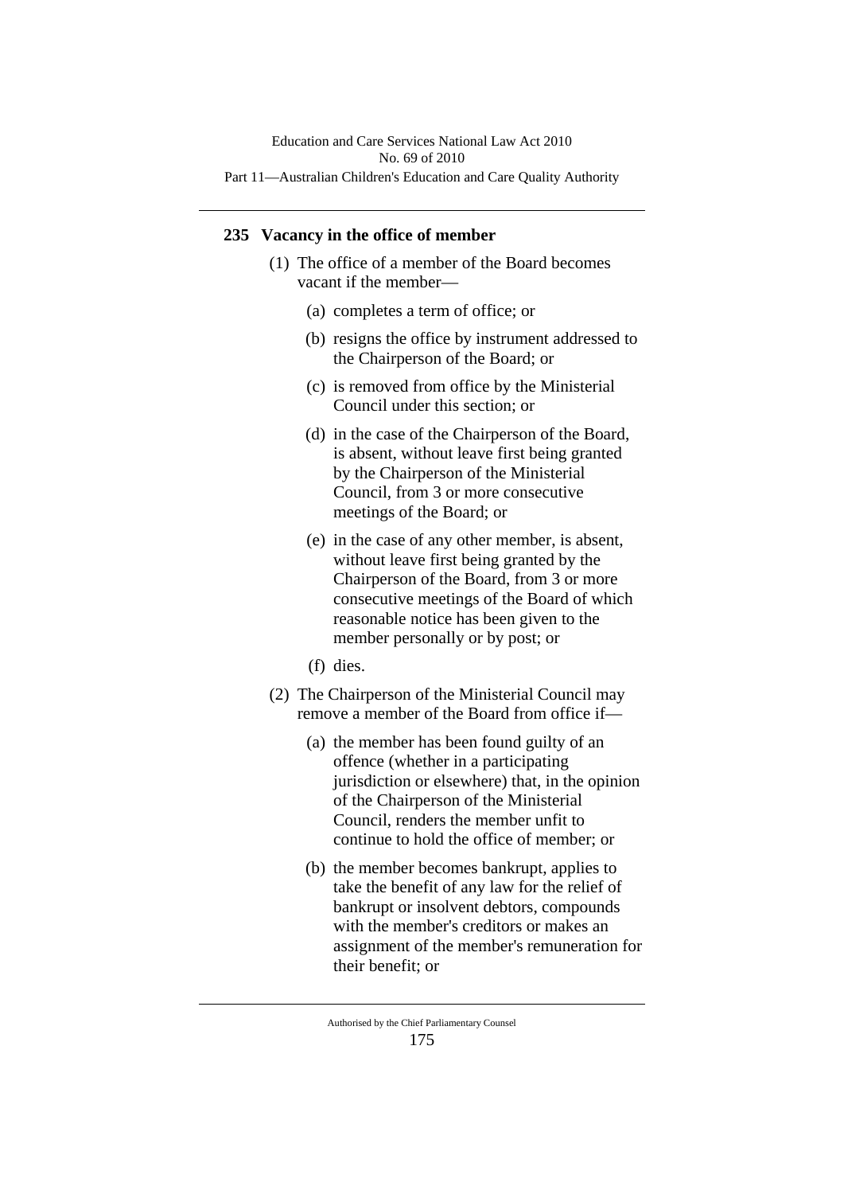## 235 Vacancy in the office of member

(1) The office of a member of the Board becomes vacant if the member—

(a) completes a term of office; or

(b) resigns the office by instrument addressed to the Chairperson of the Board; or

(c) is removed from office by the Ministerial Council under this section; or

(d) in the case of the Chairperson of the Board, is absent, without leave first being granted by the Chairperson of the Ministerial Council, from 3 or more consecutive meetings of the Board; or

(e) in the case of any other member, is absent, without leave first being granted by the Chairperson of the Board, from 3 or more consecutive meetings of the Board of which reasonable notice has been given to the member personally or by post; or

(f) dies.

(2) The Chairperson of the Ministerial Council may remove a member of the Board from office if—

(a) the member has been found guilty of an offence (whether in a participating jurisdiction or elsewhere) that, in the opinion of the Chairperson of the Ministerial Council, renders the member unfit to continue to hold the office of member; or

(b) the member becomes bankrupt, applies to take the benefit of any law for the relief of bankrupt or insolvent debtors, compounds with the member's creditors or makes an assignment of the member's remuneration for their benefit; or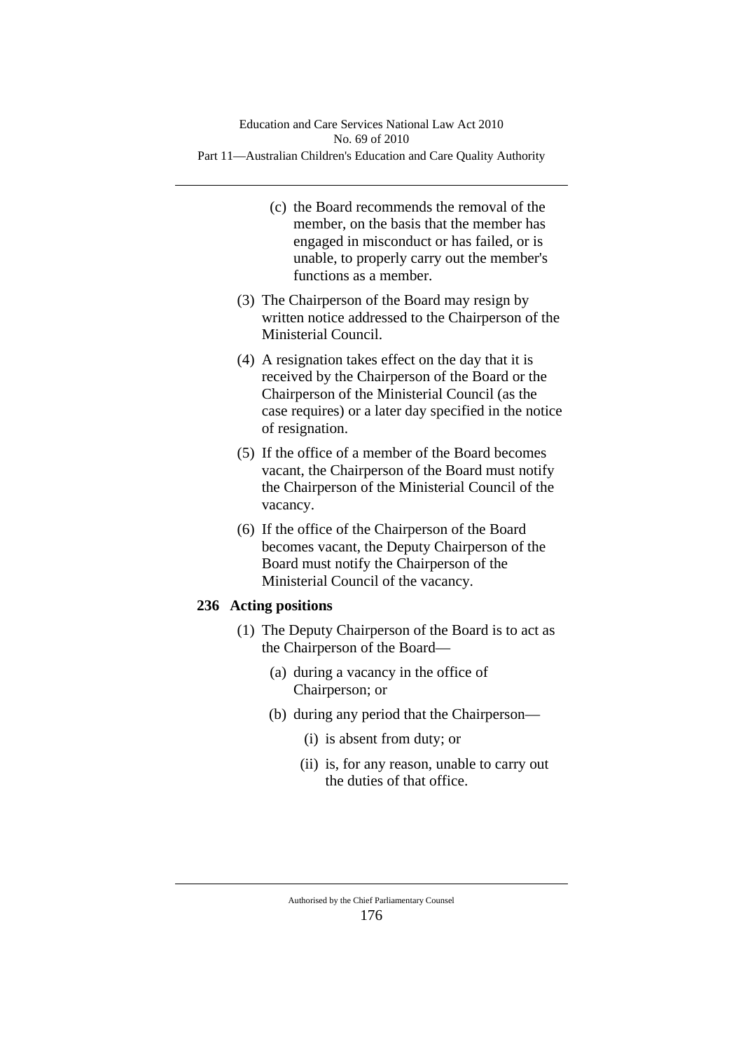(c) the Board recommends the removal of the member, on the basis that the member has engaged in misconduct or has failed, or is unable, to properly carry out the member's functions as a member.

(3) The Chairperson of the Board may resign by written notice addressed to the Chairperson of the Ministerial Council.

(4) A resignation takes effect on the day that it is received by the Chairperson of the Board or the Chairperson of the Ministerial Council (as the case requires) or a later day specified in the notice of resignation.

(5) If the office of a member of the Board becomes vacant, the Chairperson of the Board must notify the Chairperson of the Ministerial Council of the vacancy.

(6) If the office of the Chairperson of the Board becomes vacant, the Deputy Chairperson of the Board must notify the Chairperson of the Ministerial Council of the vacancy.

## 236 Acting positions

(1) The Deputy Chairperson of the Board is to act as the Chairperson of the Board—

(a) during a vacancy in the office of Chairperson; or

(b) during any period that the Chairperson—

(i) is absent from duty; or

(ii) is, for any reason, unable to carry out the duties of that office.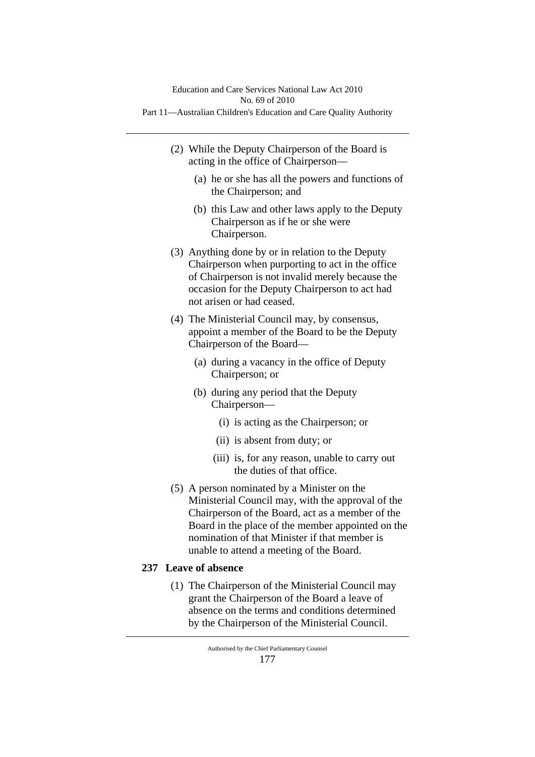(2) While the Deputy Chairperson of the Board is acting in the office of Chairperson—

(a) he or she has all the powers and functions of the Chairperson; and

(b) this Law and other laws apply to the Deputy Chairperson as if he or she were Chairperson.

(3) Anything done by or in relation to the Deputy Chairperson when purporting to act in the office of Chairperson is not invalid merely because the occasion for the Deputy Chairperson to act had not arisen or had ceased.

(4) The Ministerial Council may, by consensus, appoint a member of the Board to be the Deputy Chairperson of the Board—

(a) during a vacancy in the office of Deputy Chairperson; or

(b) during any period that the Deputy Chairperson—

(i) is acting as the Chairperson; or

(ii) is absent from duty; or

(iii) is, for any reason, unable to carry out the duties of that office.

(5) A person nominated by a Minister on the Ministerial Council may, with the approval of the Chairperson of the Board, act as a member of the Board in the place of the member appointed on the nomination of that Minister if that member is unable to attend a meeting of the Board.

## 237 Leave of absence

(1) The Chairperson of the Ministerial Council may grant the Chairperson of the Board a leave of absence on the terms and conditions determined by the Chairperson of the Ministerial Council.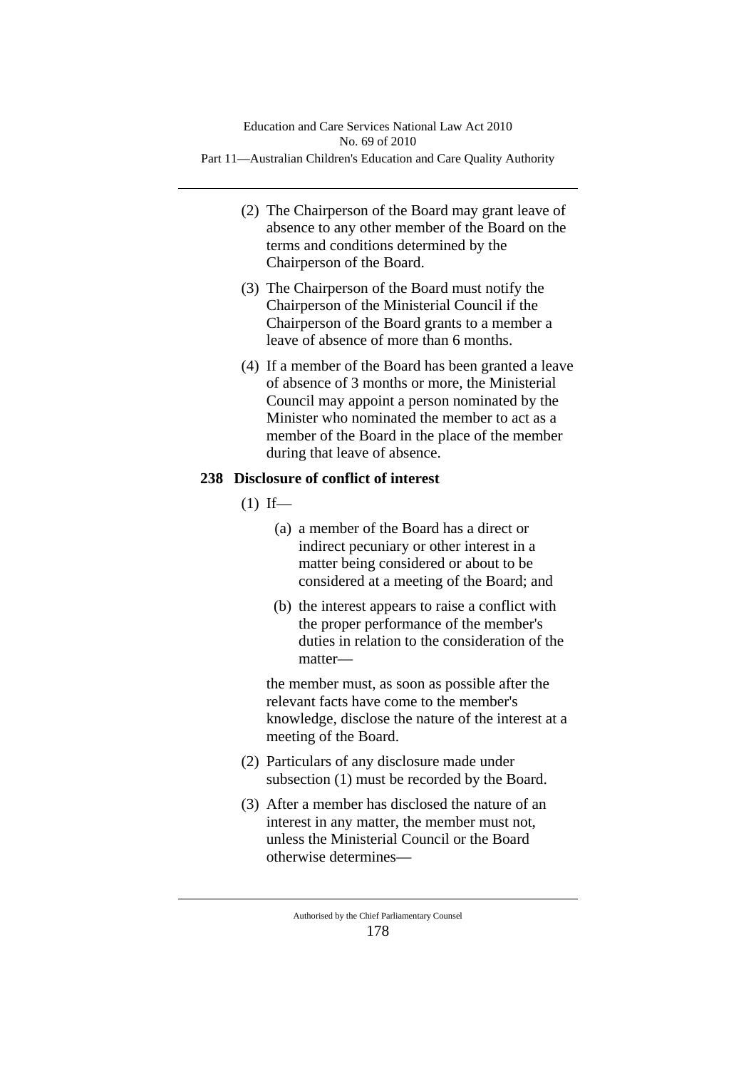(2) The Chairperson of the Board may grant leave of absence to any other member of the Board on the terms and conditions determined by the Chairperson of the Board.

(3) The Chairperson of the Board must notify the Chairperson of the Ministerial Council if the Chairperson of the Board grants to a member a leave of absence of more than 6 months.

(4) If a member of the Board has been granted a leave of absence of 3 months or more, the Ministerial Council may appoint a person nominated by the Minister who nominated the member to act as a member of the Board in the place of the member during that leave of absence.

**238 Disclosure of conflict of interest**

(1) If—

(a) a member of the Board has a direct or indirect pecuniary or other interest in a matter being considered or about to be considered at a meeting of the Board; and

(b) the interest appears to raise a conflict with the proper performance of the member's duties in relation to the consideration of the matter—

the member must, as soon as possible after the relevant facts have come to the member's knowledge, disclose the nature of the interest at a meeting of the Board.

(2) Particulars of any disclosure made under subsection (1) must be recorded by the Board.

(3) After a member has disclosed the nature of an interest in any matter, the member must not, unless the Ministerial Council or the Board otherwise determines—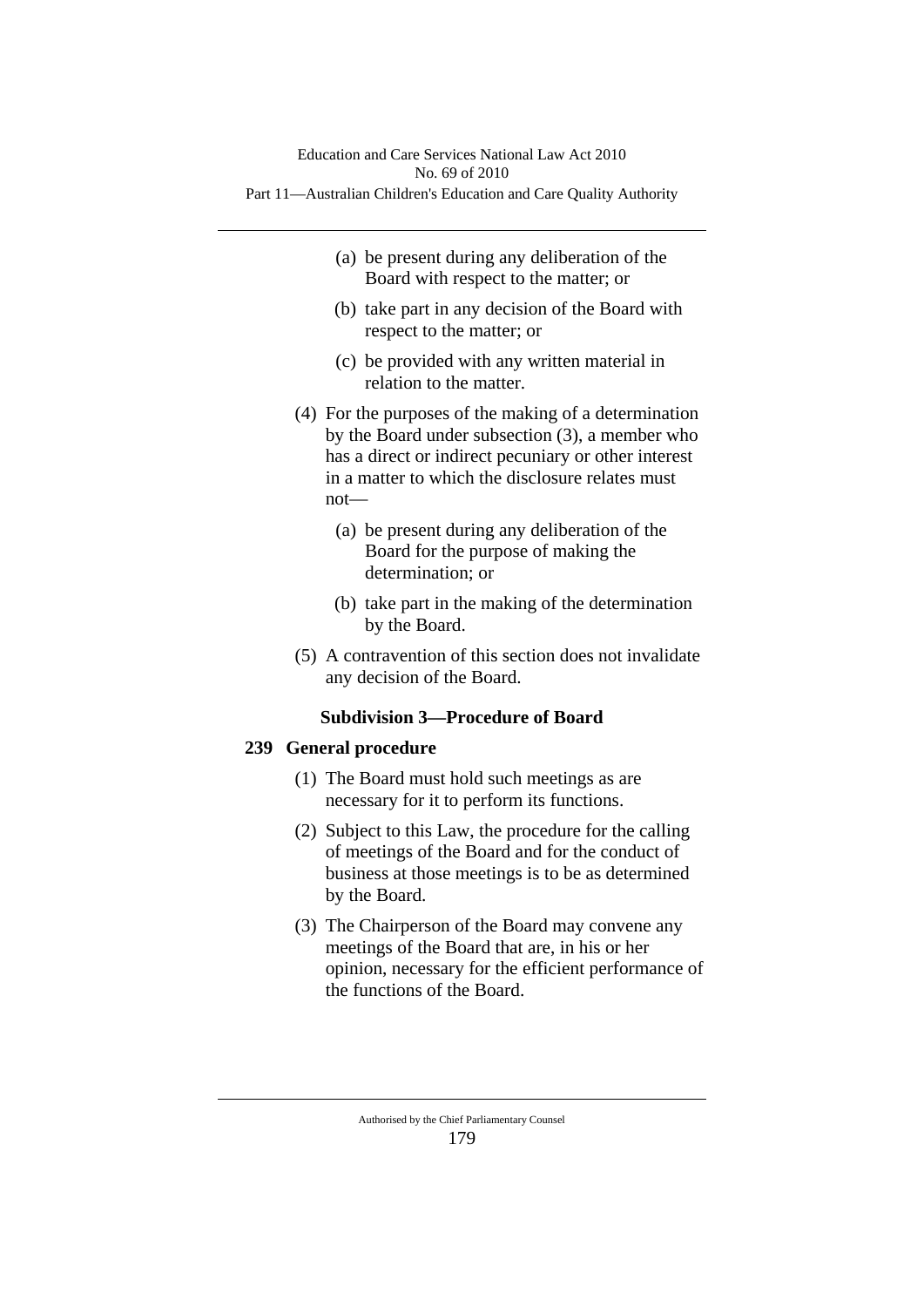(a) be present during any deliberation of the Board with respect to the matter; or

(b) take part in any decision of the Board with respect to the matter; or

(c) be provided with any written material in relation to the matter.

(4) For the purposes of the making of a determination by the Board under subsection (3), a member who has a direct or indirect pecuniary or other interest in a matter to which the disclosure relates must not—

(a) be present during any deliberation of the Board for the purpose of making the determination; or

(b) take part in the making of the determination by the Board.

(5) A contravention of this section does not invalidate any decision of the Board.

### Subdivision 3—Procedure of Board

#### 239 General procedure

(1) The Board must hold such meetings as are necessary for it to perform its functions.

(2) Subject to this Law, the procedure for the calling of meetings of the Board and for the conduct of business at those meetings is to be as determined by the Board.

(3) The Chairperson of the Board may convene any meetings of the Board that are, in his or her opinion, necessary for the efficient performance of the functions of the Board.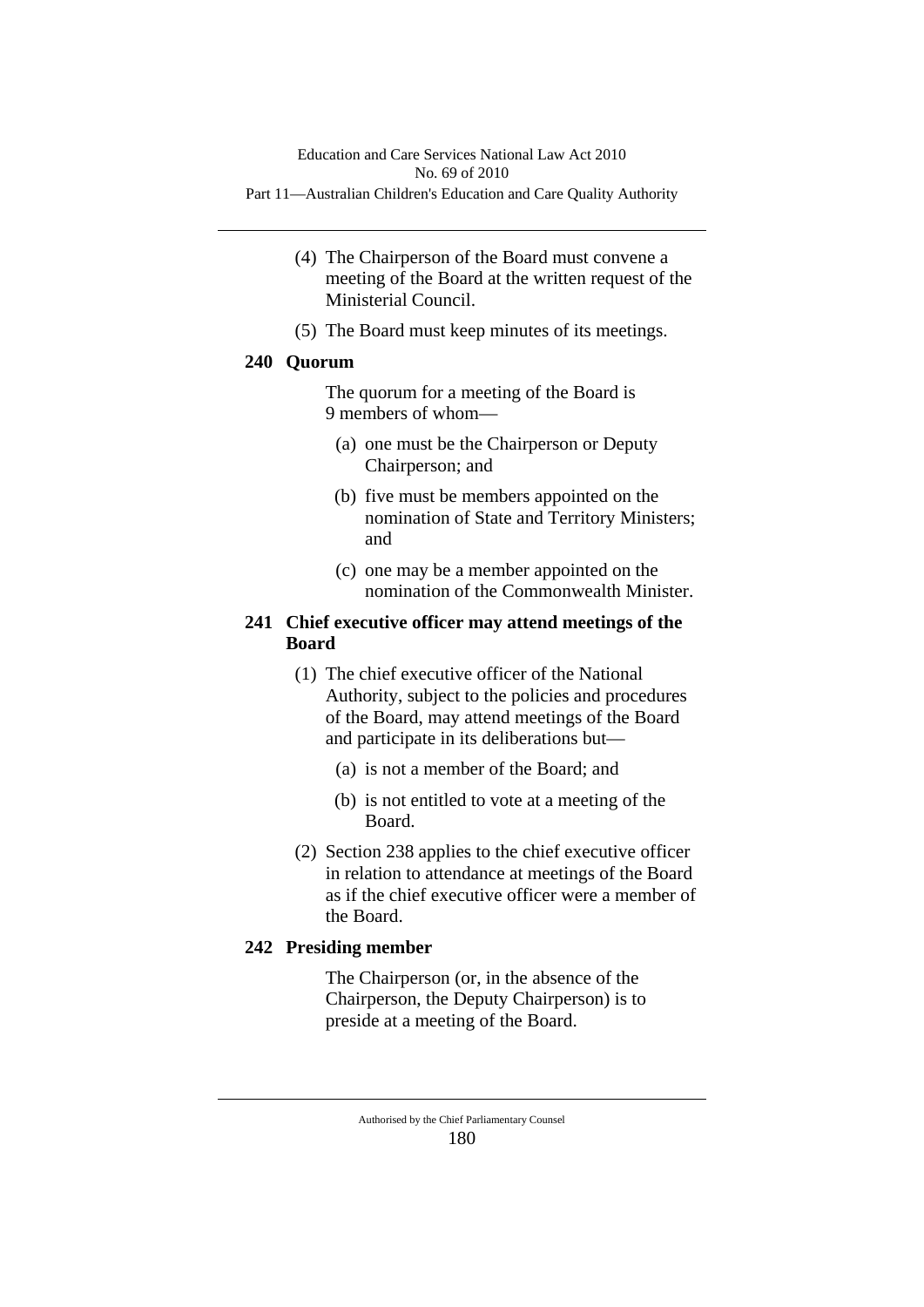(4) The Chairperson of the Board must convene a meeting of the Board at the written request of the Ministerial Council.

(5) The Board must keep minutes of its meetings.

### 240 Quorum

The quorum for a meeting of the Board is 9 members of whom—

(a) one must be the Chairperson or Deputy Chairperson; and

(b) five must be members appointed on the nomination of State and Territory Ministers; and

(c) one may be a member appointed on the nomination of the Commonwealth Minister.

### 241 Chief executive officer may attend meetings of the Board

(1) The chief executive officer of the National Authority, subject to the policies and procedures of the Board, may attend meetings of the Board and participate in its deliberations but—

(a) is not a member of the Board; and

(b) is not entitled to vote at a meeting of the Board.

(2) Section 238 applies to the chief executive officer in relation to attendance at meetings of the Board as if the chief executive officer were a member of the Board.

### 242 Presiding member

The Chairperson (or, in the absence of the Chairperson, the Deputy Chairperson) is to preside at a meeting of the Board.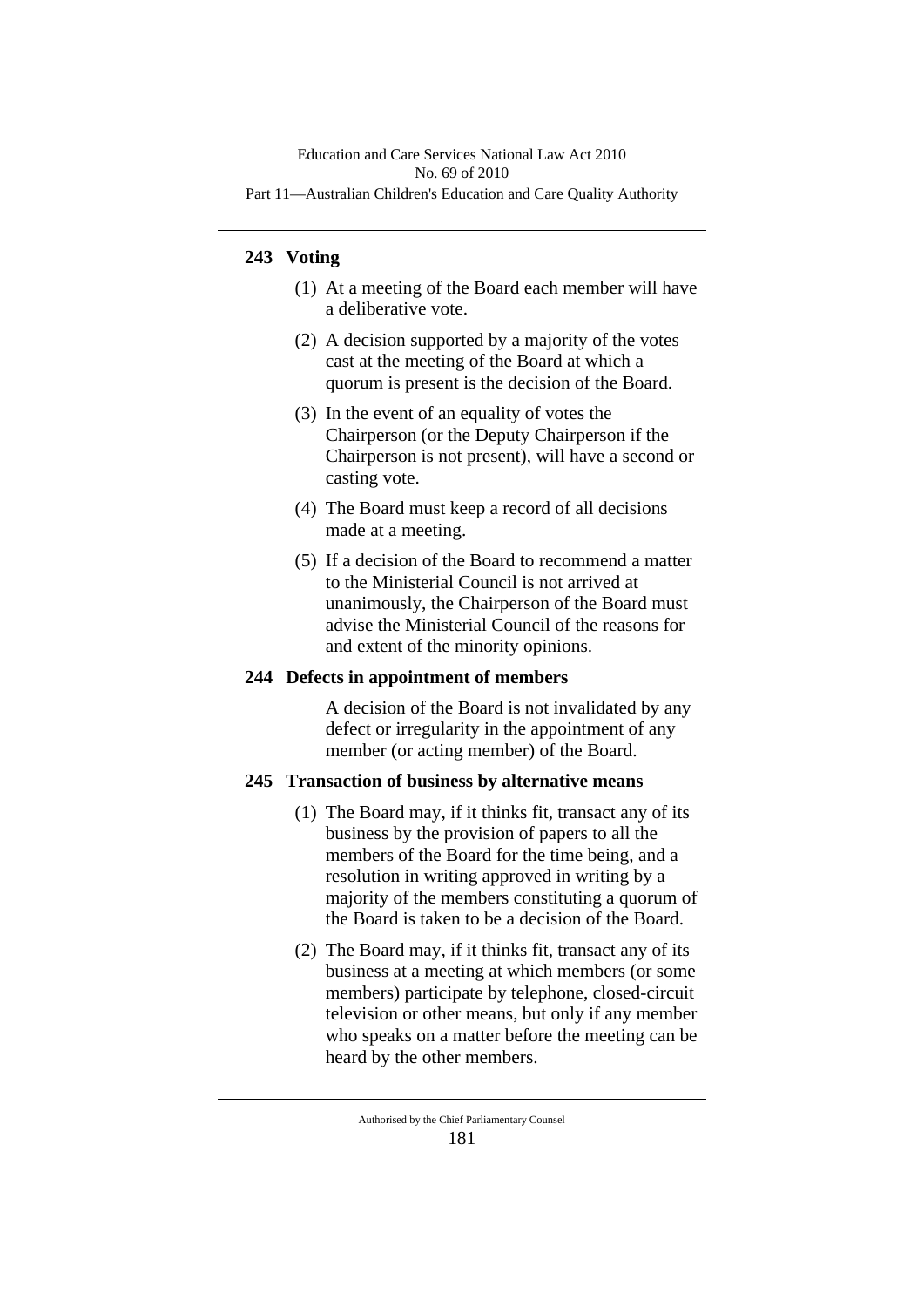## 243 Voting

(1) At a meeting of the Board each member will have a deliberative vote.

(2) A decision supported by a majority of the votes cast at the meeting of the Board at which a quorum is present is the decision of the Board.

(3) In the event of an equality of votes the Chairperson (or the Deputy Chairperson if the Chairperson is not present), will have a second or casting vote.

(4) The Board must keep a record of all decisions made at a meeting.

(5) If a decision of the Board to recommend a matter to the Ministerial Council is not arrived at unanimously, the Chairperson of the Board must advise the Ministerial Council of the reasons for and extent of the minority opinions.

## 244 Defects in appointment of members

A decision of the Board is not invalidated by any defect or irregularity in the appointment of any member (or acting member) of the Board.

## 245 Transaction of business by alternative means

(1) The Board may, if it thinks fit, transact any of its business by the provision of papers to all the members of the Board for the time being, and a resolution in writing approved in writing by a majority of the members constituting a quorum of the Board is taken to be a decision of the Board.

(2) The Board may, if it thinks fit, transact any of its business at a meeting at which members (or some members) participate by telephone, closed-circuit television or other means, but only if any member who speaks on a matter before the meeting can be heard by the other members.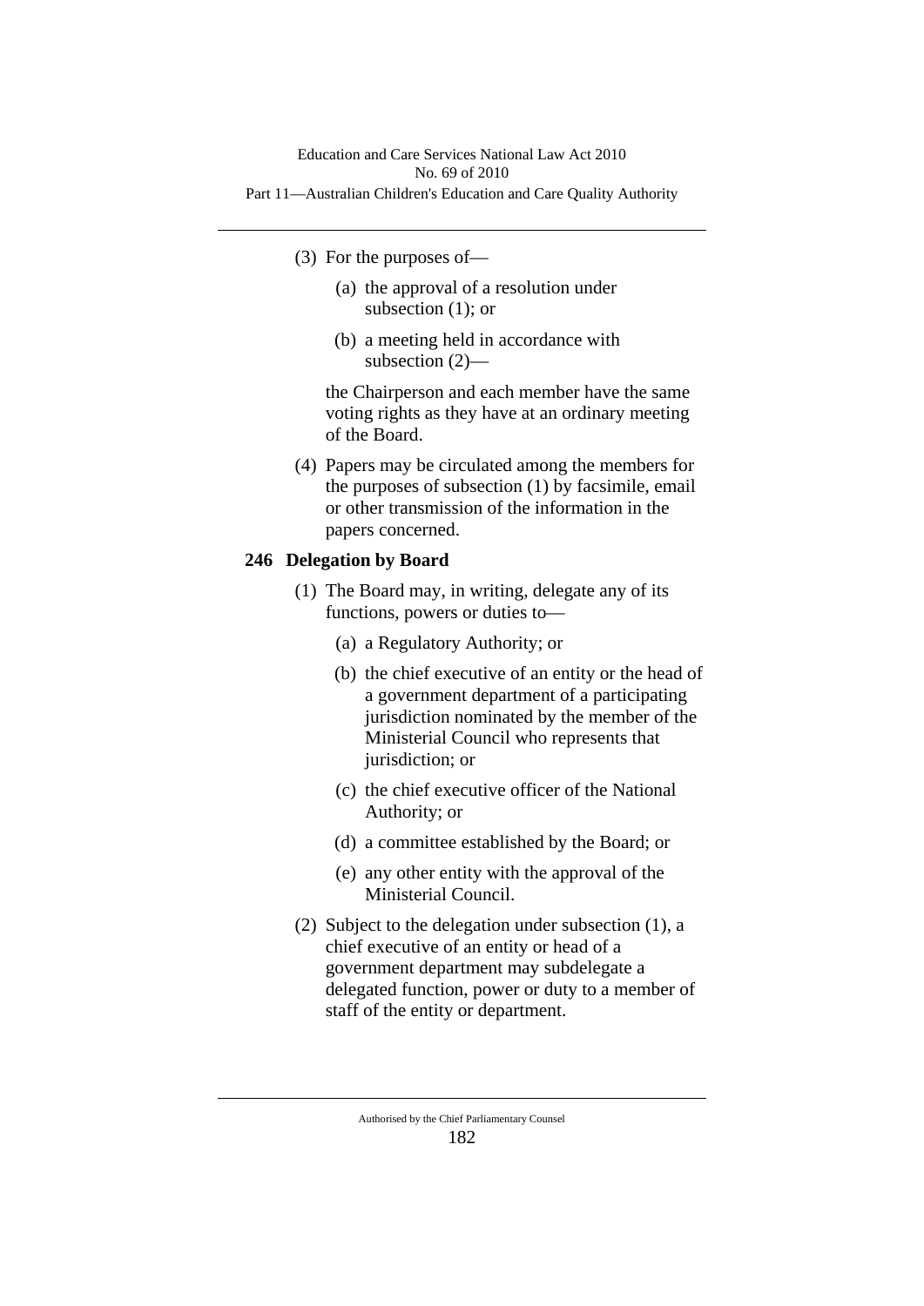(3) For the purposes of—

(a) the approval of a resolution under subsection (1); or

(b) a meeting held in accordance with subsection (2)—

the Chairperson and each member have the same voting rights as they have at an ordinary meeting of the Board.

(4) Papers may be circulated among the members for the purposes of subsection (1) by facsimile, email or other transmission of the information in the papers concerned.

**246 Delegation by Board**

(1) The Board may, in writing, delegate any of its functions, powers or duties to—

(a) a Regulatory Authority; or

(b) the chief executive of an entity or the head of a government department of a participating jurisdiction nominated by the member of the Ministerial Council who represents that jurisdiction; or

(c) the chief executive officer of the National Authority; or

(d) a committee established by the Board; or

(e) any other entity with the approval of the Ministerial Council.

(2) Subject to the delegation under subsection (1), a chief executive of an entity or head of a government department may subdelegate a delegated function, power or duty to a member of staff of the entity or department.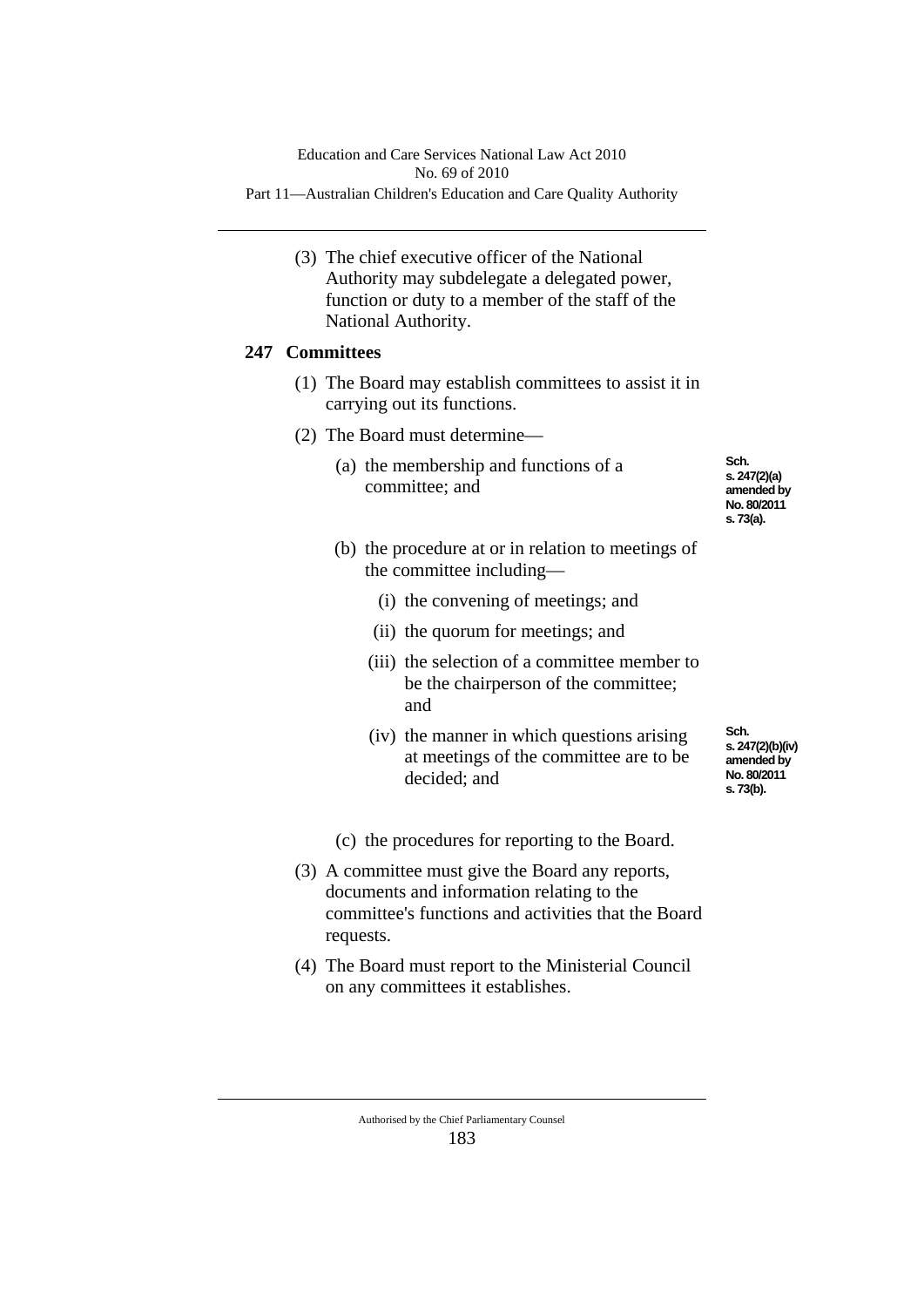(3) The chief executive officer of the National Authority may subdelegate a delegated power, function or duty to a member of the staff of the National Authority.

## 247 Committees

(1) The Board may establish committees to assist it in carrying out its functions.

(2) The Board must determine—

(a) the membership and functions of a committee; and

Sch. s. 247(2)(a) amended by No. 80/2011 s. 73(a).

(b) the procedure at or in relation to meetings of the committee including—

(i) the convening of meetings; and

(ii) the quorum for meetings; and

(iii) the selection of a committee member to be the chairperson of the committee; and

(iv) the manner in which questions arising at meetings of the committee are to be decided; and

Sch. s. 247(2)(b)(iv) amended by No. 80/2011 s. 73(b).

(c) the procedures for reporting to the Board.

(3) A committee must give the Board any reports, documents and information relating to the committee's functions and activities that the Board requests.

(4) The Board must report to the Ministerial Council on any committees it establishes.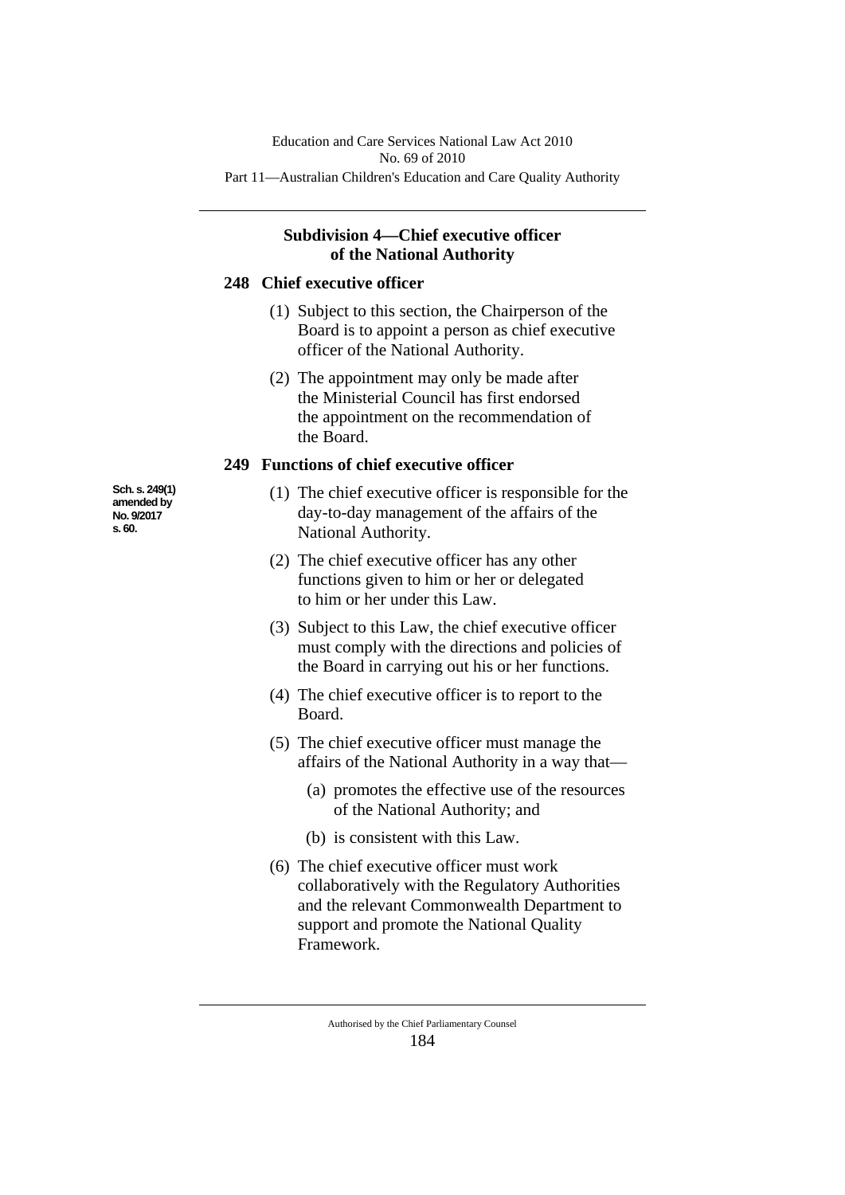### Subdivision 4—Chief executive officer of the National Authority

#### 248 Chief executive officer

(1) Subject to this section, the Chairperson of the Board is to appoint a person as chief executive officer of the National Authority.

(2) The appointment may only be made after the Ministerial Council has first endorsed the appointment on the recommendation of the Board.

#### 249 Functions of chief executive officer

Sch. s. 249(1) amended by No. 9/2017 s. 60.

(1) The chief executive officer is responsible for the day-to-day management of the affairs of the National Authority.

(2) The chief executive officer has any other functions given to him or her or delegated to him or her under this Law.

(3) Subject to this Law, the chief executive officer must comply with the directions and policies of the Board in carrying out his or her functions.

(4) The chief executive officer is to report to the Board.

(5) The chief executive officer must manage the affairs of the National Authority in a way that—

(a) promotes the effective use of the resources of the National Authority; and

(b) is consistent with this Law.

(6) The chief executive officer must work collaboratively with the Regulatory Authorities and the relevant Commonwealth Department to support and promote the National Quality Framework.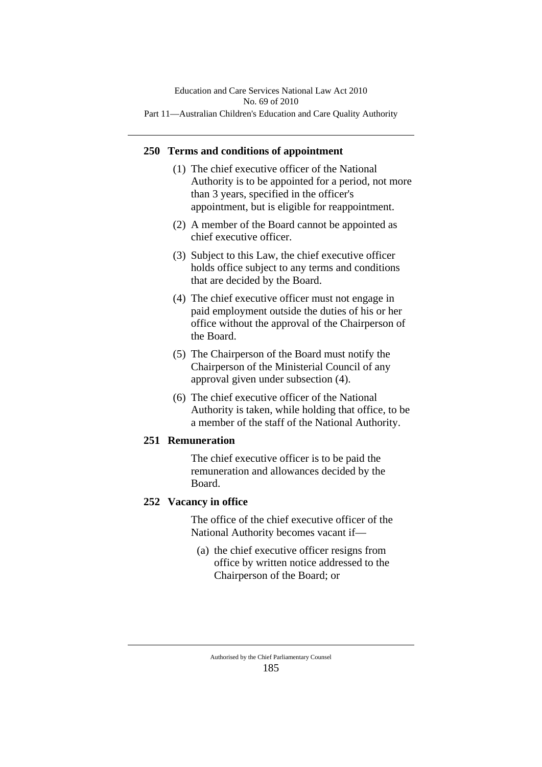## 250 Terms and conditions of appointment

(1) The chief executive officer of the National Authority is to be appointed for a period, not more than 3 years, specified in the officer's appointment, but is eligible for reappointment.

(2) A member of the Board cannot be appointed as chief executive officer.

(3) Subject to this Law, the chief executive officer holds office subject to any terms and conditions that are decided by the Board.

(4) The chief executive officer must not engage in paid employment outside the duties of his or her office without the approval of the Chairperson of the Board.

(5) The Chairperson of the Board must notify the Chairperson of the Ministerial Council of any approval given under subsection (4).

(6) The chief executive officer of the National Authority is taken, while holding that office, to be a member of the staff of the National Authority.

## 251 Remuneration

The chief executive officer is to be paid the remuneration and allowances decided by the Board.

## 252 Vacancy in office

The office of the chief executive officer of the National Authority becomes vacant if—

(a) the chief executive officer resigns from office by written notice addressed to the Chairperson of the Board; or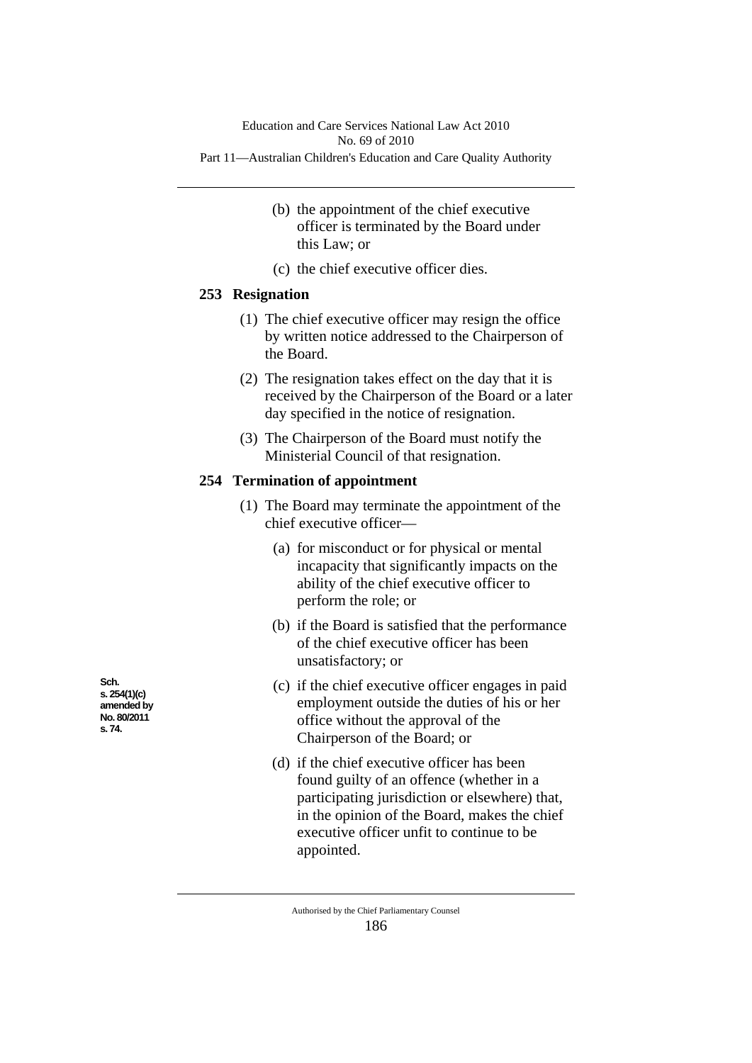(b) the appointment of the chief executive officer is terminated by the Board under this Law; or

(c) the chief executive officer dies.

### 253 Resignation

(1) The chief executive officer may resign the office by written notice addressed to the Chairperson of the Board.

(2) The resignation takes effect on the day that it is received by the Chairperson of the Board or a later day specified in the notice of resignation.

(3) The Chairperson of the Board must notify the Ministerial Council of that resignation.

### 254 Termination of appointment

(1) The Board may terminate the appointment of the chief executive officer—

(a) for misconduct or for physical or mental incapacity that significantly impacts on the ability of the chief executive officer to perform the role; or

(b) if the Board is satisfied that the performance of the chief executive officer has been unsatisfactory; or

Sch. s. 254(1)(c) amended by No. 80/2011 s. 74.

(c) if the chief executive officer engages in paid employment outside the duties of his or her office without the approval of the Chairperson of the Board; or

(d) if the chief executive officer has been found guilty of an offence (whether in a participating jurisdiction or elsewhere) that, in the opinion of the Board, makes the chief executive officer unfit to continue to be appointed.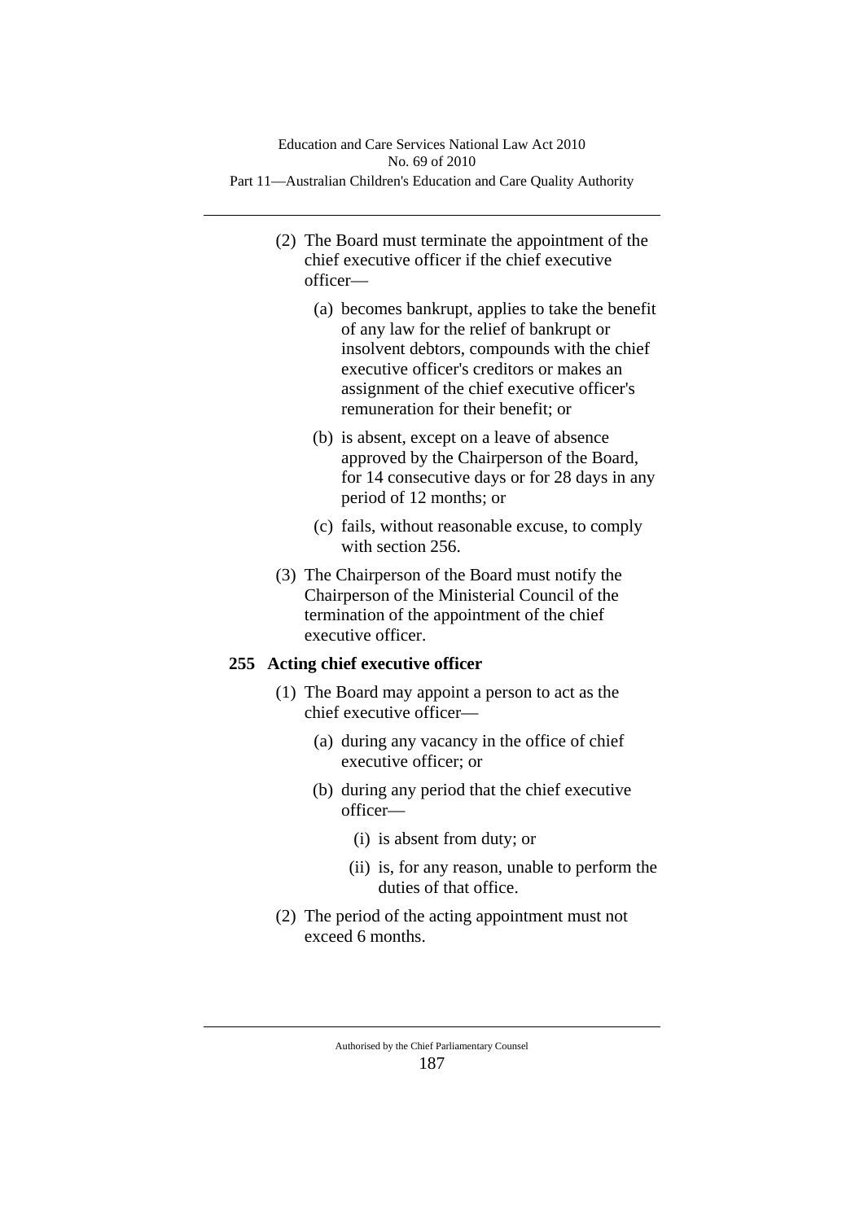(2) The Board must terminate the appointment of the chief executive officer if the chief executive officer—

(a) becomes bankrupt, applies to take the benefit of any law for the relief of bankrupt or insolvent debtors, compounds with the chief executive officer's creditors or makes an assignment of the chief executive officer's remuneration for their benefit; or

(b) is absent, except on a leave of absence approved by the Chairperson of the Board, for 14 consecutive days or for 28 days in any period of 12 months; or

(c) fails, without reasonable excuse, to comply with section 256.

(3) The Chairperson of the Board must notify the Chairperson of the Ministerial Council of the termination of the appointment of the chief executive officer.

**255 Acting chief executive officer**

(1) The Board may appoint a person to act as the chief executive officer—

(a) during any vacancy in the office of chief executive officer; or

(b) during any period that the chief executive officer—

(i) is absent from duty; or

(ii) is, for any reason, unable to perform the duties of that office.

(2) The period of the acting appointment must not exceed 6 months.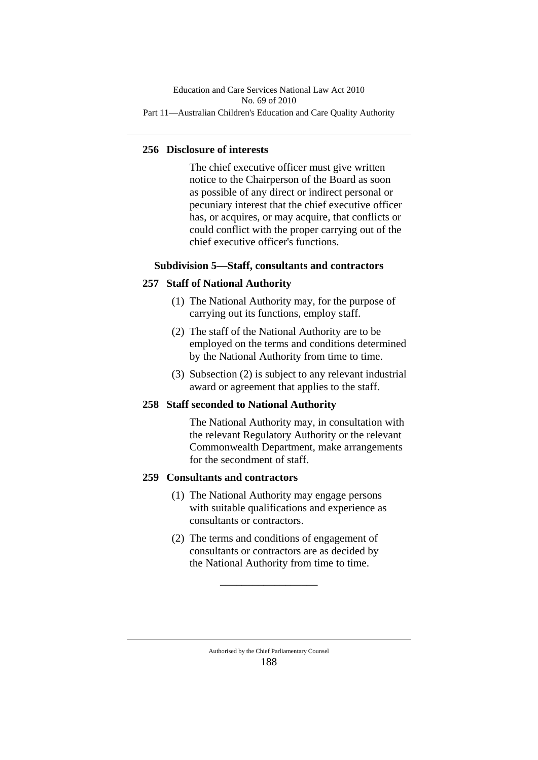### 256 Disclosure of interests

The chief executive officer must give written notice to the Chairperson of the Board as soon as possible of any direct or indirect personal or pecuniary interest that the chief executive officer has, or acquires, or may acquire, that conflicts or could conflict with the proper carrying out of the chief executive officer's functions.

#### Subdivision 5—Staff, consultants and contractors

### 257 Staff of National Authority

(1) The National Authority may, for the purpose of carrying out its functions, employ staff.

(2) The staff of the National Authority are to be employed on the terms and conditions determined by the National Authority from time to time.

(3) Subsection (2) is subject to any relevant industrial award or agreement that applies to the staff.

### 258 Staff seconded to National Authority

The National Authority may, in consultation with the relevant Regulatory Authority or the relevant Commonwealth Department, make arrangements for the secondment of staff.

### 259 Consultants and contractors

(1) The National Authority may engage persons with suitable qualifications and experience as consultants or contractors.

(2) The terms and conditions of engagement of consultants or contractors are as decided by the National Authority from time to time.

__________________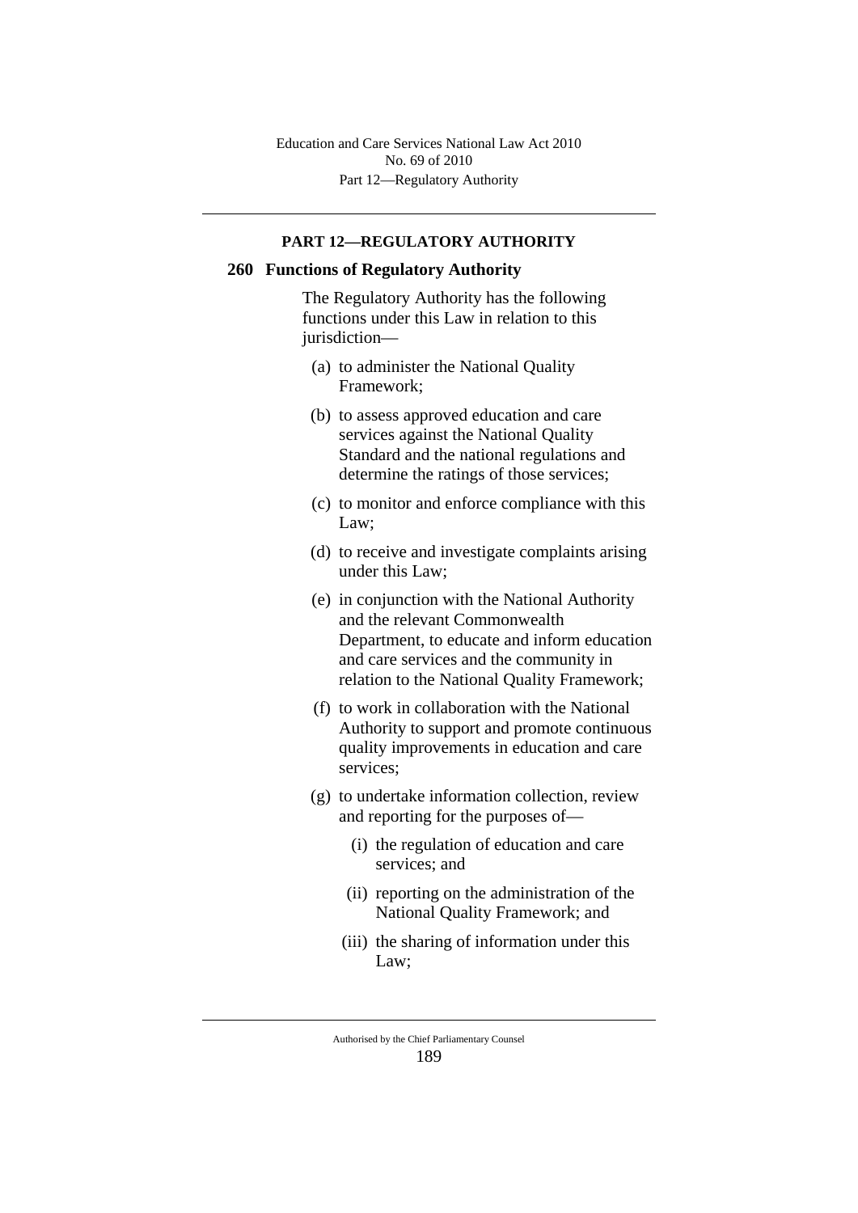## PART 12—REGULATORY AUTHORITY

### 260 Functions of Regulatory Authority

The Regulatory Authority has the following functions under this Law in relation to this jurisdiction—

(a) to administer the National Quality Framework;

(b) to assess approved education and care services against the National Quality Standard and the national regulations and determine the ratings of those services;

(c) to monitor and enforce compliance with this Law;

(d) to receive and investigate complaints arising under this Law;

(e) in conjunction with the National Authority and the relevant Commonwealth Department, to educate and inform education and care services and the community in relation to the National Quality Framework;

(f) to work in collaboration with the National Authority to support and promote continuous quality improvements in education and care services;

(g) to undertake information collection, review and reporting for the purposes of—

(i) the regulation of education and care services; and

(ii) reporting on the administration of the National Quality Framework; and

(iii) the sharing of information under this Law;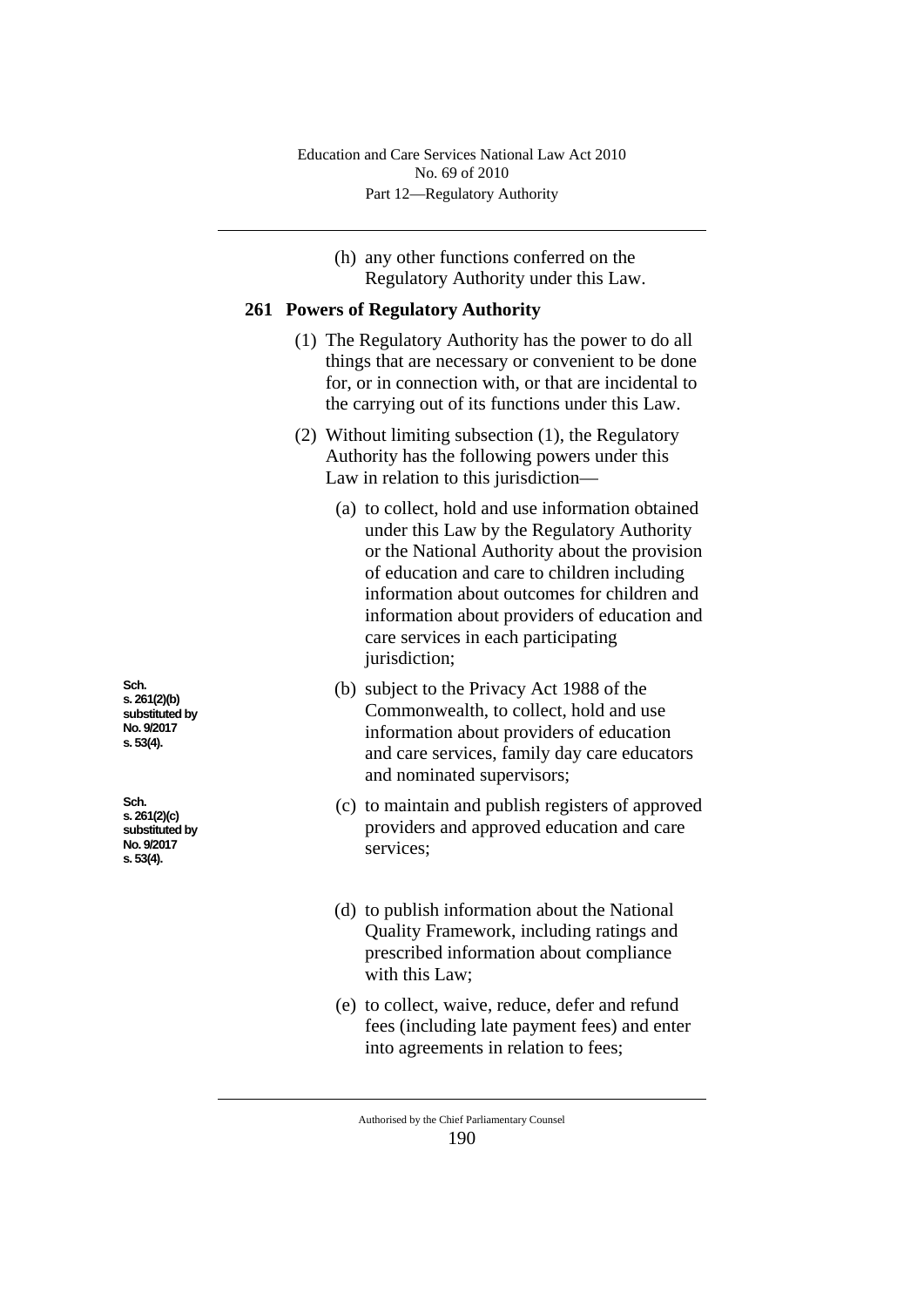(h) any other functions conferred on the Regulatory Authority under this Law.

## 261 Powers of Regulatory Authority

(1) The Regulatory Authority has the power to do all things that are necessary or convenient to be done for, or in connection with, or that are incidental to the carrying out of its functions under this Law.

(2) Without limiting subsection (1), the Regulatory Authority has the following powers under this Law in relation to this jurisdiction—

(a) to collect, hold and use information obtained under this Law by the Regulatory Authority or the National Authority about the provision of education and care to children including information about outcomes for children and information about providers of education and care services in each participating jurisdiction;

Sch. s. 261(2)(b) substituted by No. 9/2017 s. 53(4).

(b) subject to the Privacy Act 1988 of the Commonwealth, to collect, hold and use information about providers of education and care services, family day care educators and nominated supervisors;

Sch. s. 261(2)(c) substituted by No. 9/2017 s. 53(4).

(c) to maintain and publish registers of approved providers and approved education and care services;

(d) to publish information about the National Quality Framework, including ratings and prescribed information about compliance with this Law;

(e) to collect, waive, reduce, defer and refund fees (including late payment fees) and enter into agreements in relation to fees;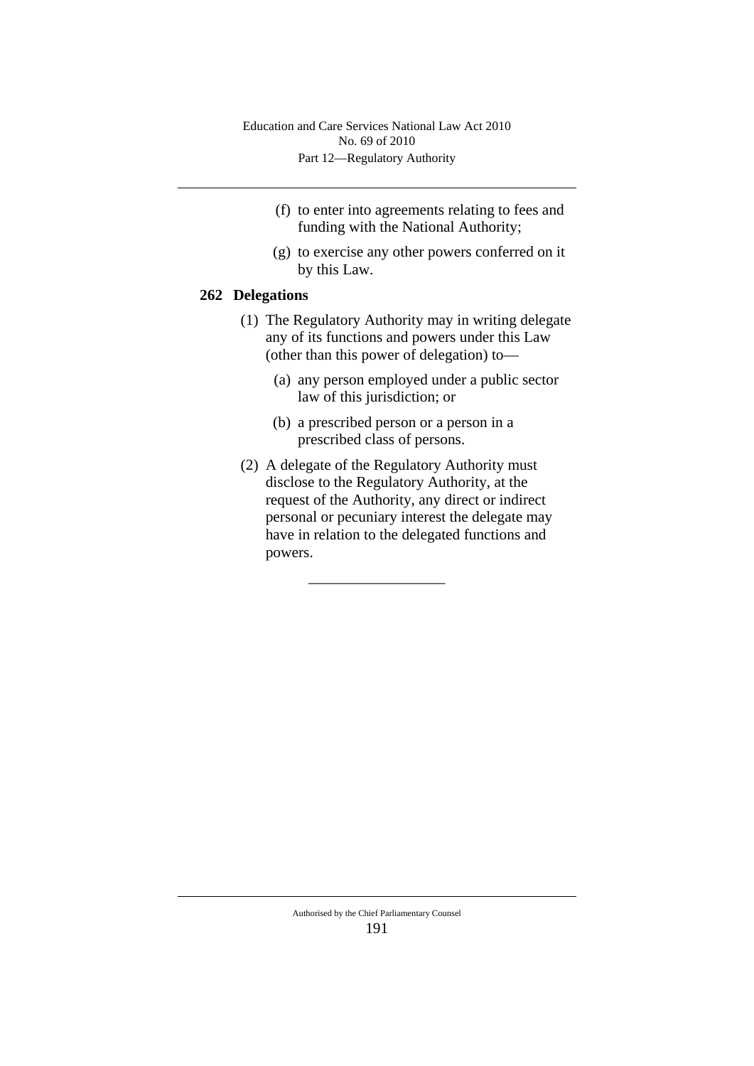(f) to enter into agreements relating to fees and funding with the National Authority;

(g) to exercise any other powers conferred on it by this Law.

### 262 Delegations

(1) The Regulatory Authority may in writing delegate any of its functions and powers under this Law (other than this power of delegation) to—

(a) any person employed under a public sector law of this jurisdiction; or

(b) a prescribed person or a person in a prescribed class of persons.

(2) A delegate of the Regulatory Authority must disclose to the Regulatory Authority, at the request of the Authority, any direct or indirect personal or pecuniary interest the delegate may have in relation to the delegated functions and powers.

---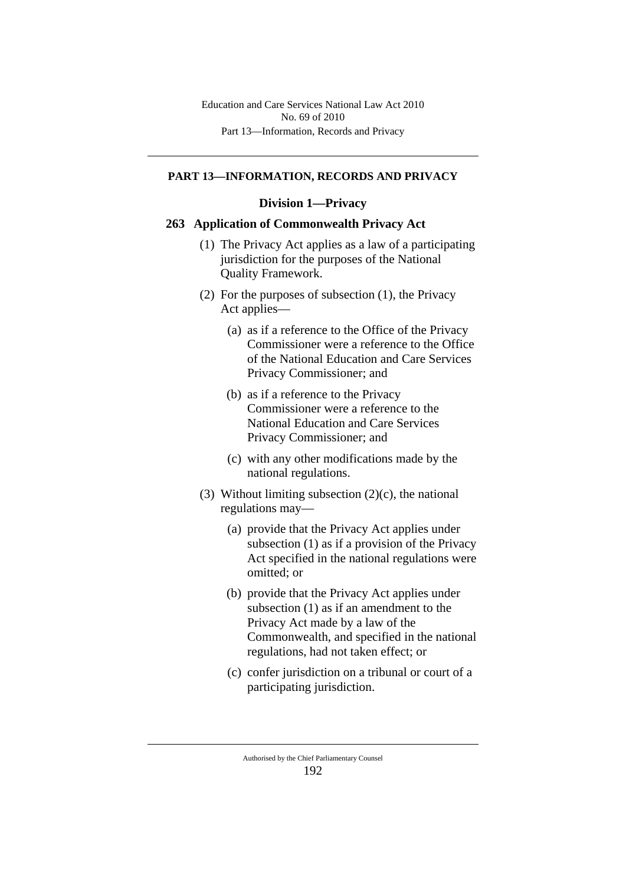## PART 13—INFORMATION, RECORDS AND PRIVACY

### Division 1—Privacy

#### 263 Application of Commonwealth Privacy Act

(1) The Privacy Act applies as a law of a participating jurisdiction for the purposes of the National Quality Framework.

(2) For the purposes of subsection (1), the Privacy Act applies—

(a) as if a reference to the Office of the Privacy Commissioner were a reference to the Office of the National Education and Care Services Privacy Commissioner; and

(b) as if a reference to the Privacy Commissioner were a reference to the National Education and Care Services Privacy Commissioner; and

(c) with any other modifications made by the national regulations.

(3) Without limiting subsection (2)(c), the national regulations may—

(a) provide that the Privacy Act applies under subsection (1) as if a provision of the Privacy Act specified in the national regulations were omitted; or

(b) provide that the Privacy Act applies under subsection (1) as if an amendment to the Privacy Act made by a law of the Commonwealth, and specified in the national regulations, had not taken effect; or

(c) confer jurisdiction on a tribunal or court of a participating jurisdiction.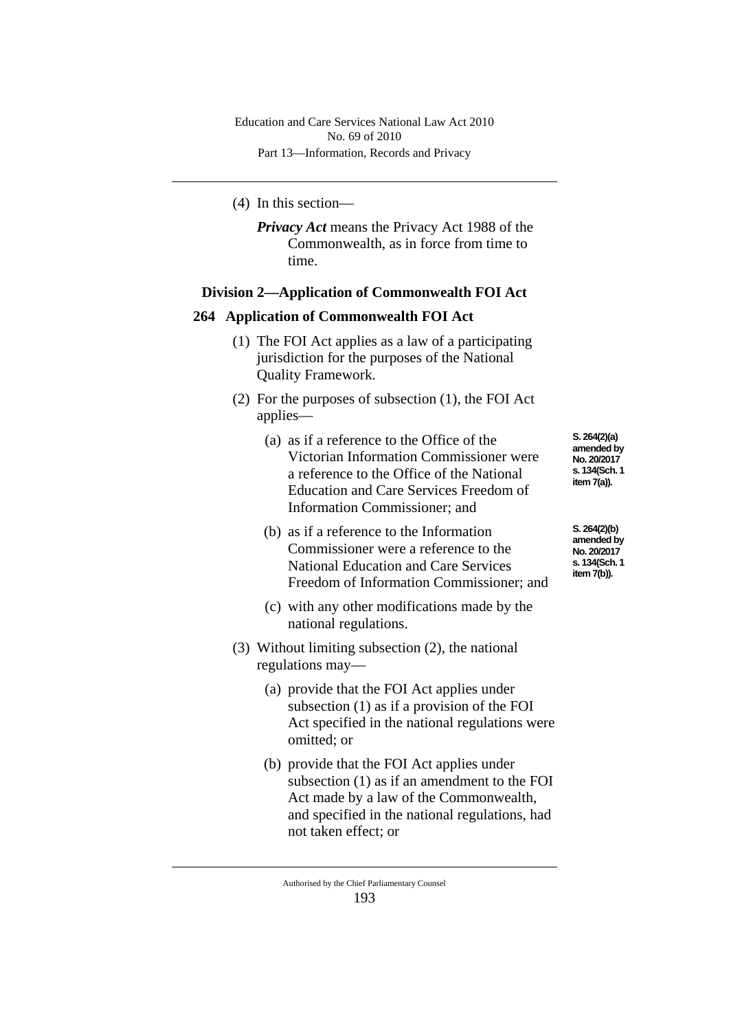(4) In this section—

***Privacy Act*** means the Privacy Act 1988 of the Commonwealth, as in force from time to time.

### Division 2—Application of Commonwealth FOI Act

#### 264 Application of Commonwealth FOI Act

(1) The FOI Act applies as a law of a participating jurisdiction for the purposes of the National Quality Framework.

(2) For the purposes of subsection (1), the FOI Act applies—

(a) as if a reference to the Office of the Victorian Information Commissioner were a reference to the Office of the National Education and Care Services Freedom of Information Commissioner; and

S. 264(2)(a) amended by No. 20/2017 s. 134(Sch. 1 item 7(a)).

(b) as if a reference to the Information Commissioner were a reference to the National Education and Care Services Freedom of Information Commissioner; and

S. 264(2)(b) amended by No. 20/2017 s. 134(Sch. 1 item 7(b)).

(c) with any other modifications made by the national regulations.

(3) Without limiting subsection (2), the national regulations may—

(a) provide that the FOI Act applies under subsection (1) as if a provision of the FOI Act specified in the national regulations were omitted; or

(b) provide that the FOI Act applies under subsection (1) as if an amendment to the FOI Act made by a law of the Commonwealth, and specified in the national regulations, had not taken effect; or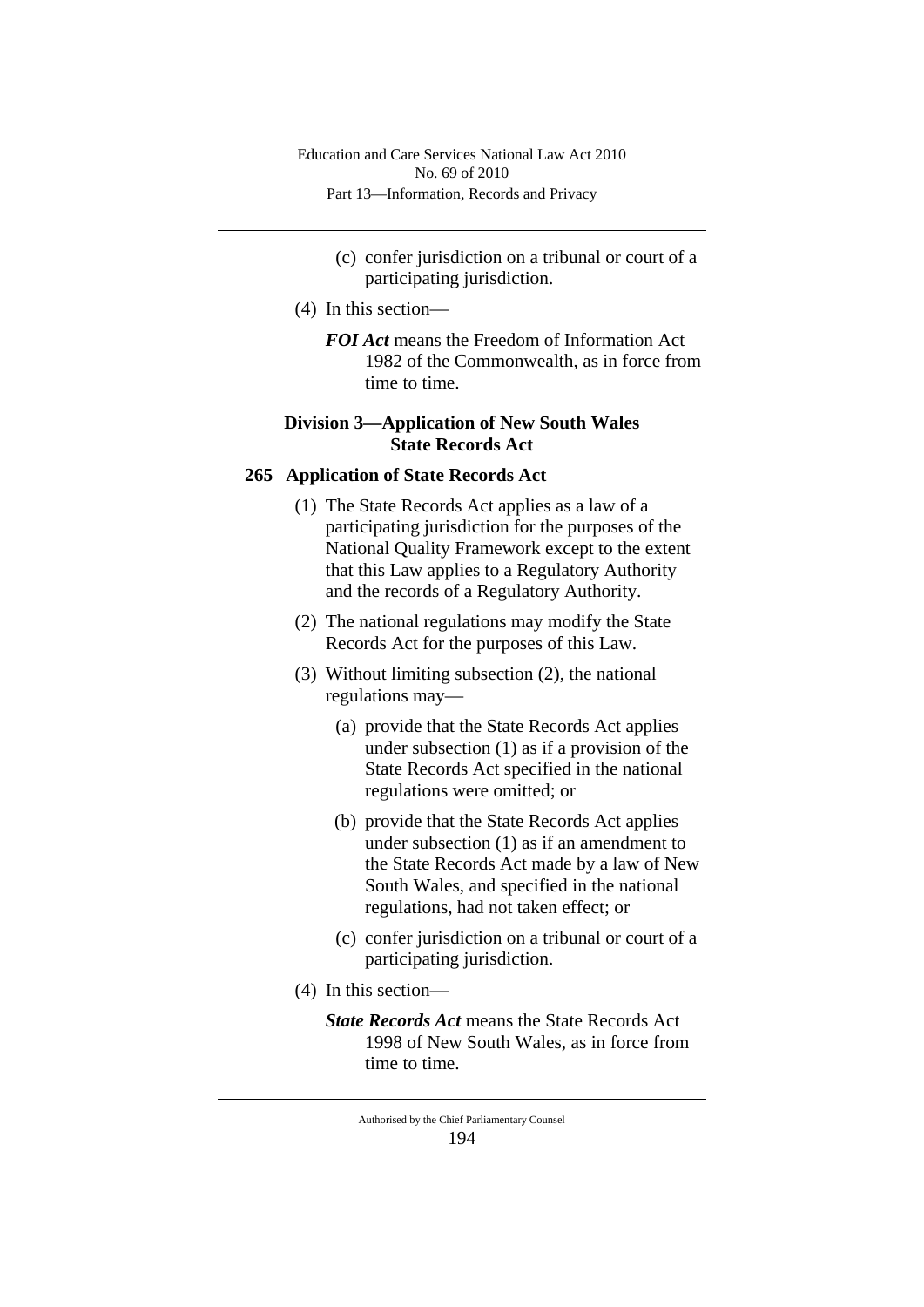(c) confer jurisdiction on a tribunal or court of a participating jurisdiction.

(4) In this section—

***FOI Act*** means the Freedom of Information Act 1982 of the Commonwealth, as in force from time to time.

### Division 3—Application of New South Wales State Records Act

#### 265 Application of State Records Act

(1) The State Records Act applies as a law of a participating jurisdiction for the purposes of the National Quality Framework except to the extent that this Law applies to a Regulatory Authority and the records of a Regulatory Authority.

(2) The national regulations may modify the State Records Act for the purposes of this Law.

(3) Without limiting subsection (2), the national regulations may—

(a) provide that the State Records Act applies under subsection (1) as if a provision of the State Records Act specified in the national regulations were omitted; or

(b) provide that the State Records Act applies under subsection (1) as if an amendment to the State Records Act made by a law of New South Wales, and specified in the national regulations, had not taken effect; or

(c) confer jurisdiction on a tribunal or court of a participating jurisdiction.

(4) In this section—

***State Records Act*** means the State Records Act 1998 of New South Wales, as in force from time to time.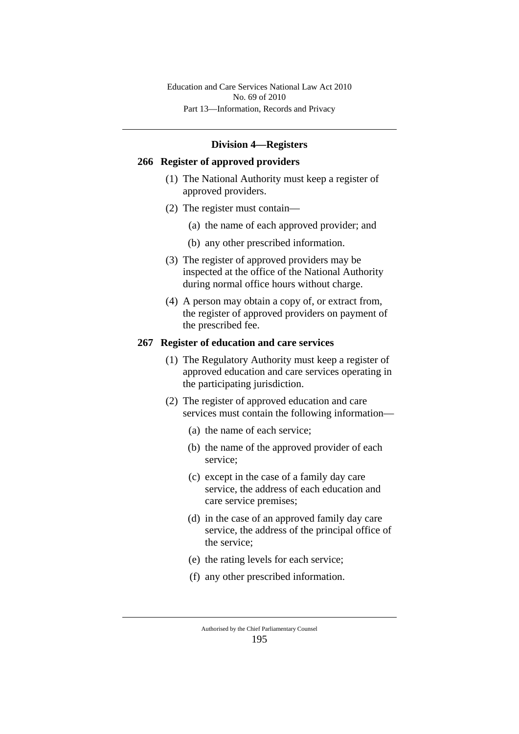## Division 4—Registers

### 266 Register of approved providers

(1) The National Authority must keep a register of approved providers.

(2) The register must contain—

(a) the name of each approved provider; and

(b) any other prescribed information.

(3) The register of approved providers may be inspected at the office of the National Authority during normal office hours without charge.

(4) A person may obtain a copy of, or extract from, the register of approved providers on payment of the prescribed fee.

### 267 Register of education and care services

(1) The Regulatory Authority must keep a register of approved education and care services operating in the participating jurisdiction.

(2) The register of approved education and care services must contain the following information—

(a) the name of each service;

(b) the name of the approved provider of each service;

(c) except in the case of a family day care service, the address of each education and care service premises;

(d) in the case of an approved family day care service, the address of the principal office of the service;

(e) the rating levels for each service;

(f) any other prescribed information.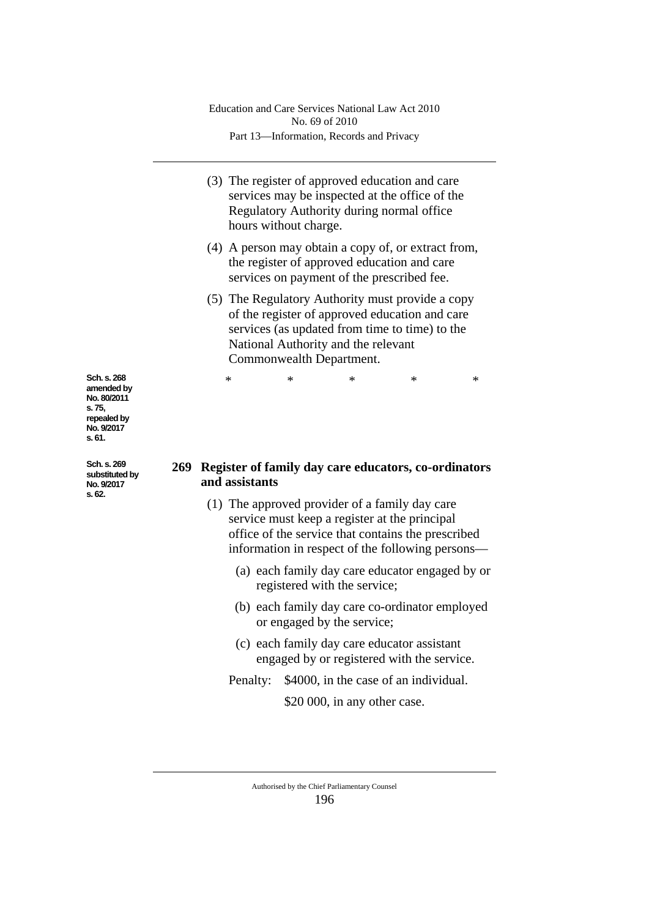(3) The register of approved education and care services may be inspected at the office of the Regulatory Authority during normal office hours without charge.

(4) A person may obtain a copy of, or extract from, the register of approved education and care services on payment of the prescribed fee.

(5) The Regulatory Authority must provide a copy of the register of approved education and care services (as updated from time to time) to the National Authority and the relevant Commonwealth Department.

Sch. s. 268 amended by No. 80/2011 s. 75, repealed by No. 9/2017 s. 61.

\*　　　\*　　　\*　　　\*　　　\*

Sch. s. 269 substituted by No. 9/2017 s. 62.

### 269 Register of family day care educators, co-ordinators and assistants

(1) The approved provider of a family day care service must keep a register at the principal office of the service that contains the prescribed information in respect of the following persons—

(a) each family day care educator engaged by or registered with the service;

(b) each family day care co-ordinator employed or engaged by the service;

(c) each family day care educator assistant engaged by or registered with the service.

Penalty: $4000, in the case of an individual.

$20 000, in any other case.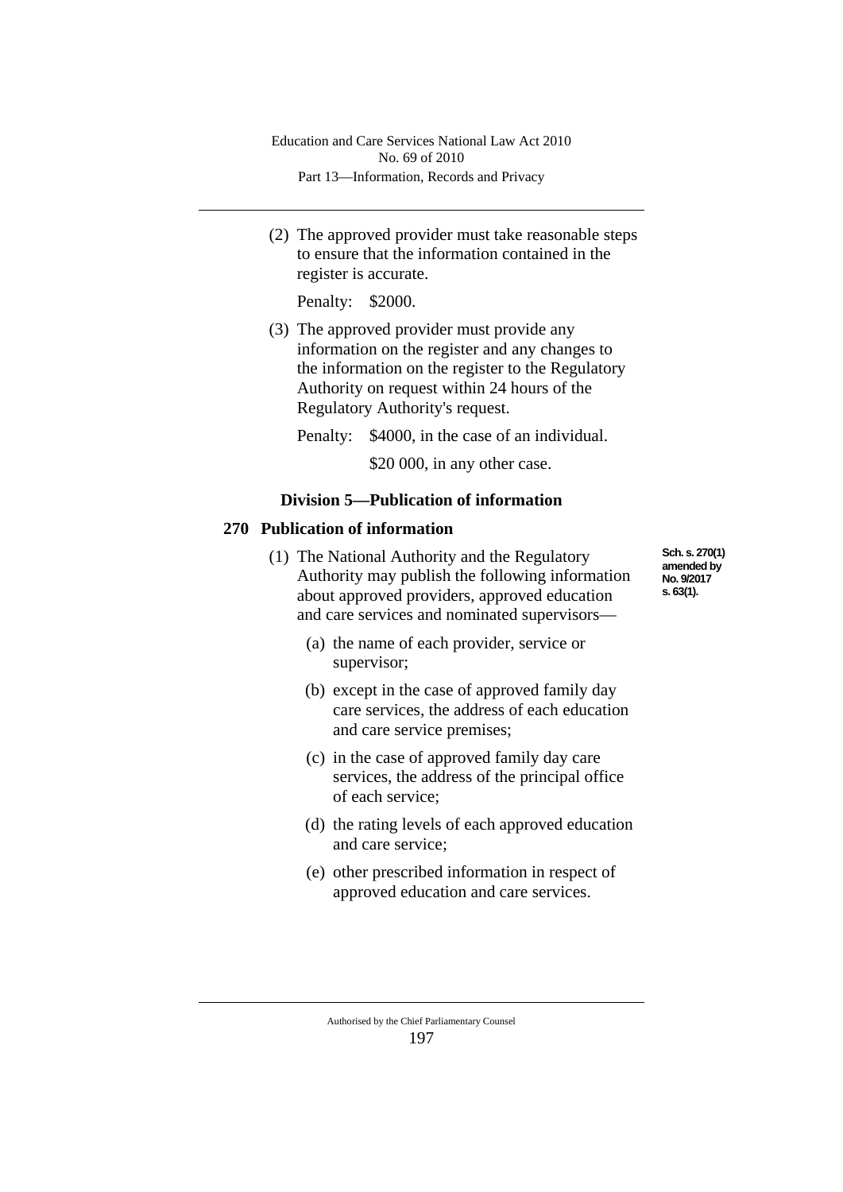(2) The approved provider must take reasonable steps to ensure that the information contained in the register is accurate.

Penalty: $2000.

(3) The approved provider must provide any information on the register and any changes to the information on the register to the Regulatory Authority on request within 24 hours of the Regulatory Authority's request.

Penalty: $4000, in the case of an individual.

$20 000, in any other case.

### Division 5—Publication of information

#### 270 Publication of information

Sch. s. 270(1) amended by No. 9/2017 s. 63(1).

(1) The National Authority and the Regulatory Authority may publish the following information about approved providers, approved education and care services and nominated supervisors—

(a) the name of each provider, service or supervisor;

(b) except in the case of approved family day care services, the address of each education and care service premises;

(c) in the case of approved family day care services, the address of the principal office of each service;

(d) the rating levels of each approved education and care service;

(e) other prescribed information in respect of approved education and care services.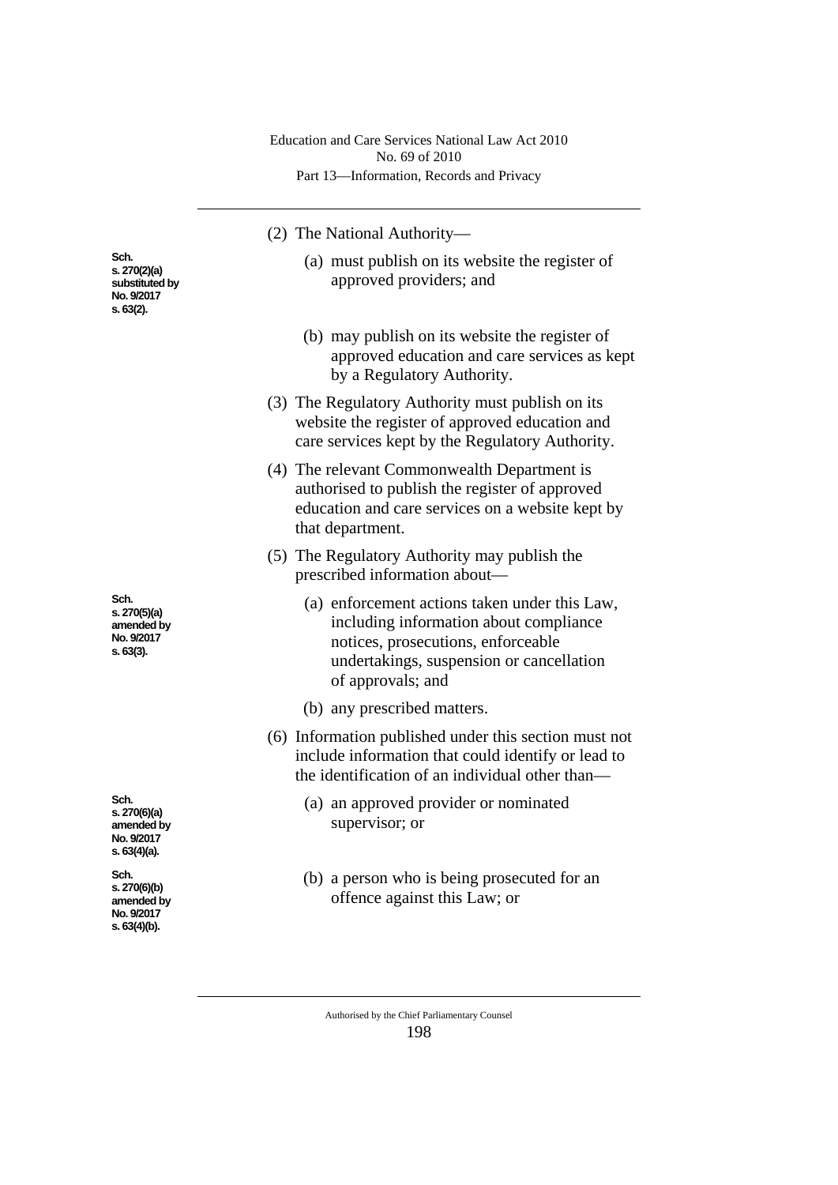Sch. s. 270(2)(a) substituted by No. 9/2017 s. 63(2).

(2) The National Authority—

(a) must publish on its website the register of approved providers; and

(b) may publish on its website the register of approved education and care services as kept by a Regulatory Authority.

(3) The Regulatory Authority must publish on its website the register of approved education and care services kept by the Regulatory Authority.

(4) The relevant Commonwealth Department is authorised to publish the register of approved education and care services on a website kept by that department.

(5) The Regulatory Authority may publish the prescribed information about—

Sch. s. 270(5)(a) amended by No. 9/2017 s. 63(3).

(a) enforcement actions taken under this Law, including information about compliance notices, prosecutions, enforceable undertakings, suspension or cancellation of approvals; and

(b) any prescribed matters.

(6) Information published under this section must not include information that could identify or lead to the identification of an individual other than—

Sch. s. 270(6)(a) amended by No. 9/2017 s. 63(4)(a).

(a) an approved provider or nominated supervisor; or

Sch. s. 270(6)(b) amended by No. 9/2017 s. 63(4)(b).

(b) a person who is being prosecuted for an offence against this Law; or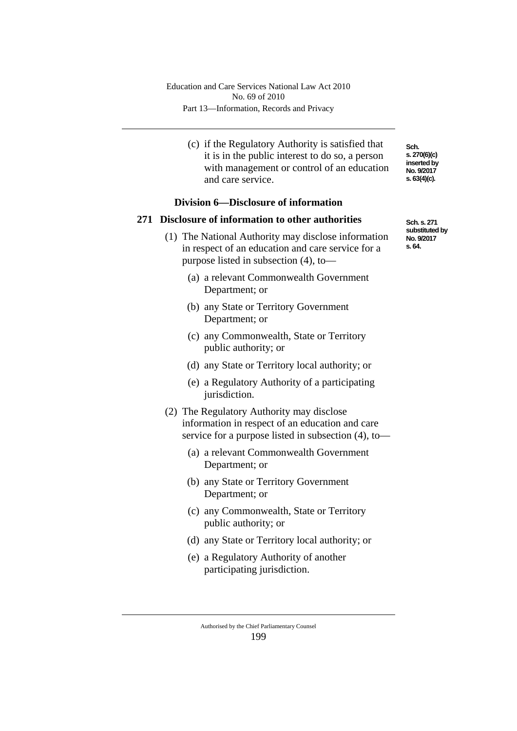(c) if the Regulatory Authority is satisfied that it is in the public interest to do so, a person with management or control of an education and care service.

Sch. s. 270(6)(c) inserted by No. 9/2017 s. 63(4)(c).

### Division 6—Disclosure of information

#### 271 Disclosure of information to other authorities

Sch. s. 271 substituted by No. 9/2017 s. 64.

(1) The National Authority may disclose information in respect of an education and care service for a purpose listed in subsection (4), to—

(a) a relevant Commonwealth Government Department; or

(b) any State or Territory Government Department; or

(c) any Commonwealth, State or Territory public authority; or

(d) any State or Territory local authority; or

(e) a Regulatory Authority of a participating jurisdiction.

(2) The Regulatory Authority may disclose information in respect of an education and care service for a purpose listed in subsection (4), to—

(a) a relevant Commonwealth Government Department; or

(b) any State or Territory Government Department; or

(c) any Commonwealth, State or Territory public authority; or

(d) any State or Territory local authority; or

(e) a Regulatory Authority of another participating jurisdiction.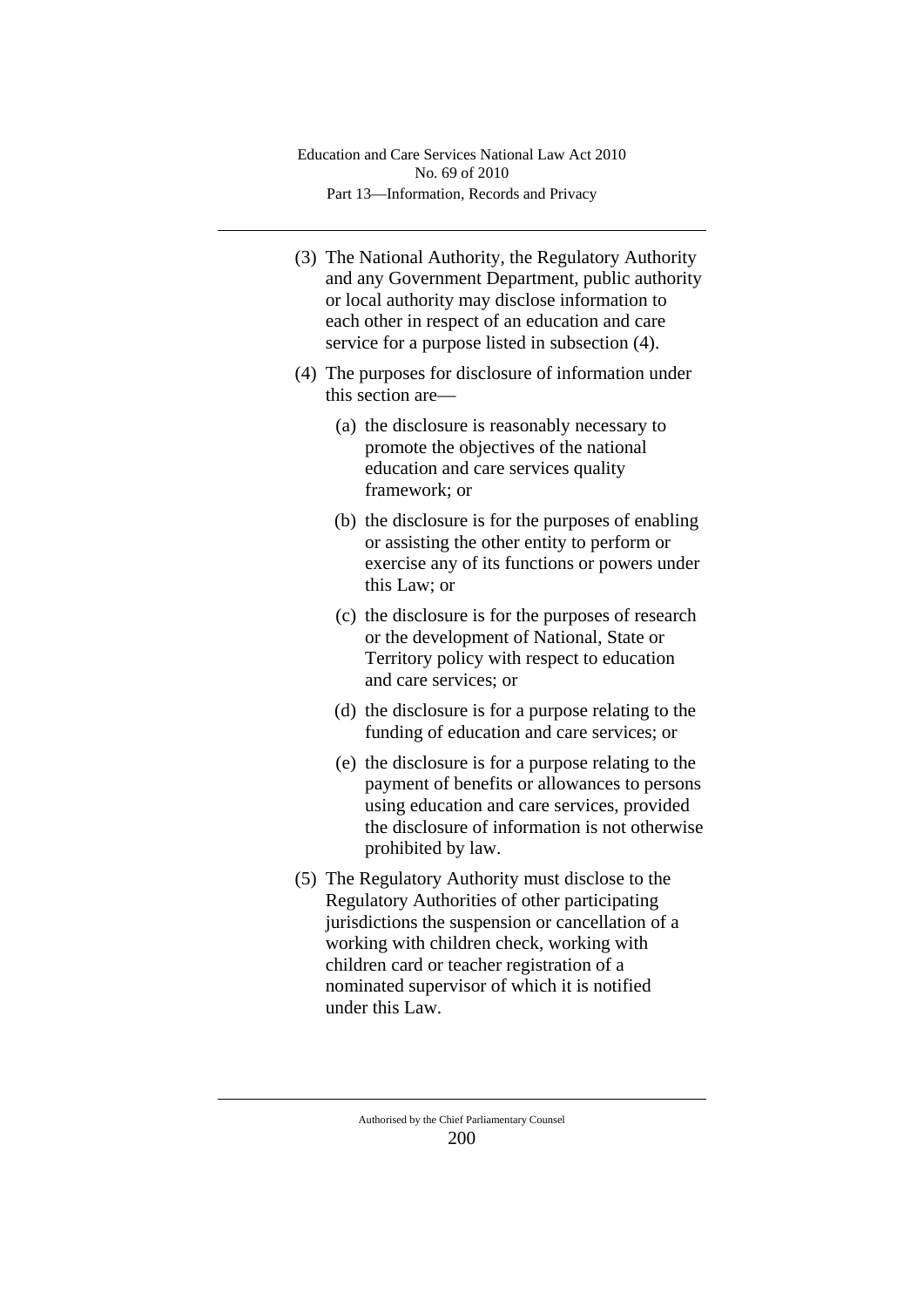(3) The National Authority, the Regulatory Authority and any Government Department, public authority or local authority may disclose information to each other in respect of an education and care service for a purpose listed in subsection (4).

(4) The purposes for disclosure of information under this section are—

  (a) the disclosure is reasonably necessary to promote the objectives of the national education and care services quality framework; or

  (b) the disclosure is for the purposes of enabling or assisting the other entity to perform or exercise any of its functions or powers under this Law; or

  (c) the disclosure is for the purposes of research or the development of National, State or Territory policy with respect to education and care services; or

  (d) the disclosure is for a purpose relating to the funding of education and care services; or

  (e) the disclosure is for a purpose relating to the payment of benefits or allowances to persons using education and care services, provided the disclosure of information is not otherwise prohibited by law.

(5) The Regulatory Authority must disclose to the Regulatory Authorities of other participating jurisdictions the suspension or cancellation of a working with children check, working with children card or teacher registration of a nominated supervisor of which it is notified under this Law.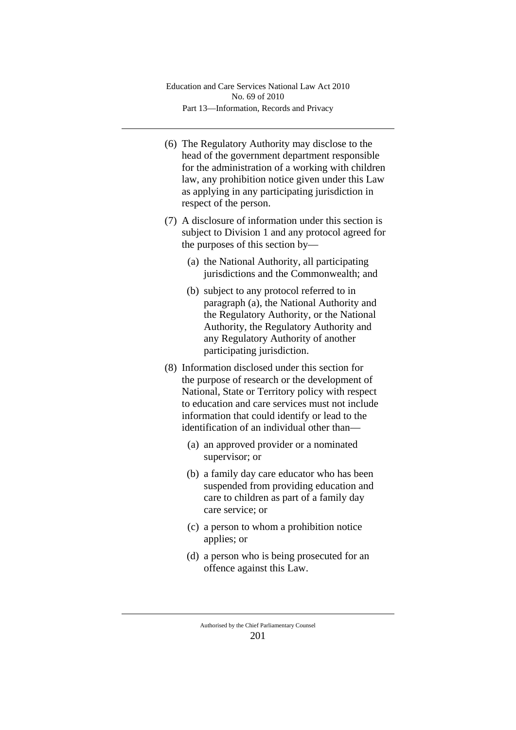(6) The Regulatory Authority may disclose to the head of the government department responsible for the administration of a working with children law, any prohibition notice given under this Law as applying in any participating jurisdiction in respect of the person.

(7) A disclosure of information under this section is subject to Division 1 and any protocol agreed for the purposes of this section by—

   (a) the National Authority, all participating jurisdictions and the Commonwealth; and

   (b) subject to any protocol referred to in paragraph (a), the National Authority and the Regulatory Authority, or the National Authority, the Regulatory Authority and any Regulatory Authority of another participating jurisdiction.

(8) Information disclosed under this section for the purpose of research or the development of National, State or Territory policy with respect to education and care services must not include information that could identify or lead to the identification of an individual other than—

   (a) an approved provider or a nominated supervisor; or

   (b) a family day care educator who has been suspended from providing education and care to children as part of a family day care service; or

   (c) a person to whom a prohibition notice applies; or

   (d) a person who is being prosecuted for an offence against this Law.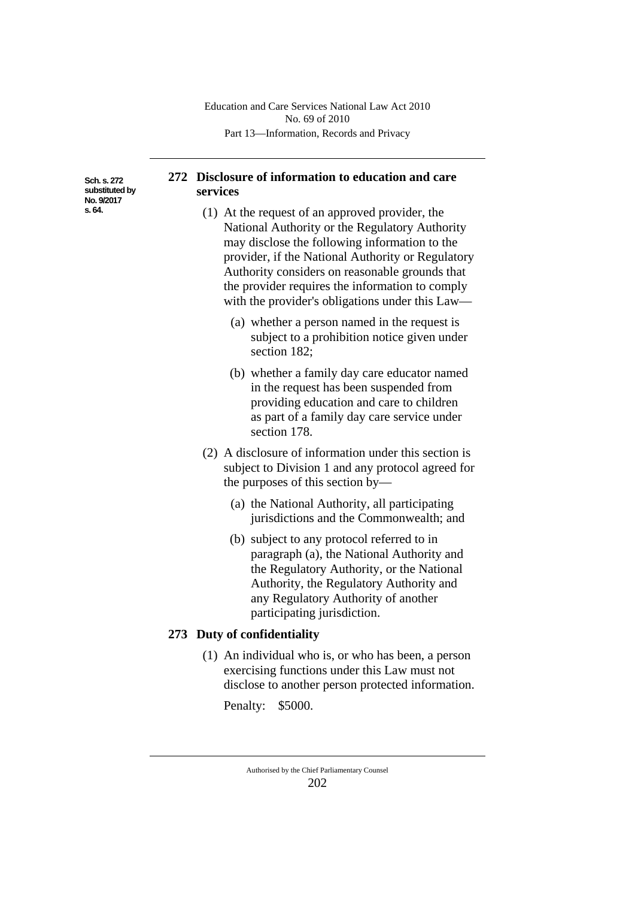Sch. s. 272 substituted by No. 9/2017 s. 64.

## 272 Disclosure of information to education and care services

(1) At the request of an approved provider, the National Authority or the Regulatory Authority may disclose the following information to the provider, if the National Authority or Regulatory Authority considers on reasonable grounds that the provider requires the information to comply with the provider's obligations under this Law—

(a) whether a person named in the request is subject to a prohibition notice given under section 182;

(b) whether a family day care educator named in the request has been suspended from providing education and care to children as part of a family day care service under section 178.

(2) A disclosure of information under this section is subject to Division 1 and any protocol agreed for the purposes of this section by—

(a) the National Authority, all participating jurisdictions and the Commonwealth; and

(b) subject to any protocol referred to in paragraph (a), the National Authority and the Regulatory Authority, or the National Authority, the Regulatory Authority and any Regulatory Authority of another participating jurisdiction.

## 273 Duty of confidentiality

(1) An individual who is, or who has been, a person exercising functions under this Law must not disclose to another person protected information.

Penalty: $5000.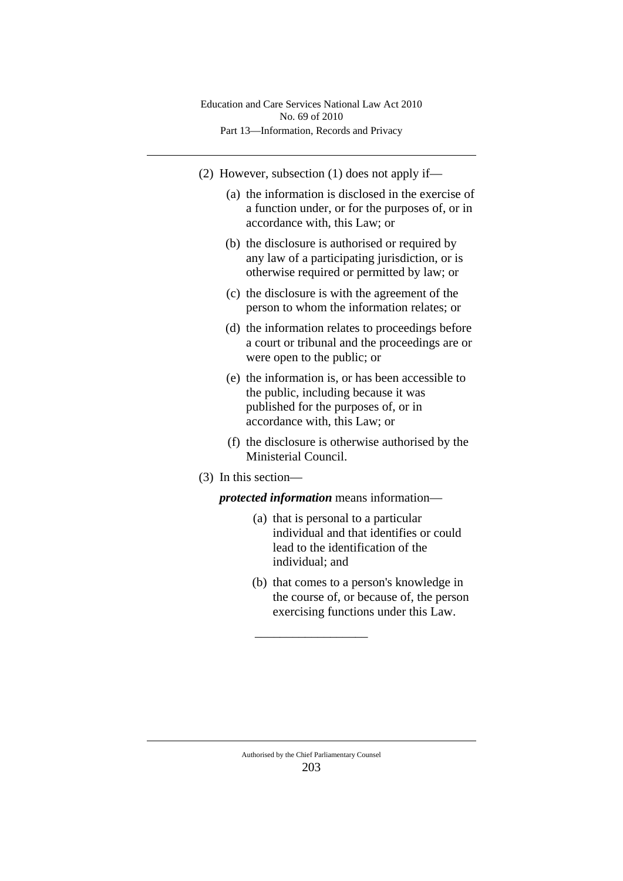(2) However, subsection (1) does not apply if—

(a) the information is disclosed in the exercise of a function under, or for the purposes of, or in accordance with, this Law; or

(b) the disclosure is authorised or required by any law of a participating jurisdiction, or is otherwise required or permitted by law; or

(c) the disclosure is with the agreement of the person to whom the information relates; or

(d) the information relates to proceedings before a court or tribunal and the proceedings are or were open to the public; or

(e) the information is, or has been accessible to the public, including because it was published for the purposes of, or in accordance with, this Law; or

(f) the disclosure is otherwise authorised by the Ministerial Council.

(3) In this section—

***protected information*** means information—

(a) that is personal to a particular individual and that identifies or could lead to the identification of the individual; and

(b) that comes to a person's knowledge in the course of, or because of, the person exercising functions under this Law.

__________________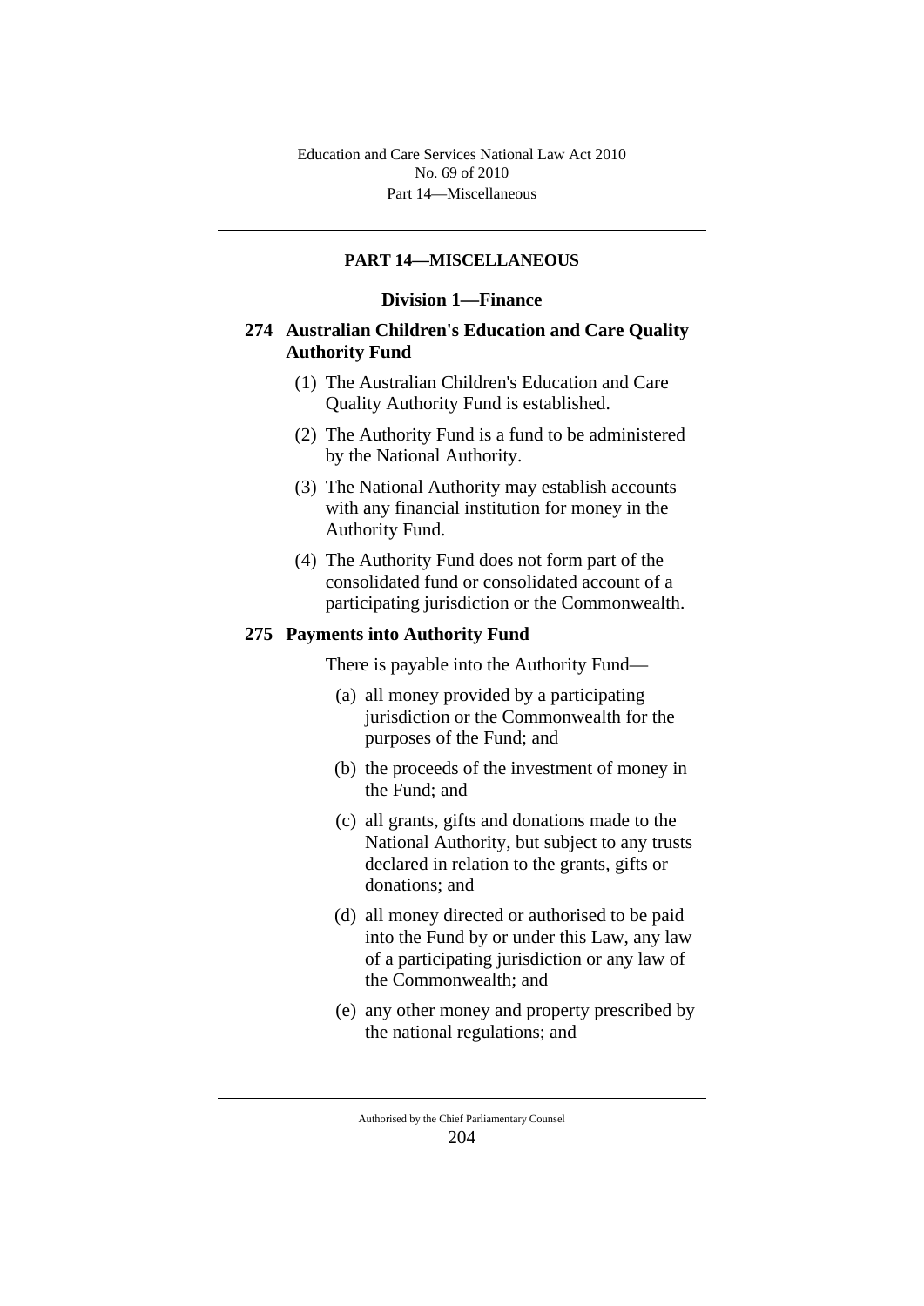## PART 14—MISCELLANEOUS

### Division 1—Finance

#### 274 Australian Children's Education and Care Quality Authority Fund

(1) The Australian Children's Education and Care Quality Authority Fund is established.

(2) The Authority Fund is a fund to be administered by the National Authority.

(3) The National Authority may establish accounts with any financial institution for money in the Authority Fund.

(4) The Authority Fund does not form part of the consolidated fund or consolidated account of a participating jurisdiction or the Commonwealth.

#### 275 Payments into Authority Fund

There is payable into the Authority Fund—

(a) all money provided by a participating jurisdiction or the Commonwealth for the purposes of the Fund; and

(b) the proceeds of the investment of money in the Fund; and

(c) all grants, gifts and donations made to the National Authority, but subject to any trusts declared in relation to the grants, gifts or donations; and

(d) all money directed or authorised to be paid into the Fund by or under this Law, any law of a participating jurisdiction or any law of the Commonwealth; and

(e) any other money and property prescribed by the national regulations; and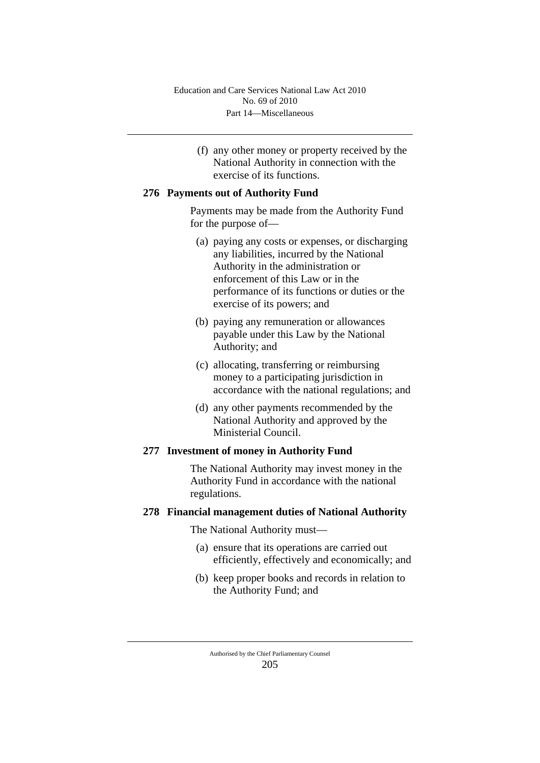(f) any other money or property received by the National Authority in connection with the exercise of its functions.

### 276 Payments out of Authority Fund

Payments may be made from the Authority Fund for the purpose of—

(a) paying any costs or expenses, or discharging any liabilities, incurred by the National Authority in the administration or enforcement of this Law or in the performance of its functions or duties or the exercise of its powers; and

(b) paying any remuneration or allowances payable under this Law by the National Authority; and

(c) allocating, transferring or reimbursing money to a participating jurisdiction in accordance with the national regulations; and

(d) any other payments recommended by the National Authority and approved by the Ministerial Council.

### 277 Investment of money in Authority Fund

The National Authority may invest money in the Authority Fund in accordance with the national regulations.

### 278 Financial management duties of National Authority

The National Authority must—

(a) ensure that its operations are carried out efficiently, effectively and economically; and

(b) keep proper books and records in relation to the Authority Fund; and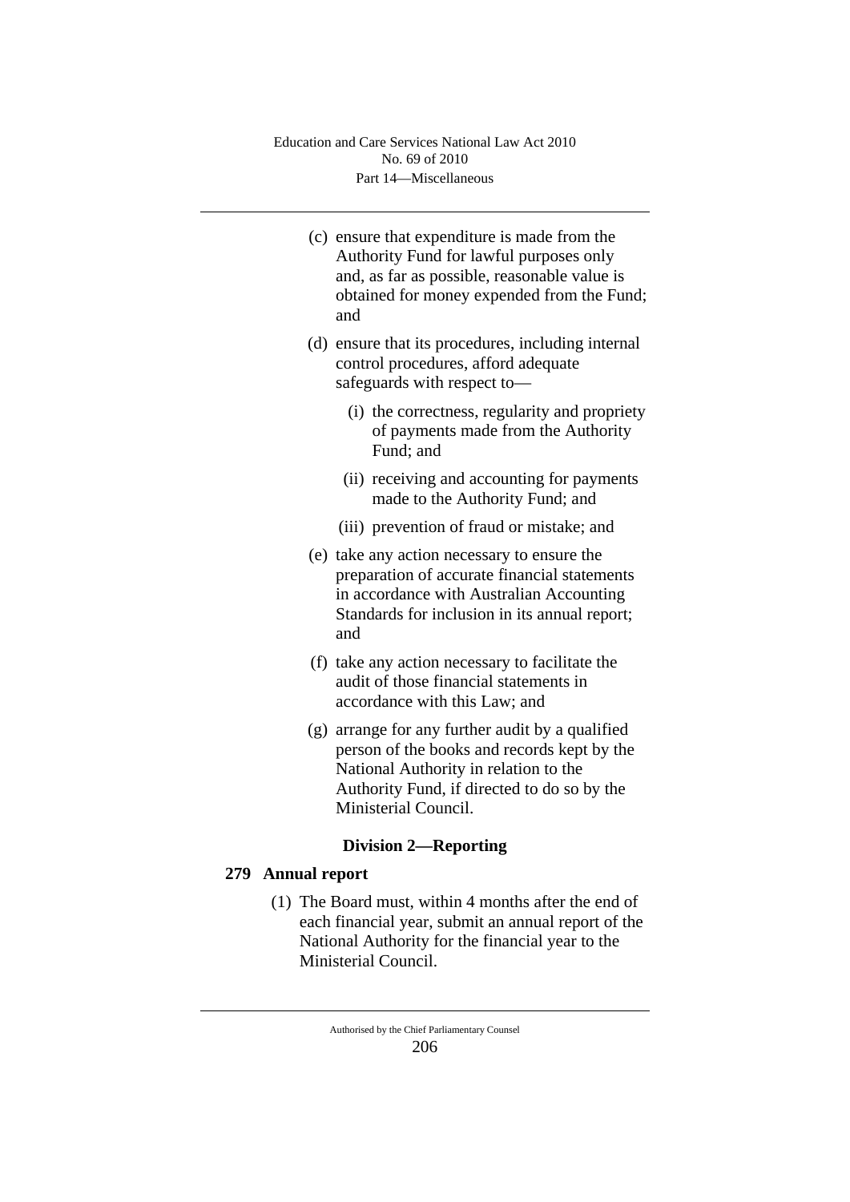(c) ensure that expenditure is made from the Authority Fund for lawful purposes only and, as far as possible, reasonable value is obtained for money expended from the Fund; and

(d) ensure that its procedures, including internal control procedures, afford adequate safeguards with respect to—

  (i) the correctness, regularity and propriety of payments made from the Authority Fund; and

  (ii) receiving and accounting for payments made to the Authority Fund; and

  (iii) prevention of fraud or mistake; and

(e) take any action necessary to ensure the preparation of accurate financial statements in accordance with Australian Accounting Standards for inclusion in its annual report; and

(f) take any action necessary to facilitate the audit of those financial statements in accordance with this Law; and

(g) arrange for any further audit by a qualified person of the books and records kept by the National Authority in relation to the Authority Fund, if directed to do so by the Ministerial Council.

### Division 2—Reporting

**279 Annual report**

(1) The Board must, within 4 months after the end of each financial year, submit an annual report of the National Authority for the financial year to the Ministerial Council.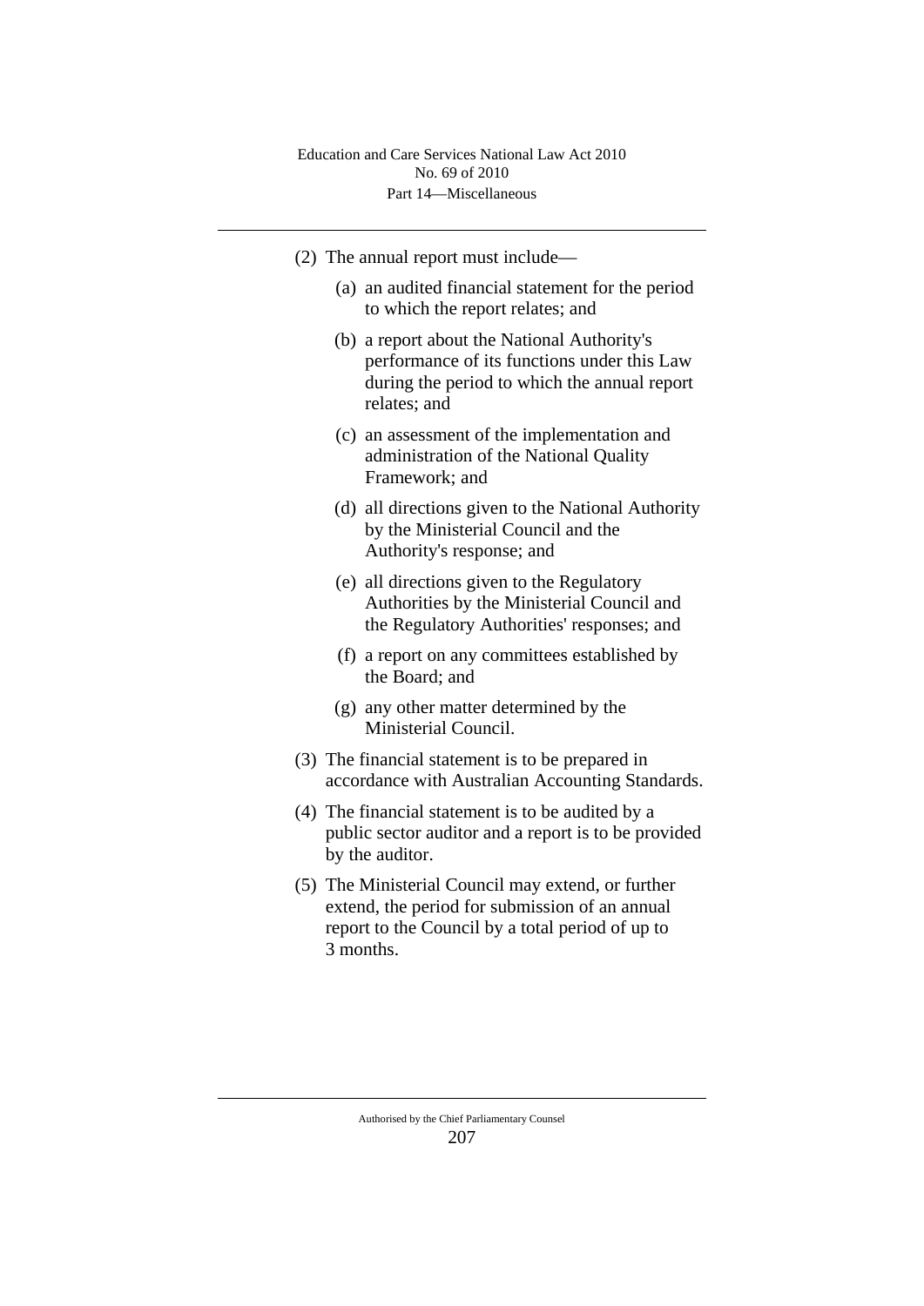(2) The annual report must include—

(a) an audited financial statement for the period to which the report relates; and

(b) a report about the National Authority's performance of its functions under this Law during the period to which the annual report relates; and

(c) an assessment of the implementation and administration of the National Quality Framework; and

(d) all directions given to the National Authority by the Ministerial Council and the Authority's response; and

(e) all directions given to the Regulatory Authorities by the Ministerial Council and the Regulatory Authorities' responses; and

(f) a report on any committees established by the Board; and

(g) any other matter determined by the Ministerial Council.

(3) The financial statement is to be prepared in accordance with Australian Accounting Standards.

(4) The financial statement is to be audited by a public sector auditor and a report is to be provided by the auditor.

(5) The Ministerial Council may extend, or further extend, the period for submission of an annual report to the Council by a total period of up to 3 months.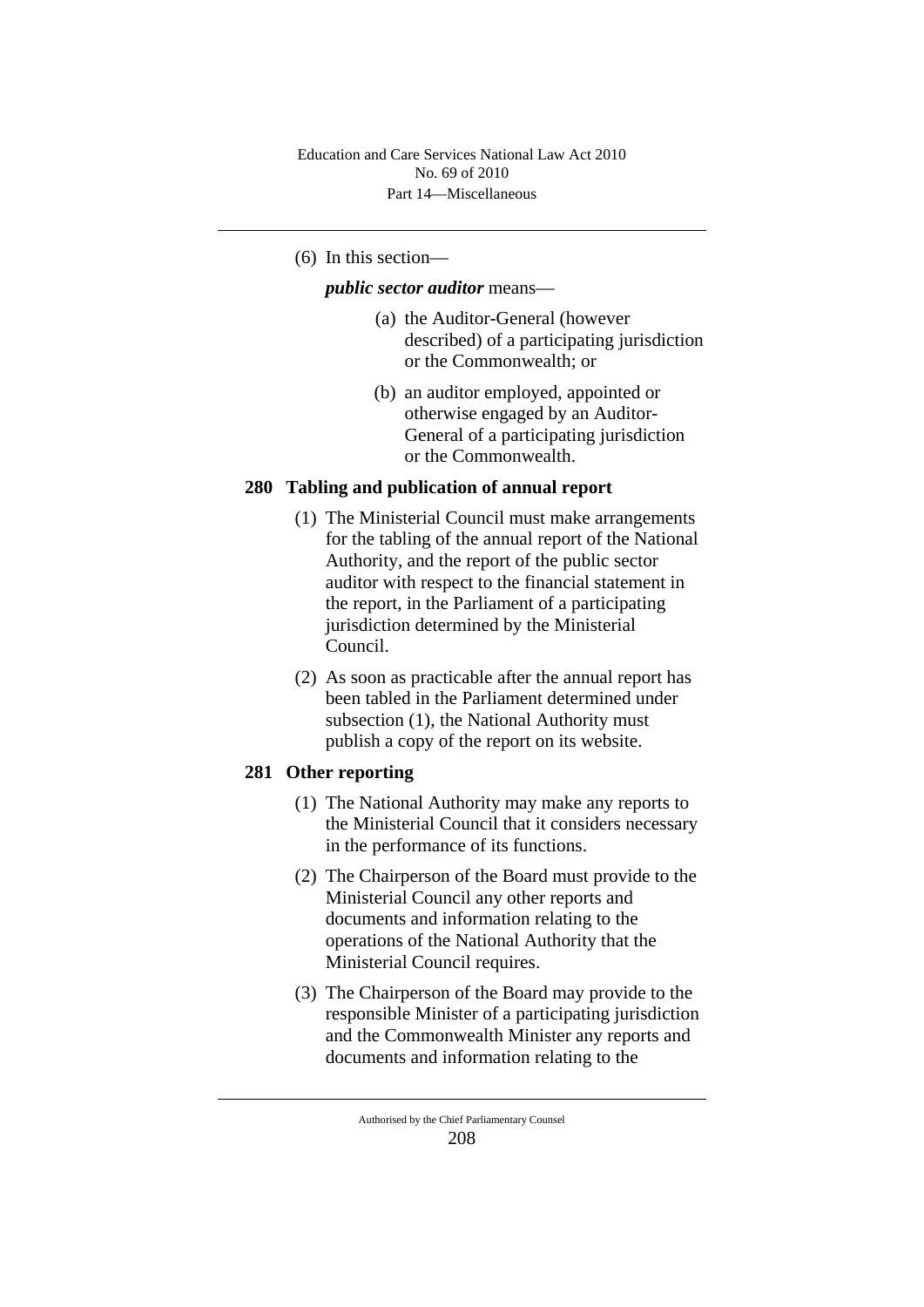(6) In this section—

***public sector auditor*** means—

(a) the Auditor-General (however described) of a participating jurisdiction or the Commonwealth; or

(b) an auditor employed, appointed or otherwise engaged by an Auditor-General of a participating jurisdiction or the Commonwealth.

### 280 Tabling and publication of annual report

(1) The Ministerial Council must make arrangements for the tabling of the annual report of the National Authority, and the report of the public sector auditor with respect to the financial statement in the report, in the Parliament of a participating jurisdiction determined by the Ministerial Council.

(2) As soon as practicable after the annual report has been tabled in the Parliament determined under subsection (1), the National Authority must publish a copy of the report on its website.

### 281 Other reporting

(1) The National Authority may make any reports to the Ministerial Council that it considers necessary in the performance of its functions.

(2) The Chairperson of the Board must provide to the Ministerial Council any other reports and documents and information relating to the operations of the National Authority that the Ministerial Council requires.

(3) The Chairperson of the Board may provide to the responsible Minister of a participating jurisdiction and the Commonwealth Minister any reports and documents and information relating to the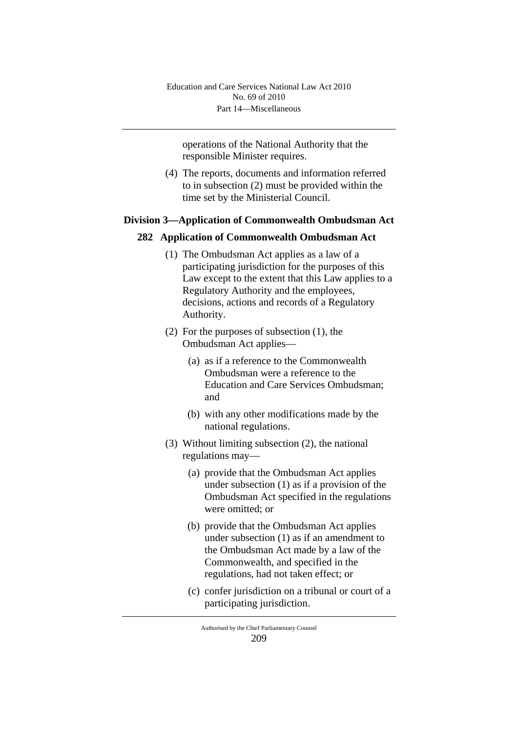operations of the National Authority that the responsible Minister requires.

(4) The reports, documents and information referred to in subsection (2) must be provided within the time set by the Ministerial Council.

## Division 3—Application of Commonwealth Ombudsman Act

### 282 Application of Commonwealth Ombudsman Act

(1) The Ombudsman Act applies as a law of a participating jurisdiction for the purposes of this Law except to the extent that this Law applies to a Regulatory Authority and the employees, decisions, actions and records of a Regulatory Authority.

(2) For the purposes of subsection (1), the Ombudsman Act applies—

(a) as if a reference to the Commonwealth Ombudsman were a reference to the Education and Care Services Ombudsman; and

(b) with any other modifications made by the national regulations.

(3) Without limiting subsection (2), the national regulations may—

(a) provide that the Ombudsman Act applies under subsection (1) as if a provision of the Ombudsman Act specified in the regulations were omitted; or

(b) provide that the Ombudsman Act applies under subsection (1) as if an amendment to the Ombudsman Act made by a law of the Commonwealth, and specified in the regulations, had not taken effect; or

(c) confer jurisdiction on a tribunal or court of a participating jurisdiction.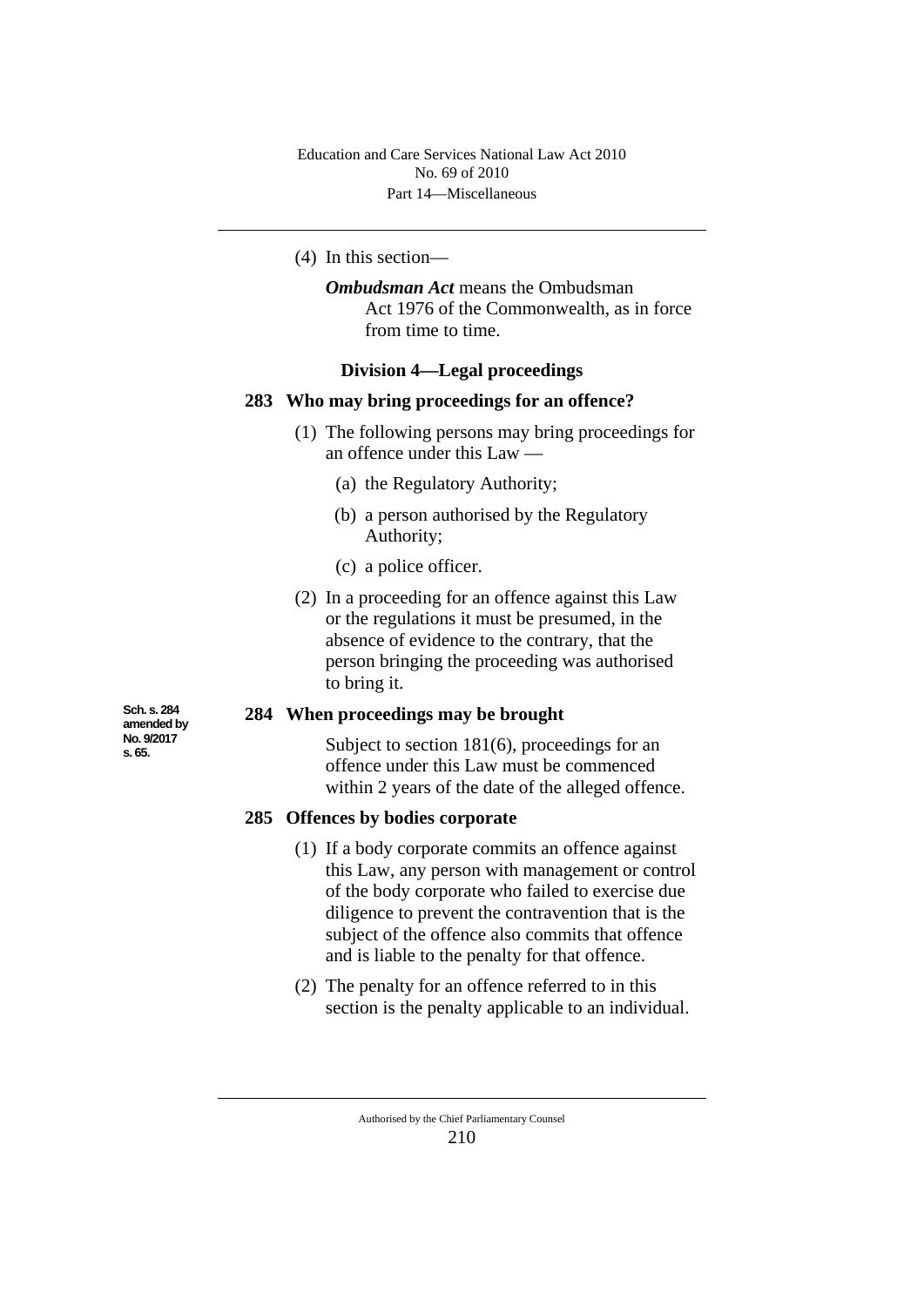(4) In this section—

***Ombudsman Act*** means the Ombudsman Act 1976 of the Commonwealth, as in force from time to time.

## Division 4—Legal proceedings

### 283 Who may bring proceedings for an offence?

(1) The following persons may bring proceedings for an offence under this Law —

(a) the Regulatory Authority;

(b) a person authorised by the Regulatory Authority;

(c) a police officer.

(2) In a proceeding for an offence against this Law or the regulations it must be presumed, in the absence of evidence to the contrary, that the person bringing the proceeding was authorised to bring it.

### 284 When proceedings may be brought

Sch. s. 284 amended by No. 9/2017 s. 65.

Subject to section 181(6), proceedings for an offence under this Law must be commenced within 2 years of the date of the alleged offence.

### 285 Offences by bodies corporate

(1) If a body corporate commits an offence against this Law, any person with management or control of the body corporate who failed to exercise due diligence to prevent the contravention that is the subject of the offence also commits that offence and is liable to the penalty for that offence.

(2) The penalty for an offence referred to in this section is the penalty applicable to an individual.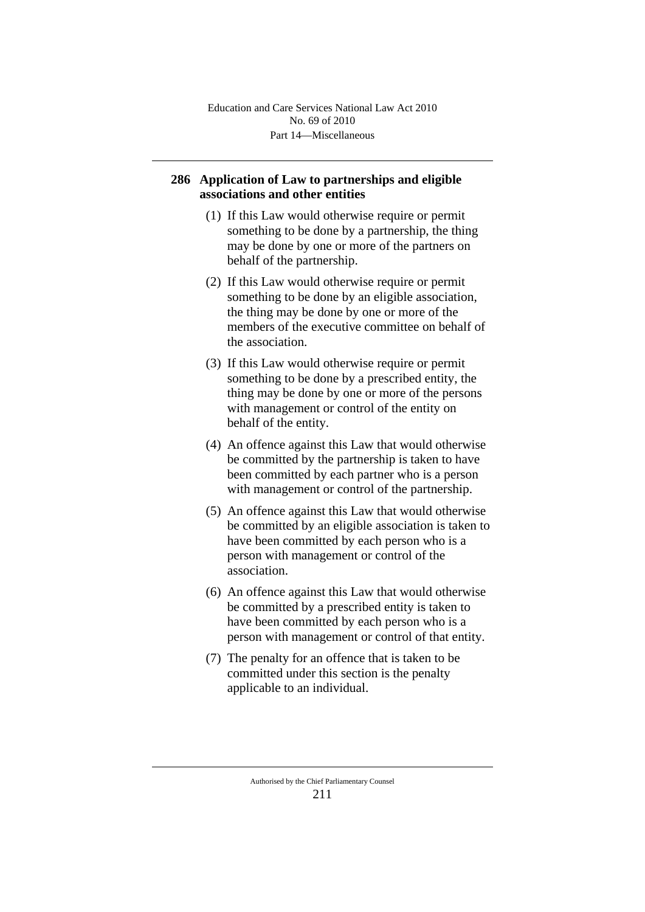## 286 Application of Law to partnerships and eligible associations and other entities

(1) If this Law would otherwise require or permit something to be done by a partnership, the thing may be done by one or more of the partners on behalf of the partnership.

(2) If this Law would otherwise require or permit something to be done by an eligible association, the thing may be done by one or more of the members of the executive committee on behalf of the association.

(3) If this Law would otherwise require or permit something to be done by a prescribed entity, the thing may be done by one or more of the persons with management or control of the entity on behalf of the entity.

(4) An offence against this Law that would otherwise be committed by the partnership is taken to have been committed by each partner who is a person with management or control of the partnership.

(5) An offence against this Law that would otherwise be committed by an eligible association is taken to have been committed by each person who is a person with management or control of the association.

(6) An offence against this Law that would otherwise be committed by a prescribed entity is taken to have been committed by each person who is a person with management or control of that entity.

(7) The penalty for an offence that is taken to be committed under this section is the penalty applicable to an individual.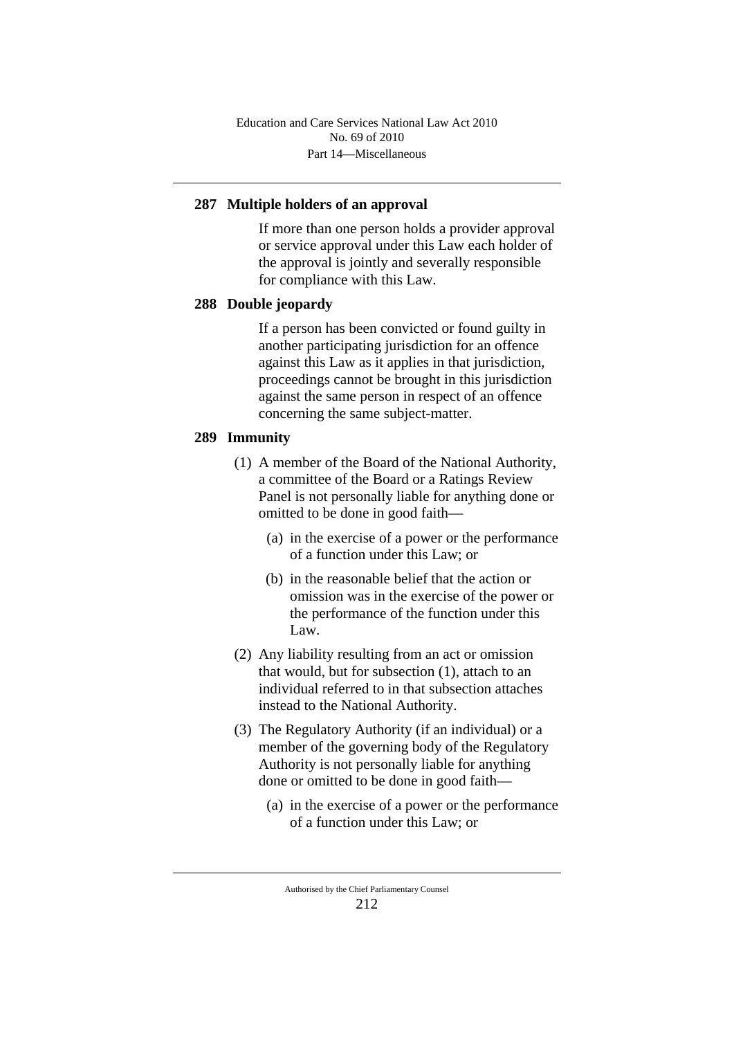### 287 Multiple holders of an approval

If more than one person holds a provider approval or service approval under this Law each holder of the approval is jointly and severally responsible for compliance with this Law.

### 288 Double jeopardy

If a person has been convicted or found guilty in another participating jurisdiction for an offence against this Law as it applies in that jurisdiction, proceedings cannot be brought in this jurisdiction against the same person in respect of an offence concerning the same subject-matter.

### 289 Immunity

(1) A member of the Board of the National Authority, a committee of the Board or a Ratings Review Panel is not personally liable for anything done or omitted to be done in good faith—

(a) in the exercise of a power or the performance of a function under this Law; or

(b) in the reasonable belief that the action or omission was in the exercise of the power or the performance of the function under this Law.

(2) Any liability resulting from an act or omission that would, but for subsection (1), attach to an individual referred to in that subsection attaches instead to the National Authority.

(3) The Regulatory Authority (if an individual) or a member of the governing body of the Regulatory Authority is not personally liable for anything done or omitted to be done in good faith—

(a) in the exercise of a power or the performance of a function under this Law; or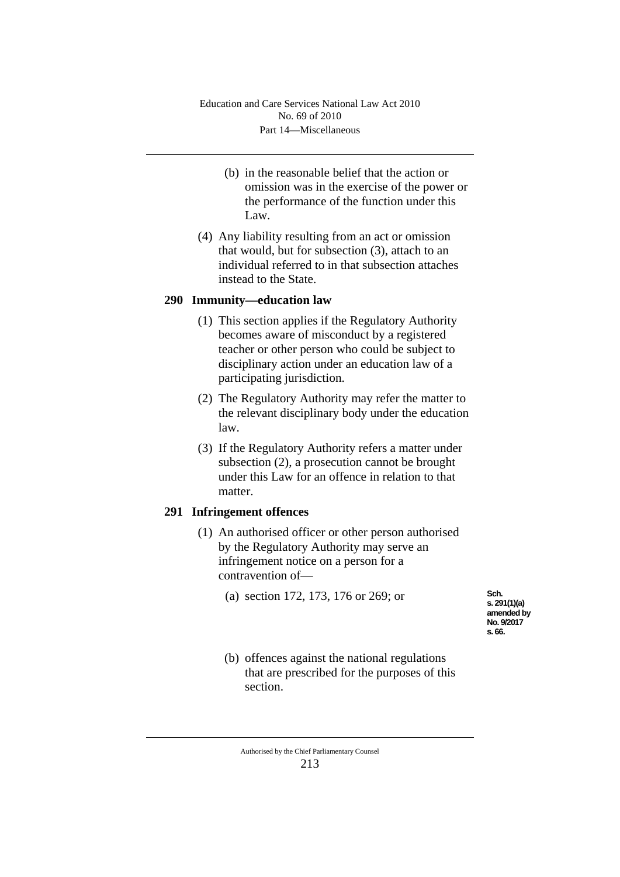(b) in the reasonable belief that the action or omission was in the exercise of the power or the performance of the function under this Law.

(4) Any liability resulting from an act or omission that would, but for subsection (3), attach to an individual referred to in that subsection attaches instead to the State.

### 290 Immunity—education law

(1) This section applies if the Regulatory Authority becomes aware of misconduct by a registered teacher or other person who could be subject to disciplinary action under an education law of a participating jurisdiction.

(2) The Regulatory Authority may refer the matter to the relevant disciplinary body under the education law.

(3) If the Regulatory Authority refers a matter under subsection (2), a prosecution cannot be brought under this Law for an offence in relation to that matter.

### 291 Infringement offences

(1) An authorised officer or other person authorised by the Regulatory Authority may serve an infringement notice on a person for a contravention of—

(a) section 172, 173, 176 or 269; or

Sch. s. 291(1)(a) amended by No. 9/2017 s. 66.

(b) offences against the national regulations that are prescribed for the purposes of this section.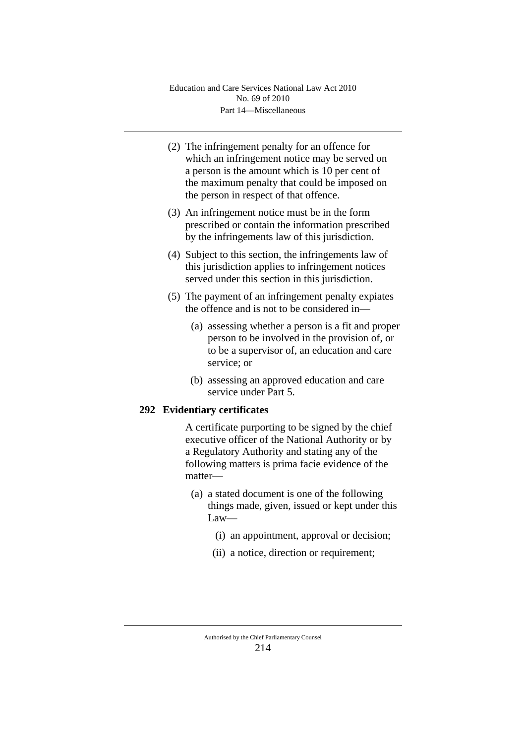(2) The infringement penalty for an offence for which an infringement notice may be served on a person is the amount which is 10 per cent of the maximum penalty that could be imposed on the person in respect of that offence.

(3) An infringement notice must be in the form prescribed or contain the information prescribed by the infringements law of this jurisdiction.

(4) Subject to this section, the infringements law of this jurisdiction applies to infringement notices served under this section in this jurisdiction.

(5) The payment of an infringement penalty expiates the offence and is not to be considered in—

  (a) assessing whether a person is a fit and proper person to be involved in the provision of, or to be a supervisor of, an education and care service; or

  (b) assessing an approved education and care service under Part 5.

### 292 Evidentiary certificates

A certificate purporting to be signed by the chief executive officer of the National Authority or by a Regulatory Authority and stating any of the following matters is prima facie evidence of the matter—

  (a) a stated document is one of the following things made, given, issued or kept under this Law—

    (i) an appointment, approval or decision;

    (ii) a notice, direction or requirement;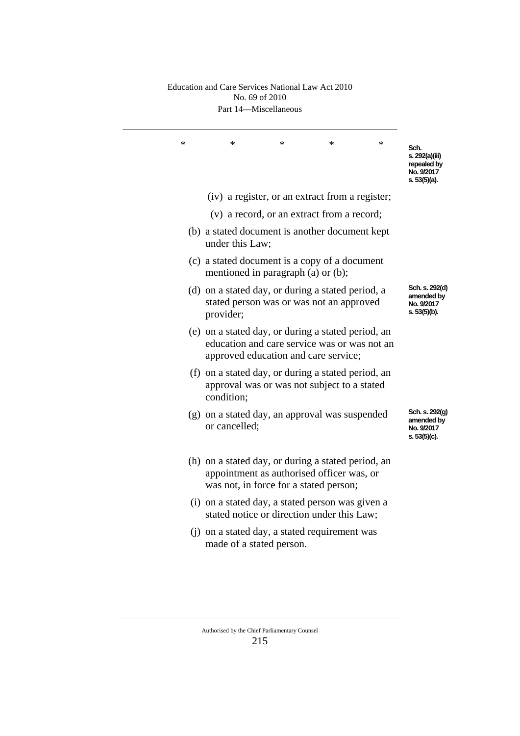\*            \*            \*            \*            \*

Sch. s. 292(a)(iii) repealed by No. 9/2017 s. 53(5)(a).

(iv) a register, or an extract from a register;

(v) a record, or an extract from a record;

(b) a stated document is another document kept under this Law;

(c) a stated document is a copy of a document mentioned in paragraph (a) or (b);

(d) on a stated day, or during a stated period, a stated person was or was not an approved provider;

Sch. s. 292(d) amended by No. 9/2017 s. 53(5)(b).

(e) on a stated day, or during a stated period, an education and care service was or was not an approved education and care service;

(f) on a stated day, or during a stated period, an approval was or was not subject to a stated condition;

(g) on a stated day, an approval was suspended or cancelled;

Sch. s. 292(g) amended by No. 9/2017 s. 53(5)(c).

(h) on a stated day, or during a stated period, an appointment as authorised officer was, or was not, in force for a stated person;

(i) on a stated day, a stated person was given a stated notice or direction under this Law;

(j) on a stated day, a stated requirement was made of a stated person.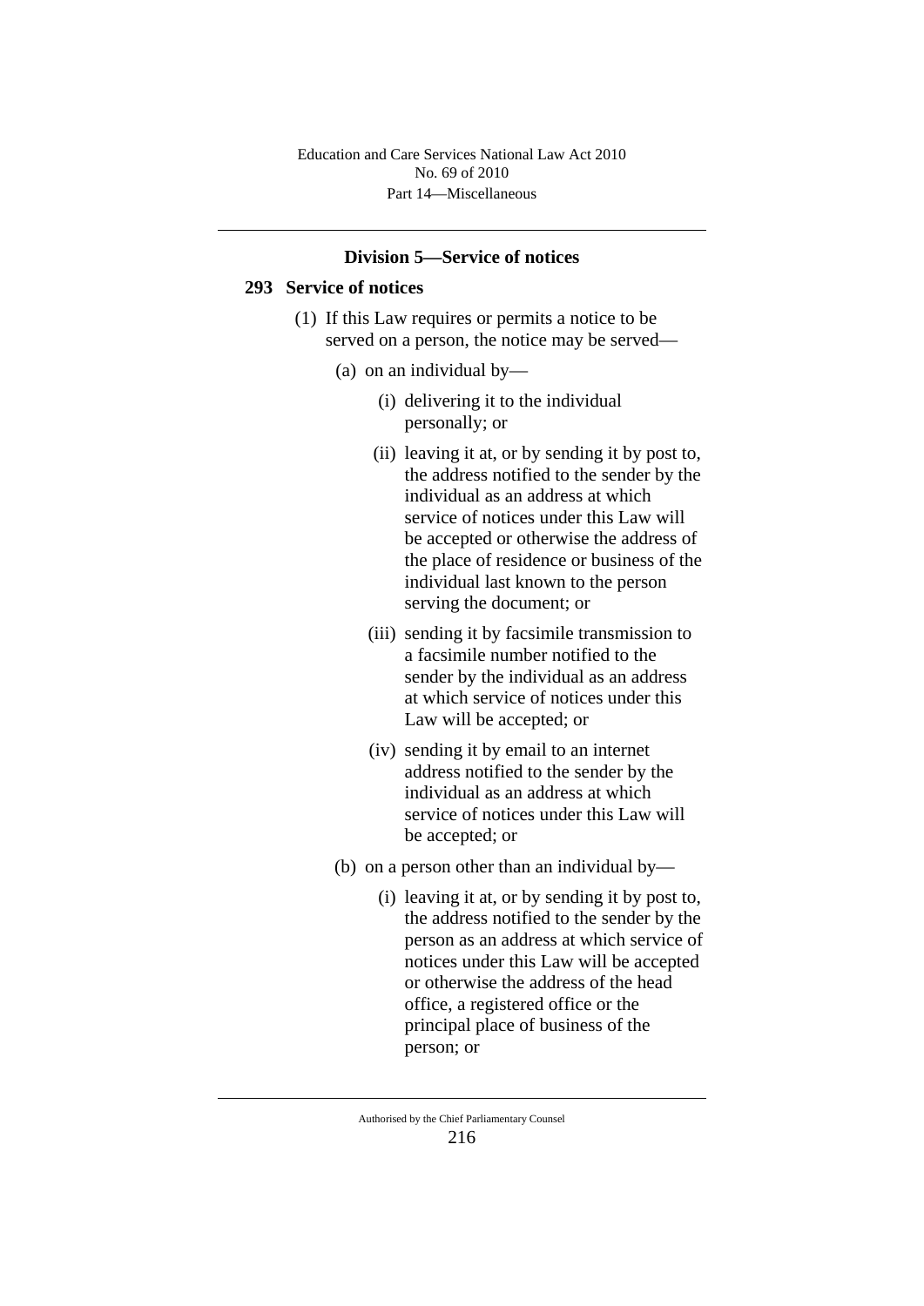### Division 5—Service of notices

#### 293 Service of notices

(1) If this Law requires or permits a notice to be served on a person, the notice may be served—

(a) on an individual by—

(i) delivering it to the individual personally; or

(ii) leaving it at, or by sending it by post to, the address notified to the sender by the individual as an address at which service of notices under this Law will be accepted or otherwise the address of the place of residence or business of the individual last known to the person serving the document; or

(iii) sending it by facsimile transmission to a facsimile number notified to the sender by the individual as an address at which service of notices under this Law will be accepted; or

(iv) sending it by email to an internet address notified to the sender by the individual as an address at which service of notices under this Law will be accepted; or

(b) on a person other than an individual by—

(i) leaving it at, or by sending it by post to, the address notified to the sender by the person as an address at which service of notices under this Law will be accepted or otherwise the address of the head office, a registered office or the principal place of business of the person; or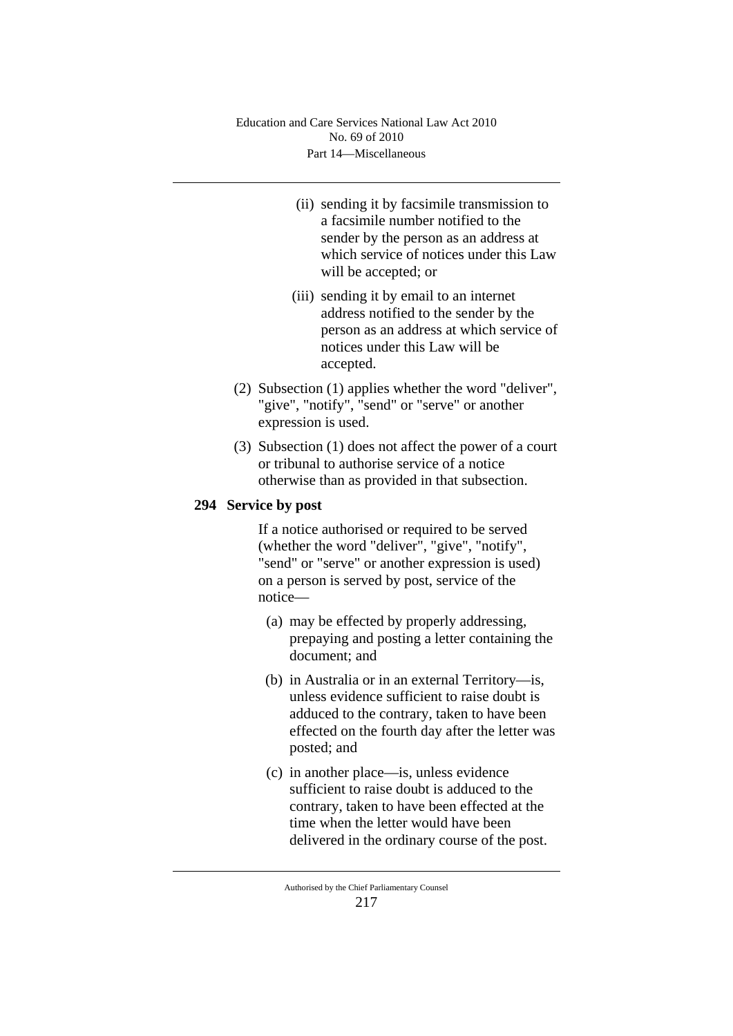(ii) sending it by facsimile transmission to a facsimile number notified to the sender by the person as an address at which service of notices under this Law will be accepted; or

(iii) sending it by email to an internet address notified to the sender by the person as an address at which service of notices under this Law will be accepted.

(2) Subsection (1) applies whether the word "deliver", "give", "notify", "send" or "serve" or another expression is used.

(3) Subsection (1) does not affect the power of a court or tribunal to authorise service of a notice otherwise than as provided in that subsection.

### 294 Service by post

If a notice authorised or required to be served (whether the word "deliver", "give", "notify", "send" or "serve" or another expression is used) on a person is served by post, service of the notice—

(a) may be effected by properly addressing, prepaying and posting a letter containing the document; and

(b) in Australia or in an external Territory—is, unless evidence sufficient to raise doubt is adduced to the contrary, taken to have been effected on the fourth day after the letter was posted; and

(c) in another place—is, unless evidence sufficient to raise doubt is adduced to the contrary, taken to have been effected at the time when the letter would have been delivered in the ordinary course of the post.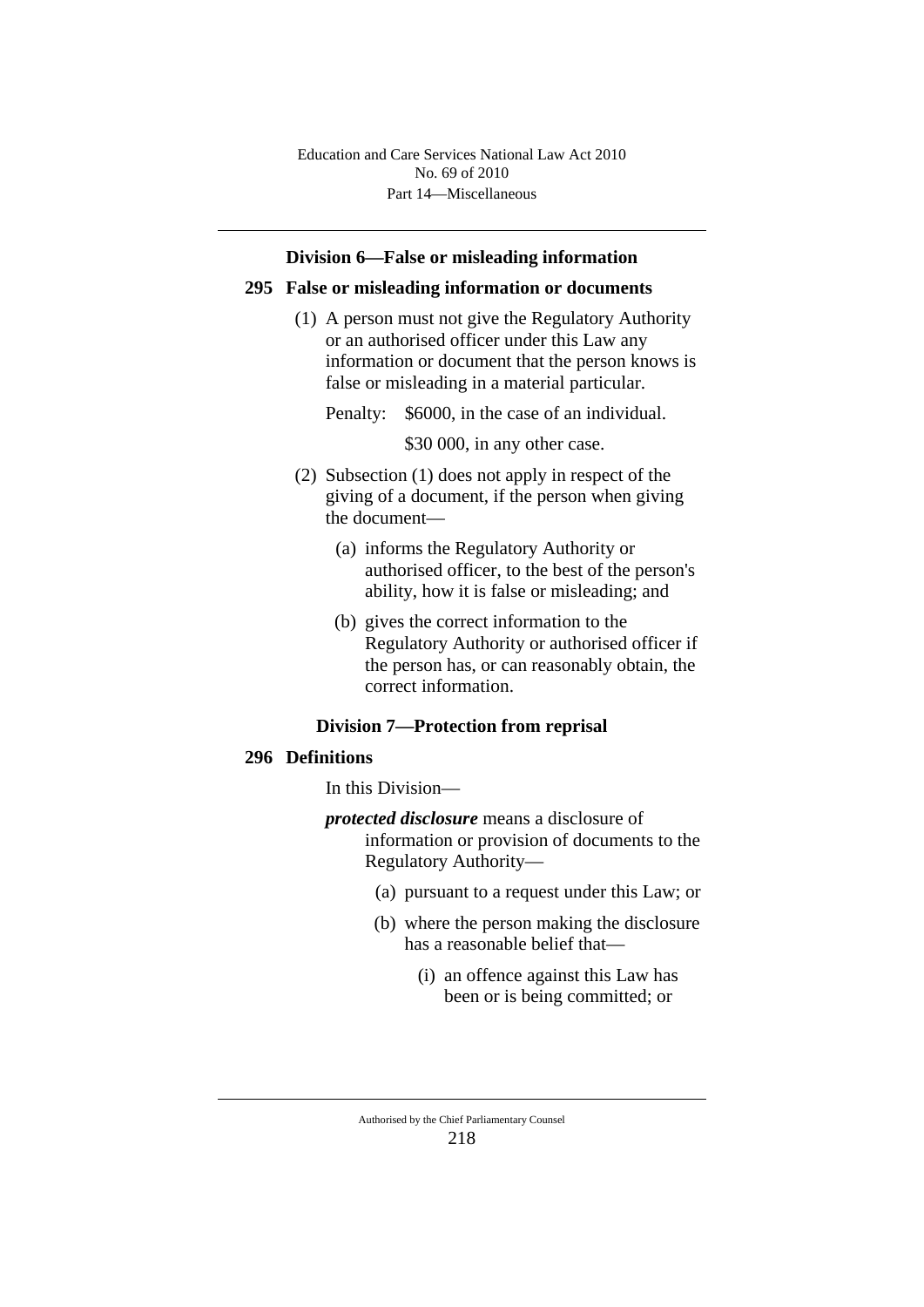## Division 6—False or misleading information

### 295 False or misleading information or documents

(1) A person must not give the Regulatory Authority or an authorised officer under this Law any information or document that the person knows is false or misleading in a material particular.

Penalty: $6000, in the case of an individual.

$30 000, in any other case.

(2) Subsection (1) does not apply in respect of the giving of a document, if the person when giving the document—

(a) informs the Regulatory Authority or authorised officer, to the best of the person's ability, how it is false or misleading; and

(b) gives the correct information to the Regulatory Authority or authorised officer if the person has, or can reasonably obtain, the correct information.

## Division 7—Protection from reprisal

### 296 Definitions

In this Division—

***protected disclosure*** means a disclosure of information or provision of documents to the Regulatory Authority—

(a) pursuant to a request under this Law; or

(b) where the person making the disclosure has a reasonable belief that—

(i) an offence against this Law has been or is being committed; or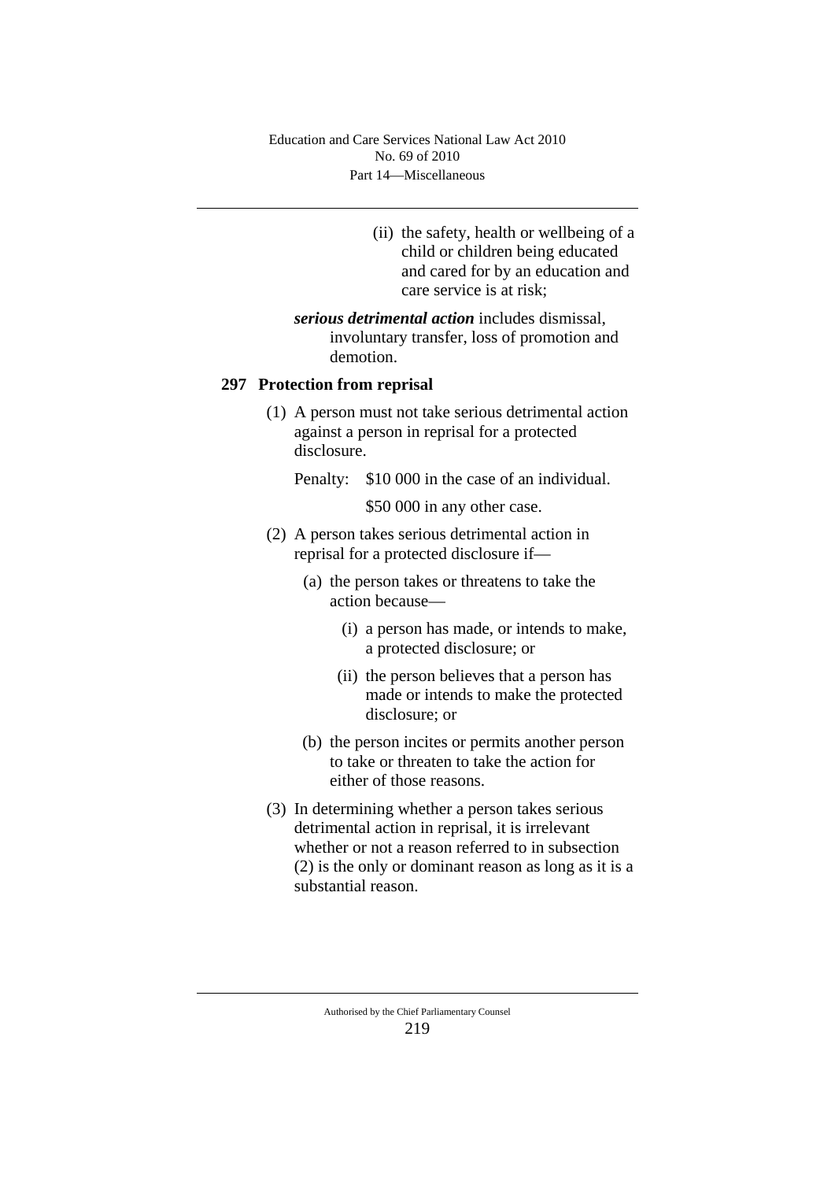(ii) the safety, health or wellbeing of a child or children being educated and cared for by an education and care service is at risk;

***serious detrimental action*** includes dismissal, involuntary transfer, loss of promotion and demotion.

### 297 Protection from reprisal

(1) A person must not take serious detrimental action against a person in reprisal for a protected disclosure.

Penalty: $10 000 in the case of an individual.

$50 000 in any other case.

(2) A person takes serious detrimental action in reprisal for a protected disclosure if—

(a) the person takes or threatens to take the action because—

(i) a person has made, or intends to make, a protected disclosure; or

(ii) the person believes that a person has made or intends to make the protected disclosure; or

(b) the person incites or permits another person to take or threaten to take the action for either of those reasons.

(3) In determining whether a person takes serious detrimental action in reprisal, it is irrelevant whether or not a reason referred to in subsection (2) is the only or dominant reason as long as it is a substantial reason.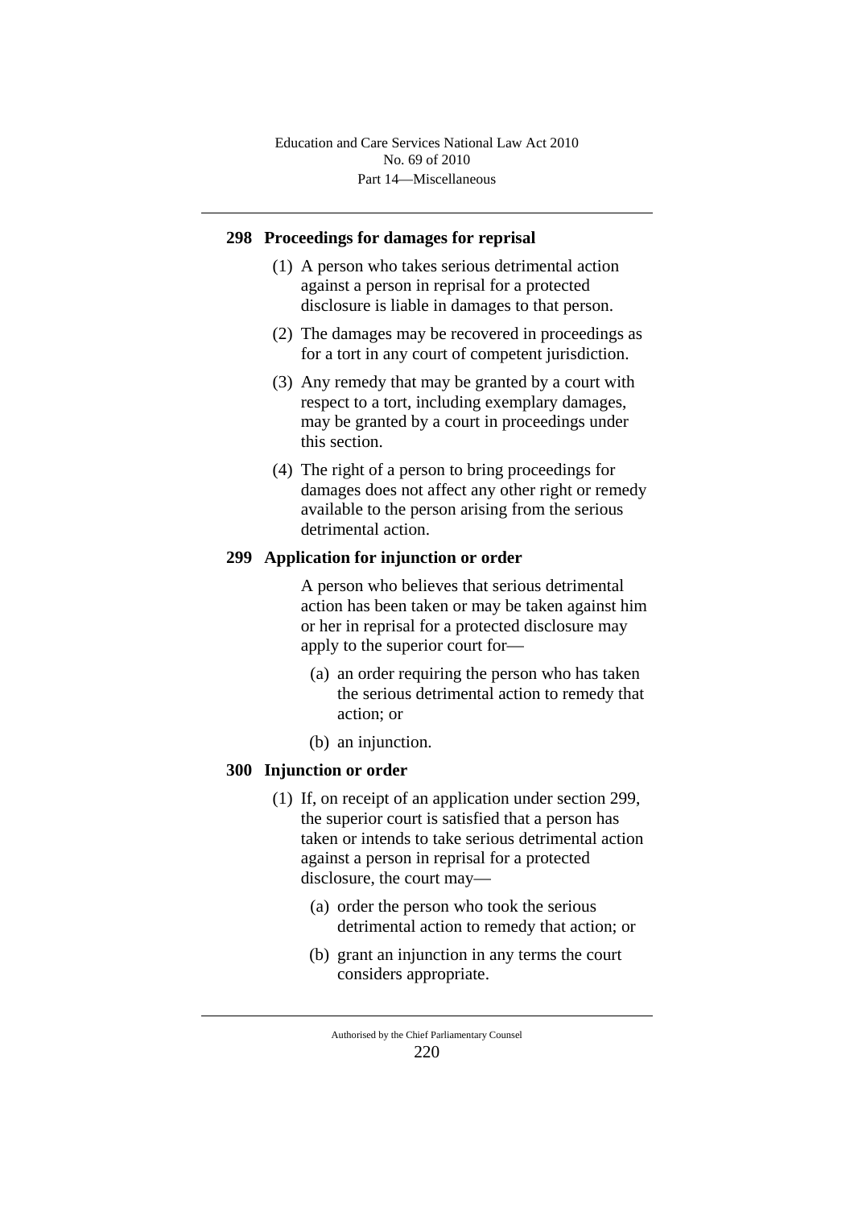## 298 Proceedings for damages for reprisal

(1) A person who takes serious detrimental action against a person in reprisal for a protected disclosure is liable in damages to that person.

(2) The damages may be recovered in proceedings as for a tort in any court of competent jurisdiction.

(3) Any remedy that may be granted by a court with respect to a tort, including exemplary damages, may be granted by a court in proceedings under this section.

(4) The right of a person to bring proceedings for damages does not affect any other right or remedy available to the person arising from the serious detrimental action.

## 299 Application for injunction or order

A person who believes that serious detrimental action has been taken or may be taken against him or her in reprisal for a protected disclosure may apply to the superior court for—

(a) an order requiring the person who has taken the serious detrimental action to remedy that action; or

(b) an injunction.

## 300 Injunction or order

(1) If, on receipt of an application under section 299, the superior court is satisfied that a person has taken or intends to take serious detrimental action against a person in reprisal for a protected disclosure, the court may—

(a) order the person who took the serious detrimental action to remedy that action; or

(b) grant an injunction in any terms the court considers appropriate.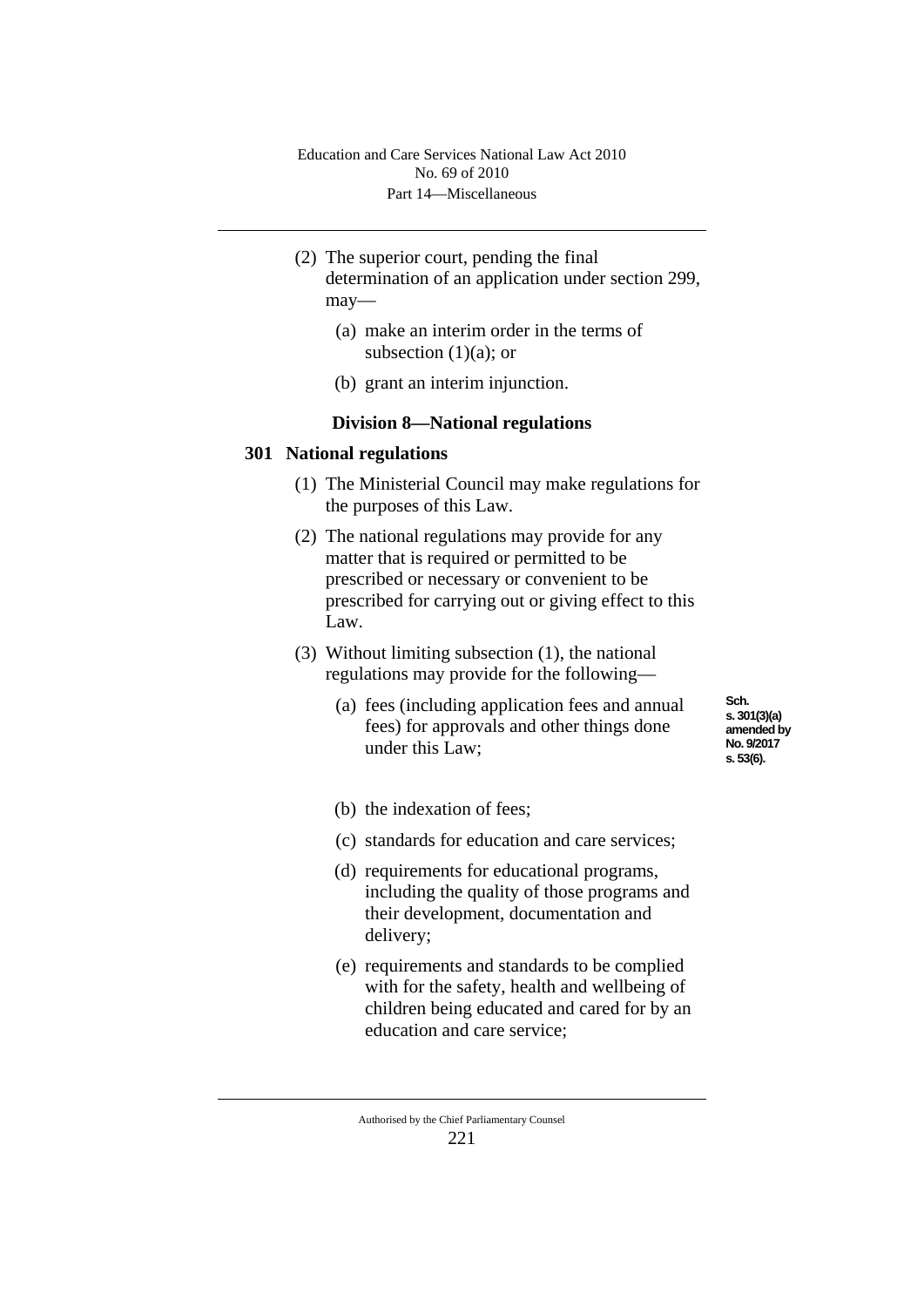(2) The superior court, pending the final determination of an application under section 299, may—

(a) make an interim order in the terms of subsection (1)(a); or

(b) grant an interim injunction.

### Division 8—National regulations

#### 301 National regulations

(1) The Ministerial Council may make regulations for the purposes of this Law.

(2) The national regulations may provide for any matter that is required or permitted to be prescribed or necessary or convenient to be prescribed for carrying out or giving effect to this Law.

(3) Without limiting subsection (1), the national regulations may provide for the following—

(a) fees (including application fees and annual fees) for approvals and other things done under this Law;

Sch. s. 301(3)(a) amended by No. 9/2017 s. 53(6).

(b) the indexation of fees;

(c) standards for education and care services;

(d) requirements for educational programs, including the quality of those programs and their development, documentation and delivery;

(e) requirements and standards to be complied with for the safety, health and wellbeing of children being educated and cared for by an education and care service;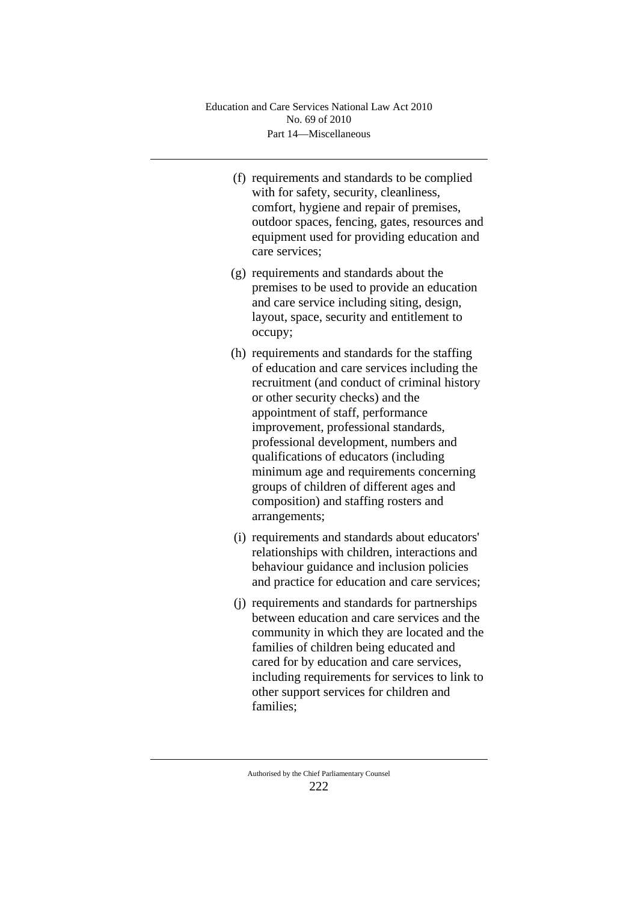(f) requirements and standards to be complied with for safety, security, cleanliness, comfort, hygiene and repair of premises, outdoor spaces, fencing, gates, resources and equipment used for providing education and care services;

(g) requirements and standards about the premises to be used to provide an education and care service including siting, design, layout, space, security and entitlement to occupy;

(h) requirements and standards for the staffing of education and care services including the recruitment (and conduct of criminal history or other security checks) and the appointment of staff, performance improvement, professional standards, professional development, numbers and qualifications of educators (including minimum age and requirements concerning groups of children of different ages and composition) and staffing rosters and arrangements;

(i) requirements and standards about educators' relationships with children, interactions and behaviour guidance and inclusion policies and practice for education and care services;

(j) requirements and standards for partnerships between education and care services and the community in which they are located and the families of children being educated and cared for by education and care services, including requirements for services to link to other support services for children and families;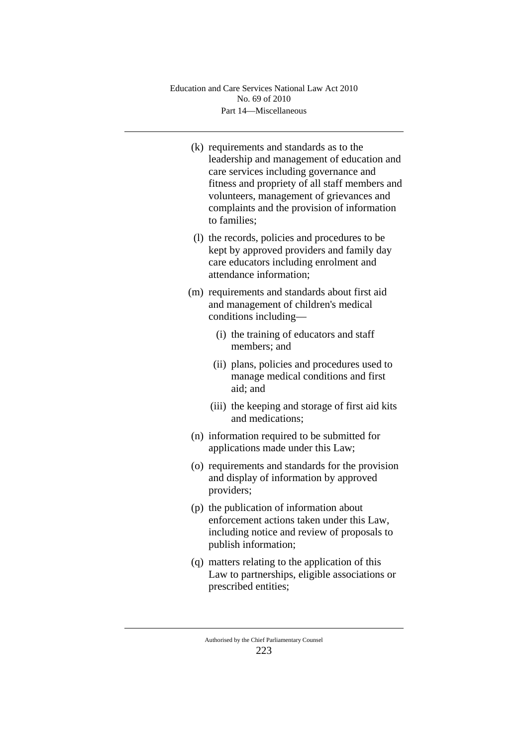(k) requirements and standards as to the leadership and management of education and care services including governance and fitness and propriety of all staff members and volunteers, management of grievances and complaints and the provision of information to families;

(l) the records, policies and procedures to be kept by approved providers and family day care educators including enrolment and attendance information;

(m) requirements and standards about first aid and management of children's medical conditions including—

   (i) the training of educators and staff members; and

   (ii) plans, policies and procedures used to manage medical conditions and first aid; and

   (iii) the keeping and storage of first aid kits and medications;

(n) information required to be submitted for applications made under this Law;

(o) requirements and standards for the provision and display of information by approved providers;

(p) the publication of information about enforcement actions taken under this Law, including notice and review of proposals to publish information;

(q) matters relating to the application of this Law to partnerships, eligible associations or prescribed entities;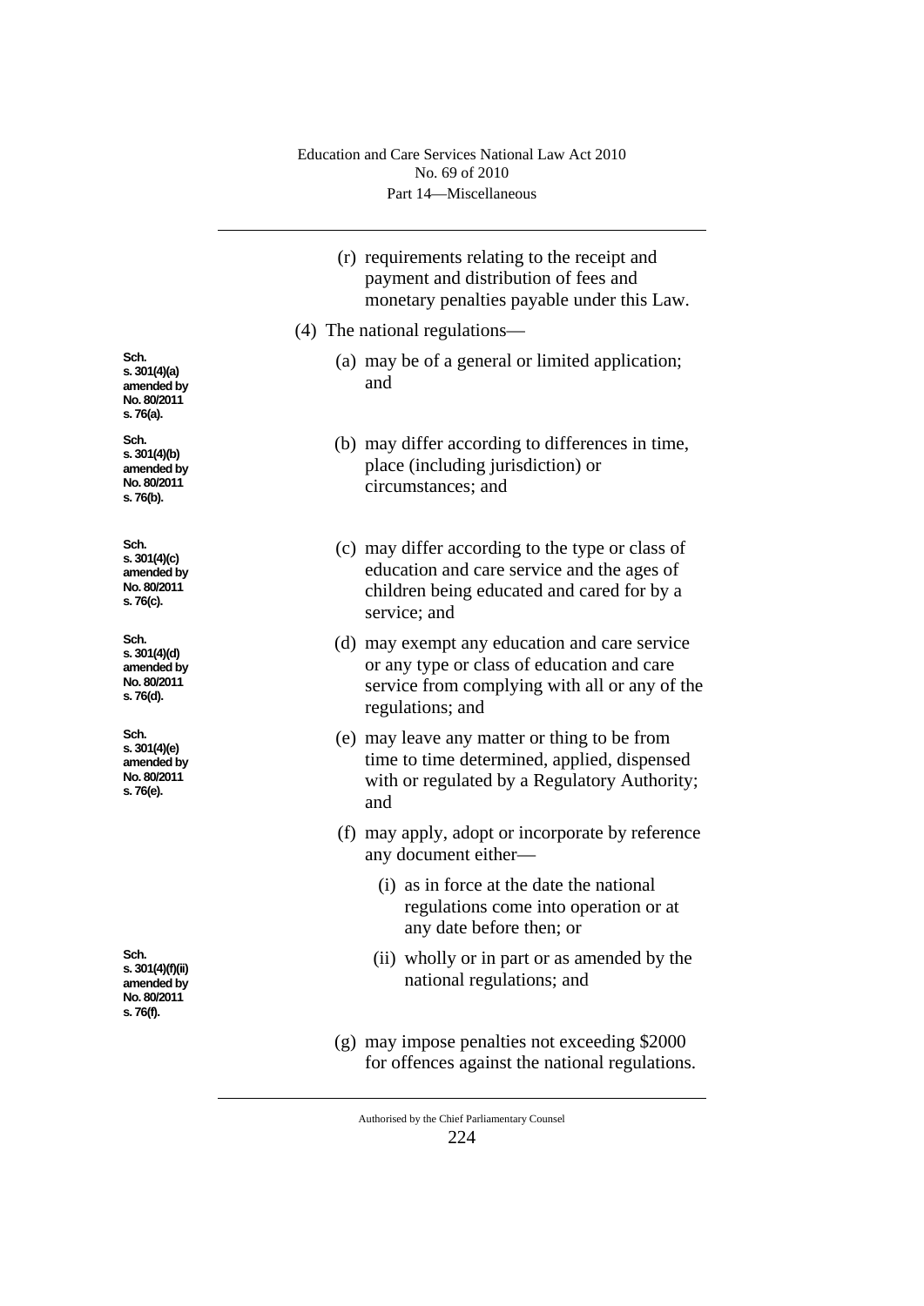(r) requirements relating to the receipt and payment and distribution of fees and monetary penalties payable under this Law.

(4) The national regulations—

Sch. s. 301(4)(a) amended by No. 80/2011 s. 76(a).

(a) may be of a general or limited application; and

Sch. s. 301(4)(b) amended by No. 80/2011 s. 76(b).

(b) may differ according to differences in time, place (including jurisdiction) or circumstances; and

Sch. s. 301(4)(c) amended by No. 80/2011 s. 76(c).

(c) may differ according to the type or class of education and care service and the ages of children being educated and cared for by a service; and

Sch. s. 301(4)(d) amended by No. 80/2011 s. 76(d).

(d) may exempt any education and care service or any type or class of education and care service from complying with all or any of the regulations; and

Sch. s. 301(4)(e) amended by No. 80/2011 s. 76(e).

(e) may leave any matter or thing to be from time to time determined, applied, dispensed with or regulated by a Regulatory Authority; and

(f) may apply, adopt or incorporate by reference any document either—

(i) as in force at the date the national regulations come into operation or at any date before then; or

Sch. s. 301(4)(f)(ii) amended by No. 80/2011 s. 76(f).

(ii) wholly or in part or as amended by the national regulations; and

(g) may impose penalties not exceeding $2000 for offences against the national regulations.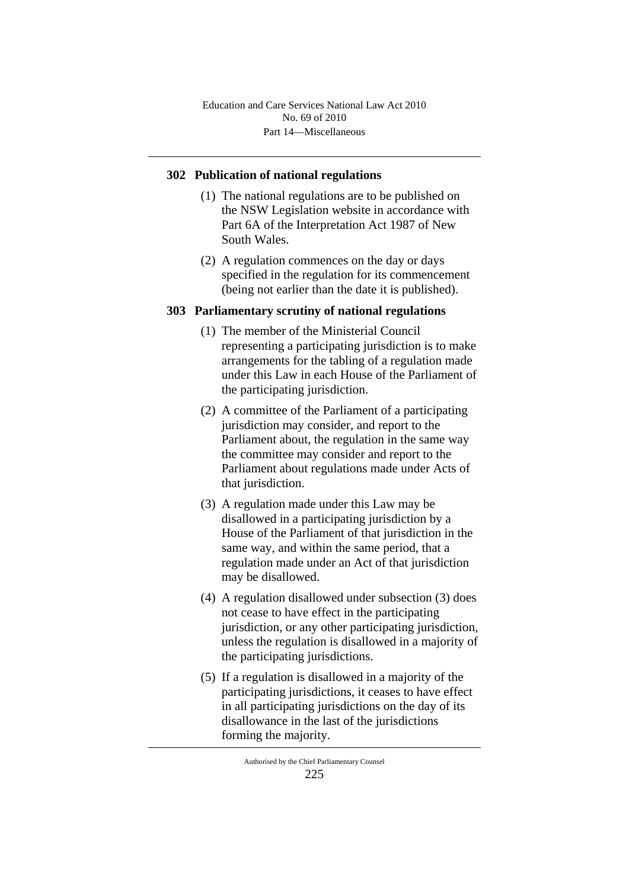### 302 Publication of national regulations

(1) The national regulations are to be published on the NSW Legislation website in accordance with Part 6A of the Interpretation Act 1987 of New South Wales.

(2) A regulation commences on the day or days specified in the regulation for its commencement (being not earlier than the date it is published).

### 303 Parliamentary scrutiny of national regulations

(1) The member of the Ministerial Council representing a participating jurisdiction is to make arrangements for the tabling of a regulation made under this Law in each House of the Parliament of the participating jurisdiction.

(2) A committee of the Parliament of a participating jurisdiction may consider, and report to the Parliament about, the regulation in the same way the committee may consider and report to the Parliament about regulations made under Acts of that jurisdiction.

(3) A regulation made under this Law may be disallowed in a participating jurisdiction by a House of the Parliament of that jurisdiction in the same way, and within the same period, that a regulation made under an Act of that jurisdiction may be disallowed.

(4) A regulation disallowed under subsection (3) does not cease to have effect in the participating jurisdiction, or any other participating jurisdiction, unless the regulation is disallowed in a majority of the participating jurisdictions.

(5) If a regulation is disallowed in a majority of the participating jurisdictions, it ceases to have effect in all participating jurisdictions on the day of its disallowance in the last of the jurisdictions forming the majority.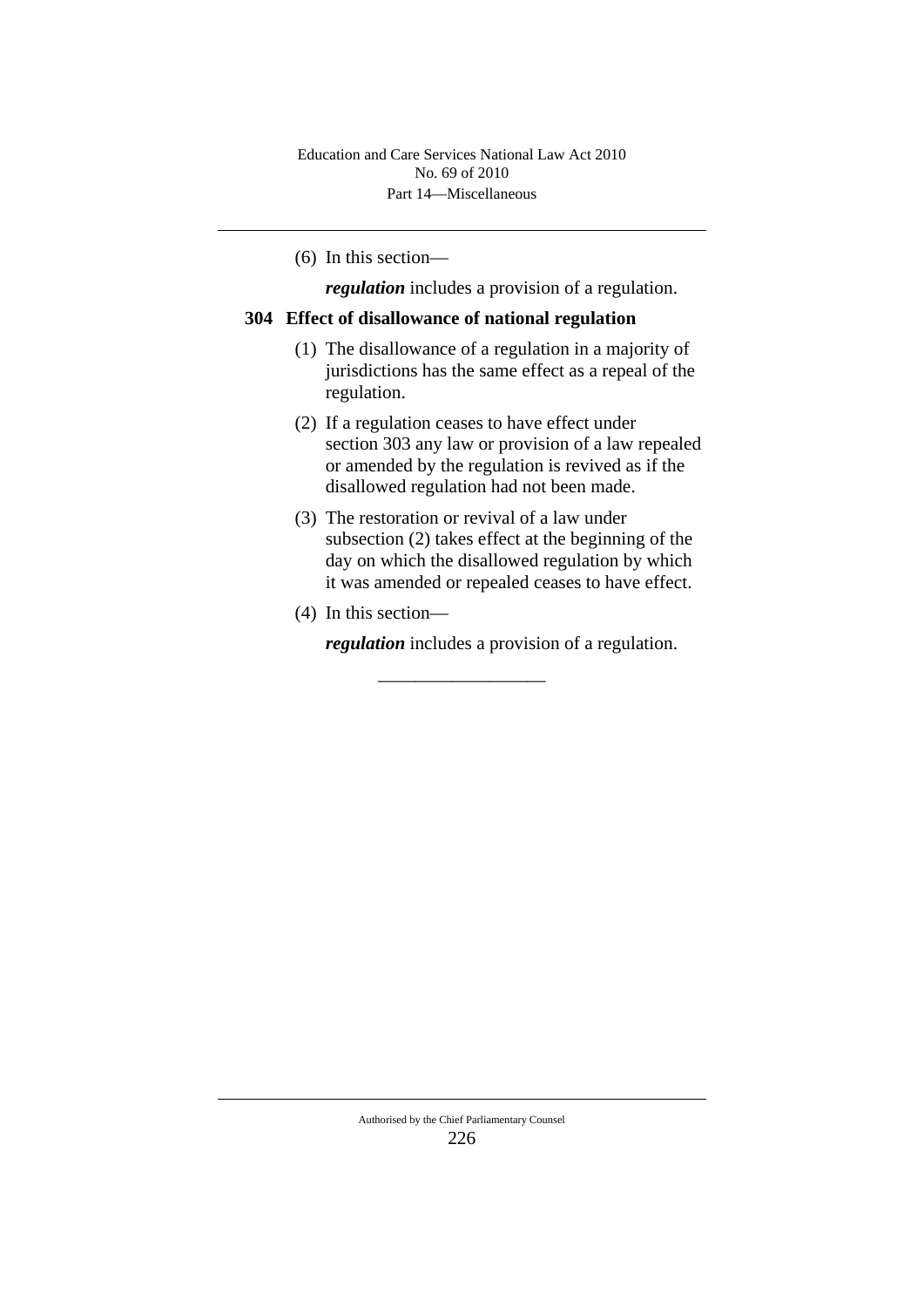(6) In this section—

***regulation*** includes a provision of a regulation.

## 304 Effect of disallowance of national regulation

(1) The disallowance of a regulation in a majority of jurisdictions has the same effect as a repeal of the regulation.

(2) If a regulation ceases to have effect under section 303 any law or provision of a law repealed or amended by the regulation is revived as if the disallowed regulation had not been made.

(3) The restoration or revival of a law under subsection (2) takes effect at the beginning of the day on which the disallowed regulation by which it was amended or repealed ceases to have effect.

(4) In this section—

***regulation*** includes a provision of a regulation.

---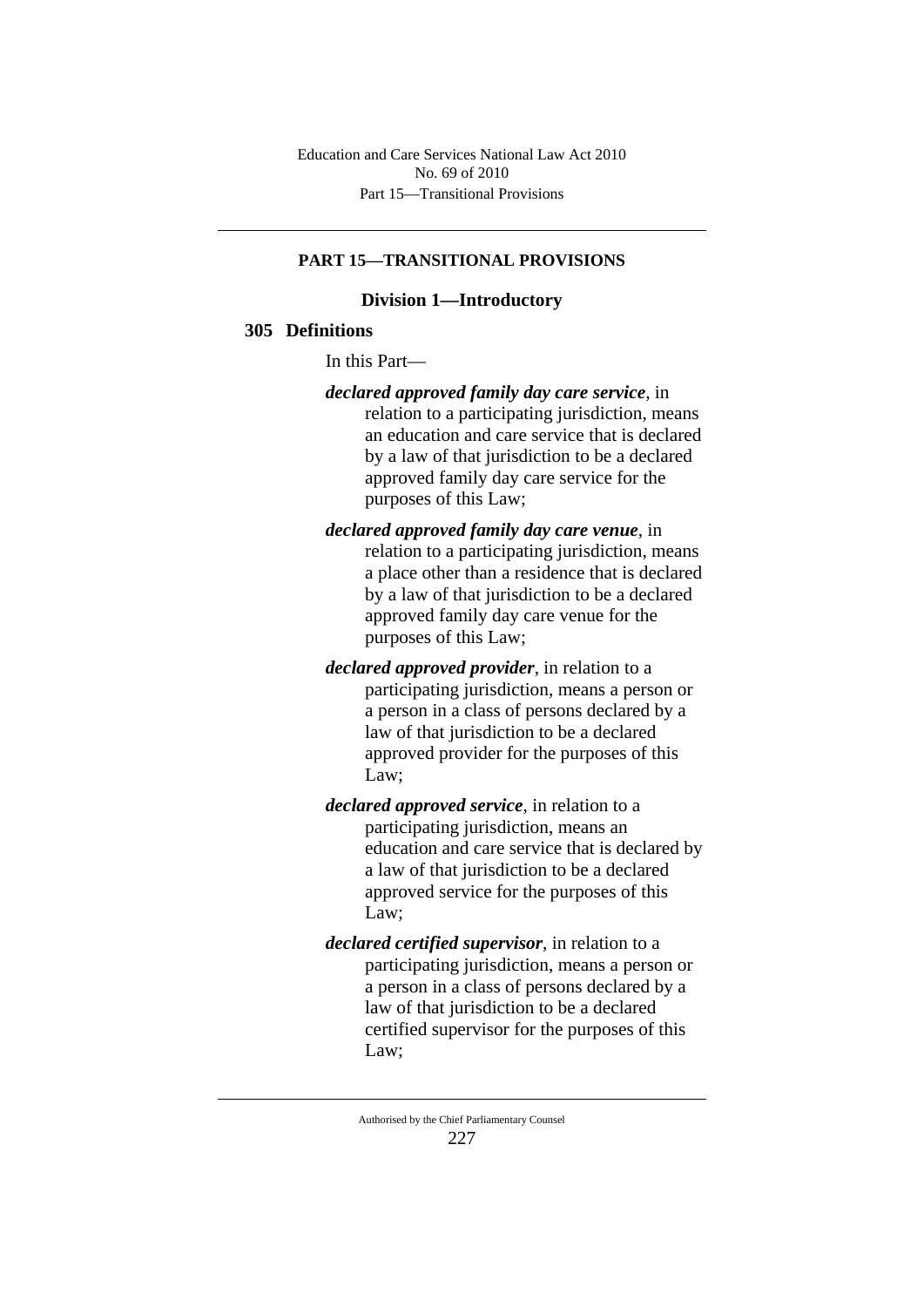## PART 15—TRANSITIONAL PROVISIONS

### Division 1—Introductory

#### 305 Definitions

In this Part—

***declared approved family day care service***, in relation to a participating jurisdiction, means an education and care service that is declared by a law of that jurisdiction to be a declared approved family day care service for the purposes of this Law;

***declared approved family day care venue***, in relation to a participating jurisdiction, means a place other than a residence that is declared by a law of that jurisdiction to be a declared approved family day care venue for the purposes of this Law;

***declared approved provider***, in relation to a participating jurisdiction, means a person or a person in a class of persons declared by a law of that jurisdiction to be a declared approved provider for the purposes of this Law;

***declared approved service***, in relation to a participating jurisdiction, means an education and care service that is declared by a law of that jurisdiction to be a declared approved service for the purposes of this Law;

***declared certified supervisor***, in relation to a participating jurisdiction, means a person or a person in a class of persons declared by a law of that jurisdiction to be a declared certified supervisor for the purposes of this Law;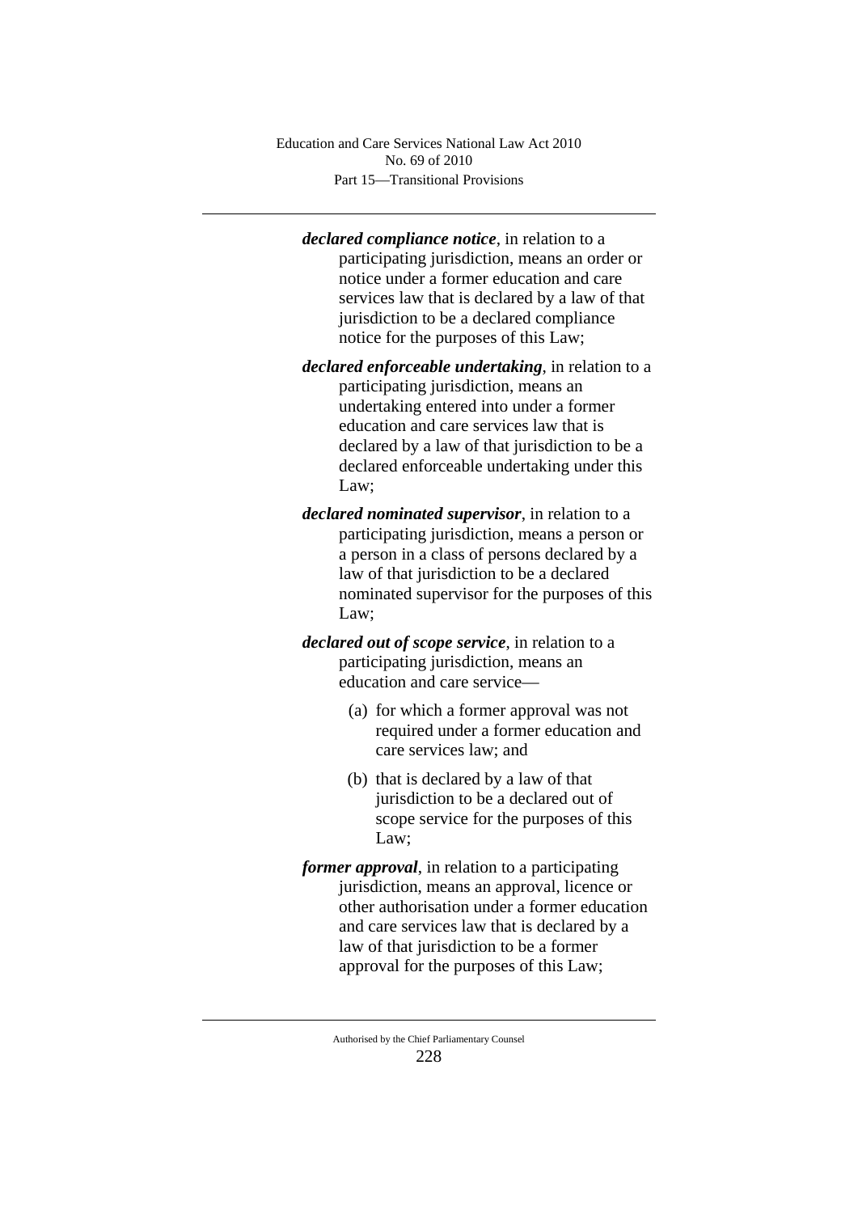***declared compliance notice***, in relation to a participating jurisdiction, means an order or notice under a former education and care services law that is declared by a law of that jurisdiction to be a declared compliance notice for the purposes of this Law;

***declared enforceable undertaking***, in relation to a participating jurisdiction, means an undertaking entered into under a former education and care services law that is declared by a law of that jurisdiction to be a declared enforceable undertaking under this Law;

***declared nominated supervisor***, in relation to a participating jurisdiction, means a person or a person in a class of persons declared by a law of that jurisdiction to be a declared nominated supervisor for the purposes of this Law;

***declared out of scope service***, in relation to a participating jurisdiction, means an education and care service—

(a) for which a former approval was not required under a former education and care services law; and

(b) that is declared by a law of that jurisdiction to be a declared out of scope service for the purposes of this Law;

***former approval***, in relation to a participating jurisdiction, means an approval, licence or other authorisation under a former education and care services law that is declared by a law of that jurisdiction to be a former approval for the purposes of this Law;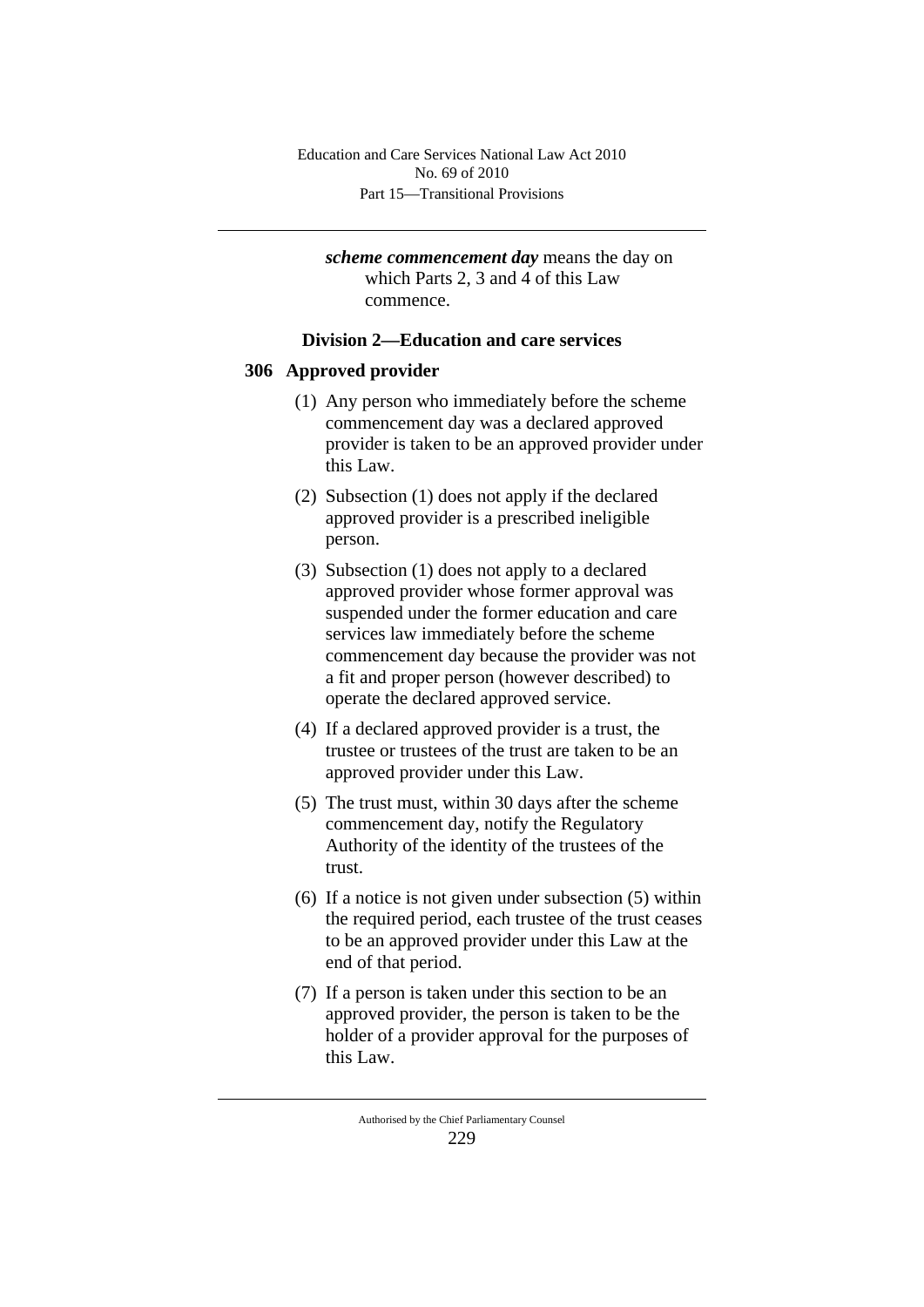***scheme commencement day*** means the day on which Parts 2, 3 and 4 of this Law commence.

## Division 2—Education and care services

### 306 Approved provider

(1) Any person who immediately before the scheme commencement day was a declared approved provider is taken to be an approved provider under this Law.

(2) Subsection (1) does not apply if the declared approved provider is a prescribed ineligible person.

(3) Subsection (1) does not apply to a declared approved provider whose former approval was suspended under the former education and care services law immediately before the scheme commencement day because the provider was not a fit and proper person (however described) to operate the declared approved service.

(4) If a declared approved provider is a trust, the trustee or trustees of the trust are taken to be an approved provider under this Law.

(5) The trust must, within 30 days after the scheme commencement day, notify the Regulatory Authority of the identity of the trustees of the trust.

(6) If a notice is not given under subsection (5) within the required period, each trustee of the trust ceases to be an approved provider under this Law at the end of that period.

(7) If a person is taken under this section to be an approved provider, the person is taken to be the holder of a provider approval for the purposes of this Law.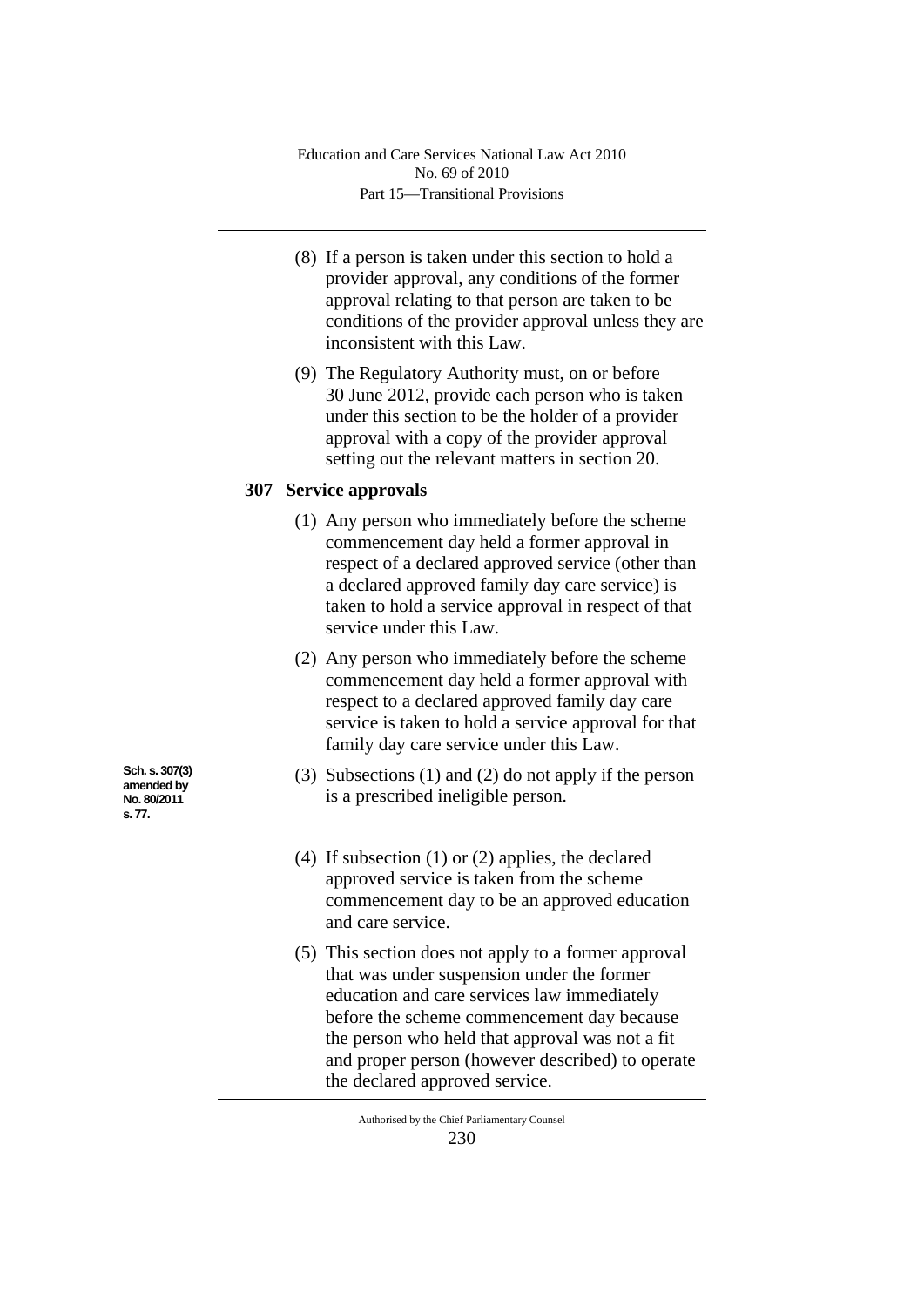(8) If a person is taken under this section to hold a provider approval, any conditions of the former approval relating to that person are taken to be conditions of the provider approval unless they are inconsistent with this Law.

(9) The Regulatory Authority must, on or before 30 June 2012, provide each person who is taken under this section to be the holder of a provider approval with a copy of the provider approval setting out the relevant matters in section 20.

### 307 Service approvals

(1) Any person who immediately before the scheme commencement day held a former approval in respect of a declared approved service (other than a declared approved family day care service) is taken to hold a service approval in respect of that service under this Law.

(2) Any person who immediately before the scheme commencement day held a former approval with respect to a declared approved family day care service is taken to hold a service approval for that family day care service under this Law.

Sch. s. 307(3) amended by No. 80/2011 s. 77.

(3) Subsections (1) and (2) do not apply if the person is a prescribed ineligible person.

(4) If subsection (1) or (2) applies, the declared approved service is taken from the scheme commencement day to be an approved education and care service.

(5) This section does not apply to a former approval that was under suspension under the former education and care services law immediately before the scheme commencement day because the person who held that approval was not a fit and proper person (however described) to operate the declared approved service.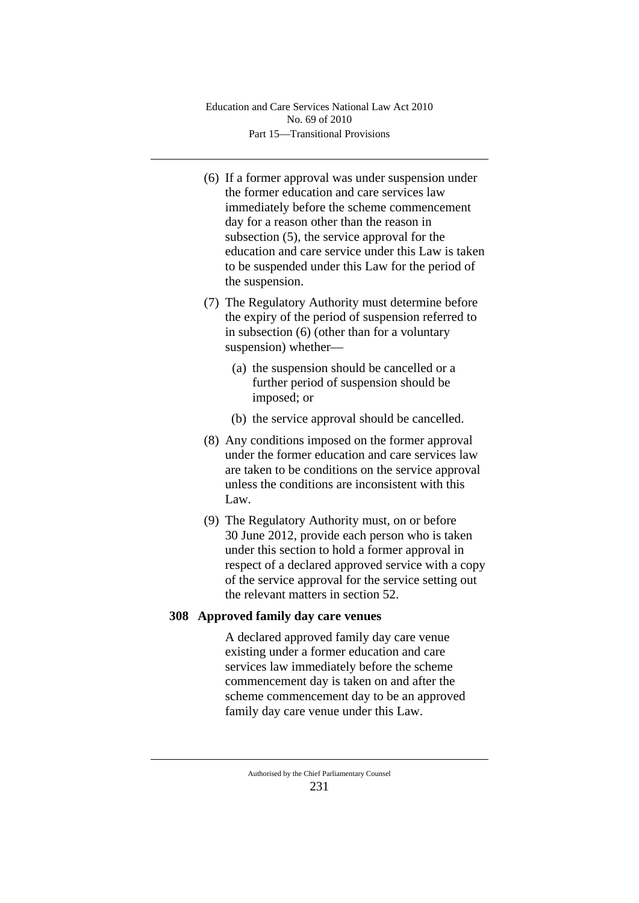(6) If a former approval was under suspension under the former education and care services law immediately before the scheme commencement day for a reason other than the reason in subsection (5), the service approval for the education and care service under this Law is taken to be suspended under this Law for the period of the suspension.

(7) The Regulatory Authority must determine before the expiry of the period of suspension referred to in subsection (6) (other than for a voluntary suspension) whether—

  (a) the suspension should be cancelled or a further period of suspension should be imposed; or

  (b) the service approval should be cancelled.

(8) Any conditions imposed on the former approval under the former education and care services law are taken to be conditions on the service approval unless the conditions are inconsistent with this Law.

(9) The Regulatory Authority must, on or before 30 June 2012, provide each person who is taken under this section to hold a former approval in respect of a declared approved service with a copy of the service approval for the service setting out the relevant matters in section 52.

### 308 Approved family day care venues

A declared approved family day care venue existing under a former education and care services law immediately before the scheme commencement day is taken on and after the scheme commencement day to be an approved family day care venue under this Law.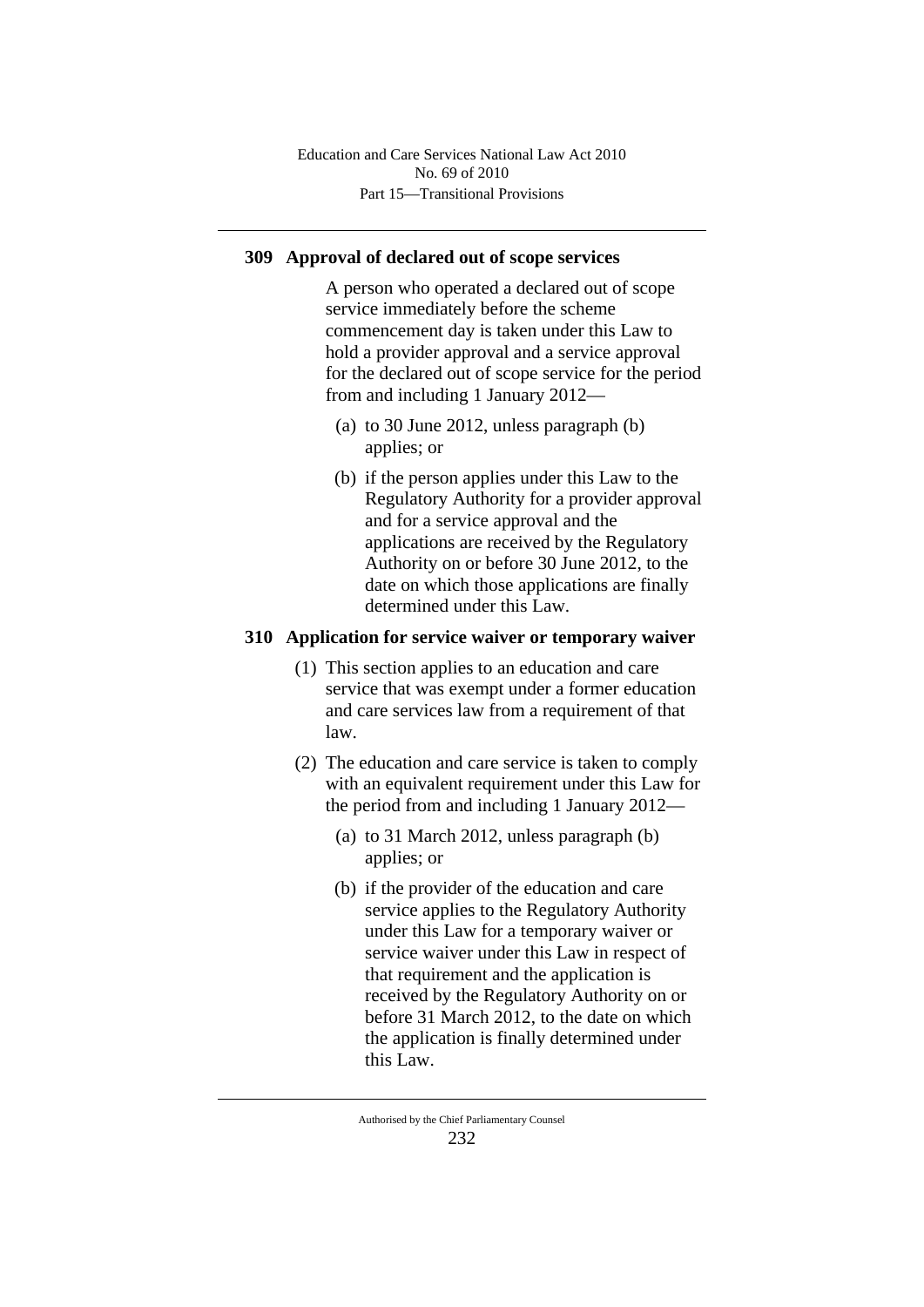### 309 Approval of declared out of scope services

A person who operated a declared out of scope service immediately before the scheme commencement day is taken under this Law to hold a provider approval and a service approval for the declared out of scope service for the period from and including 1 January 2012—

(a) to 30 June 2012, unless paragraph (b) applies; or

(b) if the person applies under this Law to the Regulatory Authority for a provider approval and for a service approval and the applications are received by the Regulatory Authority on or before 30 June 2012, to the date on which those applications are finally determined under this Law.

### 310 Application for service waiver or temporary waiver

(1) This section applies to an education and care service that was exempt under a former education and care services law from a requirement of that law.

(2) The education and care service is taken to comply with an equivalent requirement under this Law for the period from and including 1 January 2012—

(a) to 31 March 2012, unless paragraph (b) applies; or

(b) if the provider of the education and care service applies to the Regulatory Authority under this Law for a temporary waiver or service waiver under this Law in respect of that requirement and the application is received by the Regulatory Authority on or before 31 March 2012, to the date on which the application is finally determined under this Law.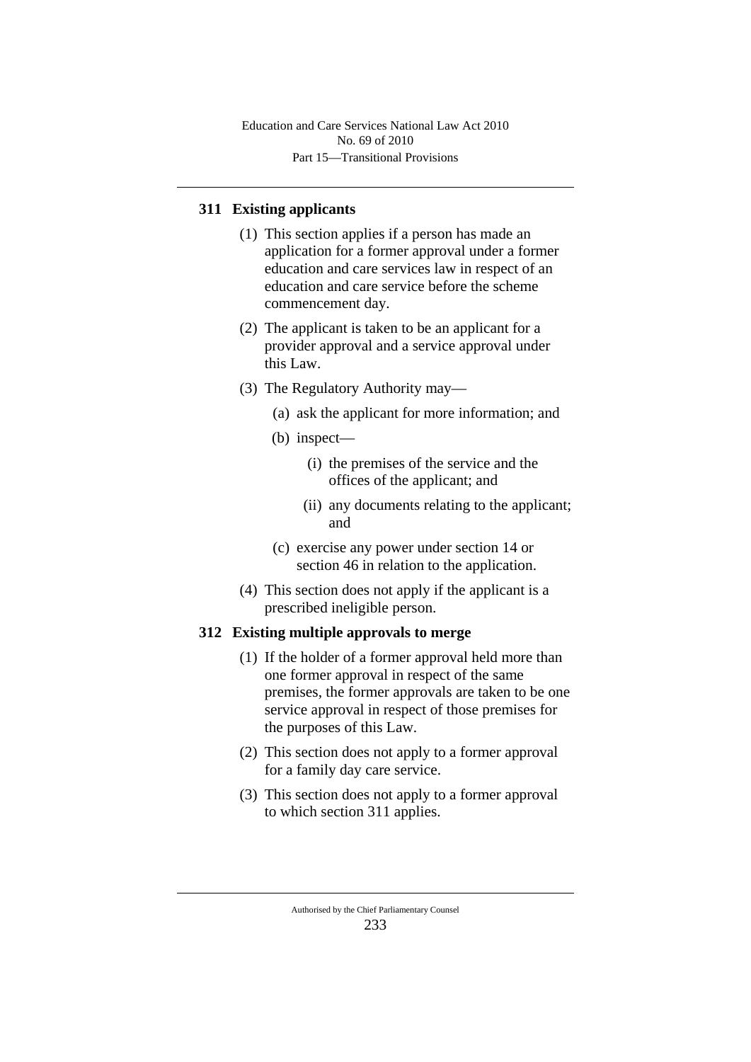## 311 Existing applicants

(1) This section applies if a person has made an application for a former approval under a former education and care services law in respect of an education and care service before the scheme commencement day.

(2) The applicant is taken to be an applicant for a provider approval and a service approval under this Law.

(3) The Regulatory Authority may—

(a) ask the applicant for more information; and

(b) inspect—

(i) the premises of the service and the offices of the applicant; and

(ii) any documents relating to the applicant; and

(c) exercise any power under section 14 or section 46 in relation to the application.

(4) This section does not apply if the applicant is a prescribed ineligible person.

## 312 Existing multiple approvals to merge

(1) If the holder of a former approval held more than one former approval in respect of the same premises, the former approvals are taken to be one service approval in respect of those premises for the purposes of this Law.

(2) This section does not apply to a former approval for a family day care service.

(3) This section does not apply to a former approval to which section 311 applies.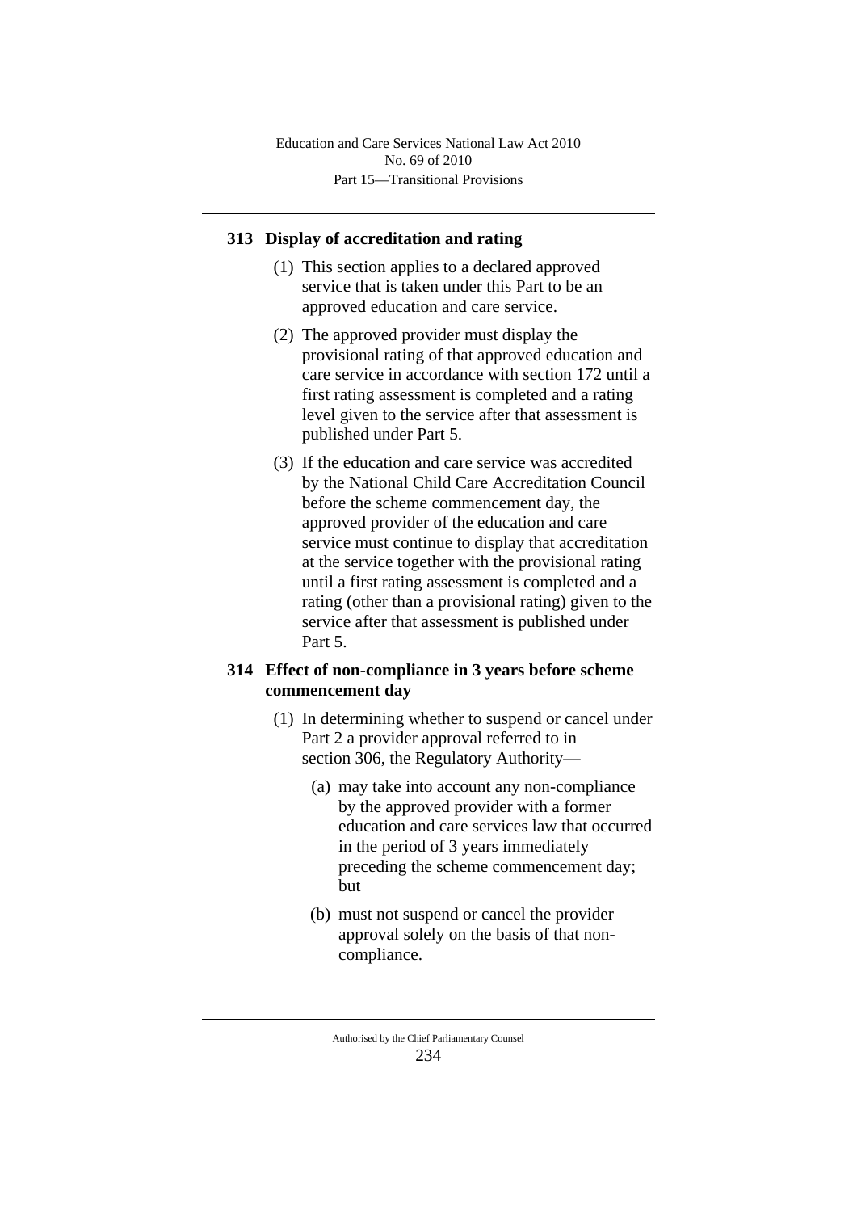## 313 Display of accreditation and rating

(1) This section applies to a declared approved service that is taken under this Part to be an approved education and care service.

(2) The approved provider must display the provisional rating of that approved education and care service in accordance with section 172 until a first rating assessment is completed and a rating level given to the service after that assessment is published under Part 5.

(3) If the education and care service was accredited by the National Child Care Accreditation Council before the scheme commencement day, the approved provider of the education and care service must continue to display that accreditation at the service together with the provisional rating until a first rating assessment is completed and a rating (other than a provisional rating) given to the service after that assessment is published under Part 5.

## 314 Effect of non-compliance in 3 years before scheme commencement day

(1) In determining whether to suspend or cancel under Part 2 a provider approval referred to in section 306, the Regulatory Authority—

(a) may take into account any non-compliance by the approved provider with a former education and care services law that occurred in the period of 3 years immediately preceding the scheme commencement day; but

(b) must not suspend or cancel the provider approval solely on the basis of that non-compliance.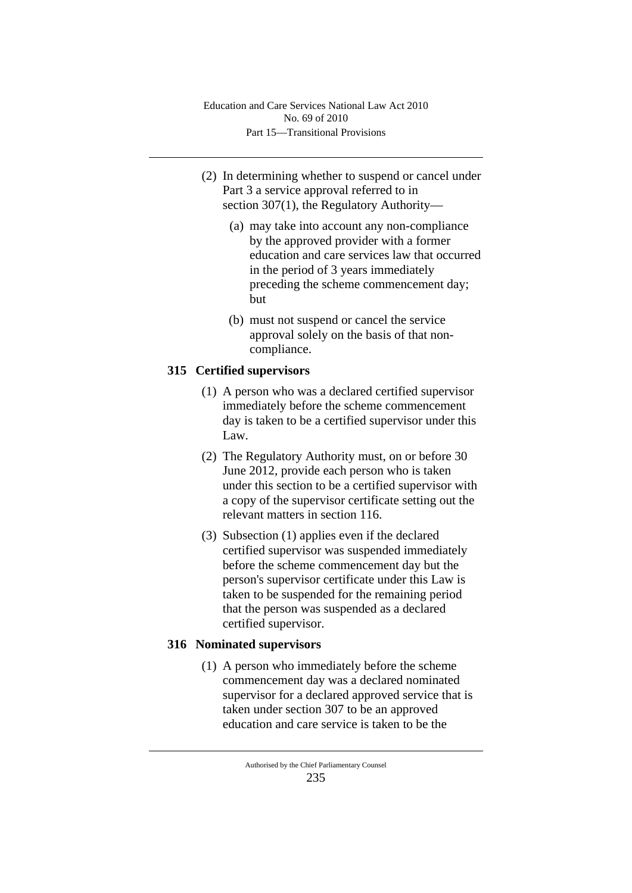(2) In determining whether to suspend or cancel under Part 3 a service approval referred to in section 307(1), the Regulatory Authority—

(a) may take into account any non-compliance by the approved provider with a former education and care services law that occurred in the period of 3 years immediately preceding the scheme commencement day; but

(b) must not suspend or cancel the service approval solely on the basis of that non-compliance.

### 315 Certified supervisors

(1) A person who was a declared certified supervisor immediately before the scheme commencement day is taken to be a certified supervisor under this Law.

(2) The Regulatory Authority must, on or before 30 June 2012, provide each person who is taken under this section to be a certified supervisor with a copy of the supervisor certificate setting out the relevant matters in section 116.

(3) Subsection (1) applies even if the declared certified supervisor was suspended immediately before the scheme commencement day but the person's supervisor certificate under this Law is taken to be suspended for the remaining period that the person was suspended as a declared certified supervisor.

### 316 Nominated supervisors

(1) A person who immediately before the scheme commencement day was a declared nominated supervisor for a declared approved service that is taken under section 307 to be an approved education and care service is taken to be the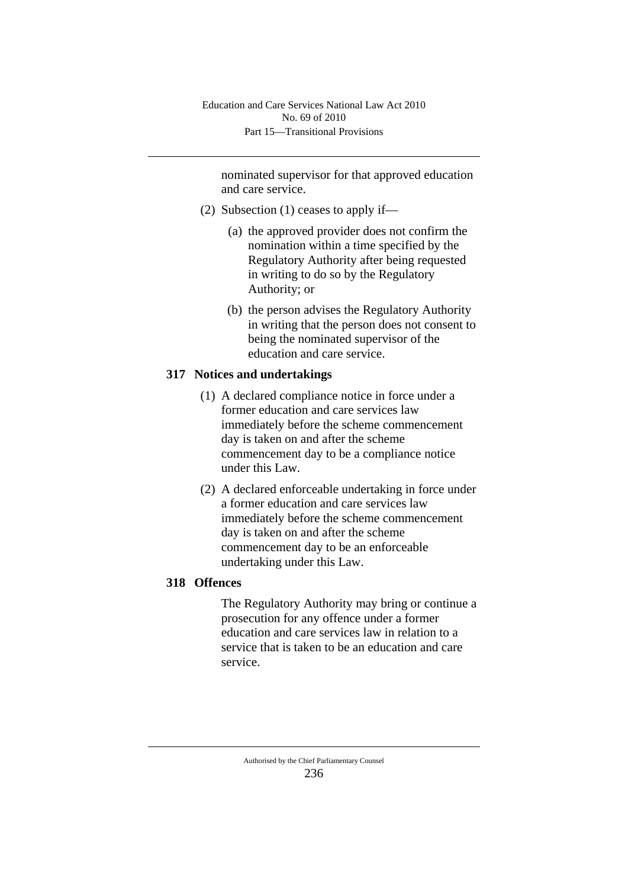nominated supervisor for that approved education and care service.

(2) Subsection (1) ceases to apply if—

(a) the approved provider does not confirm the nomination within a time specified by the Regulatory Authority after being requested in writing to do so by the Regulatory Authority; or

(b) the person advises the Regulatory Authority in writing that the person does not consent to being the nominated supervisor of the education and care service.

### 317 Notices and undertakings

(1) A declared compliance notice in force under a former education and care services law immediately before the scheme commencement day is taken on and after the scheme commencement day to be a compliance notice under this Law.

(2) A declared enforceable undertaking in force under a former education and care services law immediately before the scheme commencement day is taken on and after the scheme commencement day to be an enforceable undertaking under this Law.

### 318 Offences

The Regulatory Authority may bring or continue a prosecution for any offence under a former education and care services law in relation to a service that is taken to be an education and care service.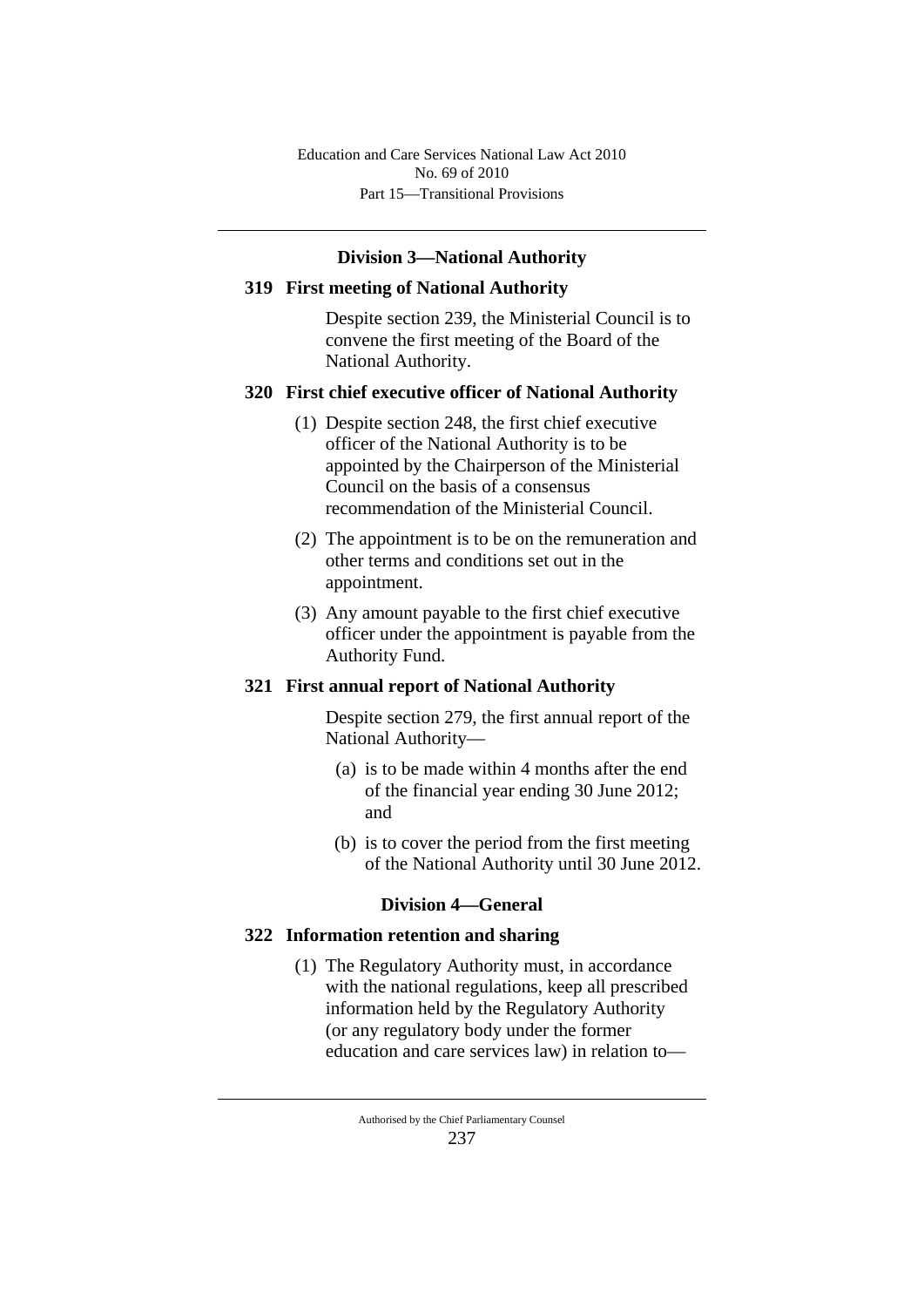## Division 3—National Authority

### 319 First meeting of National Authority

Despite section 239, the Ministerial Council is to convene the first meeting of the Board of the National Authority.

### 320 First chief executive officer of National Authority

(1) Despite section 248, the first chief executive officer of the National Authority is to be appointed by the Chairperson of the Ministerial Council on the basis of a consensus recommendation of the Ministerial Council.

(2) The appointment is to be on the remuneration and other terms and conditions set out in the appointment.

(3) Any amount payable to the first chief executive officer under the appointment is payable from the Authority Fund.

### 321 First annual report of National Authority

Despite section 279, the first annual report of the National Authority—

(a) is to be made within 4 months after the end of the financial year ending 30 June 2012; and

(b) is to cover the period from the first meeting of the National Authority until 30 June 2012.

## Division 4—General

### 322 Information retention and sharing

(1) The Regulatory Authority must, in accordance with the national regulations, keep all prescribed information held by the Regulatory Authority (or any regulatory body under the former education and care services law) in relation to—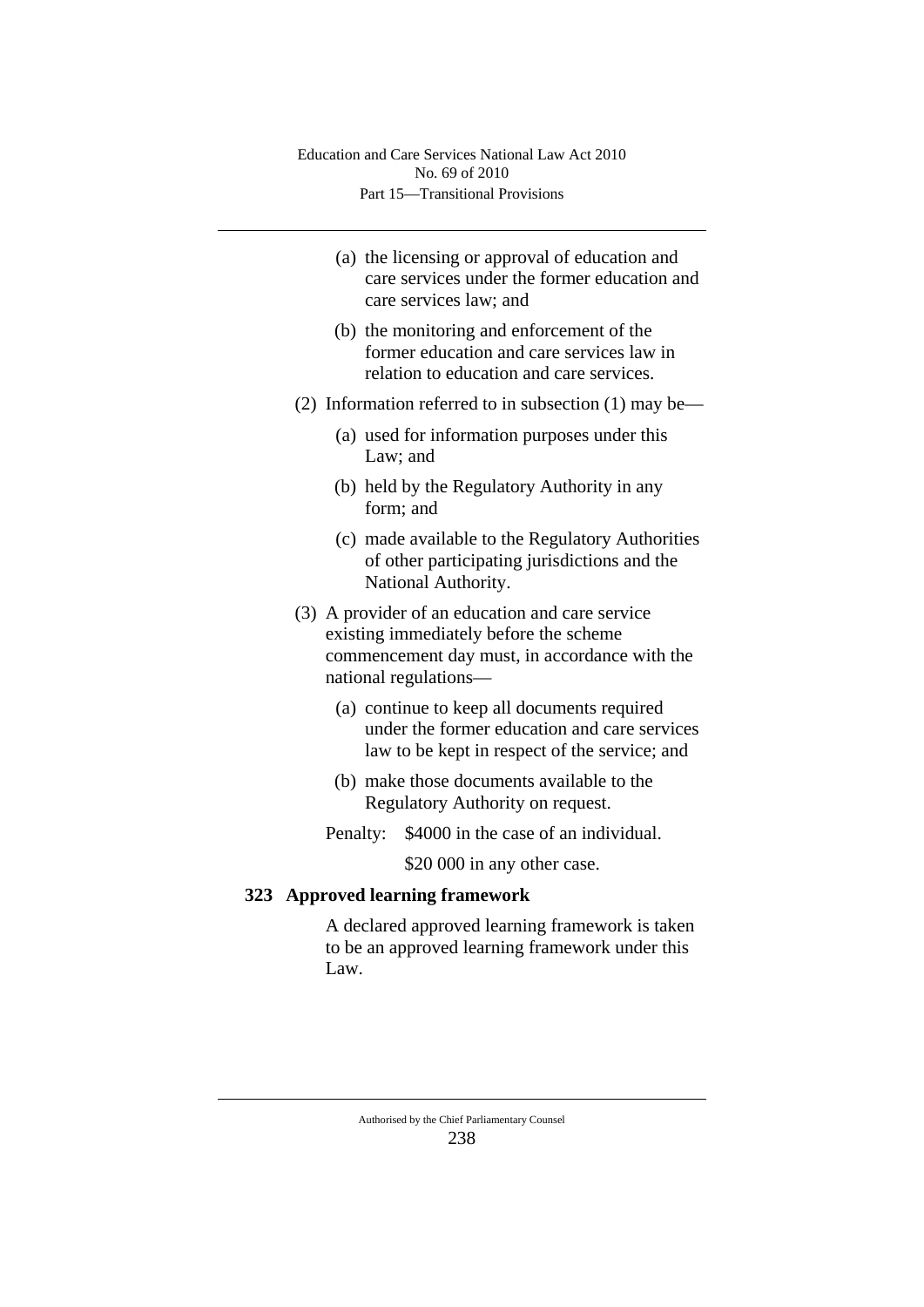(a) the licensing or approval of education and care services under the former education and care services law; and

(b) the monitoring and enforcement of the former education and care services law in relation to education and care services.

(2) Information referred to in subsection (1) may be—

(a) used for information purposes under this Law; and

(b) held by the Regulatory Authority in any form; and

(c) made available to the Regulatory Authorities of other participating jurisdictions and the National Authority.

(3) A provider of an education and care service existing immediately before the scheme commencement day must, in accordance with the national regulations—

(a) continue to keep all documents required under the former education and care services law to be kept in respect of the service; and

(b) make those documents available to the Regulatory Authority on request.

Penalty: $4000 in the case of an individual.

$20 000 in any other case.

### 323 Approved learning framework

A declared approved learning framework is taken to be an approved learning framework under this Law.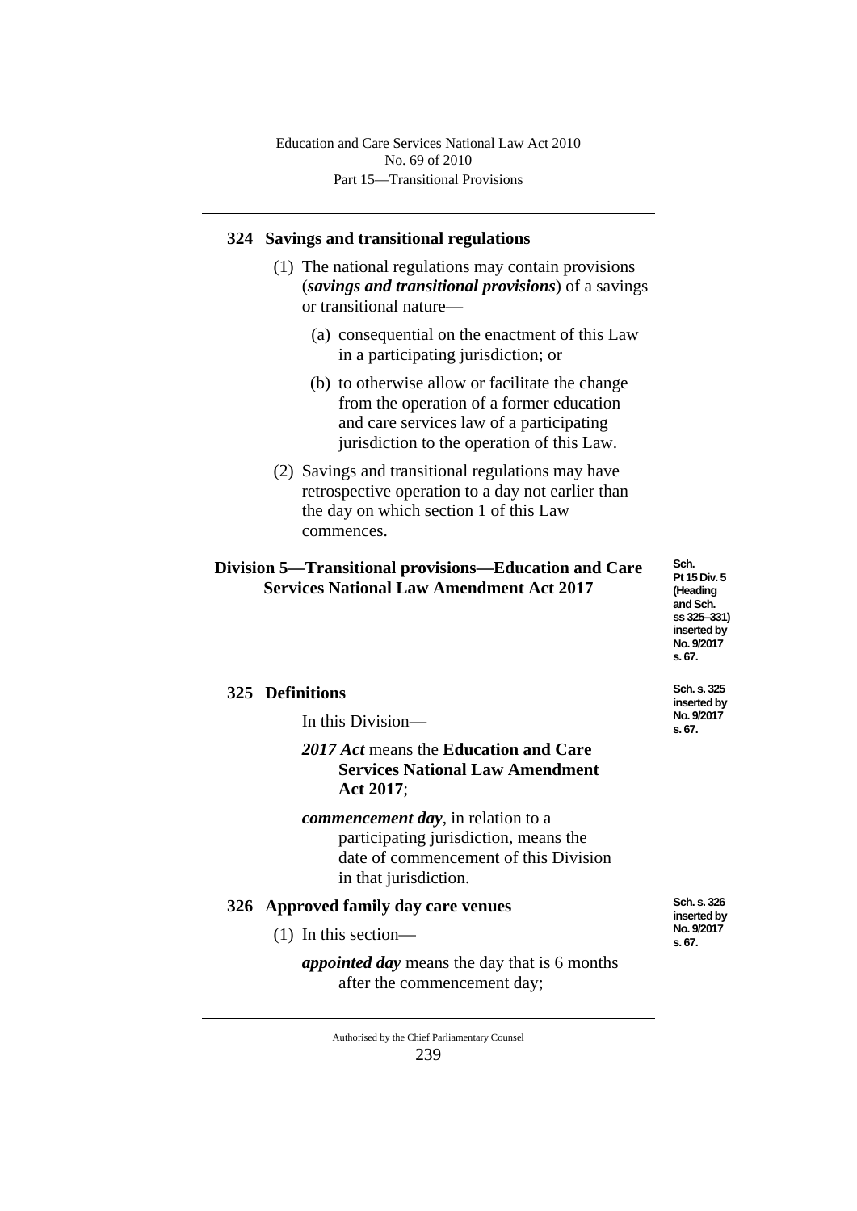## 324 Savings and transitional regulations

(1) The national regulations may contain provisions (***savings and transitional provisions***) of a savings or transitional nature—

(a) consequential on the enactment of this Law in a participating jurisdiction; or

(b) to otherwise allow or facilitate the change from the operation of a former education and care services law of a participating jurisdiction to the operation of this Law.

(2) Savings and transitional regulations may have retrospective operation to a day not earlier than the day on which section 1 of this Law commences.

# Division 5—Transitional provisions—Education and Care Services National Law Amendment Act 2017

Sch. Pt 15 Div. 5 (Heading and Sch. ss 325–331) inserted by No. 9/2017 s. 67.

## 325 Definitions

Sch. s. 325 inserted by No. 9/2017 s. 67.

In this Division—

***2017 Act*** means the **Education and Care Services National Law Amendment Act 2017**;

***commencement day***, in relation to a participating jurisdiction, means the date of commencement of this Division in that jurisdiction.

## 326 Approved family day care venues

Sch. s. 326 inserted by No. 9/2017 s. 67.

(1) In this section—

***appointed day*** means the day that is 6 months after the commencement day;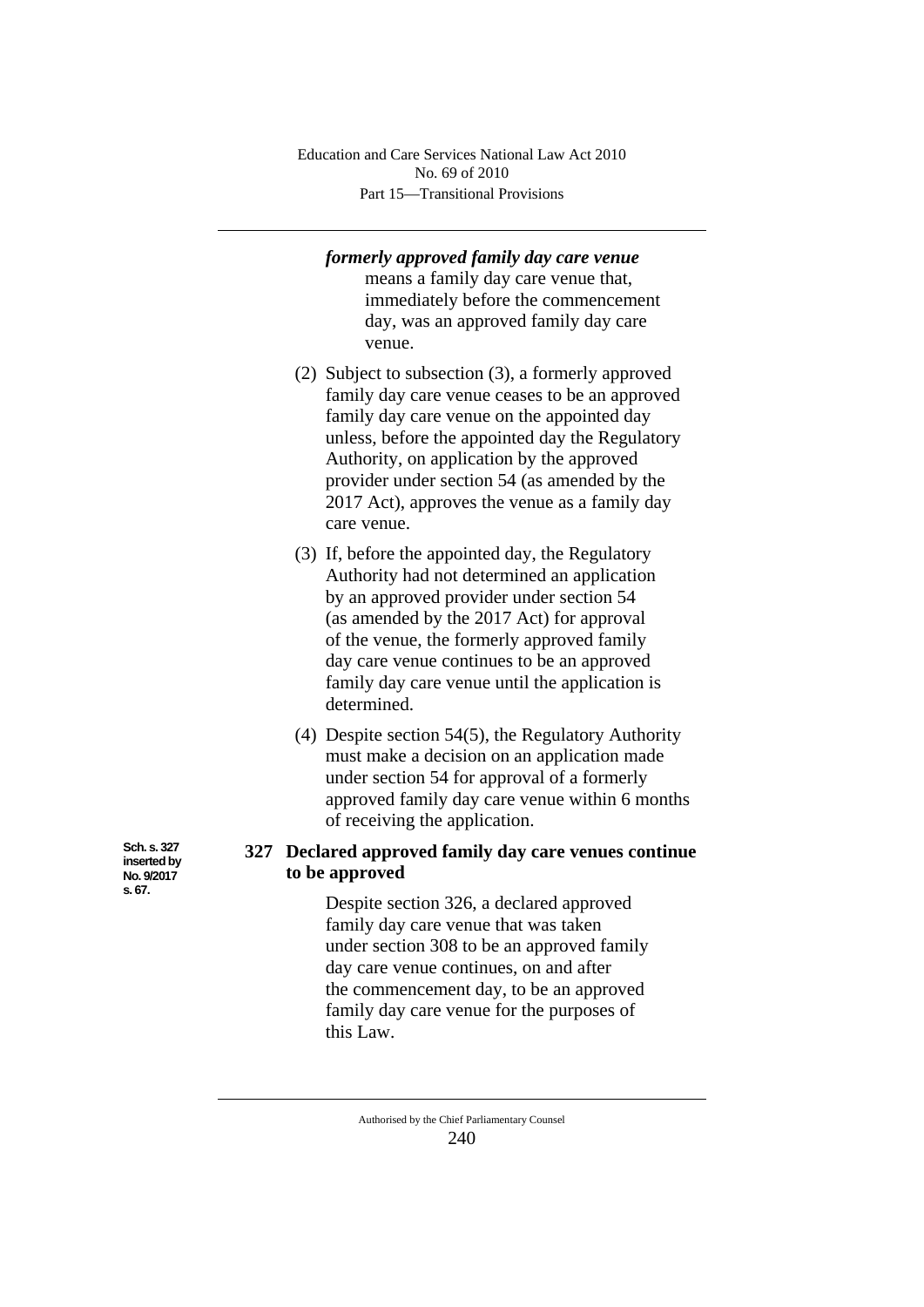***formerly approved family day care venue*** means a family day care venue that, immediately before the commencement day, was an approved family day care venue.

(2) Subject to subsection (3), a formerly approved family day care venue ceases to be an approved family day care venue on the appointed day unless, before the appointed day the Regulatory Authority, on application by the approved provider under section 54 (as amended by the 2017 Act), approves the venue as a family day care venue.

(3) If, before the appointed day, the Regulatory Authority had not determined an application by an approved provider under section 54 (as amended by the 2017 Act) for approval of the venue, the formerly approved family day care venue continues to be an approved family day care venue until the application is determined.

(4) Despite section 54(5), the Regulatory Authority must make a decision on an application made under section 54 for approval of a formerly approved family day care venue within 6 months of receiving the application.

Sch. s. 327 inserted by No. 9/2017 s. 67.

### 327 Declared approved family day care venues continue to be approved

Despite section 326, a declared approved family day care venue that was taken under section 308 to be an approved family day care venue continues, on and after the commencement day, to be an approved family day care venue for the purposes of this Law.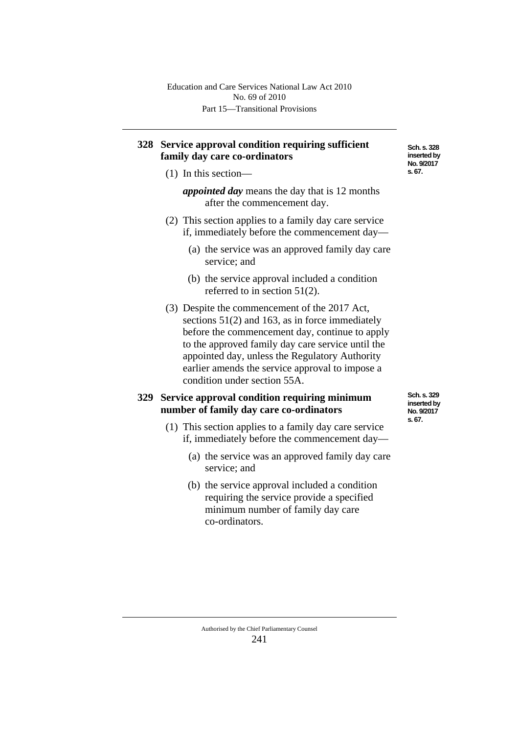## 328 Service approval condition requiring sufficient family day care co-ordinators

Sch. s. 328 inserted by No. 9/2017 s. 67.

(1) In this section—

***appointed day*** means the day that is 12 months after the commencement day.

(2) This section applies to a family day care service if, immediately before the commencement day—

(a) the service was an approved family day care service; and

(b) the service approval included a condition referred to in section 51(2).

(3) Despite the commencement of the 2017 Act, sections 51(2) and 163, as in force immediately before the commencement day, continue to apply to the approved family day care service until the appointed day, unless the Regulatory Authority earlier amends the service approval to impose a condition under section 55A.

## 329 Service approval condition requiring minimum number of family day care co-ordinators

Sch. s. 329 inserted by No. 9/2017 s. 67.

(1) This section applies to a family day care service if, immediately before the commencement day—

(a) the service was an approved family day care service; and

(b) the service approval included a condition requiring the service provide a specified minimum number of family day care co-ordinators.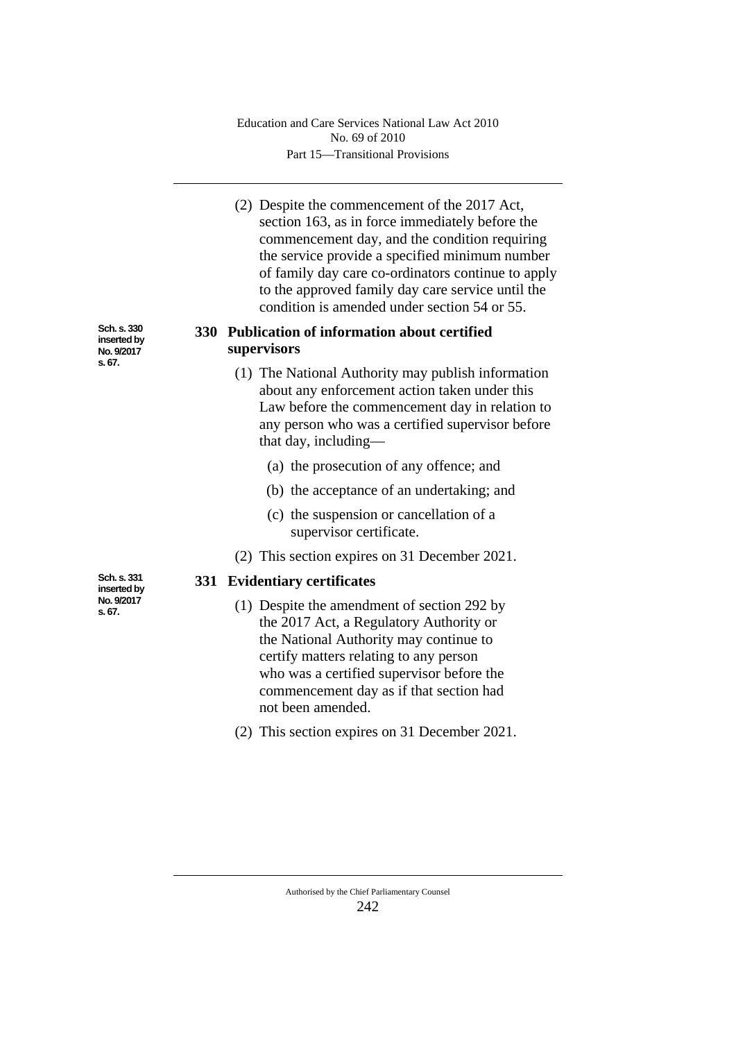(2) Despite the commencement of the 2017 Act, section 163, as in force immediately before the commencement day, and the condition requiring the service provide a specified minimum number of family day care co-ordinators continue to apply to the approved family day care service until the condition is amended under section 54 or 55.

Sch. s. 330 inserted by No. 9/2017 s. 67.

### 330 Publication of information about certified supervisors

(1) The National Authority may publish information about any enforcement action taken under this Law before the commencement day in relation to any person who was a certified supervisor before that day, including—

(a) the prosecution of any offence; and

(b) the acceptance of an undertaking; and

(c) the suspension or cancellation of a supervisor certificate.

(2) This section expires on 31 December 2021.

Sch. s. 331 inserted by No. 9/2017 s. 67.

### 331 Evidentiary certificates

(1) Despite the amendment of section 292 by the 2017 Act, a Regulatory Authority or the National Authority may continue to certify matters relating to any person who was a certified supervisor before the commencement day as if that section had not been amended.

(2) This section expires on 31 December 2021.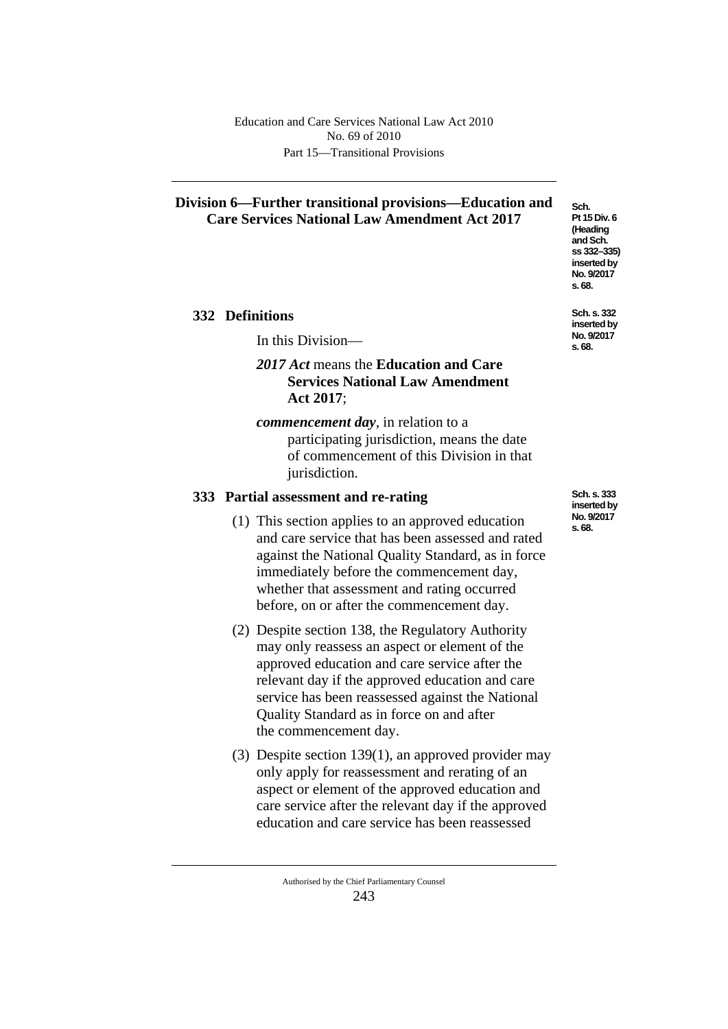## Division 6—Further transitional provisions—Education and Care Services National Law Amendment Act 2017

Sch. Pt 15 Div. 6 (Heading and Sch. ss 332–335) inserted by No. 9/2017 s. 68.

### 332 Definitions

Sch. s. 332 inserted by No. 9/2017 s. 68.

In this Division—

***2017 Act*** means the **Education and Care Services National Law Amendment Act 2017**;

***commencement day***, in relation to a participating jurisdiction, means the date of commencement of this Division in that jurisdiction.

### 333 Partial assessment and re-rating

Sch. s. 333 inserted by No. 9/2017 s. 68.

(1) This section applies to an approved education and care service that has been assessed and rated against the National Quality Standard, as in force immediately before the commencement day, whether that assessment and rating occurred before, on or after the commencement day.

(2) Despite section 138, the Regulatory Authority may only reassess an aspect or element of the approved education and care service after the relevant day if the approved education and care service has been reassessed against the National Quality Standard as in force on and after the commencement day.

(3) Despite section 139(1), an approved provider may only apply for reassessment and rerating of an aspect or element of the approved education and care service after the relevant day if the approved education and care service has been reassessed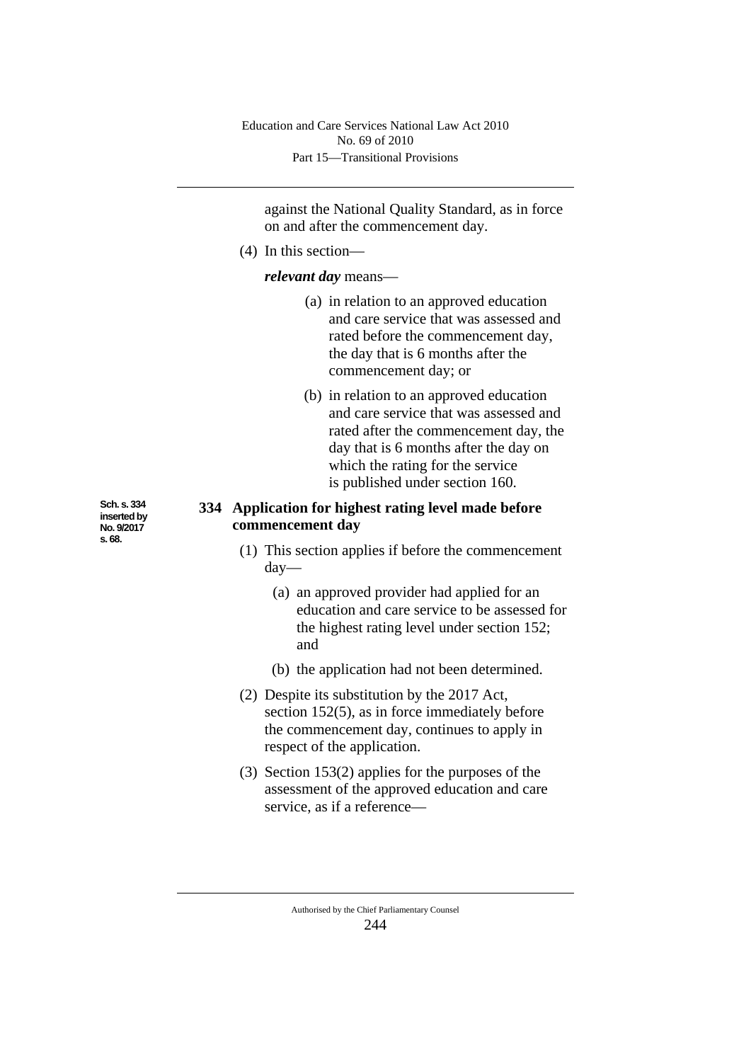against the National Quality Standard, as in force on and after the commencement day.

(4) In this section—

***relevant day*** means—

(a) in relation to an approved education and care service that was assessed and rated before the commencement day, the day that is 6 months after the commencement day; or

(b) in relation to an approved education and care service that was assessed and rated after the commencement day, the day that is 6 months after the day on which the rating for the service is published under section 160.

Sch. s. 334 inserted by No. 9/2017 s. 68.

### 334 Application for highest rating level made before commencement day

(1) This section applies if before the commencement day—

(a) an approved provider had applied for an education and care service to be assessed for the highest rating level under section 152; and

(b) the application had not been determined.

(2) Despite its substitution by the 2017 Act, section 152(5), as in force immediately before the commencement day, continues to apply in respect of the application.

(3) Section 153(2) applies for the purposes of the assessment of the approved education and care service, as if a reference—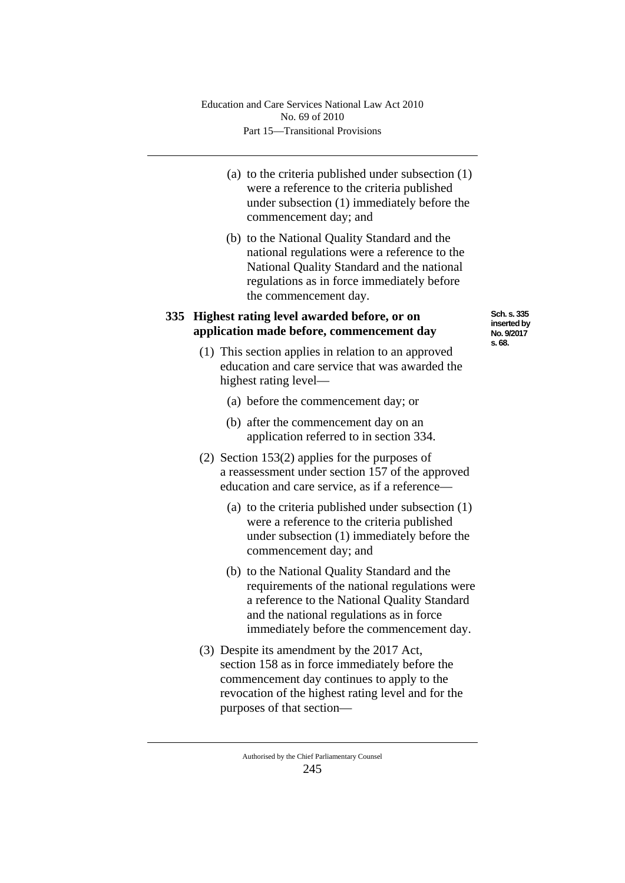(a) to the criteria published under subsection (1) were a reference to the criteria published under subsection (1) immediately before the commencement day; and

(b) to the National Quality Standard and the national regulations were a reference to the National Quality Standard and the national regulations as in force immediately before the commencement day.

### 335 Highest rating level awarded before, or on application made before, commencement day

Sch. s. 335 inserted by No. 9/2017 s. 68.

(1) This section applies in relation to an approved education and care service that was awarded the highest rating level—

(a) before the commencement day; or

(b) after the commencement day on an application referred to in section 334.

(2) Section 153(2) applies for the purposes of a reassessment under section 157 of the approved education and care service, as if a reference—

(a) to the criteria published under subsection (1) were a reference to the criteria published under subsection (1) immediately before the commencement day; and

(b) to the National Quality Standard and the requirements of the national regulations were a reference to the National Quality Standard and the national regulations as in force immediately before the commencement day.

(3) Despite its amendment by the 2017 Act, section 158 as in force immediately before the commencement day continues to apply to the revocation of the highest rating level and for the purposes of that section—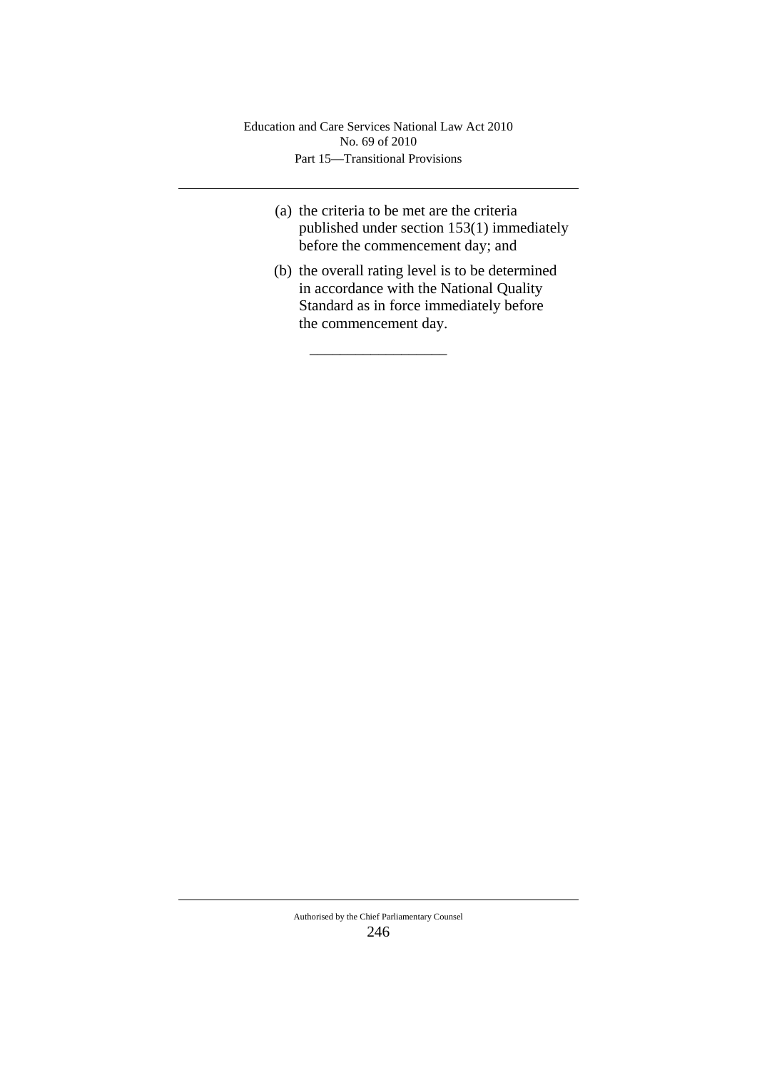(a) the criteria to be met are the criteria published under section 153(1) immediately before the commencement day; and

(b) the overall rating level is to be determined in accordance with the National Quality Standard as in force immediately before the commencement day.

\_\_\_\_\_\_\_\_\_\_\_\_\_\_\_\_\_\_\_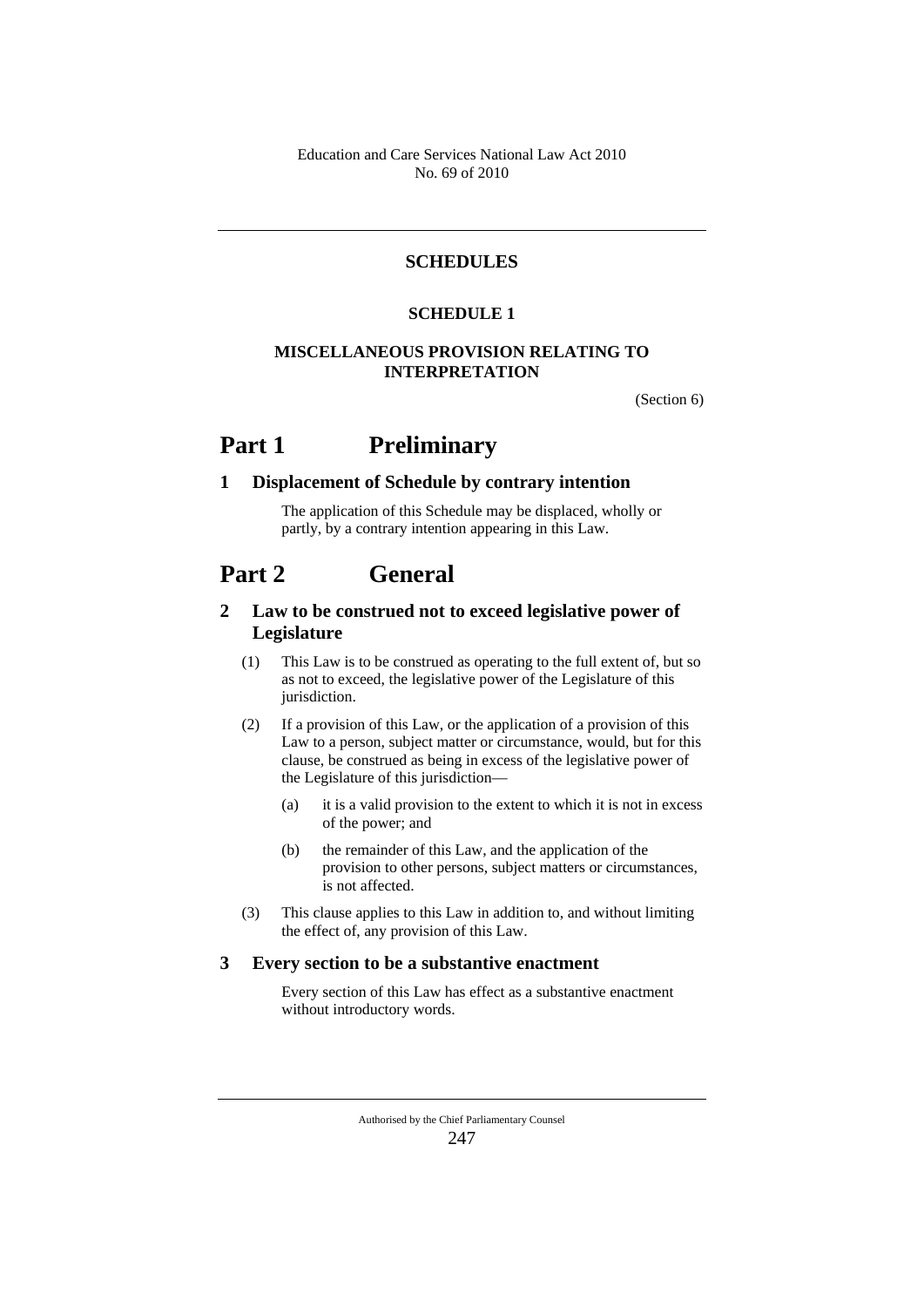## SCHEDULES

### SCHEDULE 1

### MISCELLANEOUS PROVISION RELATING TO INTERPRETATION

(Section 6)

# Part 1 Preliminary

### 1 Displacement of Schedule by contrary intention

The application of this Schedule may be displaced, wholly or partly, by a contrary intention appearing in this Law.

# Part 2 General

### 2 Law to be construed not to exceed legislative power of Legislature

(1) This Law is to be construed as operating to the full extent of, but so as not to exceed, the legislative power of the Legislature of this jurisdiction.

(2) If a provision of this Law, or the application of a provision of this Law to a person, subject matter or circumstance, would, but for this clause, be construed as being in excess of the legislative power of the Legislature of this jurisdiction—

(a) it is a valid provision to the extent to which it is not in excess of the power; and

(b) the remainder of this Law, and the application of the provision to other persons, subject matters or circumstances, is not affected.

(3) This clause applies to this Law in addition to, and without limiting the effect of, any provision of this Law.

### 3 Every section to be a substantive enactment

Every section of this Law has effect as a substantive enactment without introductory words.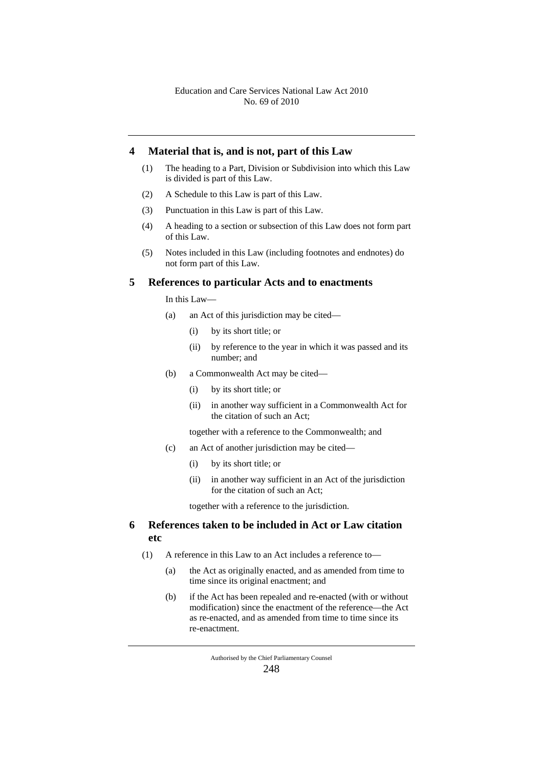## 4 Material that is, and is not, part of this Law

(1) The heading to a Part, Division or Subdivision into which this Law is divided is part of this Law.

(2) A Schedule to this Law is part of this Law.

(3) Punctuation in this Law is part of this Law.

(4) A heading to a section or subsection of this Law does not form part of this Law.

(5) Notes included in this Law (including footnotes and endnotes) do not form part of this Law.

## 5 References to particular Acts and to enactments

In this Law—

(a) an Act of this jurisdiction may be cited—

(i) by its short title; or

(ii) by reference to the year in which it was passed and its number; and

(b) a Commonwealth Act may be cited—

(i) by its short title; or

(ii) in another way sufficient in a Commonwealth Act for the citation of such an Act;

together with a reference to the Commonwealth; and

(c) an Act of another jurisdiction may be cited—

(i) by its short title; or

(ii) in another way sufficient in an Act of the jurisdiction for the citation of such an Act;

together with a reference to the jurisdiction.

## 6 References taken to be included in Act or Law citation etc

(1) A reference in this Law to an Act includes a reference to—

(a) the Act as originally enacted, and as amended from time to time since its original enactment; and

(b) if the Act has been repealed and re-enacted (with or without modification) since the enactment of the reference—the Act as re-enacted, and as amended from time to time since its re-enactment.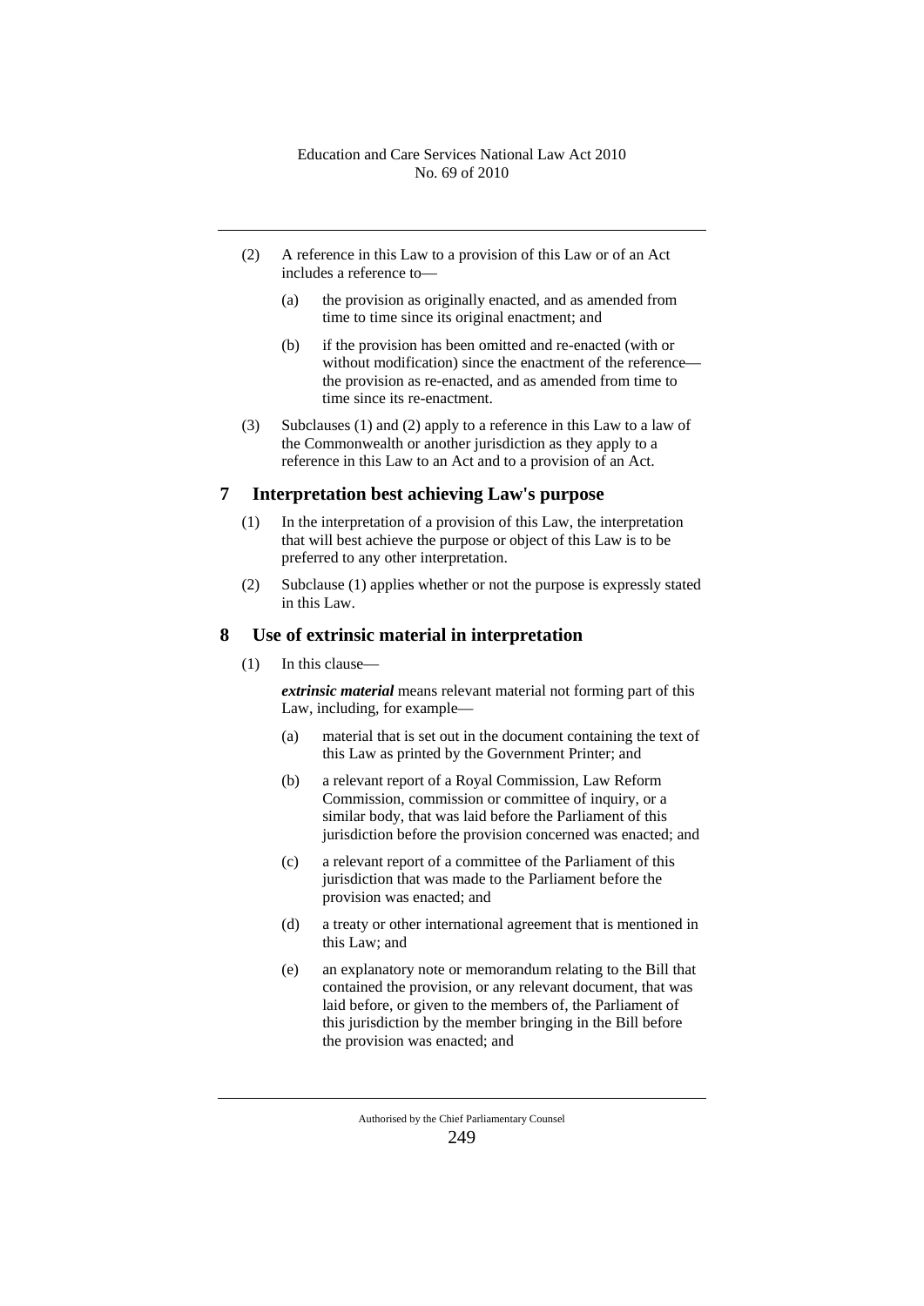(2) A reference in this Law to a provision of this Law or of an Act includes a reference to—

(a) the provision as originally enacted, and as amended from time to time since its original enactment; and

(b) if the provision has been omitted and re-enacted (with or without modification) since the enactment of the reference—the provision as re-enacted, and as amended from time to time since its re-enactment.

(3) Subclauses (1) and (2) apply to a reference in this Law to a law of the Commonwealth or another jurisdiction as they apply to a reference in this Law to an Act and to a provision of an Act.

## 7 Interpretation best achieving Law's purpose

(1) In the interpretation of a provision of this Law, the interpretation that will best achieve the purpose or object of this Law is to be preferred to any other interpretation.

(2) Subclause (1) applies whether or not the purpose is expressly stated in this Law.

## 8 Use of extrinsic material in interpretation

(1) In this clause—

***extrinsic material*** means relevant material not forming part of this Law, including, for example—

(a) material that is set out in the document containing the text of this Law as printed by the Government Printer; and

(b) a relevant report of a Royal Commission, Law Reform Commission, commission or committee of inquiry, or a similar body, that was laid before the Parliament of this jurisdiction before the provision concerned was enacted; and

(c) a relevant report of a committee of the Parliament of this jurisdiction that was made to the Parliament before the provision was enacted; and

(d) a treaty or other international agreement that is mentioned in this Law; and

(e) an explanatory note or memorandum relating to the Bill that contained the provision, or any relevant document, that was laid before, or given to the members of, the Parliament of this jurisdiction by the member bringing in the Bill before the provision was enacted; and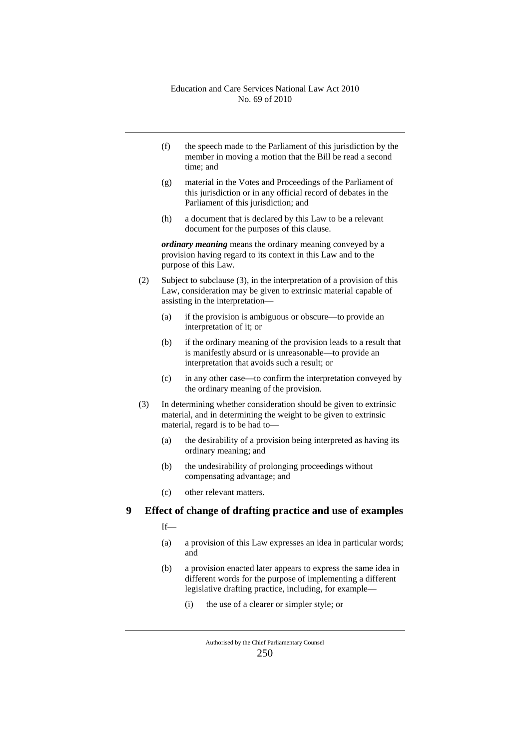(f) the speech made to the Parliament of this jurisdiction by the member in moving a motion that the Bill be read a second time; and

(g) material in the Votes and Proceedings of the Parliament of this jurisdiction or in any official record of debates in the Parliament of this jurisdiction; and

(h) a document that is declared by this Law to be a relevant document for the purposes of this clause.

***ordinary meaning*** means the ordinary meaning conveyed by a provision having regard to its context in this Law and to the purpose of this Law.

(2) Subject to subclause (3), in the interpretation of a provision of this Law, consideration may be given to extrinsic material capable of assisting in the interpretation—

(a) if the provision is ambiguous or obscure—to provide an interpretation of it; or

(b) if the ordinary meaning of the provision leads to a result that is manifestly absurd or is unreasonable—to provide an interpretation that avoids such a result; or

(c) in any other case—to confirm the interpretation conveyed by the ordinary meaning of the provision.

(3) In determining whether consideration should be given to extrinsic material, and in determining the weight to be given to extrinsic material, regard is to be had to—

(a) the desirability of a provision being interpreted as having its ordinary meaning; and

(b) the undesirability of prolonging proceedings without compensating advantage; and

(c) other relevant matters.

## 9 Effect of change of drafting practice and use of examples

If—

(a) a provision of this Law expresses an idea in particular words; and

(b) a provision enacted later appears to express the same idea in different words for the purpose of implementing a different legislative drafting practice, including, for example—

(i) the use of a clearer or simpler style; or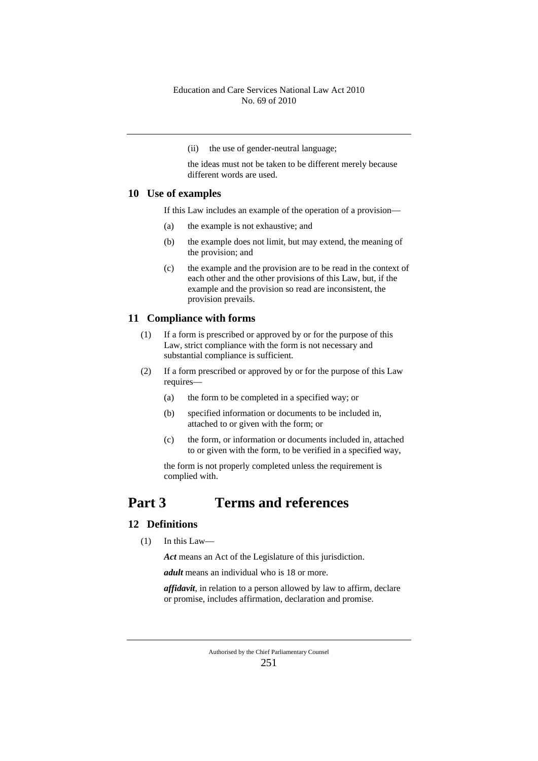(ii) the use of gender-neutral language;

the ideas must not be taken to be different merely because different words are used.

### 10 Use of examples

If this Law includes an example of the operation of a provision—

(a) the example is not exhaustive; and

(b) the example does not limit, but may extend, the meaning of the provision; and

(c) the example and the provision are to be read in the context of each other and the other provisions of this Law, but, if the example and the provision so read are inconsistent, the provision prevails.

### 11 Compliance with forms

(1) If a form is prescribed or approved by or for the purpose of this Law, strict compliance with the form is not necessary and substantial compliance is sufficient.

(2) If a form prescribed or approved by or for the purpose of this Law requires—

(a) the form to be completed in a specified way; or

(b) specified information or documents to be included in, attached to or given with the form; or

(c) the form, or information or documents included in, attached to or given with the form, to be verified in a specified way,

the form is not properly completed unless the requirement is complied with.

## Part 3 Terms and references

### 12 Definitions

(1) In this Law—

***Act*** means an Act of the Legislature of this jurisdiction.

***adult*** means an individual who is 18 or more.

***affidavit***, in relation to a person allowed by law to affirm, declare or promise, includes affirmation, declaration and promise.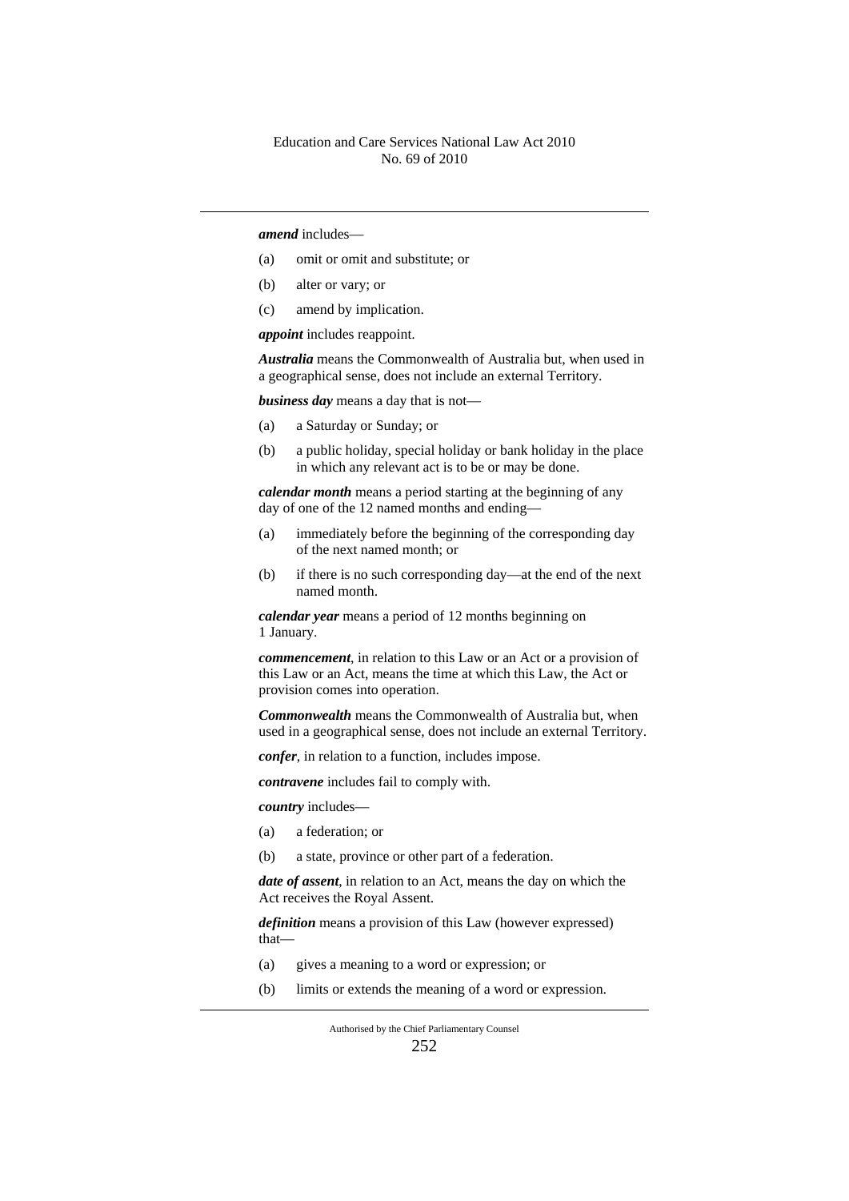***amend*** includes—

(a) omit or omit and substitute; or

(b) alter or vary; or

(c) amend by implication.

***appoint*** includes reappoint.

***Australia*** means the Commonwealth of Australia but, when used in a geographical sense, does not include an external Territory.

***business day*** means a day that is not—

(a) a Saturday or Sunday; or

(b) a public holiday, special holiday or bank holiday in the place in which any relevant act is to be or may be done.

***calendar month*** means a period starting at the beginning of any day of one of the 12 named months and ending—

(a) immediately before the beginning of the corresponding day of the next named month; or

(b) if there is no such corresponding day—at the end of the next named month.

***calendar year*** means a period of 12 months beginning on 1 January.

***commencement***, in relation to this Law or an Act or a provision of this Law or an Act, means the time at which this Law, the Act or provision comes into operation.

***Commonwealth*** means the Commonwealth of Australia but, when used in a geographical sense, does not include an external Territory.

***confer***, in relation to a function, includes impose.

***contravene*** includes fail to comply with.

***country*** includes—

(a) a federation; or

(b) a state, province or other part of a federation.

***date of assent***, in relation to an Act, means the day on which the Act receives the Royal Assent.

***definition*** means a provision of this Law (however expressed) that—

(a) gives a meaning to a word or expression; or

(b) limits or extends the meaning of a word or expression.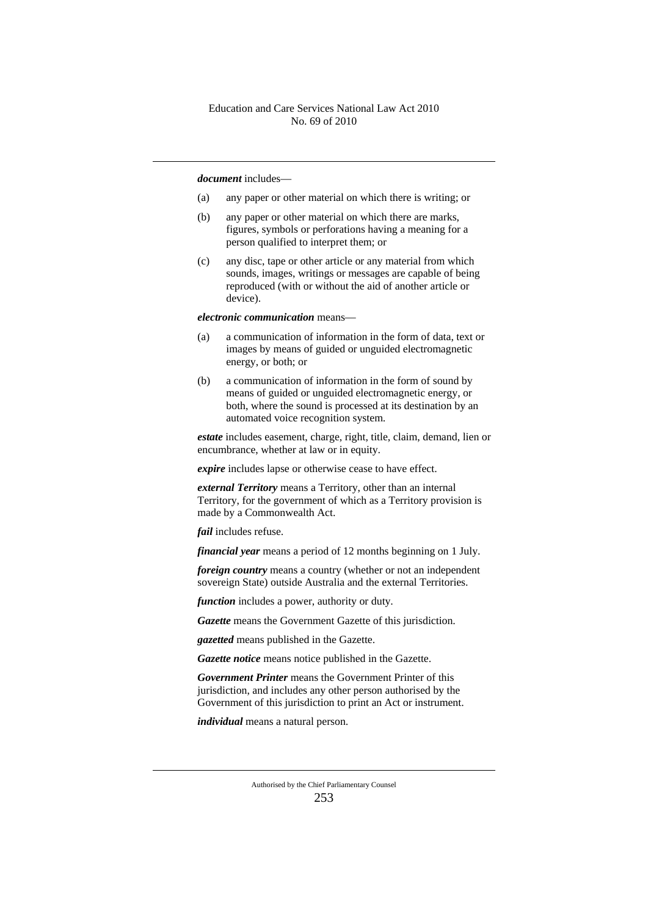***document*** includes—

(a) any paper or other material on which there is writing; or

(b) any paper or other material on which there are marks, figures, symbols or perforations having a meaning for a person qualified to interpret them; or

(c) any disc, tape or other article or any material from which sounds, images, writings or messages are capable of being reproduced (with or without the aid of another article or device).

***electronic communication*** means—

(a) a communication of information in the form of data, text or images by means of guided or unguided electromagnetic energy, or both; or

(b) a communication of information in the form of sound by means of guided or unguided electromagnetic energy, or both, where the sound is processed at its destination by an automated voice recognition system.

***estate*** includes easement, charge, right, title, claim, demand, lien or encumbrance, whether at law or in equity.

***expire*** includes lapse or otherwise cease to have effect.

***external Territory*** means a Territory, other than an internal Territory, for the government of which as a Territory provision is made by a Commonwealth Act.

***fail*** includes refuse.

***financial year*** means a period of 12 months beginning on 1 July.

***foreign country*** means a country (whether or not an independent sovereign State) outside Australia and the external Territories.

***function*** includes a power, authority or duty.

***Gazette*** means the Government Gazette of this jurisdiction.

***gazetted*** means published in the Gazette.

***Gazette notice*** means notice published in the Gazette.

***Government Printer*** means the Government Printer of this jurisdiction, and includes any other person authorised by the Government of this jurisdiction to print an Act or instrument.

***individual*** means a natural person.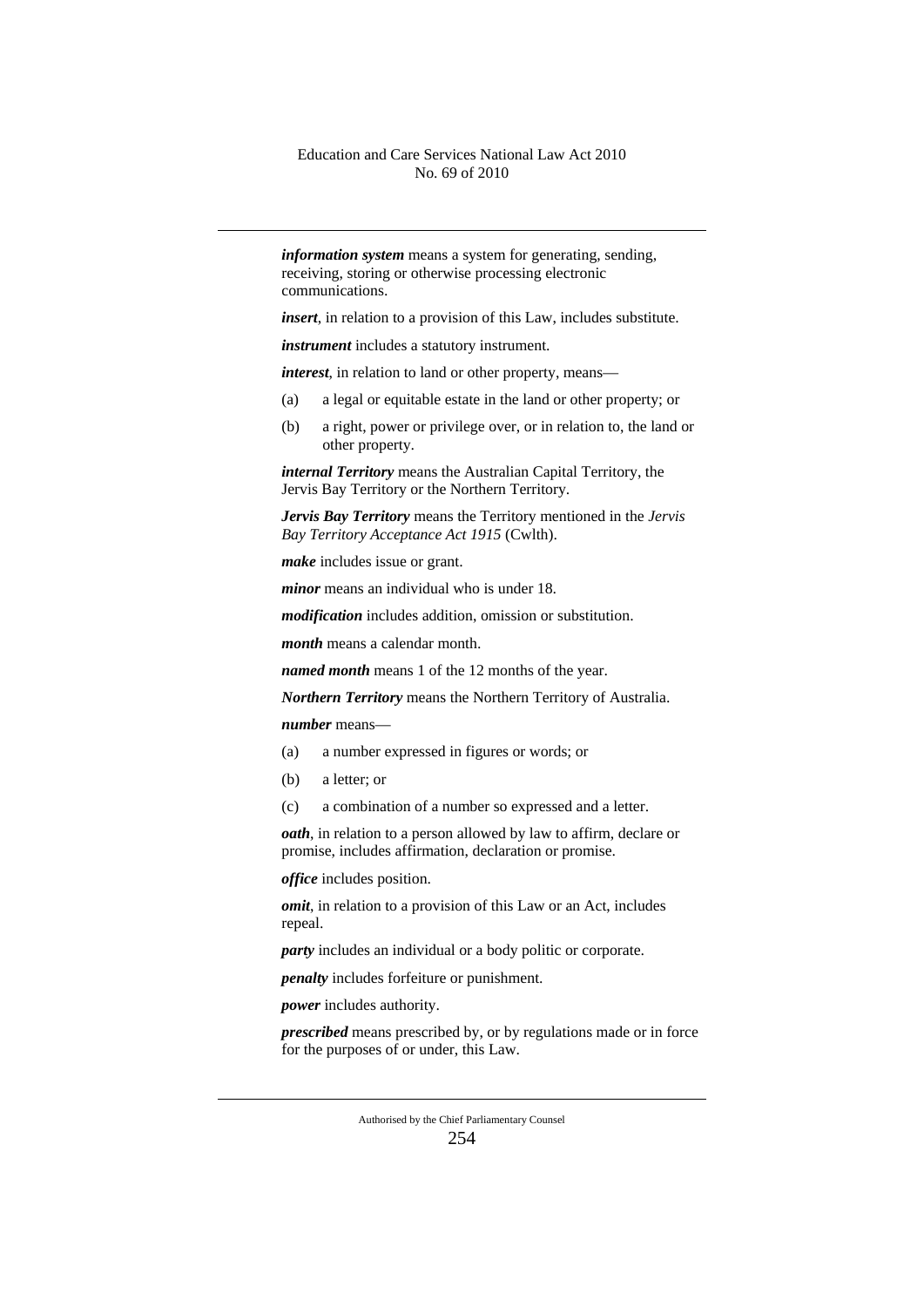***information system*** means a system for generating, sending, receiving, storing or otherwise processing electronic communications.

***insert***, in relation to a provision of this Law, includes substitute.

***instrument*** includes a statutory instrument.

***interest***, in relation to land or other property, means—

(a) a legal or equitable estate in the land or other property; or

(b) a right, power or privilege over, or in relation to, the land or other property.

***internal Territory*** means the Australian Capital Territory, the Jervis Bay Territory or the Northern Territory.

***Jervis Bay Territory*** means the Territory mentioned in the *Jervis Bay Territory Acceptance Act 1915* (Cwlth).

***make*** includes issue or grant.

***minor*** means an individual who is under 18.

***modification*** includes addition, omission or substitution.

***month*** means a calendar month.

***named month*** means 1 of the 12 months of the year.

***Northern Territory*** means the Northern Territory of Australia.

***number*** means—

(a) a number expressed in figures or words; or

(b) a letter; or

(c) a combination of a number so expressed and a letter.

***oath***, in relation to a person allowed by law to affirm, declare or promise, includes affirmation, declaration or promise.

***office*** includes position.

***omit***, in relation to a provision of this Law or an Act, includes repeal.

***party*** includes an individual or a body politic or corporate.

***penalty*** includes forfeiture or punishment.

***power*** includes authority.

***prescribed*** means prescribed by, or by regulations made or in force for the purposes of or under, this Law.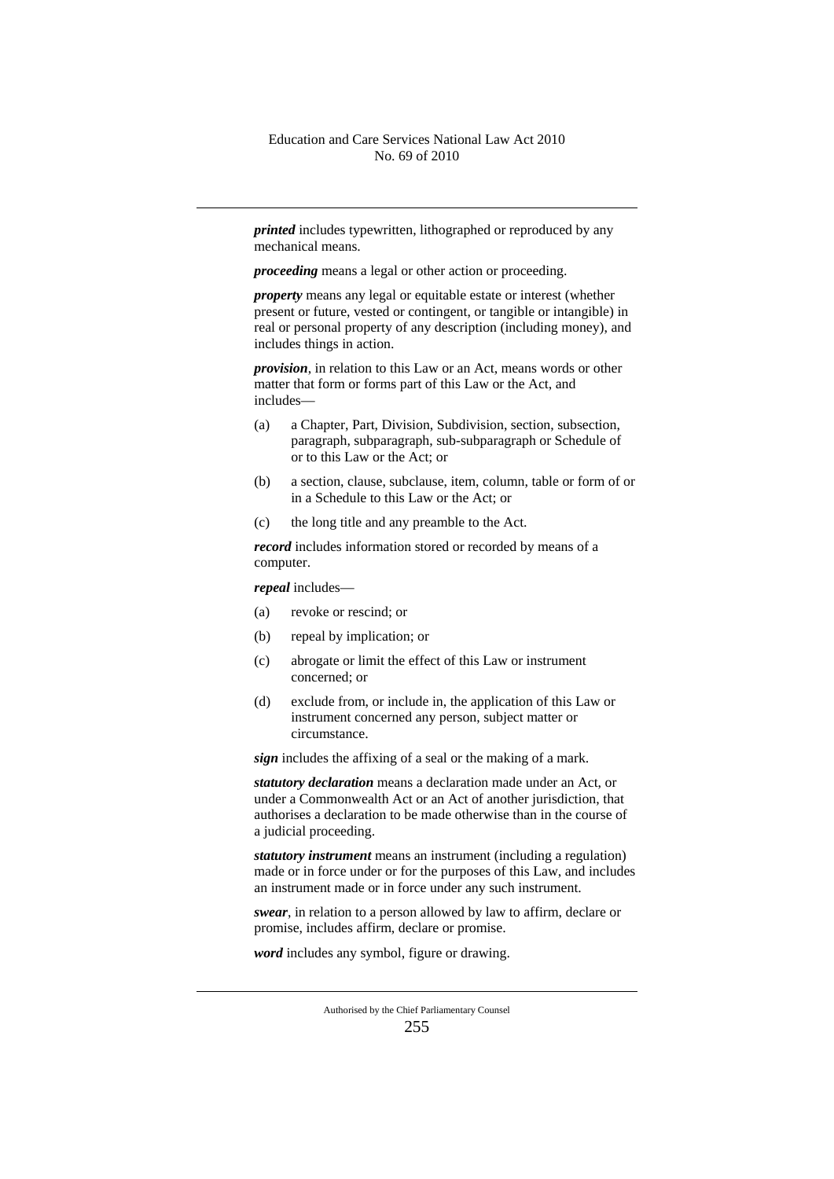***printed*** includes typewritten, lithographed or reproduced by any mechanical means.

***proceeding*** means a legal or other action or proceeding.

***property*** means any legal or equitable estate or interest (whether present or future, vested or contingent, or tangible or intangible) in real or personal property of any description (including money), and includes things in action.

***provision***, in relation to this Law or an Act, means words or other matter that form or forms part of this Law or the Act, and includes—

(a) a Chapter, Part, Division, Subdivision, section, subsection, paragraph, subparagraph, sub-subparagraph or Schedule of or to this Law or the Act; or

(b) a section, clause, subclause, item, column, table or form of or in a Schedule to this Law or the Act; or

(c) the long title and any preamble to the Act.

***record*** includes information stored or recorded by means of a computer.

***repeal*** includes—

(a) revoke or rescind; or

(b) repeal by implication; or

(c) abrogate or limit the effect of this Law or instrument concerned; or

(d) exclude from, or include in, the application of this Law or instrument concerned any person, subject matter or circumstance.

***sign*** includes the affixing of a seal or the making of a mark.

***statutory declaration*** means a declaration made under an Act, or under a Commonwealth Act or an Act of another jurisdiction, that authorises a declaration to be made otherwise than in the course of a judicial proceeding.

***statutory instrument*** means an instrument (including a regulation) made or in force under or for the purposes of this Law, and includes an instrument made or in force under any such instrument.

***swear***, in relation to a person allowed by law to affirm, declare or promise, includes affirm, declare or promise.

***word*** includes any symbol, figure or drawing.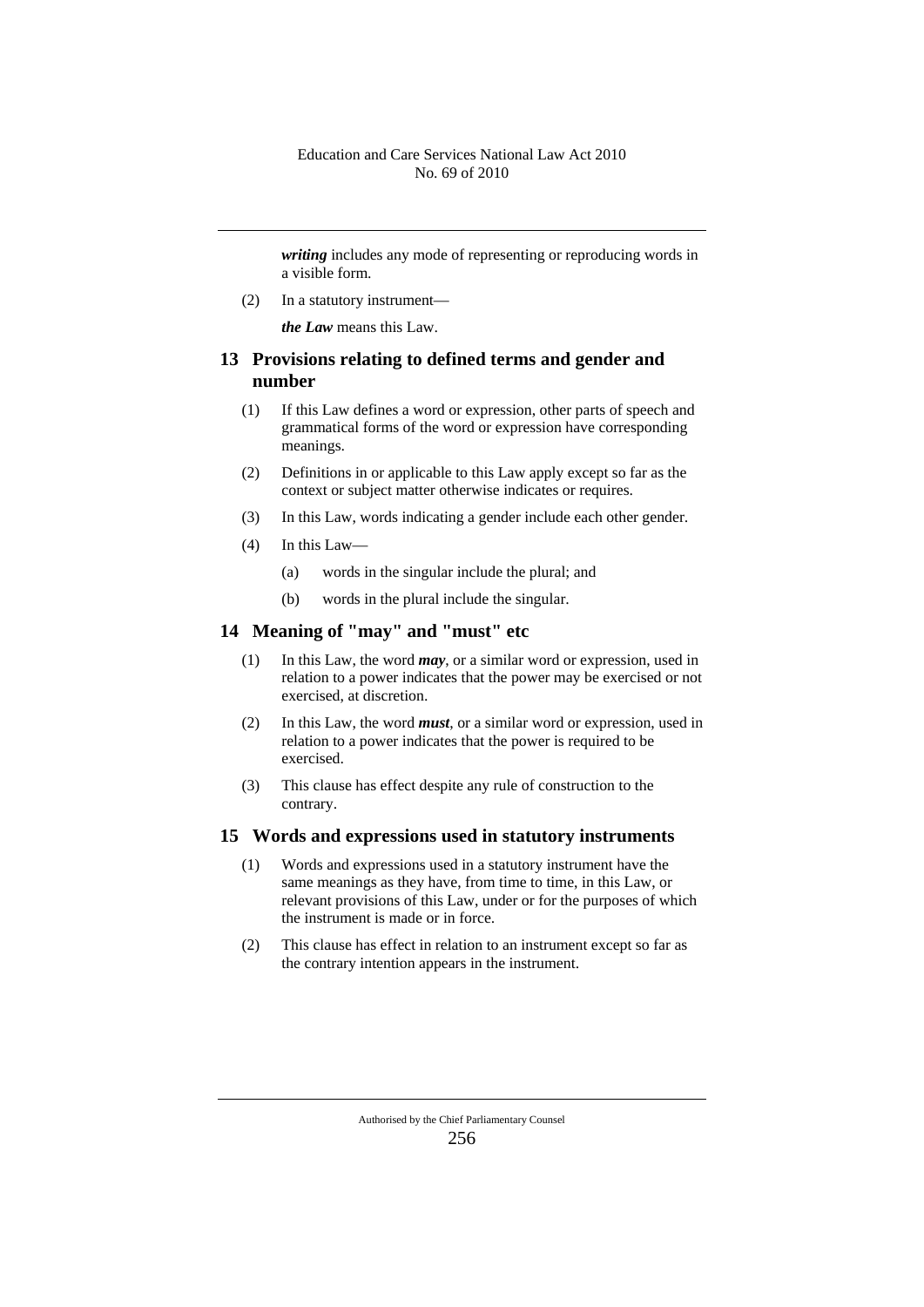***writing*** includes any mode of representing or reproducing words in a visible form.

(2) In a statutory instrument—

***the Law*** means this Law.

## 13 Provisions relating to defined terms and gender and number

(1) If this Law defines a word or expression, other parts of speech and grammatical forms of the word or expression have corresponding meanings.

(2) Definitions in or applicable to this Law apply except so far as the context or subject matter otherwise indicates or requires.

(3) In this Law, words indicating a gender include each other gender.

(4) In this Law—

(a) words in the singular include the plural; and

(b) words in the plural include the singular.

## 14 Meaning of "may" and "must" etc

(1) In this Law, the word ***may***, or a similar word or expression, used in relation to a power indicates that the power may be exercised or not exercised, at discretion.

(2) In this Law, the word ***must***, or a similar word or expression, used in relation to a power indicates that the power is required to be exercised.

(3) This clause has effect despite any rule of construction to the contrary.

## 15 Words and expressions used in statutory instruments

(1) Words and expressions used in a statutory instrument have the same meanings as they have, from time to time, in this Law, or relevant provisions of this Law, under or for the purposes of which the instrument is made or in force.

(2) This clause has effect in relation to an instrument except so far as the contrary intention appears in the instrument.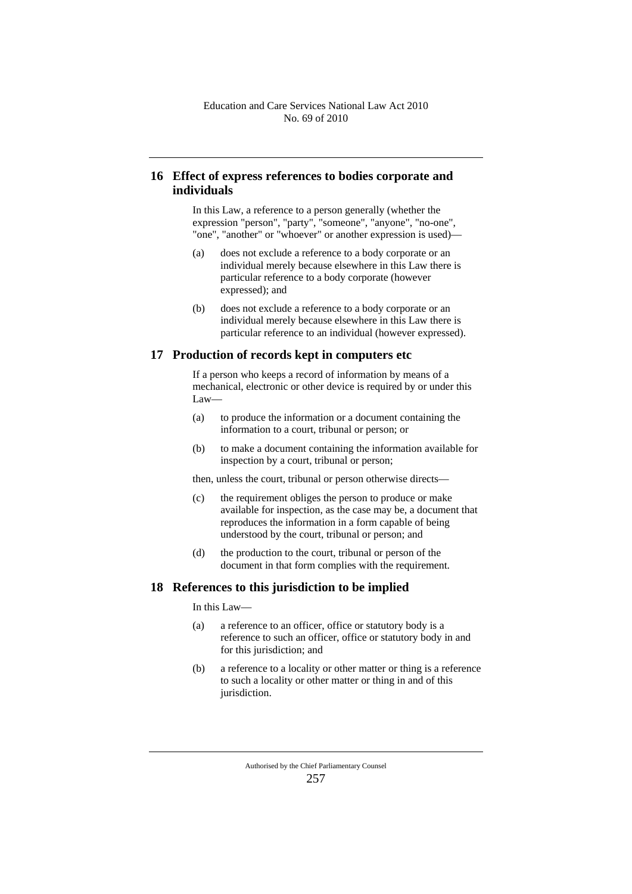## 16 Effect of express references to bodies corporate and individuals

In this Law, a reference to a person generally (whether the expression "person", "party", "someone", "anyone", "no-one", "one", "another" or "whoever" or another expression is used)—

(a) does not exclude a reference to a body corporate or an individual merely because elsewhere in this Law there is particular reference to a body corporate (however expressed); and

(b) does not exclude a reference to a body corporate or an individual merely because elsewhere in this Law there is particular reference to an individual (however expressed).

## 17 Production of records kept in computers etc

If a person who keeps a record of information by means of a mechanical, electronic or other device is required by or under this Law—

(a) to produce the information or a document containing the information to a court, tribunal or person; or

(b) to make a document containing the information available for inspection by a court, tribunal or person;

then, unless the court, tribunal or person otherwise directs—

(c) the requirement obliges the person to produce or make available for inspection, as the case may be, a document that reproduces the information in a form capable of being understood by the court, tribunal or person; and

(d) the production to the court, tribunal or person of the document in that form complies with the requirement.

## 18 References to this jurisdiction to be implied

In this Law—

(a) a reference to an officer, office or statutory body is a reference to such an officer, office or statutory body in and for this jurisdiction; and

(b) a reference to a locality or other matter or thing is a reference to such a locality or other matter or thing in and of this jurisdiction.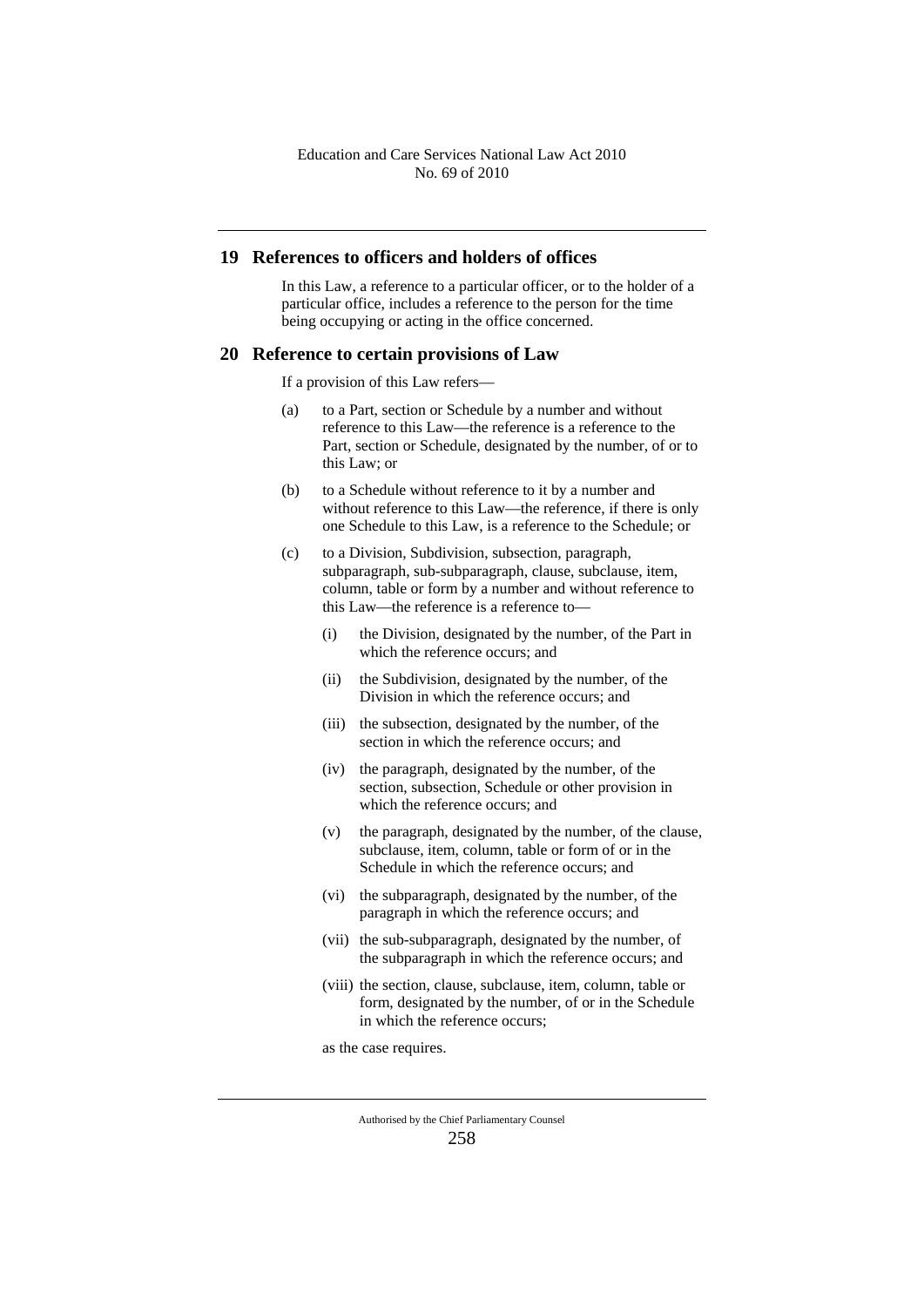## 19 References to officers and holders of offices

In this Law, a reference to a particular officer, or to the holder of a particular office, includes a reference to the person for the time being occupying or acting in the office concerned.

## 20 Reference to certain provisions of Law

If a provision of this Law refers—

(a) to a Part, section or Schedule by a number and without reference to this Law—the reference is a reference to the Part, section or Schedule, designated by the number, of or to this Law; or

(b) to a Schedule without reference to it by a number and without reference to this Law—the reference, if there is only one Schedule to this Law, is a reference to the Schedule; or

(c) to a Division, Subdivision, subsection, paragraph, subparagraph, sub-subparagraph, clause, subclause, item, column, table or form by a number and without reference to this Law—the reference is a reference to—

(i) the Division, designated by the number, of the Part in which the reference occurs; and

(ii) the Subdivision, designated by the number, of the Division in which the reference occurs; and

(iii) the subsection, designated by the number, of the section in which the reference occurs; and

(iv) the paragraph, designated by the number, of the section, subsection, Schedule or other provision in which the reference occurs; and

(v) the paragraph, designated by the number, of the clause, subclause, item, column, table or form of or in the Schedule in which the reference occurs; and

(vi) the subparagraph, designated by the number, of the paragraph in which the reference occurs; and

(vii) the sub-subparagraph, designated by the number, of the subparagraph in which the reference occurs; and

(viii) the section, clause, subclause, item, column, table or form, designated by the number, of or in the Schedule in which the reference occurs;

as the case requires.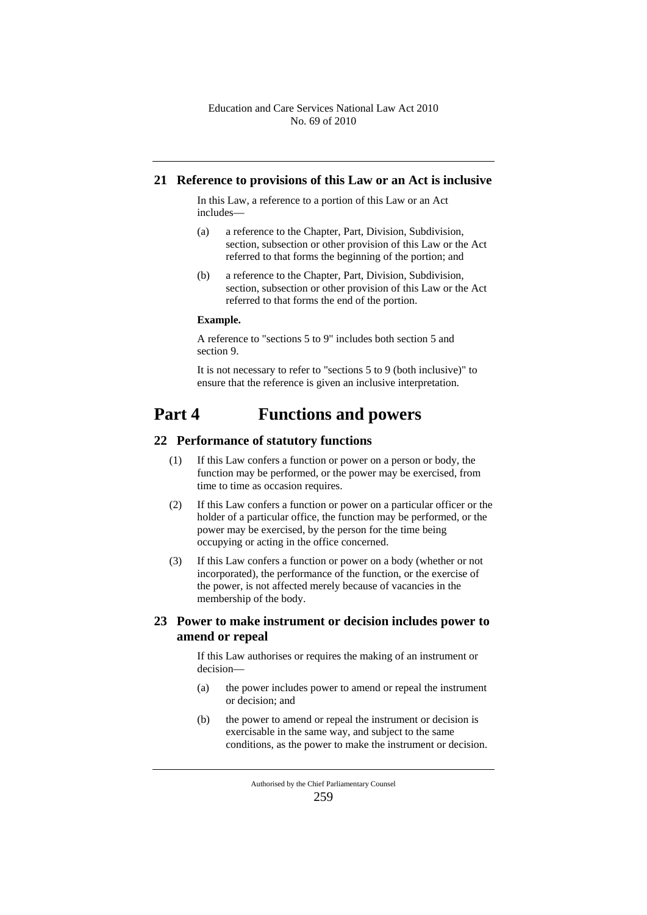### 21 Reference to provisions of this Law or an Act is inclusive

In this Law, a reference to a portion of this Law or an Act includes—

(a) a reference to the Chapter, Part, Division, Subdivision, section, subsection or other provision of this Law or the Act referred to that forms the beginning of the portion; and

(b) a reference to the Chapter, Part, Division, Subdivision, section, subsection or other provision of this Law or the Act referred to that forms the end of the portion.

**Example.**

A reference to "sections 5 to 9" includes both section 5 and section 9.

It is not necessary to refer to "sections 5 to 9 (both inclusive)" to ensure that the reference is given an inclusive interpretation.

## Part 4 Functions and powers

### 22 Performance of statutory functions

(1) If this Law confers a function or power on a person or body, the function may be performed, or the power may be exercised, from time to time as occasion requires.

(2) If this Law confers a function or power on a particular officer or the holder of a particular office, the function may be performed, or the power may be exercised, by the person for the time being occupying or acting in the office concerned.

(3) If this Law confers a function or power on a body (whether or not incorporated), the performance of the function, or the exercise of the power, is not affected merely because of vacancies in the membership of the body.

### 23 Power to make instrument or decision includes power to amend or repeal

If this Law authorises or requires the making of an instrument or decision—

(a) the power includes power to amend or repeal the instrument or decision; and

(b) the power to amend or repeal the instrument or decision is exercisable in the same way, and subject to the same conditions, as the power to make the instrument or decision.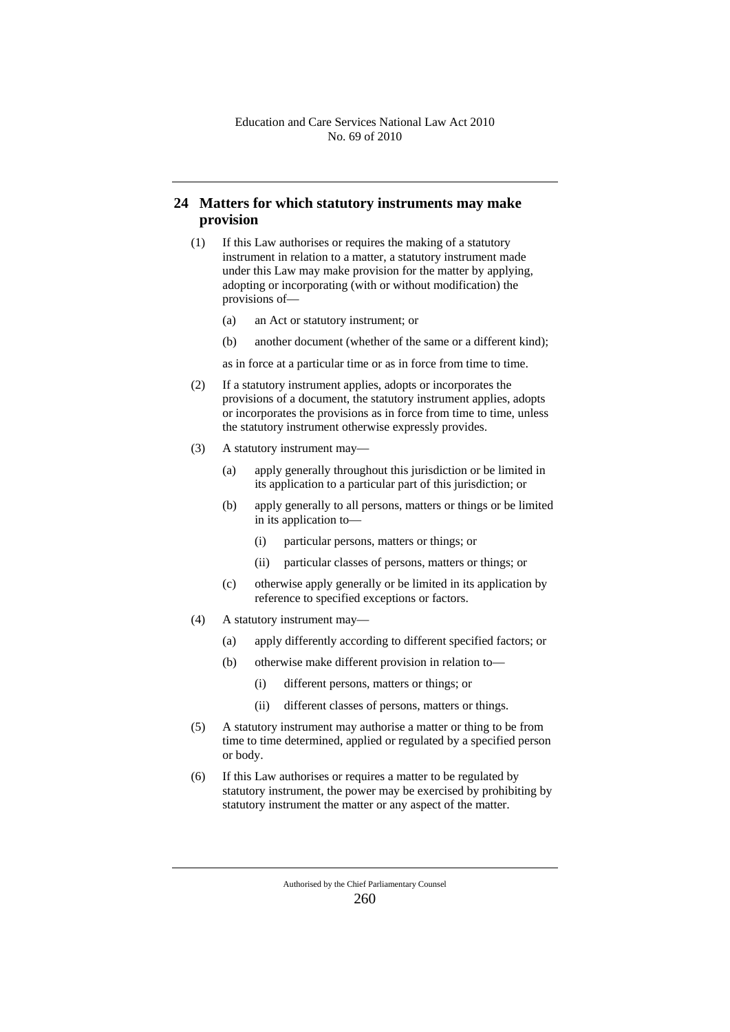## 24 Matters for which statutory instruments may make provision

(1) If this Law authorises or requires the making of a statutory instrument in relation to a matter, a statutory instrument made under this Law may make provision for the matter by applying, adopting or incorporating (with or without modification) the provisions of—

(a) an Act or statutory instrument; or

(b) another document (whether of the same or a different kind);

as in force at a particular time or as in force from time to time.

(2) If a statutory instrument applies, adopts or incorporates the provisions of a document, the statutory instrument applies, adopts or incorporates the provisions as in force from time to time, unless the statutory instrument otherwise expressly provides.

(3) A statutory instrument may—

(a) apply generally throughout this jurisdiction or be limited in its application to a particular part of this jurisdiction; or

(b) apply generally to all persons, matters or things or be limited in its application to—

(i) particular persons, matters or things; or

(ii) particular classes of persons, matters or things; or

(c) otherwise apply generally or be limited in its application by reference to specified exceptions or factors.

(4) A statutory instrument may—

(a) apply differently according to different specified factors; or

(b) otherwise make different provision in relation to—

(i) different persons, matters or things; or

(ii) different classes of persons, matters or things.

(5) A statutory instrument may authorise a matter or thing to be from time to time determined, applied or regulated by a specified person or body.

(6) If this Law authorises or requires a matter to be regulated by statutory instrument, the power may be exercised by prohibiting by statutory instrument the matter or any aspect of the matter.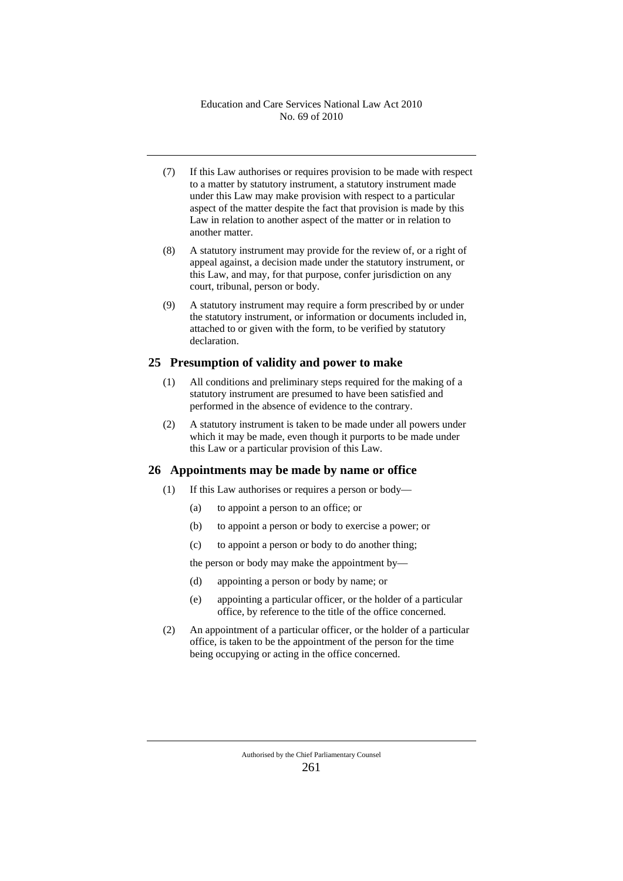(7) If this Law authorises or requires provision to be made with respect to a matter by statutory instrument, a statutory instrument made under this Law may make provision with respect to a particular aspect of the matter despite the fact that provision is made by this Law in relation to another aspect of the matter or in relation to another matter.

(8) A statutory instrument may provide for the review of, or a right of appeal against, a decision made under the statutory instrument, or this Law, and may, for that purpose, confer jurisdiction on any court, tribunal, person or body.

(9) A statutory instrument may require a form prescribed by or under the statutory instrument, or information or documents included in, attached to or given with the form, to be verified by statutory declaration.

## 25 Presumption of validity and power to make

(1) All conditions and preliminary steps required for the making of a statutory instrument are presumed to have been satisfied and performed in the absence of evidence to the contrary.

(2) A statutory instrument is taken to be made under all powers under which it may be made, even though it purports to be made under this Law or a particular provision of this Law.

## 26 Appointments may be made by name or office

(1) If this Law authorises or requires a person or body—

(a) to appoint a person to an office; or

(b) to appoint a person or body to exercise a power; or

(c) to appoint a person or body to do another thing;

the person or body may make the appointment by—

(d) appointing a person or body by name; or

(e) appointing a particular officer, or the holder of a particular office, by reference to the title of the office concerned.

(2) An appointment of a particular officer, or the holder of a particular office, is taken to be the appointment of the person for the time being occupying or acting in the office concerned.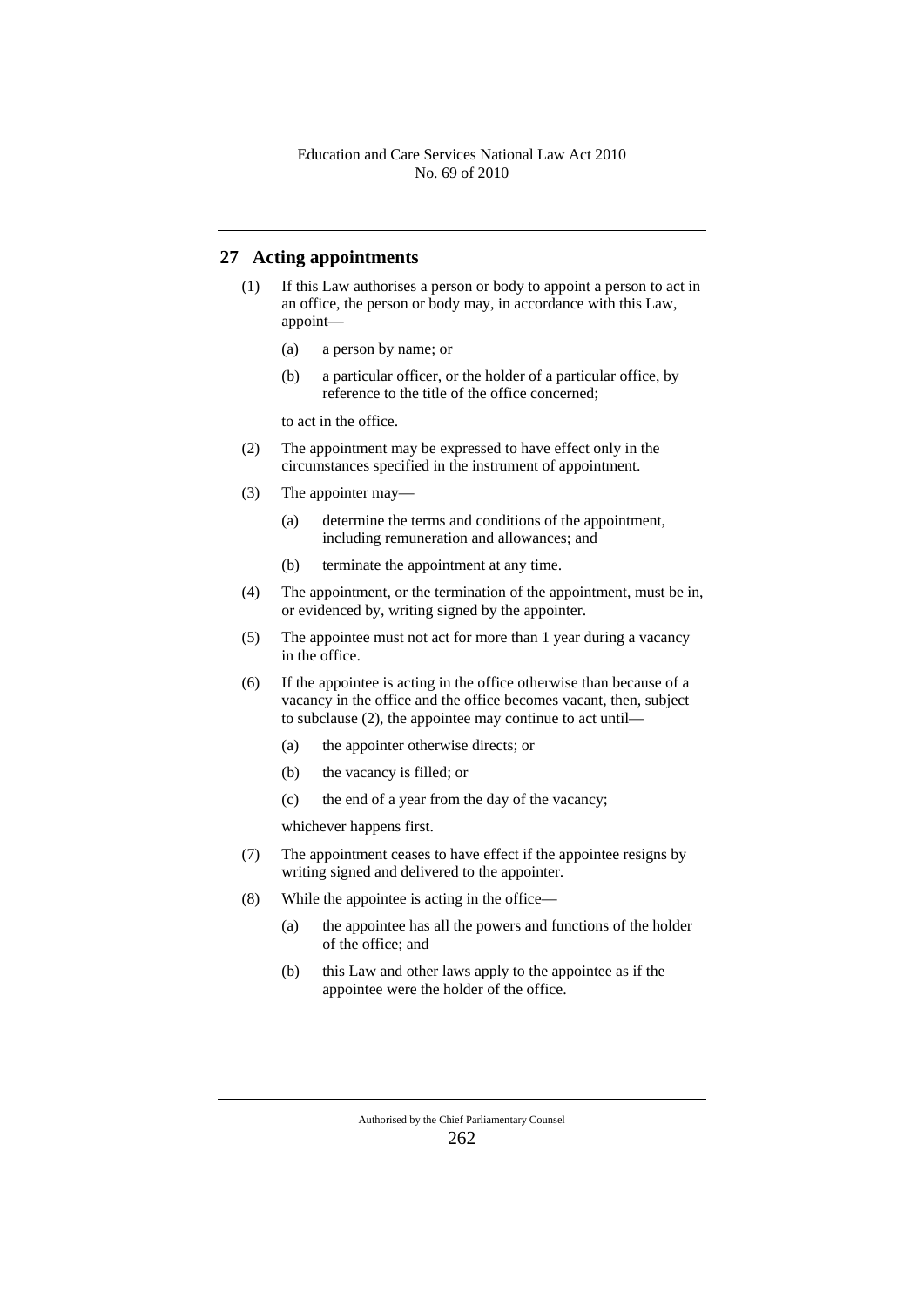## 27 Acting appointments

(1) If this Law authorises a person or body to appoint a person to act in an office, the person or body may, in accordance with this Law, appoint—

(a) a person by name; or

(b) a particular officer, or the holder of a particular office, by reference to the title of the office concerned;

to act in the office.

(2) The appointment may be expressed to have effect only in the circumstances specified in the instrument of appointment.

(3) The appointer may—

(a) determine the terms and conditions of the appointment, including remuneration and allowances; and

(b) terminate the appointment at any time.

(4) The appointment, or the termination of the appointment, must be in, or evidenced by, writing signed by the appointer.

(5) The appointee must not act for more than 1 year during a vacancy in the office.

(6) If the appointee is acting in the office otherwise than because of a vacancy in the office and the office becomes vacant, then, subject to subclause (2), the appointee may continue to act until—

(a) the appointer otherwise directs; or

(b) the vacancy is filled; or

(c) the end of a year from the day of the vacancy;

whichever happens first.

(7) The appointment ceases to have effect if the appointee resigns by writing signed and delivered to the appointer.

(8) While the appointee is acting in the office—

(a) the appointee has all the powers and functions of the holder of the office; and

(b) this Law and other laws apply to the appointee as if the appointee were the holder of the office.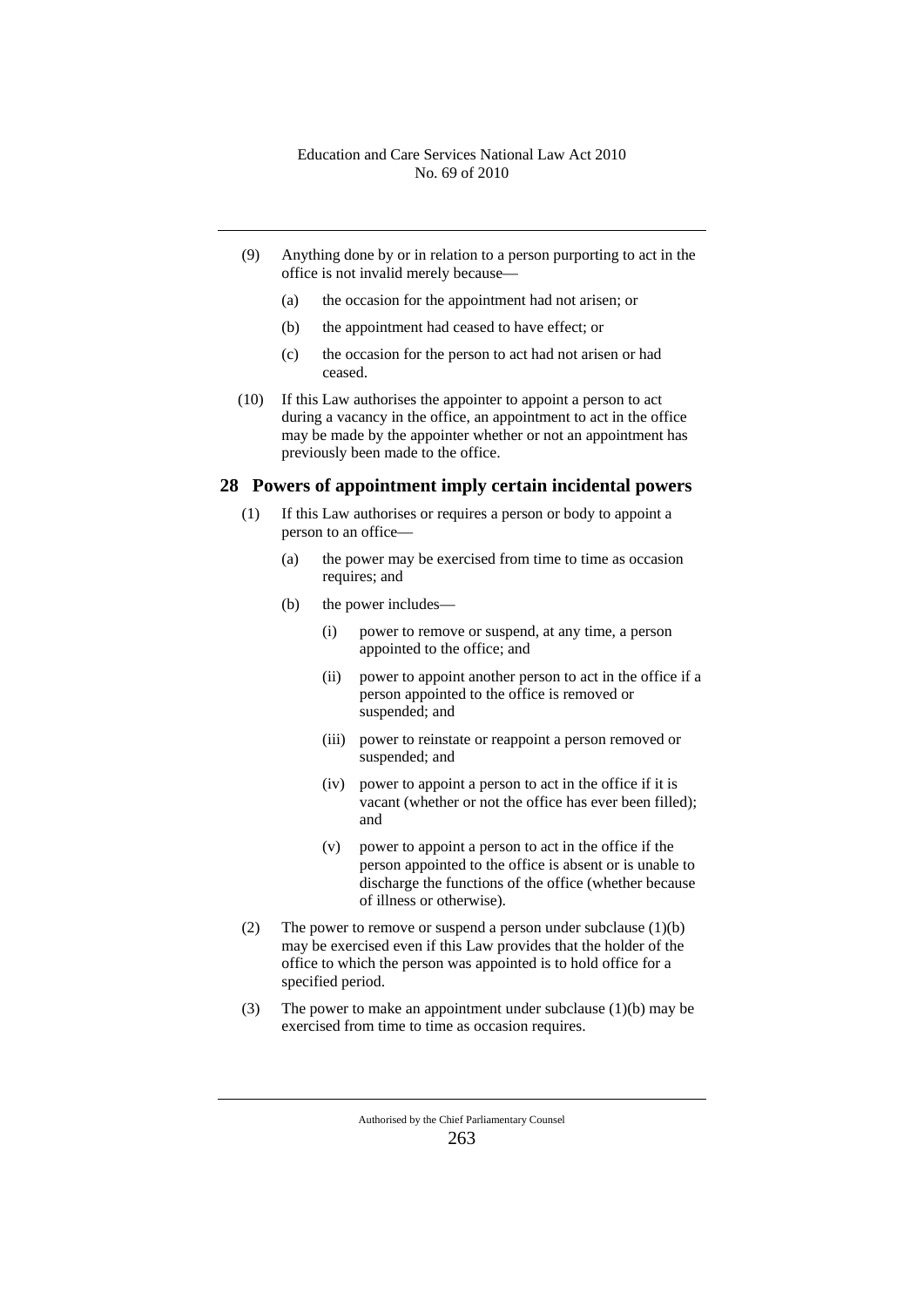(9) Anything done by or in relation to a person purporting to act in the office is not invalid merely because—

(a) the occasion for the appointment had not arisen; or

(b) the appointment had ceased to have effect; or

(c) the occasion for the person to act had not arisen or had ceased.

(10) If this Law authorises the appointer to appoint a person to act during a vacancy in the office, an appointment to act in the office may be made by the appointer whether or not an appointment has previously been made to the office.

## 28 Powers of appointment imply certain incidental powers

(1) If this Law authorises or requires a person or body to appoint a person to an office—

(a) the power may be exercised from time to time as occasion requires; and

(b) the power includes—

(i) power to remove or suspend, at any time, a person appointed to the office; and

(ii) power to appoint another person to act in the office if a person appointed to the office is removed or suspended; and

(iii) power to reinstate or reappoint a person removed or suspended; and

(iv) power to appoint a person to act in the office if it is vacant (whether or not the office has ever been filled); and

(v) power to appoint a person to act in the office if the person appointed to the office is absent or is unable to discharge the functions of the office (whether because of illness or otherwise).

(2) The power to remove or suspend a person under subclause (1)(b) may be exercised even if this Law provides that the holder of the office to which the person was appointed is to hold office for a specified period.

(3) The power to make an appointment under subclause (1)(b) may be exercised from time to time as occasion requires.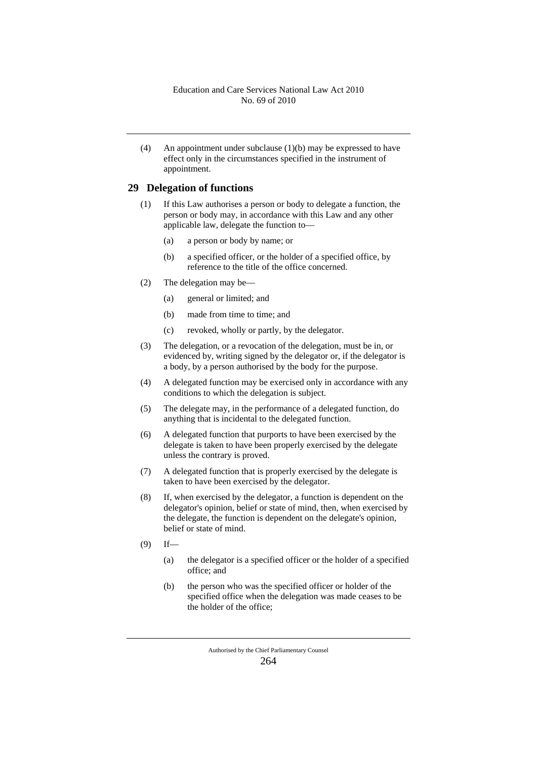(4) An appointment under subclause (1)(b) may be expressed to have effect only in the circumstances specified in the instrument of appointment.

## 29 Delegation of functions

(1) If this Law authorises a person or body to delegate a function, the person or body may, in accordance with this Law and any other applicable law, delegate the function to—

(a) a person or body by name; or

(b) a specified officer, or the holder of a specified office, by reference to the title of the office concerned.

(2) The delegation may be—

(a) general or limited; and

(b) made from time to time; and

(c) revoked, wholly or partly, by the delegator.

(3) The delegation, or a revocation of the delegation, must be in, or evidenced by, writing signed by the delegator or, if the delegator is a body, by a person authorised by the body for the purpose.

(4) A delegated function may be exercised only in accordance with any conditions to which the delegation is subject.

(5) The delegate may, in the performance of a delegated function, do anything that is incidental to the delegated function.

(6) A delegated function that purports to have been exercised by the delegate is taken to have been properly exercised by the delegate unless the contrary is proved.

(7) A delegated function that is properly exercised by the delegate is taken to have been exercised by the delegator.

(8) If, when exercised by the delegator, a function is dependent on the delegator's opinion, belief or state of mind, then, when exercised by the delegate, the function is dependent on the delegate's opinion, belief or state of mind.

(9) If—

(a) the delegator is a specified officer or the holder of a specified office; and

(b) the person who was the specified officer or holder of the specified office when the delegation was made ceases to be the holder of the office;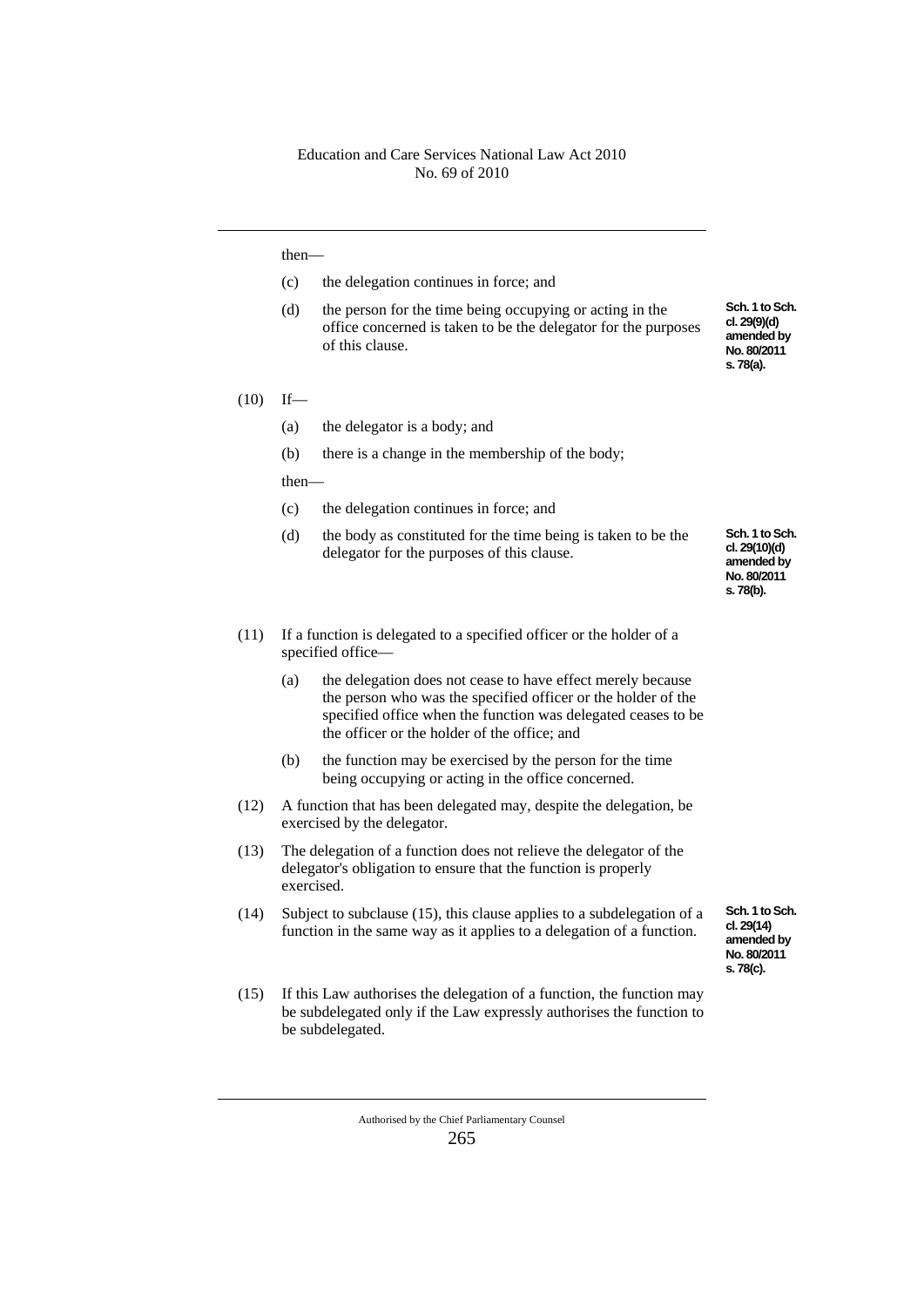then—

(c) the delegation continues in force; and

(d) the person for the time being occupying or acting in the office concerned is taken to be the delegator for the purposes of this clause.

Sch. 1 to Sch. cl. 29(9)(d) amended by No. 80/2011 s. 78(a).

(10) If—

(a) the delegator is a body; and

(b) there is a change in the membership of the body;

then—

(c) the delegation continues in force; and

(d) the body as constituted for the time being is taken to be the delegator for the purposes of this clause.

Sch. 1 to Sch. cl. 29(10)(d) amended by No. 80/2011 s. 78(b).

(11) If a function is delegated to a specified officer or the holder of a specified office—

(a) the delegation does not cease to have effect merely because the person who was the specified officer or the holder of the specified office when the function was delegated ceases to be the officer or the holder of the office; and

(b) the function may be exercised by the person for the time being occupying or acting in the office concerned.

(12) A function that has been delegated may, despite the delegation, be exercised by the delegator.

(13) The delegation of a function does not relieve the delegator of the delegator's obligation to ensure that the function is properly exercised.

(14) Subject to subclause (15), this clause applies to a subdelegation of a function in the same way as it applies to a delegation of a function.

Sch. 1 to Sch. cl. 29(14) amended by No. 80/2011 s. 78(c).

(15) If this Law authorises the delegation of a function, the function may be subdelegated only if the Law expressly authorises the function to be subdelegated.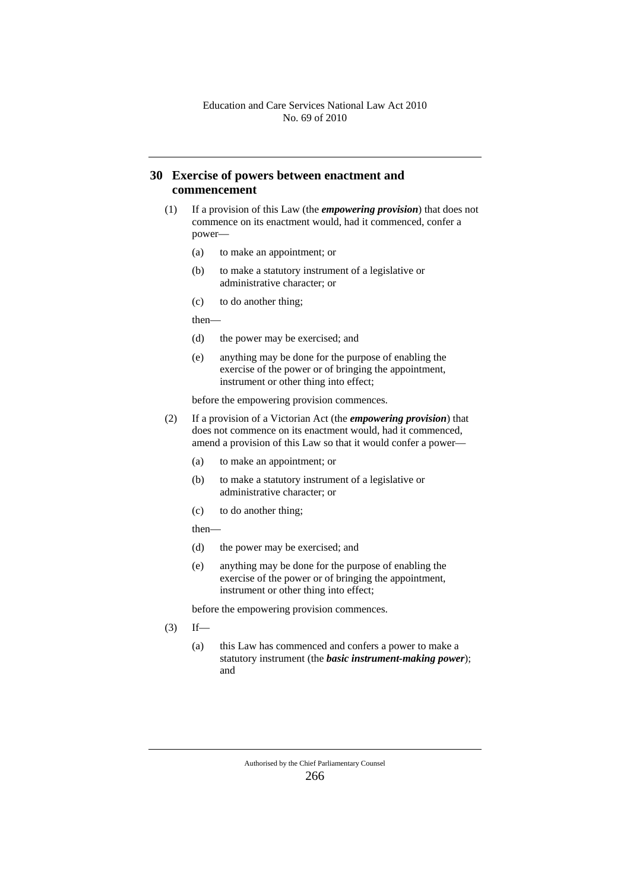## 30 Exercise of powers between enactment and commencement

(1) If a provision of this Law (the ***empowering provision***) that does not commence on its enactment would, had it commenced, confer a power—

(a) to make an appointment; or

(b) to make a statutory instrument of a legislative or administrative character; or

(c) to do another thing;

then—

(d) the power may be exercised; and

(e) anything may be done for the purpose of enabling the exercise of the power or of bringing the appointment, instrument or other thing into effect;

before the empowering provision commences.

(2) If a provision of a Victorian Act (the ***empowering provision***) that does not commence on its enactment would, had it commenced, amend a provision of this Law so that it would confer a power—

(a) to make an appointment; or

(b) to make a statutory instrument of a legislative or administrative character; or

(c) to do another thing;

then—

(d) the power may be exercised; and

(e) anything may be done for the purpose of enabling the exercise of the power or of bringing the appointment, instrument or other thing into effect;

before the empowering provision commences.

(3) If—

(a) this Law has commenced and confers a power to make a statutory instrument (the ***basic instrument-making power***); and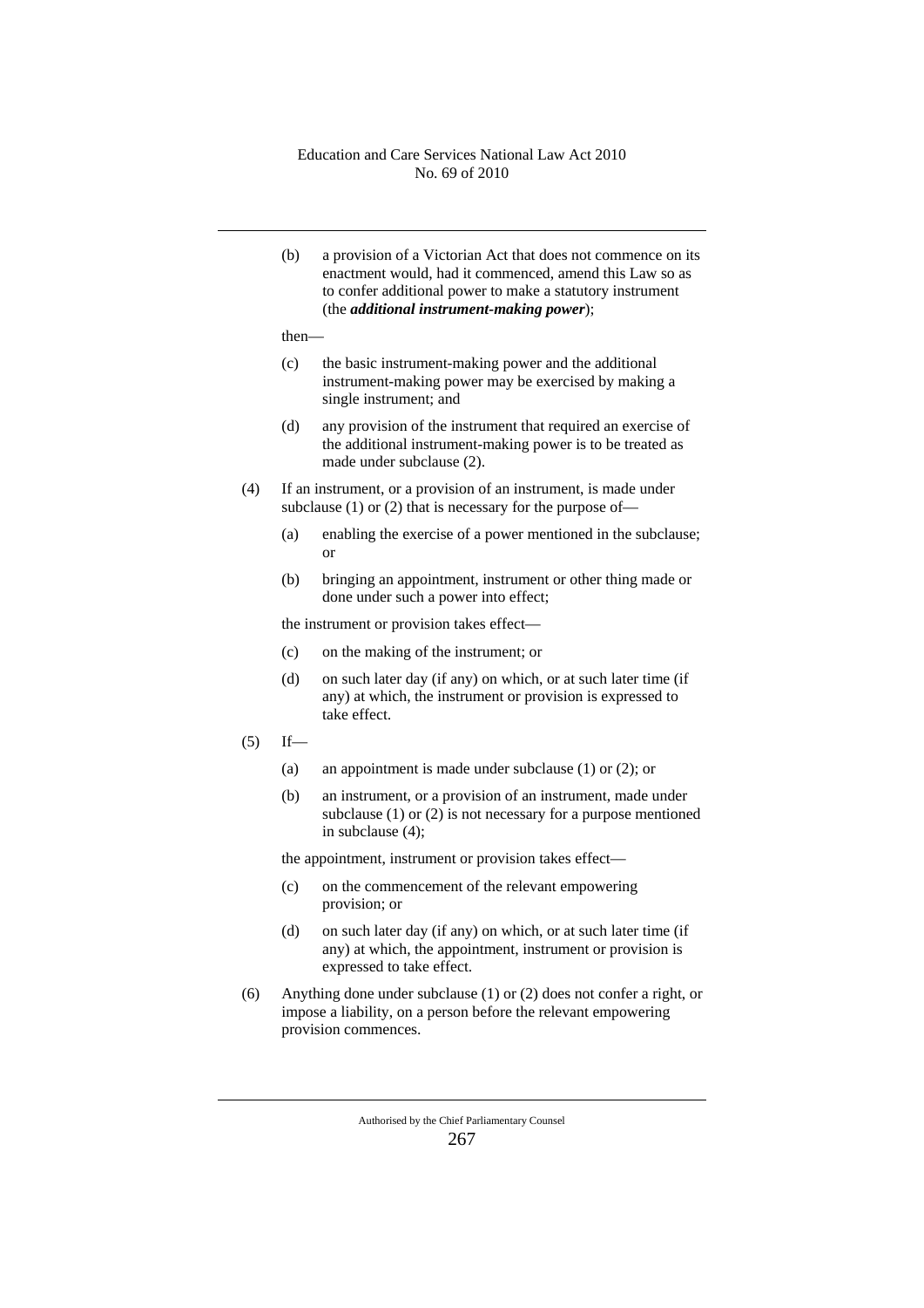(b) a provision of a Victorian Act that does not commence on its enactment would, had it commenced, amend this Law so as to confer additional power to make a statutory instrument (the ***additional instrument-making power***);

then—

(c) the basic instrument-making power and the additional instrument-making power may be exercised by making a single instrument; and

(d) any provision of the instrument that required an exercise of the additional instrument-making power is to be treated as made under subclause (2).

(4) If an instrument, or a provision of an instrument, is made under subclause (1) or (2) that is necessary for the purpose of—

(a) enabling the exercise of a power mentioned in the subclause; or

(b) bringing an appointment, instrument or other thing made or done under such a power into effect;

the instrument or provision takes effect—

(c) on the making of the instrument; or

(d) on such later day (if any) on which, or at such later time (if any) at which, the instrument or provision is expressed to take effect.

(5) If—

(a) an appointment is made under subclause (1) or (2); or

(b) an instrument, or a provision of an instrument, made under subclause (1) or (2) is not necessary for a purpose mentioned in subclause (4);

the appointment, instrument or provision takes effect—

(c) on the commencement of the relevant empowering provision; or

(d) on such later day (if any) on which, or at such later time (if any) at which, the appointment, instrument or provision is expressed to take effect.

(6) Anything done under subclause (1) or (2) does not confer a right, or impose a liability, on a person before the relevant empowering provision commences.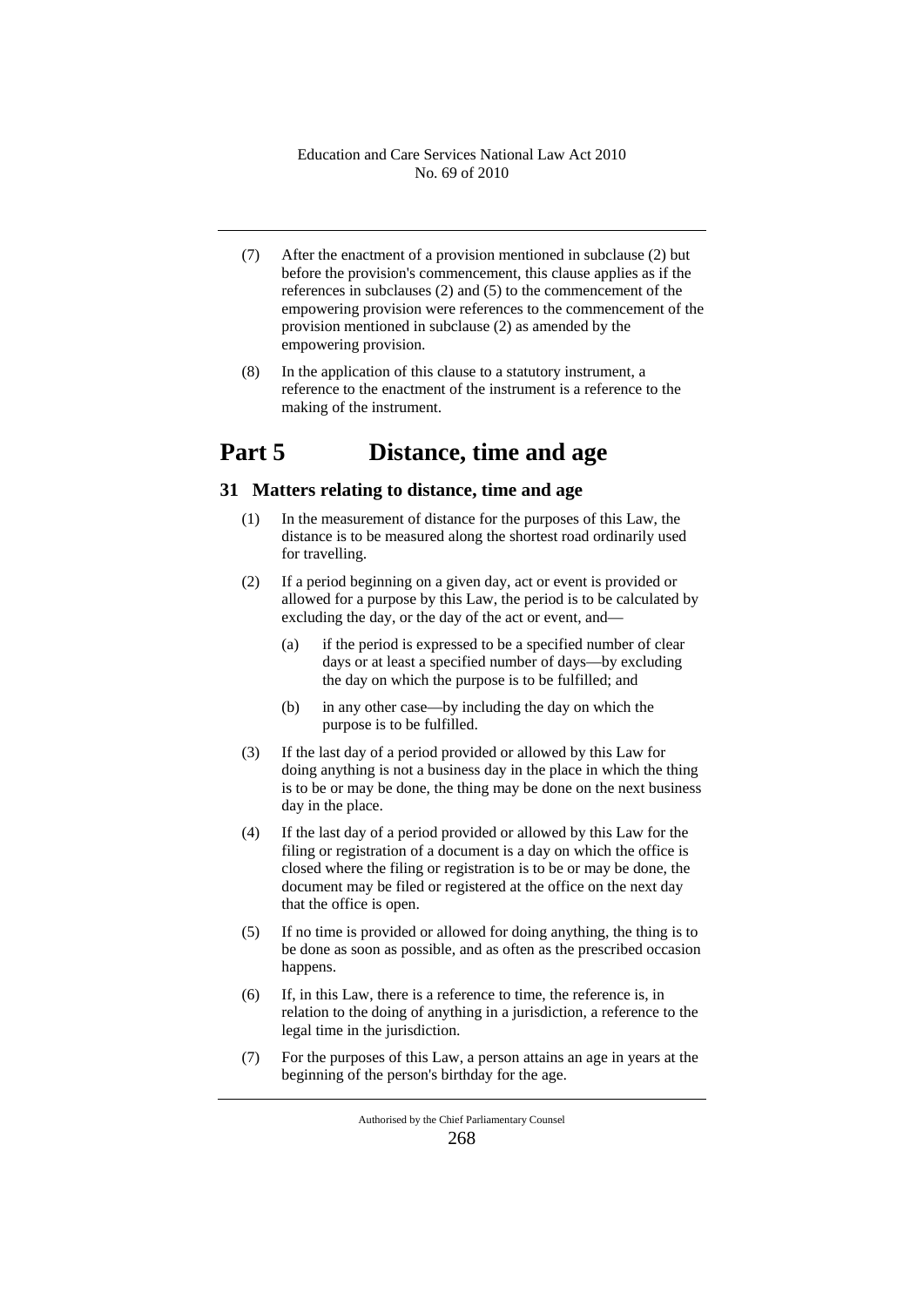(7) After the enactment of a provision mentioned in subclause (2) but before the provision's commencement, this clause applies as if the references in subclauses (2) and (5) to the commencement of the empowering provision were references to the commencement of the provision mentioned in subclause (2) as amended by the empowering provision.

(8) In the application of this clause to a statutory instrument, a reference to the enactment of the instrument is a reference to the making of the instrument.

# Part 5 Distance, time and age

## 31 Matters relating to distance, time and age

(1) In the measurement of distance for the purposes of this Law, the distance is to be measured along the shortest road ordinarily used for travelling.

(2) If a period beginning on a given day, act or event is provided or allowed for a purpose by this Law, the period is to be calculated by excluding the day, or the day of the act or event, and—

(a) if the period is expressed to be a specified number of clear days or at least a specified number of days—by excluding the day on which the purpose is to be fulfilled; and

(b) in any other case—by including the day on which the purpose is to be fulfilled.

(3) If the last day of a period provided or allowed by this Law for doing anything is not a business day in the place in which the thing is to be or may be done, the thing may be done on the next business day in the place.

(4) If the last day of a period provided or allowed by this Law for the filing or registration of a document is a day on which the office is closed where the filing or registration is to be or may be done, the document may be filed or registered at the office on the next day that the office is open.

(5) If no time is provided or allowed for doing anything, the thing is to be done as soon as possible, and as often as the prescribed occasion happens.

(6) If, in this Law, there is a reference to time, the reference is, in relation to the doing of anything in a jurisdiction, a reference to the legal time in the jurisdiction.

(7) For the purposes of this Law, a person attains an age in years at the beginning of the person's birthday for the age.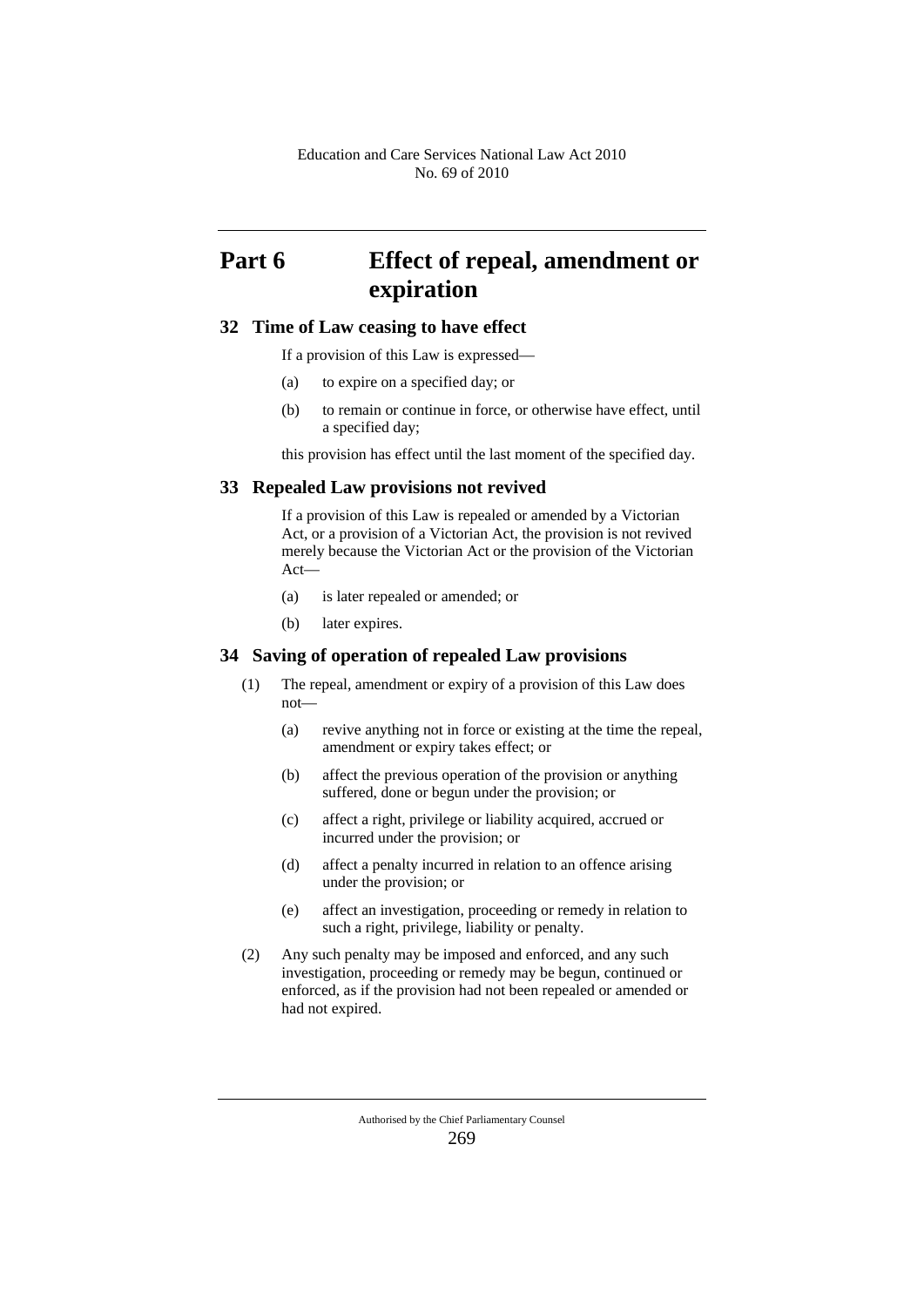# Part 6 Effect of repeal, amendment or expiration

## 32 Time of Law ceasing to have effect

If a provision of this Law is expressed—

(a) to expire on a specified day; or

(b) to remain or continue in force, or otherwise have effect, until a specified day;

this provision has effect until the last moment of the specified day.

## 33 Repealed Law provisions not revived

If a provision of this Law is repealed or amended by a Victorian Act, or a provision of a Victorian Act, the provision is not revived merely because the Victorian Act or the provision of the Victorian Act—

(a) is later repealed or amended; or

(b) later expires.

## 34 Saving of operation of repealed Law provisions

(1) The repeal, amendment or expiry of a provision of this Law does not—

(a) revive anything not in force or existing at the time the repeal, amendment or expiry takes effect; or

(b) affect the previous operation of the provision or anything suffered, done or begun under the provision; or

(c) affect a right, privilege or liability acquired, accrued or incurred under the provision; or

(d) affect a penalty incurred in relation to an offence arising under the provision; or

(e) affect an investigation, proceeding or remedy in relation to such a right, privilege, liability or penalty.

(2) Any such penalty may be imposed and enforced, and any such investigation, proceeding or remedy may be begun, continued or enforced, as if the provision had not been repealed or amended or had not expired.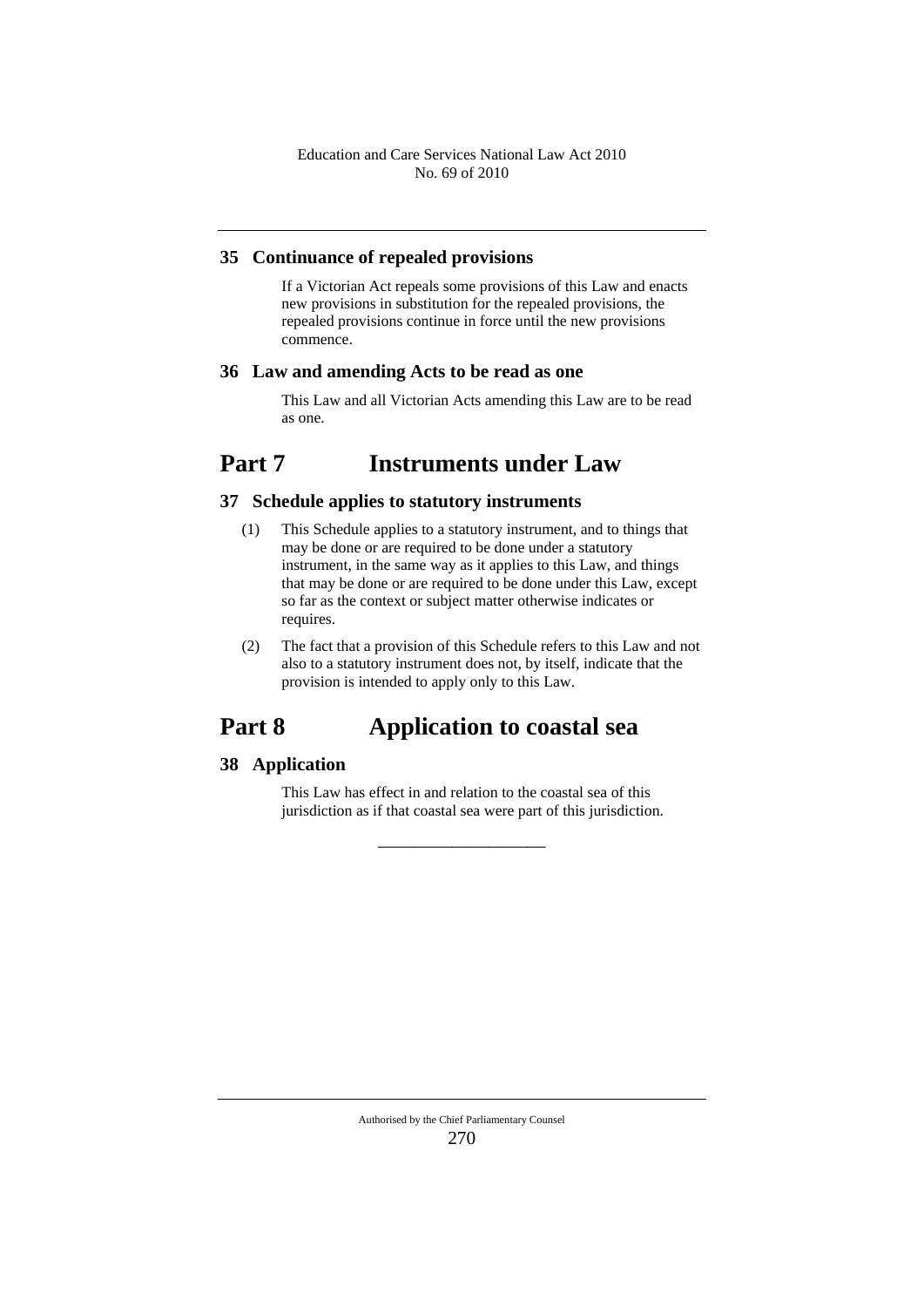## 35 Continuance of repealed provisions

If a Victorian Act repeals some provisions of this Law and enacts new provisions in substitution for the repealed provisions, the repealed provisions continue in force until the new provisions commence.

## 36 Law and amending Acts to be read as one

This Law and all Victorian Acts amending this Law are to be read as one.

# Part 7 Instruments under Law

## 37 Schedule applies to statutory instruments

(1) This Schedule applies to a statutory instrument, and to things that may be done or are required to be done under a statutory instrument, in the same way as it applies to this Law, and things that may be done or are required to be done under this Law, except so far as the context or subject matter otherwise indicates or requires.

(2) The fact that a provision of this Schedule refers to this Law and not also to a statutory instrument does not, by itself, indicate that the provision is intended to apply only to this Law.

# Part 8 Application to coastal sea

## 38 Application

This Law has effect in and relation to the coastal sea of this jurisdiction as if that coastal sea were part of this jurisdiction.

---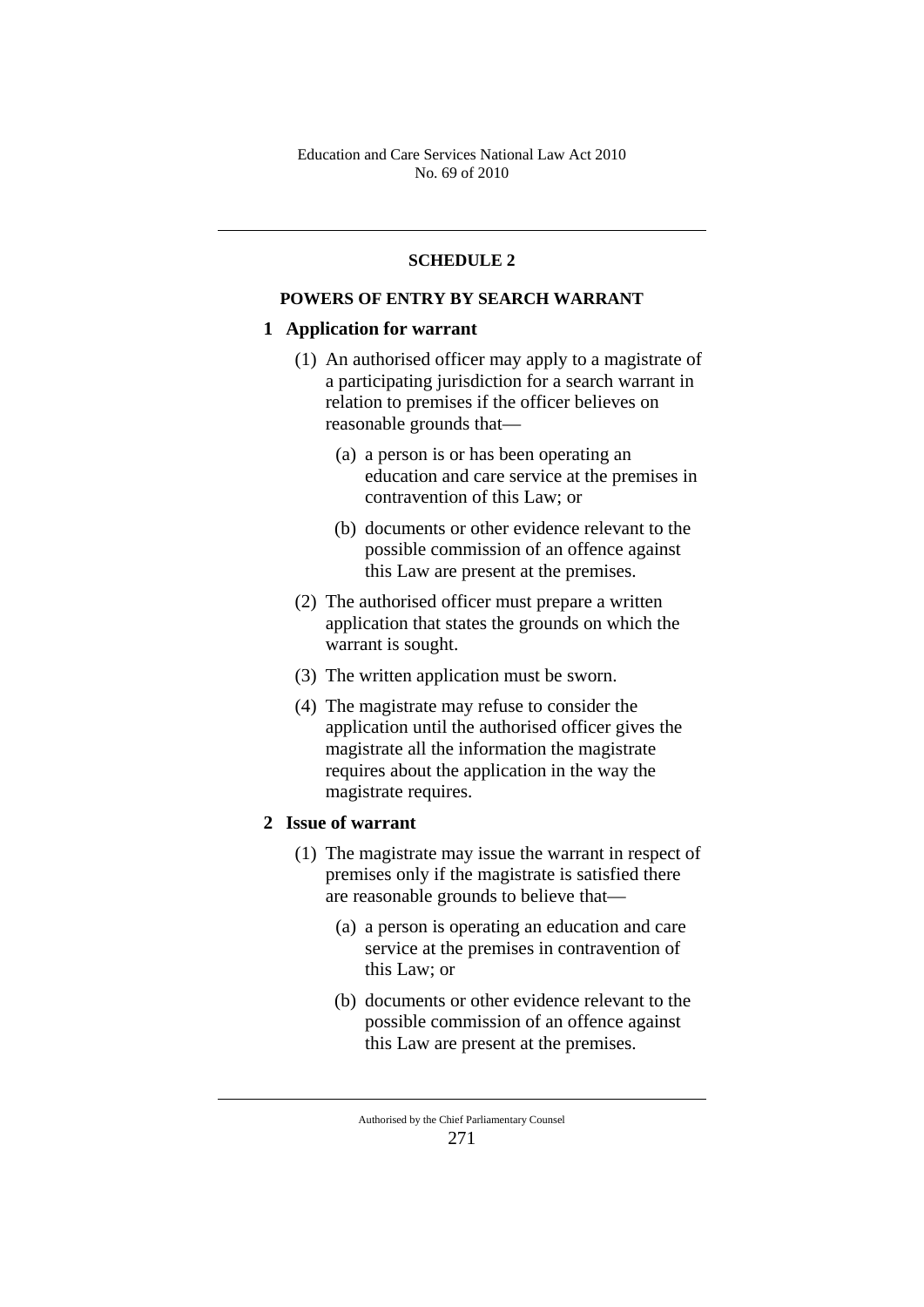## SCHEDULE 2

## POWERS OF ENTRY BY SEARCH WARRANT

### 1 Application for warrant

(1) An authorised officer may apply to a magistrate of a participating jurisdiction for a search warrant in relation to premises if the officer believes on reasonable grounds that—

   (a) a person is or has been operating an education and care service at the premises in contravention of this Law; or

   (b) documents or other evidence relevant to the possible commission of an offence against this Law are present at the premises.

(2) The authorised officer must prepare a written application that states the grounds on which the warrant is sought.

(3) The written application must be sworn.

(4) The magistrate may refuse to consider the application until the authorised officer gives the magistrate all the information the magistrate requires about the application in the way the magistrate requires.

### 2 Issue of warrant

(1) The magistrate may issue the warrant in respect of premises only if the magistrate is satisfied there are reasonable grounds to believe that—

   (a) a person is operating an education and care service at the premises in contravention of this Law; or

   (b) documents or other evidence relevant to the possible commission of an offence against this Law are present at the premises.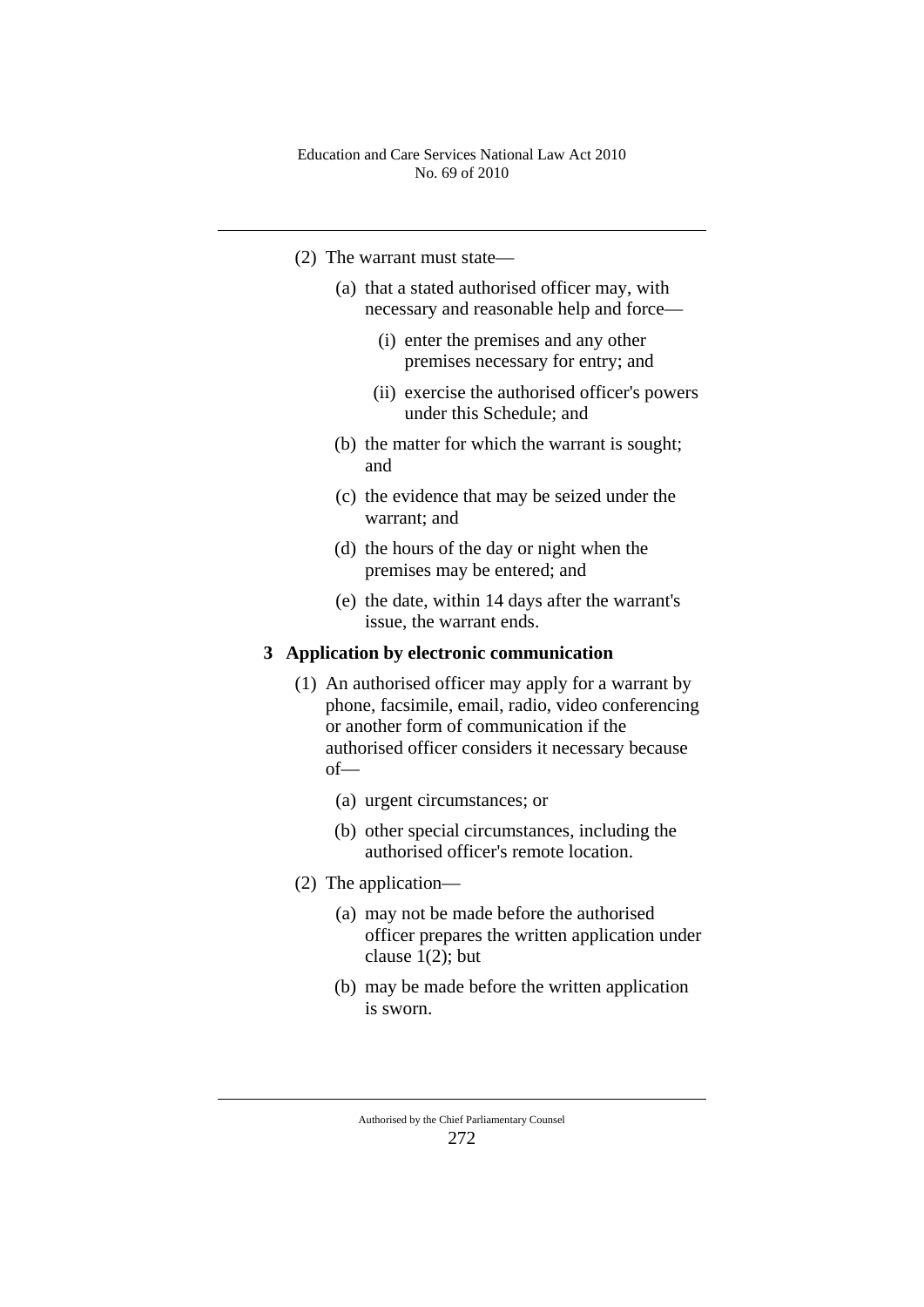(2) The warrant must state—

(a) that a stated authorised officer may, with necessary and reasonable help and force—

(i) enter the premises and any other premises necessary for entry; and

(ii) exercise the authorised officer's powers under this Schedule; and

(b) the matter for which the warrant is sought; and

(c) the evidence that may be seized under the warrant; and

(d) the hours of the day or night when the premises may be entered; and

(e) the date, within 14 days after the warrant's issue, the warrant ends.

**3 Application by electronic communication**

(1) An authorised officer may apply for a warrant by phone, facsimile, email, radio, video conferencing or another form of communication if the authorised officer considers it necessary because of—

(a) urgent circumstances; or

(b) other special circumstances, including the authorised officer's remote location.

(2) The application—

(a) may not be made before the authorised officer prepares the written application under clause 1(2); but

(b) may be made before the written application is sworn.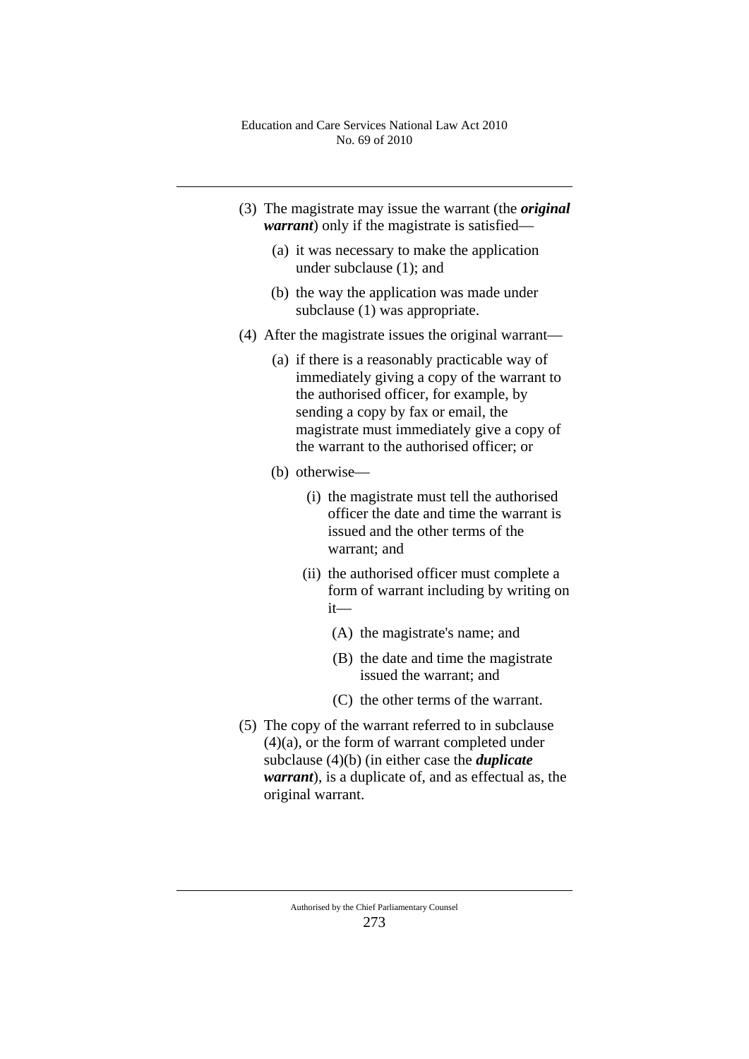(3) The magistrate may issue the warrant (the ***original warrant***) only if the magistrate is satisfied—

(a) it was necessary to make the application under subclause (1); and

(b) the way the application was made under subclause (1) was appropriate.

(4) After the magistrate issues the original warrant—

(a) if there is a reasonably practicable way of immediately giving a copy of the warrant to the authorised officer, for example, by sending a copy by fax or email, the magistrate must immediately give a copy of the warrant to the authorised officer; or

(b) otherwise—

(i) the magistrate must tell the authorised officer the date and time the warrant is issued and the other terms of the warrant; and

(ii) the authorised officer must complete a form of warrant including by writing on it—

(A) the magistrate's name; and

(B) the date and time the magistrate issued the warrant; and

(C) the other terms of the warrant.

(5) The copy of the warrant referred to in subclause (4)(a), or the form of warrant completed under subclause (4)(b) (in either case the ***duplicate warrant***), is a duplicate of, and as effectual as, the original warrant.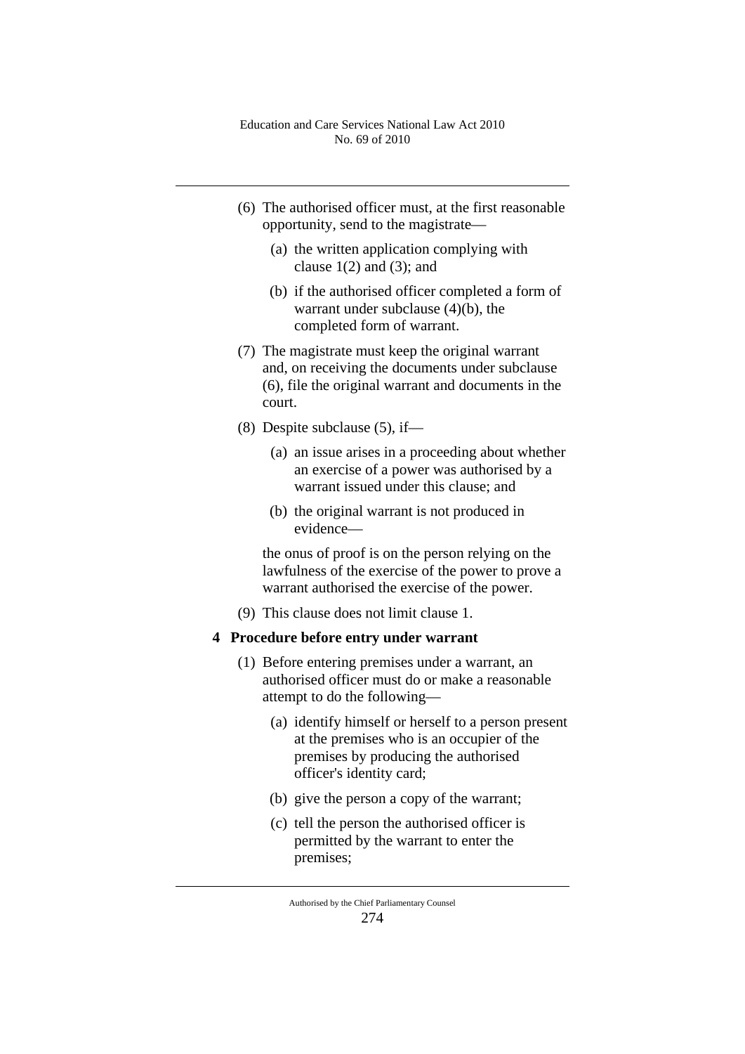(6) The authorised officer must, at the first reasonable opportunity, send to the magistrate—

(a) the written application complying with clause 1(2) and (3); and

(b) if the authorised officer completed a form of warrant under subclause (4)(b), the completed form of warrant.

(7) The magistrate must keep the original warrant and, on receiving the documents under subclause (6), file the original warrant and documents in the court.

(8) Despite subclause (5), if—

(a) an issue arises in a proceeding about whether an exercise of a power was authorised by a warrant issued under this clause; and

(b) the original warrant is not produced in evidence—

the onus of proof is on the person relying on the lawfulness of the exercise of the power to prove a warrant authorised the exercise of the power.

(9) This clause does not limit clause 1.

**4 Procedure before entry under warrant**

(1) Before entering premises under a warrant, an authorised officer must do or make a reasonable attempt to do the following—

(a) identify himself or herself to a person present at the premises who is an occupier of the premises by producing the authorised officer's identity card;

(b) give the person a copy of the warrant;

(c) tell the person the authorised officer is permitted by the warrant to enter the premises;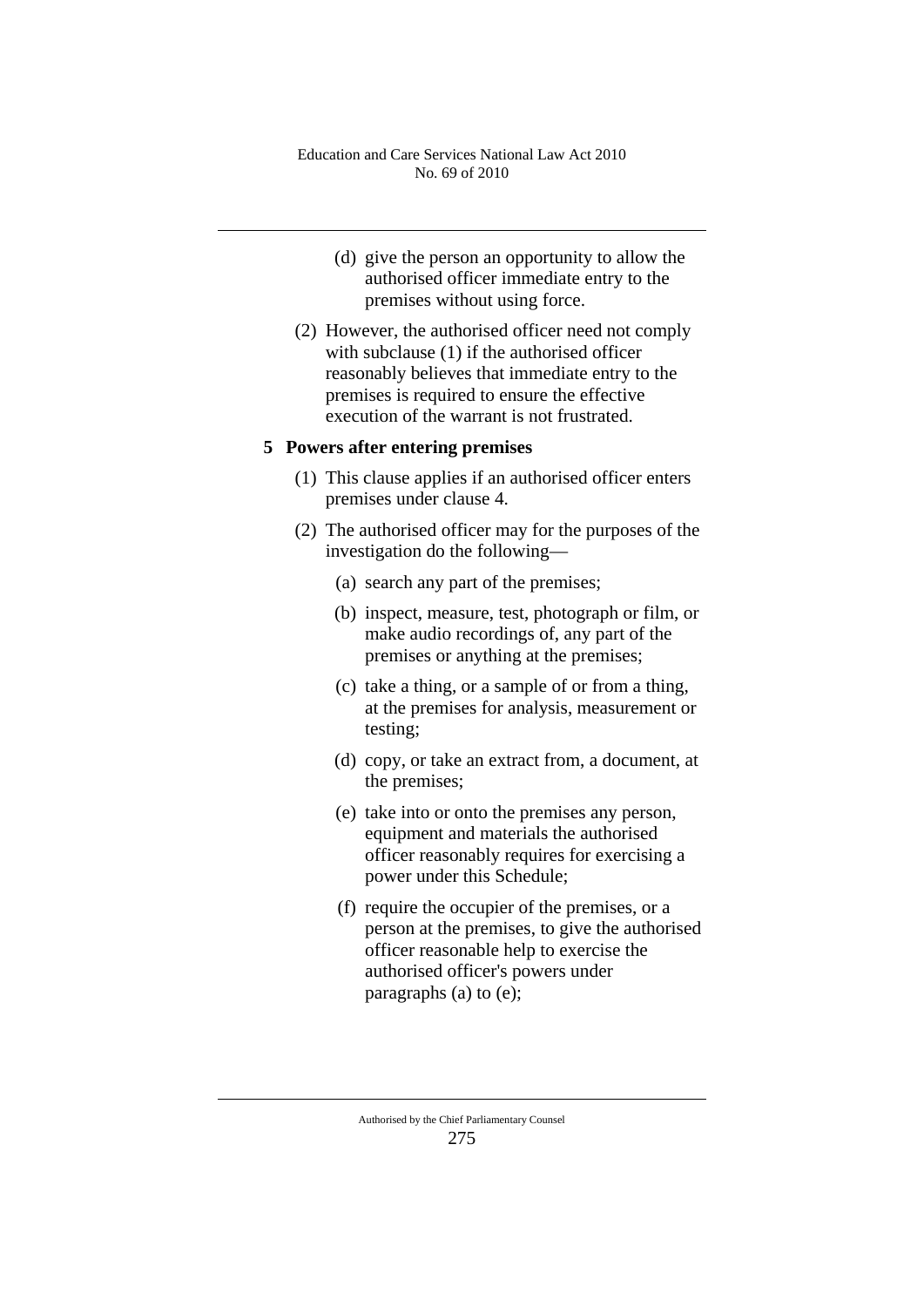(d) give the person an opportunity to allow the authorised officer immediate entry to the premises without using force.

(2) However, the authorised officer need not comply with subclause (1) if the authorised officer reasonably believes that immediate entry to the premises is required to ensure the effective execution of the warrant is not frustrated.

### 5 Powers after entering premises

(1) This clause applies if an authorised officer enters premises under clause 4.

(2) The authorised officer may for the purposes of the investigation do the following—

(a) search any part of the premises;

(b) inspect, measure, test, photograph or film, or make audio recordings of, any part of the premises or anything at the premises;

(c) take a thing, or a sample of or from a thing, at the premises for analysis, measurement or testing;

(d) copy, or take an extract from, a document, at the premises;

(e) take into or onto the premises any person, equipment and materials the authorised officer reasonably requires for exercising a power under this Schedule;

(f) require the occupier of the premises, or a person at the premises, to give the authorised officer reasonable help to exercise the authorised officer's powers under paragraphs (a) to (e);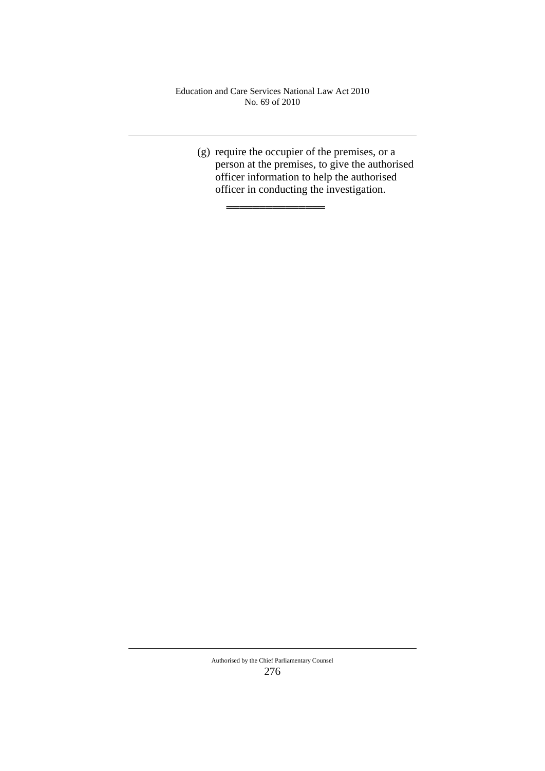(g) require the occupier of the premises, or a person at the premises, to give the authorised officer information to help the authorised officer in conducting the investigation.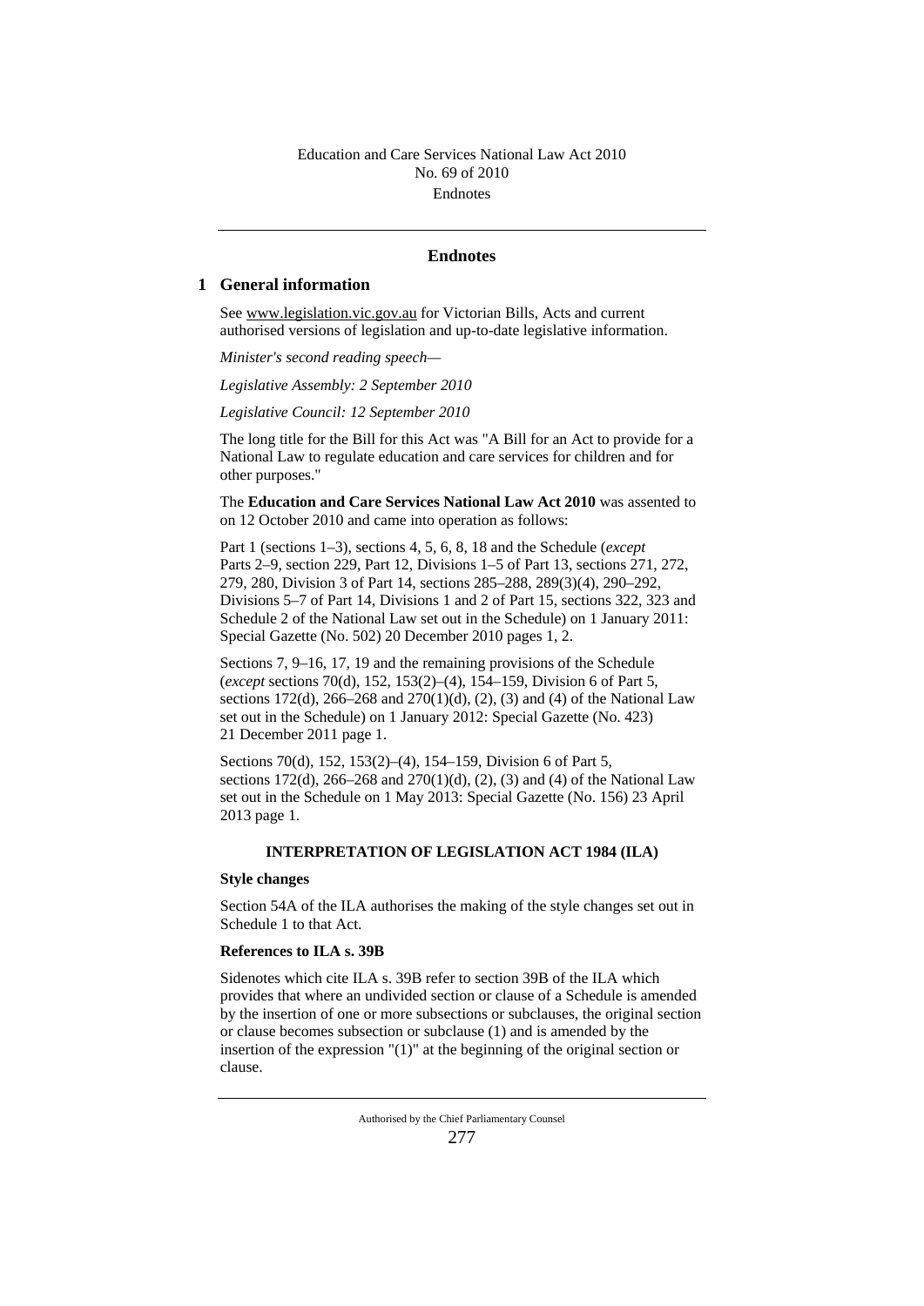## Endnotes

### 1 General information

See www.legislation.vic.gov.au for Victorian Bills, Acts and current authorised versions of legislation and up-to-date legislative information.

*Minister's second reading speech—*

*Legislative Assembly: 2 September 2010*

*Legislative Council: 12 September 2010*

The long title for the Bill for this Act was "A Bill for an Act to provide for a National Law to regulate education and care services for children and for other purposes."

The **Education and Care Services National Law Act 2010** was assented to on 12 October 2010 and came into operation as follows:

Part 1 (sections 1–3), sections 4, 5, 6, 8, 18 and the Schedule (*except* Parts 2–9, section 229, Part 12, Divisions 1–5 of Part 13, sections 271, 272, 279, 280, Division 3 of Part 14, sections 285–288, 289(3)(4), 290–292, Divisions 5–7 of Part 14, Divisions 1 and 2 of Part 15, sections 322, 323 and Schedule 2 of the National Law set out in the Schedule) on 1 January 2011: Special Gazette (No. 502) 20 December 2010 pages 1, 2.

Sections 7, 9–16, 17, 19 and the remaining provisions of the Schedule (*except* sections 70(d), 152, 153(2)–(4), 154–159, Division 6 of Part 5, sections 172(d), 266–268 and 270(1)(d), (2), (3) and (4) of the National Law set out in the Schedule) on 1 January 2012: Special Gazette (No. 423) 21 December 2011 page 1.

Sections 70(d), 152, 153(2)–(4), 154–159, Division 6 of Part 5, sections 172(d), 266–268 and 270(1)(d), (2), (3) and (4) of the National Law set out in the Schedule on 1 May 2013: Special Gazette (No. 156) 23 April 2013 page 1.

#### INTERPRETATION OF LEGISLATION ACT 1984 (ILA)

**Style changes**

Section 54A of the ILA authorises the making of the style changes set out in Schedule 1 to that Act.

**References to ILA s. 39B**

Sidenotes which cite ILA s. 39B refer to section 39B of the ILA which provides that where an undivided section or clause of a Schedule is amended by the insertion of one or more subsections or subclauses, the original section or clause becomes subsection or subclause (1) and is amended by the insertion of the expression "(1)" at the beginning of the original section or clause.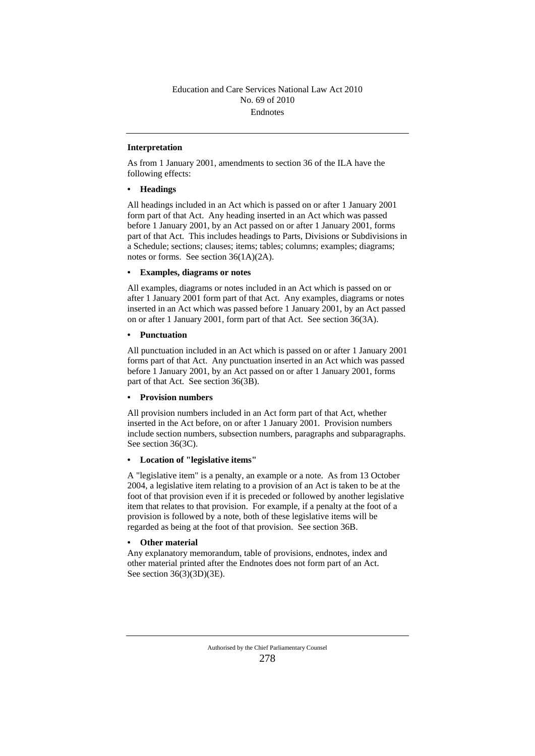**Interpretation**

As from 1 January 2001, amendments to section 36 of the ILA have the following effects:

- **Headings**

All headings included in an Act which is passed on or after 1 January 2001 form part of that Act. Any heading inserted in an Act which was passed before 1 January 2001, by an Act passed on or after 1 January 2001, forms part of that Act. This includes headings to Parts, Divisions or Subdivisions in a Schedule; sections; clauses; items; tables; columns; examples; diagrams; notes or forms. See section 36(1A)(2A).

- **Examples, diagrams or notes**

All examples, diagrams or notes included in an Act which is passed on or after 1 January 2001 form part of that Act. Any examples, diagrams or notes inserted in an Act which was passed before 1 January 2001, by an Act passed on or after 1 January 2001, form part of that Act. See section 36(3A).

- **Punctuation**

All punctuation included in an Act which is passed on or after 1 January 2001 forms part of that Act. Any punctuation inserted in an Act which was passed before 1 January 2001, by an Act passed on or after 1 January 2001, forms part of that Act. See section 36(3B).

- **Provision numbers**

All provision numbers included in an Act form part of that Act, whether inserted in the Act before, on or after 1 January 2001. Provision numbers include section numbers, subsection numbers, paragraphs and subparagraphs. See section 36(3C).

- **Location of "legislative items"**

A "legislative item" is a penalty, an example or a note. As from 13 October 2004, a legislative item relating to a provision of an Act is taken to be at the foot of that provision even if it is preceded or followed by another legislative item that relates to that provision. For example, if a penalty at the foot of a provision is followed by a note, both of these legislative items will be regarded as being at the foot of that provision. See section 36B.

- **Other material**

Any explanatory memorandum, table of provisions, endnotes, index and other material printed after the Endnotes does not form part of an Act. See section 36(3)(3D)(3E).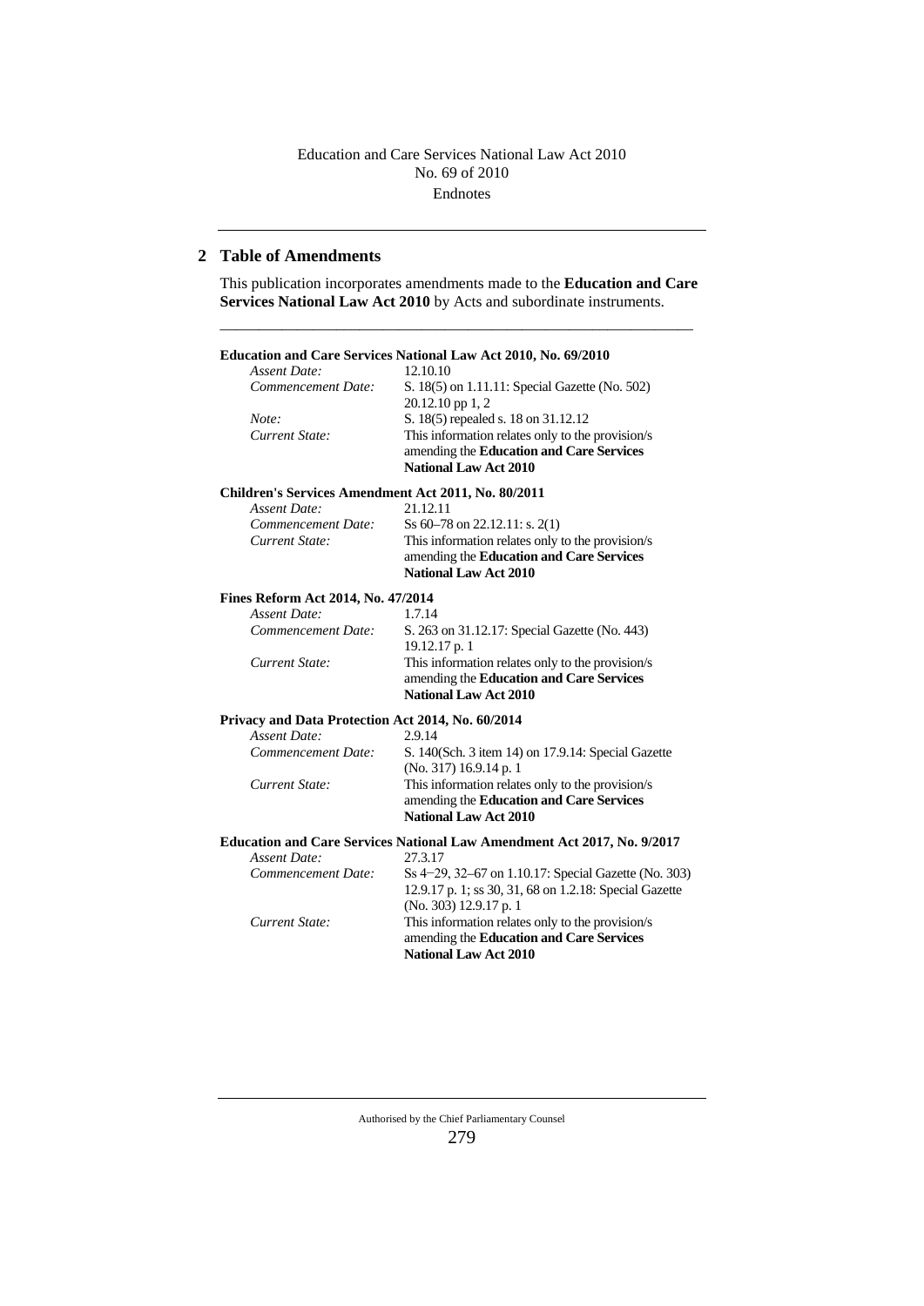## 2 Table of Amendments

This publication incorporates amendments made to the **Education and Care Services National Law Act 2010** by Acts and subordinate instruments.

---

**Education and Care Services National Law Act 2010, No. 69/2010**

*Assent Date:* 12.10.10
*Commencement Date:* S. 18(5) on 1.11.11: Special Gazette (No. 502) 20.12.10 pp 1, 2
*Note:* S. 18(5) repealed s. 18 on 31.12.12
*Current State:* This information relates only to the provision/s amending the **Education and Care Services National Law Act 2010**

**Children's Services Amendment Act 2011, No. 80/2011**

*Assent Date:* 21.12.11
*Commencement Date:* Ss 60–78 on 22.12.11: s. 2(1)
*Current State:* This information relates only to the provision/s amending the **Education and Care Services National Law Act 2010**

**Fines Reform Act 2014, No. 47/2014**

*Assent Date:* 1.7.14
*Commencement Date:* S. 263 on 31.12.17: Special Gazette (No. 443) 19.12.17 p. 1
*Current State:* This information relates only to the provision/s amending the **Education and Care Services National Law Act 2010**

**Privacy and Data Protection Act 2014, No. 60/2014**

*Assent Date:* 2.9.14
*Commencement Date:* S. 140(Sch. 3 item 14) on 17.9.14: Special Gazette (No. 317) 16.9.14 p. 1
*Current State:* This information relates only to the provision/s amending the **Education and Care Services National Law Act 2010**

**Education and Care Services National Law Amendment Act 2017, No. 9/2017**

*Assent Date:* 27.3.17
*Commencement Date:* Ss 4−29, 32–67 on 1.10.17: Special Gazette (No. 303) 12.9.17 p. 1; ss 30, 31, 68 on 1.2.18: Special Gazette (No. 303) 12.9.17 p. 1
*Current State:* This information relates only to the provision/s amending the **Education and Care Services National Law Act 2010**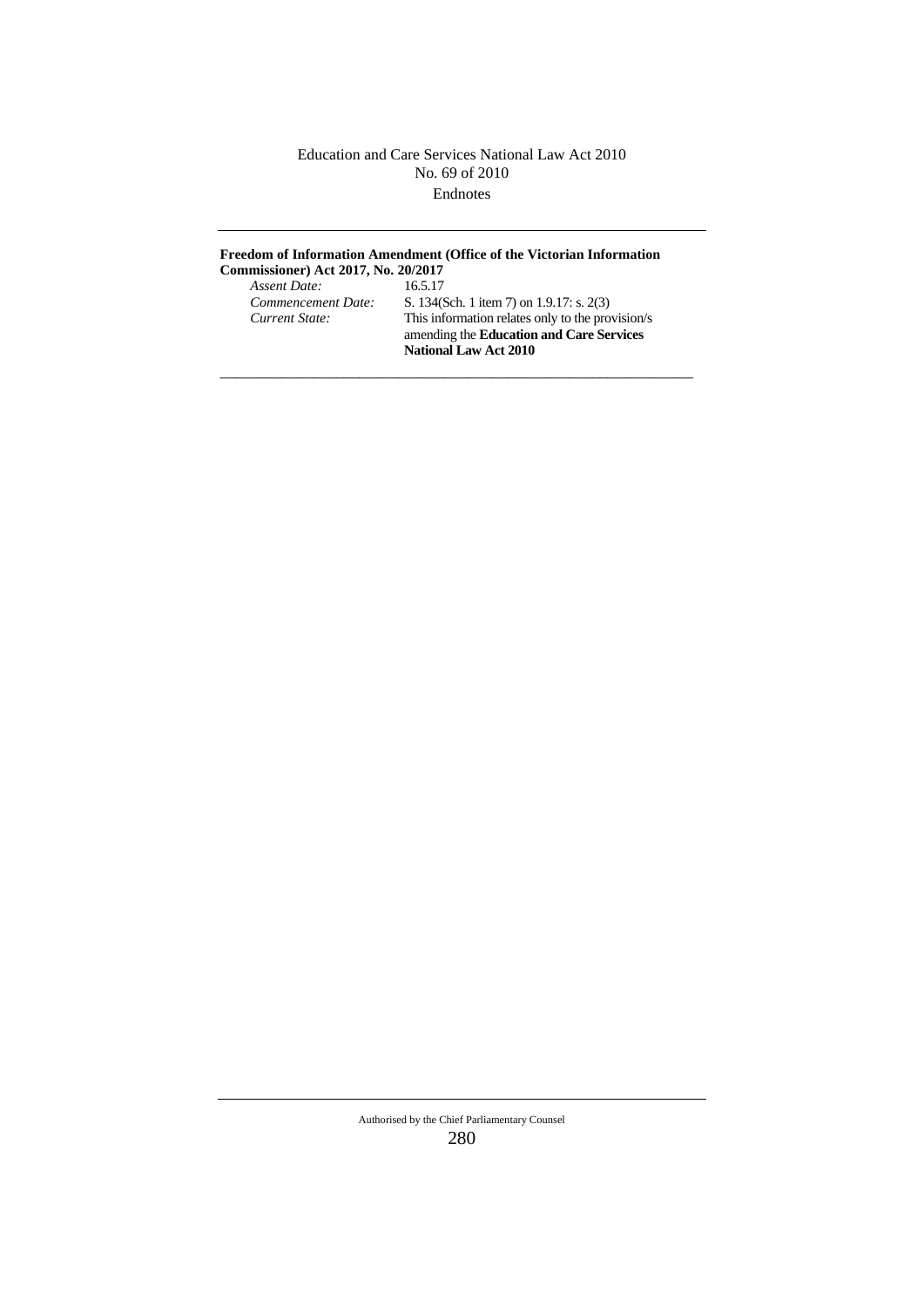**Freedom of Information Amendment (Office of the Victorian Information Commissioner) Act 2017, No. 20/2017**

| | |
|---|---|
| *Assent Date:* | 16.5.17 |
| *Commencement Date:* | S. 134(Sch. 1 item 7) on 1.9.17: s. 2(3) |
| *Current State:* | This information relates only to the provision/s amending the **Education and Care Services National Law Act 2010** |

---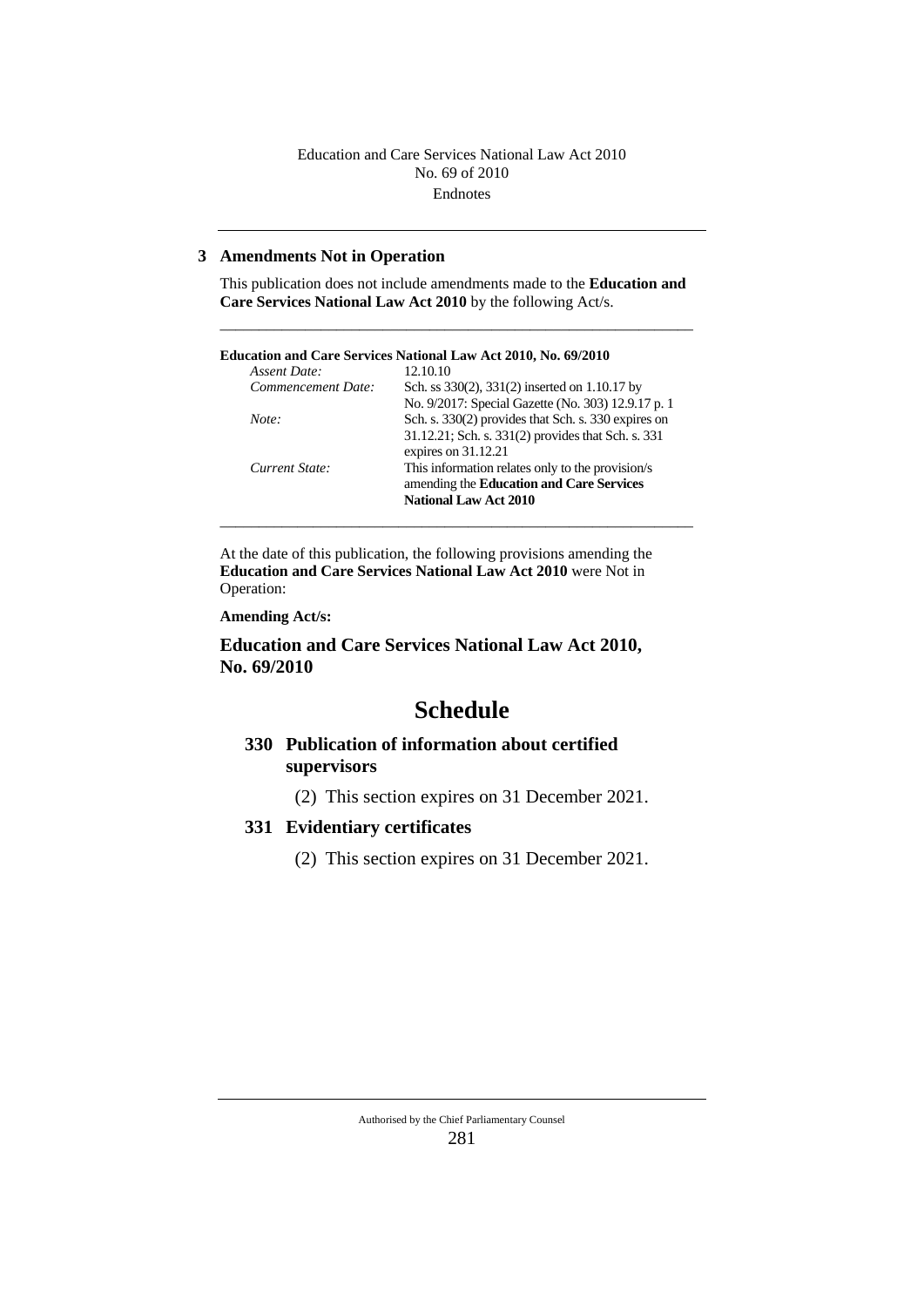## 3 Amendments Not in Operation

This publication does not include amendments made to the **Education and Care Services National Law Act 2010** by the following Act/s.

---

**Education and Care Services National Law Act 2010, No. 69/2010**

| | |
|---|---|
| *Assent Date:* | 12.10.10 |
| *Commencement Date:* | Sch. ss 330(2), 331(2) inserted on 1.10.17 by No. 9/2017: Special Gazette (No. 303) 12.9.17 p. 1 |
| *Note:* | Sch. s. 330(2) provides that Sch. s. 330 expires on 31.12.21; Sch. s. 331(2) provides that Sch. s. 331 expires on 31.12.21 |
| *Current State:* | This information relates only to the provision/s amending the **Education and Care Services National Law Act 2010** |

---

At the date of this publication, the following provisions amending the **Education and Care Services National Law Act 2010** were Not in Operation:

**Amending Act/s:**

**Education and Care Services National Law Act 2010, No. 69/2010**

# Schedule

### 330 Publication of information about certified supervisors

(2) This section expires on 31 December 2021.

### 331 Evidentiary certificates

(2) This section expires on 31 December 2021.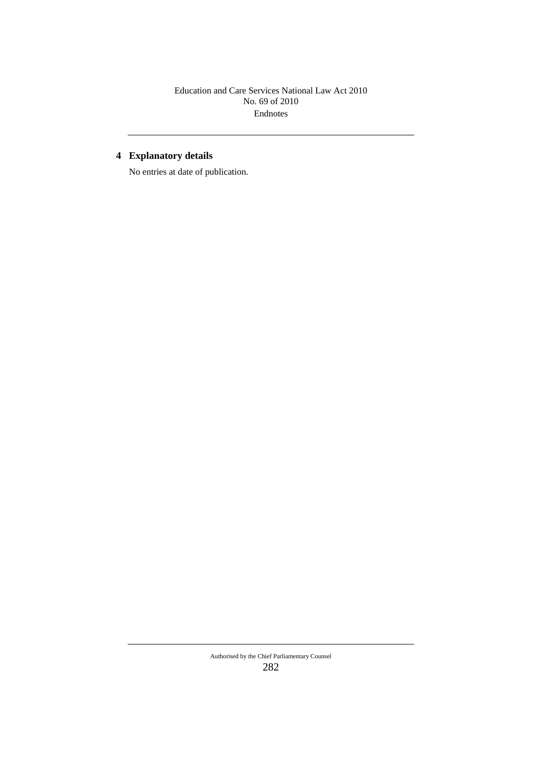## 4 Explanatory details

No entries at date of publication.